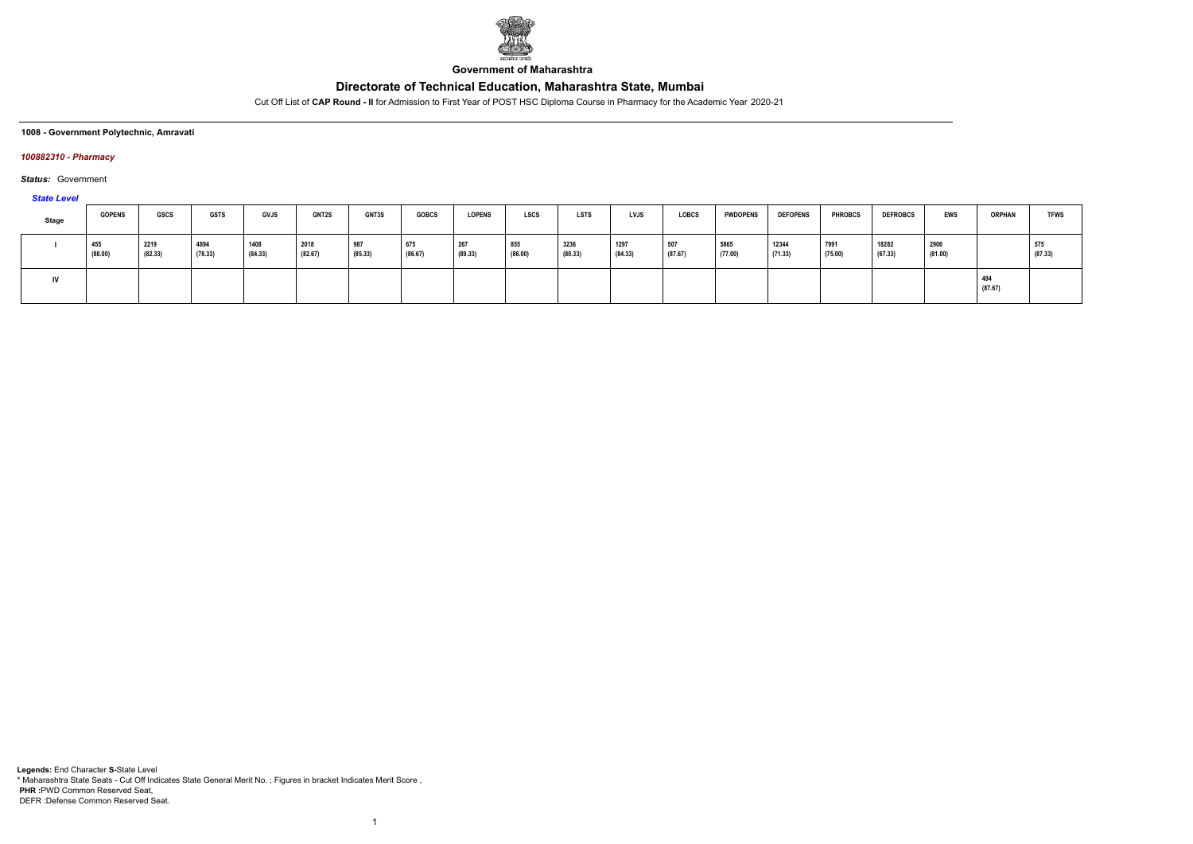**Government of Maharashtra**

# Directorate of Technical Education, Maharashtra State, Mumbai

Cut Off List of **CAP Round - II** for Admission to First Year of POST HSC Diploma Course in Pharmacy for the Academic Year 2020-21

**1008 - Government Polytechnic, Amravati**

***100882310 - Pharmacy***

***Status:*** Government

***State Level***

| Stage | GOPENS | GSCS | GSTS | GVJS | GNT2S | GNT3S | GOBCS | LOPENS | LSCS | LSTS | LVJS | LOBCS | PWDOPENS | DEFOPENS | PHROBCS | DEFROBCS | EWS | ORPHAN | TFWS |
|---|---|---|---|---|---|---|---|---|---|---|---|---|---|---|---|---|---|---|---|
| I | 455 (88.00) | 2219 (82.33) | 4894 (78.33) | 1408 (84.33) | 2018 (82.67) | 987 (85.33) | 675 (86.67) | 267 (89.33) | 855 (86.00) | 3236 (80.33) | 1297 (84.33) | 507 (87.67) | 5865 (77.00) | 12344 (71.33) | 7991 (75.00) | 18282 (67.33) | 2906 (81.00) | | 575 (87.33) |
| IV | | | | | | | | | | | | | | | | | | 494 (87.67) | |

**Legends:** End Character **S-**State Level
\* Maharashtra State Seats - Cut Off Indicates State General Merit No. ; Figures in bracket Indicates Merit Score ,
**PHR :**PWD Common Reserved Seat,
DEFR :Defense Common Reserved Seat.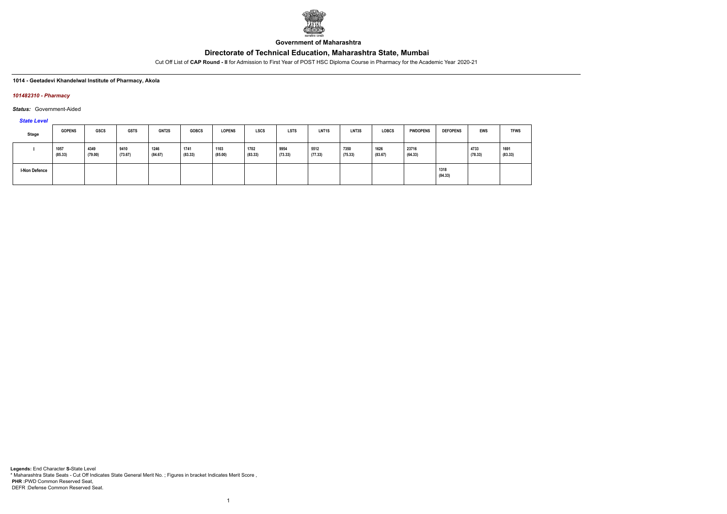**Government of Maharashtra**

# Directorate of Technical Education, Maharashtra State, Mumbai

Cut Off List of **CAP Round - II** for Admission to First Year of POST HSC Diploma Course in Pharmacy for the Academic Year 2020-21

**1014 - Geetadevi Khandelwal Institute of Pharmacy, Akola**

***101482310 - Pharmacy***

***Status:*** Government-Aided

*State Level*

| Stage | GOPENS | GSCS | GSTS | GNT2S | GOBCS | LOPENS | LSCS | LSTS | LNT1S | LNT3S | LOBCS | PWDOPENS | DEFOPENS | EWS | TFWS |
|---|---|---|---|---|---|---|---|---|---|---|---|---|---|---|---|
| I | 1057 (85.33) | 4349 (79.00) | 9410 (73.67) | 1246 (84.67) | 1741 (83.33) | 1103 (85.00) | 1702 (83.33) | 9954 (73.33) | 5512 (77.33) | 7350 (75.33) | 1626 (83.67) | 23716 (64.33) | | 4733 (78.33) | 1691 (83.33) |
| I-Non Defence | | | | | | | | | | | | | 1318 (84.33) | | |

**Legends:** End Character **S-**State Level
* Maharashtra State Seats - Cut Off Indicates State General Merit No. ; Figures in bracket Indicates Merit Score ,
**PHR** :PWD Common Reserved Seat,
DEFR :Defense Common Reserved Seat.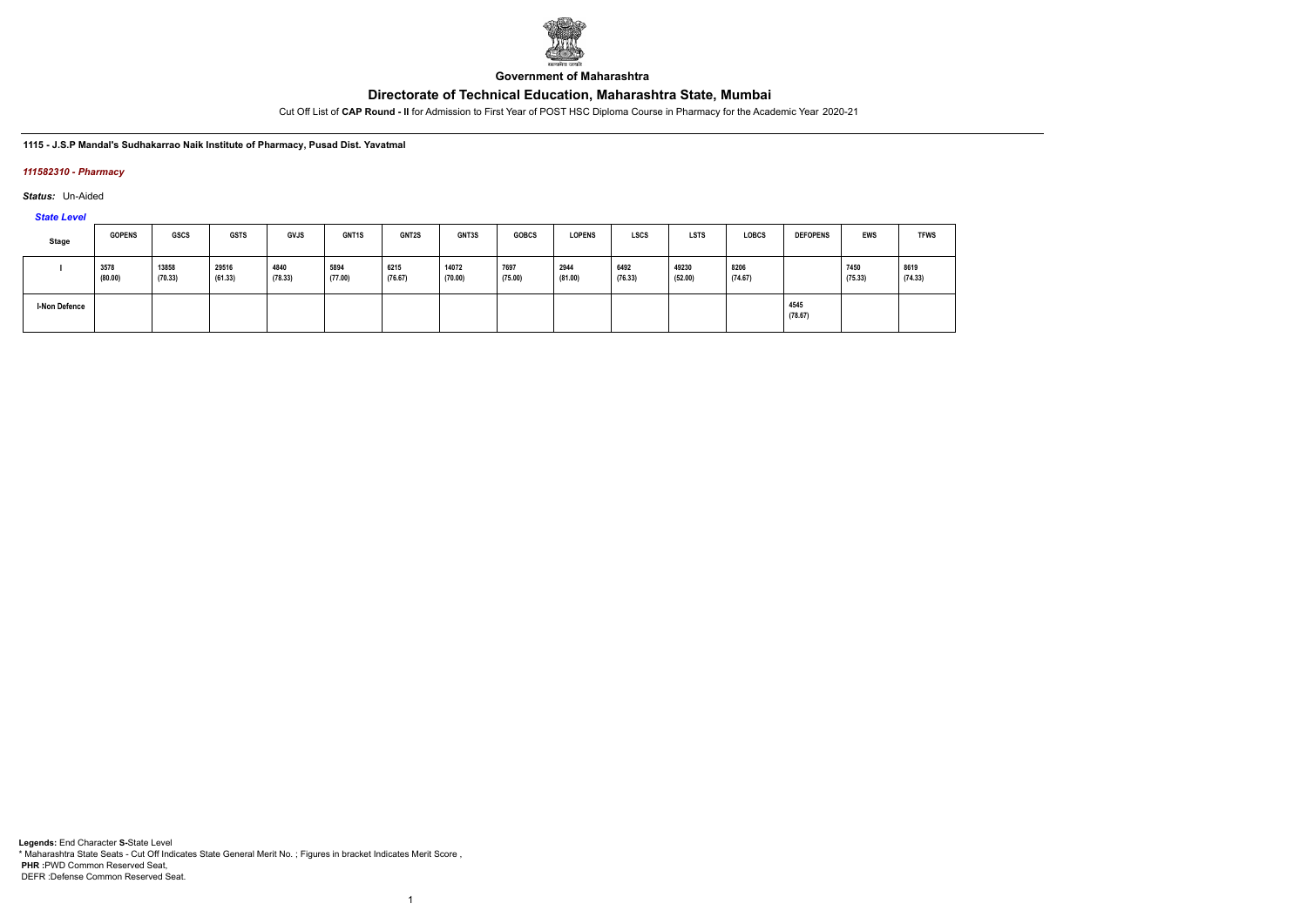**Government of Maharashtra**

# Directorate of Technical Education, Maharashtra State, Mumbai

Cut Off List of **CAP Round - II** for Admission to First Year of POST HSC Diploma Course in Pharmacy for the Academic Year 2020-21

**1115 - J.S.P Mandal's Sudhakarrao Naik Institute of Pharmacy, Pusad Dist. Yavatmal**

***111582310 - Pharmacy***

***Status:*** Un-Aided

***State Level***

| Stage | GOPENS | GSCS | GSTS | GVJS | GNT1S | GNT2S | GNT3S | GOBCS | LOPENS | LSCS | LSTS | LOBCS | DEFOPENS | EWS | TFWS |
|---|---|---|---|---|---|---|---|---|---|---|---|---|---|---|---|
| I | 3578 (80.00) | 13858 (70.33) | 29516 (61.33) | 4840 (78.33) | 5894 (77.00) | 6215 (76.67) | 14072 (70.00) | 7697 (75.00) | 2944 (81.00) | 6492 (76.33) | 49230 (52.00) | 8206 (74.67) | | 7450 (75.33) | 8619 (74.33) |
| I-Non Defence | | | | | | | | | | | | | 4545 (78.67) | | |

**Legends:** End Character **S-**State Level
\* Maharashtra State Seats - Cut Off Indicates State General Merit No. ; Figures in bracket Indicates Merit Score ,
**PHR :**PWD Common Reserved Seat,
DEFR :Defense Common Reserved Seat.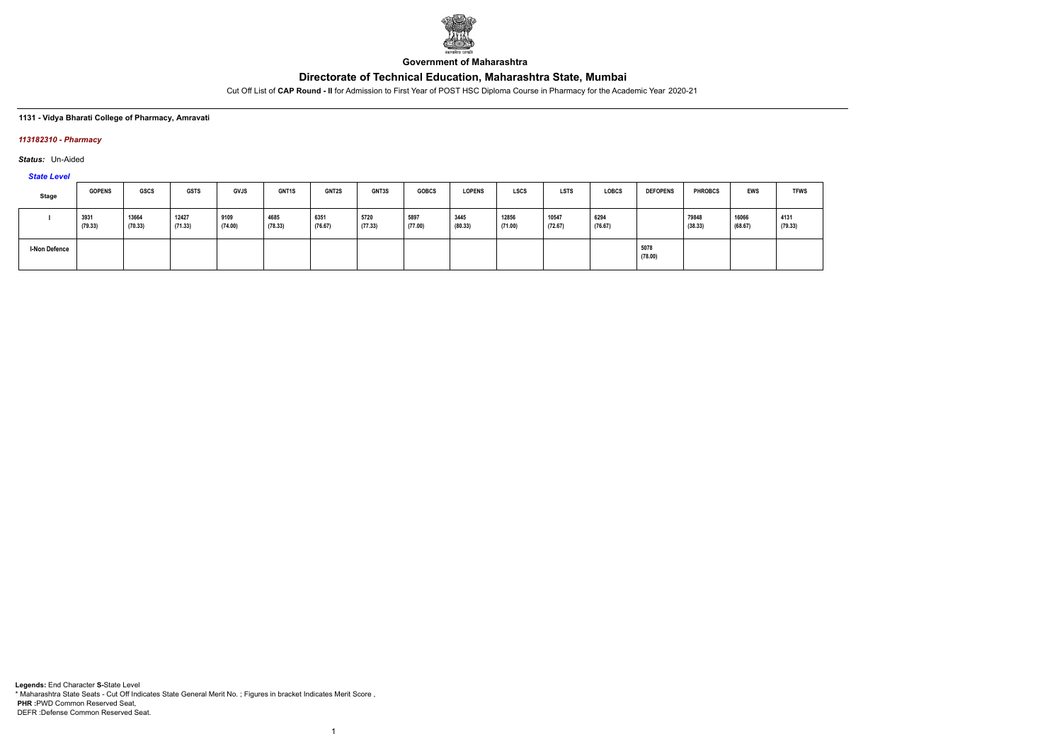Government of Maharashtra

# Directorate of Technical Education, Maharashtra State, Mumbai

Cut Off List of **CAP Round - II** for Admission to First Year of POST HSC Diploma Course in Pharmacy for the Academic Year 2020-21

**1131 - Vidya Bharati College of Pharmacy, Amravati**

*113182310 - Pharmacy*

*Status:* Un-Aided

*State Level*

| Stage | GOPENS | GSCS | GSTS | GVJS | GNT1S | GNT2S | GNT3S | GOBCS | LOPENS | LSCS | LSTS | LOBCS | DEFOPENS | PHROBCS | EWS | TFWS |
|---|---|---|---|---|---|---|---|---|---|---|---|---|---|---|---|---|
| I | 3931 (79.33) | 13664 (70.33) | 12427 (71.33) | 9109 (74.00) | 4685 (78.33) | 6351 (76.67) | 5720 (77.33) | 5897 (77.00) | 3445 (80.33) | 12856 (71.00) | 10547 (72.67) | 6294 (76.67) | | 79848 (38.33) | 16066 (68.67) | 4131 (79.33) |
| I-Non Defence | | | | | | | | | | | | | 5078 (78.00) | | | |

**Legends:** End Character **S-**State Level
* Maharashtra State Seats - Cut Off Indicates State General Merit No. ; Figures in bracket Indicates Merit Score ,
**PHR :**PWD Common Reserved Seat,
DEFR :Defense Common Reserved Seat.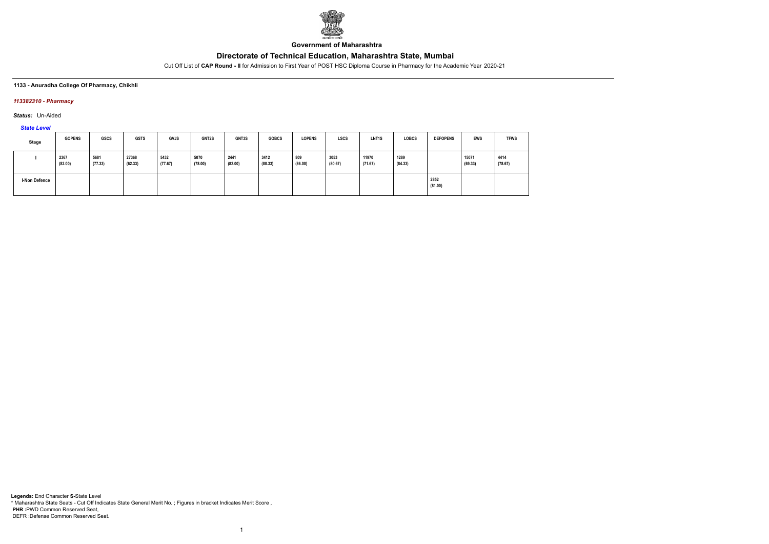**Government of Maharashtra**

# Directorate of Technical Education, Maharashtra State, Mumbai

Cut Off List of **CAP Round - II** for Admission to First Year of POST HSC Diploma Course in Pharmacy for the Academic Year 2020-21

**1133 - Anuradha College Of Pharmacy, Chikhli**

***113382310 - Pharmacy***

***Status:*** Un-Aided

*State Level*

| Stage | GOPENS | GSCS | GSTS | GVJS | GNT2S | GNT3S | GOBCS | LOPENS | LSCS | LNT1S | LOBCS | DEFOPENS | EWS | TFWS |
|---|---|---|---|---|---|---|---|---|---|---|---|---|---|---|
| I | 2367 (82.00) | 5681 (77.33) | 27368 (62.33) | 5432 (77.67) | 5070 (78.00) | 2441 (82.00) | 3412 (80.33) | 809 (86.00) | 3053 (80.67) | 11970 (71.67) | 1289 (84.33) | | 15071 (69.33) | 4414 (78.67) |
| I-Non Defence | | | | | | | | | | | | 2852 (81.00) | | |

**Legends:** End Character **S-**State Level
* Maharashtra State Seats - Cut Off Indicates State General Merit No. ; Figures in bracket Indicates Merit Score ,
**PHR :**PWD Common Reserved Seat,
DEFR :Defense Common Reserved Seat.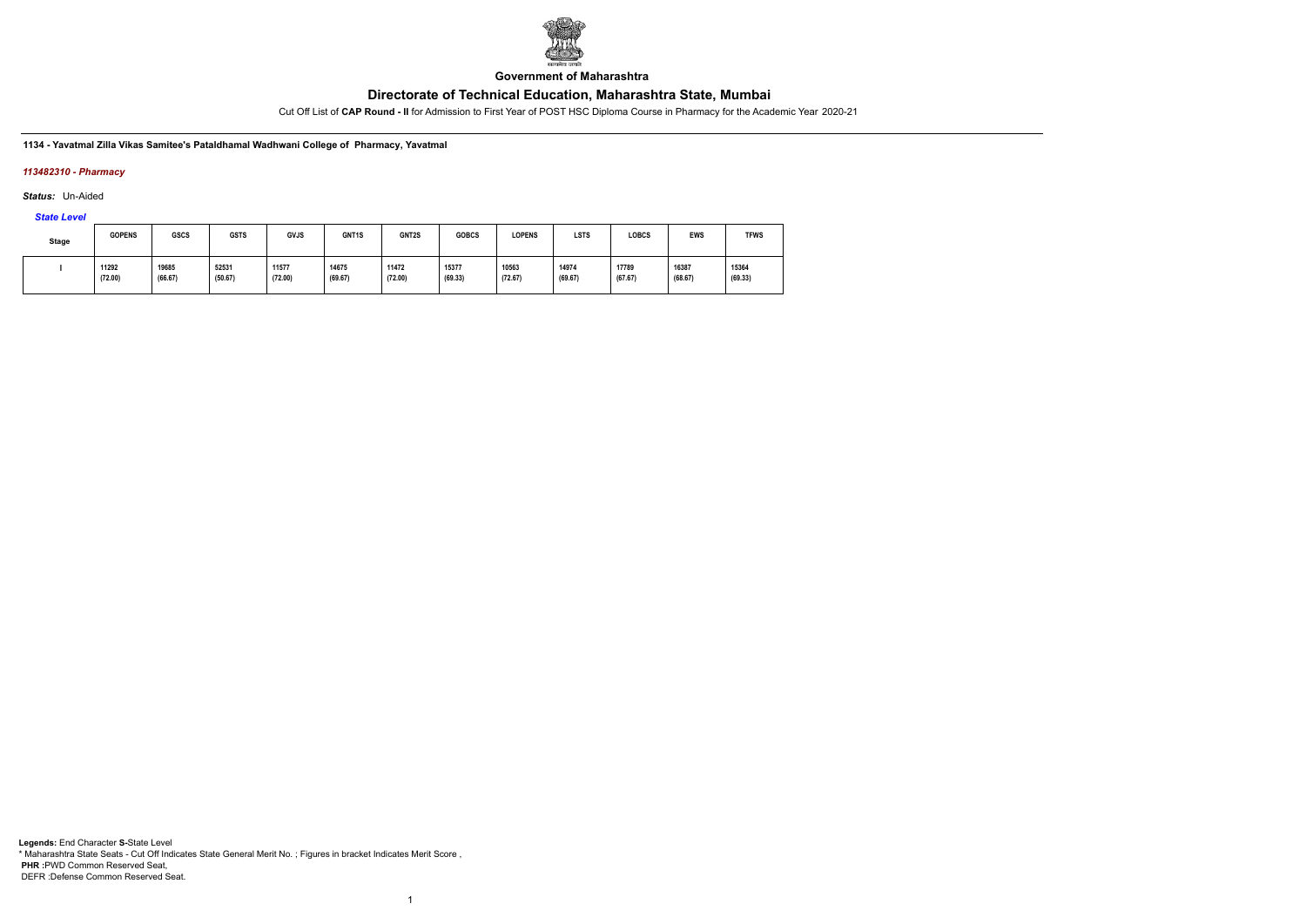**Government of Maharashtra**

# Directorate of Technical Education, Maharashtra State, Mumbai

Cut Off List of **CAP Round - II** for Admission to First Year of POST HSC Diploma Course in Pharmacy for the Academic Year 2020-21

**1134 - Yavatmal Zilla Vikas Samitee's Pataldhamal Wadhwani College of Pharmacy, Yavatmal**

***113482310 - Pharmacy***

***Status:*** Un-Aided

***State Level***

| Stage | GOPENS | GSCS | GSTS | GVJS | GNT1S | GNT2S | GOBCS | LOPENS | LSTS | LOBCS | EWS | TFWS |
|---|---|---|---|---|---|---|---|---|---|---|---|---|
| I | 11292 (72.00) | 19685 (66.67) | 52531 (50.67) | 11577 (72.00) | 14675 (69.67) | 11472 (72.00) | 15377 (69.33) | 10563 (72.67) | 14974 (69.67) | 17789 (67.67) | 16387 (68.67) | 15364 (69.33) |

**Legends:** End Character **S-**State Level
\* Maharashtra State Seats - Cut Off Indicates State General Merit No. ; Figures in bracket Indicates Merit Score ,
**PHR :**PWD Common Reserved Seat,
DEFR :Defense Common Reserved Seat.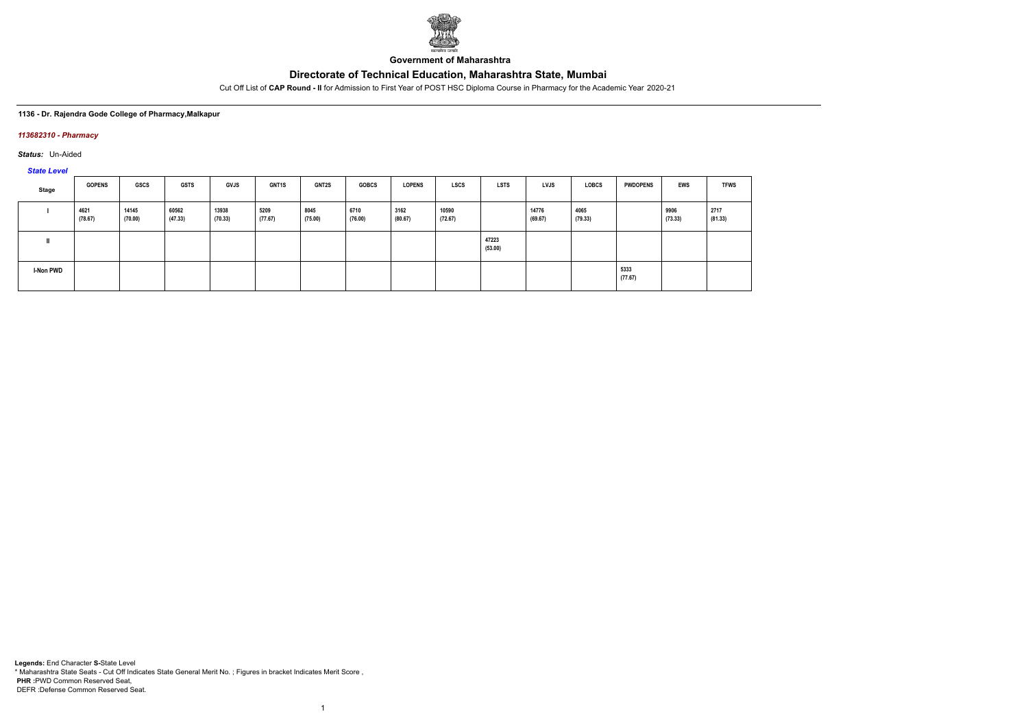**Government of Maharashtra**

# Directorate of Technical Education, Maharashtra State, Mumbai

Cut Off List of **CAP Round - II** for Admission to First Year of POST HSC Diploma Course in Pharmacy for the Academic Year 2020-21

**1136 - Dr. Rajendra Gode College of Pharmacy,Malkapur**

***113682310 - Pharmacy***

***Status:*** Un-Aided

***State Level***

| Stage | GOPENS | GSCS | GSTS | GVJS | GNT1S | GNT2S | GOBCS | LOPENS | LSCS | LSTS | LVJS | LOBCS | PWDOPENS | EWS | TFWS |
|---|---|---|---|---|---|---|---|---|---|---|---|---|---|---|---|
| I | 4621 (78.67) | 14145 (70.00) | 60562 (47.33) | 13938 (70.33) | 5209 (77.67) | 8045 (75.00) | 6710 (76.00) | 3162 (80.67) | 10590 (72.67) | | 14776 (69.67) | 4065 (79.33) | | 9906 (73.33) | 2717 (81.33) |
| II | | | | | | | | | | 47223 (53.00) | | | | | |
| I-Non PWD | | | | | | | | | | | | | 5333 (77.67) | | |

**Legends:** End Character **S-**State Level
* Maharashtra State Seats - Cut Off Indicates State General Merit No. ; Figures in bracket Indicates Merit Score ,
**PHR :**PWD Common Reserved Seat,
DEFR :Defense Common Reserved Seat.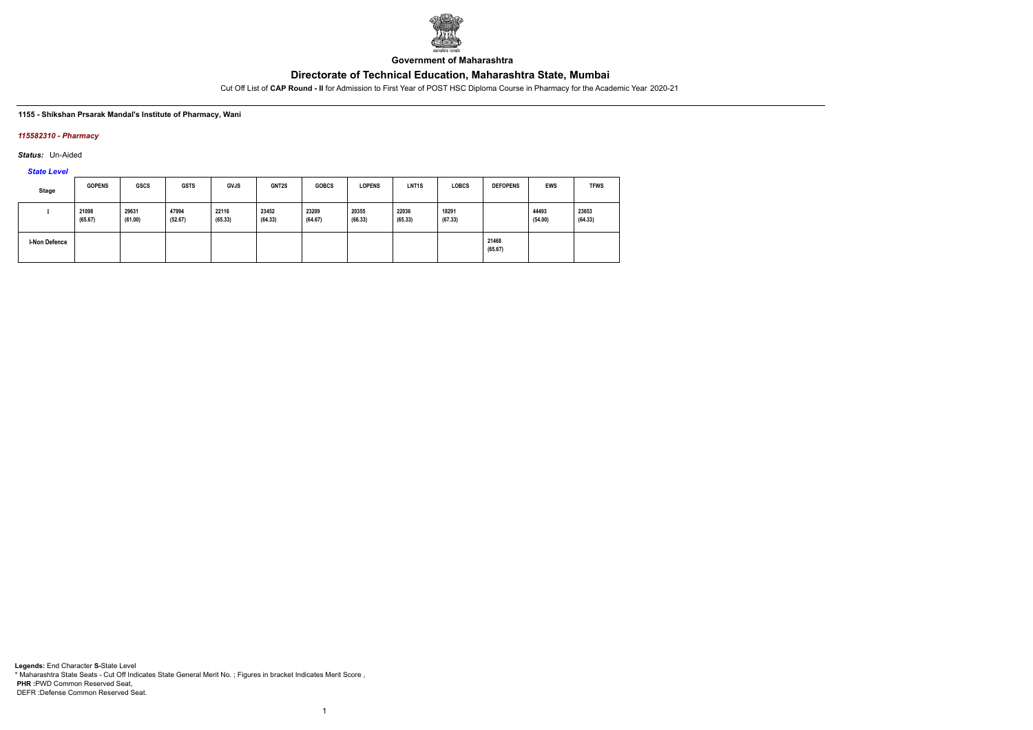**Government of Maharashtra**

# Directorate of Technical Education, Maharashtra State, Mumbai

Cut Off List of **CAP Round - II** for Admission to First Year of POST HSC Diploma Course in Pharmacy for the Academic Year 2020-21

**1155 - Shikshan Prsarak Mandal's Institute of Pharmacy, Wani**

***115582310 - Pharmacy***

***Status:*** Un-Aided

***State Level***

| Stage | GOPENS | GSCS | GSTS | GVJS | GNT2S | GOBCS | LOPENS | LNT1S | LOBCS | DEFOPENS | EWS | TFWS |
|---|---|---|---|---|---|---|---|---|---|---|---|---|
| I | 21098 (65.67) | 29631 (61.00) | 47994 (52.67) | 22116 (65.33) | 23452 (64.33) | 23209 (64.67) | 20355 (66.33) | 22036 (65.33) | 18291 (67.33) | | 44493 (54.00) | 23653 (64.33) |
| I-Non Defence | | | | | | | | | | 21468 (65.67) | | |

**Legends:** End Character **S-**State Level
\* Maharashtra State Seats - Cut Off Indicates State General Merit No. ; Figures in bracket Indicates Merit Score ,
**PHR :**PWD Common Reserved Seat,
DEFR :Defense Common Reserved Seat.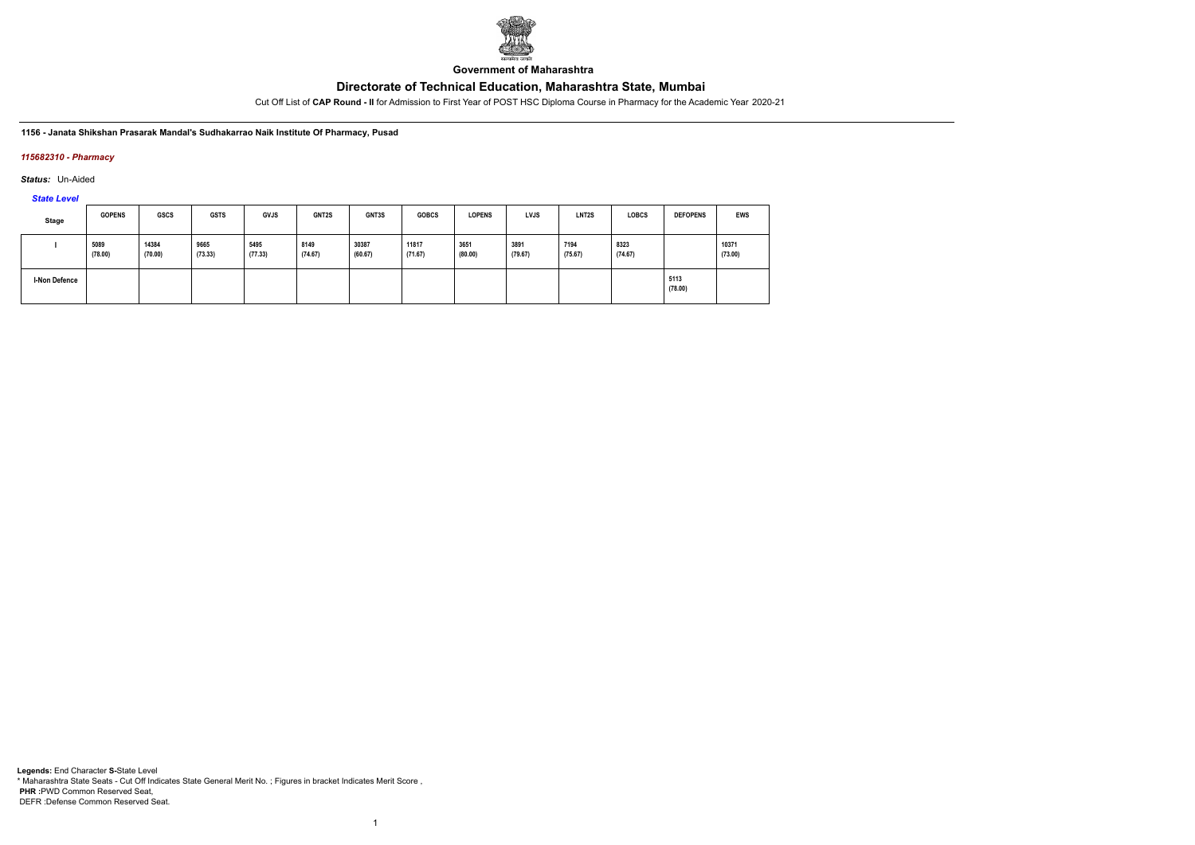**Government of Maharashtra**

# Directorate of Technical Education, Maharashtra State, Mumbai

Cut Off List of **CAP Round - II** for Admission to First Year of POST HSC Diploma Course in Pharmacy for the Academic Year 2020-21

**1156 - Janata Shikshan Prasarak Mandal's Sudhakarrao Naik Institute Of Pharmacy, Pusad**

*115682310 - Pharmacy*

***Status:*** Un-Aided

*State Level*

| Stage | GOPENS | GSCS | GSTS | GVJS | GNT2S | GNT3S | GOBCS | LOPENS | LVJS | LNT2S | LOBCS | DEFOPENS | EWS |
|---|---|---|---|---|---|---|---|---|---|---|---|---|---|
| I | 5089 (78.00) | 14384 (70.00) | 9665 (73.33) | 5495 (77.33) | 8149 (74.67) | 30387 (60.67) | 11817 (71.67) | 3651 (80.00) | 3891 (79.67) | 7194 (75.67) | 8323 (74.67) | | 10371 (73.00) |
| I-Non Defence | | | | | | | | | | | | 5113 (78.00) | |

**Legends:** End Character **S-**State Level
* Maharashtra State Seats - Cut Off Indicates State General Merit No. ; Figures in bracket Indicates Merit Score ,
**PHR :**PWD Common Reserved Seat,
DEFR :Defense Common Reserved Seat.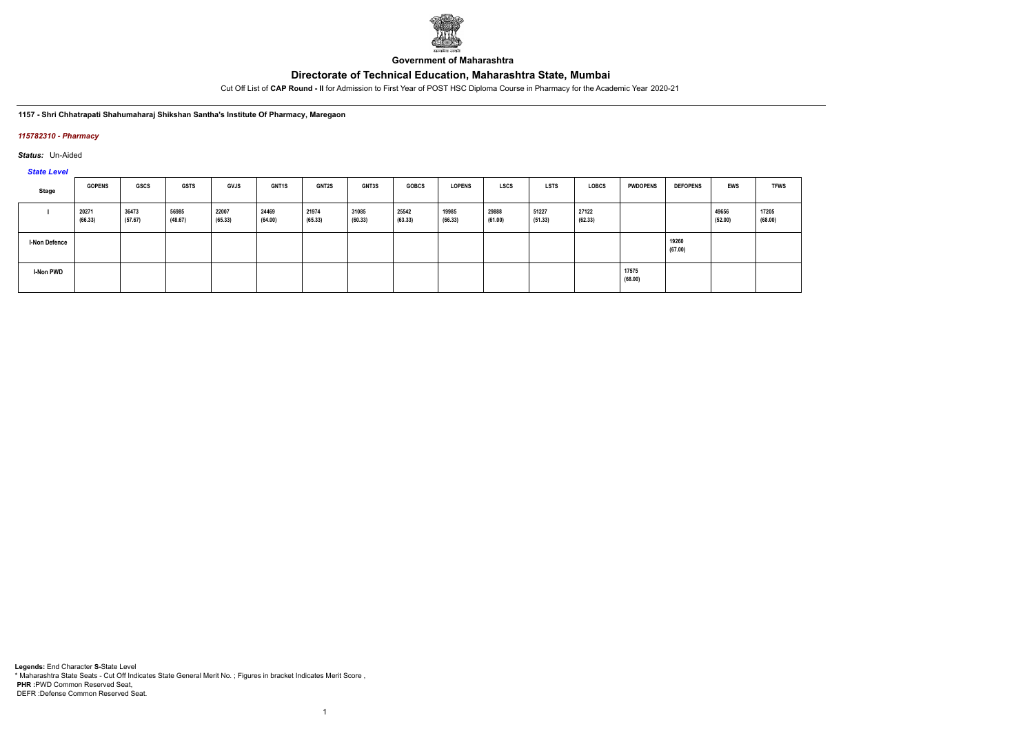**Government of Maharashtra**

## Directorate of Technical Education, Maharashtra State, Mumbai

Cut Off List of **CAP Round - II** for Admission to First Year of POST HSC Diploma Course in Pharmacy for the Academic Year 2020-21

**1157 - Shri Chhatrapati Shahumaharaj Shikshan Santha's Institute Of Pharmacy, Maregaon**

***115782310 - Pharmacy***

***Status:*** Un-Aided

***State Level***

| Stage | GOPENS | GSCS | GSTS | GVJS | GNT1S | GNT2S | GNT3S | GOBCS | LOPENS | LSCS | LSTS | LOBCS | PWDOPENS | DEFOPENS | EWS | TFWS |
|---|---|---|---|---|---|---|---|---|---|---|---|---|---|---|---|---|
| I | 20271 (66.33) | 36473 (57.67) | 56985 (48.67) | 22007 (65.33) | 24469 (64.00) | 21974 (65.33) | 31085 (60.33) | 25542 (63.33) | 19985 (66.33) | 29888 (61.00) | 51227 (51.33) | 27122 (62.33) | | | 49656 (52.00) | 17205 (68.00) |
| I-Non Defence | | | | | | | | | | | | | | 19260 (67.00) | | |
| I-Non PWD | | | | | | | | | | | | | 17575 (68.00) | | | |

**Legends:** End Character **S-**State Level
\* Maharashtra State Seats - Cut Off Indicates State General Merit No. ; Figures in bracket Indicates Merit Score ,
**PHR :**PWD Common Reserved Seat,
DEFR :Defense Common Reserved Seat.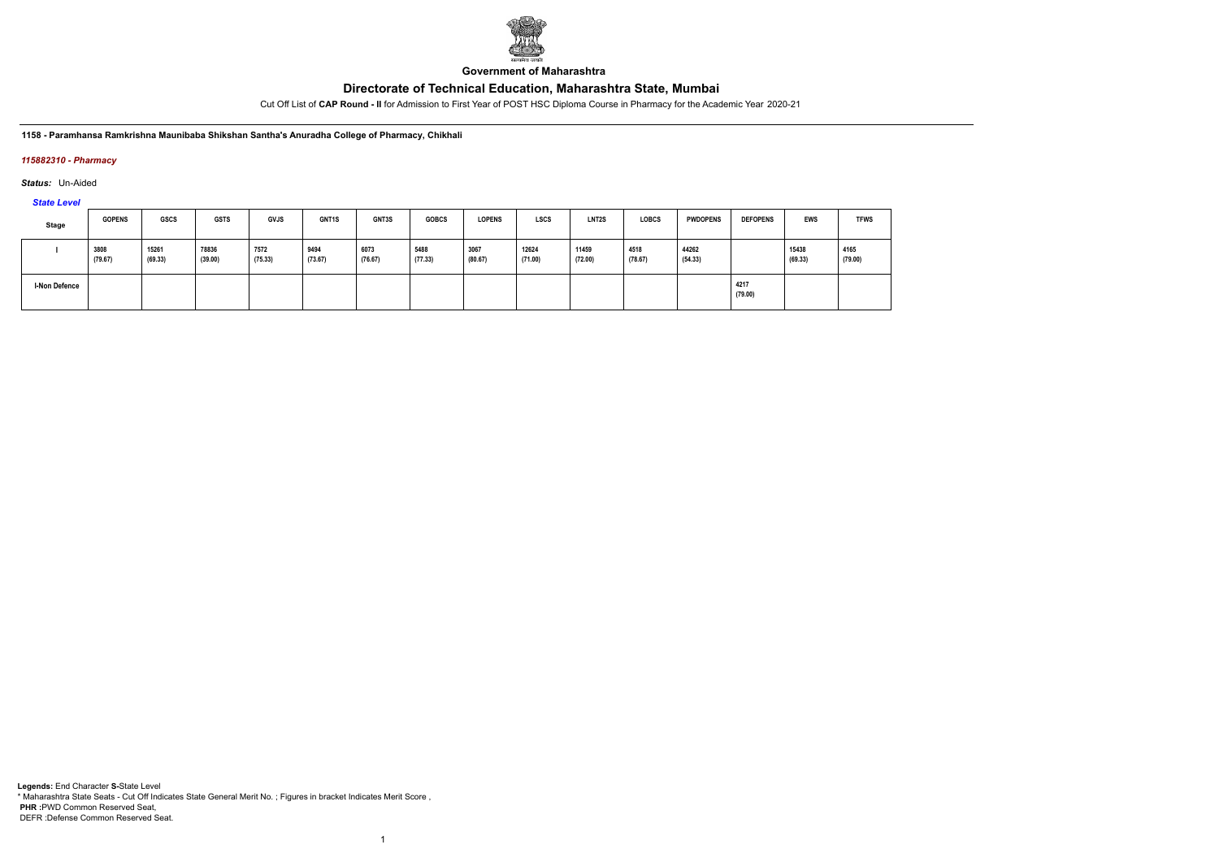**Government of Maharashtra**

# Directorate of Technical Education, Maharashtra State, Mumbai

Cut Off List of **CAP Round - II** for Admission to First Year of POST HSC Diploma Course in Pharmacy for the Academic Year 2020-21

**1158 - Paramhansa Ramkrishna Maunibaba Shikshan Santha's Anuradha College of Pharmacy, Chikhali**

***115882310 - Pharmacy***

***Status:*** Un-Aided

***State Level***

| Stage | GOPENS | GSCS | GSTS | GVJS | GNT1S | GNT3S | GOBCS | LOPENS | LSCS | LNT2S | LOBCS | PWDOPENS | DEFOPENS | EWS | TFWS |
|---|---|---|---|---|---|---|---|---|---|---|---|---|---|---|---|
| I | 3808 (79.67) | 15261 (69.33) | 78836 (39.00) | 7572 (75.33) | 9494 (73.67) | 6073 (76.67) | 5488 (77.33) | 3067 (80.67) | 12624 (71.00) | 11459 (72.00) | 4518 (78.67) | 44262 (54.33) | | 15438 (69.33) | 4165 (79.00) |
| I-Non Defence | | | | | | | | | | | | | 4217 (79.00) | | |

**Legends:** End Character **S-**State Level
* Maharashtra State Seats - Cut Off Indicates State General Merit No. ; Figures in bracket Indicates Merit Score ,
**PHR :**PWD Common Reserved Seat,
DEFR :Defense Common Reserved Seat.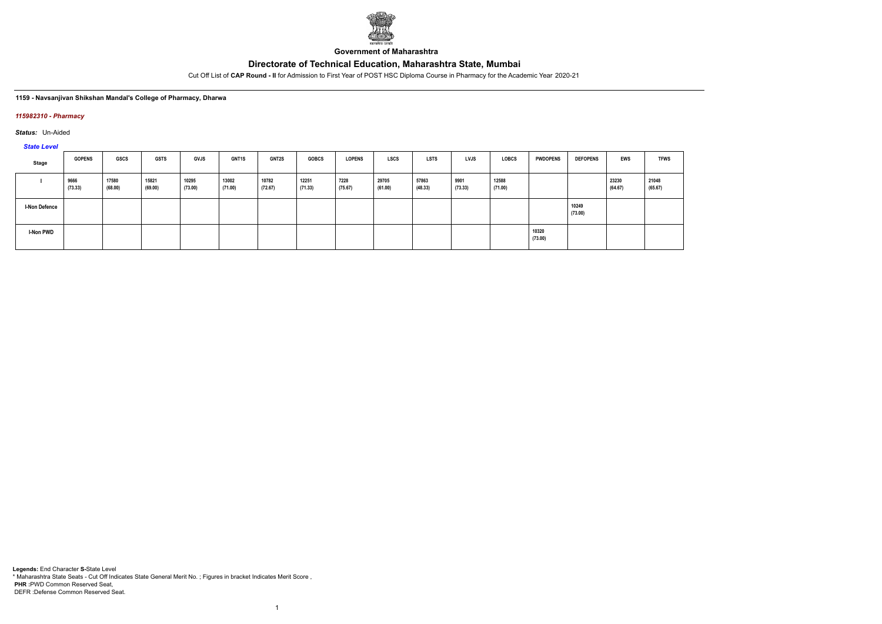Government of Maharashtra

# Directorate of Technical Education, Maharashtra State, Mumbai

Cut Off List of **CAP Round - II** for Admission to First Year of POST HSC Diploma Course in Pharmacy for the Academic Year 2020-21

**1159 - Navsanjivan Shikshan Mandal's College of Pharmacy, Dharwa**

***115982310 - Pharmacy***

***Status:*** Un-Aided

***State Level***

| Stage | GOPENS | GSCS | GSTS | GVJS | GNT1S | GNT2S | GOBCS | LOPENS | LSCS | LSTS | LVJS | LOBCS | PWDOPENS | DEFOPENS | EWS | TFWS |
|---|---|---|---|---|---|---|---|---|---|---|---|---|---|---|---|---|
| I | 9666 (73.33) | 17580 (68.00) | 15821 (69.00) | 10295 (73.00) | 13002 (71.00) | 10782 (72.67) | 12251 (71.33) | 7228 (75.67) | 29705 (61.00) | 57863 (48.33) | 9901 (73.33) | 12588 (71.00) | | | 23230 (64.67) | 21048 (65.67) |
| I-Non Defence | | | | | | | | | | | | | | 10249 (73.00) | | |
| I-Non PWD | | | | | | | | | | | | | 10320 (73.00) | | | |

**Legends:** End Character **S-**State Level
* Maharashtra State Seats - Cut Off Indicates State General Merit No. ; Figures in bracket Indicates Merit Score ,
**PHR** :PWD Common Reserved Seat,
DEFR :Defense Common Reserved Seat.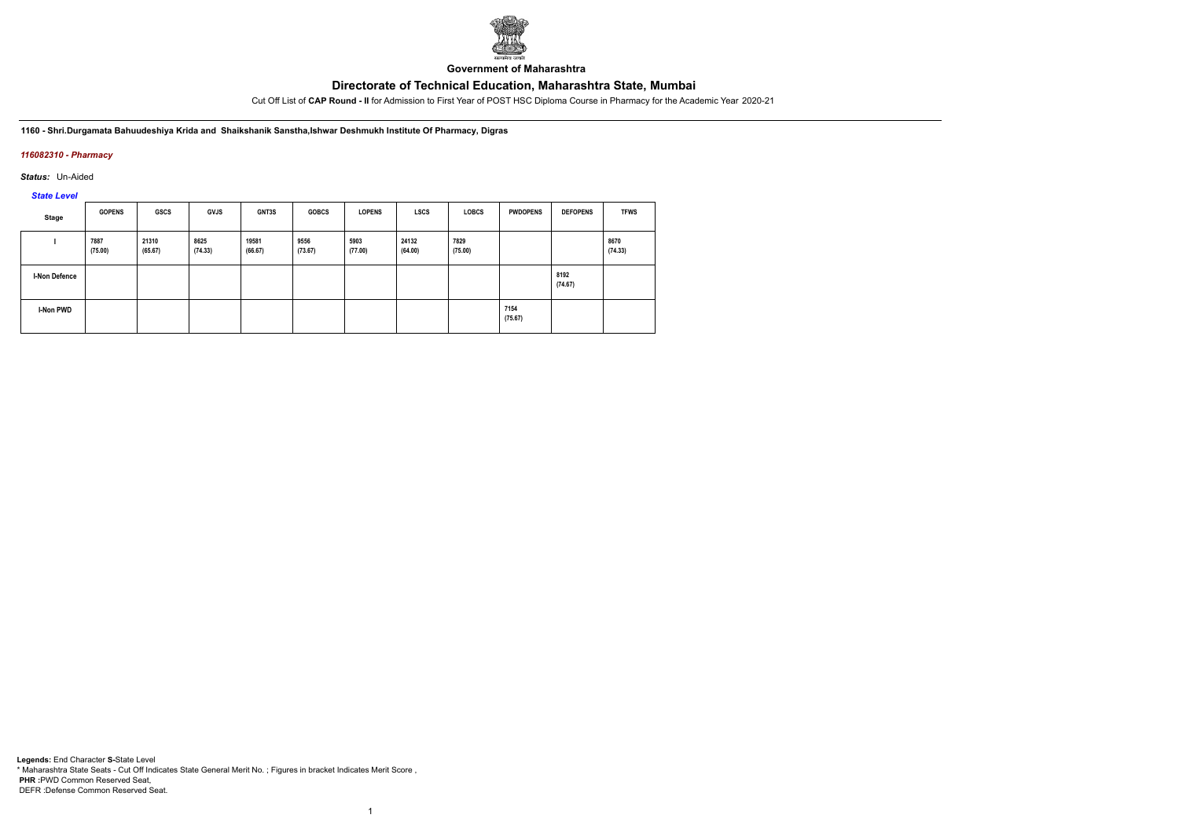**Government of Maharashtra**

## Directorate of Technical Education, Maharashtra State, Mumbai

Cut Off List of **CAP Round - II** for Admission to First Year of POST HSC Diploma Course in Pharmacy for the Academic Year 2020-21

**1160 - Shri.Durgamata Bahuudeshiya Krida and Shaikshanik Sanstha,Ishwar Deshmukh Institute Of Pharmacy, Digras**

*116082310 - Pharmacy*

*Status:* Un-Aided

*State Level*

| Stage | GOPENS | GSCS | GVJS | GNT3S | GOBCS | LOPENS | LSCS | LOBCS | PWDOPENS | DEFOPENS | TFWS |
|---|---|---|---|---|---|---|---|---|---|---|---|
| I | 7887 (75.00) | 21310 (65.67) | 8625 (74.33) | 19581 (66.67) | 9556 (73.67) | 5903 (77.00) | 24132 (64.00) | 7829 (75.00) | | | 8670 (74.33) |
| I-Non Defence | | | | | | | | | | 8192 (74.67) | |
| I-Non PWD | | | | | | | | | 7154 (75.67) | | |

**Legends:** End Character **S**-State Level
* Maharashtra State Seats - Cut Off Indicates State General Merit No. ; Figures in bracket Indicates Merit Score ,
**PHR** :PWD Common Reserved Seat,
DEFR :Defense Common Reserved Seat.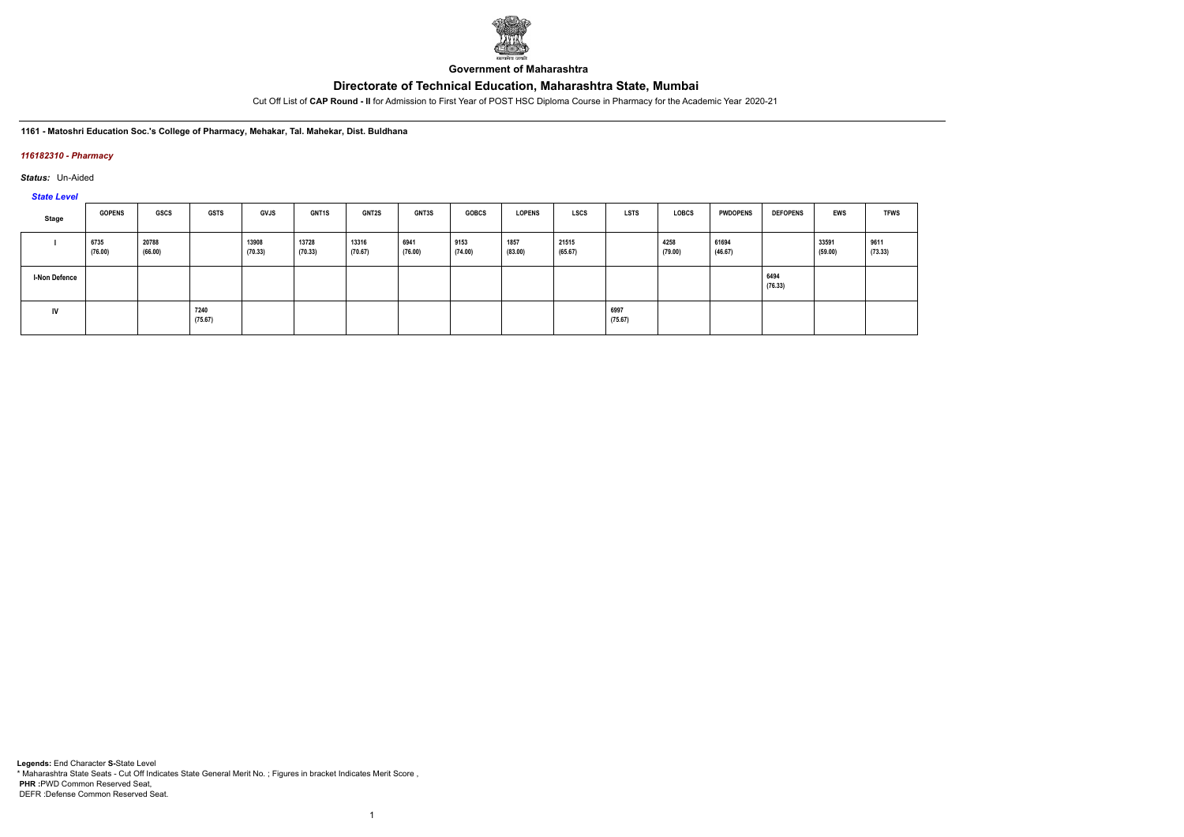Government of Maharashtra

# Directorate of Technical Education, Maharashtra State, Mumbai

Cut Off List of **CAP Round - II** for Admission to First Year of POST HSC Diploma Course in Pharmacy for the Academic Year 2020-21

**1161 - Matoshri Education Soc.'s College of Pharmacy, Mehakar, Tal. Mahekar, Dist. Buldhana**

***116182310 - Pharmacy***

***Status:*** Un-Aided

***State Level***

| Stage | GOPENS | GSCS | GSTS | GVJS | GNT1S | GNT2S | GNT3S | GOBCS | LOPENS | LSCS | LSTS | LOBCS | PWDOPENS | DEFOPENS | EWS | TFWS |
|---|---|---|---|---|---|---|---|---|---|---|---|---|---|---|---|---|
| I | 6735 (76.00) | 20788 (66.00) | | 13908 (70.33) | 13728 (70.33) | 13316 (70.67) | 6941 (76.00) | 9153 (74.00) | 1857 (83.00) | 21515 (65.67) | | 4258 (79.00) | 61694 (46.67) | | 33591 (59.00) | 9611 (73.33) |
| I-Non Defence | | | | | | | | | | | | | | 6494 (76.33) | | |
| IV | | | 7240 (75.67) | | | | | | | | 6997 (75.67) | | | | | |

**Legends:** End Character **S-**State Level
* Maharashtra State Seats - Cut Off Indicates State General Merit No. ; Figures in bracket Indicates Merit Score ,
**PHR :**PWD Common Reserved Seat,
DEFR :Defense Common Reserved Seat.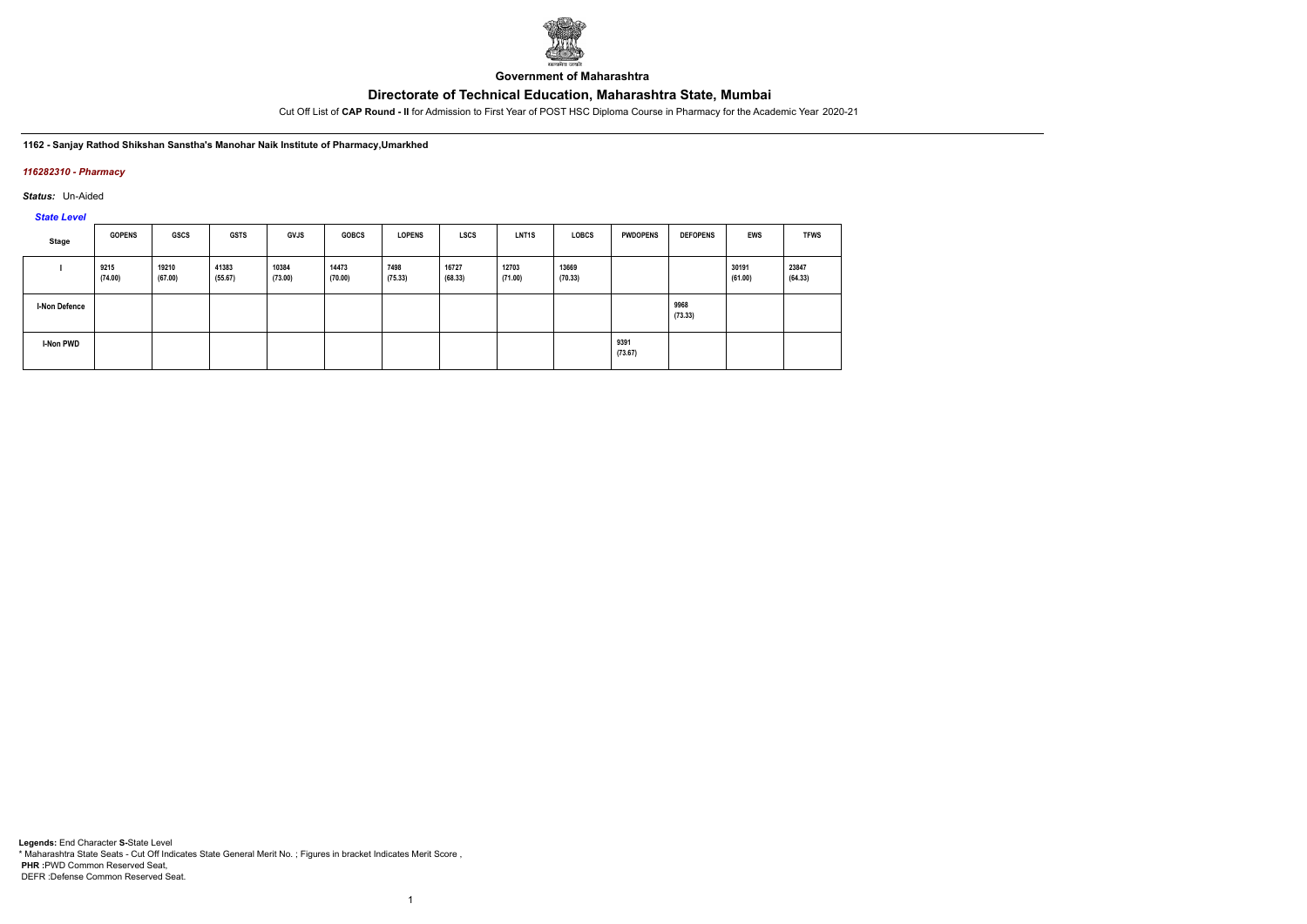**Government of Maharashtra**

# Directorate of Technical Education, Maharashtra State, Mumbai

Cut Off List of **CAP Round - II** for Admission to First Year of POST HSC Diploma Course in Pharmacy for the Academic Year 2020-21

**1162 - Sanjay Rathod Shikshan Sanstha's Manohar Naik Institute of Pharmacy,Umarkhed**

*116282310 - Pharmacy*

*Status:* Un-Aided

*State Level*

| Stage | GOPENS | GSCS | GSTS | GVJS | GOBCS | LOPENS | LSCS | LNT1S | LOBCS | PWDOPENS | DEFOPENS | EWS | TFWS |
|---|---|---|---|---|---|---|---|---|---|---|---|---|---|
| I | 9215 (74.00) | 19210 (67.00) | 41383 (55.67) | 10384 (73.00) | 14473 (70.00) | 7498 (75.33) | 16727 (68.33) | 12703 (71.00) | 13669 (70.33) | | | 30191 (61.00) | 23847 (64.33) |
| I-Non Defence | | | | | | | | | | | 9968 (73.33) | | |
| I-Non PWD | | | | | | | | | | 9391 (73.67) | | | |

**Legends:** End Character **S-**State Level
\* Maharashtra State Seats - Cut Off Indicates State General Merit No. ; Figures in bracket Indicates Merit Score ,
**PHR :**PWD Common Reserved Seat,
DEFR :Defense Common Reserved Seat.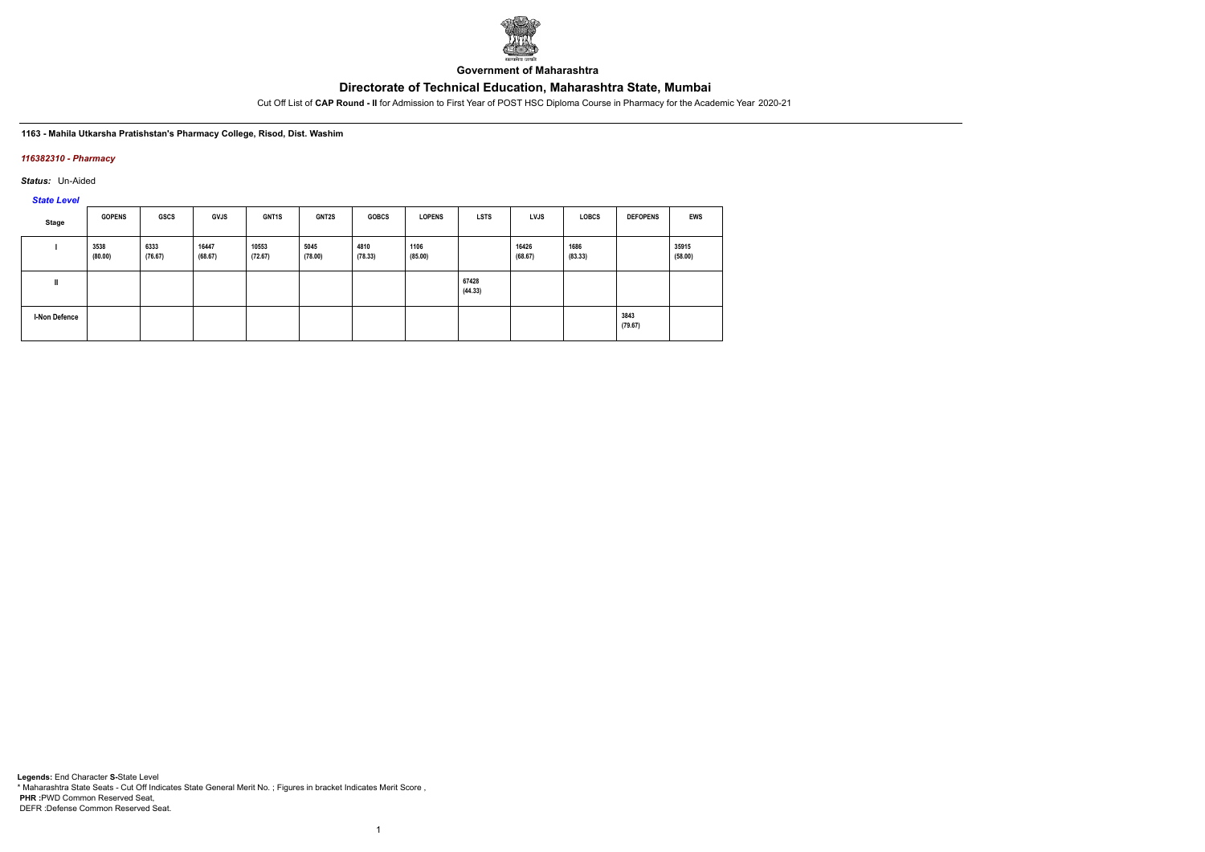Government of Maharashtra

# Directorate of Technical Education, Maharashtra State, Mumbai

Cut Off List of **CAP Round - II** for Admission to First Year of POST HSC Diploma Course in Pharmacy for the Academic Year 2020-21

**1163 - Mahila Utkarsha Pratishstan's Pharmacy College, Risod, Dist. Washim**

*116382310 - Pharmacy*

***Status:*** Un-Aided

*State Level*

| Stage | GOPENS | GSCS | GVJS | GNT1S | GNT2S | GOBCS | LOPENS | LSTS | LVJS | LOBCS | DEFOPENS | EWS |
|---|---|---|---|---|---|---|---|---|---|---|---|---|
| I | 3538 (80.00) | 6333 (76.67) | 16447 (68.67) | 10553 (72.67) | 5045 (78.00) | 4810 (78.33) | 1106 (85.00) | | 16426 (68.67) | 1686 (83.33) | | 35915 (58.00) |
| II | | | | | | | | 67428 (44.33) | | | | |
| I-Non Defence | | | | | | | | | | | 3843 (79.67) | |

**Legends:** End Character **S-**State Level
* Maharashtra State Seats - Cut Off Indicates State General Merit No. ; Figures in bracket Indicates Merit Score ,
**PHR :**PWD Common Reserved Seat,
DEFR :Defense Common Reserved Seat.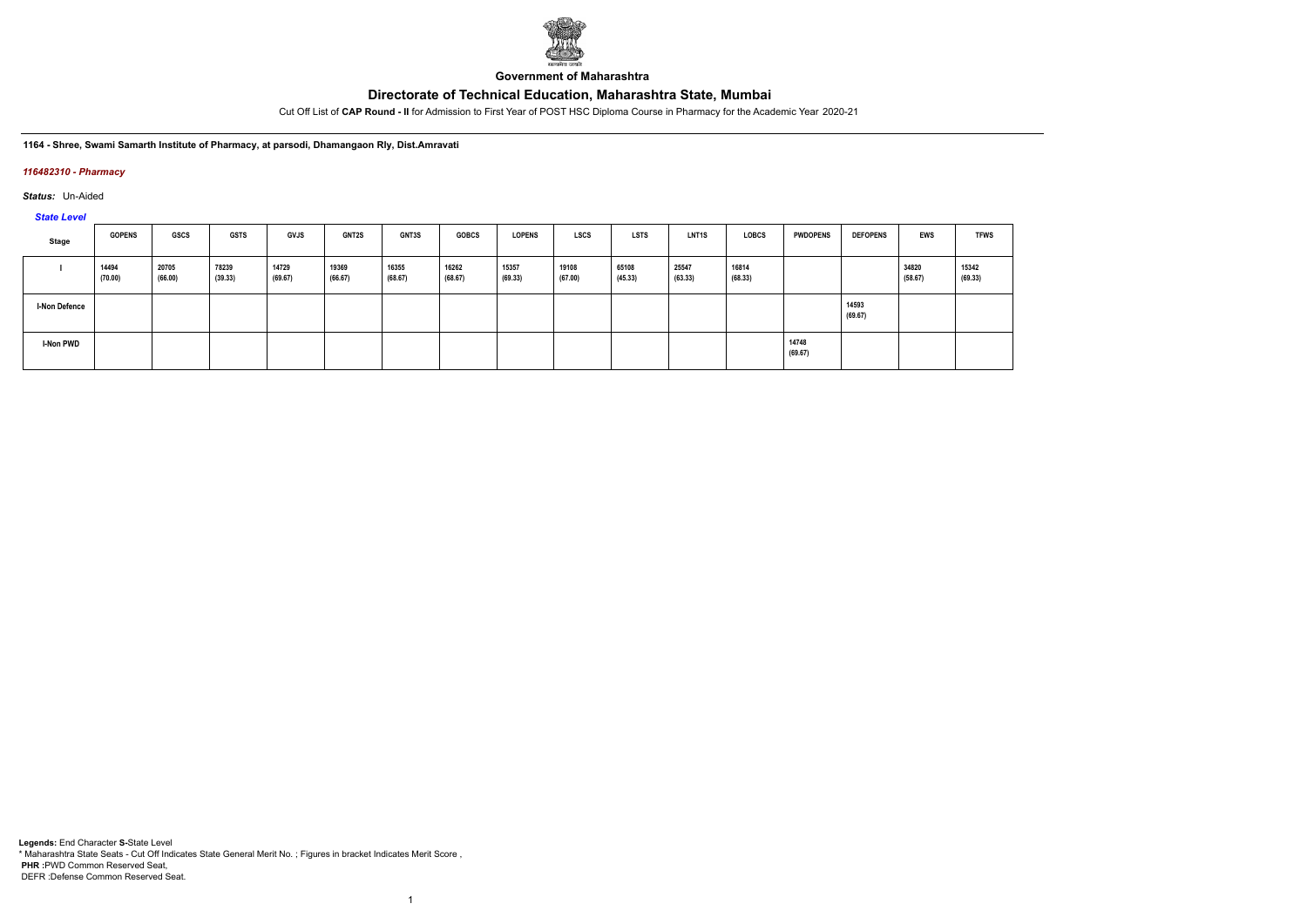**Government of Maharashtra**

# Directorate of Technical Education, Maharashtra State, Mumbai

Cut Off List of **CAP Round - II** for Admission to First Year of POST HSC Diploma Course in Pharmacy for the Academic Year 2020-21

**1164 - Shree, Swami Samarth Institute of Pharmacy, at parsodi, Dhamangaon Rly, Dist.Amravati**

***116482310 - Pharmacy***

***Status:*** Un-Aided

***State Level***

| Stage | GOPENS | GSCS | GSTS | GVJS | GNT2S | GNT3S | GOBCS | LOPENS | LSCS | LSTS | LNT1S | LOBCS | PWDOPENS | DEFOPENS | EWS | TFWS |
|---|---|---|---|---|---|---|---|---|---|---|---|---|---|---|---|---|
| I | 14494 (70.00) | 20705 (66.00) | 78239 (39.33) | 14729 (69.67) | 19369 (66.67) | 16355 (68.67) | 16262 (68.67) | 15357 (69.33) | 19108 (67.00) | 65108 (45.33) | 25547 (63.33) | 16814 (68.33) | | | 34820 (58.67) | 15342 (69.33) |
| I-Non Defence | | | | | | | | | | | | | | 14593 (69.67) | | |
| I-Non PWD | | | | | | | | | | | | | 14748 (69.67) | | | |

**Legends:** End Character **S**-State Level
* Maharashtra State Seats - Cut Off Indicates State General Merit No. ; Figures in bracket Indicates Merit Score ,
**PHR** :PWD Common Reserved Seat,
DEFR :Defense Common Reserved Seat.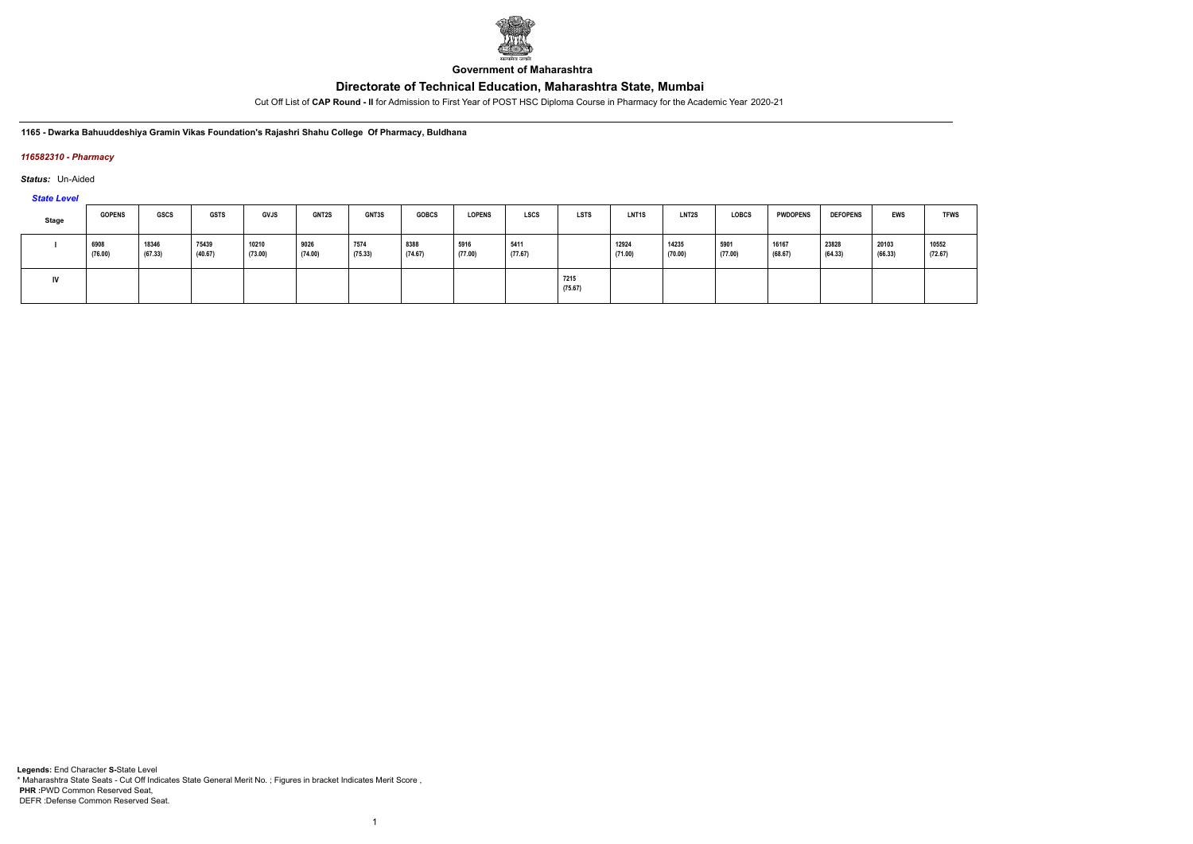**Government of Maharashtra**

# Directorate of Technical Education, Maharashtra State, Mumbai

Cut Off List of **CAP Round - II** for Admission to First Year of POST HSC Diploma Course in Pharmacy for the Academic Year 2020-21

**1165 - Dwarka Bahuuddeshiya Gramin Vikas Foundation's Rajashri Shahu College Of Pharmacy, Buldhana**

***116582310 - Pharmacy***

***Status:*** Un-Aided

***State Level***

| Stage | GOPENS | GSCS | GSTS | GVJS | GNT2S | GNT3S | GOBCS | LOPENS | LSCS | LSTS | LNT1S | LNT2S | LOBCS | PWDOPENS | DEFOPENS | EWS | TFWS |
|---|---|---|---|---|---|---|---|---|---|---|---|---|---|---|---|---|---|
| I | 6908 (76.00) | 18346 (67.33) | 75439 (40.67) | 10210 (73.00) | 9026 (74.00) | 7574 (75.33) | 8388 (74.67) | 5916 (77.00) | 5411 (77.67) | | 12924 (71.00) | 14235 (70.00) | 5901 (77.00) | 16167 (68.67) | 23828 (64.33) | 20103 (66.33) | 10552 (72.67) |
| IV | | | | | | | | | | 7215 (75.67) | | | | | | | |

**Legends:** End Character **S-**State Level
\* Maharashtra State Seats - Cut Off Indicates State General Merit No. ; Figures in bracket Indicates Merit Score ,
**PHR** :PWD Common Reserved Seat,
DEFR :Defense Common Reserved Seat.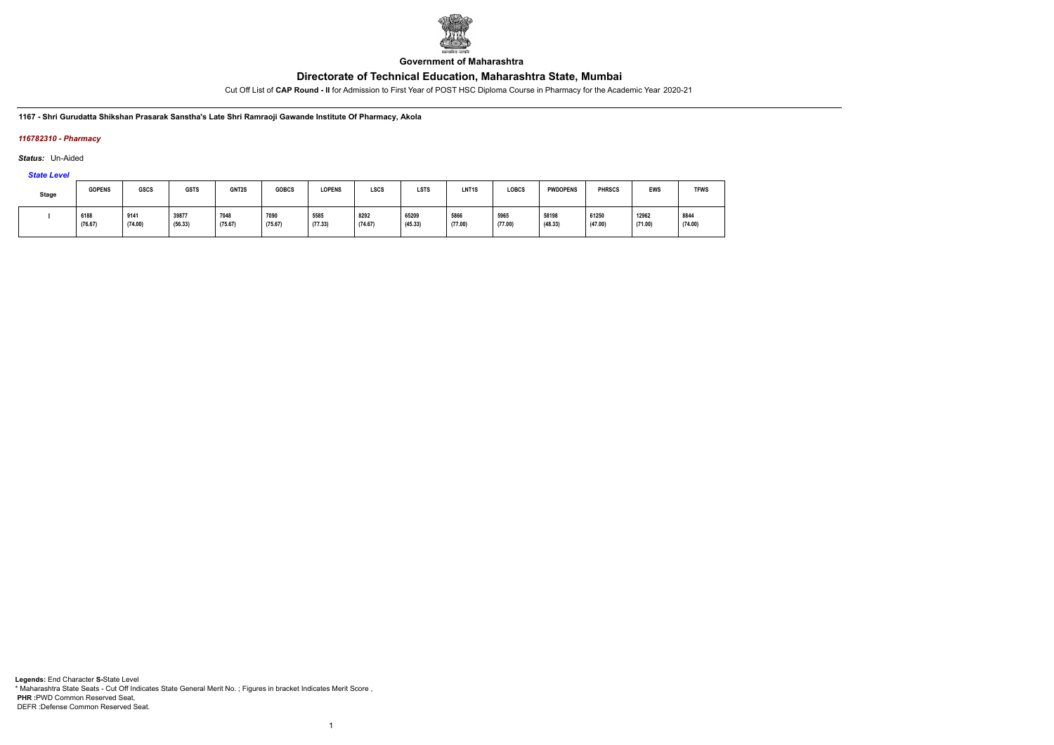**Government of Maharashtra**

# Directorate of Technical Education, Maharashtra State, Mumbai

Cut Off List of **CAP Round - II** for Admission to First Year of POST HSC Diploma Course in Pharmacy for the Academic Year 2020-21

**1167 - Shri Gurudatta Shikshan Prasarak Sanstha's Late Shri Ramraoji Gawande Institute Of Pharmacy, Akola**

***116782310 - Pharmacy***

***Status:*** Un-Aided

***State Level***

| Stage | GOPENS | GSCS | GSTS | GNT2S | GOBCS | LOPENS | LSCS | LSTS | LNT1S | LOBCS | PWDOPENS | PHRSCS | EWS | TFWS |
|---|---|---|---|---|---|---|---|---|---|---|---|---|---|---|
| I | 6188 (76.67) | 9141 (74.00) | 39877 (56.33) | 7048 (75.67) | 7090 (75.67) | 5585 (77.33) | 8292 (74.67) | 65209 (45.33) | 5866 (77.00) | 5965 (77.00) | 58198 (48.33) | 61250 (47.00) | 12962 (71.00) | 8844 (74.00) |

**Legends:** End Character **S-**State Level
\* Maharashtra State Seats - Cut Off Indicates State General Merit No. ; Figures in bracket Indicates Merit Score ,
**PHR** :PWD Common Reserved Seat,
DEFR :Defense Common Reserved Seat.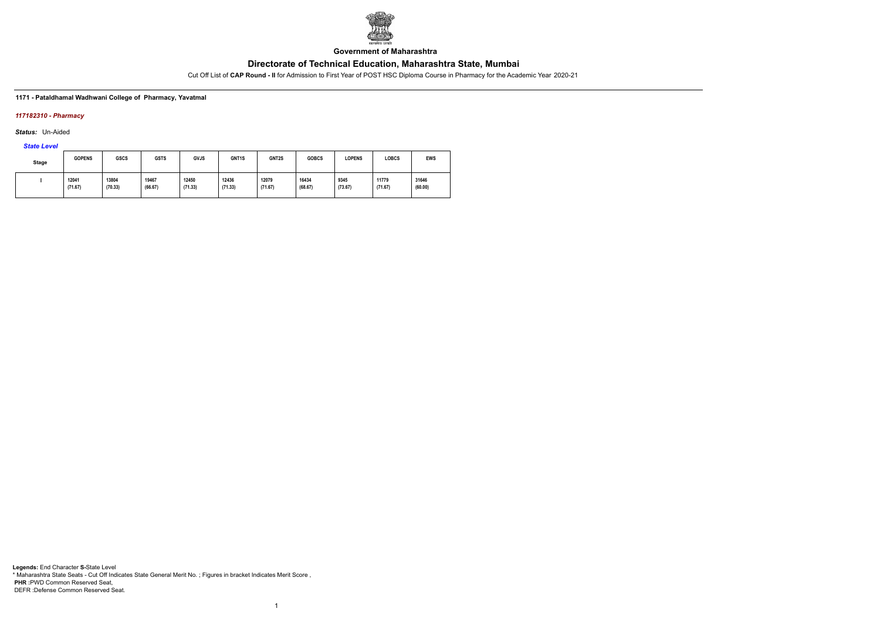Government of Maharashtra

# Directorate of Technical Education, Maharashtra State, Mumbai

Cut Off List of **CAP Round - II** for Admission to First Year of POST HSC Diploma Course in Pharmacy for the Academic Year 2020-21

### 1171 - Pataldhamal Wadhwani College of Pharmacy, Yavatmal

#### *117182310 - Pharmacy*

***Status:*** Un-Aided

***State Level***

| Stage | GOPENS | GSCS | GSTS | GVJS | GNT1S | GNT2S | GOBCS | LOPENS | LOBCS | EWS |
|---|---|---|---|---|---|---|---|---|---|---|
| I | 12041 (71.67) | 13804 (70.33) | 19467 (66.67) | 12450 (71.33) | 12436 (71.33) | 12079 (71.67) | 16434 (68.67) | 9345 (73.67) | 11779 (71.67) | 31646 (60.00) |

**Legends:** End Character **S-**State Level
\* Maharashtra State Seats - Cut Off Indicates State General Merit No. ; Figures in bracket Indicates Merit Score ,
**PHR** :PWD Common Reserved Seat,
DEFR :Defense Common Reserved Seat.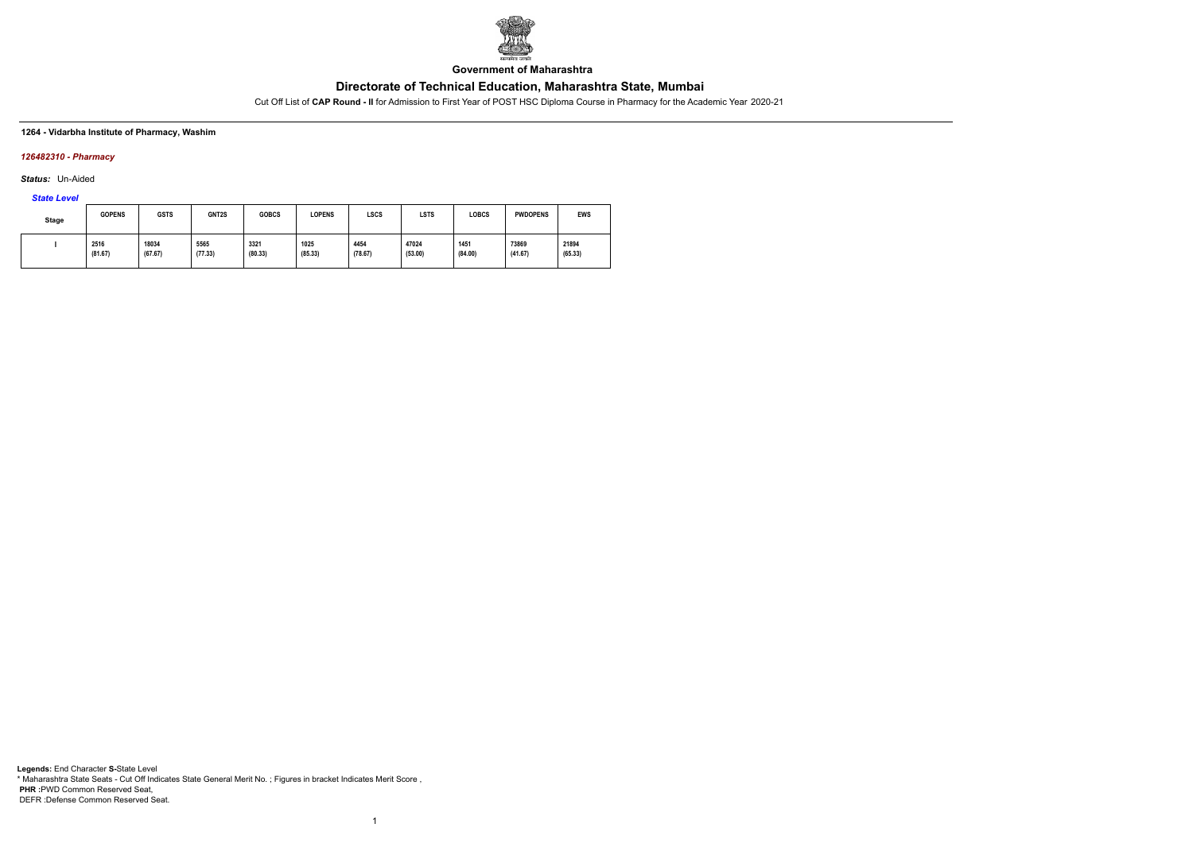Government of Maharashtra

# Directorate of Technical Education, Maharashtra State, Mumbai

Cut Off List of **CAP Round - II** for Admission to First Year of POST HSC Diploma Course in Pharmacy for the Academic Year 2020-21

**1264 - Vidarbha Institute of Pharmacy, Washim**

*126482310 - Pharmacy*

*Status:* Un-Aided

*State Level*

| Stage | GOPENS | GSTS | GNT2S | GOBCS | LOPENS | LSCS | LSTS | LOBCS | PWDOPENS | EWS |
|---|---|---|---|---|---|---|---|---|---|---|
| I | 2516 (81.67) | 18034 (67.67) | 5565 (77.33) | 3321 (80.33) | 1025 (85.33) | 4454 (78.67) | 47024 (53.00) | 1451 (84.00) | 73869 (41.67) | 21894 (65.33) |

**Legends:** End Character **S-**State Level
* Maharashtra State Seats - Cut Off Indicates State General Merit No. ; Figures in bracket Indicates Merit Score ,
**PHR :**PWD Common Reserved Seat,
DEFR :Defense Common Reserved Seat.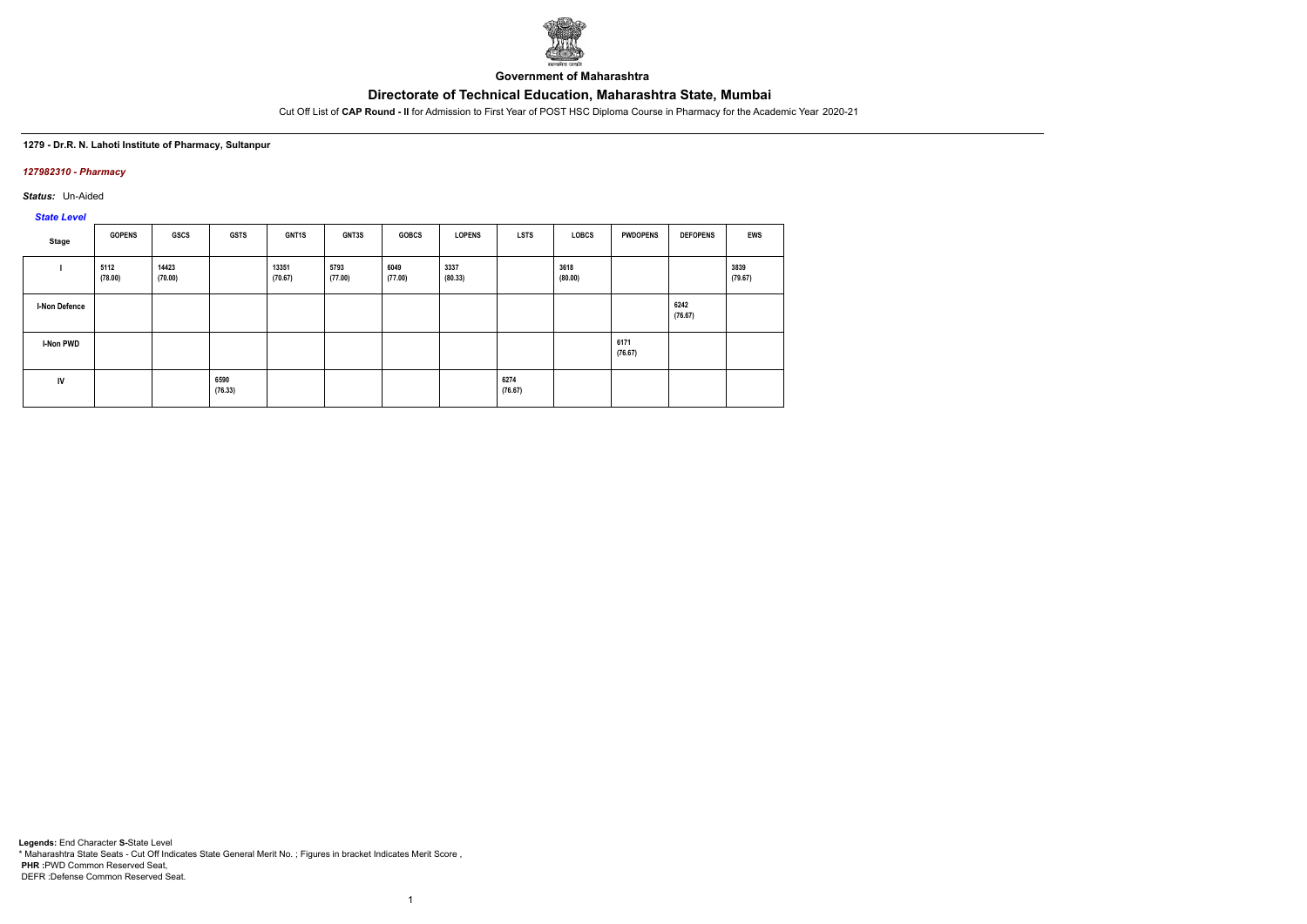Government of Maharashtra

# Directorate of Technical Education, Maharashtra State, Mumbai

Cut Off List of **CAP Round - II** for Admission to First Year of POST HSC Diploma Course in Pharmacy for the Academic Year 2020-21

**1279 - Dr.R. N. Lahoti Institute of Pharmacy, Sultanpur**

*127982310 - Pharmacy*

*Status:* Un-Aided

*State Level*

| Stage | GOPENS | GSCS | GSTS | GNT1S | GNT3S | GOBCS | LOPENS | LSTS | LOBCS | PWDOPENS | DEFOPENS | EWS |
|---|---|---|---|---|---|---|---|---|---|---|---|---|
| I | 5112 (78.00) | 14423 (70.00) | | 13351 (70.67) | 5793 (77.00) | 6049 (77.00) | 3337 (80.33) | | 3618 (80.00) | | | 3839 (79.67) |
| I-Non Defence | | | | | | | | | | | 6242 (76.67) | |
| I-Non PWD | | | | | | | | | | 6171 (76.67) | | |
| IV | | | 6590 (76.33) | | | | | 6274 (76.67) | | | | |

**Legends:** End Character **S-**State Level
* Maharashtra State Seats - Cut Off Indicates State General Merit No. ; Figures in bracket Indicates Merit Score ,
**PHR :**PWD Common Reserved Seat,
DEFR :Defense Common Reserved Seat.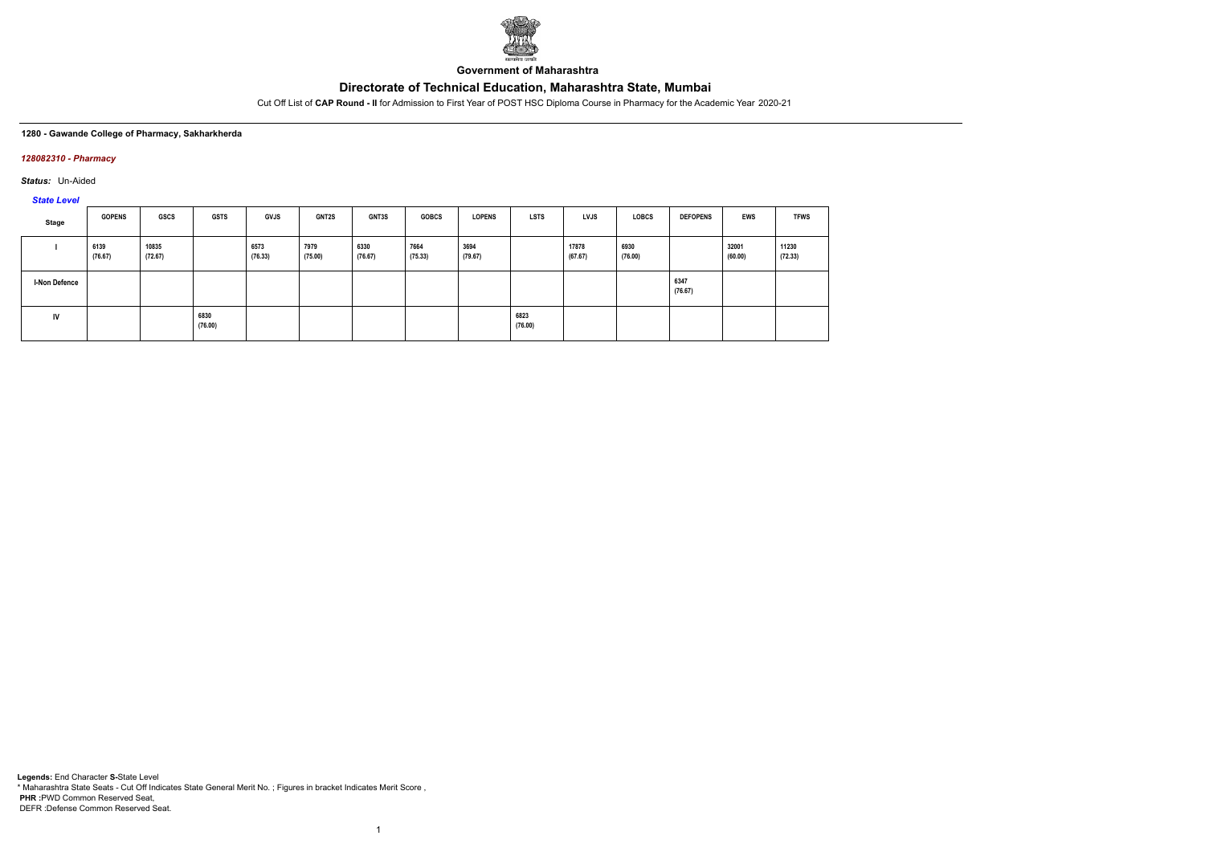**Government of Maharashtra**

# Directorate of Technical Education, Maharashtra State, Mumbai

Cut Off List of **CAP Round - II** for Admission to First Year of POST HSC Diploma Course in Pharmacy for the Academic Year 2020-21

**1280 - Gawande College of Pharmacy, Sakharkherda**

***128082310 - Pharmacy***

***Status:*** Un-Aided

***State Level***

| Stage | GOPENS | GSCS | GSTS | GVJS | GNT2S | GNT3S | GOBCS | LOPENS | LSTS | LVJS | LOBCS | DEFOPENS | EWS | TFWS |
|---|---|---|---|---|---|---|---|---|---|---|---|---|---|---|
| I | 6139 (76.67) | 10835 (72.67) | | 6573 (76.33) | 7979 (75.00) | 6330 (76.67) | 7664 (75.33) | 3694 (79.67) | | 17878 (67.67) | 6930 (76.00) | | 32001 (60.00) | 11230 (72.33) |
| I-Non Defence | | | | | | | | | | | | 6347 (76.67) | | |
| IV | | | 6830 (76.00) | | | | | | 6823 (76.00) | | | | | |

**Legends:** End Character **S-**State Level
\* Maharashtra State Seats - Cut Off Indicates State General Merit No. ; Figures in bracket Indicates Merit Score ,
**PHR** :PWD Common Reserved Seat,
DEFR :Defense Common Reserved Seat.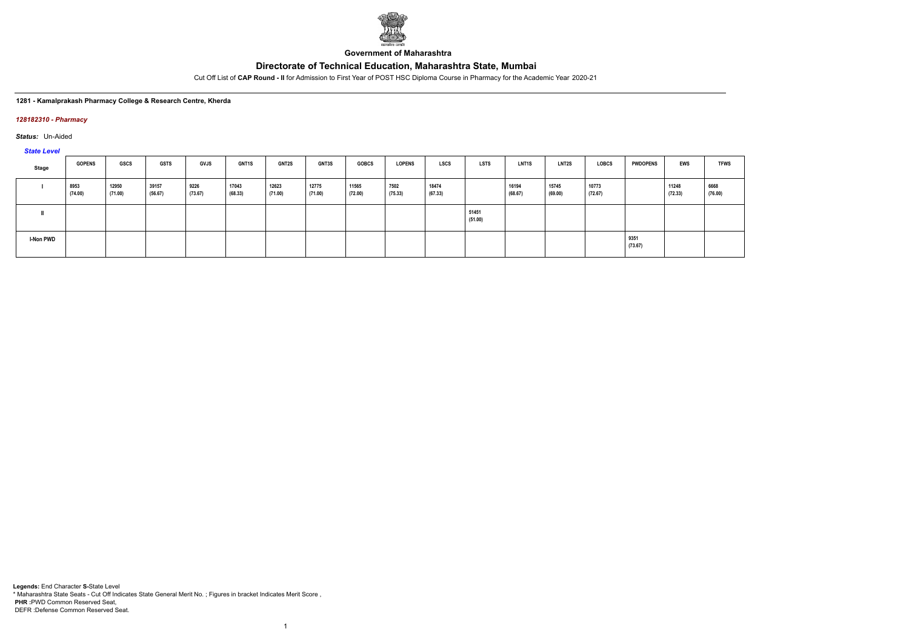Government of Maharashtra

# Directorate of Technical Education, Maharashtra State, Mumbai

Cut Off List of **CAP Round - II** for Admission to First Year of POST HSC Diploma Course in Pharmacy for the Academic Year 2020-21

**1281 - Kamalprakash Pharmacy College & Research Centre, Kherda**

*128182310 - Pharmacy*

***Status:*** Un-Aided

*State Level*

| Stage | GOPENS | GSCS | GSTS | GVJS | GNT1S | GNT2S | GNT3S | GOBCS | LOPENS | LSCS | LSTS | LNT1S | LNT2S | LOBCS | PWDOPENS | EWS | TFWS |
|---|---|---|---|---|---|---|---|---|---|---|---|---|---|---|---|---|---|
| I | 8953 (74.00) | 12950 (71.00) | 39157 (56.67) | 9226 (73.67) | 17043 (68.33) | 12623 (71.00) | 12775 (71.00) | 11565 (72.00) | 7502 (75.33) | 18474 (67.33) | | 16194 (68.67) | 15745 (69.00) | 10773 (72.67) | | 11248 (72.33) | 6668 (76.00) |
| II | | | | | | | | | | | 51451 (51.00) | | | | | | |
| I-Non PWD | | | | | | | | | | | | | | | 9351 (73.67) | | |

**Legends:** End Character **S-**State Level
\* Maharashtra State Seats - Cut Off Indicates State General Merit No. ; Figures in bracket Indicates Merit Score ,
**PHR :**PWD Common Reserved Seat,
DEFR :Defense Common Reserved Seat.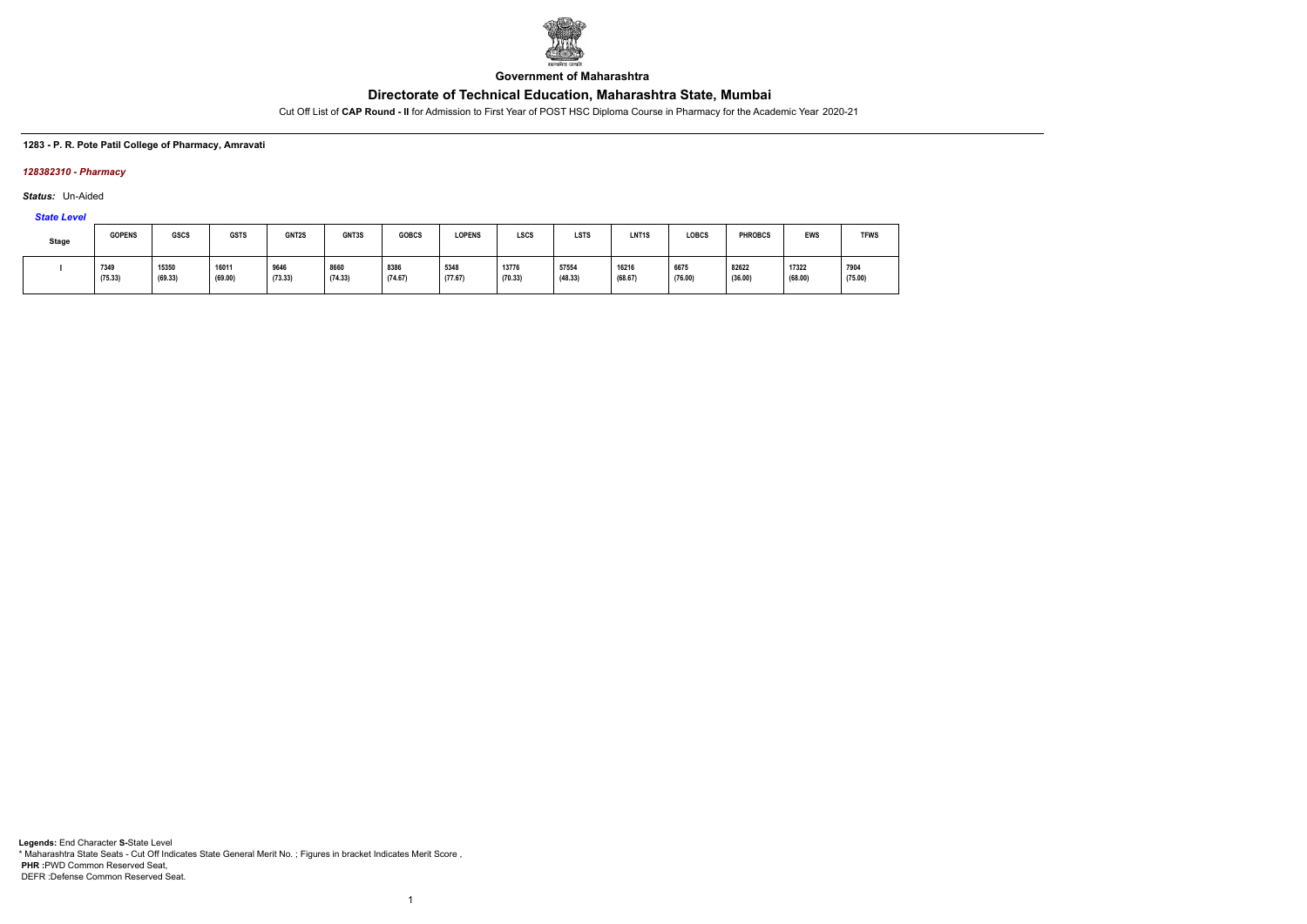**Government of Maharashtra**

# Directorate of Technical Education, Maharashtra State, Mumbai

Cut Off List of **CAP Round - II** for Admission to First Year of POST HSC Diploma Course in Pharmacy for the Academic Year 2020-21

**1283 - P. R. Pote Patil College of Pharmacy, Amravati**

***128382310 - Pharmacy***

***Status:*** Un-Aided

***State Level***

| Stage | GOPENS | GSCS | GSTS | GNT2S | GNT3S | GOBCS | LOPENS | LSCS | LSTS | LNT1S | LOBCS | PHROBCS | EWS | TFWS |
|---|---|---|---|---|---|---|---|---|---|---|---|---|---|---|
| I | 7349 (75.33) | 15350 (69.33) | 16011 (69.00) | 9646 (73.33) | 8660 (74.33) | 8386 (74.67) | 5348 (77.67) | 13776 (70.33) | 57554 (48.33) | 16216 (68.67) | 6675 (76.00) | 82622 (36.00) | 17322 (68.00) | 7904 (75.00) |

**Legends:** End Character **S-**State Level
\* Maharashtra State Seats - Cut Off Indicates State General Merit No. ; Figures in bracket Indicates Merit Score ,
**PHR :**PWD Common Reserved Seat,
DEFR :Defense Common Reserved Seat.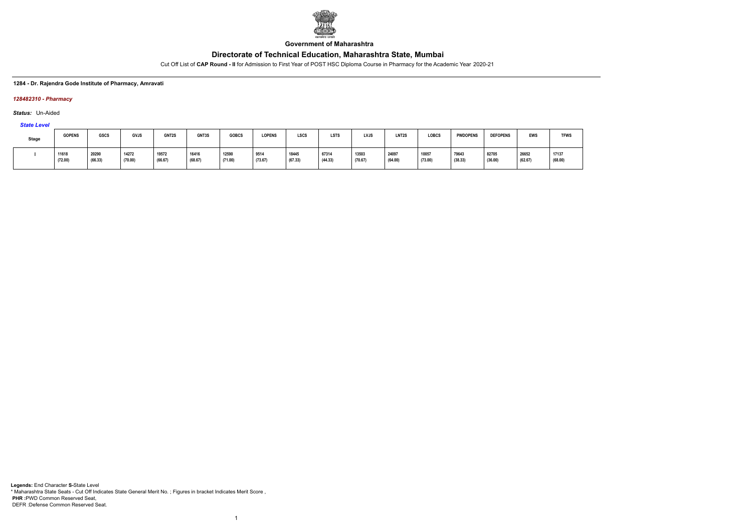**Government of Maharashtra**

## Directorate of Technical Education, Maharashtra State, Mumbai

Cut Off List of **CAP Round - II** for Admission to First Year of POST HSC Diploma Course in Pharmacy for the Academic Year 2020-21

**1284 - Dr. Rajendra Gode Institute of Pharmacy, Amravati**

***128482310 - Pharmacy***

***Status:*** Un-Aided

***State Level***

| Stage | GOPENS | GSCS | GVJS | GNT2S | GNT3S | GOBCS | LOPENS | LSCS | LSTS | LVJS | LNT2S | LOBCS | PWDOPENS | DEFOPENS | EWS | TFWS |
|---|---|---|---|---|---|---|---|---|---|---|---|---|---|---|---|---|
| I | 11618 (72.00) | 20290 (66.33) | 14272 (70.00) | 19572 (66.67) | 16416 (68.67) | 12590 (71.00) | 9514 (73.67) | 18445 (67.33) | 67314 (44.33) | 13503 (70.67) | 24097 (64.00) | 10057 (73.00) | 79643 (38.33) | 82705 (36.00) | 26652 (62.67) | 17137 (68.00) |

**Legends:** End Character **S-**State Level
\* Maharashtra State Seats - Cut Off Indicates State General Merit No. ; Figures in bracket Indicates Merit Score ,
**PHR :**PWD Common Reserved Seat,
DEFR :Defense Common Reserved Seat.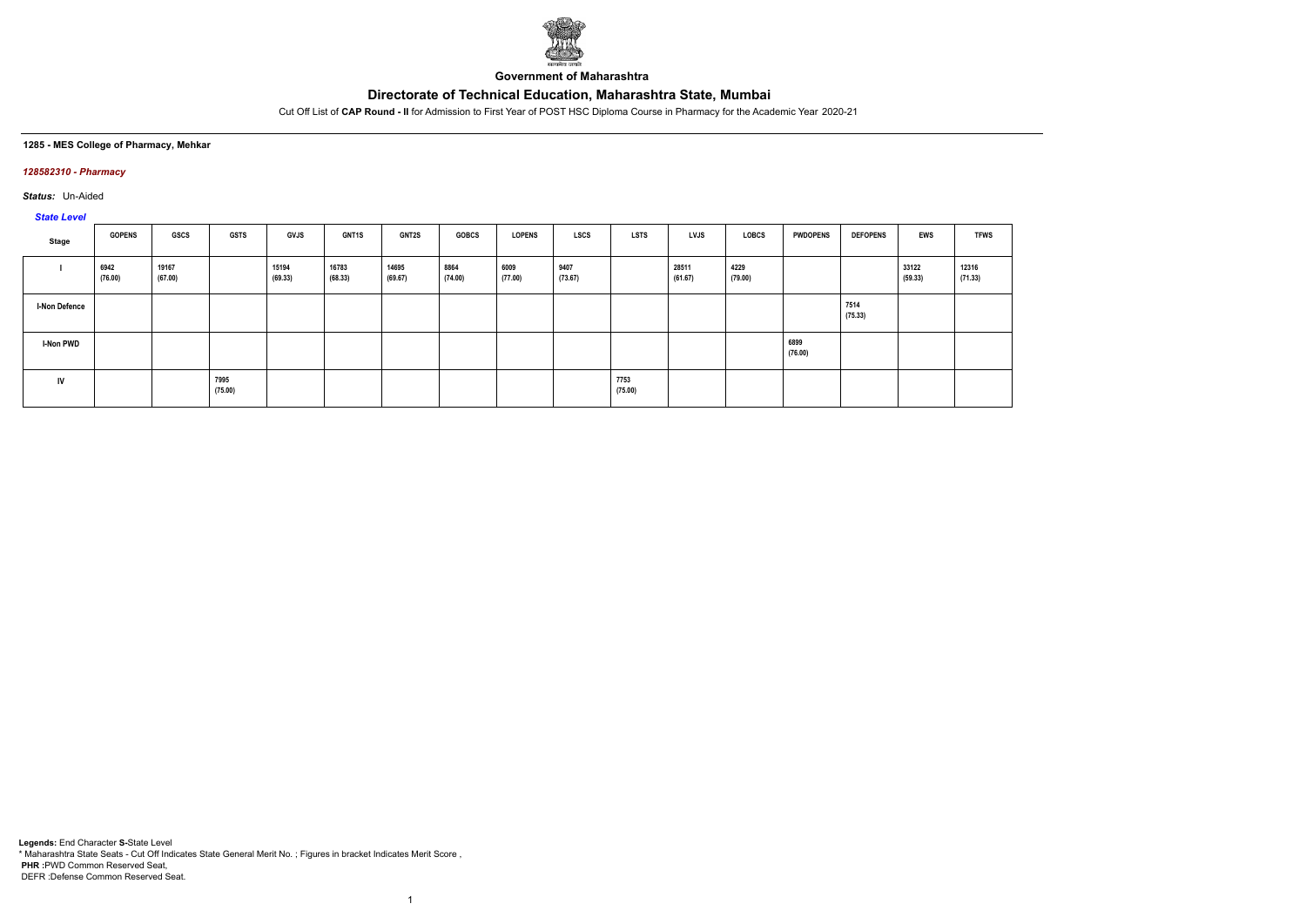**Government of Maharashtra**

# Directorate of Technical Education, Maharashtra State, Mumbai

Cut Off List of **CAP Round - II** for Admission to First Year of POST HSC Diploma Course in Pharmacy for the Academic Year 2020-21

**1285 - MES College of Pharmacy, Mehkar**

***128582310 - Pharmacy***

***Status:*** Un-Aided

***State Level***

| Stage | GOPENS | GSCS | GSTS | GVJS | GNT1S | GNT2S | GOBCS | LOPENS | LSCS | LSTS | LVJS | LOBCS | PWDOPENS | DEFOPENS | EWS | TFWS |
|---|---|---|---|---|---|---|---|---|---|---|---|---|---|---|---|---|
| I | 6942 (76.00) | 19167 (67.00) | | 15194 (69.33) | 16783 (68.33) | 14695 (69.67) | 8864 (74.00) | 6009 (77.00) | 9407 (73.67) | | 28511 (61.67) | 4229 (79.00) | | | 33122 (59.33) | 12316 (71.33) |
| I-Non Defence | | | | | | | | | | | | | | 7514 (75.33) | | |
| I-Non PWD | | | | | | | | | | | | | 6899 (76.00) | | | |
| IV | | | 7995 (75.00) | | | | | | | 7753 (75.00) | | | | | | |

**Legends:** End Character **S**-State Level
\* Maharashtra State Seats - Cut Off Indicates State General Merit No. ; Figures in bracket Indicates Merit Score ,
**PHR** :PWD Common Reserved Seat,
DEFR :Defense Common Reserved Seat.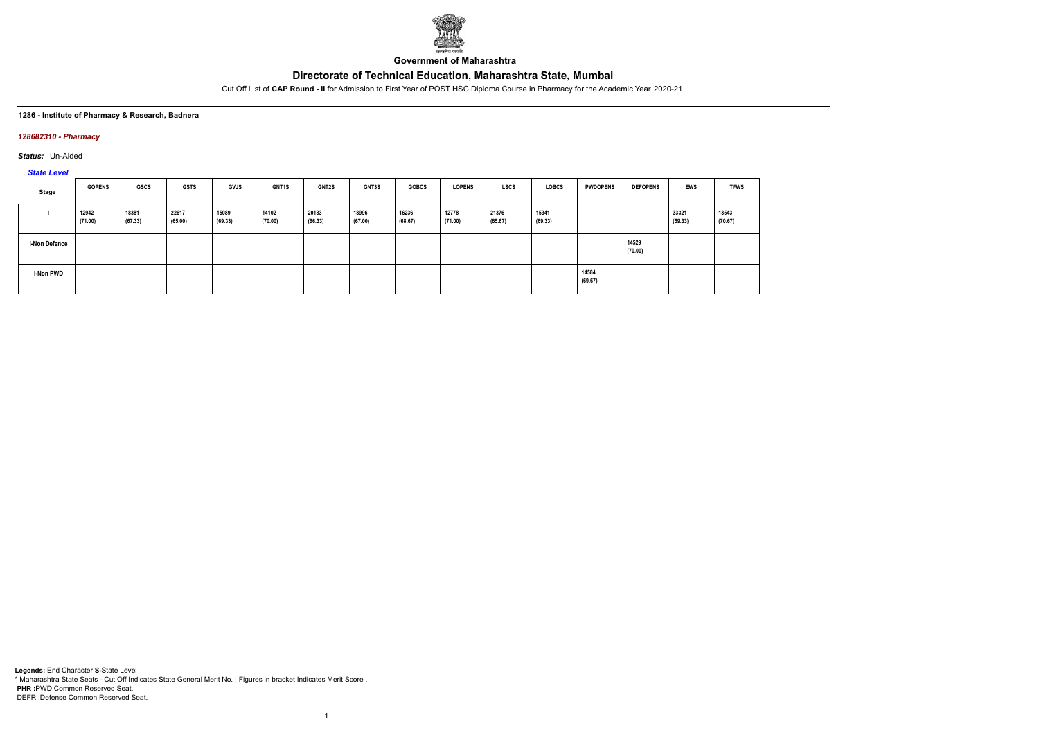Government of Maharashtra

# Directorate of Technical Education, Maharashtra State, Mumbai

Cut Off List of **CAP Round - II** for Admission to First Year of POST HSC Diploma Course in Pharmacy for the Academic Year 2020-21

**1286 - Institute of Pharmacy & Research, Badnera**

***128682310 - Pharmacy***

***Status:*** Un-Aided

***State Level***

| Stage | GOPENS | GSCS | GSTS | GVJS | GNT1S | GNT2S | GNT3S | GOBCS | LOPENS | LSCS | LOBCS | PWDOPENS | DEFOPENS | EWS | TFWS |
|---|---|---|---|---|---|---|---|---|---|---|---|---|---|---|---|
| I | 12942 (71.00) | 18381 (67.33) | 22617 (65.00) | 15089 (69.33) | 14102 (70.00) | 20183 (66.33) | 18996 (67.00) | 16236 (68.67) | 12778 (71.00) | 21376 (65.67) | 15341 (69.33) | | | 33321 (59.33) | 13543 (70.67) |
| I-Non Defence | | | | | | | | | | | | | 14529 (70.00) | | |
| I-Non PWD | | | | | | | | | | | | 14584 (69.67) | | | |

**Legends:** End Character **S-**State Level
* Maharashtra State Seats - Cut Off Indicates State General Merit No. ; Figures in bracket Indicates Merit Score ,
**PHR :**PWD Common Reserved Seat,
DEFR :Defense Common Reserved Seat.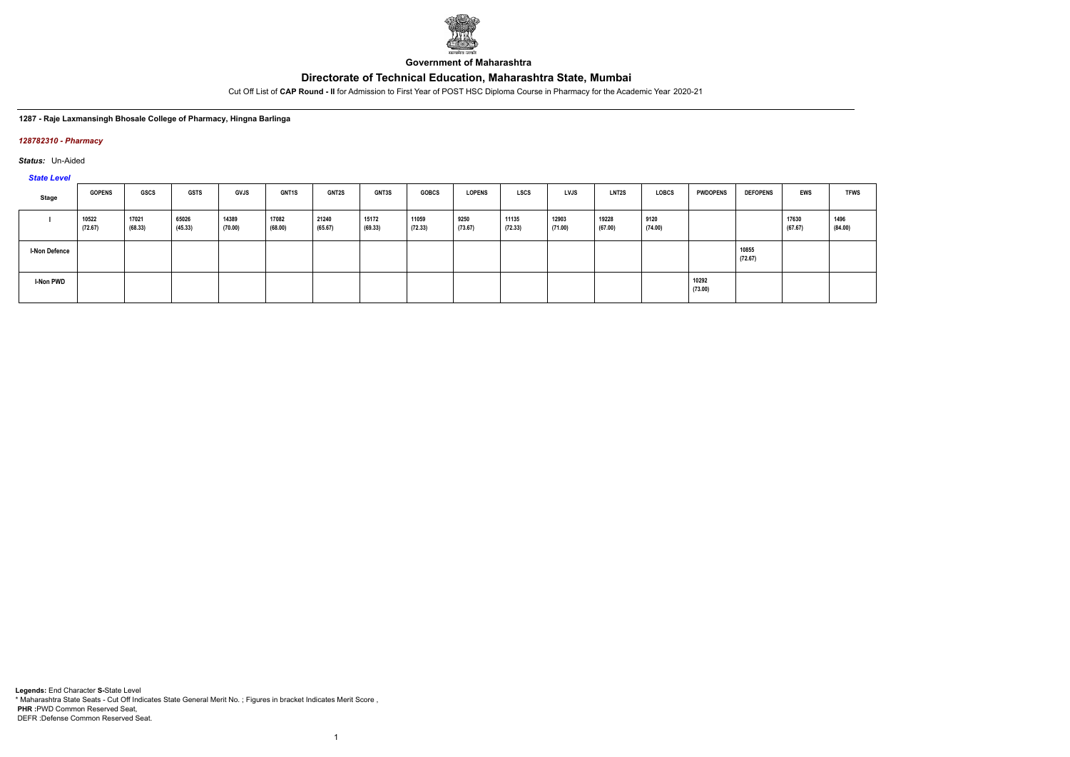**Government of Maharashtra**

# Directorate of Technical Education, Maharashtra State, Mumbai

Cut Off List of **CAP Round - II** for Admission to First Year of POST HSC Diploma Course in Pharmacy for the Academic Year 2020-21

**1287 - Raje Laxmansingh Bhosale College of Pharmacy, Hingna Barlinga**

***128782310 - Pharmacy***

***Status:*** Un-Aided

***State Level***

| Stage | GOPENS | GSCS | GSTS | GVJS | GNT1S | GNT2S | GNT3S | GOBCS | LOPENS | LSCS | LVJS | LNT2S | LOBCS | PWDOPENS | DEFOPENS | EWS | TFWS |
|---|---|---|---|---|---|---|---|---|---|---|---|---|---|---|---|---|---|
| I | 10522 (72.67) | 17021 (68.33) | 65026 (45.33) | 14389 (70.00) | 17082 (68.00) | 21240 (65.67) | 15172 (69.33) | 11059 (72.33) | 9250 (73.67) | 11135 (72.33) | 12903 (71.00) | 19228 (67.00) | 9120 (74.00) | | | 17630 (67.67) | 1496 (84.00) |
| I-Non Defence | | | | | | | | | | | | | | | 10855 (72.67) | | |
| I-Non PWD | | | | | | | | | | | | | | 10292 (73.00) | | | |

**Legends:** End Character **S-**State Level
* Maharashtra State Seats - Cut Off Indicates State General Merit No. ; Figures in bracket Indicates Merit Score ,
**PHR :**PWD Common Reserved Seat,
DEFR :Defense Common Reserved Seat.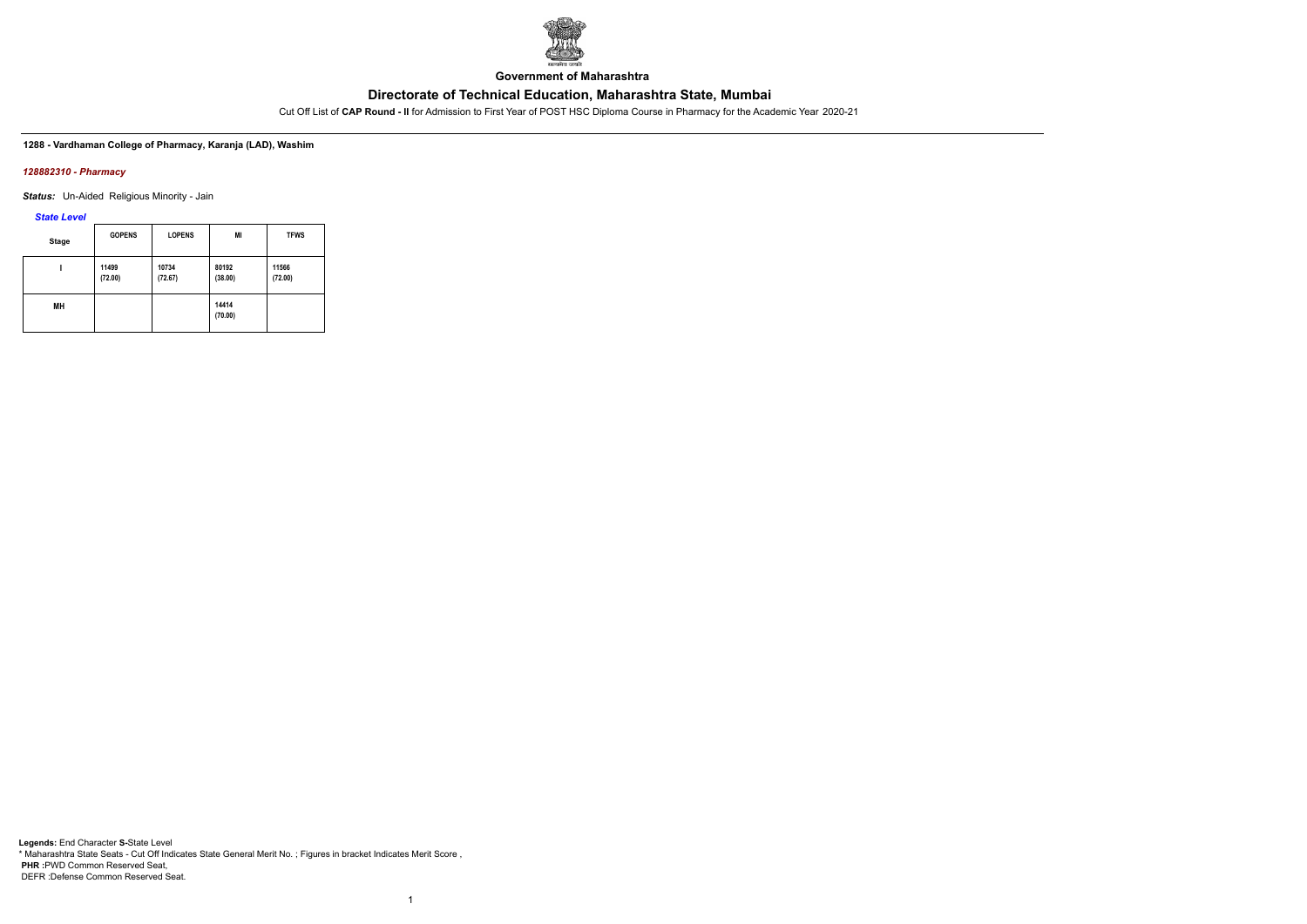**Government of Maharashtra**

## Directorate of Technical Education, Maharashtra State, Mumbai

Cut Off List of **CAP Round - II** for Admission to First Year of POST HSC Diploma Course in Pharmacy for the Academic Year 2020-21

**1288 - Vardhaman College of Pharmacy, Karanja (LAD), Washim**

***128882310 - Pharmacy***

***Status:*** Un-Aided Religious Minority - Jain

***State Level***

| Stage | GOPENS | LOPENS | MI | TFWS |
|---|---|---|---|---|
| I | 11499 (72.00) | 10734 (72.67) | 80192 (38.00) | 11566 (72.00) |
| MH | | | 14414 (70.00) | |

**Legends:** End Character **S-**State Level
* Maharashtra State Seats - Cut Off Indicates State General Merit No. ; Figures in bracket Indicates Merit Score ,
**PHR :**PWD Common Reserved Seat,
DEFR :Defense Common Reserved Seat.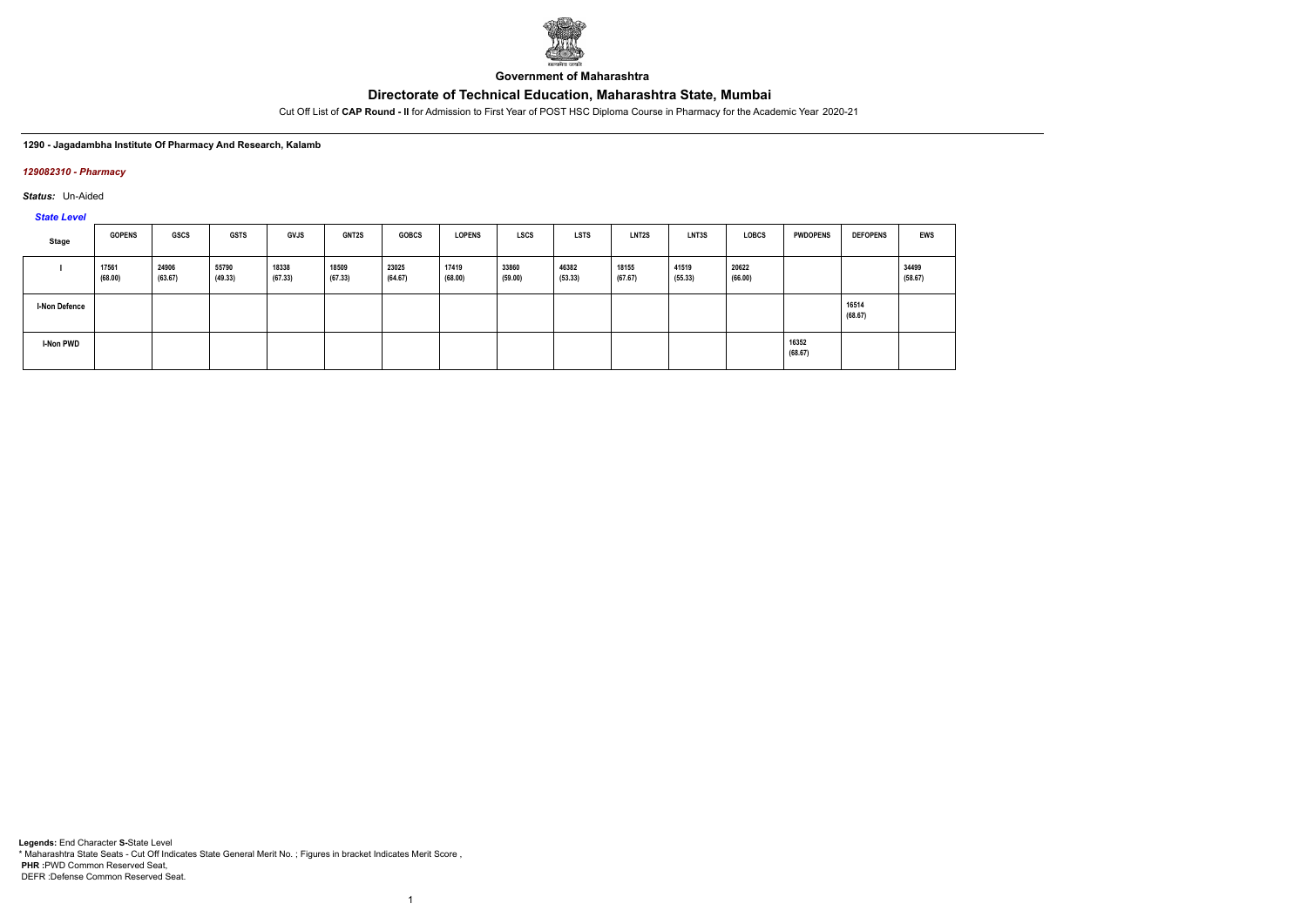**Government of Maharashtra**

# Directorate of Technical Education, Maharashtra State, Mumbai

Cut Off List of **CAP Round - II** for Admission to First Year of POST HSC Diploma Course in Pharmacy for the Academic Year 2020-21

**1290 - Jagadambha Institute Of Pharmacy And Research, Kalamb**

***129082310 - Pharmacy***

***Status:*** Un-Aided

***State Level***

| Stage | GOPENS | GSCS | GSTS | GVJS | GNT2S | GOBCS | LOPENS | LSCS | LSTS | LNT2S | LNT3S | LOBCS | PWDOPENS | DEFOPENS | EWS |
|---|---|---|---|---|---|---|---|---|---|---|---|---|---|---|---|
| I | 17561 (68.00) | 24906 (63.67) | 55790 (49.33) | 18338 (67.33) | 18509 (67.33) | 23025 (64.67) | 17419 (68.00) | 33860 (59.00) | 46382 (53.33) | 18155 (67.67) | 41519 (55.33) | 20622 (66.00) | | | 34499 (58.67) |
| I-Non Defence | | | | | | | | | | | | | | 16514 (68.67) | |
| I-Non PWD | | | | | | | | | | | | | 16352 (68.67) | | |

**Legends:** End Character **S-**State Level
* Maharashtra State Seats - Cut Off Indicates State General Merit No. ; Figures in bracket Indicates Merit Score ,
**PHR :**PWD Common Reserved Seat,
DEFR :Defense Common Reserved Seat.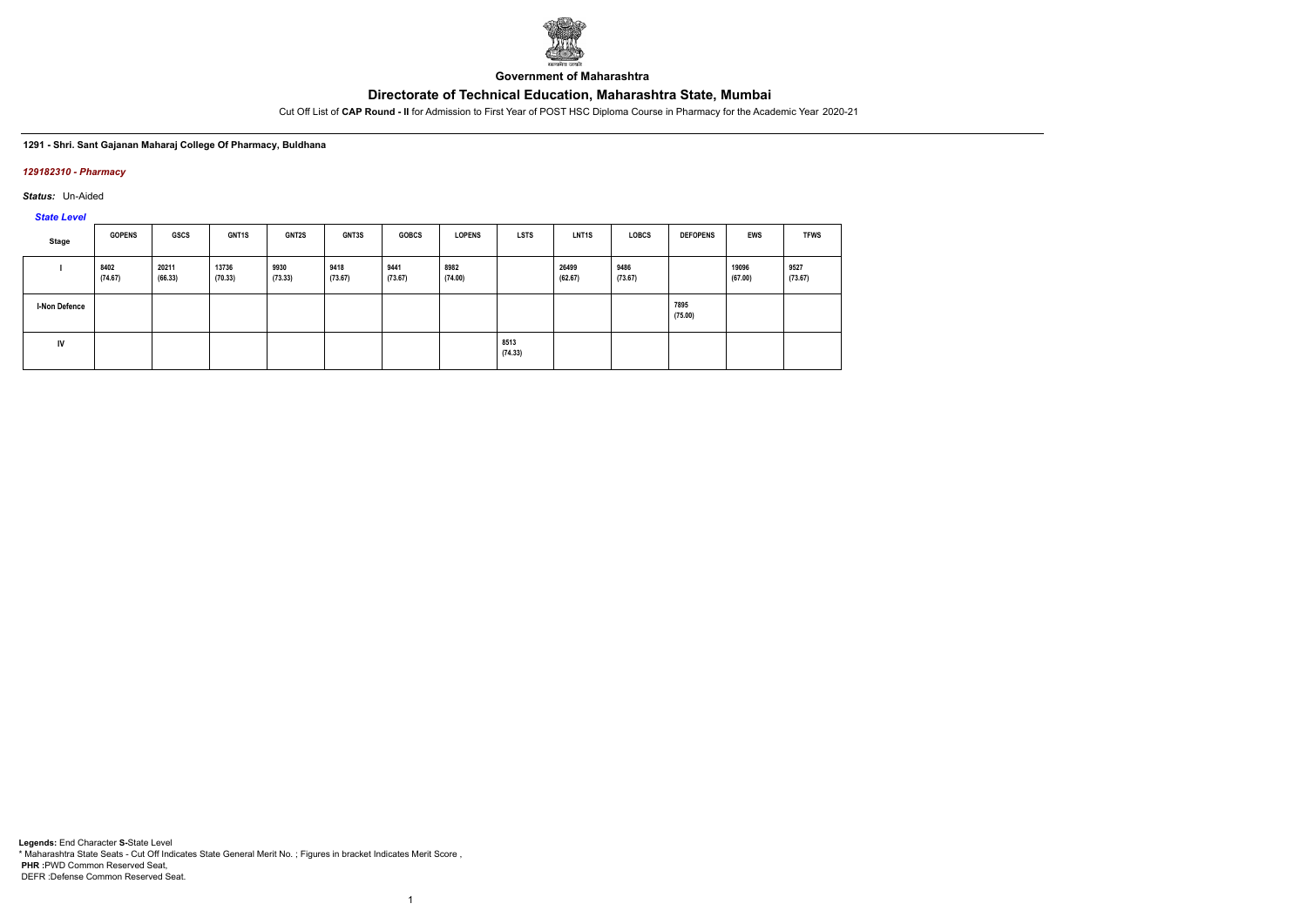**Government of Maharashtra**

# Directorate of Technical Education, Maharashtra State, Mumbai

Cut Off List of **CAP Round - II** for Admission to First Year of POST HSC Diploma Course in Pharmacy for the Academic Year 2020-21

**1291 - Shri. Sant Gajanan Maharaj College Of Pharmacy, Buldhana**

*129182310 - Pharmacy*

***Status:*** Un-Aided

*State Level*

| Stage | GOPENS | GSCS | GNT1S | GNT2S | GNT3S | GOBCS | LOPENS | LSTS | LNT1S | LOBCS | DEFOPENS | EWS | TFWS |
|---|---|---|---|---|---|---|---|---|---|---|---|---|---|
| I | 8402 (74.67) | 20211 (66.33) | 13736 (70.33) | 9930 (73.33) | 9418 (73.67) | 9441 (73.67) | 8982 (74.00) | | 26499 (62.67) | 9486 (73.67) | | 19096 (67.00) | 9527 (73.67) |
| I-Non Defence | | | | | | | | | | | 7895 (75.00) | | |
| IV | | | | | | | | 8513 (74.33) | | | | | |

**Legends:** End Character **S-**State Level
* Maharashtra State Seats - Cut Off Indicates State General Merit No. ; Figures in bracket Indicates Merit Score ,
**PHR :**PWD Common Reserved Seat,
DEFR :Defense Common Reserved Seat.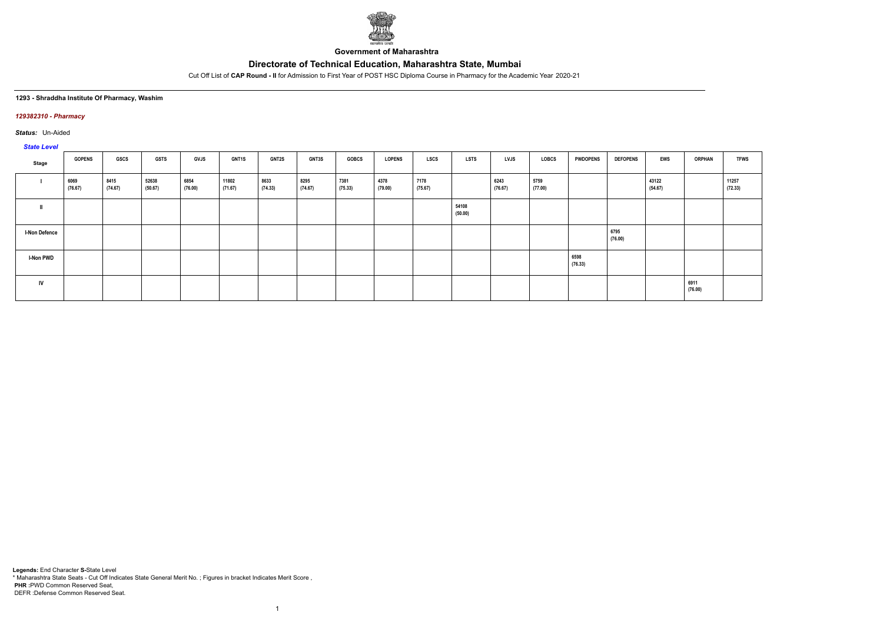Government of Maharashtra

# Directorate of Technical Education, Maharashtra State, Mumbai

Cut Off List of **CAP Round - II** for Admission to First Year of POST HSC Diploma Course in Pharmacy for the Academic Year 2020-21

**1293 - Shraddha Institute Of Pharmacy, Washim**

***129382310 - Pharmacy***

***Status:*** Un-Aided

***State Level***

| Stage | GOPENS | GSCS | GSTS | GVJS | GNT1S | GNT2S | GNT3S | GOBCS | LOPENS | LSCS | LSTS | LVJS | LOBCS | PWDOPENS | DEFOPENS | EWS | ORPHAN | TFWS |
|---|---|---|---|---|---|---|---|---|---|---|---|---|---|---|---|---|---|---|
| I | 6069 (76.67) | 8415 (74.67) | 52638 (50.67) | 6854 (76.00) | 11802 (71.67) | 8633 (74.33) | 8295 (74.67) | 7381 (75.33) | 4378 (79.00) | 7178 (75.67) | | 6243 (76.67) | 5759 (77.00) | | | 43122 (54.67) | | 11257 (72.33) |
| II | | | | | | | | | | | 54108 (50.00) | | | | | | | |
| I-Non Defence | | | | | | | | | | | | | | | 6795 (76.00) | | | |
| I-Non PWD | | | | | | | | | | | | | | 6598 (76.33) | | | | |
| IV | | | | | | | | | | | | | | | | | 6911 (76.00) | |

**Legends:** End Character **S-**State Level

\* Maharashtra State Seats - Cut Off Indicates State General Merit No. ; Figures in bracket Indicates Merit Score ,

**PHR :**PWD Common Reserved Seat,

DEFR :Defense Common Reserved Seat.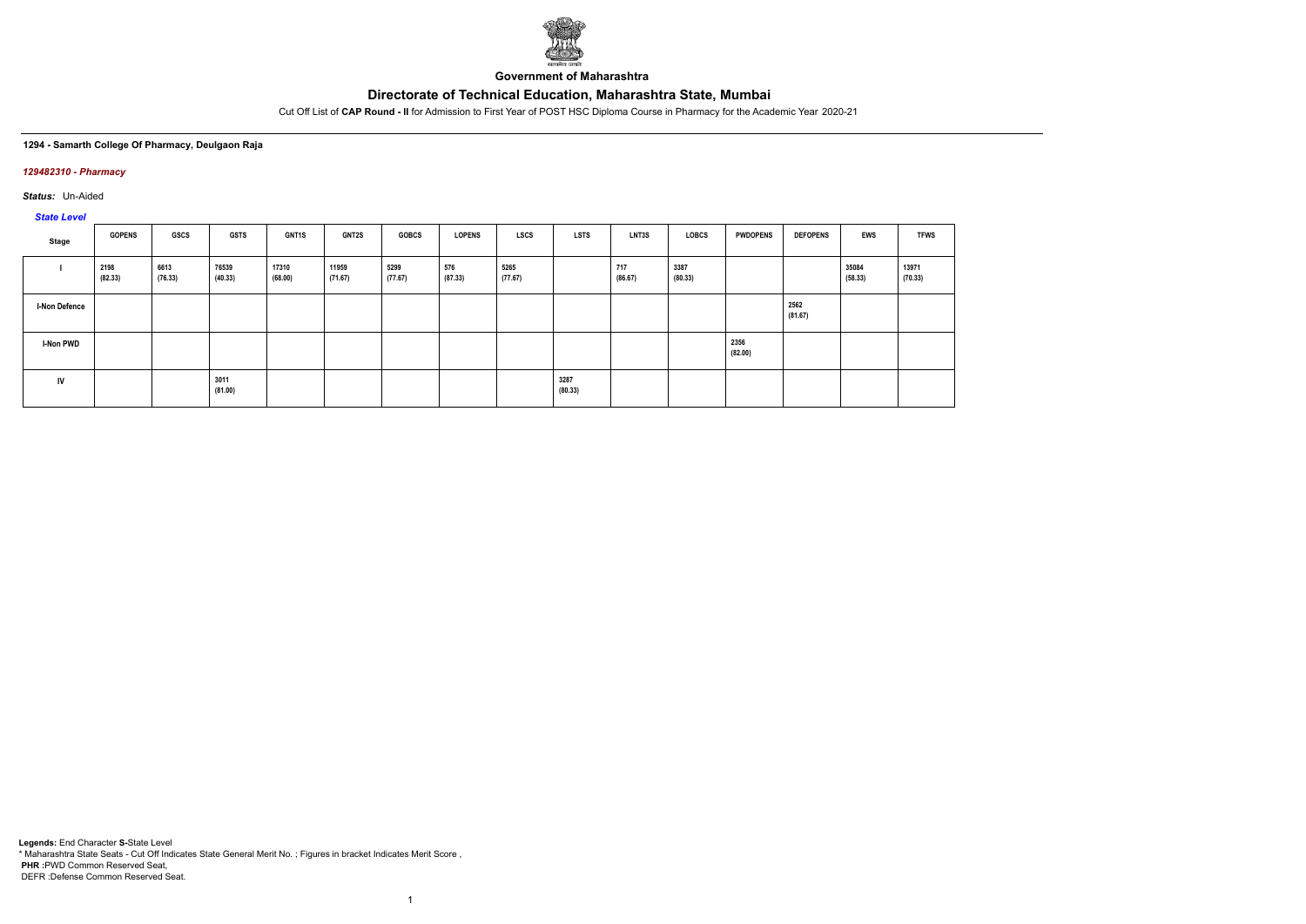Government of Maharashtra

# Directorate of Technical Education, Maharashtra State, Mumbai

Cut Off List of **CAP Round - II** for Admission to First Year of POST HSC Diploma Course in Pharmacy for the Academic Year 2020-21

**1294 - Samarth College Of Pharmacy, Deulgaon Raja**

***129482310 - Pharmacy***

***Status:*** Un-Aided

***State Level***

| Stage | GOPENS | GSCS | GSTS | GNT1S | GNT2S | GOBCS | LOPENS | LSCS | LSTS | LNT3S | LOBCS | PWDOPENS | DEFOPENS | EWS | TFWS |
|---|---|---|---|---|---|---|---|---|---|---|---|---|---|---|---|
| I | 2198 (82.33) | 6613 (76.33) | 76539 (40.33) | 17310 (68.00) | 11959 (71.67) | 5299 (77.67) | 576 (87.33) | 5265 (77.67) | | 717 (86.67) | 3387 (80.33) | | | 35084 (58.33) | 13971 (70.33) |
| I-Non Defence | | | | | | | | | | | | | 2562 (81.67) | | |
| I-Non PWD | | | | | | | | | | | | 2356 (82.00) | | | |
| IV | | | 3011 (81.00) | | | | | | 3287 (80.33) | | | | | | |

**Legends:** End Character **S-**State Level

\* Maharashtra State Seats - Cut Off Indicates State General Merit No. ; Figures in bracket Indicates Merit Score ,

**PHR :**PWD Common Reserved Seat,

DEFR :Defense Common Reserved Seat.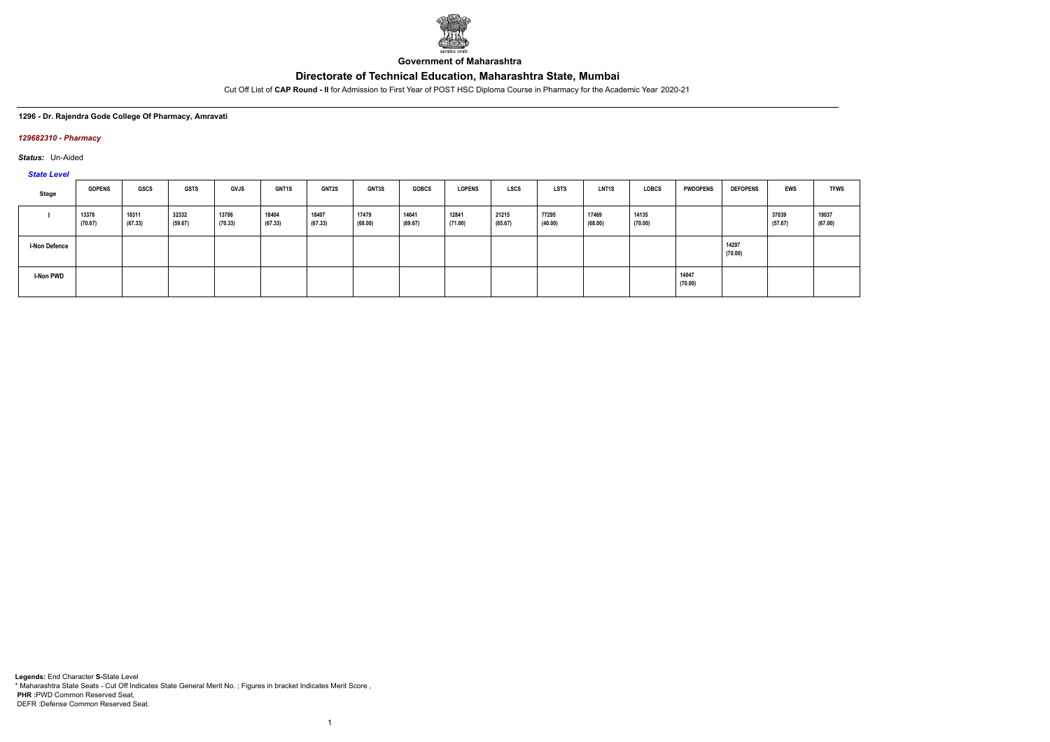**Government of Maharashtra**

## Directorate of Technical Education, Maharashtra State, Mumbai

Cut Off List of **CAP Round - II** for Admission to First Year of POST HSC Diploma Course in Pharmacy for the Academic Year 2020-21

**1296 - Dr. Rajendra Gode College Of Pharmacy, Amravati**

***129682310 - Pharmacy***

***Status:*** Un-Aided

***State Level***

| Stage | GOPENS | GSCS | GSTS | GVJS | GNT1S | GNT2S | GNT3S | GOBCS | LOPENS | LSCS | LSTS | LNT1S | LOBCS | PWDOPENS | DEFOPENS | EWS | TFWS |
|---|---|---|---|---|---|---|---|---|---|---|---|---|---|---|---|---|---|
| I | 13378 (70.67) | 18311 (67.33) | 32332 (59.67) | 13786 (70.33) | 18404 (67.33) | 18407 (67.33) | 17479 (68.00) | 14641 (69.67) | 12841 (71.00) | 21215 (65.67) | 77295 (40.00) | 17469 (68.00) | 14135 (70.00) | | | 37039 (57.67) | 19037 (67.00) |
| I-Non Defence | | | | | | | | | | | | | | | 14297 (70.00) | | |
| I-Non PWD | | | | | | | | | | | | | | 14047 (70.00) | | | |

**Legends:** End Character **S-**State Level
\* Maharashtra State Seats - Cut Off Indicates State General Merit No. ; Figures in bracket Indicates Merit Score ,
**PHR :**PWD Common Reserved Seat,
DEFR :Defense Common Reserved Seat.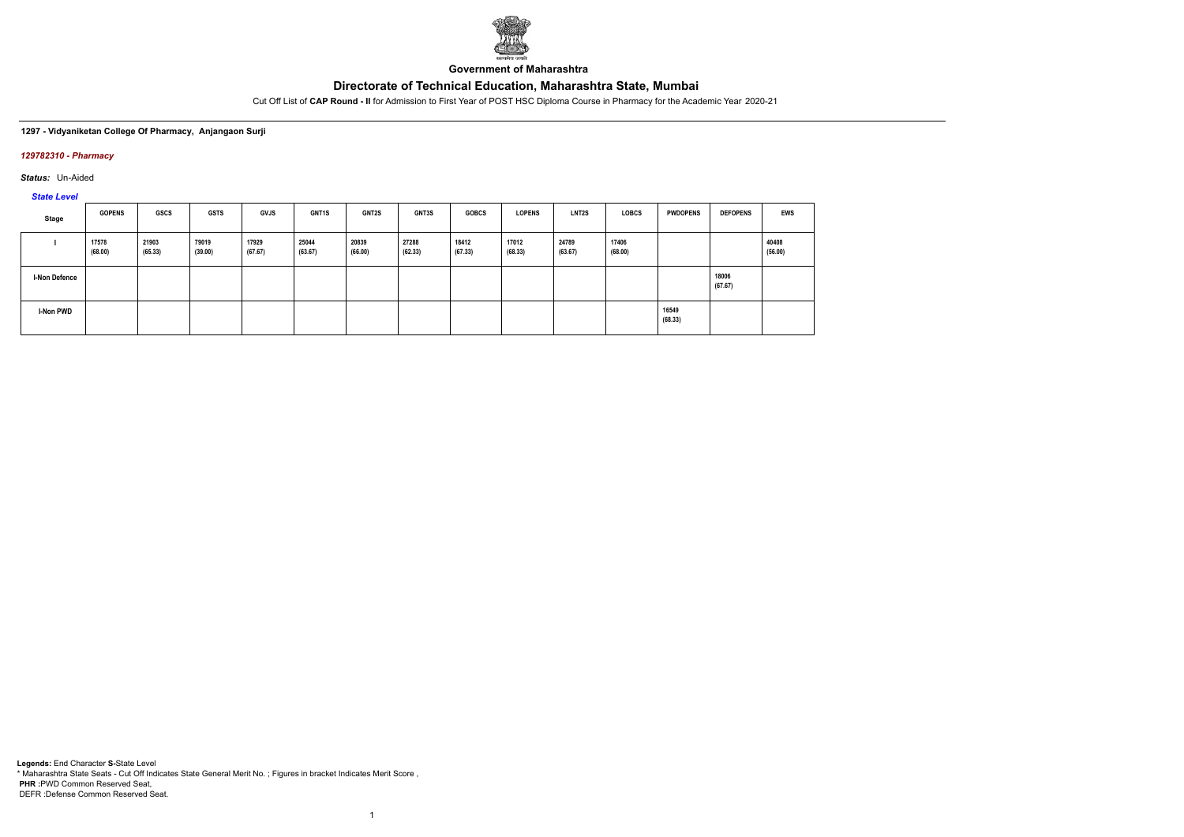Government of Maharashtra

# Directorate of Technical Education, Maharashtra State, Mumbai

Cut Off List of **CAP Round - II** for Admission to First Year of POST HSC Diploma Course in Pharmacy for the Academic Year 2020-21

**1297 - Vidyaniketan College Of Pharmacy, Anjangaon Surji**

***129782310 - Pharmacy***

***Status:*** Un-Aided

***State Level***

| Stage | GOPENS | GSCS | GSTS | GVJS | GNT1S | GNT2S | GNT3S | GOBCS | LOPENS | LNT2S | LOBCS | PWDOPENS | DEFOPENS | EWS |
|---|---|---|---|---|---|---|---|---|---|---|---|---|---|---|
| I | 17578 (68.00) | 21903 (65.33) | 79019 (39.00) | 17929 (67.67) | 25044 (63.67) | 20839 (66.00) | 27288 (62.33) | 18412 (67.33) | 17012 (68.33) | 24789 (63.67) | 17406 (68.00) | | | 40408 (56.00) |
| I-Non Defence | | | | | | | | | | | | | 18006 (67.67) | |
| I-Non PWD | | | | | | | | | | | | 16549 (68.33) | | |

**Legends:** End Character **S-**State Level
\* Maharashtra State Seats - Cut Off Indicates State General Merit No. ; Figures in bracket Indicates Merit Score ,
**PHR** :PWD Common Reserved Seat,
DEFR :Defense Common Reserved Seat.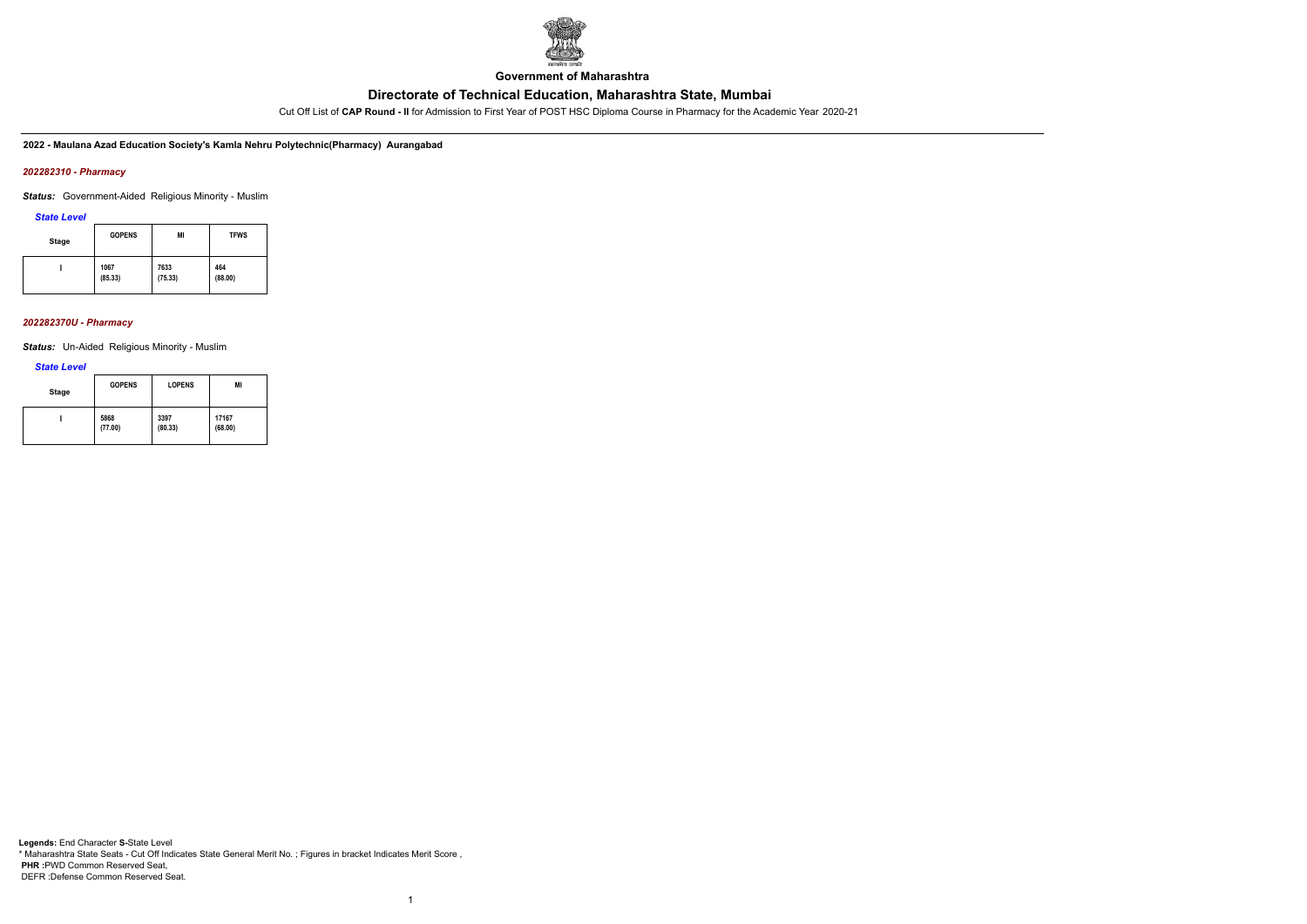**Government of Maharashtra**

## Directorate of Technical Education, Maharashtra State, Mumbai

Cut Off List of **CAP Round - II** for Admission to First Year of POST HSC Diploma Course in Pharmacy for the Academic Year 2020-21

**2022 - Maulana Azad Education Society's Kamla Nehru Polytechnic(Pharmacy) Aurangabad**

*202282310 - Pharmacy*

***Status:*** Government-Aided Religious Minority - Muslim

*State Level*

| Stage | GOPENS | MI | TFWS |
|---|---|---|---|
| I | 1067<br>(85.33) | 7633<br>(75.33) | 464<br>(88.00) |

*202282370U - Pharmacy*

***Status:*** Un-Aided Religious Minority - Muslim

*State Level*

| Stage | GOPENS | LOPENS | MI |
|---|---|---|---|
| I | 5868<br>(77.00) | 3397<br>(80.33) | 17167<br>(68.00) |

**Legends:** End Character **S-**State Level
* Maharashtra State Seats - Cut Off Indicates State General Merit No. ; Figures in bracket Indicates Merit Score ,
**PHR :**PWD Common Reserved Seat,
DEFR :Defense Common Reserved Seat.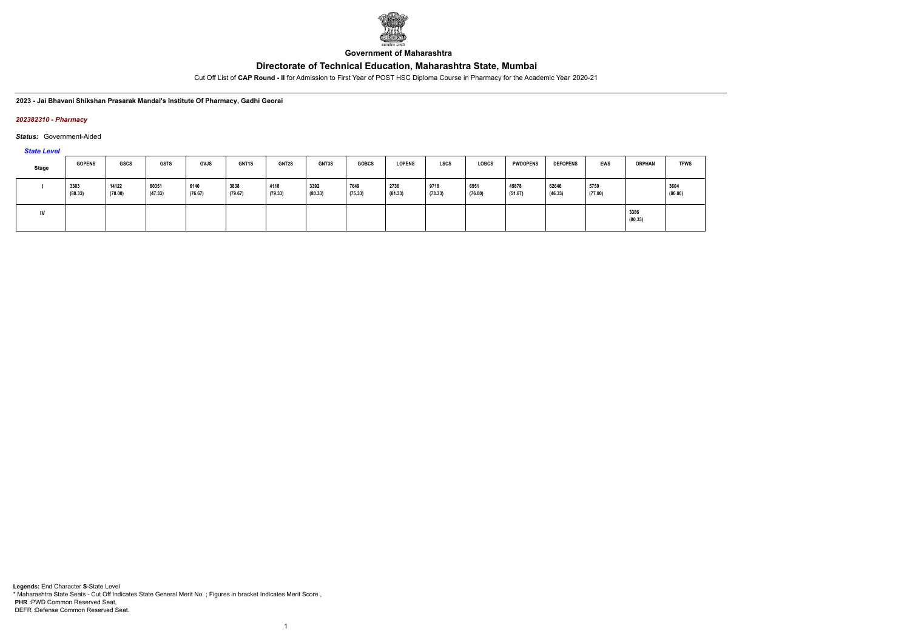**Government of Maharashtra**

## Directorate of Technical Education, Maharashtra State, Mumbai

Cut Off List of **CAP Round - II** for Admission to First Year of POST HSC Diploma Course in Pharmacy for the Academic Year 2020-21

**2023 - Jai Bhavani Shikshan Prasarak Mandal's Institute Of Pharmacy, Gadhi Georai**

*202382310 - Pharmacy*

*Status:* Government-Aided

*State Level*

| Stage | GOPENS | GSCS | GSTS | GVJS | GNT1S | GNT2S | GNT3S | GOBCS | LOPENS | LSCS | LOBCS | PWDOPENS | DEFOPENS | EWS | ORPHAN | TFWS |
|---|---|---|---|---|---|---|---|---|---|---|---|---|---|---|---|---|
| I | 3303 (80.33) | 14122 (70.00) | 60351 (47.33) | 6140 (76.67) | 3838 (79.67) | 4118 (79.33) | 3392 (80.33) | 7649 (75.33) | 2736 (81.33) | 9718 (73.33) | 6951 (76.00) | 49878 (51.67) | 62646 (46.33) | 5750 (77.00) | | 3604 (80.00) |
| IV | | | | | | | | | | | | | | | 3386 (80.33) | |

**Legends:** End Character **S-**State Level
\* Maharashtra State Seats - Cut Off Indicates State General Merit No. ; Figures in bracket Indicates Merit Score ,
**PHR :**PWD Common Reserved Seat,
DEFR :Defense Common Reserved Seat.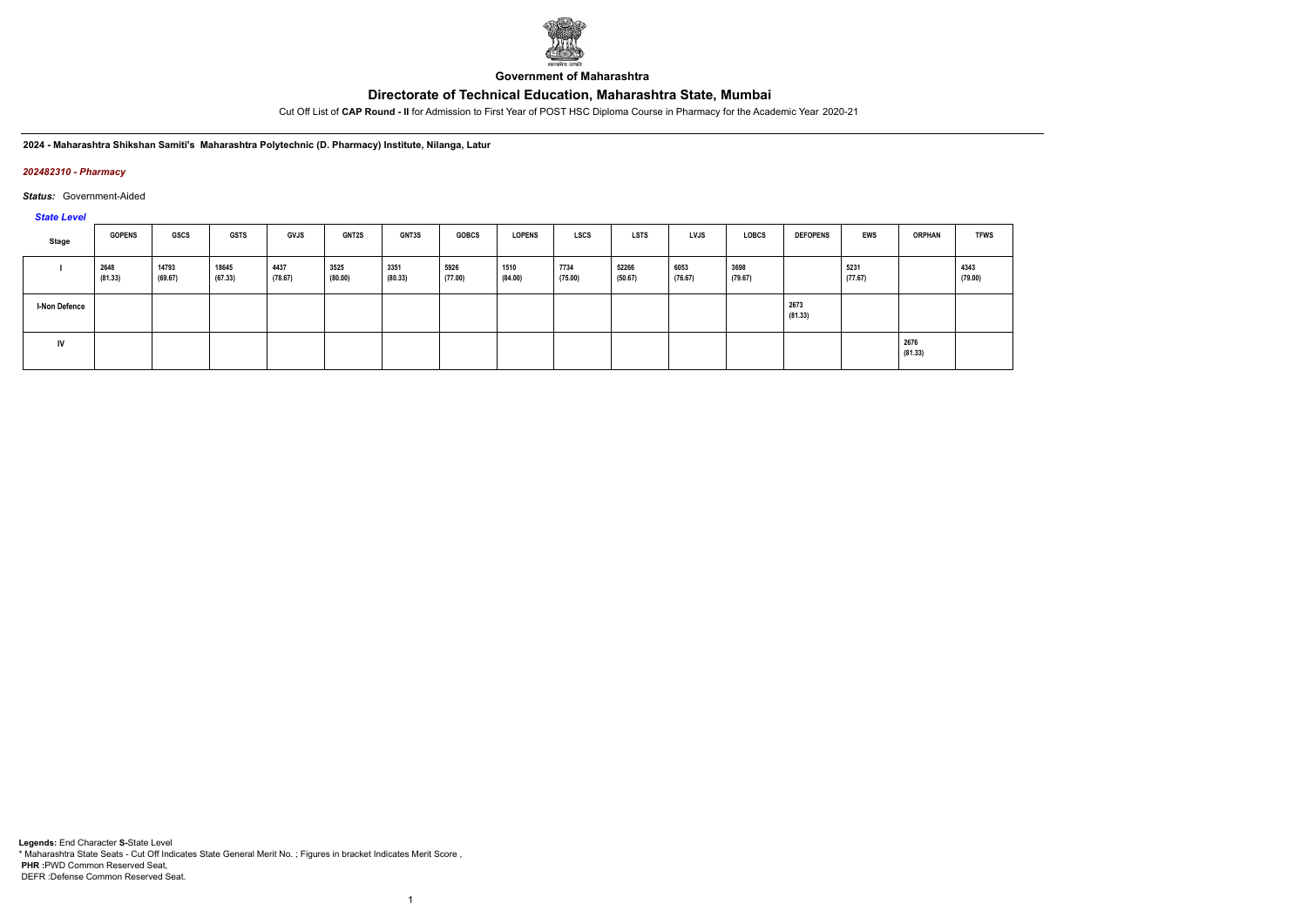**Government of Maharashtra**

## Directorate of Technical Education, Maharashtra State, Mumbai

Cut Off List of **CAP Round - II** for Admission to First Year of POST HSC Diploma Course in Pharmacy for the Academic Year 2020-21

**2024 - Maharashtra Shikshan Samiti's Maharashtra Polytechnic (D. Pharmacy) Institute, Nilanga, Latur**

*202482310 - Pharmacy*

*Status:* Government-Aided

*State Level*

| Stage | GOPENS | GSCS | GSTS | GVJS | GNT2S | GNT3S | GOBCS | LOPENS | LSCS | LSTS | LVJS | LOBCS | DEFOPENS | EWS | ORPHAN | TFWS |
|---|---|---|---|---|---|---|---|---|---|---|---|---|---|---|---|---|
| I | 2648 (81.33) | 14793 (69.67) | 18645 (67.33) | 4437 (78.67) | 3525 (80.00) | 3351 (80.33) | 5926 (77.00) | 1510 (84.00) | 7734 (75.00) | 52266 (50.67) | 6053 (76.67) | 3698 (79.67) | | 5231 (77.67) | | 4343 (79.00) |
| I-Non Defence | | | | | | | | | | | | | 2673 (81.33) | | | |
| IV | | | | | | | | | | | | | | | 2676 (81.33) | |

**Legends:** End Character **S-**State Level
* Maharashtra State Seats - Cut Off Indicates State General Merit No. ; Figures in bracket Indicates Merit Score ,
**PHR** :PWD Common Reserved Seat,
DEFR :Defense Common Reserved Seat.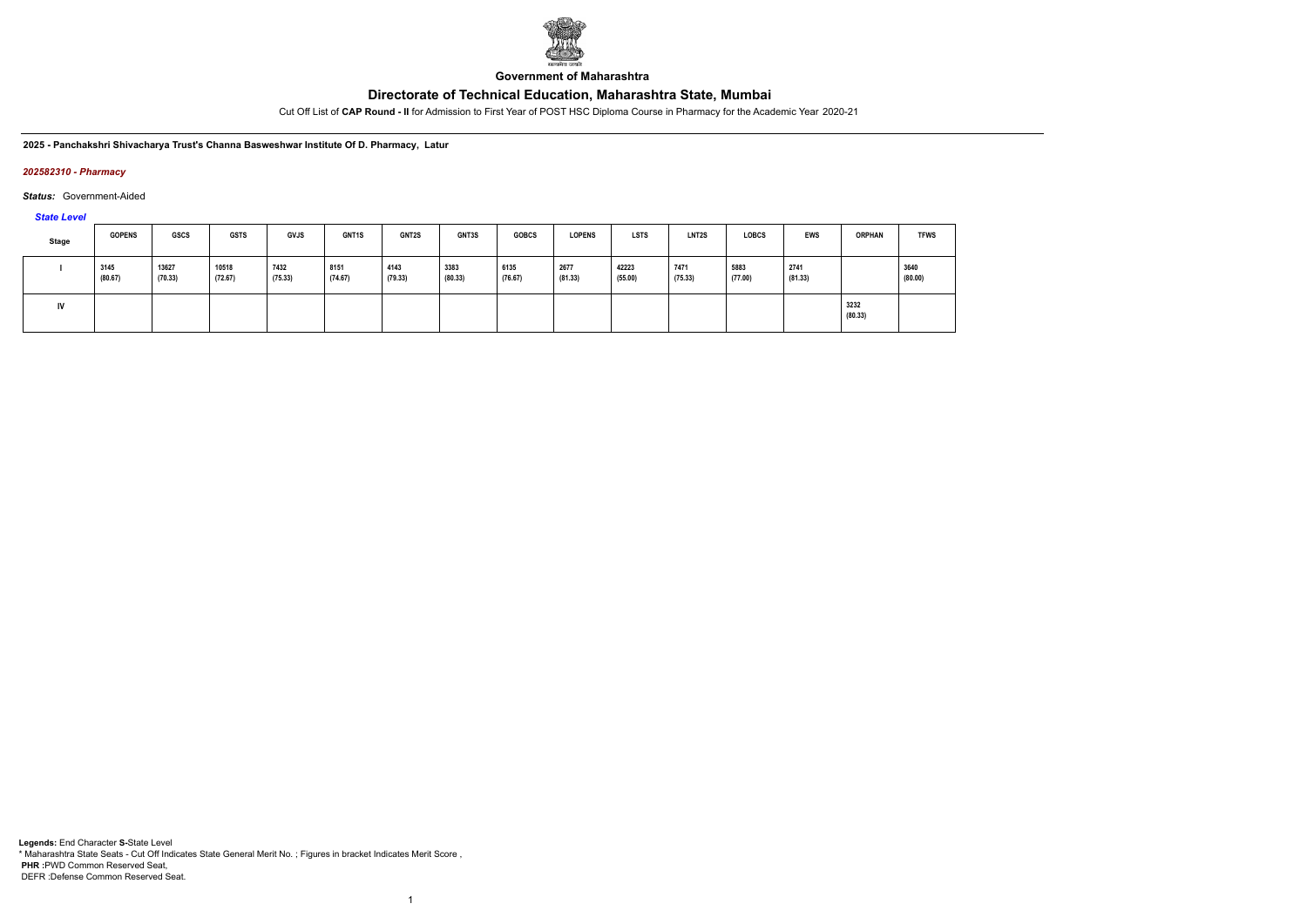**Government of Maharashtra**

# Directorate of Technical Education, Maharashtra State, Mumbai

Cut Off List of **CAP Round - II** for Admission to First Year of POST HSC Diploma Course in Pharmacy for the Academic Year 2020-21

**2025 - Panchakshri Shivacharya Trust's Channa Basweshwar Institute Of D. Pharmacy, Latur**

***202582310 - Pharmacy***

***Status:*** Government-Aided

***State Level***

| Stage | GOPENS | GSCS | GSTS | GVJS | GNT1S | GNT2S | GNT3S | GOBCS | LOPENS | LSTS | LNT2S | LOBCS | EWS | ORPHAN | TFWS |
|---|---|---|---|---|---|---|---|---|---|---|---|---|---|---|---|
| I | 3145 (80.67) | 13627 (70.33) | 10518 (72.67) | 7432 (75.33) | 8151 (74.67) | 4143 (79.33) | 3383 (80.33) | 6135 (76.67) | 2677 (81.33) | 42223 (55.00) | 7471 (75.33) | 5883 (77.00) | 2741 (81.33) | | 3640 (80.00) |
| IV | | | | | | | | | | | | | | 3232 (80.33) | |

**Legends:** End Character **S-**State Level
\* Maharashtra State Seats - Cut Off Indicates State General Merit No. ; Figures in bracket Indicates Merit Score ,
**PHR :**PWD Common Reserved Seat,
DEFR :Defense Common Reserved Seat.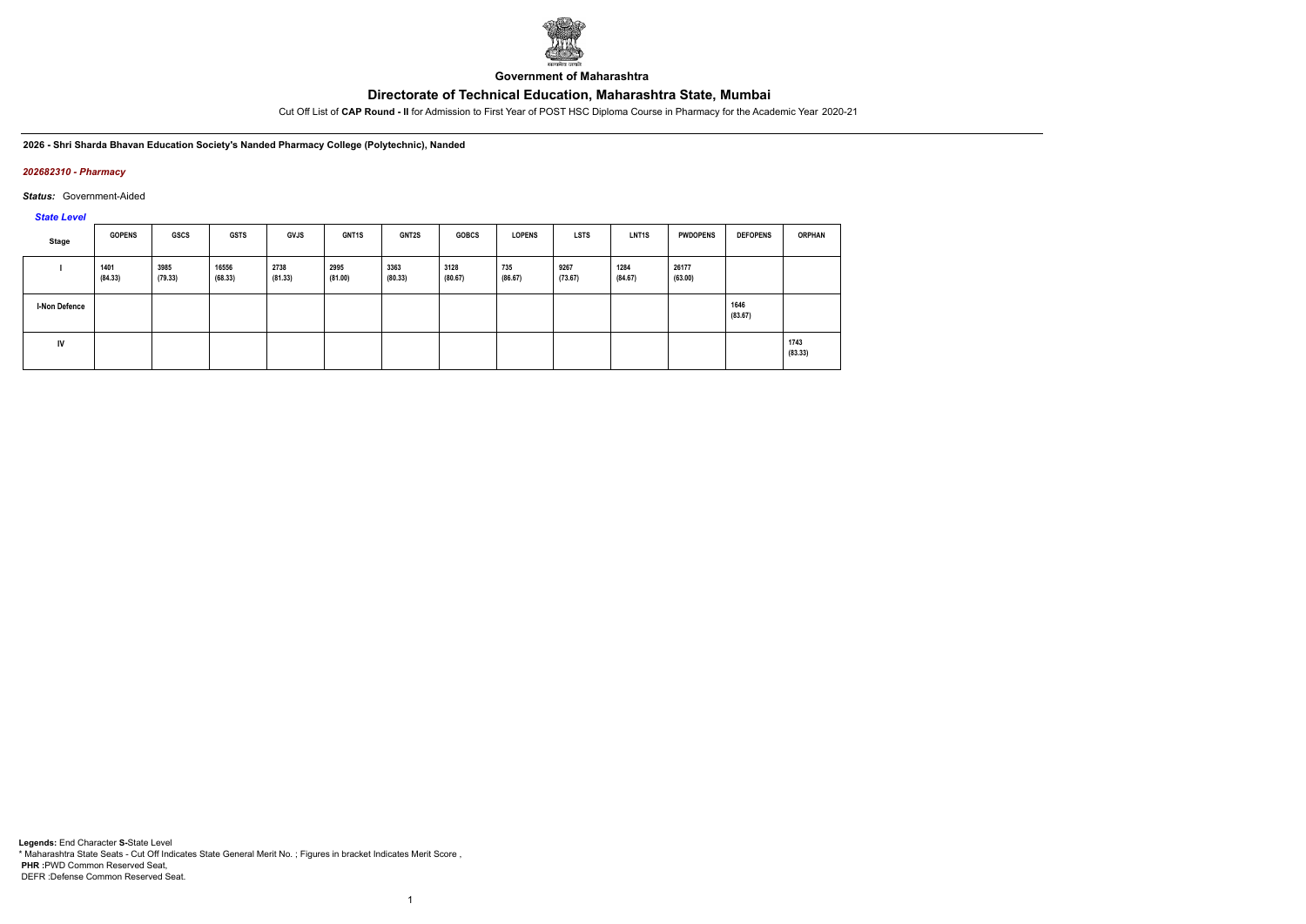**Government of Maharashtra**

# Directorate of Technical Education, Maharashtra State, Mumbai

Cut Off List of **CAP Round - II** for Admission to First Year of POST HSC Diploma Course in Pharmacy for the Academic Year 2020-21

**2026 - Shri Sharda Bhavan Education Society's Nanded Pharmacy College (Polytechnic), Nanded**

***202682310 - Pharmacy***

***Status:*** Government-Aided

***State Level***

| Stage | GOPENS | GSCS | GSTS | GVJS | GNT1S | GNT2S | GOBCS | LOPENS | LSTS | LNT1S | PWDOPENS | DEFOPENS | ORPHAN |
|---|---|---|---|---|---|---|---|---|---|---|---|---|---|
| I | 1401 (84.33) | 3985 (79.33) | 16556 (68.33) | 2738 (81.33) | 2995 (81.00) | 3363 (80.33) | 3128 (80.67) | 735 (86.67) | 9267 (73.67) | 1284 (84.67) | 26177 (63.00) | | |
| I-Non Defence | | | | | | | | | | | | 1646 (83.67) | |
| IV | | | | | | | | | | | | | 1743 (83.33) |

**Legends:** End Character **S-**State Level
* Maharashtra State Seats - Cut Off Indicates State General Merit No. ; Figures in bracket Indicates Merit Score ,
**PHR :**PWD Common Reserved Seat,
DEFR :Defense Common Reserved Seat.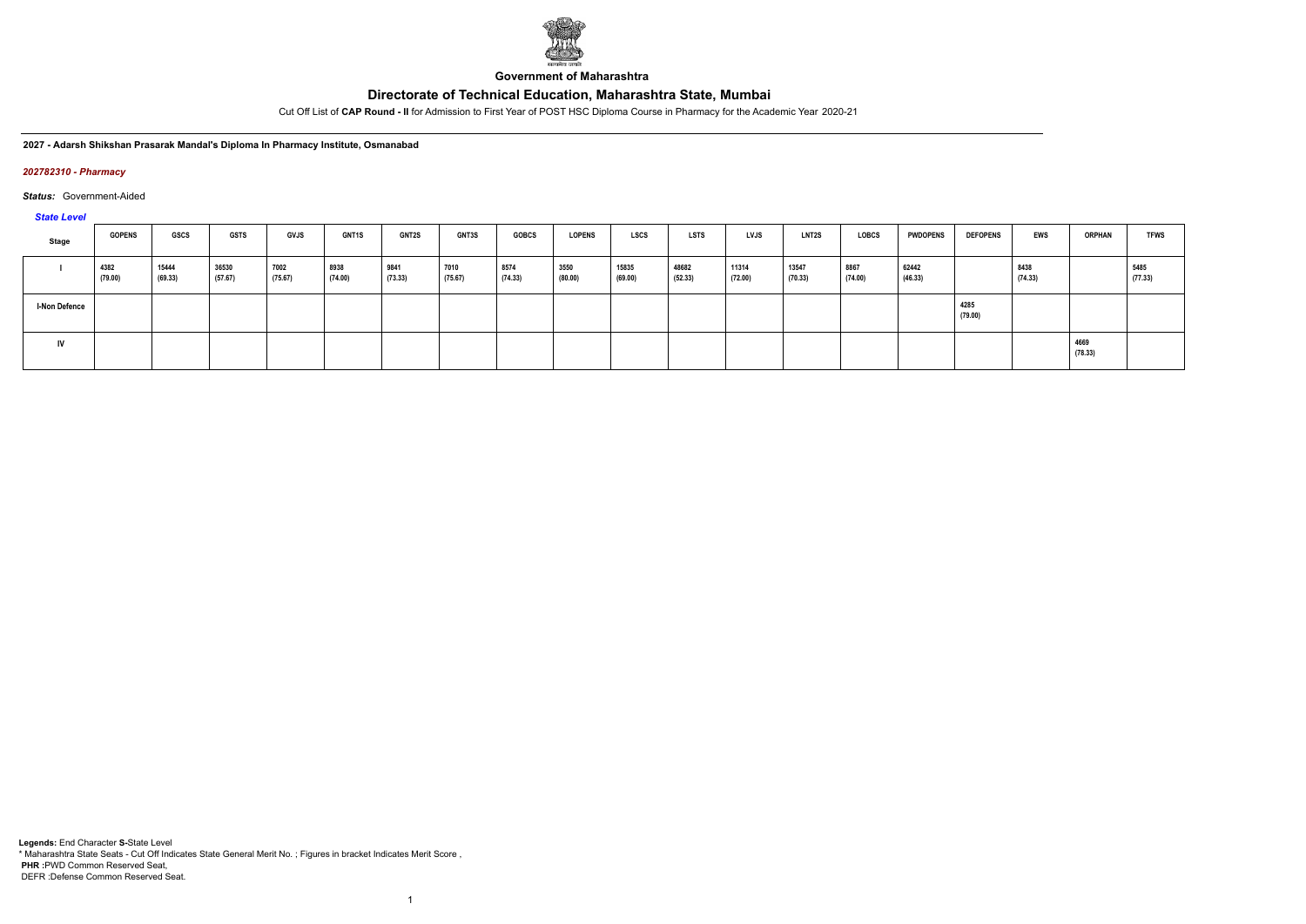Government of Maharashtra

# Directorate of Technical Education, Maharashtra State, Mumbai

Cut Off List of **CAP Round - II** for Admission to First Year of POST HSC Diploma Course in Pharmacy for the Academic Year 2020-21

**2027 - Adarsh Shikshan Prasarak Mandal's Diploma In Pharmacy Institute, Osmanabad**

***202782310 - Pharmacy***

***Status:*** Government-Aided

***State Level***

| Stage | GOPENS | GSCS | GSTS | GVJS | GNT1S | GNT2S | GNT3S | GOBCS | LOPENS | LSCS | LSTS | LVJS | LNT2S | LOBCS | PWDOPENS | DEFOPENS | EWS | ORPHAN | TFWS |
|---|---|---|---|---|---|---|---|---|---|---|---|---|---|---|---|---|---|---|---|
| I | 4382 (79.00) | 15444 (69.33) | 36530 (57.67) | 7002 (75.67) | 8938 (74.00) | 9841 (73.33) | 7010 (75.67) | 8574 (74.33) | 3550 (80.00) | 15835 (69.00) | 48682 (52.33) | 11314 (72.00) | 13547 (70.33) | 8867 (74.00) | 62442 (46.33) | | 8438 (74.33) | | 5485 (77.33) |
| I-Non Defence | | | | | | | | | | | | | | | | 4285 (79.00) | | | |
| IV | | | | | | | | | | | | | | | | | | 4669 (78.33) | |

**Legends:** End Character **S-**State Level
\* Maharashtra State Seats - Cut Off Indicates State General Merit No. ; Figures in bracket Indicates Merit Score ,
**PHR :**PWD Common Reserved Seat,
DEFR :Defense Common Reserved Seat.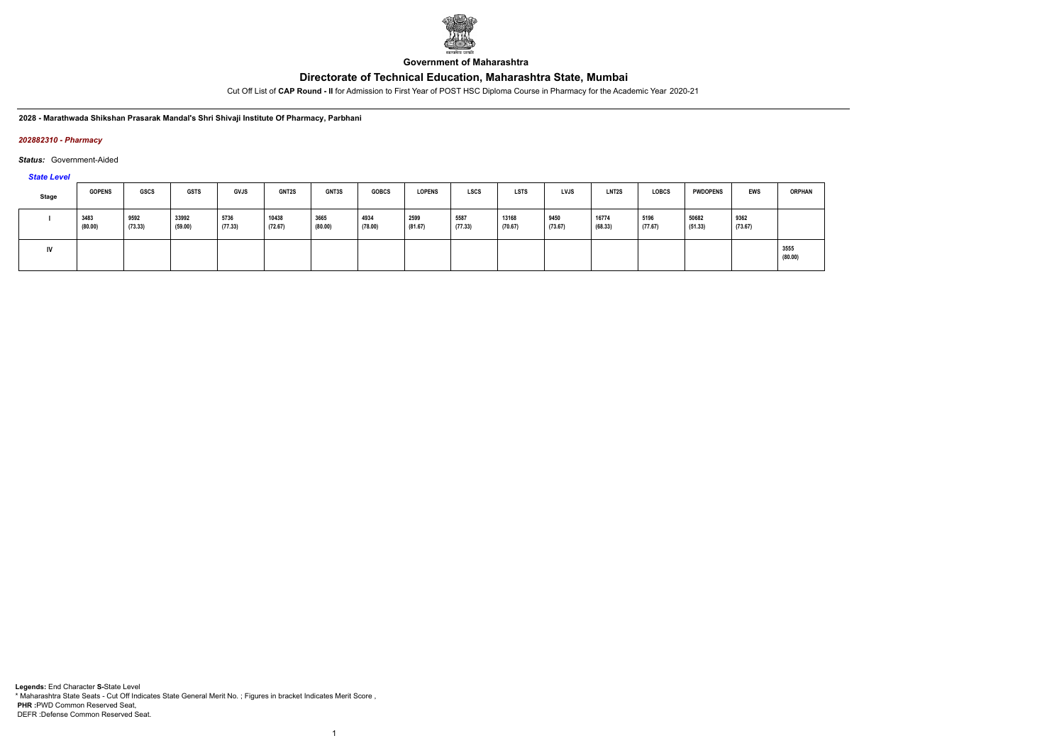Government of Maharashtra

# Directorate of Technical Education, Maharashtra State, Mumbai

Cut Off List of **CAP Round - II** for Admission to First Year of POST HSC Diploma Course in Pharmacy for the Academic Year 2020-21

**2028 - Marathwada Shikshan Prasarak Mandal's Shri Shivaji Institute Of Pharmacy, Parbhani**

*202882310 - Pharmacy*

*Status:* Government-Aided

*State Level*

| Stage | GOPENS | GSCS | GSTS | GVJS | GNT2S | GNT3S | GOBCS | LOPENS | LSCS | LSTS | LVJS | LNT2S | LOBCS | PWDOPENS | EWS | ORPHAN |
|---|---|---|---|---|---|---|---|---|---|---|---|---|---|---|---|---|
| I | 3483 (80.00) | 9592 (73.33) | 33992 (59.00) | 5736 (77.33) | 10438 (72.67) | 3665 (80.00) | 4934 (78.00) | 2599 (81.67) | 5587 (77.33) | 13168 (70.67) | 9450 (73.67) | 16774 (68.33) | 5196 (77.67) | 50682 (51.33) | 9362 (73.67) | |
| IV | | | | | | | | | | | | | | | | 3555 (80.00) |

**Legends:** End Character **S**-State Level
* Maharashtra State Seats - Cut Off Indicates State General Merit No. ; Figures in bracket Indicates Merit Score ,
**PHR** :PWD Common Reserved Seat,
DEFR :Defense Common Reserved Seat.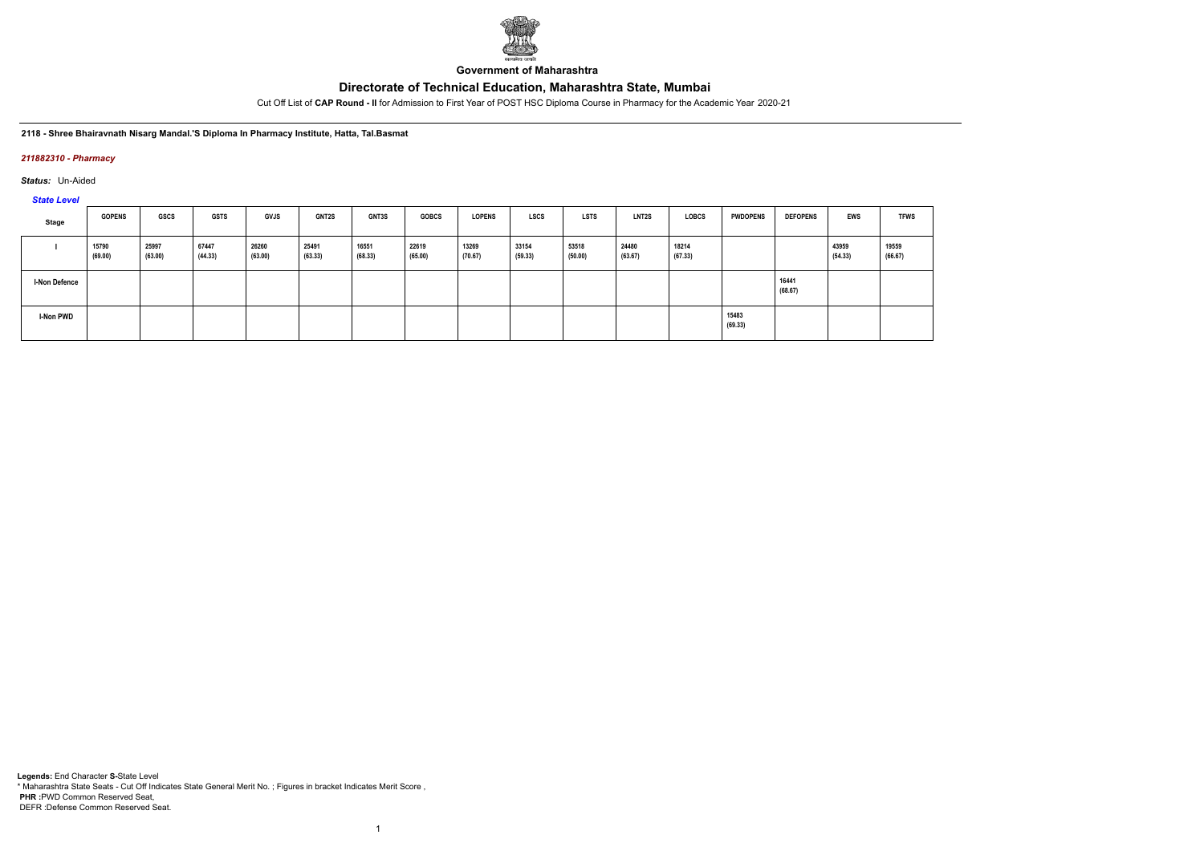**Government of Maharashtra**

# Directorate of Technical Education, Maharashtra State, Mumbai

Cut Off List of **CAP Round - II** for Admission to First Year of POST HSC Diploma Course in Pharmacy for the Academic Year 2020-21

**2118 - Shree Bhairavnath Nisarg Mandal.'S Diploma In Pharmacy Institute, Hatta, Tal.Basmat**

*211882310 - Pharmacy*

*Status:* Un-Aided

*State Level*

| Stage | GOPENS | GSCS | GSTS | GVJS | GNT2S | GNT3S | GOBCS | LOPENS | LSCS | LSTS | LNT2S | LOBCS | PWDOPENS | DEFOPENS | EWS | TFWS |
|---|---|---|---|---|---|---|---|---|---|---|---|---|---|---|---|---|
| I | 15790 (69.00) | 25997 (63.00) | 67447 (44.33) | 26260 (63.00) | 25491 (63.33) | 16551 (68.33) | 22619 (65.00) | 13269 (70.67) | 33154 (59.33) | 53518 (50.00) | 24480 (63.67) | 18214 (67.33) | | | 43959 (54.33) | 19559 (66.67) |
| I-Non Defence | | | | | | | | | | | | | | 16441 (68.67) | | |
| I-Non PWD | | | | | | | | | | | | | 15483 (69.33) | | | |

**Legends:** End Character **S-**State Level
* Maharashtra State Seats - Cut Off Indicates State General Merit No. ; Figures in bracket Indicates Merit Score ,
**PHR :**PWD Common Reserved Seat,
DEFR :Defense Common Reserved Seat.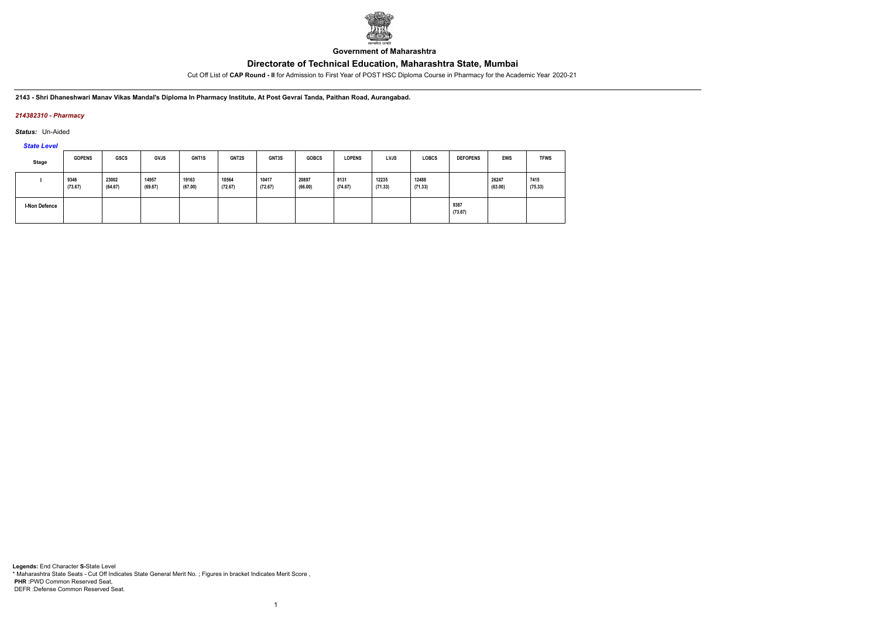**Government of Maharashtra**

# Directorate of Technical Education, Maharashtra State, Mumbai

Cut Off List of **CAP Round - II** for Admission to First Year of POST HSC Diploma Course in Pharmacy for the Academic Year 2020-21

**2143 - Shri Dhaneshwari Manav Vikas Mandal's Diploma In Pharmacy Institute, At Post Gevrai Tanda, Paithan Road, Aurangabad.**

***214382310 - Pharmacy***

***Status:*** Un-Aided

***State Level***

| Stage | GOPENS | GSCS | GVJS | GNT1S | GNT2S | GNT3S | GOBCS | LOPENS | LVJS | LOBCS | DEFOPENS | EWS | TFWS |
|---|---|---|---|---|---|---|---|---|---|---|---|---|---|
| I | 9346 (73.67) | 23002 (64.67) | 14957 (69.67) | 19163 (67.00) | 10564 (72.67) | 10417 (72.67) | 20897 (66.00) | 8131 (74.67) | 12235 (71.33) | 12488 (71.33) | | 26247 (63.00) | 7415 (75.33) |
| I-Non Defence | | | | | | | | | | | 9387 (73.67) | | |

**Legends:** End Character **S-**State Level
* Maharashtra State Seats - Cut Off Indicates State General Merit No. ; Figures in bracket Indicates Merit Score ,
**PHR :**PWD Common Reserved Seat,
DEFR :Defense Common Reserved Seat.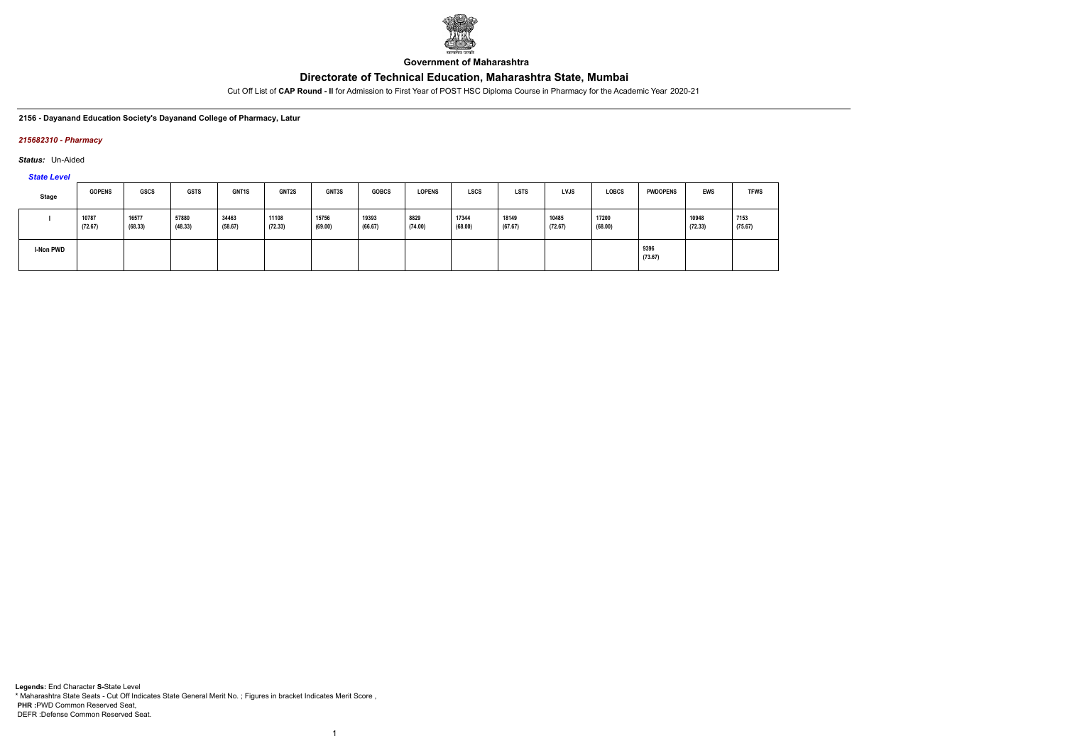Government of Maharashtra

# Directorate of Technical Education, Maharashtra State, Mumbai

Cut Off List of **CAP Round - II** for Admission to First Year of POST HSC Diploma Course in Pharmacy for the Academic Year 2020-21

**2156 - Dayanand Education Society's Dayanand College of Pharmacy, Latur**

***215682310 - Pharmacy***

***Status:*** Un-Aided

***State Level***

| Stage | GOPENS | GSCS | GSTS | GNT1S | GNT2S | GNT3S | GOBCS | LOPENS | LSCS | LSTS | LVJS | LOBCS | PWDOPENS | EWS | TFWS |
|---|---|---|---|---|---|---|---|---|---|---|---|---|---|---|---|
| I | 10787 (72.67) | 16577 (68.33) | 57880 (48.33) | 34463 (58.67) | 11108 (72.33) | 15756 (69.00) | 19393 (66.67) | 8829 (74.00) | 17344 (68.00) | 18149 (67.67) | 10485 (72.67) | 17200 (68.00) | | 10948 (72.33) | 7153 (75.67) |
| I-Non PWD | | | | | | | | | | | | | 9396 (73.67) | | |

**Legends:** End Character **S-**State Level
* Maharashtra State Seats - Cut Off Indicates State General Merit No. ; Figures in bracket Indicates Merit Score ,
**PHR :**PWD Common Reserved Seat,
DEFR :Defense Common Reserved Seat.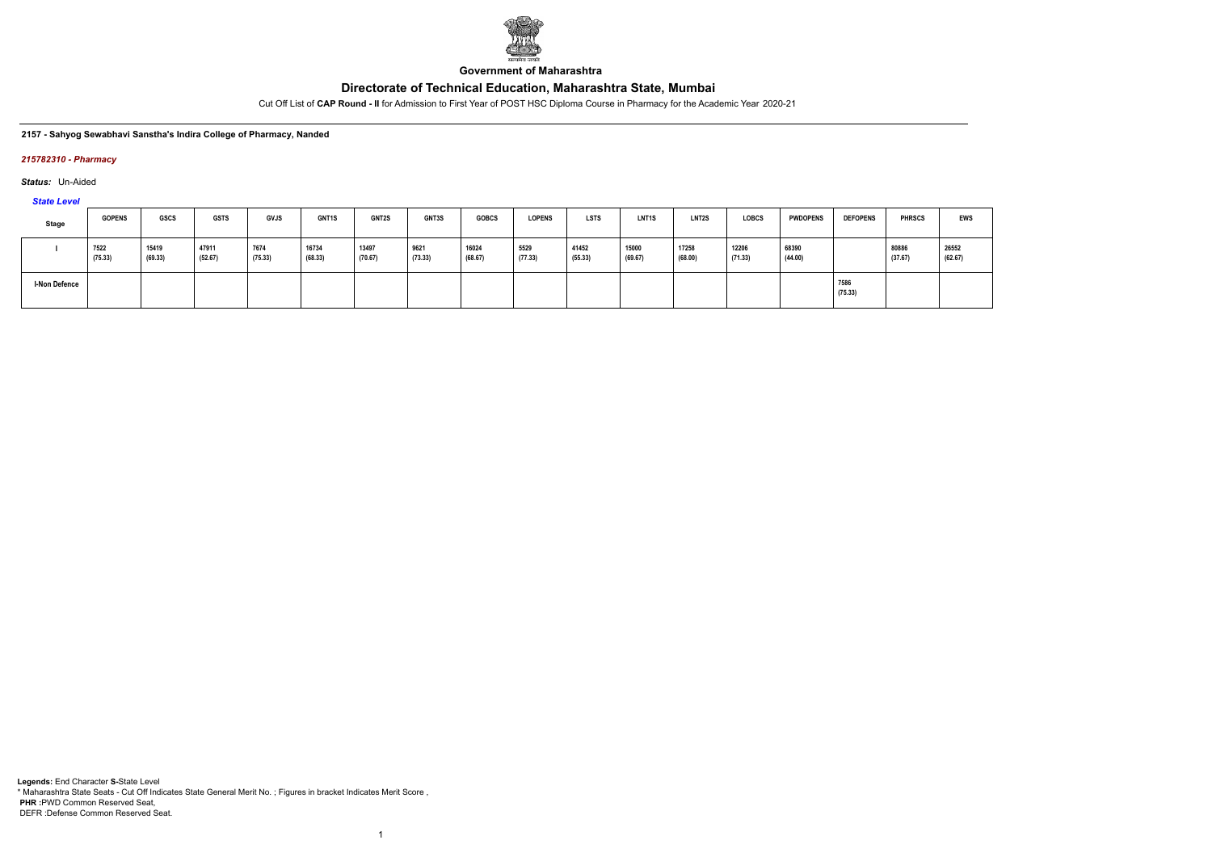**Government of Maharashtra**

## Directorate of Technical Education, Maharashtra State, Mumbai

Cut Off List of **CAP Round - II** for Admission to First Year of POST HSC Diploma Course in Pharmacy for the Academic Year 2020-21

**2157 - Sahyog Sewabhavi Sanstha's Indira College of Pharmacy, Nanded**

***215782310 - Pharmacy***

***Status:*** Un-Aided

***State Level***

| Stage | GOPENS | GSCS | GSTS | GVJS | GNT1S | GNT2S | GNT3S | GOBCS | LOPENS | LSTS | LNT1S | LNT2S | LOBCS | PWDOPENS | DEFOPENS | PHRSCS | EWS |
|---|---|---|---|---|---|---|---|---|---|---|---|---|---|---|---|---|---|
| I | 7522 (75.33) | 15419 (69.33) | 47911 (52.67) | 7674 (75.33) | 16734 (68.33) | 13497 (70.67) | 9621 (73.33) | 16024 (68.67) | 5529 (77.33) | 41452 (55.33) | 15000 (69.67) | 17258 (68.00) | 12206 (71.33) | 68390 (44.00) | | 80886 (37.67) | 26552 (62.67) |
| I-Non Defence | | | | | | | | | | | | | | | 7586 (75.33) | | |

**Legends:** End Character **S-**State Level
* Maharashtra State Seats - Cut Off Indicates State General Merit No. ; Figures in bracket Indicates Merit Score ,
**PHR :**PWD Common Reserved Seat,
DEFR :Defense Common Reserved Seat.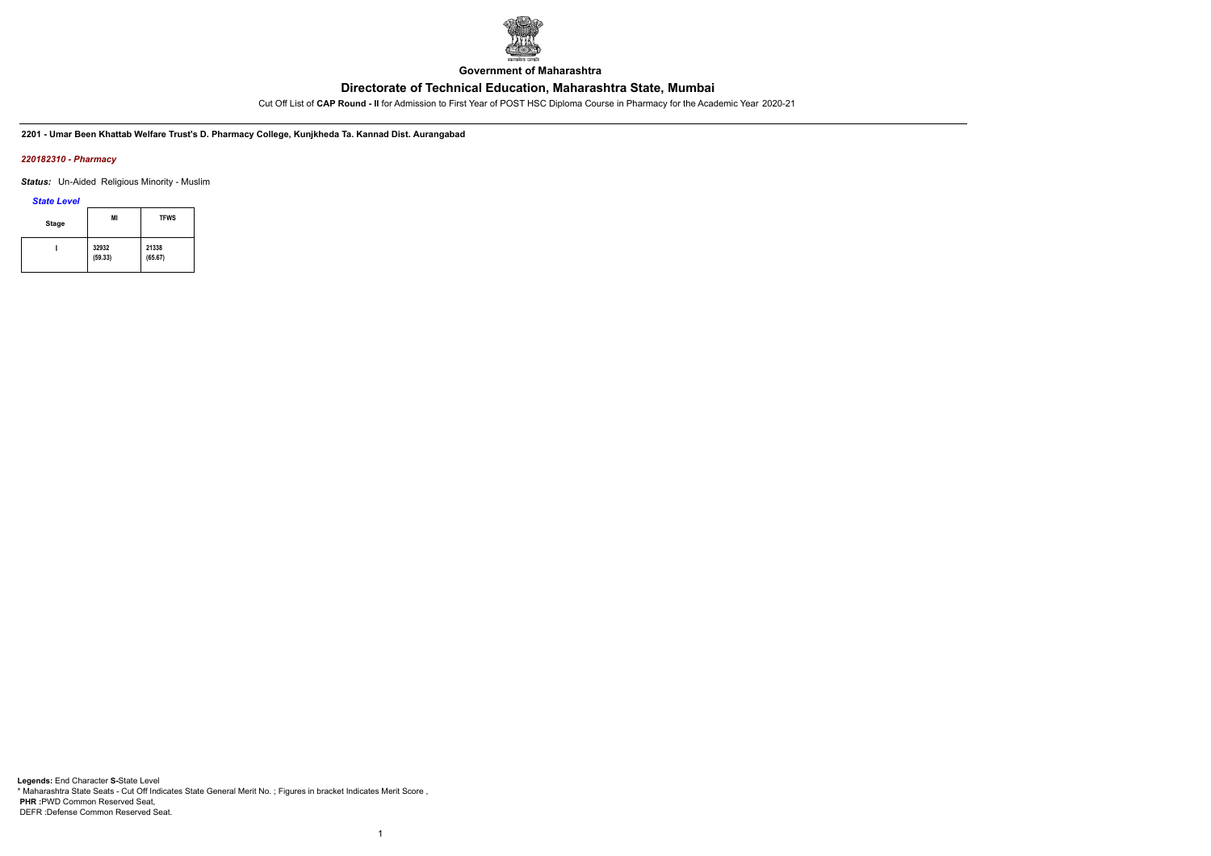**Government of Maharashtra**

## Directorate of Technical Education, Maharashtra State, Mumbai

Cut Off List of **CAP Round - II** for Admission to First Year of POST HSC Diploma Course in Pharmacy for the Academic Year 2020-21

**2201 - Umar Been Khattab Welfare Trust's D. Pharmacy College, Kunjkheda Ta. Kannad Dist. Aurangabad**

***220182310 - Pharmacy***

***Status:*** Un-Aided Religious Minority - Muslim

***State Level***

| Stage | MI | TFWS |
|---|---|---|
| I | 32932 (59.33) | 21338 (65.67) |

**Legends:** End Character **S-**State Level
\* Maharashtra State Seats - Cut Off Indicates State General Merit No. ; Figures in bracket Indicates Merit Score ,
**PHR** :PWD Common Reserved Seat,
DEFR :Defense Common Reserved Seat.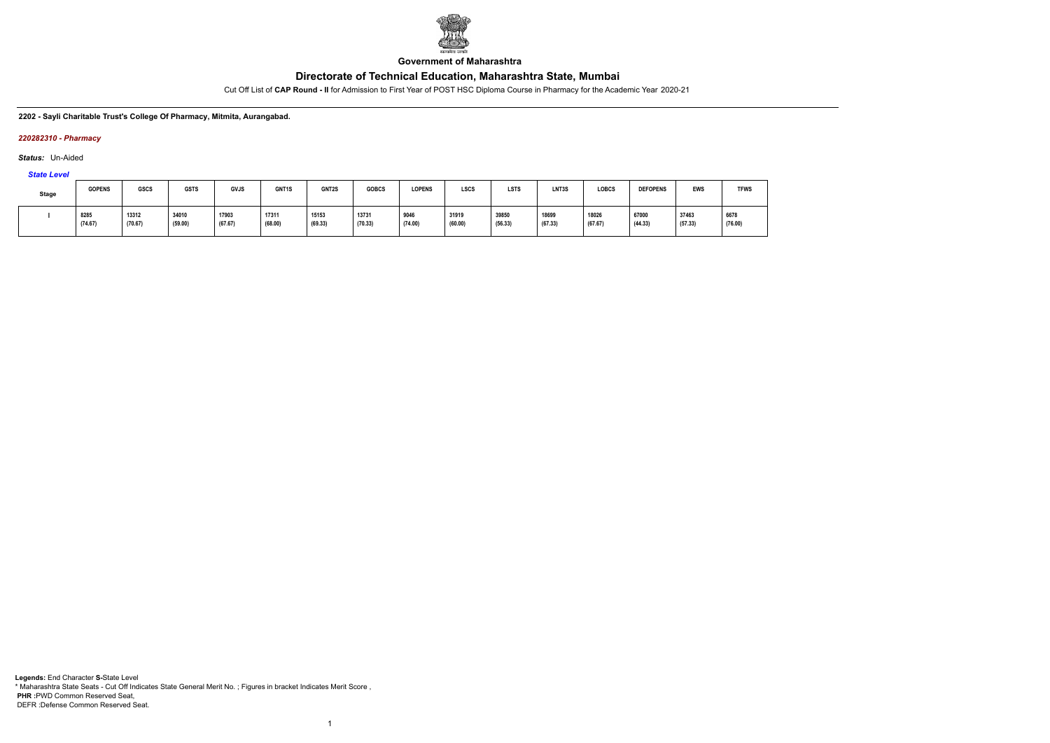**Government of Maharashtra**

## Directorate of Technical Education, Maharashtra State, Mumbai

Cut Off List of **CAP Round - II** for Admission to First Year of POST HSC Diploma Course in Pharmacy for the Academic Year 2020-21

**2202 - Sayli Charitable Trust's College Of Pharmacy, Mitmita, Aurangabad.**

***220282310 - Pharmacy***

***Status:*** Un-Aided

***State Level***

| Stage | GOPENS | GSCS | GSTS | GVJS | GNT1S | GNT2S | GOBCS | LOPENS | LSCS | LSTS | LNT3S | LOBCS | DEFOPENS | EWS | TFWS |
|---|---|---|---|---|---|---|---|---|---|---|---|---|---|---|---|
| I | 8285 (74.67) | 13312 (70.67) | 34010 (59.00) | 17903 (67.67) | 17311 (68.00) | 15153 (69.33) | 13731 (70.33) | 9046 (74.00) | 31919 (60.00) | 39850 (56.33) | 18699 (67.33) | 18026 (67.67) | 67000 (44.33) | 37463 (57.33) | 6678 (76.00) |

**Legends:** End Character **S-**State Level
\* Maharashtra State Seats - Cut Off Indicates State General Merit No. ; Figures in bracket Indicates Merit Score ,
**PHR** :PWD Common Reserved Seat,
DEFR :Defense Common Reserved Seat.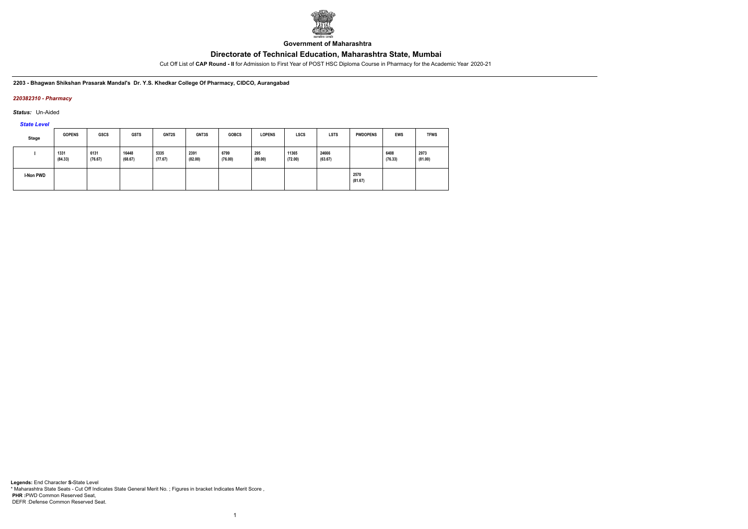**Government of Maharashtra**

# Directorate of Technical Education, Maharashtra State, Mumbai

Cut Off List of **CAP Round - II** for Admission to First Year of POST HSC Diploma Course in Pharmacy for the Academic Year 2020-21

**2203 - Bhagwan Shikshan Prasarak Mandal's Dr. Y.S. Khedkar College Of Pharmacy, CIDCO, Aurangabad**

***220382310 - Pharmacy***

***Status:*** Un-Aided

***State Level***

| Stage | GOPENS | GSCS | GSTS | GNT2S | GNT3S | GOBCS | LOPENS | LSCS | LSTS | PWDOPENS | EWS | TFWS |
|---|---|---|---|---|---|---|---|---|---|---|---|---|
| I | 1331 (84.33) | 6131 (76.67) | 16448 (68.67) | 5335 (77.67) | 2391 (82.00) | 6799 (76.00) | 295 (89.00) | 11365 (72.00) | 24666 (63.67) | | 6408 (76.33) | 2973 (81.00) |
| I-Non PWD | | | | | | | | | | 2570 (81.67) | | |

**Legends:** End Character **S-**State Level
* Maharashtra State Seats - Cut Off Indicates State General Merit No. ; Figures in bracket Indicates Merit Score ,
**PHR :**PWD Common Reserved Seat,
DEFR :Defense Common Reserved Seat.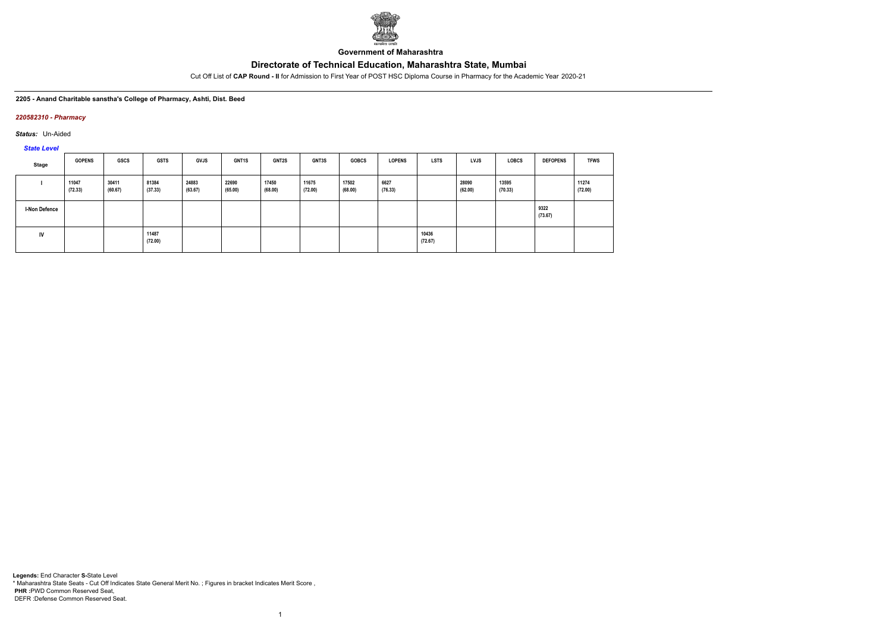Government of Maharashtra

# Directorate of Technical Education, Maharashtra State, Mumbai

Cut Off List of **CAP Round - II** for Admission to First Year of POST HSC Diploma Course in Pharmacy for the Academic Year 2020-21

**2205 - Anand Charitable sanstha's College of Pharmacy, Ashti, Dist. Beed**

***220582310 - Pharmacy***

***Status:*** Un-Aided

***State Level***

| Stage | GOPENS | GSCS | GSTS | GVJS | GNT1S | GNT2S | GNT3S | GOBCS | LOPENS | LSTS | LVJS | LOBCS | DEFOPENS | TFWS |
|---|---|---|---|---|---|---|---|---|---|---|---|---|---|---|
| I | 11047 (72.33) | 30411 (60.67) | 81384 (37.33) | 24883 (63.67) | 22690 (65.00) | 17450 (68.00) | 11675 (72.00) | 17502 (68.00) | 6627 (76.33) | | 28090 (62.00) | 13595 (70.33) | | 11274 (72.00) |
| I-Non Defence | | | | | | | | | | | | | 9322 (73.67) | |
| IV | | | 11487 (72.00) | | | | | | | 10436 (72.67) | | | | |

**Legends:** End Character **S-**State Level
* Maharashtra State Seats - Cut Off Indicates State General Merit No. ; Figures in bracket Indicates Merit Score ,
**PHR :**PWD Common Reserved Seat,
DEFR :Defense Common Reserved Seat.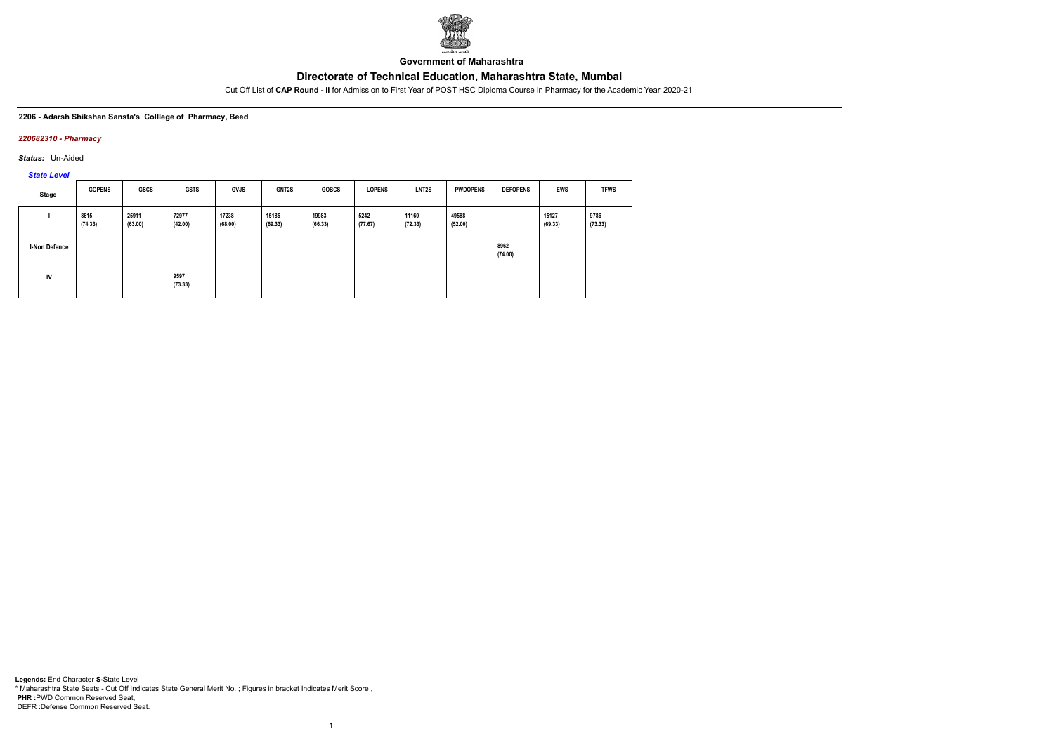**Government of Maharashtra**

## Directorate of Technical Education, Maharashtra State, Mumbai

Cut Off List of **CAP Round - II** for Admission to First Year of POST HSC Diploma Course in Pharmacy for the Academic Year 2020-21

**2206 - Adarsh Shikshan Sansta's Colllege of Pharmacy, Beed**

***220682310 - Pharmacy***

***Status:*** Un-Aided

***State Level***

| Stage | GOPENS | GSCS | GSTS | GVJS | GNT2S | GOBCS | LOPENS | LNT2S | PWDOPENS | DEFOPENS | EWS | TFWS |
|---|---|---|---|---|---|---|---|---|---|---|---|---|
| I | 8615 (74.33) | 25911 (63.00) | 72977 (42.00) | 17238 (68.00) | 15185 (69.33) | 19983 (66.33) | 5242 (77.67) | 11160 (72.33) | 49588 (52.00) | | 15127 (69.33) | 9786 (73.33) |
| I-Non Defence | | | | | | | | | | 8962 (74.00) | | |
| IV | | | 9597 (73.33) | | | | | | | | | |

**Legends:** End Character **S-**State Level

\* Maharashtra State Seats - Cut Off Indicates State General Merit No. ; Figures in bracket Indicates Merit Score ,

**PHR :**PWD Common Reserved Seat,

DEFR :Defense Common Reserved Seat.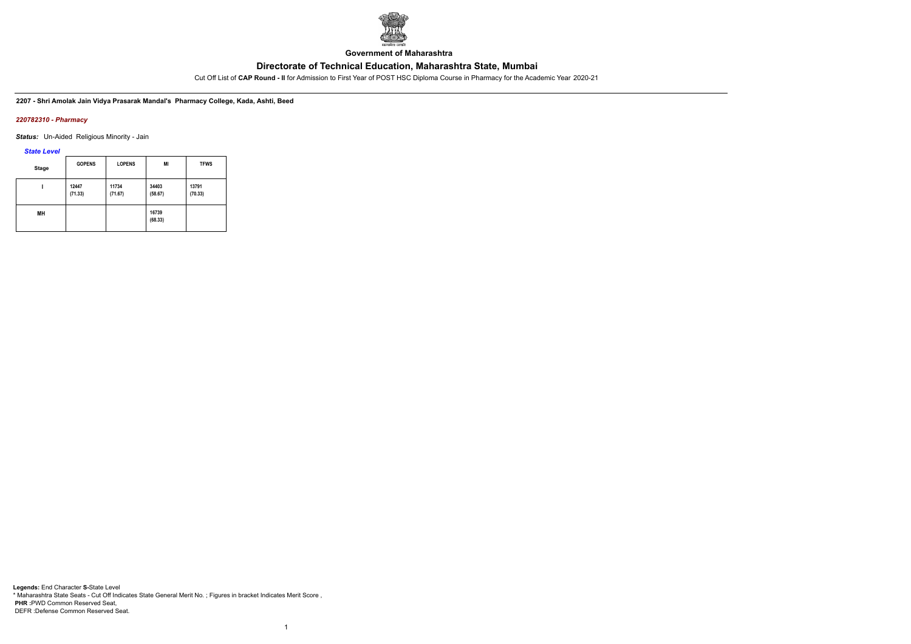Government of Maharashtra

# Directorate of Technical Education, Maharashtra State, Mumbai

Cut Off List of **CAP Round - II** for Admission to First Year of POST HSC Diploma Course in Pharmacy for the Academic Year 2020-21

**2207 - Shri Amolak Jain Vidya Prasarak Mandal's Pharmacy College, Kada, Ashti, Beed**

***220782310 - Pharmacy***

***Status:*** Un-Aided Religious Minority - Jain

***State Level***

| Stage | GOPENS | LOPENS | MI | TFWS |
|---|---|---|---|---|
| I | 12447 (71.33) | 11734 (71.67) | 34403 (58.67) | 13791 (70.33) |
| MH | | | 16739 (68.33) | |

**Legends:** End Character **S-**State Level
* Maharashtra State Seats - Cut Off Indicates State General Merit No. ; Figures in bracket Indicates Merit Score ,
**PHR :**PWD Common Reserved Seat,
DEFR :Defense Common Reserved Seat.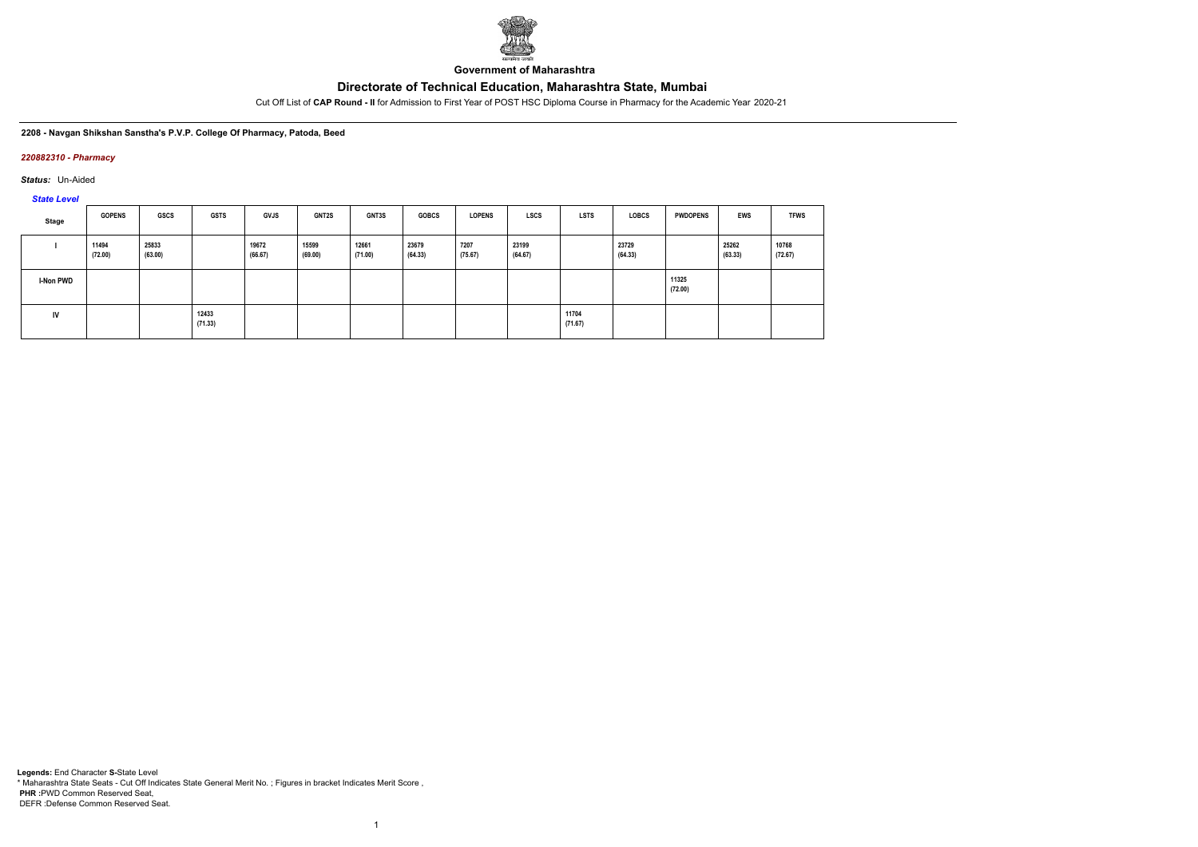**Government of Maharashtra**

# Directorate of Technical Education, Maharashtra State, Mumbai

Cut Off List of **CAP Round - II** for Admission to First Year of POST HSC Diploma Course in Pharmacy for the Academic Year 2020-21

**2208 - Navgan Shikshan Sanstha's P.V.P. College Of Pharmacy, Patoda, Beed**

***220882310 - Pharmacy***

***Status:*** Un-Aided

***State Level***

| Stage | GOPENS | GSCS | GSTS | GVJS | GNT2S | GNT3S | GOBCS | LOPENS | LSCS | LSTS | LOBCS | PWDOPENS | EWS | TFWS |
|---|---|---|---|---|---|---|---|---|---|---|---|---|---|---|
| I | 11494 (72.00) | 25833 (63.00) | | 19672 (66.67) | 15599 (69.00) | 12661 (71.00) | 23679 (64.33) | 7207 (75.67) | 23199 (64.67) | | 23729 (64.33) | | 25262 (63.33) | 10768 (72.67) |
| I-Non PWD | | | | | | | | | | | | 11325 (72.00) | | |
| IV | | | 12433 (71.33) | | | | | | | 11704 (71.67) | | | | |

**Legends:** End Character **S-**State Level
* Maharashtra State Seats - Cut Off Indicates State General Merit No. ; Figures in bracket Indicates Merit Score ,
**PHR :**PWD Common Reserved Seat,
DEFR :Defense Common Reserved Seat.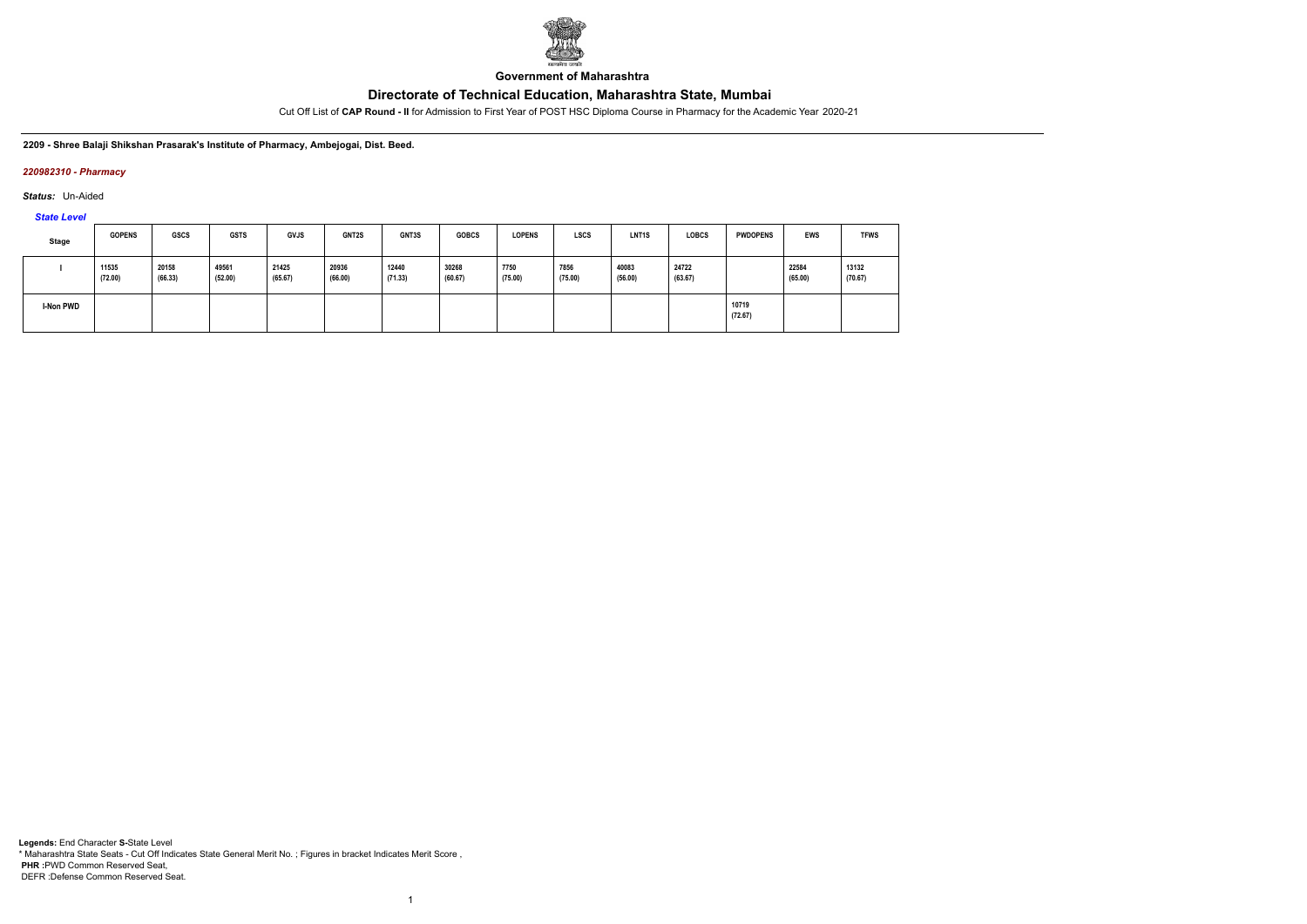**Government of Maharashtra**

## Directorate of Technical Education, Maharashtra State, Mumbai

Cut Off List of **CAP Round - II** for Admission to First Year of POST HSC Diploma Course in Pharmacy for the Academic Year 2020-21

**2209 - Shree Balaji Shikshan Prasarak's Institute of Pharmacy, Ambejogai, Dist. Beed.**

*220982310 - Pharmacy*

***Status:*** Un-Aided

*State Level*

| Stage | GOPENS | GSCS | GSTS | GVJS | GNT2S | GNT3S | GOBCS | LOPENS | LSCS | LNT1S | LOBCS | PWDOPENS | EWS | TFWS |
|---|---|---|---|---|---|---|---|---|---|---|---|---|---|---|
| I | 11535 (72.00) | 20158 (66.33) | 49561 (52.00) | 21425 (65.67) | 20936 (66.00) | 12440 (71.33) | 30268 (60.67) | 7750 (75.00) | 7856 (75.00) | 40083 (56.00) | 24722 (63.67) | | 22584 (65.00) | 13132 (70.67) |
| I-Non PWD | | | | | | | | | | | | 10719 (72.67) | | |

**Legends:** End Character **S-**State Level
* Maharashtra State Seats - Cut Off Indicates State General Merit No. ; Figures in bracket Indicates Merit Score ,
**PHR :**PWD Common Reserved Seat,
DEFR :Defense Common Reserved Seat.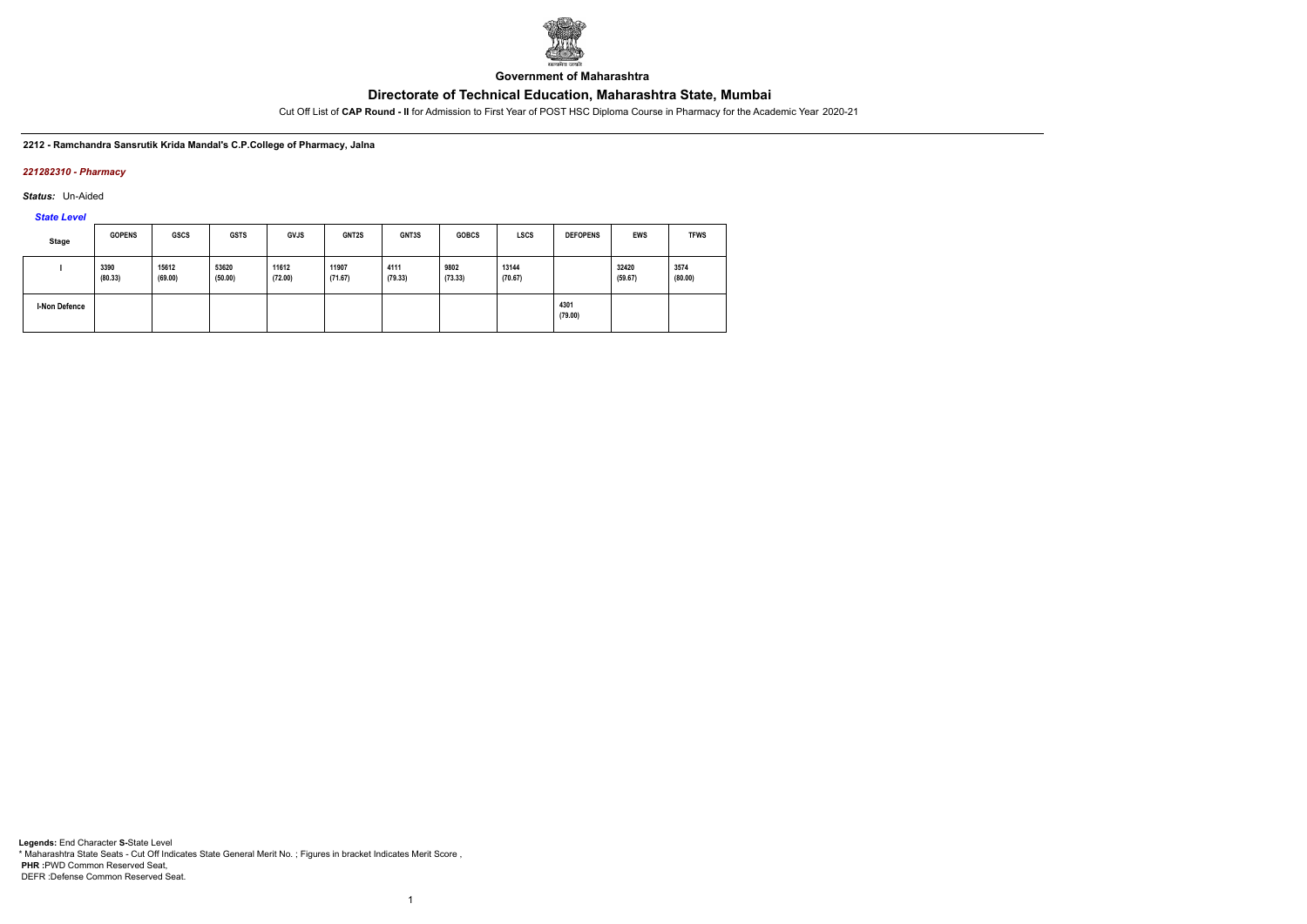**Government of Maharashtra**

# Directorate of Technical Education, Maharashtra State, Mumbai

Cut Off List of **CAP Round - II** for Admission to First Year of POST HSC Diploma Course in Pharmacy for the Academic Year 2020-21

**2212 - Ramchandra Sansrutik Krida Mandal's C.P.College of Pharmacy, Jalna**

***221282310 - Pharmacy***

***Status:*** Un-Aided

***State Level***

| Stage | GOPENS | GSCS | GSTS | GVJS | GNT2S | GNT3S | GOBCS | LSCS | DEFOPENS | EWS | TFWS |
|---|---|---|---|---|---|---|---|---|---|---|---|
| I | 3390 (80.33) | 15612 (69.00) | 53620 (50.00) | 11612 (72.00) | 11907 (71.67) | 4111 (79.33) | 9802 (73.33) | 13144 (70.67) | | 32420 (59.67) | 3574 (80.00) |
| I-Non Defence | | | | | | | | | 4301 (79.00) | | |

**Legends:** End Character **S-**State Level
* Maharashtra State Seats - Cut Off Indicates State General Merit No. ; Figures in bracket Indicates Merit Score ,
**PHR :**PWD Common Reserved Seat,
DEFR :Defense Common Reserved Seat.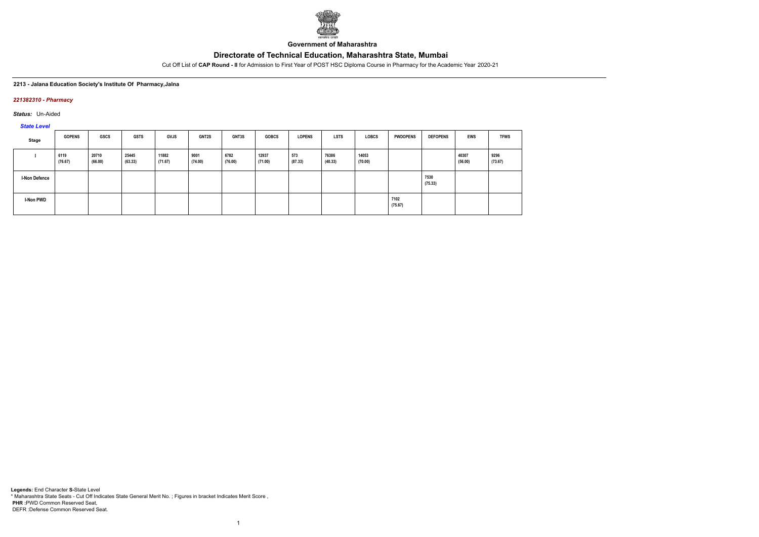**Government of Maharashtra**

# Directorate of Technical Education, Maharashtra State, Mumbai

Cut Off List of **CAP Round - II** for Admission to First Year of POST HSC Diploma Course in Pharmacy for the Academic Year 2020-21

**2213 - Jalana Education Society's Institute Of Pharmacy,Jalna**

***221382310 - Pharmacy***

***Status:*** Un-Aided

***State Level***

| Stage | GOPENS | GSCS | GSTS | GVJS | GNT2S | GNT3S | GOBCS | LOPENS | LSTS | LOBCS | PWDOPENS | DEFOPENS | EWS | TFWS |
|---|---|---|---|---|---|---|---|---|---|---|---|---|---|---|
| I | 6119 (76.67) | 20710 (66.00) | 25445 (63.33) | 11882 (71.67) | 9001 (74.00) | 6782 (76.00) | 12937 (71.00) | 573 (87.33) | 76386 (40.33) | 14053 (70.00) | | | 40307 (56.00) | 9296 (73.67) |
| I-Non Defence | | | | | | | | | | | | 7530 (75.33) | | |
| I-Non PWD | | | | | | | | | | | 7102 (75.67) | | | |

**Legends:** End Character **S-**State Level
* Maharashtra State Seats - Cut Off Indicates State General Merit No. ; Figures in bracket Indicates Merit Score ,
**PHR :**PWD Common Reserved Seat,
DEFR :Defense Common Reserved Seat.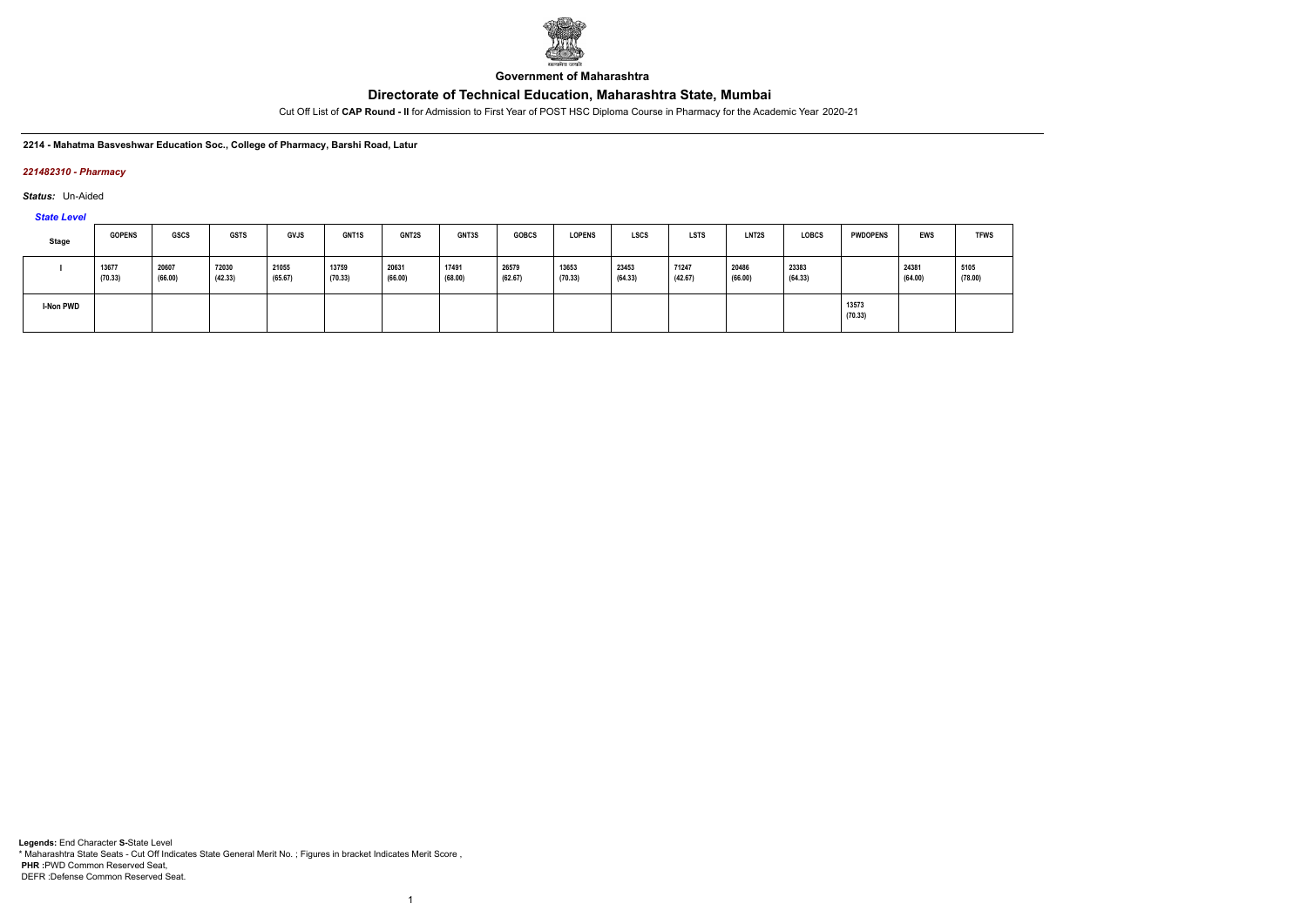**Government of Maharashtra**

# Directorate of Technical Education, Maharashtra State, Mumbai

Cut Off List of **CAP Round - II** for Admission to First Year of POST HSC Diploma Course in Pharmacy for the Academic Year 2020-21

**2214 - Mahatma Basveshwar Education Soc., College of Pharmacy, Barshi Road, Latur**

***221482310 - Pharmacy***

***Status:*** Un-Aided

***State Level***

| Stage | GOPENS | GSCS | GSTS | GVJS | GNT1S | GNT2S | GNT3S | GOBCS | LOPENS | LSCS | LSTS | LNT2S | LOBCS | PWDOPENS | EWS | TFWS |
|---|---|---|---|---|---|---|---|---|---|---|---|---|---|---|---|---|
| I | 13677 (70.33) | 20607 (66.00) | 72030 (42.33) | 21055 (65.67) | 13759 (70.33) | 20631 (66.00) | 17491 (68.00) | 26579 (62.67) | 13653 (70.33) | 23453 (64.33) | 71247 (42.67) | 20486 (66.00) | 23383 (64.33) | | 24381 (64.00) | 5105 (78.00) |
| I-Non PWD | | | | | | | | | | | | | | 13573 (70.33) | | |

**Legends:** End Character **S-**State Level
\* Maharashtra State Seats - Cut Off Indicates State General Merit No. ; Figures in bracket Indicates Merit Score ,
**PHR :**PWD Common Reserved Seat,
DEFR :Defense Common Reserved Seat.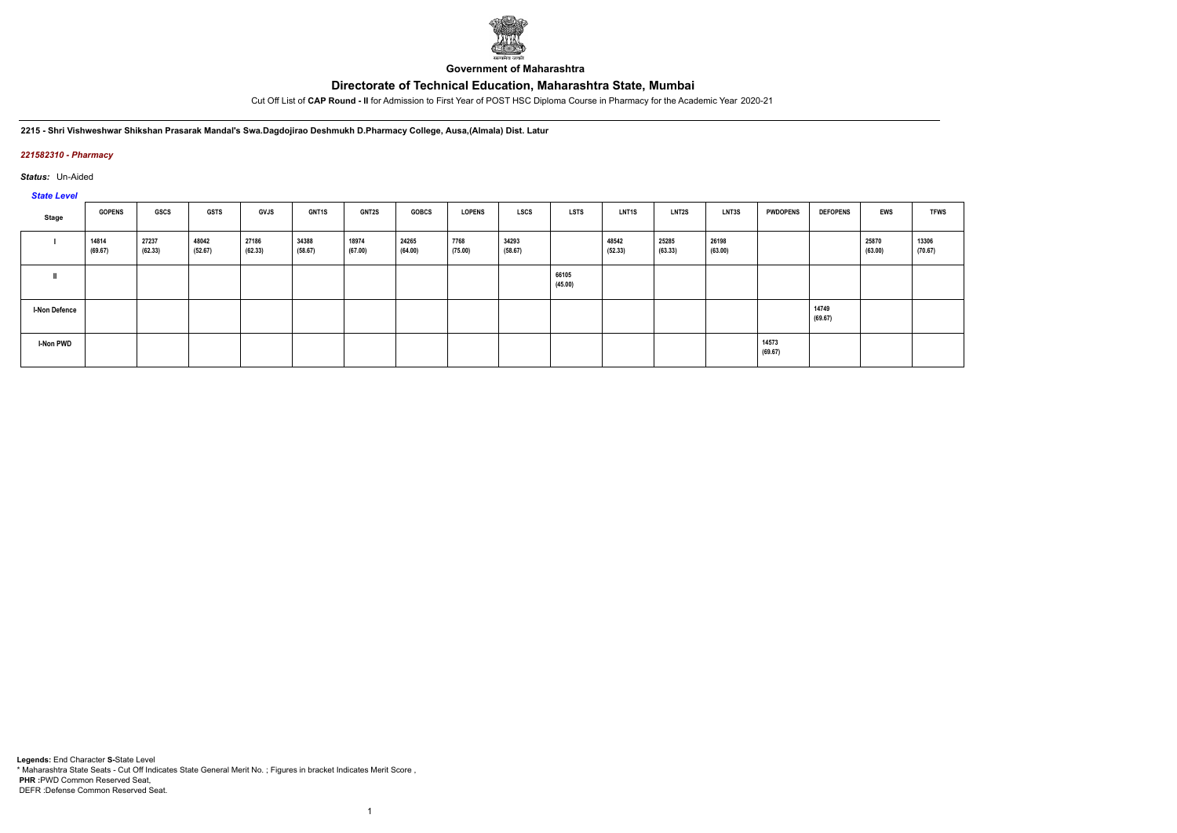**Government of Maharashtra**

# Directorate of Technical Education, Maharashtra State, Mumbai

Cut Off List of **CAP Round - II** for Admission to First Year of POST HSC Diploma Course in Pharmacy for the Academic Year 2020-21

**2215 - Shri Vishweshwar Shikshan Prasarak Mandal's Swa.Dagdojirao Deshmukh D.Pharmacy College, Ausa,(Almala) Dist. Latur**

***221582310 - Pharmacy***

***Status:*** Un-Aided

***State Level***

| Stage | GOPENS | GSCS | GSTS | GVJS | GNT1S | GNT2S | GOBCS | LOPENS | LSCS | LSTS | LNT1S | LNT2S | LNT3S | PWDOPENS | DEFOPENS | EWS | TFWS |
|---|---|---|---|---|---|---|---|---|---|---|---|---|---|---|---|---|---|
| I | 14814 (69.67) | 27237 (62.33) | 48042 (52.67) | 27186 (62.33) | 34388 (58.67) | 18974 (67.00) | 24265 (64.00) | 7768 (75.00) | 34293 (58.67) | | 48542 (52.33) | 25285 (63.33) | 26198 (63.00) | | | 25870 (63.00) | 13306 (70.67) |
| II | | | | | | | | | | 66105 (45.00) | | | | | | | |
| I-Non Defence | | | | | | | | | | | | | | | 14749 (69.67) | | |
| I-Non PWD | | | | | | | | | | | | | | 14573 (69.67) | | | |

**Legends:** End Character **S-**State Level
\* Maharashtra State Seats - Cut Off Indicates State General Merit No. ; Figures in bracket Indicates Merit Score ,
**PHR :**PWD Common Reserved Seat,
DEFR :Defense Common Reserved Seat.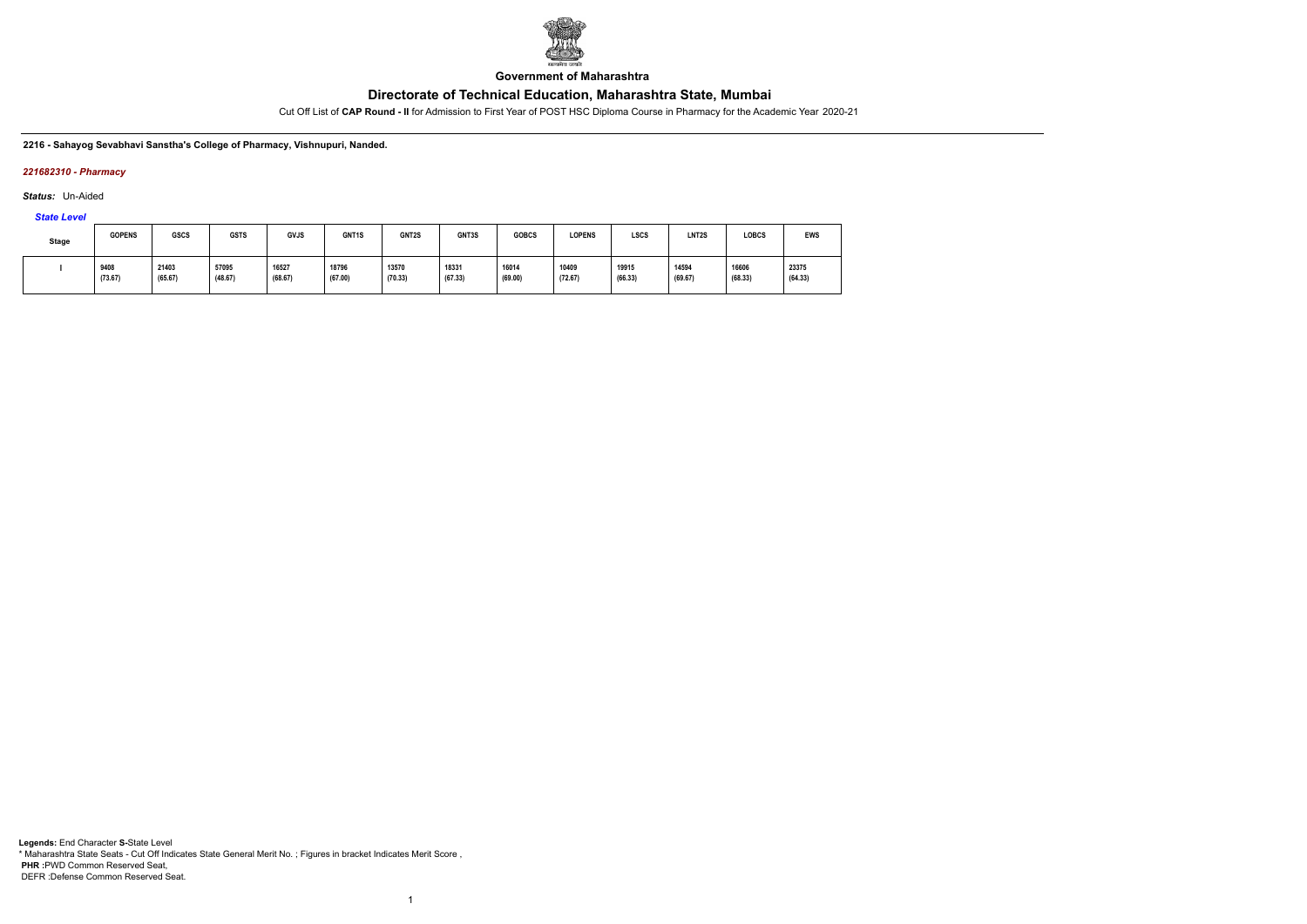**Government of Maharashtra**

# Directorate of Technical Education, Maharashtra State, Mumbai

Cut Off List of **CAP Round - II** for Admission to First Year of POST HSC Diploma Course in Pharmacy for the Academic Year 2020-21

**2216 - Sahayog Sevabhavi Sanstha's College of Pharmacy, Vishnupuri, Nanded.**

***221682310 - Pharmacy***

***Status:*** Un-Aided

***State Level***

| Stage | GOPENS | GSCS | GSTS | GVJS | GNT1S | GNT2S | GNT3S | GOBCS | LOPENS | LSCS | LNT2S | LOBCS | EWS |
|---|---|---|---|---|---|---|---|---|---|---|---|---|---|
| I | 9408 (73.67) | 21403 (65.67) | 57095 (48.67) | 16527 (68.67) | 18796 (67.00) | 13570 (70.33) | 18331 (67.33) | 16014 (69.00) | 10409 (72.67) | 19915 (66.33) | 14594 (69.67) | 16606 (68.33) | 23375 (64.33) |

**Legends:** End Character **S-**State Level
* Maharashtra State Seats - Cut Off Indicates State General Merit No. ; Figures in bracket Indicates Merit Score ,
**PHR :**PWD Common Reserved Seat,
DEFR :Defense Common Reserved Seat.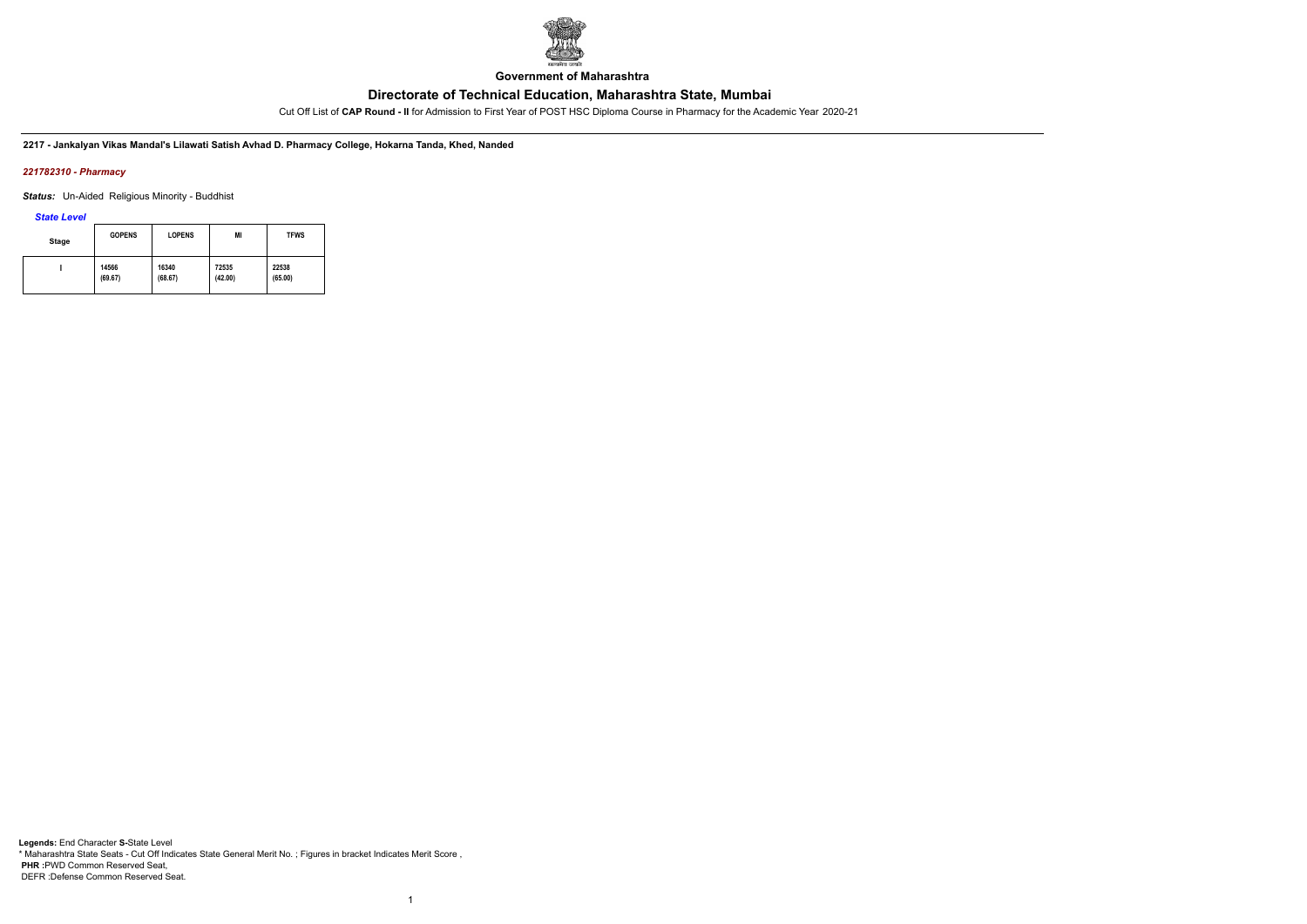**Government of Maharashtra**

## Directorate of Technical Education, Maharashtra State, Mumbai

Cut Off List of **CAP Round - II** for Admission to First Year of POST HSC Diploma Course in Pharmacy for the Academic Year 2020-21

**2217 - Jankalyan Vikas Mandal's Lilawati Satish Avhad D. Pharmacy College, Hokarna Tanda, Khed, Nanded**

***221782310 - Pharmacy***

***Status:*** Un-Aided Religious Minority - Buddhist

***State Level***

| Stage | GOPENS | LOPENS | MI | TFWS |
|---|---|---|---|---|
| I | 14566 (69.67) | 16340 (68.67) | 72535 (42.00) | 22538 (65.00) |

**Legends:** End Character **S-**State Level
\* Maharashtra State Seats - Cut Off Indicates State General Merit No. ; Figures in bracket Indicates Merit Score ,
**PHR :**PWD Common Reserved Seat,
DEFR :Defense Common Reserved Seat.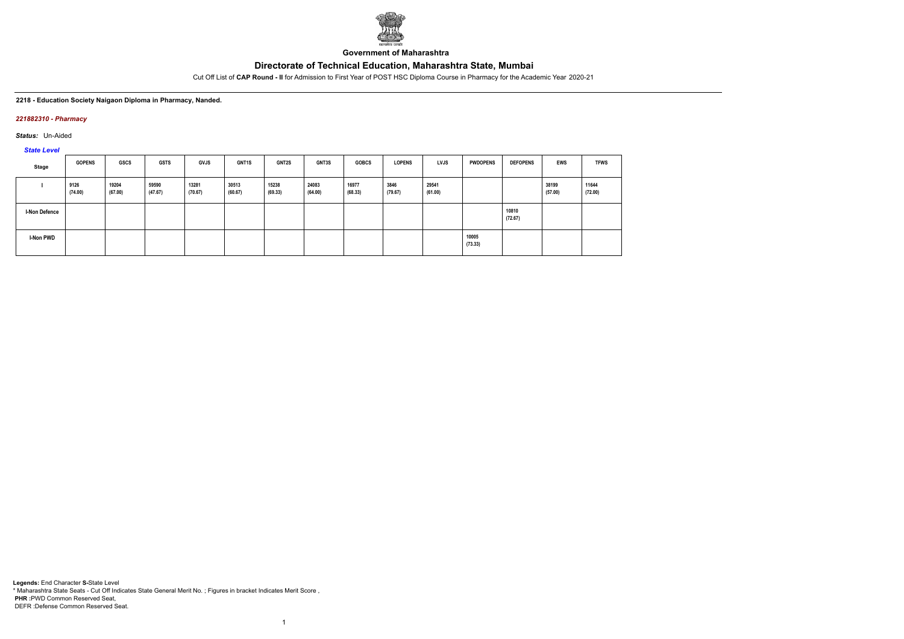Government of Maharashtra

# Directorate of Technical Education, Maharashtra State, Mumbai

Cut Off List of **CAP Round - II** for Admission to First Year of POST HSC Diploma Course in Pharmacy for the Academic Year 2020-21

**2218 - Education Society Naigaon Diploma in Pharmacy, Nanded.**

*221882310 - Pharmacy*

*Status:* Un-Aided

*State Level*

| Stage | GOPENS | GSCS | GSTS | GVJS | GNT1S | GNT2S | GNT3S | GOBCS | LOPENS | LVJS | PWDOPENS | DEFOPENS | EWS | TFWS |
|---|---|---|---|---|---|---|---|---|---|---|---|---|---|---|
| I | 9126 (74.00) | 19204 (67.00) | 59590 (47.67) | 13281 (70.67) | 30513 (60.67) | 15238 (69.33) | 24083 (64.00) | 16977 (68.33) | 3846 (79.67) | 29541 (61.00) | | | 38199 (57.00) | 11644 (72.00) |
| I-Non Defence | | | | | | | | | | | | 10810 (72.67) | | |
| I-Non PWD | | | | | | | | | | | 10005 (73.33) | | | |

**Legends:** End Character **S-**State Level
\* Maharashtra State Seats - Cut Off Indicates State General Merit No. ; Figures in bracket Indicates Merit Score ,
**PHR :**PWD Common Reserved Seat,
DEFR :Defense Common Reserved Seat.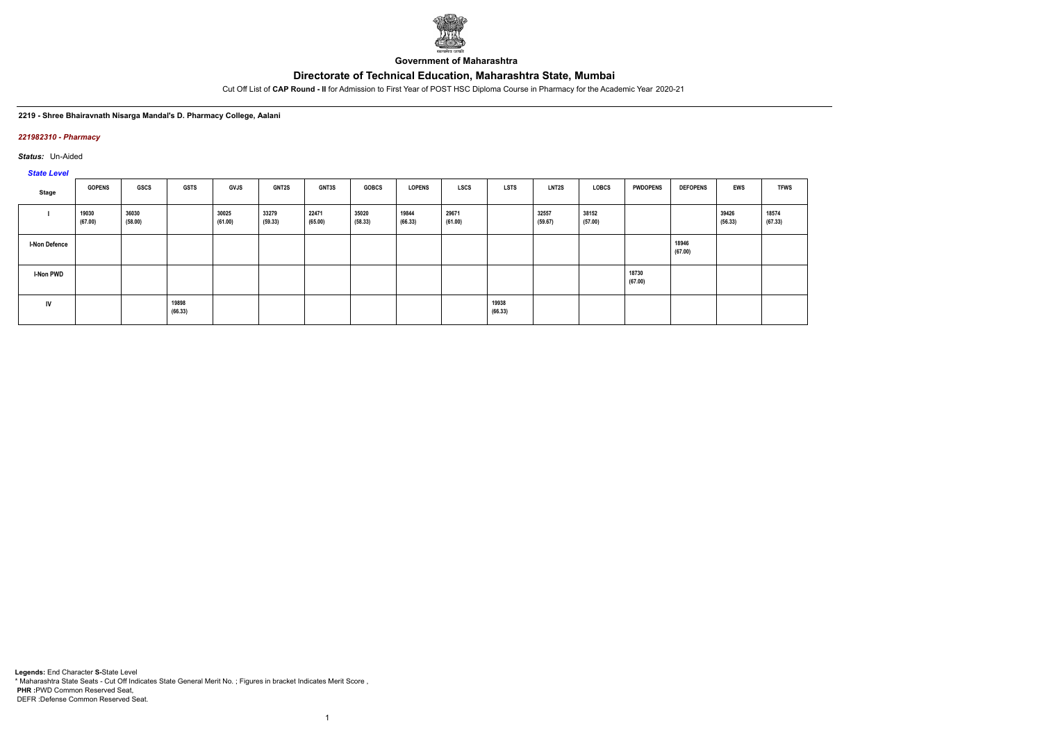Government of Maharashtra

# Directorate of Technical Education, Maharashtra State, Mumbai

Cut Off List of **CAP Round - II** for Admission to First Year of POST HSC Diploma Course in Pharmacy for the Academic Year 2020-21

**2219 - Shree Bhairavnath Nisarga Mandal's D. Pharmacy College, Aalani**

***221982310 - Pharmacy***

***Status:*** Un-Aided

***State Level***

| Stage | GOPENS | GSCS | GSTS | GVJS | GNT2S | GNT3S | GOBCS | LOPENS | LSCS | LSTS | LNT2S | LOBCS | PWDOPENS | DEFOPENS | EWS | TFWS |
|---|---|---|---|---|---|---|---|---|---|---|---|---|---|---|---|---|
| I | 19030 (67.00) | 36030 (58.00) | | 30025 (61.00) | 33279 (59.33) | 22471 (65.00) | 35020 (58.33) | 19844 (66.33) | 29671 (61.00) | | 32557 (59.67) | 38152 (57.00) | | | 39426 (56.33) | 18574 (67.33) |
| I-Non Defence | | | | | | | | | | | | | | 18946 (67.00) | | |
| I-Non PWD | | | | | | | | | | | | | 18730 (67.00) | | | |
| IV | | | 19898 (66.33) | | | | | | | 19938 (66.33) | | | | | | |

**Legends:** End Character **S**-State Level
\* Maharashtra State Seats - Cut Off Indicates State General Merit No. ; Figures in bracket Indicates Merit Score ,
**PHR** :PWD Common Reserved Seat,
DEFR :Defense Common Reserved Seat.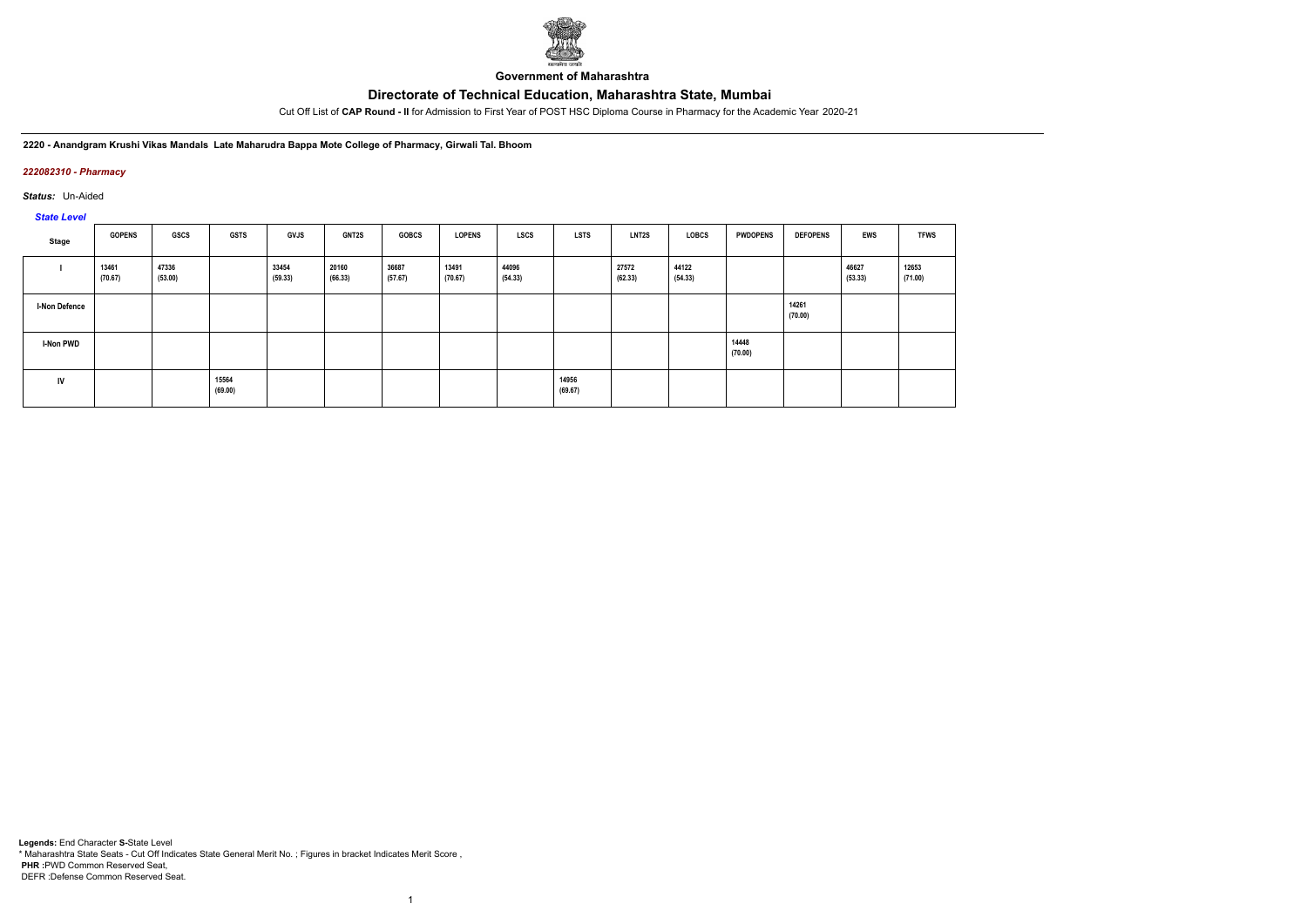**Government of Maharashtra**

# Directorate of Technical Education, Maharashtra State, Mumbai

Cut Off List of **CAP Round - II** for Admission to First Year of POST HSC Diploma Course in Pharmacy for the Academic Year 2020-21

**2220 - Anandgram Krushi Vikas Mandals Late Maharudra Bappa Mote College of Pharmacy, Girwali Tal. Bhoom**

*222082310 - Pharmacy*

*Status:* Un-Aided

*State Level*

| Stage | GOPENS | GSCS | GSTS | GVJS | GNT2S | GOBCS | LOPENS | LSCS | LSTS | LNT2S | LOBCS | PWDOPENS | DEFOPENS | EWS | TFWS |
|---|---|---|---|---|---|---|---|---|---|---|---|---|---|---|---|
| I | 13461 (70.67) | 47336 (53.00) | | 33454 (59.33) | 20160 (66.33) | 36687 (57.67) | 13491 (70.67) | 44096 (54.33) | | 27572 (62.33) | 44122 (54.33) | | | 46627 (53.33) | 12653 (71.00) |
| I-Non Defence | | | | | | | | | | | | | 14261 (70.00) | | |
| I-Non PWD | | | | | | | | | | | | 14448 (70.00) | | | |
| IV | | | 15564 (69.00) | | | | | | 14956 (69.67) | | | | | | |

**Legends:** End Character **S-**State Level
* Maharashtra State Seats - Cut Off Indicates State General Merit No. ; Figures in bracket Indicates Merit Score ,
**PHR :**PWD Common Reserved Seat,
DEFR :Defense Common Reserved Seat.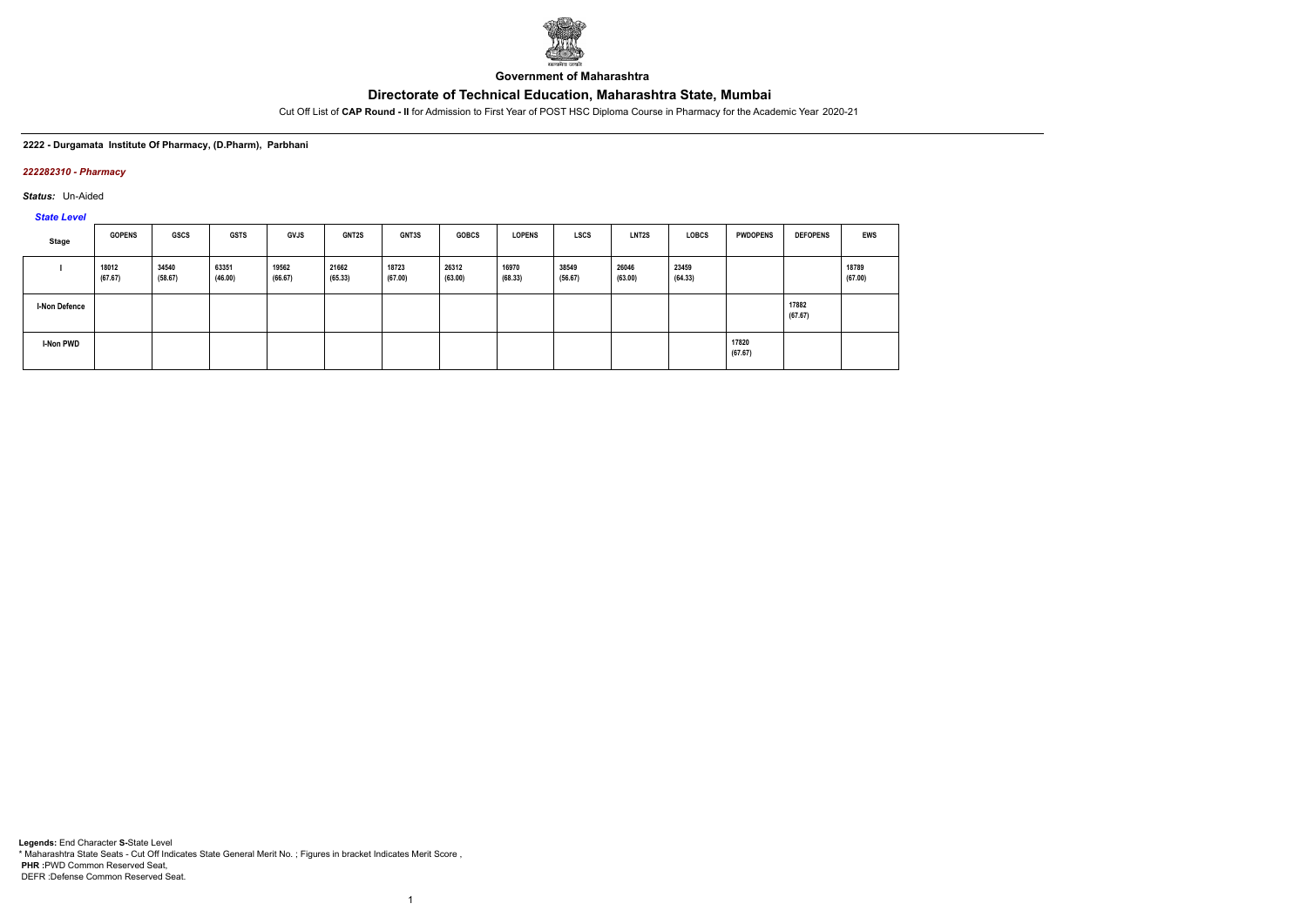**Government of Maharashtra**

# Directorate of Technical Education, Maharashtra State, Mumbai

Cut Off List of **CAP Round - II** for Admission to First Year of POST HSC Diploma Course in Pharmacy for the Academic Year 2020-21

**2222 - Durgamata Institute Of Pharmacy, (D.Pharm), Parbhani**

***222282310 - Pharmacy***

***Status:*** Un-Aided

***State Level***

| Stage | GOPENS | GSCS | GSTS | GVJS | GNT2S | GNT3S | GOBCS | LOPENS | LSCS | LNT2S | LOBCS | PWDOPENS | DEFOPENS | EWS |
|---|---|---|---|---|---|---|---|---|---|---|---|---|---|---|
| I | 18012 (67.67) | 34540 (58.67) | 63351 (46.00) | 19562 (66.67) | 21662 (65.33) | 18723 (67.00) | 26312 (63.00) | 16970 (68.33) | 38549 (56.67) | 26046 (63.00) | 23459 (64.33) | | | 18789 (67.00) |
| I-Non Defence | | | | | | | | | | | | | 17882 (67.67) | |
| I-Non PWD | | | | | | | | | | | | 17820 (67.67) | | |

**Legends:** End Character **S-**State Level
* Maharashtra State Seats - Cut Off Indicates State General Merit No. ; Figures in bracket Indicates Merit Score ,
**PHR :**PWD Common Reserved Seat,
DEFR :Defense Common Reserved Seat.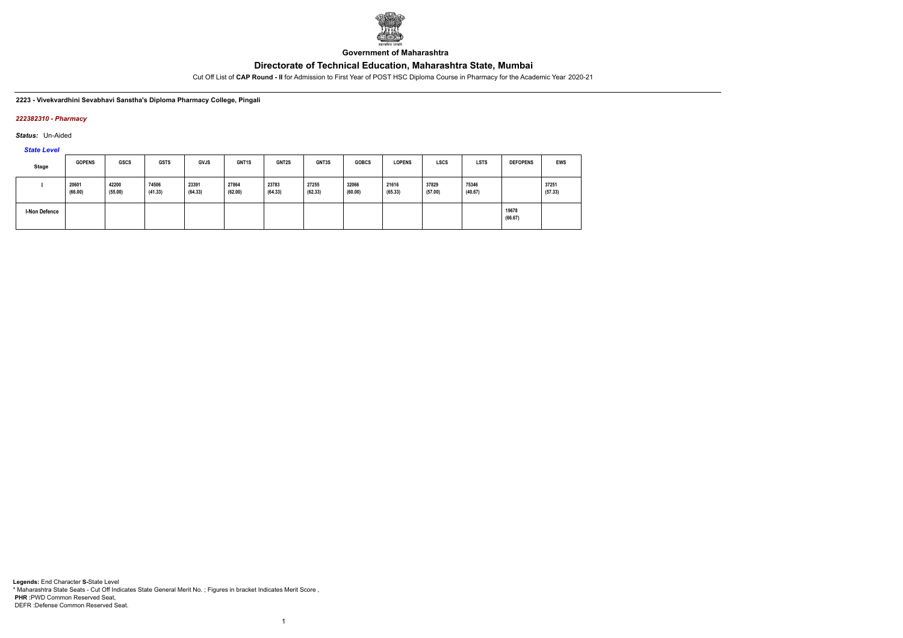**Government of Maharashtra**

## Directorate of Technical Education, Maharashtra State, Mumbai

Cut Off List of **CAP Round - II** for Admission to First Year of POST HSC Diploma Course in Pharmacy for the Academic Year 2020-21

**2223 - Vivekvardhini Sevabhavi Sanstha's Diploma Pharmacy College, Pingali**

***222382310 - Pharmacy***

***Status:*** Un-Aided

***State Level***

| Stage | GOPENS | GSCS | GSTS | GVJS | GNT1S | GNT2S | GNT3S | GOBCS | LOPENS | LSCS | LSTS | DEFOPENS | EWS |
|---|---|---|---|---|---|---|---|---|---|---|---|---|---|
| I | 20601 (66.00) | 42200 (55.00) | 74506 (41.33) | 23391 (64.33) | 27864 (62.00) | 23783 (64.33) | 27255 (62.33) | 32066 (60.00) | 21616 (65.33) | 37829 (57.00) | 75346 (40.67) | | 37251 (57.33) |
| I-Non Defence | | | | | | | | | | | | 19678 (66.67) | |

**Legends:** End Character **S-**State Level
* Maharashtra State Seats - Cut Off Indicates State General Merit No. ; Figures in bracket Indicates Merit Score ,
**PHR :**PWD Common Reserved Seat,
DEFR :Defense Common Reserved Seat.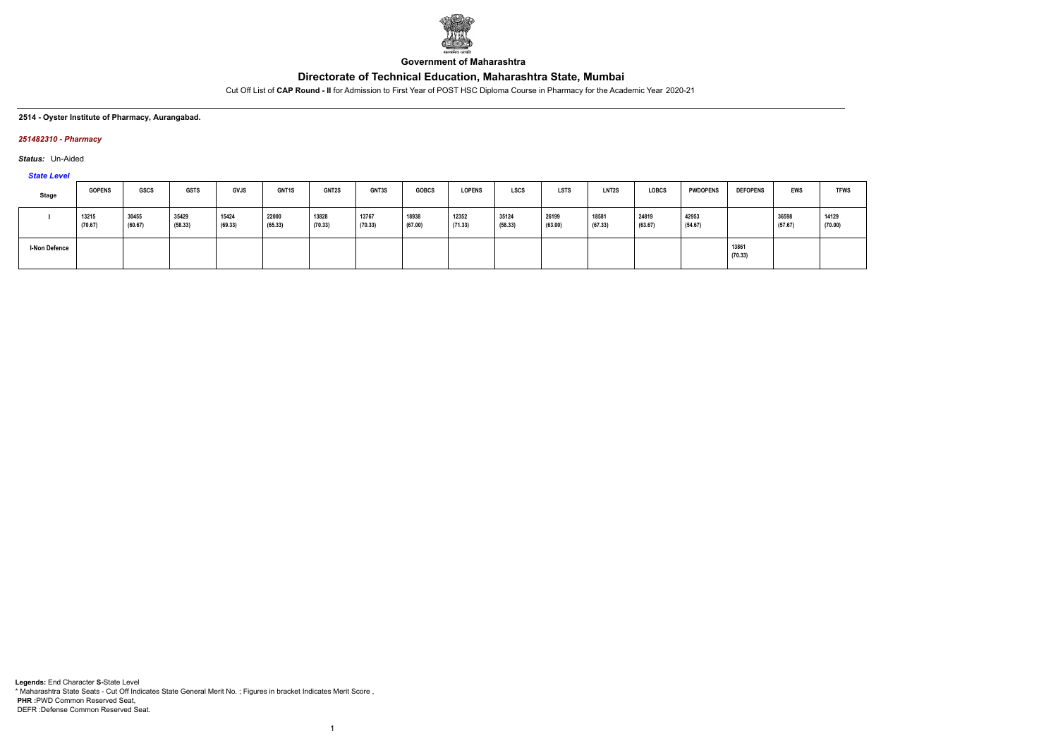**Government of Maharashtra**

# Directorate of Technical Education, Maharashtra State, Mumbai

Cut Off List of **CAP Round - II** for Admission to First Year of POST HSC Diploma Course in Pharmacy for the Academic Year 2020-21

**2514 - Oyster Institute of Pharmacy, Aurangabad.**

***251482310 - Pharmacy***

***Status:*** Un-Aided

***State Level***

| Stage | GOPENS | GSCS | GSTS | GVJS | GNT1S | GNT2S | GNT3S | GOBCS | LOPENS | LSCS | LSTS | LNT2S | LOBCS | PWDOPENS | DEFOPENS | EWS | TFWS |
|---|---|---|---|---|---|---|---|---|---|---|---|---|---|---|---|---|---|
| I | 13215 (70.67) | 30455 (60.67) | 35429 (58.33) | 15424 (69.33) | 22000 (65.33) | 13828 (70.33) | 13767 (70.33) | 18938 (67.00) | 12352 (71.33) | 35124 (58.33) | 26199 (63.00) | 18581 (67.33) | 24819 (63.67) | 42953 (54.67) | | 36598 (57.67) | 14129 (70.00) |
| I-Non Defence | | | | | | | | | | | | | | | 13861 (70.33) | | |

**Legends:** End Character **S-**State Level
\* Maharashtra State Seats - Cut Off Indicates State General Merit No. ; Figures in bracket Indicates Merit Score ,
**PHR :**PWD Common Reserved Seat,
DEFR :Defense Common Reserved Seat.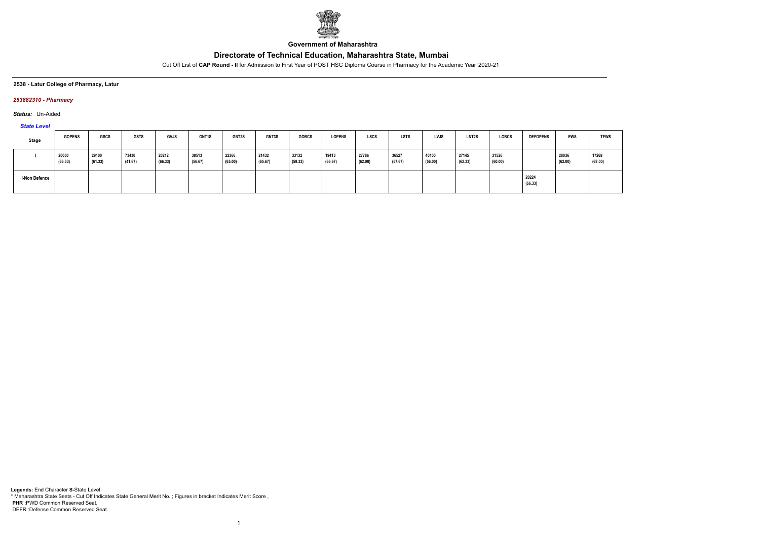Government of Maharashtra

# Directorate of Technical Education, Maharashtra State, Mumbai

Cut Off List of **CAP Round - II** for Admission to First Year of POST HSC Diploma Course in Pharmacy for the Academic Year 2020-21

**2538 - Latur College of Pharmacy, Latur**

***253882310 - Pharmacy***

***Status:*** Un-Aided

***State Level***

| Stage | GOPENS | GSCS | GSTS | GVJS | GNT1S | GNT2S | GNT3S | GOBCS | LOPENS | LSCS | LSTS | LVJS | LNT2S | LOBCS | DEFOPENS | EWS | TFWS |
|---|---|---|---|---|---|---|---|---|---|---|---|---|---|---|---|---|---|
| I | 20050 (66.33) | 29100 (61.33) | 73430 (41.67) | 20212 (66.33) | 38513 (56.67) | 22366 (65.00) | 21432 (65.67) | 33132 (59.33) | 19413 (66.67) | 27786 (62.00) | 36527 (57.67) | 40100 (56.00) | 27145 (62.33) | 31526 (60.00) | | 28036 (62.00) | 17268 (68.00) |
| I-Non Defence | | | | | | | | | | | | | | | 20224 (66.33) | | |

**Legends:** End Character **S-**State Level
* Maharashtra State Seats - Cut Off Indicates State General Merit No. ; Figures in bracket Indicates Merit Score ,
**PHR :**PWD Common Reserved Seat,
DEFR :Defense Common Reserved Seat.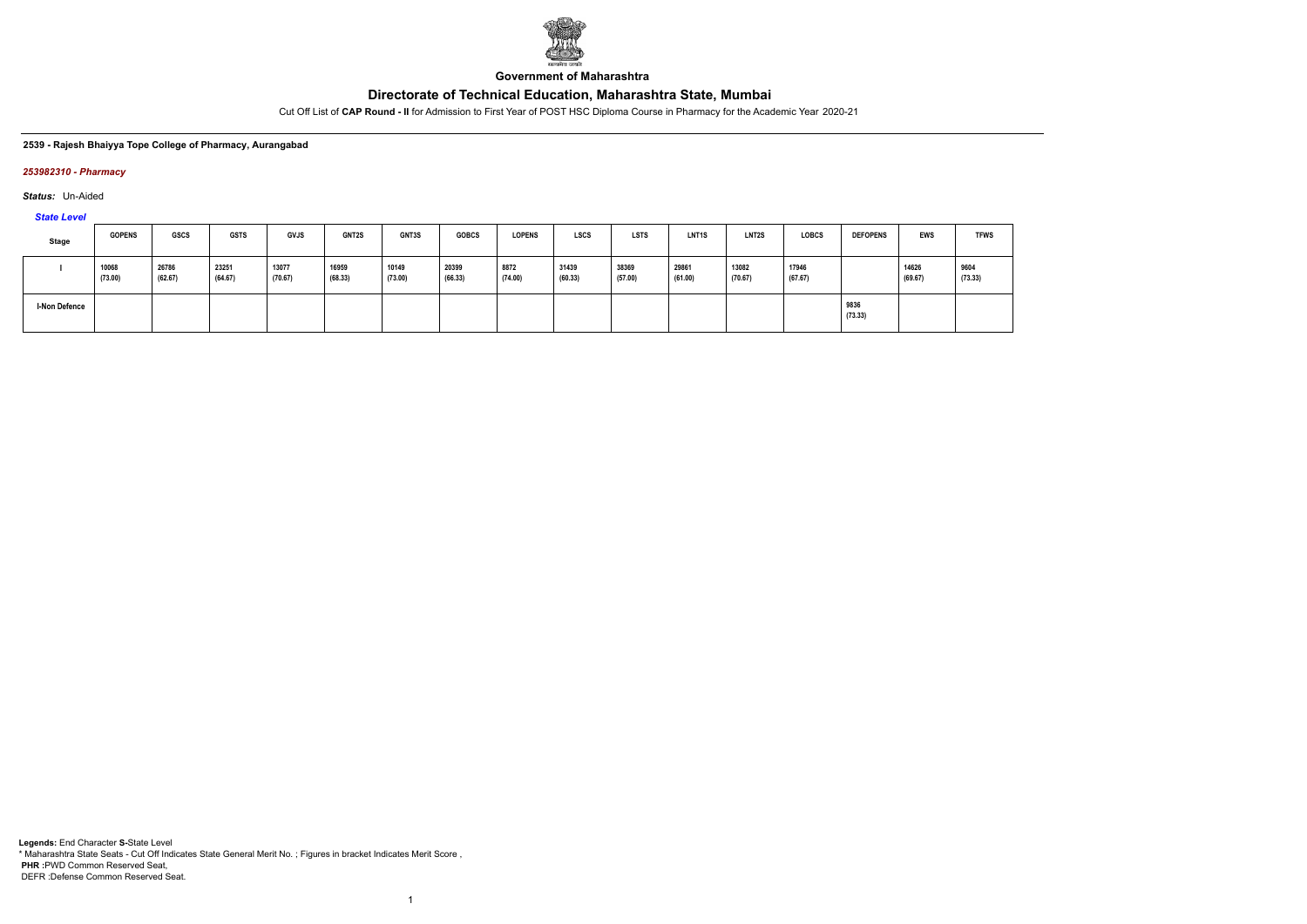**Government of Maharashtra**

# Directorate of Technical Education, Maharashtra State, Mumbai

Cut Off List of **CAP Round - II** for Admission to First Year of POST HSC Diploma Course in Pharmacy for the Academic Year 2020-21

**2539 - Rajesh Bhaiyya Tope College of Pharmacy, Aurangabad**

***253982310 - Pharmacy***

***Status:*** Un-Aided

***State Level***

| Stage | GOPENS | GSCS | GSTS | GVJS | GNT2S | GNT3S | GOBCS | LOPENS | LSCS | LSTS | LNT1S | LNT2S | LOBCS | DEFOPENS | EWS | TFWS |
|---|---|---|---|---|---|---|---|---|---|---|---|---|---|---|---|---|
| I | 10068 (73.00) | 26786 (62.67) | 23251 (64.67) | 13077 (70.67) | 16959 (68.33) | 10149 (73.00) | 20399 (66.33) | 8872 (74.00) | 31439 (60.33) | 38369 (57.00) | 29861 (61.00) | 13082 (70.67) | 17946 (67.67) | | 14626 (69.67) | 9604 (73.33) |
| I-Non Defence | | | | | | | | | | | | | | 9836 (73.33) | | |

**Legends:** End Character **S-**State Level
\* Maharashtra State Seats - Cut Off Indicates State General Merit No. ; Figures in bracket Indicates Merit Score ,
**PHR** :PWD Common Reserved Seat,
DEFR :Defense Common Reserved Seat.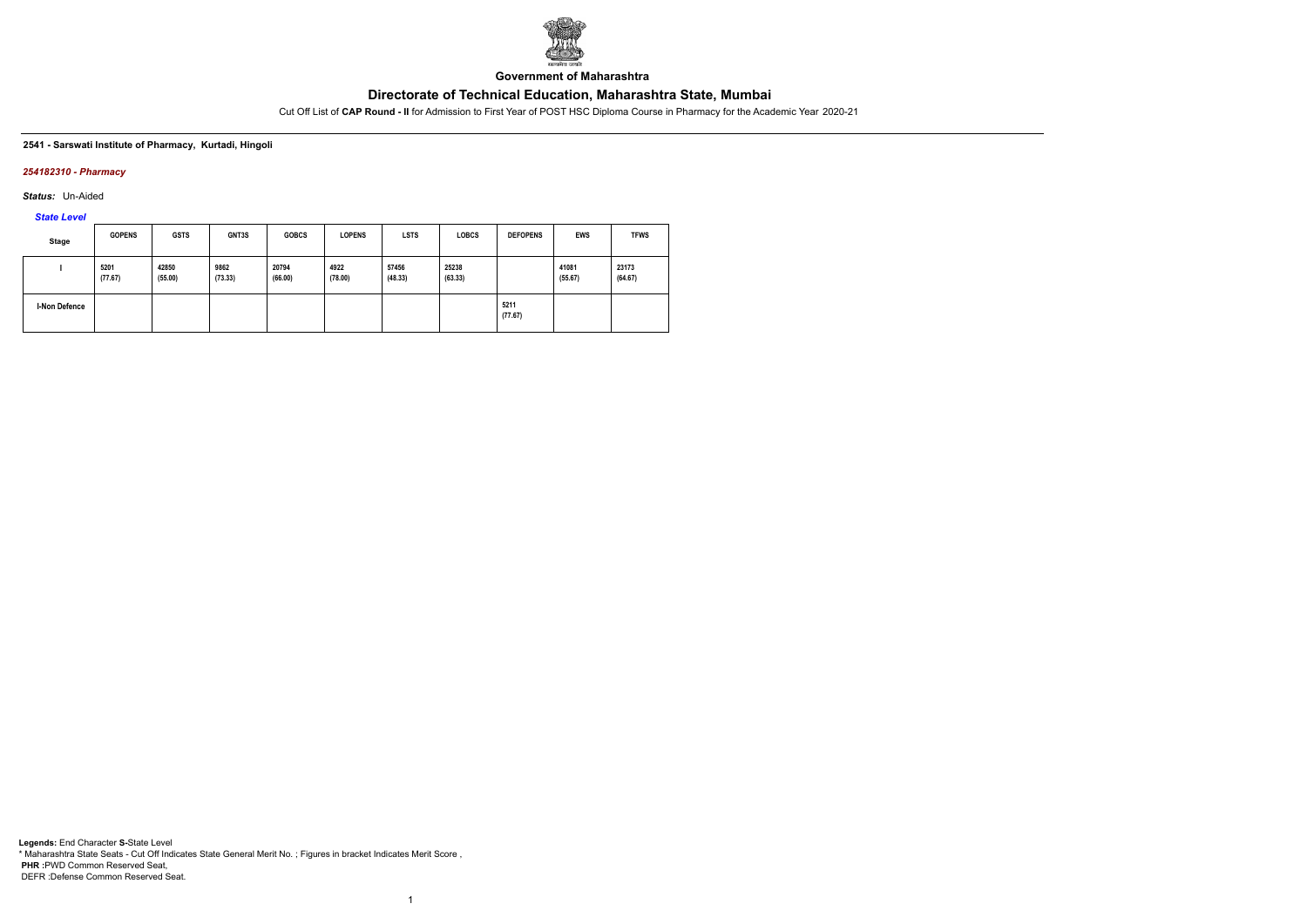**Government of Maharashtra**

# Directorate of Technical Education, Maharashtra State, Mumbai

Cut Off List of **CAP Round - II** for Admission to First Year of POST HSC Diploma Course in Pharmacy for the Academic Year 2020-21

**2541 - Sarswati Institute of Pharmacy, Kurtadi, Hingoli**

***254182310 - Pharmacy***

***Status:*** Un-Aided

***State Level***

| Stage | GOPENS | GSTS | GNT3S | GOBCS | LOPENS | LSTS | LOBCS | DEFOPENS | EWS | TFWS |
|---|---|---|---|---|---|---|---|---|---|---|
| I | 5201 (77.67) | 42850 (55.00) | 9862 (73.33) | 20794 (66.00) | 4922 (78.00) | 57456 (48.33) | 25238 (63.33) | | 41081 (55.67) | 23173 (64.67) |
| I-Non Defence | | | | | | | | 5211 (77.67) | | |

**Legends:** End Character **S-**State Level
\* Maharashtra State Seats - Cut Off Indicates State General Merit No. ; Figures in bracket Indicates Merit Score ,
**PHR :**PWD Common Reserved Seat,
DEFR :Defense Common Reserved Seat.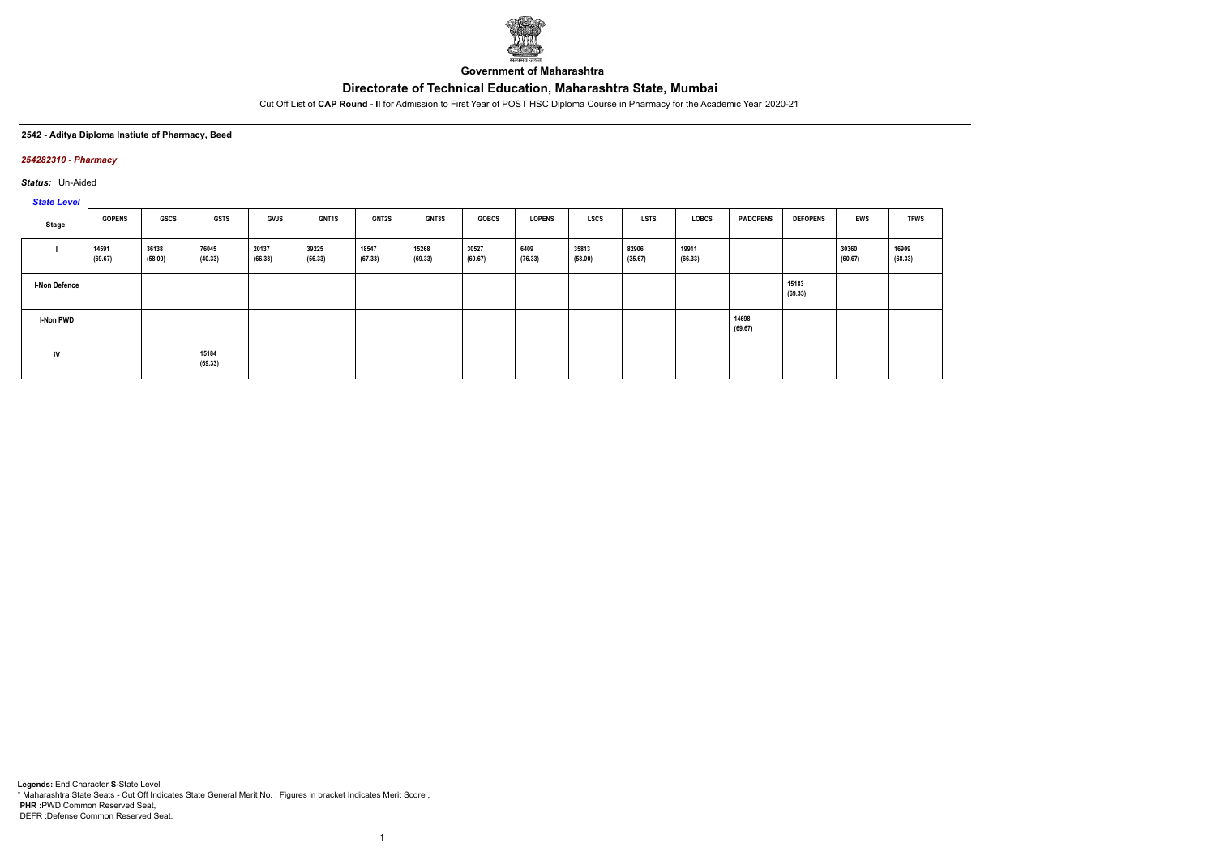**Government of Maharashtra**

# Directorate of Technical Education, Maharashtra State, Mumbai

Cut Off List of **CAP Round - II** for Admission to First Year of POST HSC Diploma Course in Pharmacy for the Academic Year 2020-21

**2542 - Aditya Diploma Instiute of Pharmacy, Beed**

***254282310 - Pharmacy***

***Status:*** Un-Aided

***State Level***

| Stage | GOPENS | GSCS | GSTS | GVJS | GNT1S | GNT2S | GNT3S | GOBCS | LOPENS | LSCS | LSTS | LOBCS | PWDOPENS | DEFOPENS | EWS | TFWS |
|---|---|---|---|---|---|---|---|---|---|---|---|---|---|---|---|---|
| I | 14591 (69.67) | 36138 (58.00) | 76045 (40.33) | 20137 (66.33) | 39225 (56.33) | 18547 (67.33) | 15268 (69.33) | 30527 (60.67) | 6409 (76.33) | 35813 (58.00) | 82906 (35.67) | 19911 (66.33) | | | 30360 (60.67) | 16909 (68.33) |
| I-Non Defence | | | | | | | | | | | | | | 15183 (69.33) | | |
| I-Non PWD | | | | | | | | | | | | | 14698 (69.67) | | | |
| IV | | | 15184 (69.33) | | | | | | | | | | | | | |

**Legends:** End Character **S-**State Level
\* Maharashtra State Seats - Cut Off Indicates State General Merit No. ; Figures in bracket Indicates Merit Score ,
**PHR** :PWD Common Reserved Seat,
DEFR :Defense Common Reserved Seat.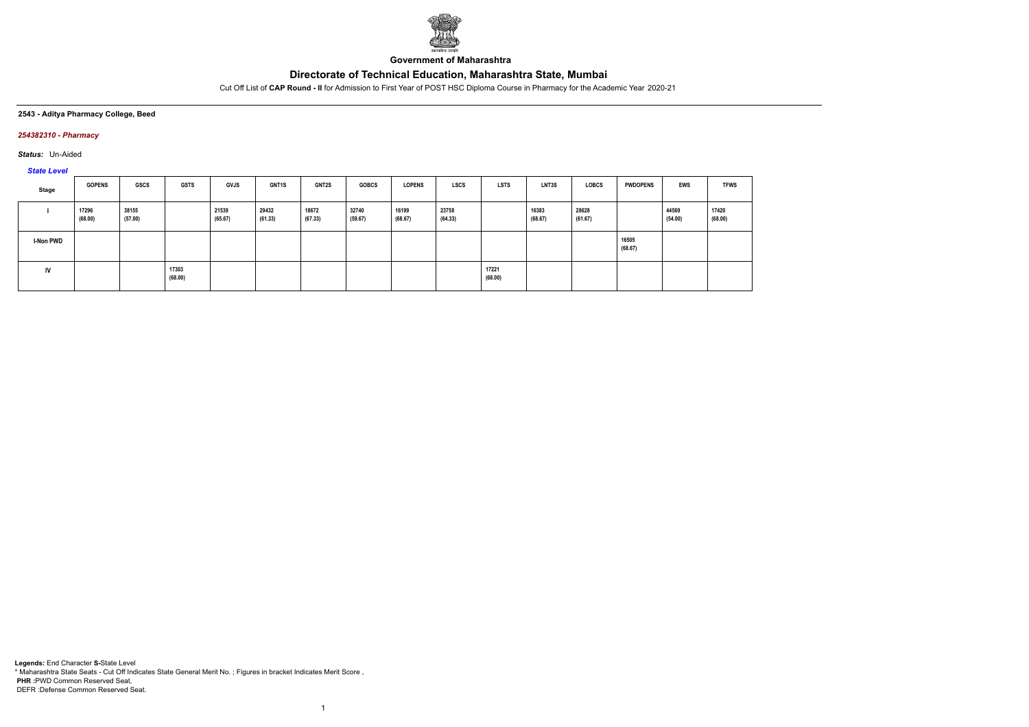**Government of Maharashtra**

# Directorate of Technical Education, Maharashtra State, Mumbai

Cut Off List of **CAP Round - II** for Admission to First Year of POST HSC Diploma Course in Pharmacy for the Academic Year 2020-21

**2543 - Aditya Pharmacy College, Beed**

***254382310 - Pharmacy***

***Status:*** Un-Aided

***State Level***

| Stage | GOPENS | GSCS | GSTS | GVJS | GNT1S | GNT2S | GOBCS | LOPENS | LSCS | LSTS | LNT3S | LOBCS | PWDOPENS | EWS | TFWS |
|---|---|---|---|---|---|---|---|---|---|---|---|---|---|---|---|
| I | 17296 (68.00) | 38155 (57.00) | | 21539 (65.67) | 29432 (61.33) | 18672 (67.33) | 32740 (59.67) | 16199 (68.67) | 23758 (64.33) | | 16383 (68.67) | 28628 (61.67) | | 44569 (54.00) | 17420 (68.00) |
| I-Non PWD | | | | | | | | | | | | | 16505 (68.67) | | |
| IV | | | 17303 (68.00) | | | | | | | 17221 (68.00) | | | | | |

**Legends:** End Character **S-**State Level
\* Maharashtra State Seats - Cut Off Indicates State General Merit No. ; Figures in bracket Indicates Merit Score ,
**PHR :**PWD Common Reserved Seat,
DEFR :Defense Common Reserved Seat.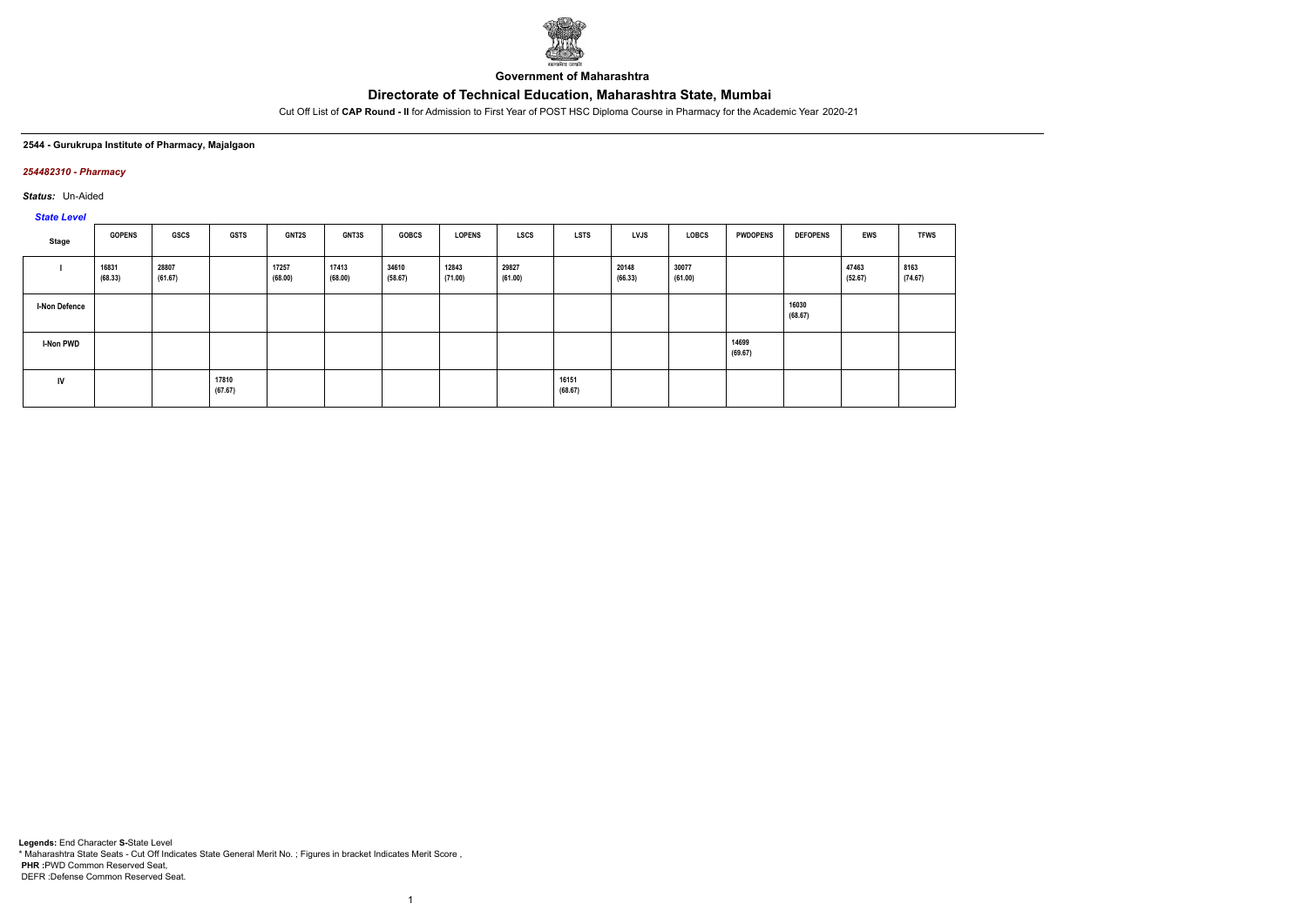Government of Maharashtra

# Directorate of Technical Education, Maharashtra State, Mumbai

Cut Off List of **CAP Round - II** for Admission to First Year of POST HSC Diploma Course in Pharmacy for the Academic Year 2020-21

**2544 - Gurukrupa Institute of Pharmacy, Majalgaon**

***254482310 - Pharmacy***

***Status:*** Un-Aided

***State Level***

| Stage | GOPENS | GSCS | GSTS | GNT2S | GNT3S | GOBCS | LOPENS | LSCS | LSTS | LVJS | LOBCS | PWDOPENS | DEFOPENS | EWS | TFWS |
|---|---|---|---|---|---|---|---|---|---|---|---|---|---|---|---|
| I | 16831 (68.33) | 28807 (61.67) | | 17257 (68.00) | 17413 (68.00) | 34610 (58.67) | 12843 (71.00) | 29827 (61.00) | | 20148 (66.33) | 30077 (61.00) | | | 47463 (52.67) | 8163 (74.67) |
| I-Non Defence | | | | | | | | | | | | | 16030 (68.67) | | |
| I-Non PWD | | | | | | | | | | | | 14699 (69.67) | | | |
| IV | | | 17810 (67.67) | | | | | | 16151 (68.67) | | | | | | |

**Legends:** End Character **S-**State Level
\* Maharashtra State Seats - Cut Off Indicates State General Merit No. ; Figures in bracket Indicates Merit Score ,
**PHR :**PWD Common Reserved Seat,
DEFR :Defense Common Reserved Seat.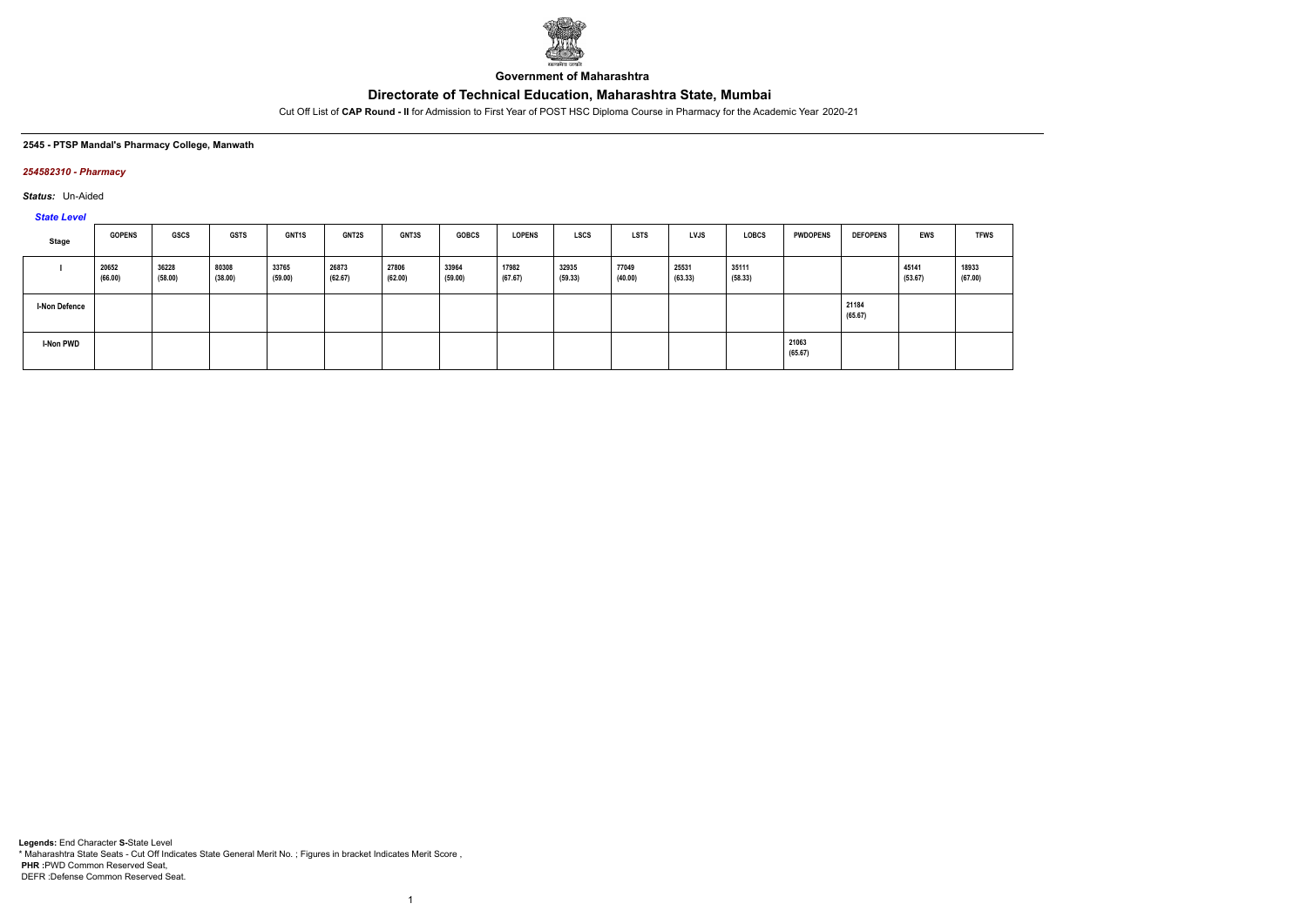**Government of Maharashtra**

# Directorate of Technical Education, Maharashtra State, Mumbai

Cut Off List of **CAP Round - II** for Admission to First Year of POST HSC Diploma Course in Pharmacy for the Academic Year 2020-21

**2545 - PTSP Mandal's Pharmacy College, Manwath**

***254582310 - Pharmacy***

***Status:*** Un-Aided

***State Level***

| Stage | GOPENS | GSCS | GSTS | GNT1S | GNT2S | GNT3S | GOBCS | LOPENS | LSCS | LSTS | LVJS | LOBCS | PWDOPENS | DEFOPENS | EWS | TFWS |
|---|---|---|---|---|---|---|---|---|---|---|---|---|---|---|---|---|
| I | 20652 (66.00) | 36228 (58.00) | 80308 (38.00) | 33765 (59.00) | 26873 (62.67) | 27806 (62.00) | 33964 (59.00) | 17982 (67.67) | 32935 (59.33) | 77049 (40.00) | 25531 (63.33) | 35111 (58.33) | | | 45141 (53.67) | 18933 (67.00) |
| I-Non Defence | | | | | | | | | | | | | | 21184 (65.67) | | |
| I-Non PWD | | | | | | | | | | | | | 21063 (65.67) | | | |

**Legends:** End Character **S-**State Level
* Maharashtra State Seats - Cut Off Indicates State General Merit No. ; Figures in bracket Indicates Merit Score ,
**PHR** :PWD Common Reserved Seat,
DEFR :Defense Common Reserved Seat.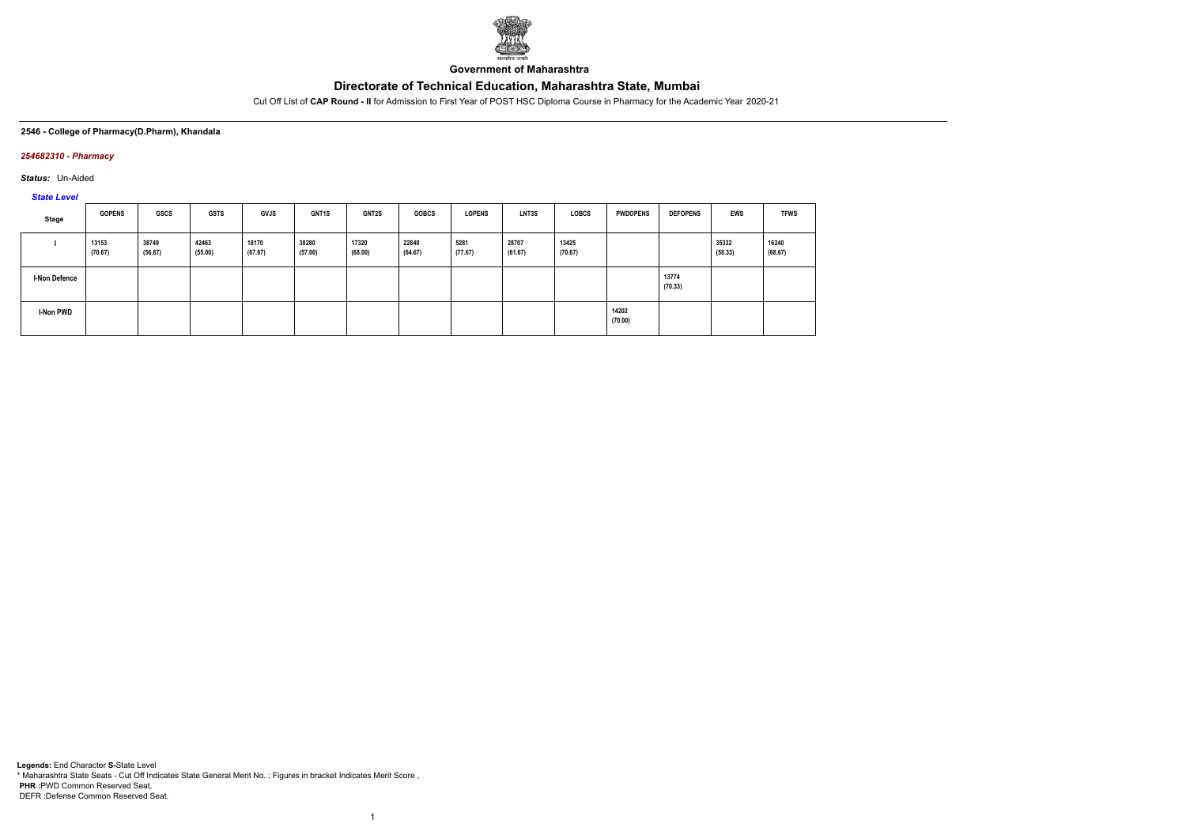Government of Maharashtra

# Directorate of Technical Education, Maharashtra State, Mumbai

Cut Off List of **CAP Round - II** for Admission to First Year of POST HSC Diploma Course in Pharmacy for the Academic Year 2020-21

**2546 - College of Pharmacy(D.Pharm), Khandala**

***254682310 - Pharmacy***

***Status:*** Un-Aided

***State Level***

| Stage | GOPENS | GSCS | GSTS | GVJS | GNT1S | GNT2S | GOBCS | LOPENS | LNT3S | LOBCS | PWDOPENS | DEFOPENS | EWS | TFWS |
|---|---|---|---|---|---|---|---|---|---|---|---|---|---|---|
| I | 13153 (70.67) | 38749 (56.67) | 42463 (55.00) | 18170 (67.67) | 38280 (57.00) | 17320 (68.00) | 22840 (64.67) | 5281 (77.67) | 28707 (61.67) | 13425 (70.67) | | | 35332 (58.33) | 16240 (68.67) |
| I-Non Defence | | | | | | | | | | | | 13774 (70.33) | | |
| I-Non PWD | | | | | | | | | | | 14202 (70.00) | | | |

**Legends:** End Character **S-**State Level
\* Maharashtra State Seats - Cut Off Indicates State General Merit No. ; Figures in bracket Indicates Merit Score ,
**PHR** :PWD Common Reserved Seat,
DEFR :Defense Common Reserved Seat.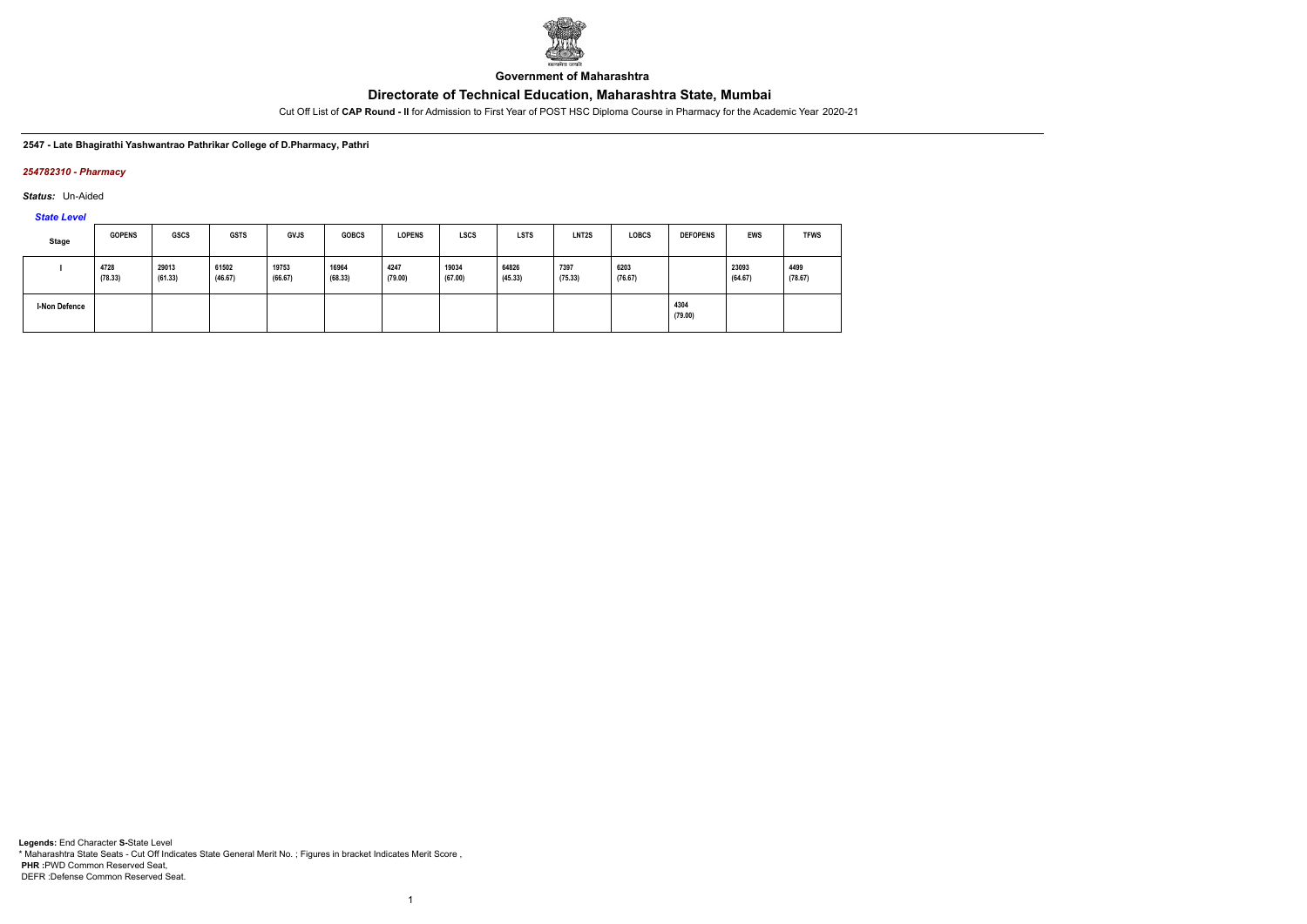Government of Maharashtra

# Directorate of Technical Education, Maharashtra State, Mumbai

Cut Off List of **CAP Round - II** for Admission to First Year of POST HSC Diploma Course in Pharmacy for the Academic Year 2020-21

**2547 - Late Bhagirathi Yashwantrao Pathrikar College of D.Pharmacy, Pathri**

*254782310 - Pharmacy*

***Status:*** Un-Aided

*State Level*

| Stage | GOPENS | GSCS | GSTS | GVJS | GOBCS | LOPENS | LSCS | LSTS | LNT2S | LOBCS | DEFOPENS | EWS | TFWS |
|---|---|---|---|---|---|---|---|---|---|---|---|---|---|
| I | 4728 (78.33) | 29013 (61.33) | 61502 (46.67) | 19753 (66.67) | 16964 (68.33) | 4247 (79.00) | 19034 (67.00) | 64826 (45.33) | 7397 (75.33) | 6203 (76.67) | | 23093 (64.67) | 4499 (78.67) |
| I-Non Defence | | | | | | | | | | | 4304 (79.00) | | |

**Legends:** End Character **S-**State Level
\* Maharashtra State Seats - Cut Off Indicates State General Merit No. ; Figures in bracket Indicates Merit Score ,
**PHR :**PWD Common Reserved Seat,
DEFR :Defense Common Reserved Seat.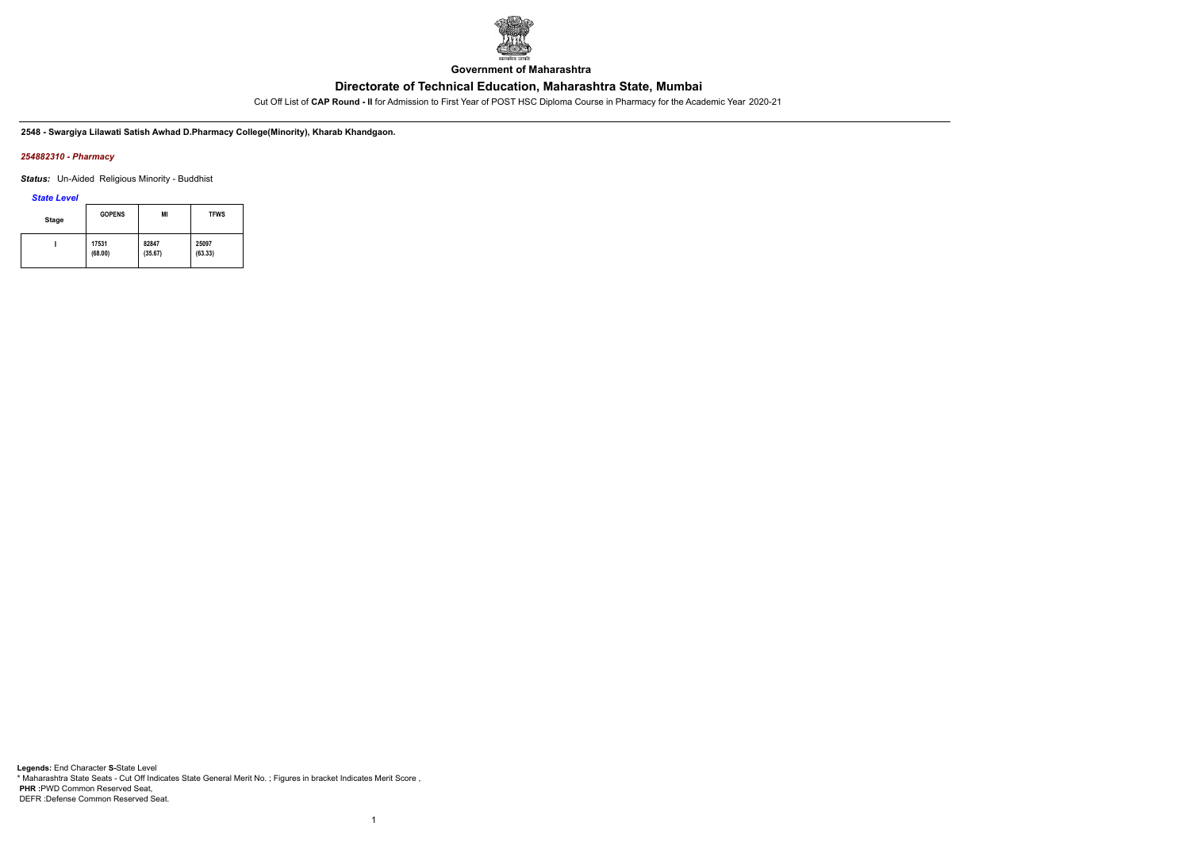**Government of Maharashtra**

## Directorate of Technical Education, Maharashtra State, Mumbai

Cut Off List of **CAP Round - II** for Admission to First Year of POST HSC Diploma Course in Pharmacy for the Academic Year 2020-21

**2548 - Swargiya Lilawati Satish Awhad D.Pharmacy College(Minority), Kharab Khandgaon.**

***254882310 - Pharmacy***

***Status:*** Un-Aided Religious Minority - Buddhist

***State Level***

| Stage | GOPENS | MI | TFWS |
|---|---|---|---|
| I | 17531 (68.00) | 82847 (35.67) | 25097 (63.33) |

**Legends:** End Character **S-**State Level
\* Maharashtra State Seats - Cut Off Indicates State General Merit No. ; Figures in bracket Indicates Merit Score ,
**PHR :**PWD Common Reserved Seat,
DEFR :Defense Common Reserved Seat.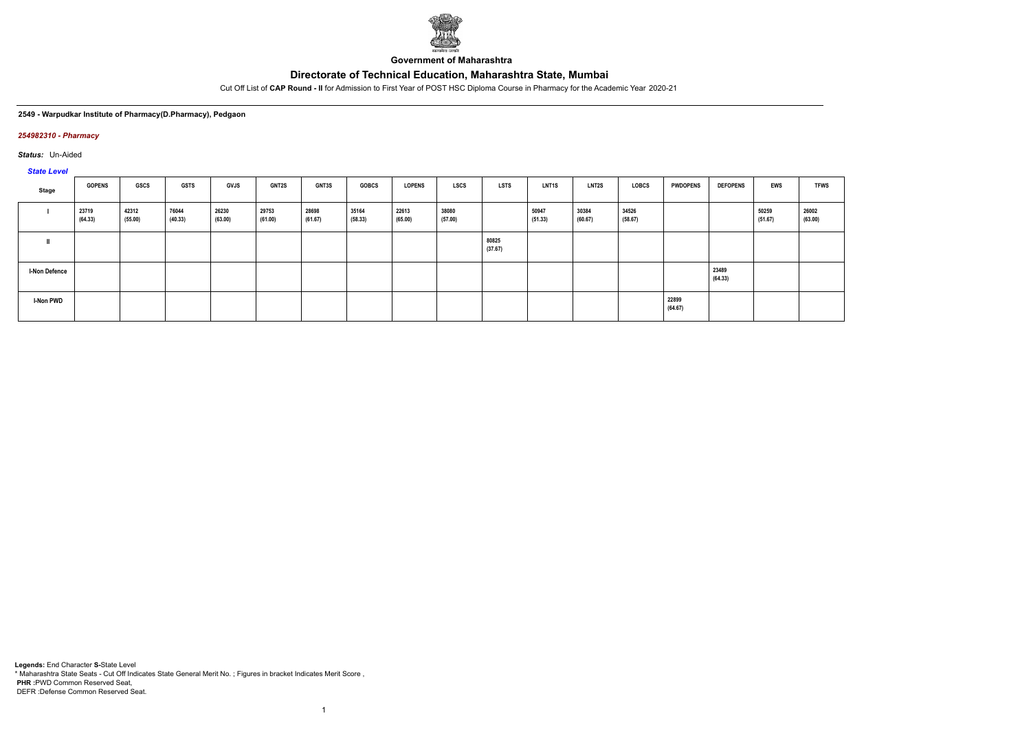**Government of Maharashtra**

# Directorate of Technical Education, Maharashtra State, Mumbai

Cut Off List of **CAP Round - II** for Admission to First Year of POST HSC Diploma Course in Pharmacy for the Academic Year 2020-21

**2549 - Warpudkar Institute of Pharmacy(D.Pharmacy), Pedgaon**

***254982310 - Pharmacy***

***Status:*** Un-Aided

***State Level***

| Stage | GOPENS | GSCS | GSTS | GVJS | GNT2S | GNT3S | GOBCS | LOPENS | LSCS | LSTS | LNT1S | LNT2S | LOBCS | PWDOPENS | DEFOPENS | EWS | TFWS |
|---|---|---|---|---|---|---|---|---|---|---|---|---|---|---|---|---|---|
| I | 23719 (64.33) | 42312 (55.00) | 76044 (40.33) | 26230 (63.00) | 29753 (61.00) | 28698 (61.67) | 35164 (58.33) | 22613 (65.00) | 38080 (57.00) | | 50947 (51.33) | 30384 (60.67) | 34526 (58.67) | | | 50259 (51.67) | 26002 (63.00) |
| II | | | | | | | | | | 80825 (37.67) | | | | | | | |
| I-Non Defence | | | | | | | | | | | | | | | 23489 (64.33) | | |
| I-Non PWD | | | | | | | | | | | | | | 22899 (64.67) | | | |

**Legends:** End Character **S**-State Level
* Maharashtra State Seats - Cut Off Indicates State General Merit No. ; Figures in bracket Indicates Merit Score ,
**PHR** :PWD Common Reserved Seat,
DEFR :Defense Common Reserved Seat.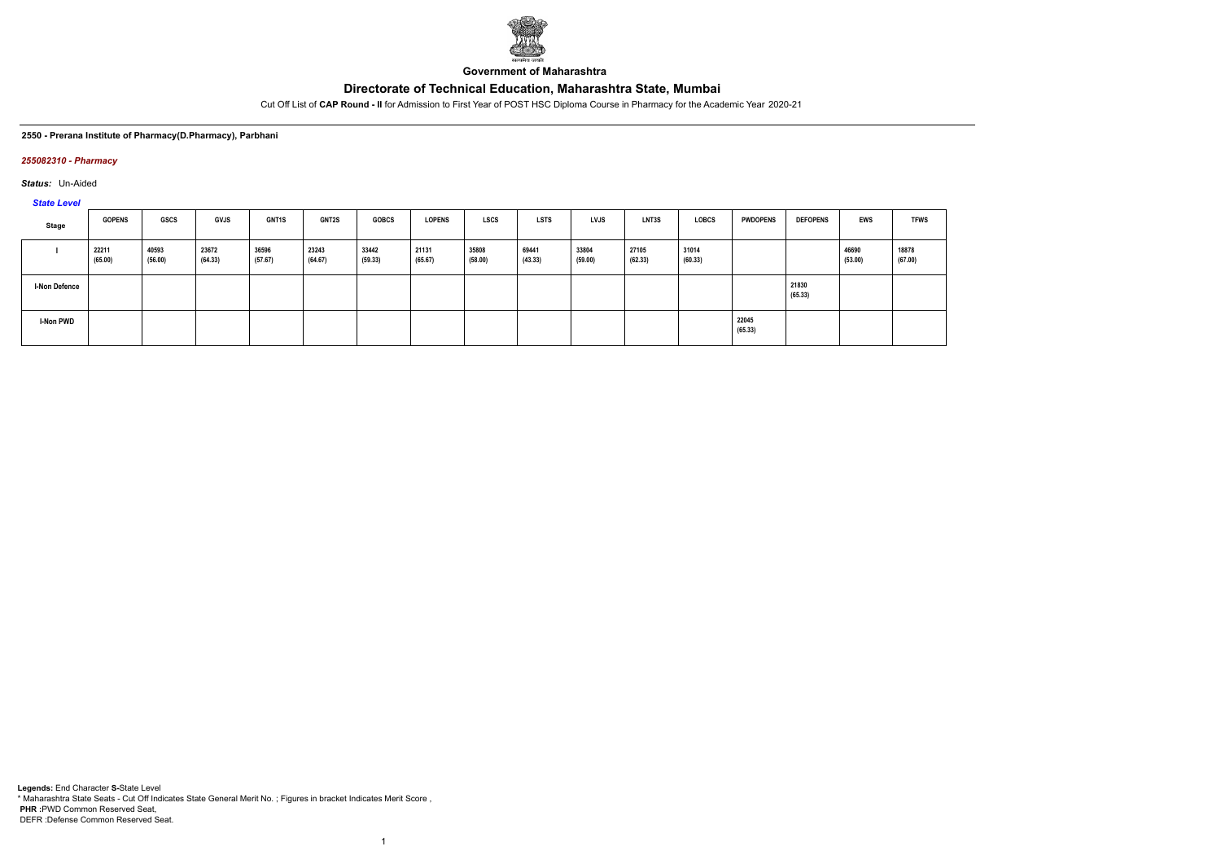**Government of Maharashtra**

## Directorate of Technical Education, Maharashtra State, Mumbai

Cut Off List of **CAP Round - II** for Admission to First Year of POST HSC Diploma Course in Pharmacy for the Academic Year 2020-21

**2550 - Prerana Institute of Pharmacy(D.Pharmacy), Parbhani**

***255082310 - Pharmacy***

***Status:*** Un-Aided

*State Level*

| Stage | GOPENS | GSCS | GVJS | GNT1S | GNT2S | GOBCS | LOPENS | LSCS | LSTS | LVJS | LNT3S | LOBCS | PWDOPENS | DEFOPENS | EWS | TFWS |
|---|---|---|---|---|---|---|---|---|---|---|---|---|---|---|---|---|
| I | 22211 (65.00) | 40593 (56.00) | 23672 (64.33) | 36596 (57.67) | 23243 (64.67) | 33442 (59.33) | 21131 (65.67) | 35808 (58.00) | 69441 (43.33) | 33804 (59.00) | 27105 (62.33) | 31014 (60.33) | | | 46690 (53.00) | 18878 (67.00) |
| I-Non Defence | | | | | | | | | | | | | | 21830 (65.33) | | |
| I-Non PWD | | | | | | | | | | | | | 22045 (65.33) | | | |

**Legends:** End Character **S-**State Level
* Maharashtra State Seats - Cut Off Indicates State General Merit No. ; Figures in bracket Indicates Merit Score ,
**PHR :**PWD Common Reserved Seat,
DEFR :Defense Common Reserved Seat.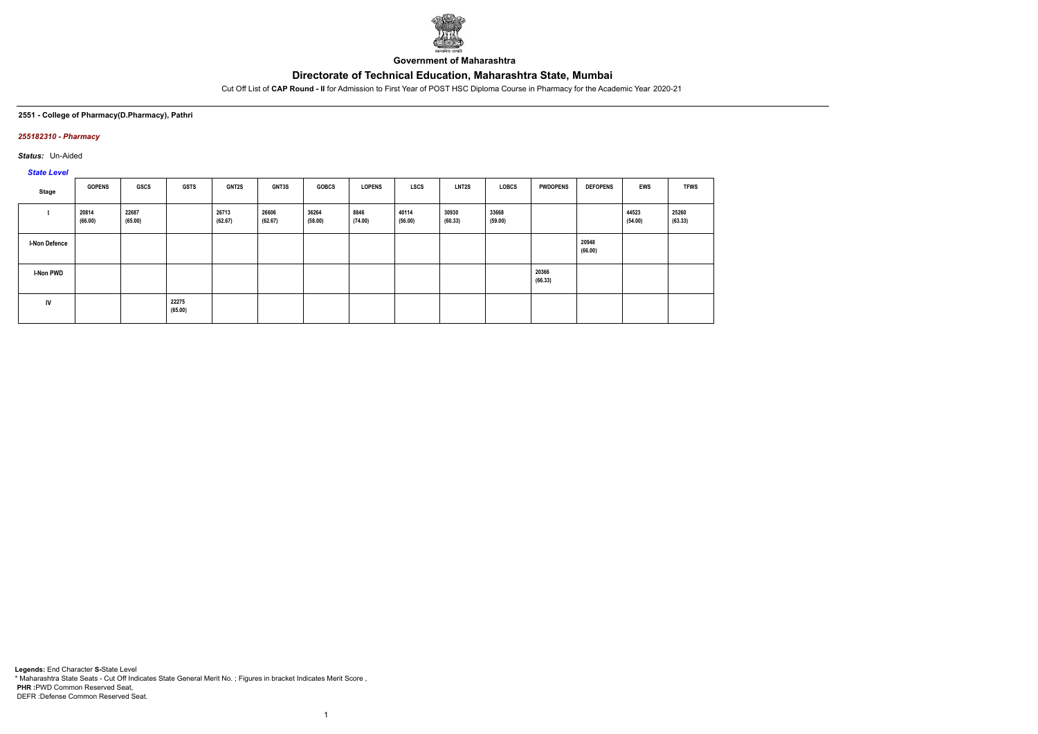**Government of Maharashtra**

# Directorate of Technical Education, Maharashtra State, Mumbai

Cut Off List of **CAP Round - II** for Admission to First Year of POST HSC Diploma Course in Pharmacy for the Academic Year 2020-21

**2551 - College of Pharmacy(D.Pharmacy), Pathri**

***255182310 - Pharmacy***

***Status:*** Un-Aided

***State Level***

| Stage | GOPENS | GSCS | GSTS | GNT2S | GNT3S | GOBCS | LOPENS | LSCS | LNT2S | LOBCS | PWDOPENS | DEFOPENS | EWS | TFWS |
|---|---|---|---|---|---|---|---|---|---|---|---|---|---|---|
| I | 20814 (66.00) | 22687 (65.00) | | 26713 (62.67) | 26606 (62.67) | 36264 (58.00) | 8846 (74.00) | 40114 (56.00) | 30930 (60.33) | 33668 (59.00) | | | 44523 (54.00) | 25260 (63.33) |
| I-Non Defence | | | | | | | | | | | | 20948 (66.00) | | |
| I-Non PWD | | | | | | | | | | | 20366 (66.33) | | | |
| IV | | | 22275 (65.00) | | | | | | | | | | | |

**Legends:** End Character **S**-State Level
\* Maharashtra State Seats - Cut Off Indicates State General Merit No. ; Figures in bracket Indicates Merit Score ,
**PHR** :PWD Common Reserved Seat,
DEFR :Defense Common Reserved Seat.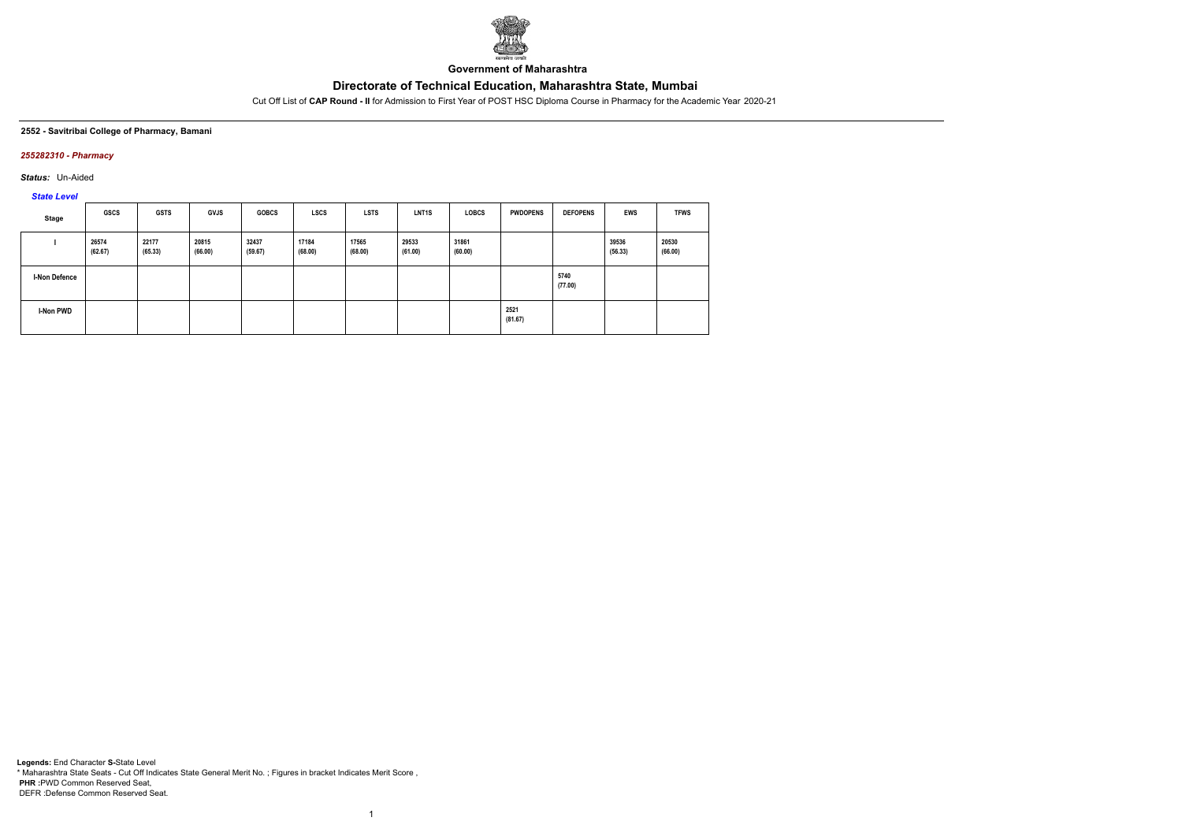**Government of Maharashtra**

# Directorate of Technical Education, Maharashtra State, Mumbai

Cut Off List of **CAP Round - II** for Admission to First Year of POST HSC Diploma Course in Pharmacy for the Academic Year 2020-21

**2552 - Savitribai College of Pharmacy, Bamani**

***255282310 - Pharmacy***

***Status:*** Un-Aided

***State Level***

| Stage | GSCS | GSTS | GVJS | GOBCS | LSCS | LSTS | LNT1S | LOBCS | PWDOPENS | DEFOPENS | EWS | TFWS |
|---|---|---|---|---|---|---|---|---|---|---|---|---|
| I | 26574 (62.67) | 22177 (65.33) | 20815 (66.00) | 32437 (59.67) | 17184 (68.00) | 17565 (68.00) | 29533 (61.00) | 31861 (60.00) | | | 39536 (56.33) | 20530 (66.00) |
| I-Non Defence | | | | | | | | | | 5740 (77.00) | | |
| I-Non PWD | | | | | | | | | 2521 (81.67) | | | |

**Legends:** End Character **S-**State Level
\* Maharashtra State Seats - Cut Off Indicates State General Merit No. ; Figures in bracket Indicates Merit Score ,
**PHR :**PWD Common Reserved Seat,
DEFR :Defense Common Reserved Seat.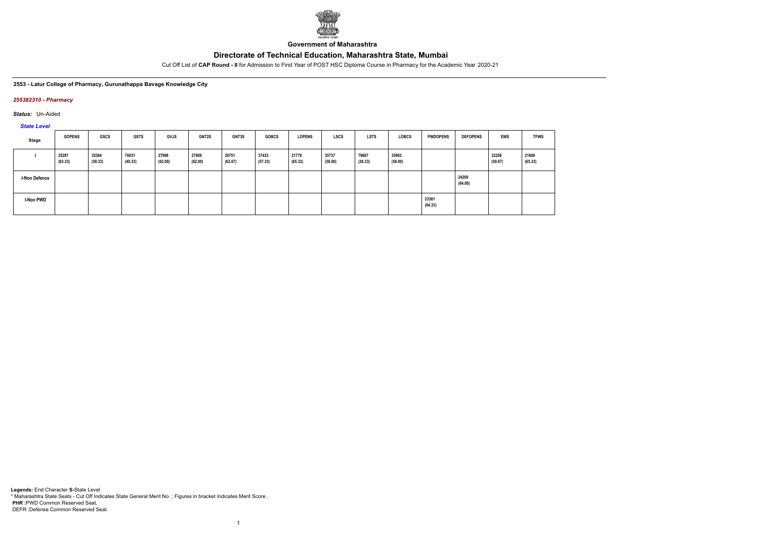Government of Maharashtra

# Directorate of Technical Education, Maharashtra State, Mumbai

Cut Off List of **CAP Round - II** for Admission to First Year of POST HSC Diploma Course in Pharmacy for the Academic Year 2020-21

**2553 - Latur College of Pharmacy, Gurunathappa Bavage Knowledge City**

*255382310 - Pharmacy*

***Status:*** Un-Aided

*State Level*

| Stage | GOPENS | GSCS | GSTS | GVJS | GNT2S | GNT3S | GOBCS | LOPENS | LSCS | LSTS | LOBCS | PWDOPENS | DEFOPENS | EWS | TFWS |
|---|---|---|---|---|---|---|---|---|---|---|---|---|---|---|---|
| I | 25287 (63.33) | 35364 (58.33) | 76031 (40.33) | 27998 (62.00) | 27808 (62.00) | 26751 (62.67) | 37423 (57.33) | 21778 (65.33) | 35737 (58.00) | 79667 (38.33) | 35982 (58.00) | | | 32256 (59.67) | 21608 (65.33) |
| I-Non Defence | | | | | | | | | | | | | 24200 (64.00) | | |
| I-Non PWD | | | | | | | | | | | | 23361 (64.33) | | | |

**Legends:** End Character **S-**State Level
* Maharashtra State Seats - Cut Off Indicates State General Merit No. ; Figures in bracket Indicates Merit Score ,
**PHR :**PWD Common Reserved Seat,
DEFR :Defense Common Reserved Seat.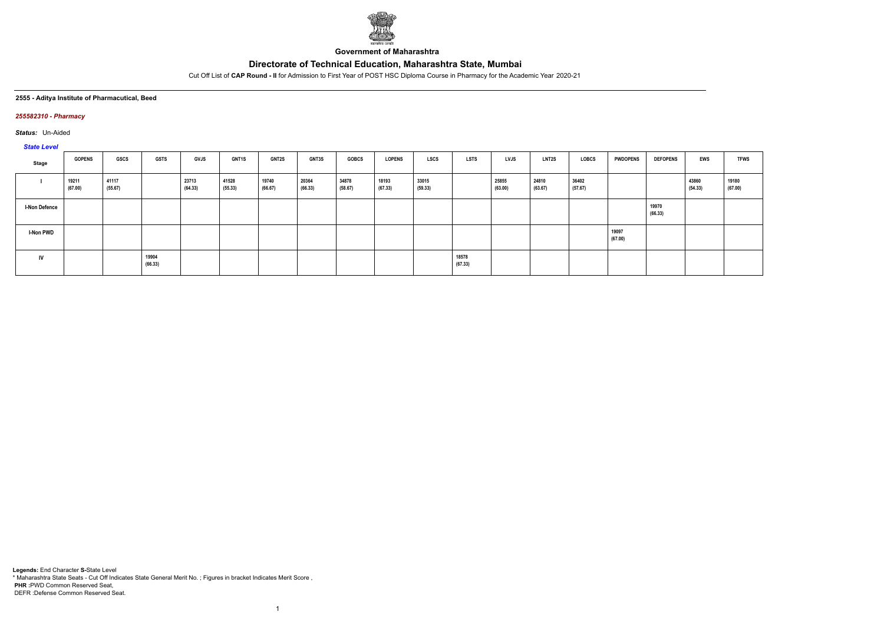Government of Maharashtra

# Directorate of Technical Education, Maharashtra State, Mumbai

Cut Off List of **CAP Round - II** for Admission to First Year of POST HSC Diploma Course in Pharmacy for the Academic Year 2020-21

**2555 - Aditya Institute of Pharmaceutical, Beed**

***255582310 - Pharmacy***

***Status:*** Un-Aided

*State Level*

| Stage | GOPENS | GSCS | GSTS | GVJS | GNT1S | GNT2S | GNT3S | GOBCS | LOPENS | LSCS | LSTS | LVJS | LNT2S | LOBCS | PWDOPENS | DEFOPENS | EWS | TFWS |
|---|---|---|---|---|---|---|---|---|---|---|---|---|---|---|---|---|---|---|
| I | 19211 (67.00) | 41117 (55.67) | | 23713 (64.33) | 41528 (55.33) | 19740 (66.67) | 20364 (66.33) | 34878 (58.67) | 18193 (67.33) | 33015 (59.33) | | 25855 (63.00) | 24810 (63.67) | 36402 (57.67) | | | 43860 (54.33) | 19180 (67.00) |
| I-Non Defence | | | | | | | | | | | | | | | | 19970 (66.33) | | |
| I-Non PWD | | | | | | | | | | | | | | | 19097 (67.00) | | | |
| IV | | | 19904 (66.33) | | | | | | | | 18578 (67.33) | | | | | | | |

**Legends:** End Character **S-**State Level
* Maharashtra State Seats - Cut Off Indicates State General Merit No. ; Figures in bracket Indicates Merit Score ,
**PHR** :PWD Common Reserved Seat,
DEFR :Defense Common Reserved Seat.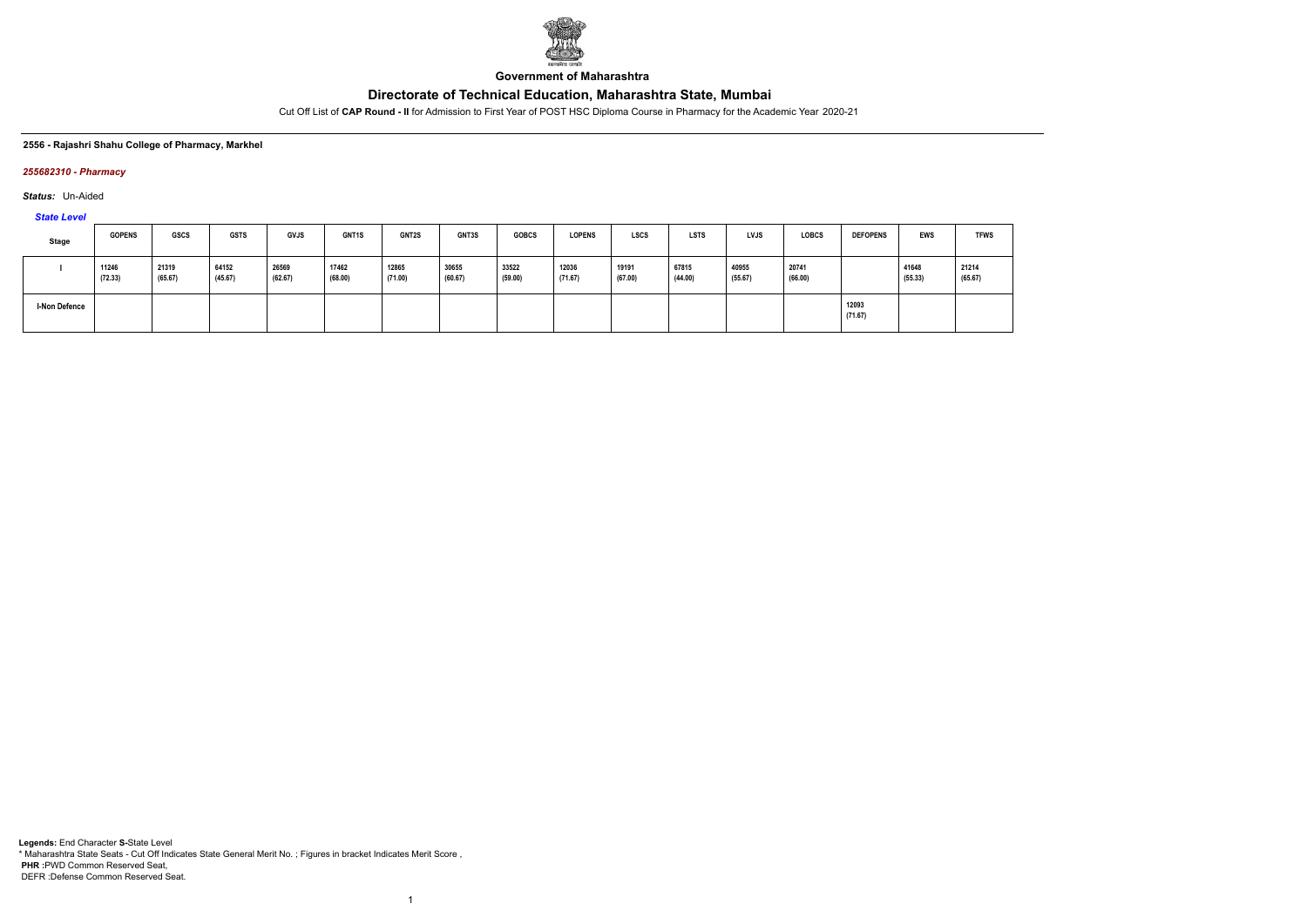Government of Maharashtra

# Directorate of Technical Education, Maharashtra State, Mumbai

Cut Off List of **CAP Round - II** for Admission to First Year of POST HSC Diploma Course in Pharmacy for the Academic Year 2020-21

**2556 - Rajashri Shahu College of Pharmacy, Markhel**

***255682310 - Pharmacy***

***Status:*** Un-Aided

*State Level*

| Stage | GOPENS | GSCS | GSTS | GVJS | GNT1S | GNT2S | GNT3S | GOBCS | LOPENS | LSCS | LSTS | LVJS | LOBCS | DEFOPENS | EWS | TFWS |
|---|---|---|---|---|---|---|---|---|---|---|---|---|---|---|---|---|
| I | 11246 (72.33) | 21319 (65.67) | 64152 (45.67) | 26569 (62.67) | 17462 (68.00) | 12865 (71.00) | 30655 (60.67) | 33522 (59.00) | 12036 (71.67) | 19191 (67.00) | 67815 (44.00) | 40955 (55.67) | 20741 (66.00) | | 41648 (55.33) | 21214 (65.67) |
| I-Non Defence | | | | | | | | | | | | | | 12093 (71.67) | | |

**Legends:** End Character **S-**State Level
* Maharashtra State Seats - Cut Off Indicates State General Merit No. ; Figures in bracket Indicates Merit Score ,
**PHR :**PWD Common Reserved Seat,
DEFR :Defense Common Reserved Seat.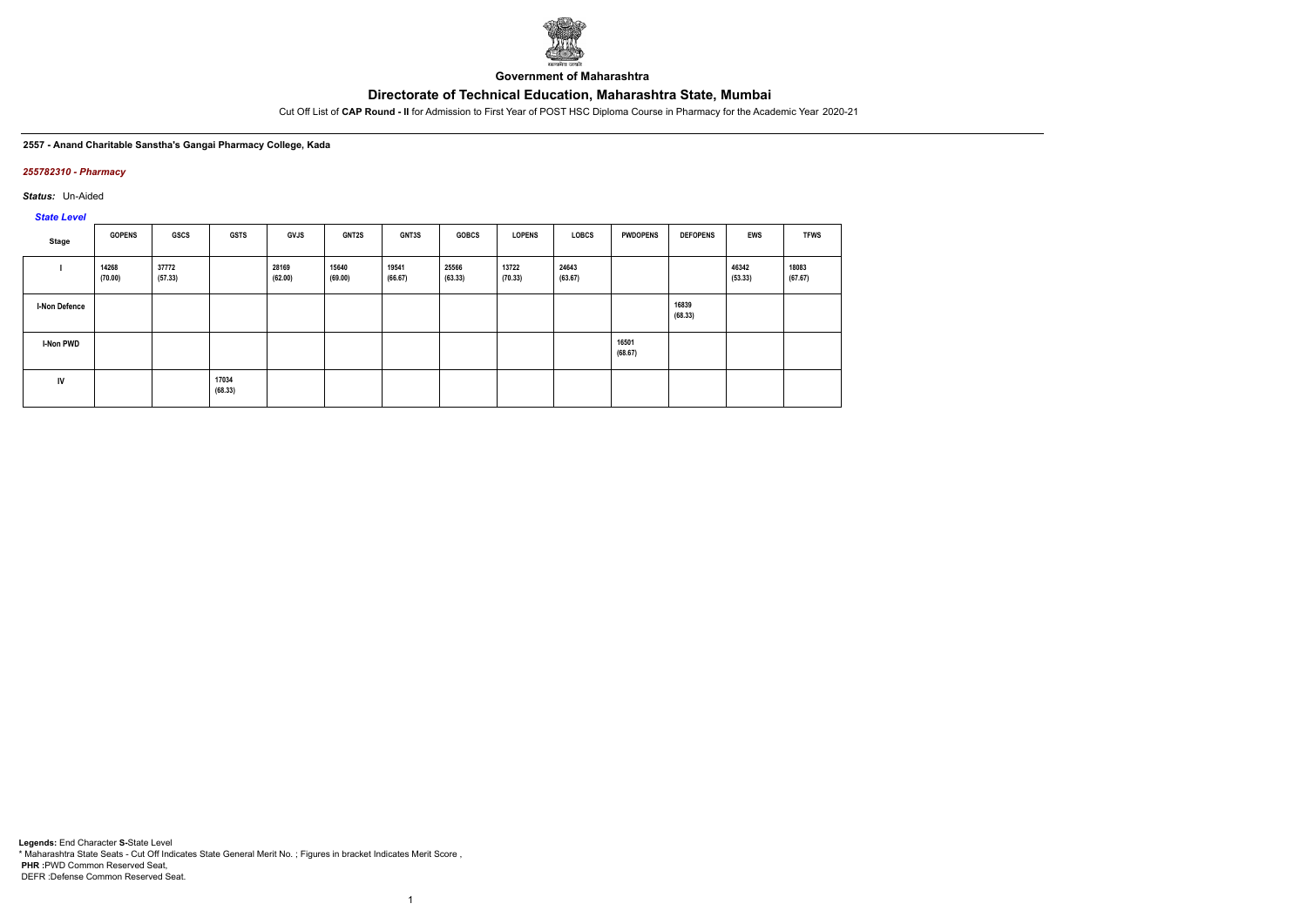**Government of Maharashtra**

# Directorate of Technical Education, Maharashtra State, Mumbai

Cut Off List of **CAP Round - II** for Admission to First Year of POST HSC Diploma Course in Pharmacy for the Academic Year 2020-21

**2557 - Anand Charitable Sanstha's Gangai Pharmacy College, Kada**

***255782310 - Pharmacy***

***Status:*** Un-Aided

***State Level***

| Stage | GOPENS | GSCS | GSTS | GVJS | GNT2S | GNT3S | GOBCS | LOPENS | LOBCS | PWDOPENS | DEFOPENS | EWS | TFWS |
|---|---|---|---|---|---|---|---|---|---|---|---|---|---|
| I | 14268 (70.00) | 37772 (57.33) | | 28169 (62.00) | 15640 (69.00) | 19541 (66.67) | 25566 (63.33) | 13722 (70.33) | 24643 (63.67) | | | 46342 (53.33) | 18083 (67.67) |
| I-Non Defence | | | | | | | | | | | 16839 (68.33) | | |
| I-Non PWD | | | | | | | | | | 16501 (68.67) | | | |
| IV | | | 17034 (68.33) | | | | | | | | | | |

**Legends:** End Character **S-**State Level
* Maharashtra State Seats - Cut Off Indicates State General Merit No. ; Figures in bracket Indicates Merit Score ,
**PHR :**PWD Common Reserved Seat,
DEFR :Defense Common Reserved Seat.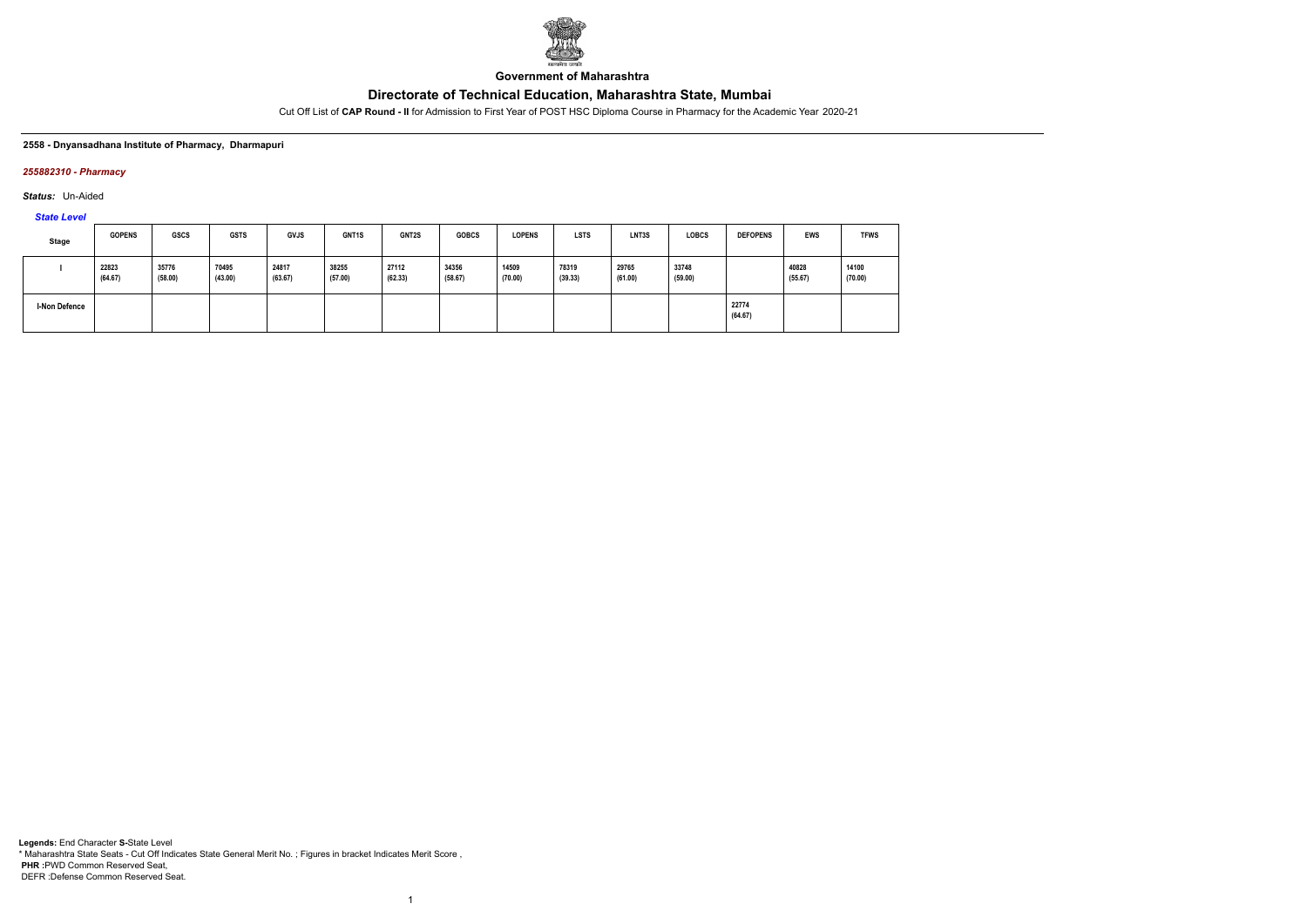**Government of Maharashtra**

# Directorate of Technical Education, Maharashtra State, Mumbai

Cut Off List of **CAP Round - II** for Admission to First Year of POST HSC Diploma Course in Pharmacy for the Academic Year 2020-21

**2558 - Dnyansadhana Institute of Pharmacy, Dharmapuri**

***255882310 - Pharmacy***

***Status:*** Un-Aided

***State Level***

| Stage | GOPENS | GSCS | GSTS | GVJS | GNT1S | GNT2S | GOBCS | LOPENS | LSTS | LNT3S | LOBCS | DEFOPENS | EWS | TFWS |
|---|---|---|---|---|---|---|---|---|---|---|---|---|---|---|
| I | 22823 (64.67) | 35776 (58.00) | 70495 (43.00) | 24817 (63.67) | 38255 (57.00) | 27112 (62.33) | 34356 (58.67) | 14509 (70.00) | 78319 (39.33) | 29765 (61.00) | 33748 (59.00) | | 40828 (55.67) | 14100 (70.00) |
| I-Non Defence | | | | | | | | | | | | 22774 (64.67) | | |

**Legends:** End Character **S-**State Level
\* Maharashtra State Seats - Cut Off Indicates State General Merit No. ; Figures in bracket Indicates Merit Score ,
**PHR** :PWD Common Reserved Seat,
DEFR :Defense Common Reserved Seat.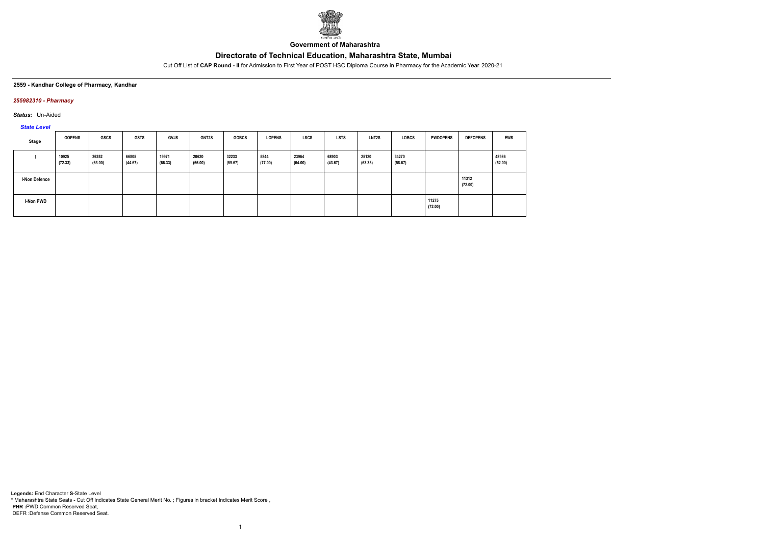Government of Maharashtra

# Directorate of Technical Education, Maharashtra State, Mumbai

Cut Off List of **CAP Round - II** for Admission to First Year of POST HSC Diploma Course in Pharmacy for the Academic Year 2020-21

**2559 - Kandhar College of Pharmacy, Kandhar**

***255982310 - Pharmacy***

***Status:*** Un-Aided

***State Level***

| Stage | GOPENS | GSCS | GSTS | GVJS | GNT2S | GOBCS | LOPENS | LSCS | LSTS | LNT2S | LOBCS | PWDOPENS | DEFOPENS | EWS |
|---|---|---|---|---|---|---|---|---|---|---|---|---|---|---|
| I | 10925 (72.33) | 26252 (63.00) | 66805 (44.67) | 19971 (66.33) | 20620 (66.00) | 32233 (59.67) | 5844 (77.00) | 23964 (64.00) | 68903 (43.67) | 25120 (63.33) | 34270 (58.67) | | | 48986 (52.00) |
| I-Non Defence | | | | | | | | | | | | | 11312 (72.00) | |
| I-Non PWD | | | | | | | | | | | | 11275 (72.00) | | |

**Legends:** End Character **S-**State Level

\* Maharashtra State Seats - Cut Off Indicates State General Merit No. ; Figures in bracket Indicates Merit Score ,

**PHR :**PWD Common Reserved Seat,

DEFR :Defense Common Reserved Seat.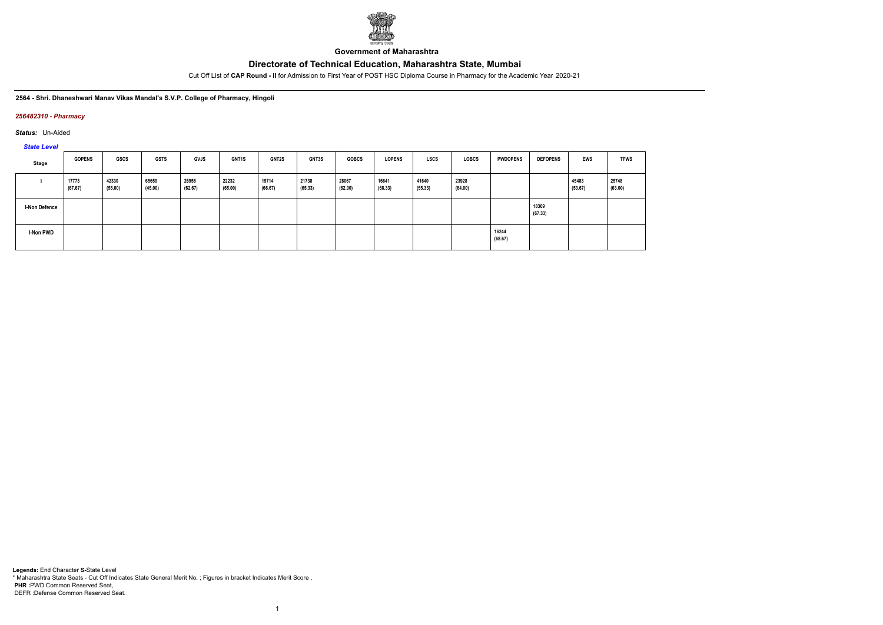**Government of Maharashtra**

# Directorate of Technical Education, Maharashtra State, Mumbai

Cut Off List of **CAP Round - II** for Admission to First Year of POST HSC Diploma Course in Pharmacy for the Academic Year 2020-21

**2564 - Shri. Dhaneshwari Manav Vikas Mandal's S.V.P. College of Pharmacy, Hingoli**

***256482310 - Pharmacy***

***Status:*** Un-Aided

***State Level***

| Stage | GOPENS | GSCS | GSTS | GVJS | GNT1S | GNT2S | GNT3S | GOBCS | LOPENS | LSCS | LOBCS | PWDOPENS | DEFOPENS | EWS | TFWS |
|---|---|---|---|---|---|---|---|---|---|---|---|---|---|---|---|
| I | 17773 (67.67) | 42330 (55.00) | 65650 (45.00) | 26956 (62.67) | 22232 (65.00) | 19714 (66.67) | 21738 (65.33) | 28067 (62.00) | 16641 (68.33) | 41640 (55.33) | 23928 (64.00) | | | 45483 (53.67) | 25748 (63.00) |
| I-Non Defence | | | | | | | | | | | | | 18369 (67.33) | | |
| I-Non PWD | | | | | | | | | | | | 16244 (68.67) | | | |

**Legends:** End Character **S-**State Level
\* Maharashtra State Seats - Cut Off Indicates State General Merit No. ; Figures in bracket Indicates Merit Score ,
**PHR :**PWD Common Reserved Seat,
DEFR :Defense Common Reserved Seat.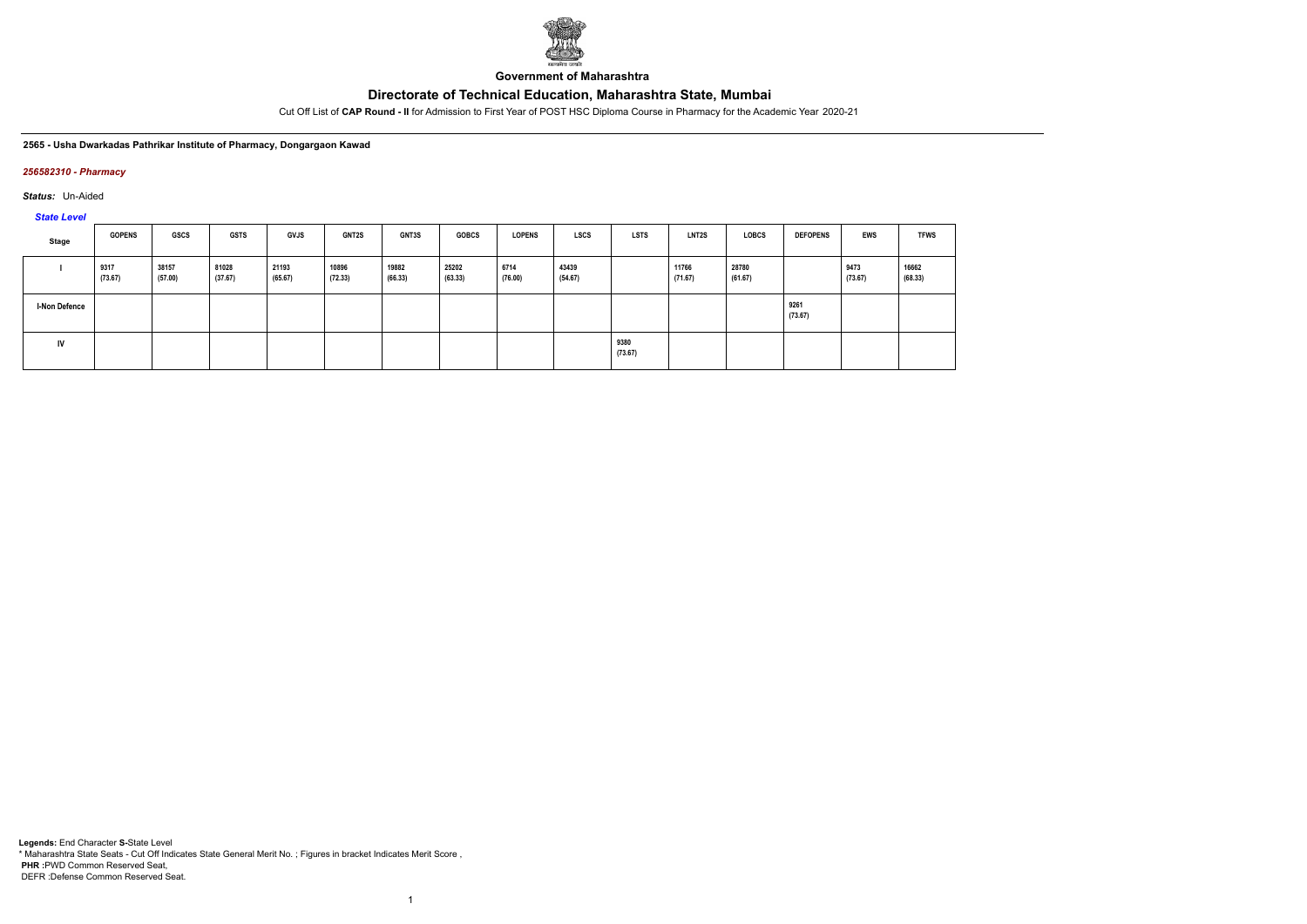**Government of Maharashtra**

# Directorate of Technical Education, Maharashtra State, Mumbai

Cut Off List of **CAP Round - II** for Admission to First Year of POST HSC Diploma Course in Pharmacy for the Academic Year 2020-21

**2565 - Usha Dwarkadas Pathrikar Institute of Pharmacy, Dongargaon Kawad**

***256582310 - Pharmacy***

***Status:*** Un-Aided

***State Level***

| Stage | GOPENS | GSCS | GSTS | GVJS | GNT2S | GNT3S | GOBCS | LOPENS | LSCS | LSTS | LNT2S | LOBCS | DEFOPENS | EWS | TFWS |
|---|---|---|---|---|---|---|---|---|---|---|---|---|---|---|---|
| I | 9317 (73.67) | 38157 (57.00) | 81028 (37.67) | 21193 (65.67) | 10896 (72.33) | 19882 (66.33) | 25202 (63.33) | 6714 (76.00) | 43439 (54.67) | | 11766 (71.67) | 28780 (61.67) | | 9473 (73.67) | 16662 (68.33) |
| I-Non Defence | | | | | | | | | | | | | 9261 (73.67) | | |
| IV | | | | | | | | | | 9380 (73.67) | | | | | |

**Legends:** End Character **S**-State Level
\* Maharashtra State Seats - Cut Off Indicates State General Merit No. ; Figures in bracket Indicates Merit Score ,
**PHR** :PWD Common Reserved Seat,
DEFR :Defense Common Reserved Seat.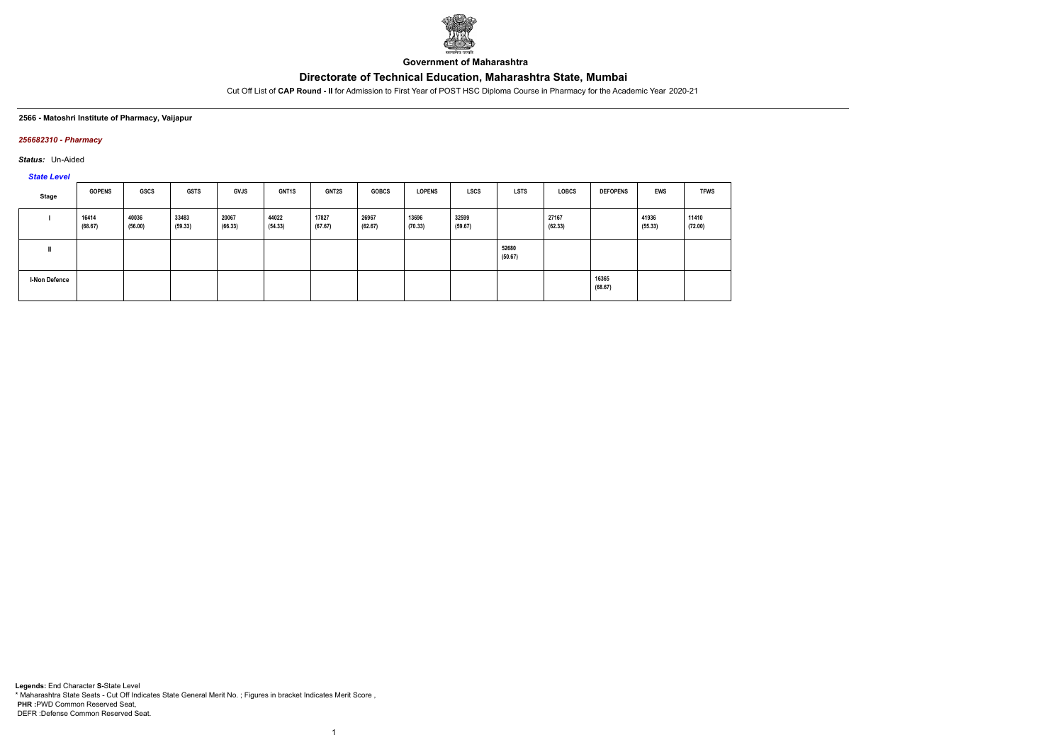Government of Maharashtra

# Directorate of Technical Education, Maharashtra State, Mumbai

Cut Off List of **CAP Round - II** for Admission to First Year of POST HSC Diploma Course in Pharmacy for the Academic Year 2020-21

**2566 - Matoshri Institute of Pharmacy, Vaijapur**

***256682310 - Pharmacy***

***Status:*** Un-Aided

***State Level***

| Stage | GOPENS | GSCS | GSTS | GVJS | GNT1S | GNT2S | GOBCS | LOPENS | LSCS | LSTS | LOBCS | DEFOPENS | EWS | TFWS |
|---|---|---|---|---|---|---|---|---|---|---|---|---|---|---|
| I | 16414 (68.67) | 40036 (56.00) | 33483 (59.33) | 20067 (66.33) | 44022 (54.33) | 17827 (67.67) | 26967 (62.67) | 13696 (70.33) | 32599 (59.67) | | 27167 (62.33) | | 41936 (55.33) | 11410 (72.00) |
| II | | | | | | | | | | 52680 (50.67) | | | | |
| I-Non Defence | | | | | | | | | | | | 16365 (68.67) | | |

**Legends:** End Character **S-**State Level
* Maharashtra State Seats - Cut Off Indicates State General Merit No. ; Figures in bracket Indicates Merit Score ,
**PHR :**PWD Common Reserved Seat,
DEFR :Defense Common Reserved Seat.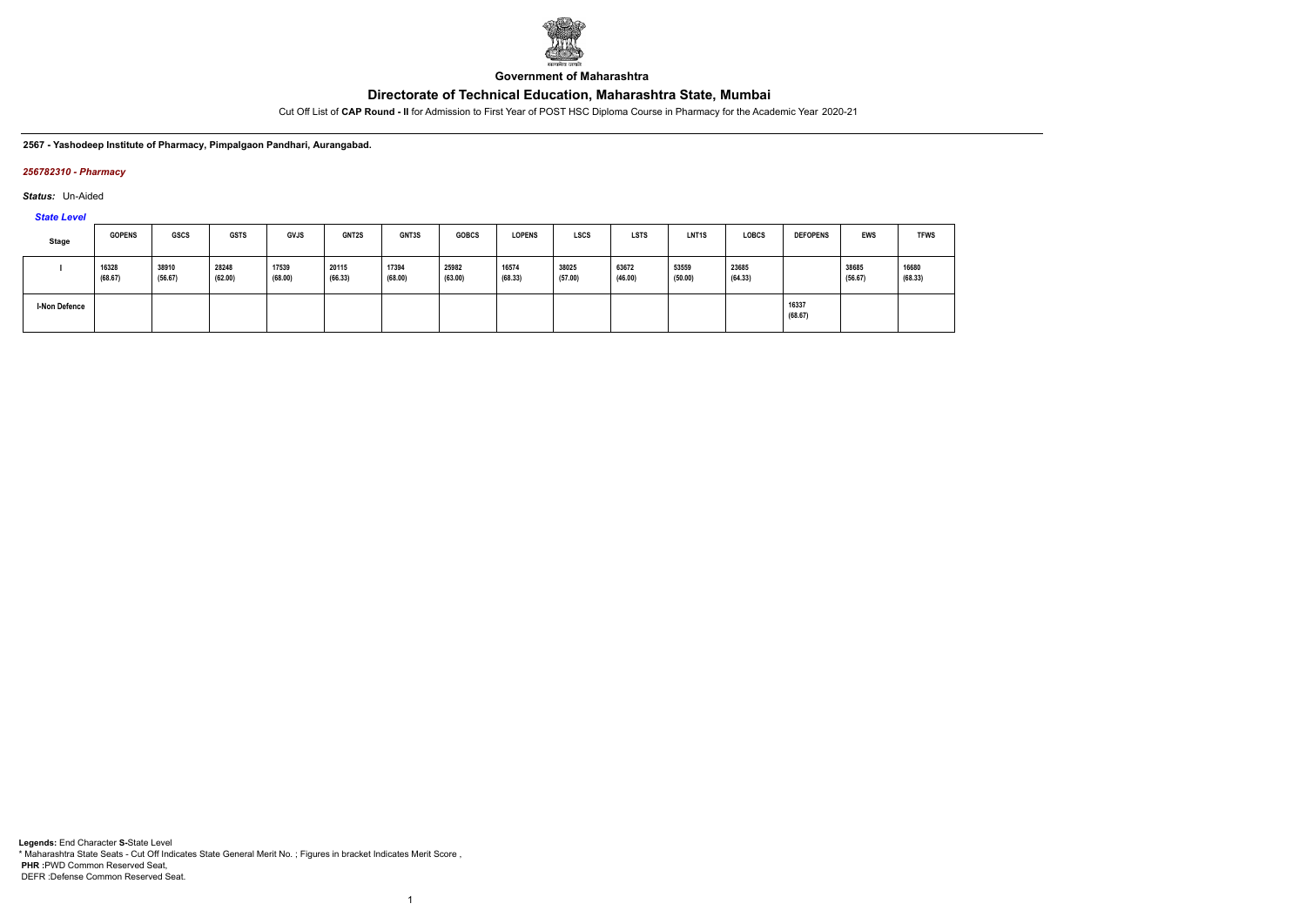Government of Maharashtra

# Directorate of Technical Education, Maharashtra State, Mumbai

Cut Off List of **CAP Round - II** for Admission to First Year of POST HSC Diploma Course in Pharmacy for the Academic Year 2020-21

**2567 - Yashodeep Institute of Pharmacy, Pimpalgaon Pandhari, Aurangabad.**

***256782310 - Pharmacy***

***Status:*** Un-Aided

***State Level***

| Stage | GOPENS | GSCS | GSTS | GVJS | GNT2S | GNT3S | GOBCS | LOPENS | LSCS | LSTS | LNT1S | LOBCS | DEFOPENS | EWS | TFWS |
|---|---|---|---|---|---|---|---|---|---|---|---|---|---|---|---|
| I | 16328 (68.67) | 38910 (56.67) | 28248 (62.00) | 17539 (68.00) | 20115 (66.33) | 17394 (68.00) | 25982 (63.00) | 16574 (68.33) | 38025 (57.00) | 63672 (46.00) | 53559 (50.00) | 23685 (64.33) | | 38685 (56.67) | 16680 (68.33) |
| I-Non Defence | | | | | | | | | | | | | 16337 (68.67) | | |

**Legends:** End Character **S-**State Level
* Maharashtra State Seats - Cut Off Indicates State General Merit No. ; Figures in bracket Indicates Merit Score ,
**PHR :**PWD Common Reserved Seat,
DEFR :Defense Common Reserved Seat.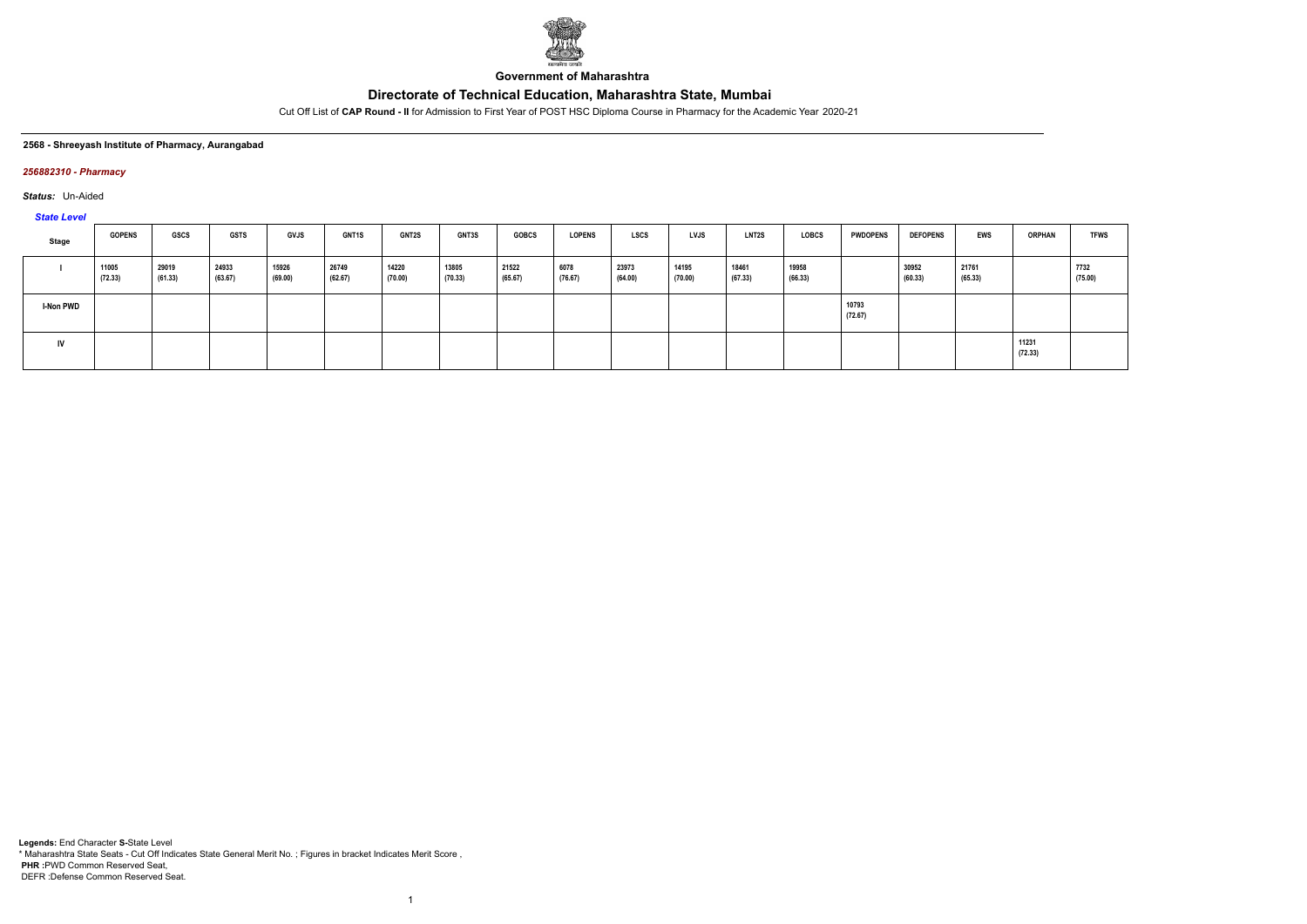**Government of Maharashtra**

# Directorate of Technical Education, Maharashtra State, Mumbai

Cut Off List of **CAP Round - II** for Admission to First Year of POST HSC Diploma Course in Pharmacy for the Academic Year 2020-21

**2568 - Shreeyash Institute of Pharmacy, Aurangabad**

***256882310 - Pharmacy***

***Status:*** Un-Aided

***State Level***

| Stage | GOPENS | GSCS | GSTS | GVJS | GNT1S | GNT2S | GNT3S | GOBCS | LOPENS | LSCS | LVJS | LNT2S | LOBCS | PWDOPENS | DEFOPENS | EWS | ORPHAN | TFWS |
|---|---|---|---|---|---|---|---|---|---|---|---|---|---|---|---|---|---|---|
| I | 11005 (72.33) | 29019 (61.33) | 24933 (63.67) | 15926 (69.00) | 26749 (62.67) | 14220 (70.00) | 13805 (70.33) | 21522 (65.67) | 6078 (76.67) | 23973 (64.00) | 14195 (70.00) | 18461 (67.33) | 19958 (66.33) | | 30952 (60.33) | 21761 (65.33) | | 7732 (75.00) |
| I-Non PWD | | | | | | | | | | | | | | 10793 (72.67) | | | | |
| IV | | | | | | | | | | | | | | | | | 11231 (72.33) | |

**Legends:** End Character **S-**State Level
* Maharashtra State Seats - Cut Off Indicates State General Merit No. ; Figures in bracket Indicates Merit Score ,
**PHR :**PWD Common Reserved Seat,
DEFR :Defense Common Reserved Seat.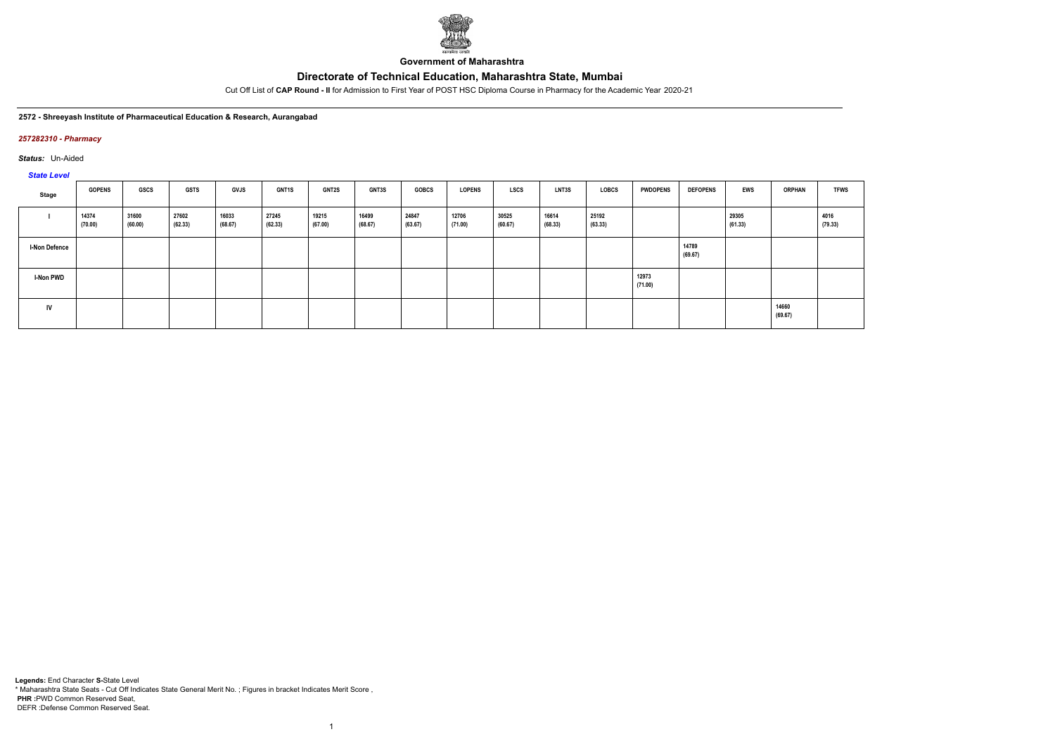**Government of Maharashtra**

# Directorate of Technical Education, Maharashtra State, Mumbai

Cut Off List of **CAP Round - II** for Admission to First Year of POST HSC Diploma Course in Pharmacy for the Academic Year 2020-21

**2572 - Shreeyash Institute of Pharmaceutical Education & Research, Aurangabad**

***257282310 - Pharmacy***

***Status:*** Un-Aided

***State Level***

| Stage | GOPENS | GSCS | GSTS | GVJS | GNT1S | GNT2S | GNT3S | GOBCS | LOPENS | LSCS | LNT3S | LOBCS | PWDOPENS | DEFOPENS | EWS | ORPHAN | TFWS |
|---|---|---|---|---|---|---|---|---|---|---|---|---|---|---|---|---|---|
| I | 14374 (70.00) | 31600 (60.00) | 27602 (62.33) | 16033 (68.67) | 27245 (62.33) | 19215 (67.00) | 16499 (68.67) | 24847 (63.67) | 12706 (71.00) | 30525 (60.67) | 16614 (68.33) | 25192 (63.33) | | | 29305 (61.33) | | 4016 (79.33) |
| I-Non Defence | | | | | | | | | | | | | | 14789 (69.67) | | | |
| I-Non PWD | | | | | | | | | | | | | 12973 (71.00) | | | | |
| IV | | | | | | | | | | | | | | | | 14660 (69.67) | |

**Legends:** End Character **S-**State Level
\* Maharashtra State Seats - Cut Off Indicates State General Merit No. ; Figures in bracket Indicates Merit Score ,
**PHR :**PWD Common Reserved Seat,
DEFR :Defense Common Reserved Seat.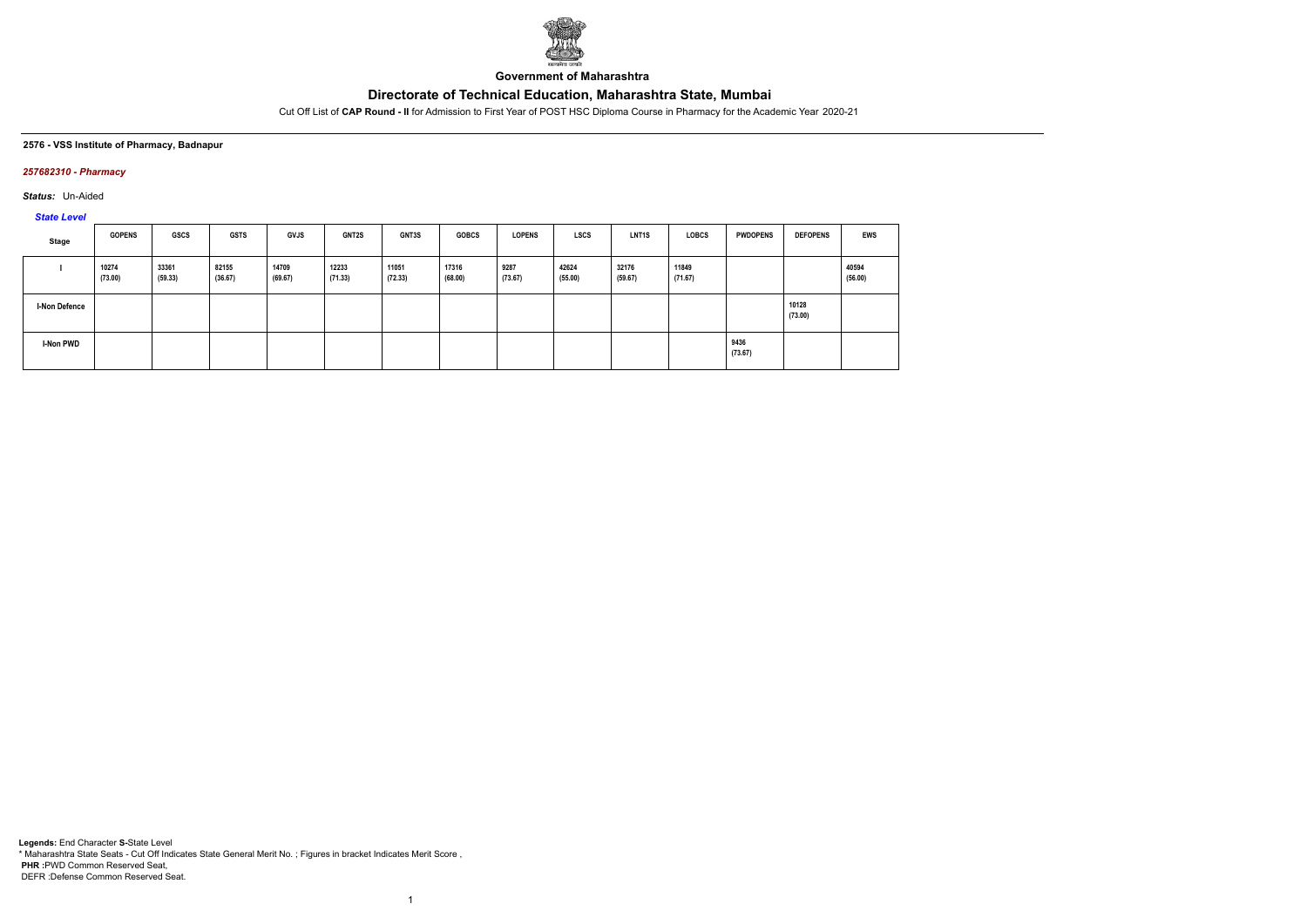**Government of Maharashtra**

# Directorate of Technical Education, Maharashtra State, Mumbai

Cut Off List of **CAP Round - II** for Admission to First Year of POST HSC Diploma Course in Pharmacy for the Academic Year 2020-21

**2576 - VSS Institute of Pharmacy, Badnapur**

***257682310 - Pharmacy***

***Status:*** Un-Aided

***State Level***

| Stage | GOPENS | GSCS | GSTS | GVJS | GNT2S | GNT3S | GOBCS | LOPENS | LSCS | LNT1S | LOBCS | PWDOPENS | DEFOPENS | EWS |
|---|---|---|---|---|---|---|---|---|---|---|---|---|---|---|
| I | 10274 (73.00) | 33361 (59.33) | 82155 (36.67) | 14709 (69.67) | 12233 (71.33) | 11051 (72.33) | 17316 (68.00) | 9287 (73.67) | 42624 (55.00) | 32176 (59.67) | 11849 (71.67) | | | 40594 (56.00) |
| I-Non Defence | | | | | | | | | | | | | 10128 (73.00) | |
| I-Non PWD | | | | | | | | | | | | 9436 (73.67) | | |

**Legends:** End Character **S-**State Level
\* Maharashtra State Seats - Cut Off Indicates State General Merit No. ; Figures in bracket Indicates Merit Score ,
**PHR :**PWD Common Reserved Seat,
DEFR :Defense Common Reserved Seat.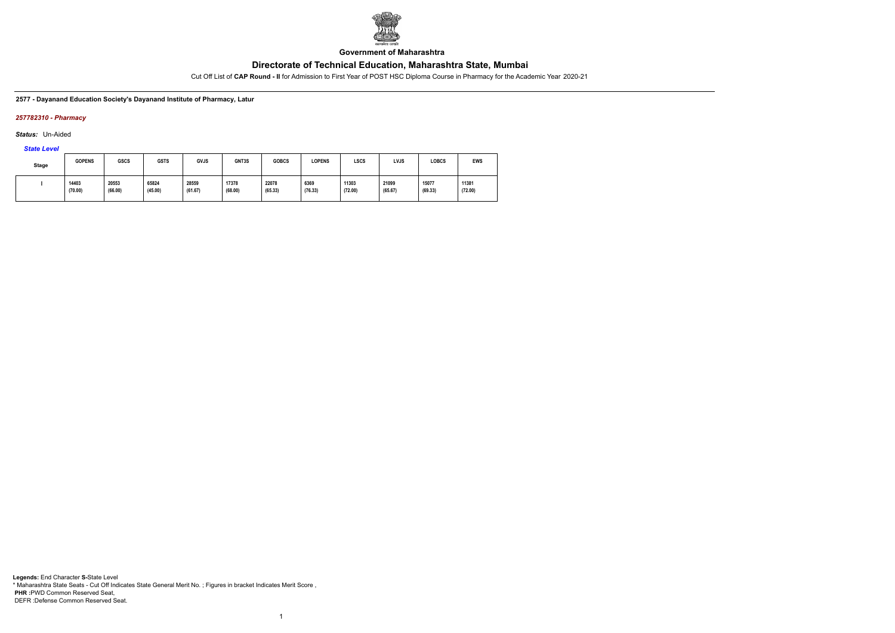**Government of Maharashtra**

# Directorate of Technical Education, Maharashtra State, Mumbai

Cut Off List of **CAP Round - II** for Admission to First Year of POST HSC Diploma Course in Pharmacy for the Academic Year 2020-21

**2577 - Dayanand Education Society's Dayanand Institute of Pharmacy, Latur**

*257782310 - Pharmacy*

*Status:* Un-Aided

*State Level*

| Stage | GOPENS | GSCS | GSTS | GVJS | GNT3S | GOBCS | LOPENS | LSCS | LVJS | LOBCS | EWS |
|---|---|---|---|---|---|---|---|---|---|---|---|
| I | 14403 (70.00) | 20553 (66.00) | 65824 (45.00) | 28559 (61.67) | 17378 (68.00) | 22078 (65.33) | 6369 (76.33) | 11303 (72.00) | 21099 (65.67) | 15077 (69.33) | 11381 (72.00) |

**Legends:** End Character **S-**State Level
\* Maharashtra State Seats - Cut Off Indicates State General Merit No. ; Figures in bracket Indicates Merit Score ,
**PHR** :PWD Common Reserved Seat,
DEFR :Defense Common Reserved Seat.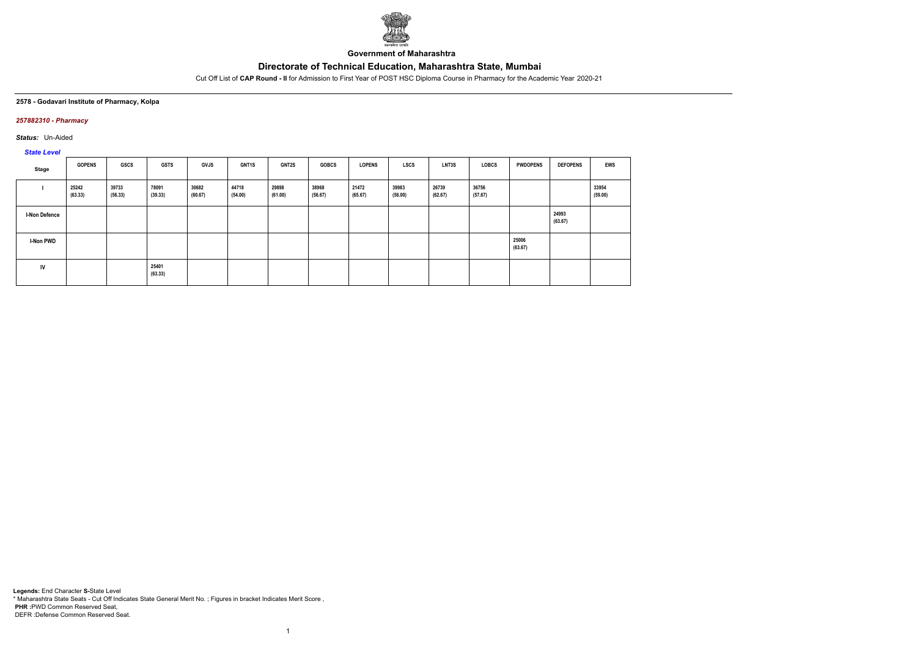Government of Maharashtra

# Directorate of Technical Education, Maharashtra State, Mumbai

Cut Off List of **CAP Round - II** for Admission to First Year of POST HSC Diploma Course in Pharmacy for the Academic Year 2020-21

**2578 - Godavari Institute of Pharmacy, Kolpa**

***257882310 - Pharmacy***

***Status:*** Un-Aided

*State Level*

| Stage | GOPENS | GSCS | GSTS | GVJS | GNT1S | GNT2S | GOBCS | LOPENS | LSCS | LNT3S | LOBCS | PWDOPENS | DEFOPENS | EWS |
|---|---|---|---|---|---|---|---|---|---|---|---|---|---|---|
| I | 25242 (63.33) | 39733 (56.33) | 78091 (39.33) | 30682 (60.67) | 44718 (54.00) | 29898 (61.00) | 38968 (56.67) | 21472 (65.67) | 39983 (56.00) | 26739 (62.67) | 36756 (57.67) | | | 33954 (59.00) |
| I-Non Defence | | | | | | | | | | | | | 24993 (63.67) | |
| I-Non PWD | | | | | | | | | | | | 25006 (63.67) | | |
| IV | | | 25401 (63.33) | | | | | | | | | | | |

**Legends:** End Character **S-**State Level
\* Maharashtra State Seats - Cut Off Indicates State General Merit No. ; Figures in bracket Indicates Merit Score ,
**PHR :**PWD Common Reserved Seat,
DEFR :Defense Common Reserved Seat.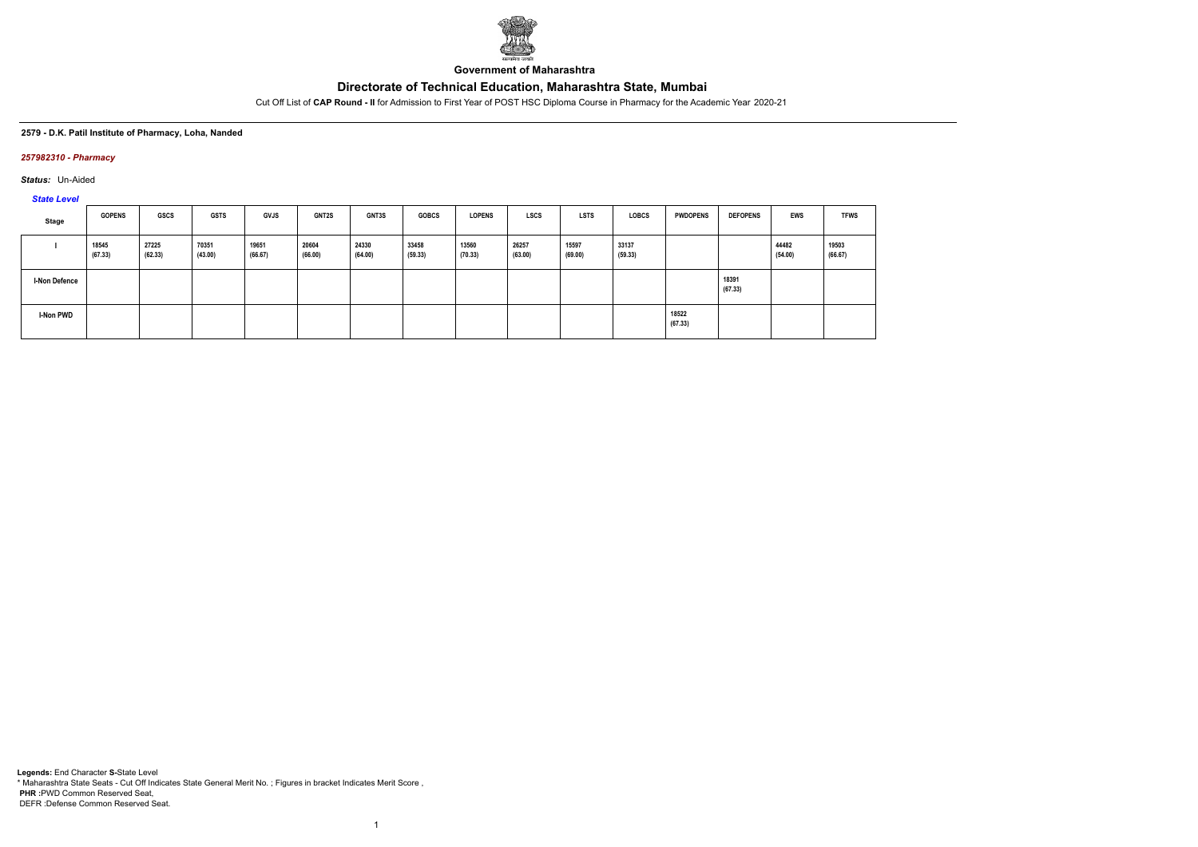Government of Maharashtra

# Directorate of Technical Education, Maharashtra State, Mumbai

Cut Off List of **CAP Round - II** for Admission to First Year of POST HSC Diploma Course in Pharmacy for the Academic Year 2020-21

**2579 - D.K. Patil Institute of Pharmacy, Loha, Nanded**

***257982310 - Pharmacy***

***Status:*** Un-Aided

***State Level***

| Stage | GOPENS | GSCS | GSTS | GVJS | GNT2S | GNT3S | GOBCS | LOPENS | LSCS | LSTS | LOBCS | PWDOPENS | DEFOPENS | EWS | TFWS |
|---|---|---|---|---|---|---|---|---|---|---|---|---|---|---|---|
| I | 18545 (67.33) | 27225 (62.33) | 70351 (43.00) | 19651 (66.67) | 20604 (66.00) | 24330 (64.00) | 33458 (59.33) | 13560 (70.33) | 26257 (63.00) | 15597 (69.00) | 33137 (59.33) | | | 44482 (54.00) | 19503 (66.67) |
| I-Non Defence | | | | | | | | | | | | | 18391 (67.33) | | |
| I-Non PWD | | | | | | | | | | | | 18522 (67.33) | | | |

**Legends:** End Character **S-**State Level

\* Maharashtra State Seats - Cut Off Indicates State General Merit No. ; Figures in bracket Indicates Merit Score ,

**PHR :**PWD Common Reserved Seat,

DEFR :Defense Common Reserved Seat.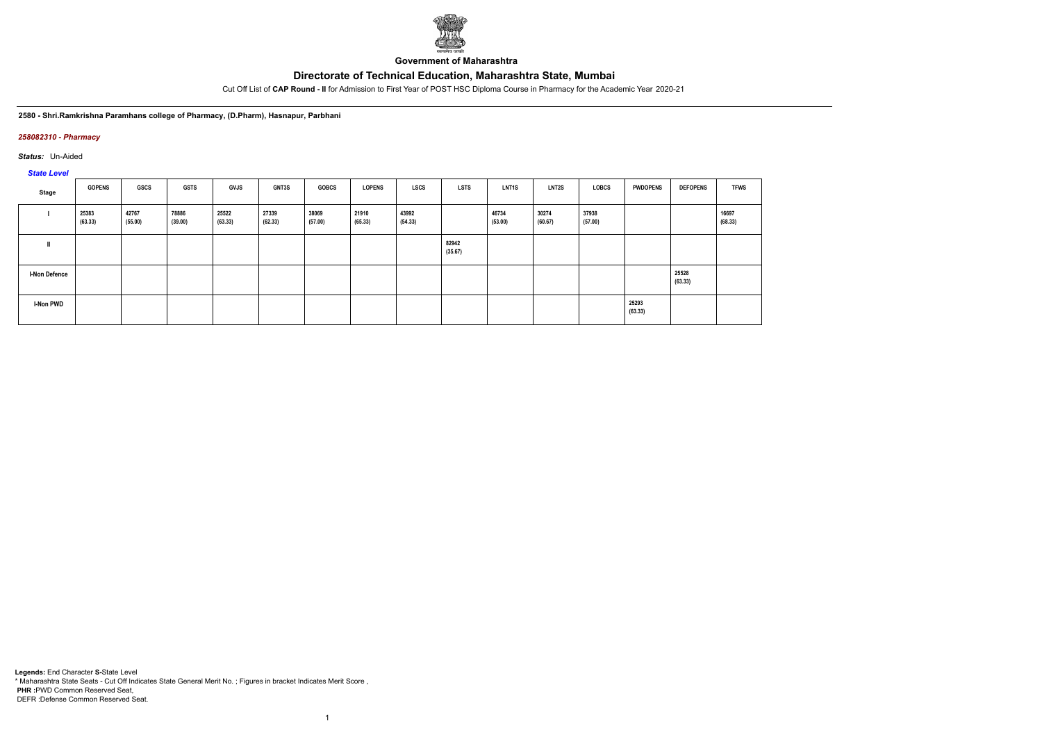**Government of Maharashtra**

# Directorate of Technical Education, Maharashtra State, Mumbai

Cut Off List of **CAP Round - II** for Admission to First Year of POST HSC Diploma Course in Pharmacy for the Academic Year 2020-21

**2580 - Shri.Ramkrishna Paramhans college of Pharmacy, (D.Pharm), Hasnapur, Parbhani**

***258082310 - Pharmacy***

***Status:*** Un-Aided

***State Level***

| Stage | GOPENS | GSCS | GSTS | GVJS | GNT3S | GOBCS | LOPENS | LSCS | LSTS | LNT1S | LNT2S | LOBCS | PWDOPENS | DEFOPENS | TFWS |
|---|---|---|---|---|---|---|---|---|---|---|---|---|---|---|---|
| I | 25383 (63.33) | 42767 (55.00) | 78886 (39.00) | 25522 (63.33) | 27339 (62.33) | 38069 (57.00) | 21910 (65.33) | 43992 (54.33) | | 46734 (53.00) | 30274 (60.67) | 37938 (57.00) | | | 16697 (68.33) |
| II | | | | | | | | | 82942 (35.67) | | | | | | |
| I-Non Defence | | | | | | | | | | | | | | 25528 (63.33) | |
| I-Non PWD | | | | | | | | | | | | | 25293 (63.33) | | |

**Legends:** End Character **S-**State Level

\* Maharashtra State Seats - Cut Off Indicates State General Merit No. ; Figures in bracket Indicates Merit Score ,

**PHR :**PWD Common Reserved Seat,

DEFR :Defense Common Reserved Seat.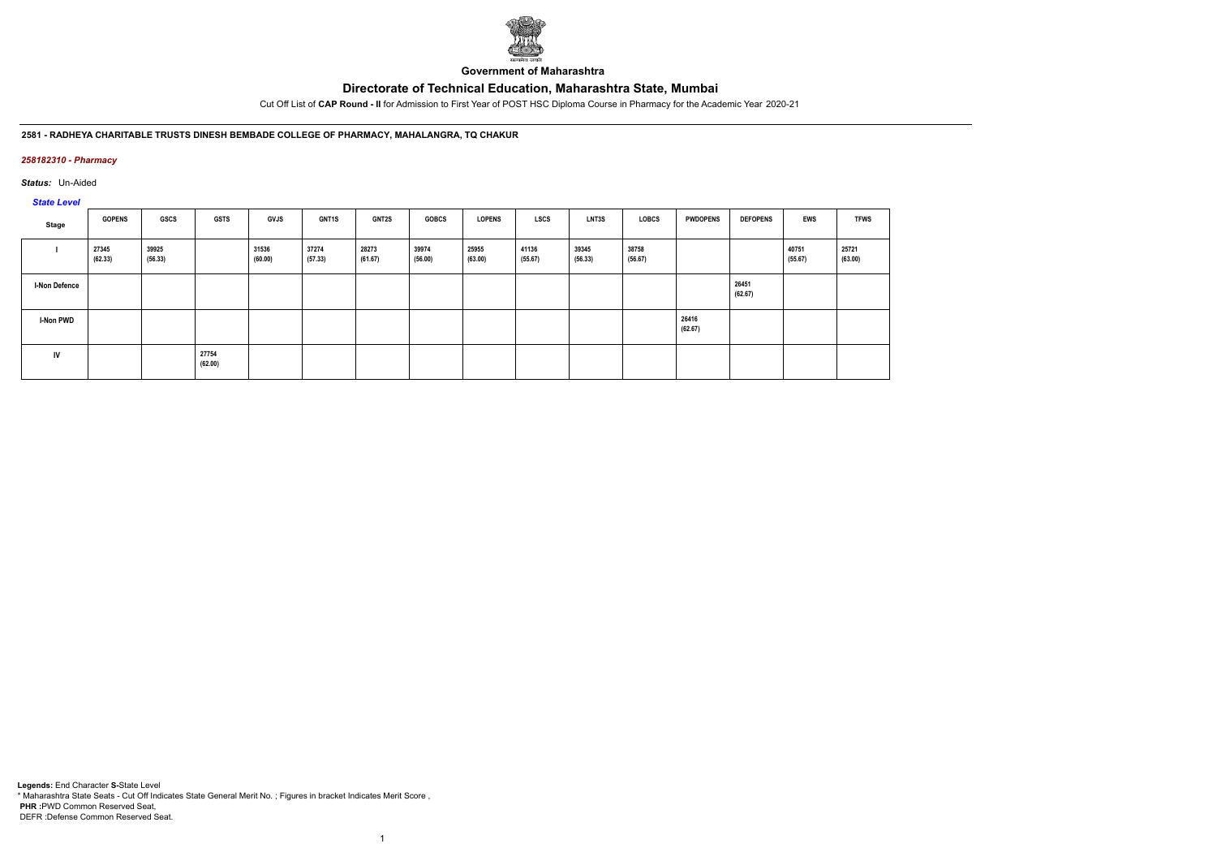**Government of Maharashtra**

# Directorate of Technical Education, Maharashtra State, Mumbai

Cut Off List of **CAP Round - II** for Admission to First Year of POST HSC Diploma Course in Pharmacy for the Academic Year 2020-21

### 2581 - RADHEYA CHARITABLE TRUSTS DINESH BEMBADE COLLEGE OF PHARMACY, MAHALANGRA, TQ CHAKUR

*258182310 - Pharmacy*

*Status:* Un-Aided

*State Level*

| Stage | GOPENS | GSCS | GSTS | GVJS | GNT1S | GNT2S | GOBCS | LOPENS | LSCS | LNT3S | LOBCS | PWDOPENS | DEFOPENS | EWS | TFWS |
|---|---|---|---|---|---|---|---|---|---|---|---|---|---|---|---|
| I | 27345 (62.33) | 39925 (56.33) | | 31536 (60.00) | 37274 (57.33) | 28273 (61.67) | 39974 (56.00) | 25955 (63.00) | 41136 (55.67) | 39345 (56.33) | 38758 (56.67) | | | 40751 (55.67) | 25721 (63.00) |
| I-Non Defence | | | | | | | | | | | | | 26451 (62.67) | | |
| I-Non PWD | | | | | | | | | | | | 26416 (62.67) | | | |
| IV | | | 27754 (62.00) | | | | | | | | | | | | |

**Legends:** End Character **S-**State Level
* Maharashtra State Seats - Cut Off Indicates State General Merit No. ; Figures in bracket Indicates Merit Score ,
**PHR :**PWD Common Reserved Seat,
DEFR :Defense Common Reserved Seat.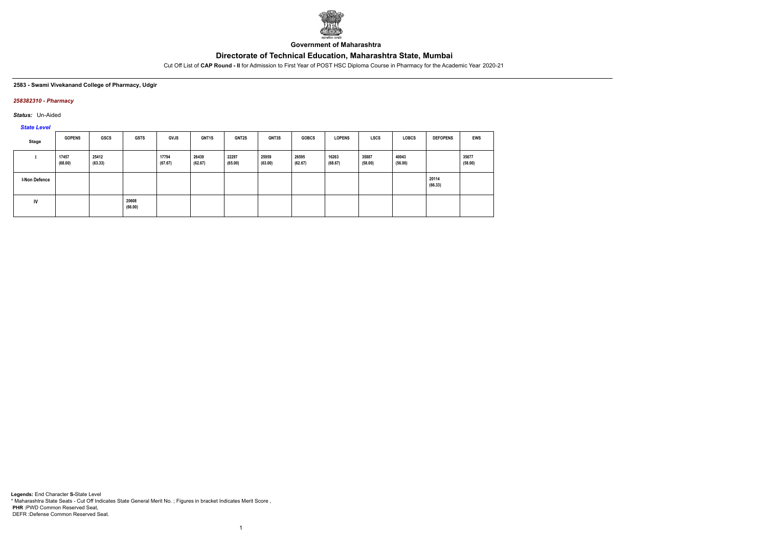Government of Maharashtra

# Directorate of Technical Education, Maharashtra State, Mumbai

Cut Off List of **CAP Round - II** for Admission to First Year of POST HSC Diploma Course in Pharmacy for the Academic Year 2020-21

**2583 - Swami Vivekanand College of Pharmacy, Udgir**

***258382310 - Pharmacy***

***Status:*** Un-Aided

***State Level***

| Stage | GOPENS | GSCS | GSTS | GVJS | GNT1S | GNT2S | GNT3S | GOBCS | LOPENS | LSCS | LOBCS | DEFOPENS | EWS |
|---|---|---|---|---|---|---|---|---|---|---|---|---|---|
| I | 17457 (68.00) | 25412 (63.33) | | 17794 (67.67) | 26439 (62.67) | 22297 (65.00) | 25959 (63.00) | 26595 (62.67) | 16263 (68.67) | 35887 (58.00) | 40043 (56.00) | | 35677 (58.00) |
| I-Non Defence | | | | | | | | | | | | 20114 (66.33) | |
| IV | | | 20608 (66.00) | | | | | | | | | | |

**Legends:** End Character **S-**State Level
\* Maharashtra State Seats - Cut Off Indicates State General Merit No. ; Figures in bracket Indicates Merit Score ,
**PHR :**PWD Common Reserved Seat,
DEFR :Defense Common Reserved Seat.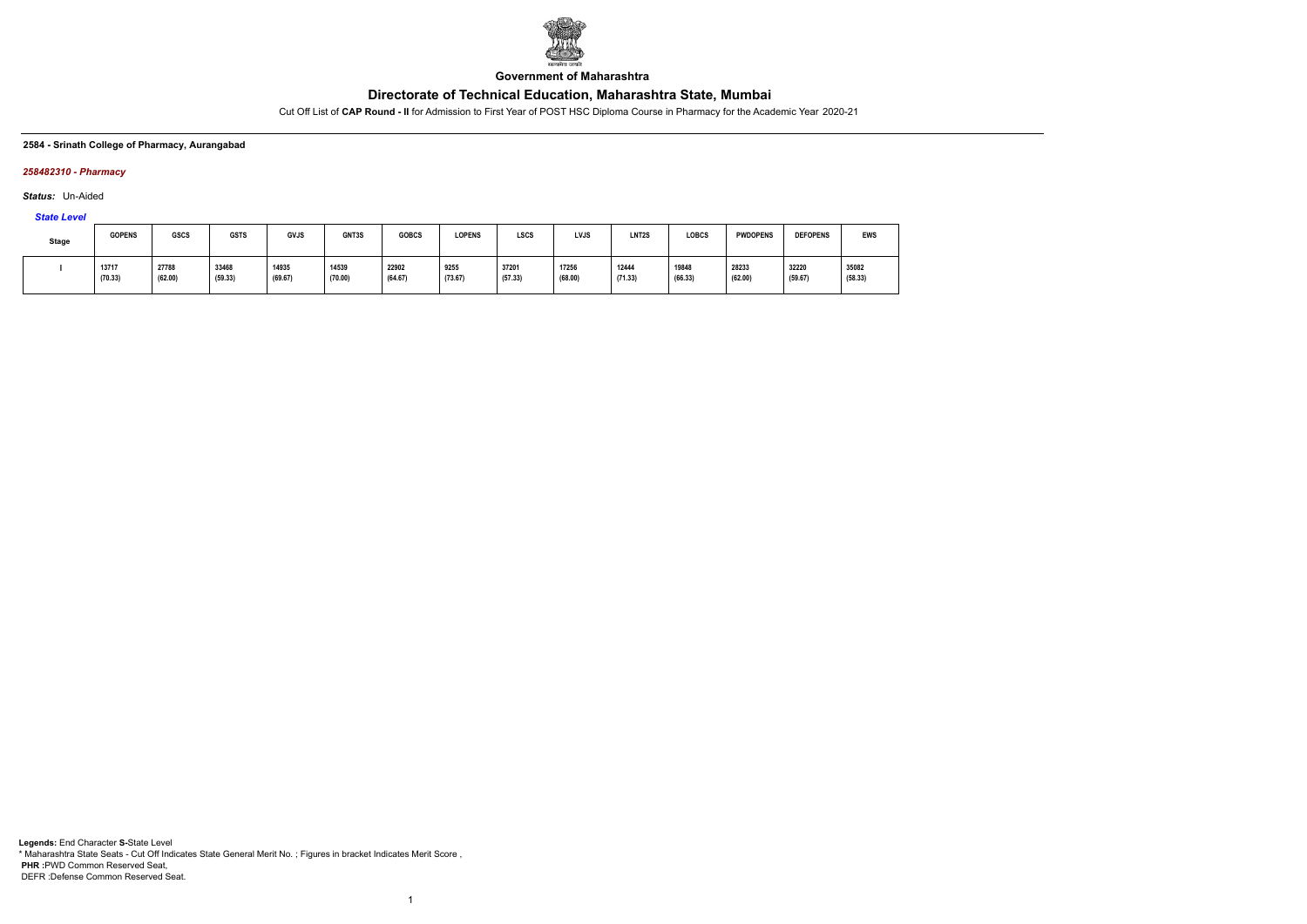**Government of Maharashtra**

# Directorate of Technical Education, Maharashtra State, Mumbai

Cut Off List of **CAP Round - II** for Admission to First Year of POST HSC Diploma Course in Pharmacy for the Academic Year 2020-21

**2584 - Srinath College of Pharmacy, Aurangabad**

***258482310 - Pharmacy***

***Status:*** Un-Aided

***State Level***

| Stage | GOPENS | GSCS | GSTS | GVJS | GNT3S | GOBCS | LOPENS | LSCS | LVJS | LNT2S | LOBCS | PWDOPENS | DEFOPENS | EWS |
|---|---|---|---|---|---|---|---|---|---|---|---|---|---|---|
| I | 13717 (70.33) | 27788 (62.00) | 33468 (59.33) | 14935 (69.67) | 14539 (70.00) | 22902 (64.67) | 9255 (73.67) | 37201 (57.33) | 17256 (68.00) | 12444 (71.33) | 19848 (66.33) | 28233 (62.00) | 32220 (59.67) | 35082 (58.33) |

**Legends:** End Character **S-**State Level
* Maharashtra State Seats - Cut Off Indicates State General Merit No. ; Figures in bracket Indicates Merit Score ,
**PHR** :PWD Common Reserved Seat,
DEFR :Defense Common Reserved Seat.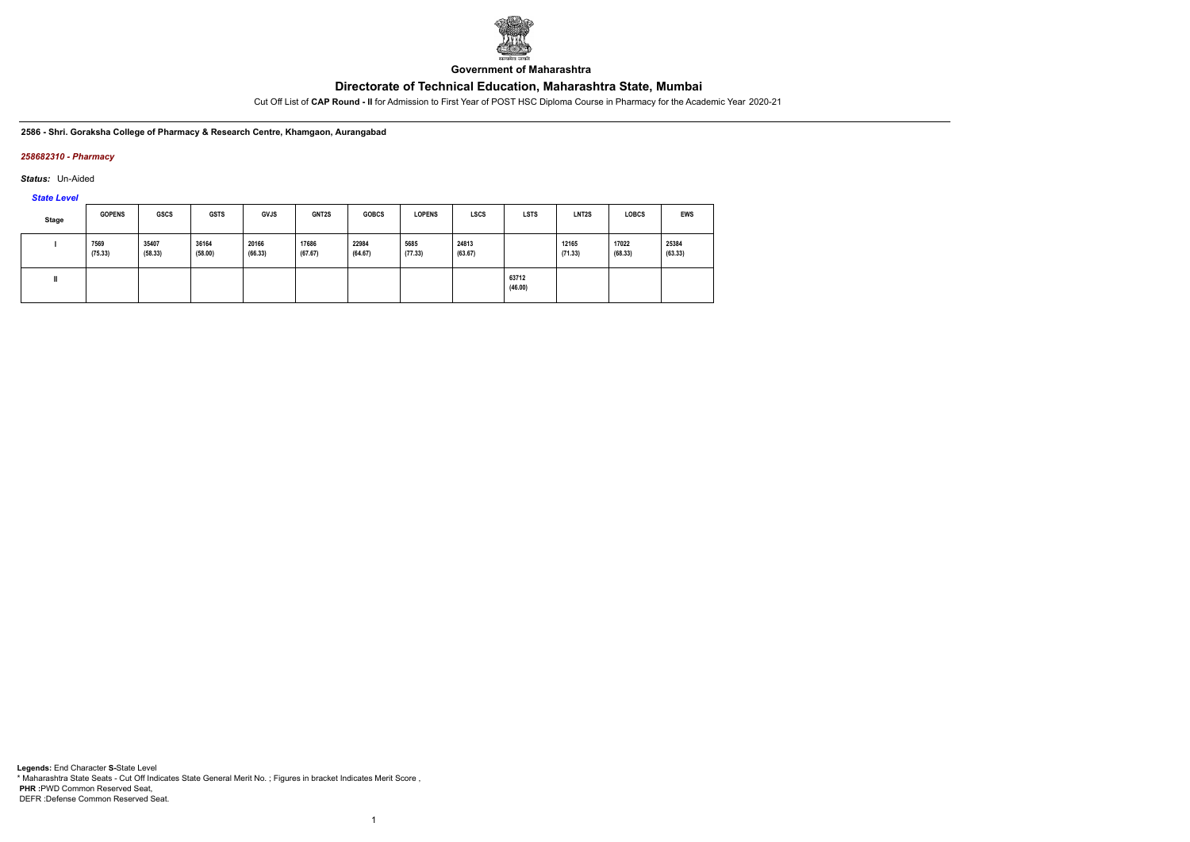**Government of Maharashtra**

# Directorate of Technical Education, Maharashtra State, Mumbai

Cut Off List of **CAP Round - II** for Admission to First Year of POST HSC Diploma Course in Pharmacy for the Academic Year 2020-21

**2586 - Shri. Goraksha College of Pharmacy & Research Centre, Khamgaon, Aurangabad**

***258682310 - Pharmacy***

***Status:*** Un-Aided

***State Level***

| Stage | GOPENS | GSCS | GSTS | GVJS | GNT2S | GOBCS | LOPENS | LSCS | LSTS | LNT2S | LOBCS | EWS |
|---|---|---|---|---|---|---|---|---|---|---|---|---|
| I | 7569 (75.33) | 35407 (58.33) | 36164 (58.00) | 20166 (66.33) | 17686 (67.67) | 22984 (64.67) | 5685 (77.33) | 24813 (63.67) | | 12165 (71.33) | 17022 (68.33) | 25384 (63.33) |
| II | | | | | | | | | 63712 (46.00) | | | |

**Legends:** End Character **S-**State Level
* Maharashtra State Seats - Cut Off Indicates State General Merit No. ; Figures in bracket Indicates Merit Score ,
**PHR** :PWD Common Reserved Seat,
DEFR :Defense Common Reserved Seat.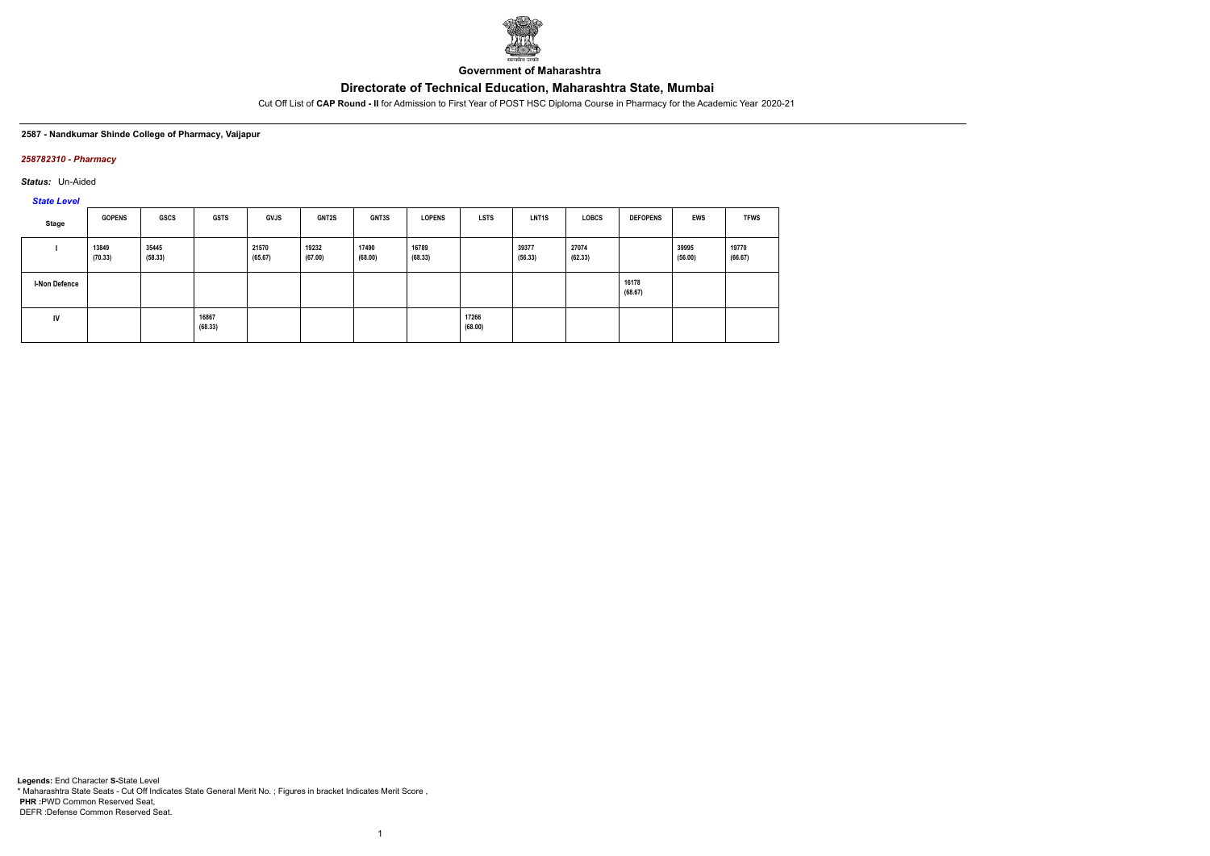Government of Maharashtra

# Directorate of Technical Education, Maharashtra State, Mumbai

Cut Off List of **CAP Round - II** for Admission to First Year of POST HSC Diploma Course in Pharmacy for the Academic Year 2020-21

**2587 - Nandkumar Shinde College of Pharmacy, Vaijapur**

***258782310 - Pharmacy***

***Status:*** Un-Aided

***State Level***

| Stage | GOPENS | GSCS | GSTS | GVJS | GNT2S | GNT3S | LOPENS | LSTS | LNT1S | LOBCS | DEFOPENS | EWS | TFWS |
|---|---|---|---|---|---|---|---|---|---|---|---|---|---|
| I | 13849 (70.33) | 35445 (58.33) | | 21570 (65.67) | 19232 (67.00) | 17490 (68.00) | 16789 (68.33) | | 39377 (56.33) | 27074 (62.33) | | 39995 (56.00) | 19770 (66.67) |
| I-Non Defence | | | | | | | | | | | 16178 (68.67) | | |
| IV | | | 16867 (68.33) | | | | | 17266 (68.00) | | | | | |

**Legends:** End Character **S-**State Level
\* Maharashtra State Seats - Cut Off Indicates State General Merit No. ; Figures in bracket Indicates Merit Score ,
**PHR :**PWD Common Reserved Seat,
DEFR :Defense Common Reserved Seat.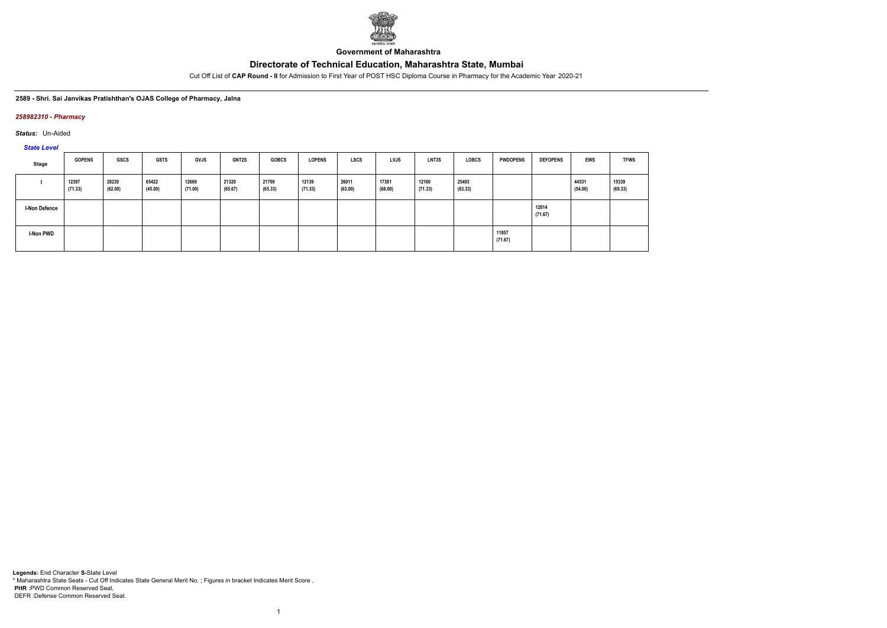Government of Maharashtra

# Directorate of Technical Education, Maharashtra State, Mumbai

Cut Off List of **CAP Round - II** for Admission to First Year of POST HSC Diploma Course in Pharmacy for the Academic Year 2020-21

**2589 - Shri. Sai Janvikas Pratishthan's OJAS College of Pharmacy, Jalna**

***258982310 - Pharmacy***

***Status:*** Un-Aided

***State Level***

| Stage | GOPENS | GSCS | GSTS | GVJS | GNT2S | GOBCS | LOPENS | LSCS | LVJS | LNT3S | LOBCS | PWDOPENS | DEFOPENS | EWS | TFWS |
|---|---|---|---|---|---|---|---|---|---|---|---|---|---|---|---|
| I | 12397 (71.33) | 28239 (62.00) | 65422 (45.00) | 12669 (71.00) | 21320 (65.67) | 21709 (65.33) | 12139 (71.33) | 26011 (63.00) | 17381 (68.00) | 12160 (71.33) | 25493 (63.33) | | | 44531 (54.00) | 15339 (69.33) |
| I-Non Defence | | | | | | | | | | | | | 12014 (71.67) | | |
| I-Non PWD | | | | | | | | | | | | 11857 (71.67) | | | |

**Legends:** End Character **S-**State Level
* Maharashtra State Seats - Cut Off Indicates State General Merit No. ; Figures in bracket Indicates Merit Score ,
**PHR :**PWD Common Reserved Seat,
DEFR :Defense Common Reserved Seat.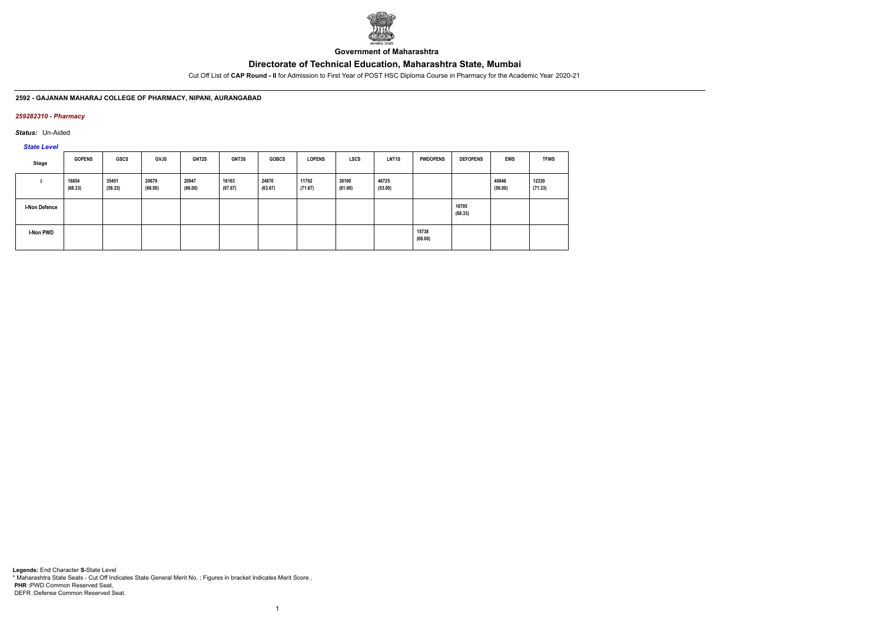Government of Maharashtra

# Directorate of Technical Education, Maharashtra State, Mumbai

Cut Off List of **CAP Round - II** for Admission to First Year of POST HSC Diploma Course in Pharmacy for the Academic Year 2020-21

### 2592 - GAJANAN MAHARAJ COLLEGE OF PHARMACY, NIPANI, AURANGABAD

*259282310 - Pharmacy*

***Status:*** Un-Aided

*State Level*

| Stage | GOPENS | GSCS | GVJS | GNT2S | GNT3S | GOBCS | LOPENS | LSCS | LNT1S | PWDOPENS | DEFOPENS | EWS | TFWS |
|---|---|---|---|---|---|---|---|---|---|---|---|---|---|
| I | 16854 (68.33) | 35451 (58.33) | 20679 (66.00) | 20947 (66.00) | 18163 (67.67) | 24870 (63.67) | 11762 (71.67) | 30100 (61.00) | 46725 (53.00) | | | 40646 (56.00) | 12330 (71.33) |
| I-Non Defence | | | | | | | | | | | 16705 (68.33) | | |
| I-Non PWD | | | | | | | | | | 15738 (69.00) | | | |

**Legends:** End Character **S-**State Level
* Maharashtra State Seats - Cut Off Indicates State General Merit No. ; Figures in bracket Indicates Merit Score ,
**PHR :**PWD Common Reserved Seat,
DEFR :Defense Common Reserved Seat.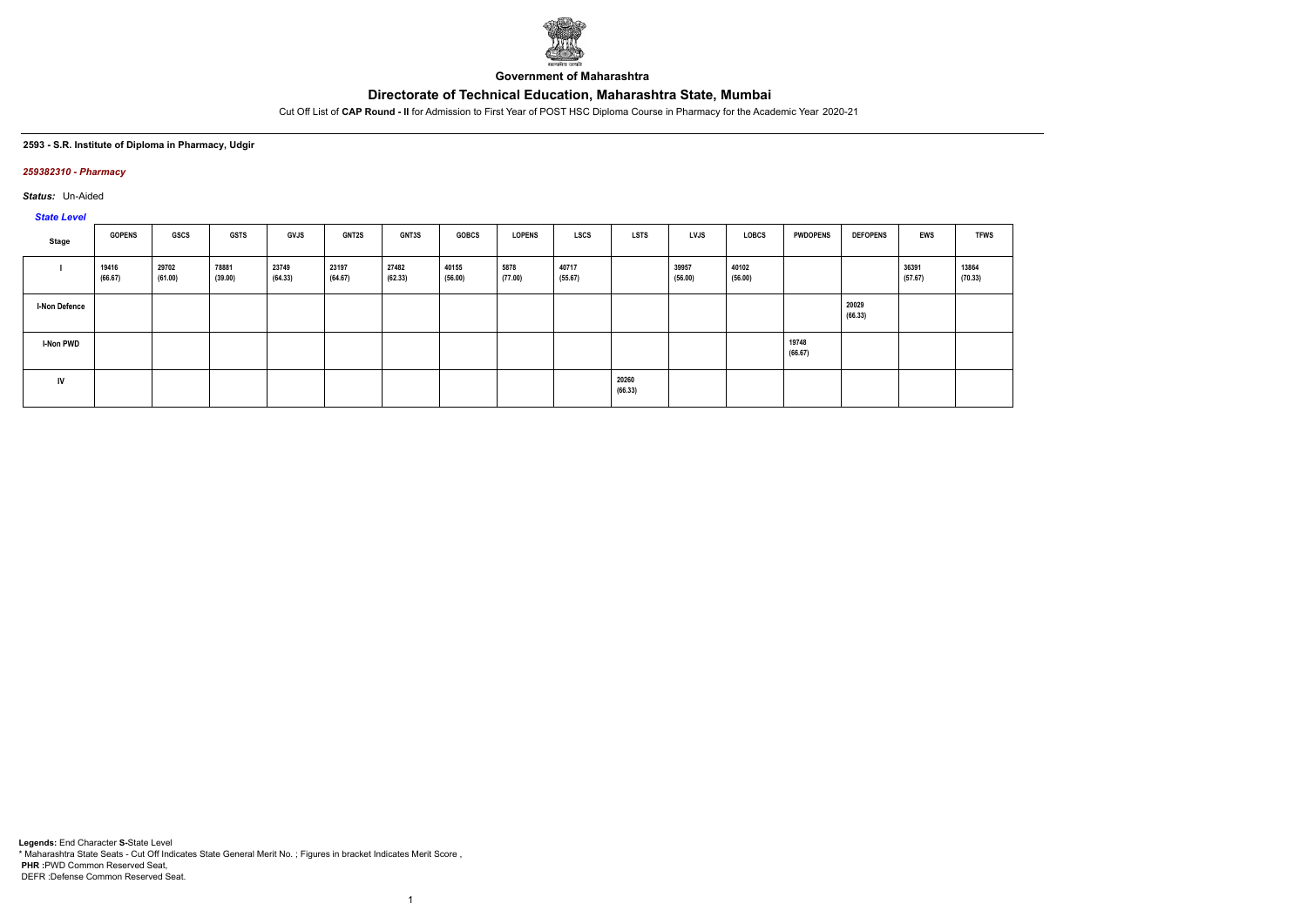**Government of Maharashtra**

# Directorate of Technical Education, Maharashtra State, Mumbai

Cut Off List of **CAP Round - II** for Admission to First Year of POST HSC Diploma Course in Pharmacy for the Academic Year 2020-21

**2593 - S.R. Institute of Diploma in Pharmacy, Udgir**

***259382310 - Pharmacy***

***Status:*** Un-Aided

***State Level***

| Stage | GOPENS | GSCS | GSTS | GVJS | GNT2S | GNT3S | GOBCS | LOPENS | LSCS | LSTS | LVJS | LOBCS | PWDOPENS | DEFOPENS | EWS | TFWS |
|---|---|---|---|---|---|---|---|---|---|---|---|---|---|---|---|---|
| I | 19416 (66.67) | 29702 (61.00) | 78881 (39.00) | 23749 (64.33) | 23197 (64.67) | 27482 (62.33) | 40155 (56.00) | 5878 (77.00) | 40717 (55.67) | | 39957 (56.00) | 40102 (56.00) | | | 36391 (57.67) | 13864 (70.33) |
| I-Non Defence | | | | | | | | | | | | | | 20029 (66.33) | | |
| I-Non PWD | | | | | | | | | | | | | 19748 (66.67) | | | |
| IV | | | | | | | | | | 20260 (66.33) | | | | | | |

**Legends:** End Character **S-**State Level
* Maharashtra State Seats - Cut Off Indicates State General Merit No. ; Figures in bracket Indicates Merit Score ,
**PHR** :PWD Common Reserved Seat,
DEFR :Defense Common Reserved Seat.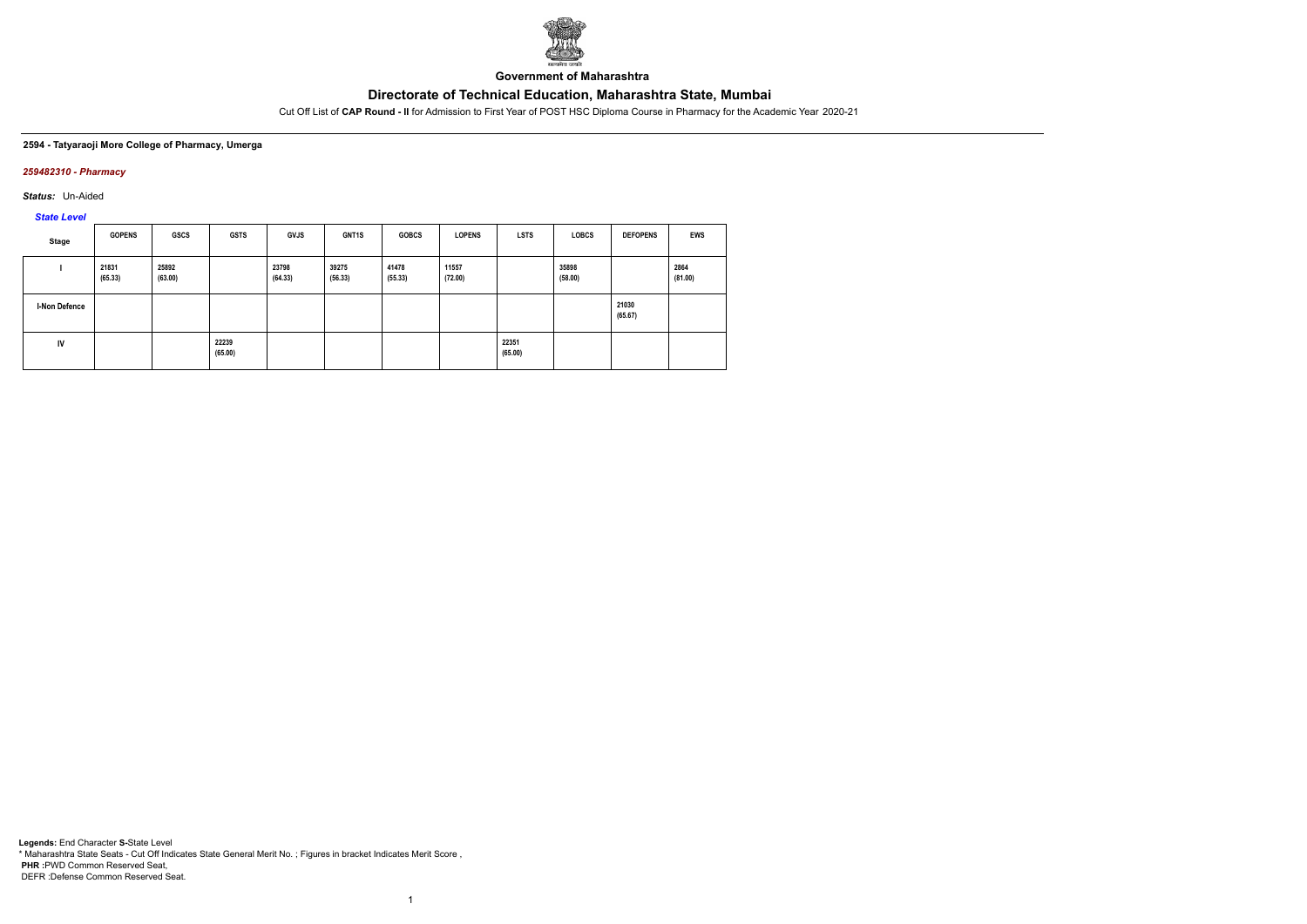**Government of Maharashtra**

# Directorate of Technical Education, Maharashtra State, Mumbai

Cut Off List of **CAP Round - II** for Admission to First Year of POST HSC Diploma Course in Pharmacy for the Academic Year 2020-21

**2594 - Tatyaraoji More College of Pharmacy, Umerga**

***259482310 - Pharmacy***

***Status:*** Un-Aided

***State Level***

| Stage | GOPENS | GSCS | GSTS | GVJS | GNT1S | GOBCS | LOPENS | LSTS | LOBCS | DEFOPENS | EWS |
|---|---|---|---|---|---|---|---|---|---|---|---|
| I | 21831 (65.33) | 25892 (63.00) | | 23798 (64.33) | 39275 (56.33) | 41478 (55.33) | 11557 (72.00) | | 35898 (58.00) | | 2864 (81.00) |
| I-Non Defence | | | | | | | | | | 21030 (65.67) | |
| IV | | | 22239 (65.00) | | | | | 22351 (65.00) | | | |

**Legends:** End Character **S-**State Level
\* Maharashtra State Seats - Cut Off Indicates State General Merit No. ; Figures in bracket Indicates Merit Score ,
**PHR :**PWD Common Reserved Seat,
DEFR :Defense Common Reserved Seat.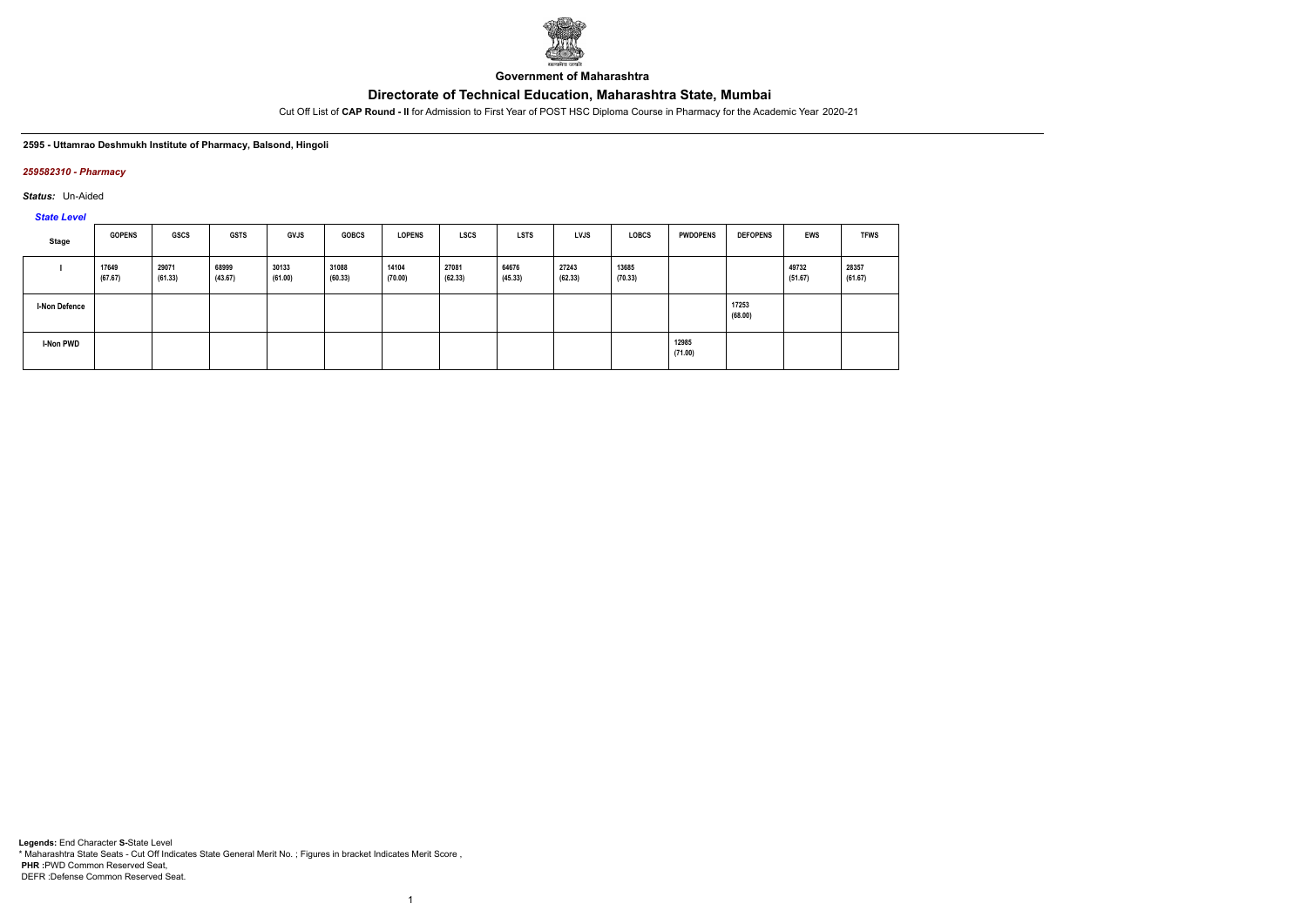Government of Maharashtra

# Directorate of Technical Education, Maharashtra State, Mumbai

Cut Off List of **CAP Round - II** for Admission to First Year of POST HSC Diploma Course in Pharmacy for the Academic Year 2020-21

**2595 - Uttamrao Deshmukh Institute of Pharmacy, Balsond, Hingoli**

*259582310 - Pharmacy*

*Status:* Un-Aided

*State Level*

| Stage | GOPENS | GSCS | GSTS | GVJS | GOBCS | LOPENS | LSCS | LSTS | LVJS | LOBCS | PWDOPENS | DEFOPENS | EWS | TFWS |
|---|---|---|---|---|---|---|---|---|---|---|---|---|---|---|
| I | 17649 (67.67) | 29071 (61.33) | 68999 (43.67) | 30133 (61.00) | 31088 (60.33) | 14104 (70.00) | 27081 (62.33) | 64676 (45.33) | 27243 (62.33) | 13685 (70.33) | | | 49732 (51.67) | 28357 (61.67) |
| I-Non Defence | | | | | | | | | | | | 17253 (68.00) | | |
| I-Non PWD | | | | | | | | | | | 12985 (71.00) | | | |

**Legends:** End Character **S-**State Level
* Maharashtra State Seats - Cut Off Indicates State General Merit No. ; Figures in bracket Indicates Merit Score ,
**PHR :**PWD Common Reserved Seat,
DEFR :Defense Common Reserved Seat.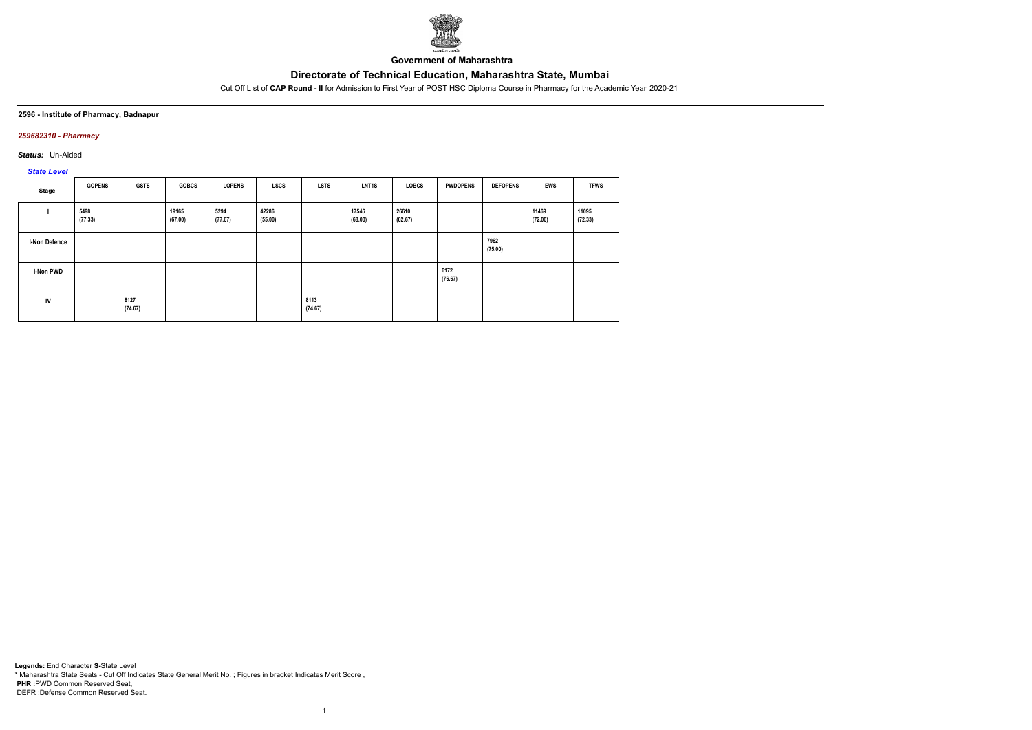Government of Maharashtra

# Directorate of Technical Education, Maharashtra State, Mumbai

Cut Off List of **CAP Round - II** for Admission to First Year of POST HSC Diploma Course in Pharmacy for the Academic Year 2020-21

**2596 - Institute of Pharmacy, Badnapur**

***259682310 - Pharmacy***

***Status:*** Un-Aided

***State Level***

| Stage | GOPENS | GSTS | GOBCS | LOPENS | LSCS | LSTS | LNT1S | LOBCS | PWDOPENS | DEFOPENS | EWS | TFWS |
|---|---|---|---|---|---|---|---|---|---|---|---|---|
| I | 5498 (77.33) | | 19165 (67.00) | 5294 (77.67) | 42286 (55.00) | | 17546 (68.00) | 26610 (62.67) | | | 11469 (72.00) | 11095 (72.33) |
| I-Non Defence | | | | | | | | | | 7962 (75.00) | | |
| I-Non PWD | | | | | | | | | 6172 (76.67) | | | |
| IV | | 8127 (74.67) | | | | 8113 (74.67) | | | | | | |

**Legends:** End Character **S-**State Level
\* Maharashtra State Seats - Cut Off Indicates State General Merit No. ; Figures in bracket Indicates Merit Score ,
**PHR** :PWD Common Reserved Seat,
DEFR :Defense Common Reserved Seat.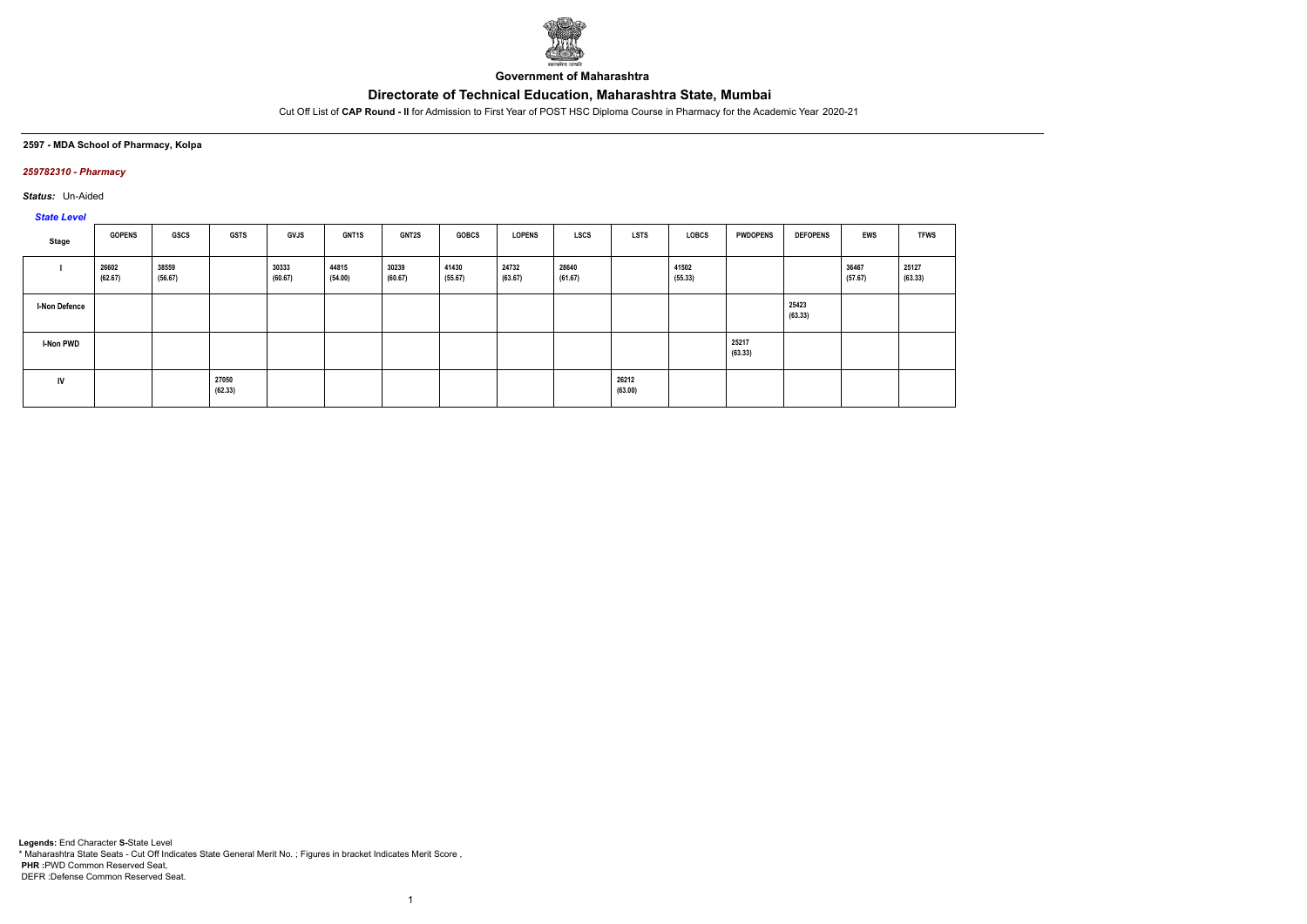**Government of Maharashtra**

# Directorate of Technical Education, Maharashtra State, Mumbai

Cut Off List of **CAP Round - II** for Admission to First Year of POST HSC Diploma Course in Pharmacy for the Academic Year 2020-21

### 2597 - MDA School of Pharmacy, Kolpa

#### *259782310 - Pharmacy*

***Status:*** Un-Aided

***State Level***

| Stage | GOPENS | GSCS | GSTS | GVJS | GNT1S | GNT2S | GOBCS | LOPENS | LSCS | LSTS | LOBCS | PWDOPENS | DEFOPENS | EWS | TFWS |
|---|---|---|---|---|---|---|---|---|---|---|---|---|---|---|---|
| I | 26602 (62.67) | 38559 (56.67) | | 30333 (60.67) | 44815 (54.00) | 30239 (60.67) | 41430 (55.67) | 24732 (63.67) | 28640 (61.67) | | 41502 (55.33) | | | 36467 (57.67) | 25127 (63.33) |
| I-Non Defence | | | | | | | | | | | | | 25423 (63.33) | | |
| I-Non PWD | | | | | | | | | | | | 25217 (63.33) | | | |
| IV | | | 27050 (62.33) | | | | | | | 26212 (63.00) | | | | | |

**Legends:** End Character **S-**State Level
\* Maharashtra State Seats - Cut Off Indicates State General Merit No. ; Figures in bracket Indicates Merit Score ,
**PHR :**PWD Common Reserved Seat,
DEFR :Defense Common Reserved Seat.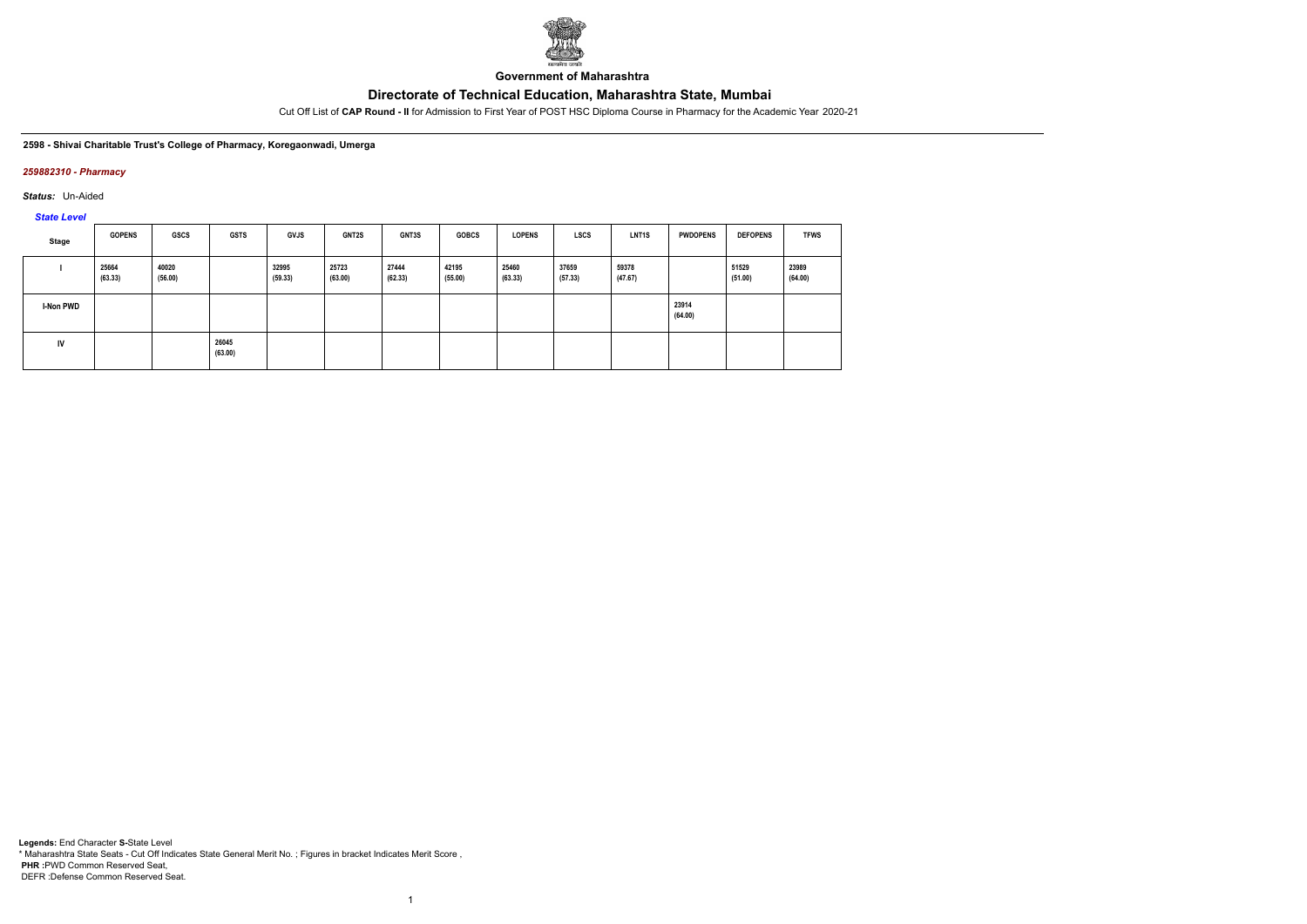Government of Maharashtra

# Directorate of Technical Education, Maharashtra State, Mumbai

Cut Off List of **CAP Round - II** for Admission to First Year of POST HSC Diploma Course in Pharmacy for the Academic Year 2020-21

**2598 - Shivai Charitable Trust's College of Pharmacy, Koregaonwadi, Umerga**

*259882310 - Pharmacy*

*Status:* Un-Aided

*State Level*

| Stage | GOPENS | GSCS | GSTS | GVJS | GNT2S | GNT3S | GOBCS | LOPENS | LSCS | LNT1S | PWDOPENS | DEFOPENS | TFWS |
|---|---|---|---|---|---|---|---|---|---|---|---|---|---|
| I | 25664 (63.33) | 40020 (56.00) | | 32995 (59.33) | 25723 (63.00) | 27444 (62.33) | 42195 (55.00) | 25460 (63.33) | 37659 (57.33) | 59378 (47.67) | | 51529 (51.00) | 23989 (64.00) |
| I-Non PWD | | | | | | | | | | | 23914 (64.00) | | |
| IV | | | 26045 (63.00) | | | | | | | | | | |

**Legends:** End Character **S-**State Level
\* Maharashtra State Seats - Cut Off Indicates State General Merit No. ; Figures in bracket Indicates Merit Score ,
**PHR :**PWD Common Reserved Seat,
DEFR :Defense Common Reserved Seat.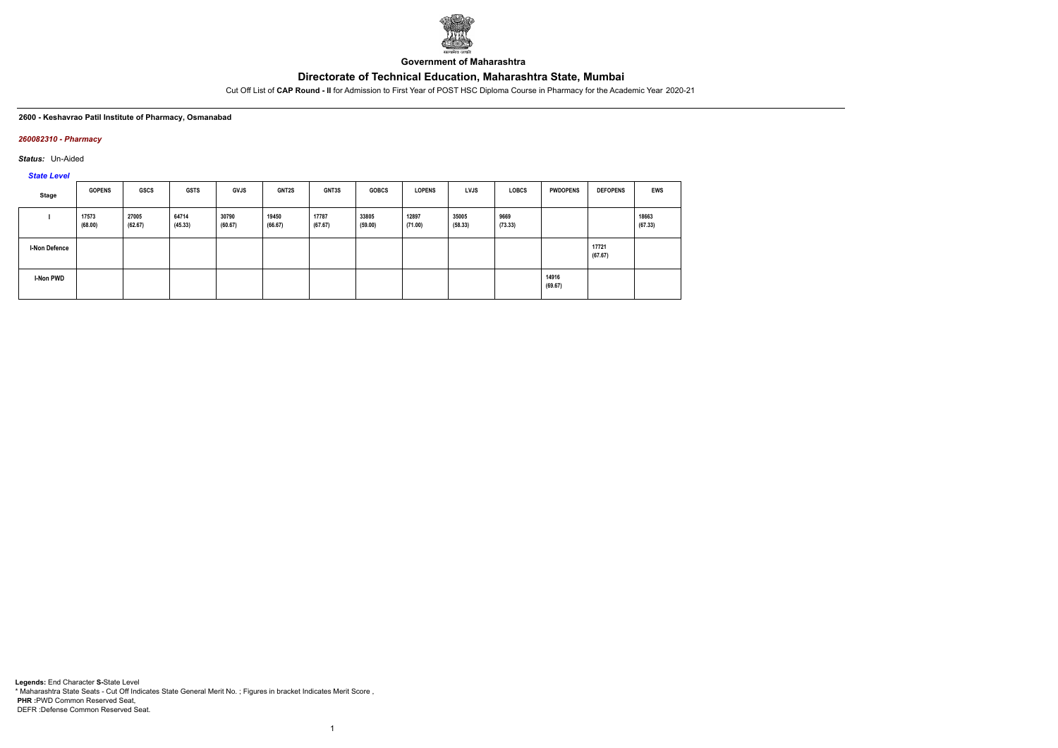Government of Maharashtra

# Directorate of Technical Education, Maharashtra State, Mumbai

Cut Off List of **CAP Round - II** for Admission to First Year of POST HSC Diploma Course in Pharmacy for the Academic Year 2020-21

**2600 - Keshavrao Patil Institute of Pharmacy, Osmanabad**

***260082310 - Pharmacy***

***Status:*** Un-Aided

***State Level***

| Stage | GOPENS | GSCS | GSTS | GVJS | GNT2S | GNT3S | GOBCS | LOPENS | LVJS | LOBCS | PWDOPENS | DEFOPENS | EWS |
|---|---|---|---|---|---|---|---|---|---|---|---|---|---|
| I | 17573 (68.00) | 27005 (62.67) | 64714 (45.33) | 30790 (60.67) | 19450 (66.67) | 17787 (67.67) | 33805 (59.00) | 12897 (71.00) | 35005 (58.33) | 9669 (73.33) | | | 18663 (67.33) |
| I-Non Defence | | | | | | | | | | | | 17721 (67.67) | |
| I-Non PWD | | | | | | | | | | | 14916 (69.67) | | |

**Legends:** End Character **S-**State Level
* Maharashtra State Seats - Cut Off Indicates State General Merit No. ; Figures in bracket Indicates Merit Score ,
**PHR :**PWD Common Reserved Seat,
DEFR :Defense Common Reserved Seat.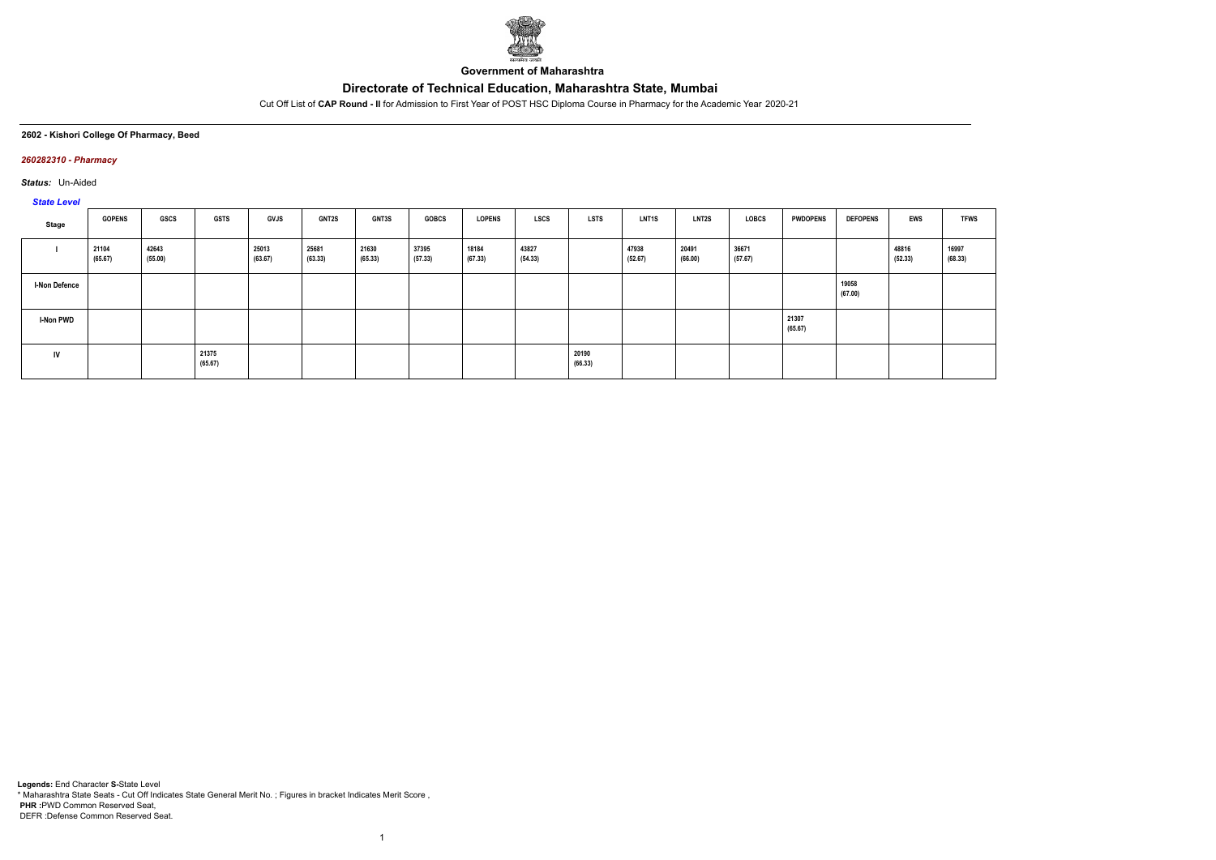**Government of Maharashtra**

# Directorate of Technical Education, Maharashtra State, Mumbai

Cut Off List of **CAP Round - II** for Admission to First Year of POST HSC Diploma Course in Pharmacy for the Academic Year 2020-21

### 2602 - Kishori College Of Pharmacy, Beed

#### *260282310 - Pharmacy*

***Status:*** Un-Aided

*State Level*

| Stage | GOPENS | GSCS | GSTS | GVJS | GNT2S | GNT3S | GOBCS | LOPENS | LSCS | LSTS | LNT1S | LNT2S | LOBCS | PWDOPENS | DEFOPENS | EWS | TFWS |
|---|---|---|---|---|---|---|---|---|---|---|---|---|---|---|---|---|---|
| I | 21104 (65.67) | 42643 (55.00) | | 25013 (63.67) | 25681 (63.33) | 21630 (65.33) | 37395 (57.33) | 18184 (67.33) | 43827 (54.33) | | 47938 (52.67) | 20491 (66.00) | 36671 (57.67) | | | 48816 (52.33) | 16997 (68.33) |
| I-Non Defence | | | | | | | | | | | | | | | 19058 (67.00) | | |
| I-Non PWD | | | | | | | | | | | | | | 21307 (65.67) | | | |
| IV | | | 21375 (65.67) | | | | | | | 20190 (66.33) | | | | | | | |

**Legends:** End Character **S-**State Level
\* Maharashtra State Seats - Cut Off Indicates State General Merit No. ; Figures in bracket Indicates Merit Score ,
**PHR :**PWD Common Reserved Seat,
DEFR :Defense Common Reserved Seat.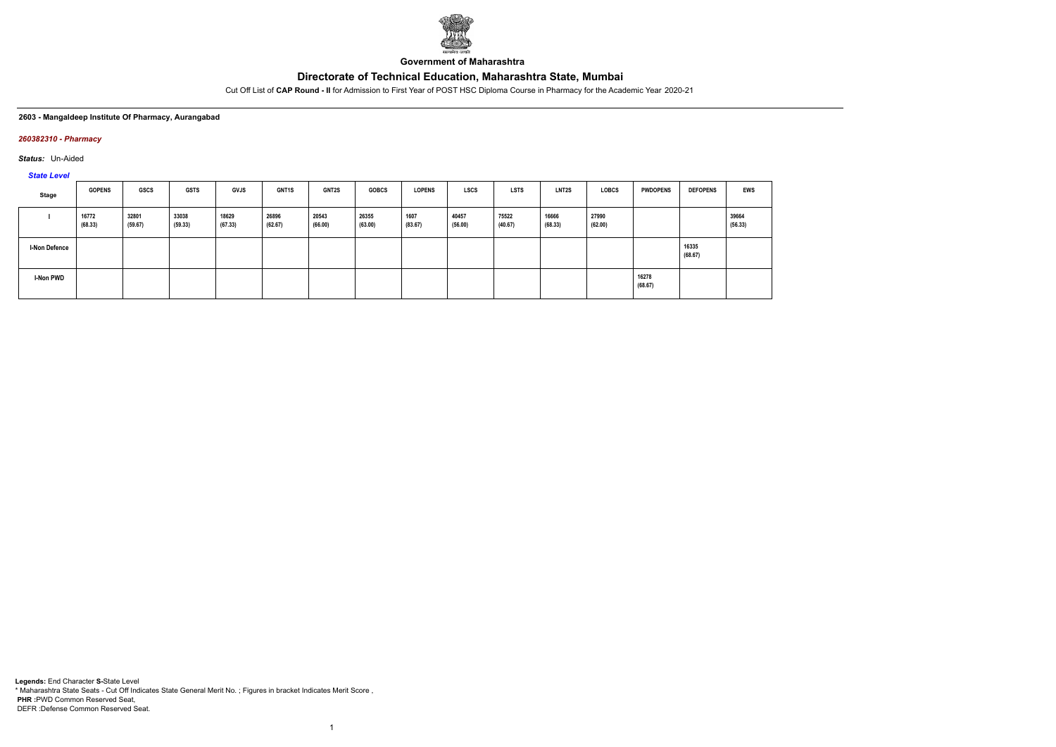Government of Maharashtra

# Directorate of Technical Education, Maharashtra State, Mumbai

Cut Off List of **CAP Round - II** for Admission to First Year of POST HSC Diploma Course in Pharmacy for the Academic Year 2020-21

**2603 - Mangaldeep Institute Of Pharmacy, Aurangabad**

***260382310 - Pharmacy***

***Status:*** Un-Aided

*State Level*

| Stage | GOPENS | GSCS | GSTS | GVJS | GNT1S | GNT2S | GOBCS | LOPENS | LSCS | LSTS | LNT2S | LOBCS | PWDOPENS | DEFOPENS | EWS |
|---|---|---|---|---|---|---|---|---|---|---|---|---|---|---|---|
| I | 16772 (68.33) | 32801 (59.67) | 33038 (59.33) | 18629 (67.33) | 26896 (62.67) | 20543 (66.00) | 26355 (63.00) | 1607 (83.67) | 40457 (56.00) | 75522 (40.67) | 16666 (68.33) | 27990 (62.00) | | | 39664 (56.33) |
| I-Non Defence | | | | | | | | | | | | | | 16335 (68.67) | |
| I-Non PWD | | | | | | | | | | | | | 16278 (68.67) | | |

**Legends:** End Character **S-**State Level
* Maharashtra State Seats - Cut Off Indicates State General Merit No. ; Figures in bracket Indicates Merit Score ,
**PHR :**PWD Common Reserved Seat,
DEFR :Defense Common Reserved Seat.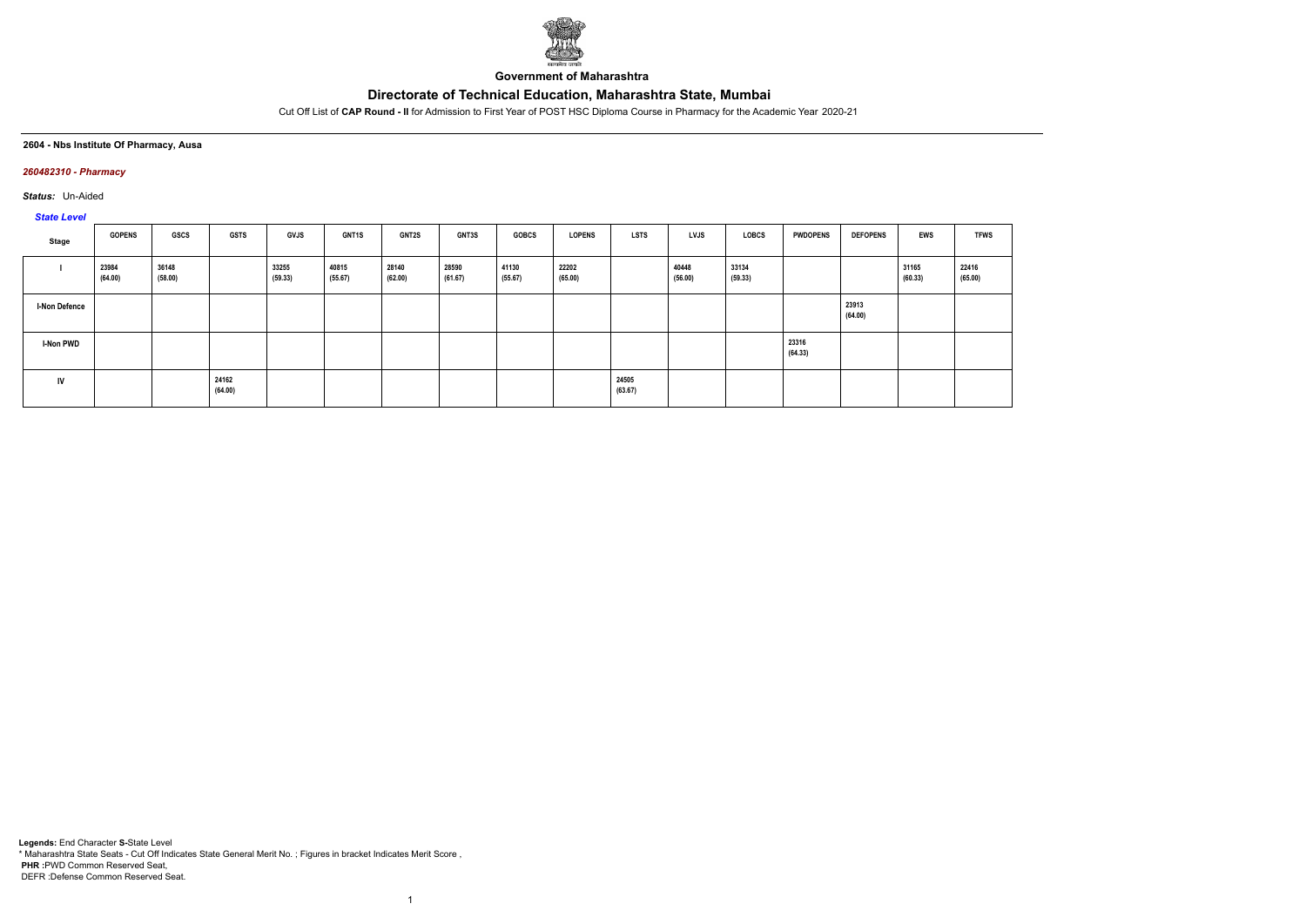**Government of Maharashtra**

# Directorate of Technical Education, Maharashtra State, Mumbai

Cut Off List of **CAP Round - II** for Admission to First Year of POST HSC Diploma Course in Pharmacy for the Academic Year 2020-21

**2604 - Nbs Institute Of Pharmacy, Ausa**

***260482310 - Pharmacy***

***Status:*** Un-Aided

***State Level***

| Stage | GOPENS | GSCS | GSTS | GVJS | GNT1S | GNT2S | GNT3S | GOBCS | LOPENS | LSTS | LVJS | LOBCS | PWDOPENS | DEFOPENS | EWS | TFWS |
|---|---|---|---|---|---|---|---|---|---|---|---|---|---|---|---|---|
| I | 23984 (64.00) | 36148 (58.00) | | 33255 (59.33) | 40815 (55.67) | 28140 (62.00) | 28590 (61.67) | 41130 (55.67) | 22202 (65.00) | | 40448 (56.00) | 33134 (59.33) | | | 31165 (60.33) | 22416 (65.00) |
| I-Non Defence | | | | | | | | | | | | | | 23913 (64.00) | | |
| I-Non PWD | | | | | | | | | | | | | 23316 (64.33) | | | |
| IV | | | 24162 (64.00) | | | | | | | 24505 (63.67) | | | | | | |

**Legends:** End Character **S-**State Level
\* Maharashtra State Seats - Cut Off Indicates State General Merit No. ; Figures in bracket Indicates Merit Score ,
**PHR :**PWD Common Reserved Seat,
DEFR :Defense Common Reserved Seat.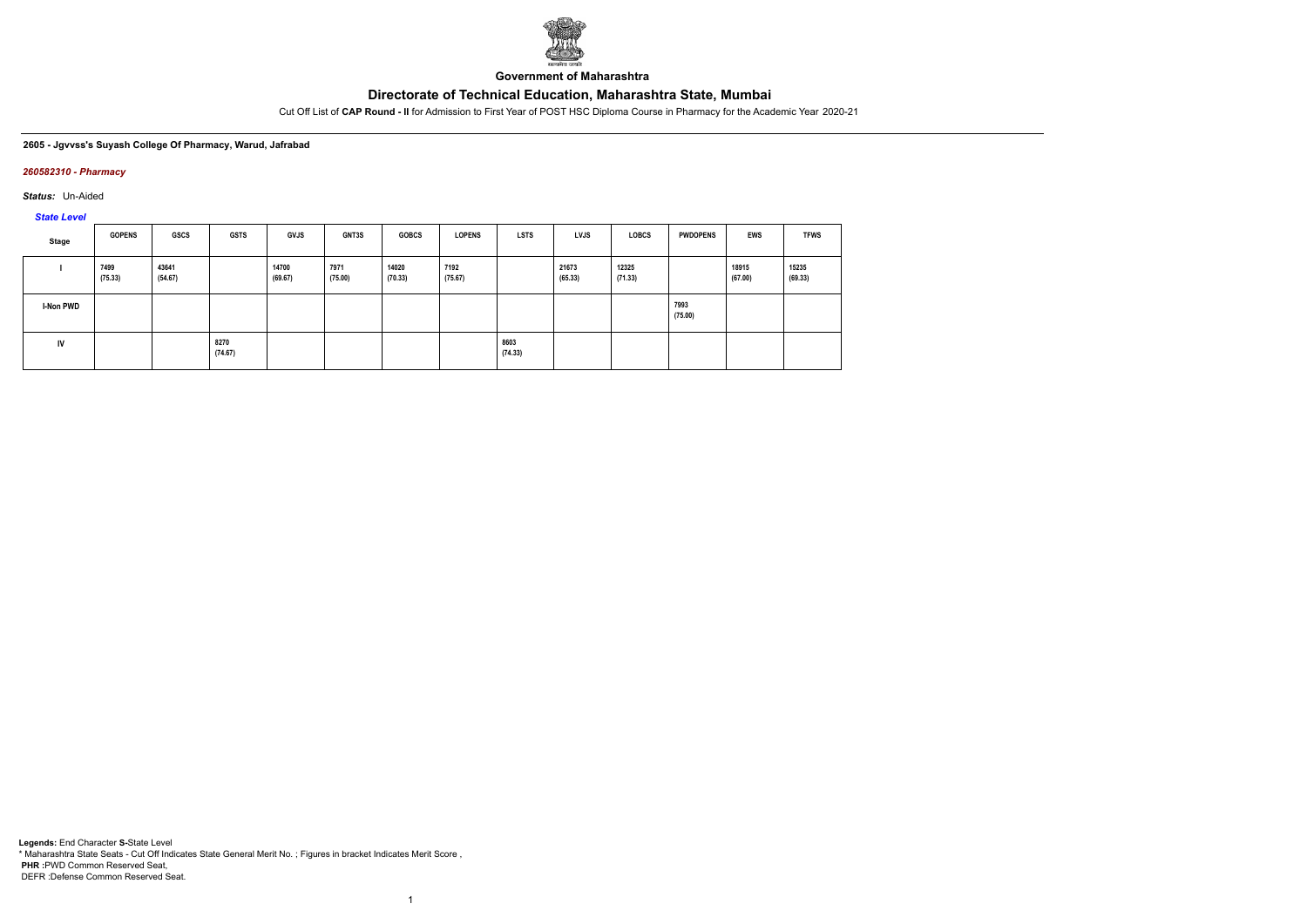Government of Maharashtra

# Directorate of Technical Education, Maharashtra State, Mumbai

Cut Off List of **CAP Round - II** for Admission to First Year of POST HSC Diploma Course in Pharmacy for the Academic Year 2020-21

**2605 - Jgvvss's Suyash College Of Pharmacy, Warud, Jafrabad**

***260582310 - Pharmacy***

***Status:*** Un-Aided

***State Level***

| Stage | GOPENS | GSCS | GSTS | GVJS | GNT3S | GOBCS | LOPENS | LSTS | LVJS | LOBCS | PWDOPENS | EWS | TFWS |
|---|---|---|---|---|---|---|---|---|---|---|---|---|---|
| I | 7499 (75.33) | 43641 (54.67) | | 14700 (69.67) | 7971 (75.00) | 14020 (70.33) | 7192 (75.67) | | 21673 (65.33) | 12325 (71.33) | | 18915 (67.00) | 15235 (69.33) |
| I-Non PWD | | | | | | | | | | | 7993 (75.00) | | |
| IV | | | 8270 (74.67) | | | | | 8603 (74.33) | | | | | |

**Legends:** End Character **S-**State Level
* Maharashtra State Seats - Cut Off Indicates State General Merit No. ; Figures in bracket Indicates Merit Score ,
**PHR :**PWD Common Reserved Seat,
DEFR :Defense Common Reserved Seat.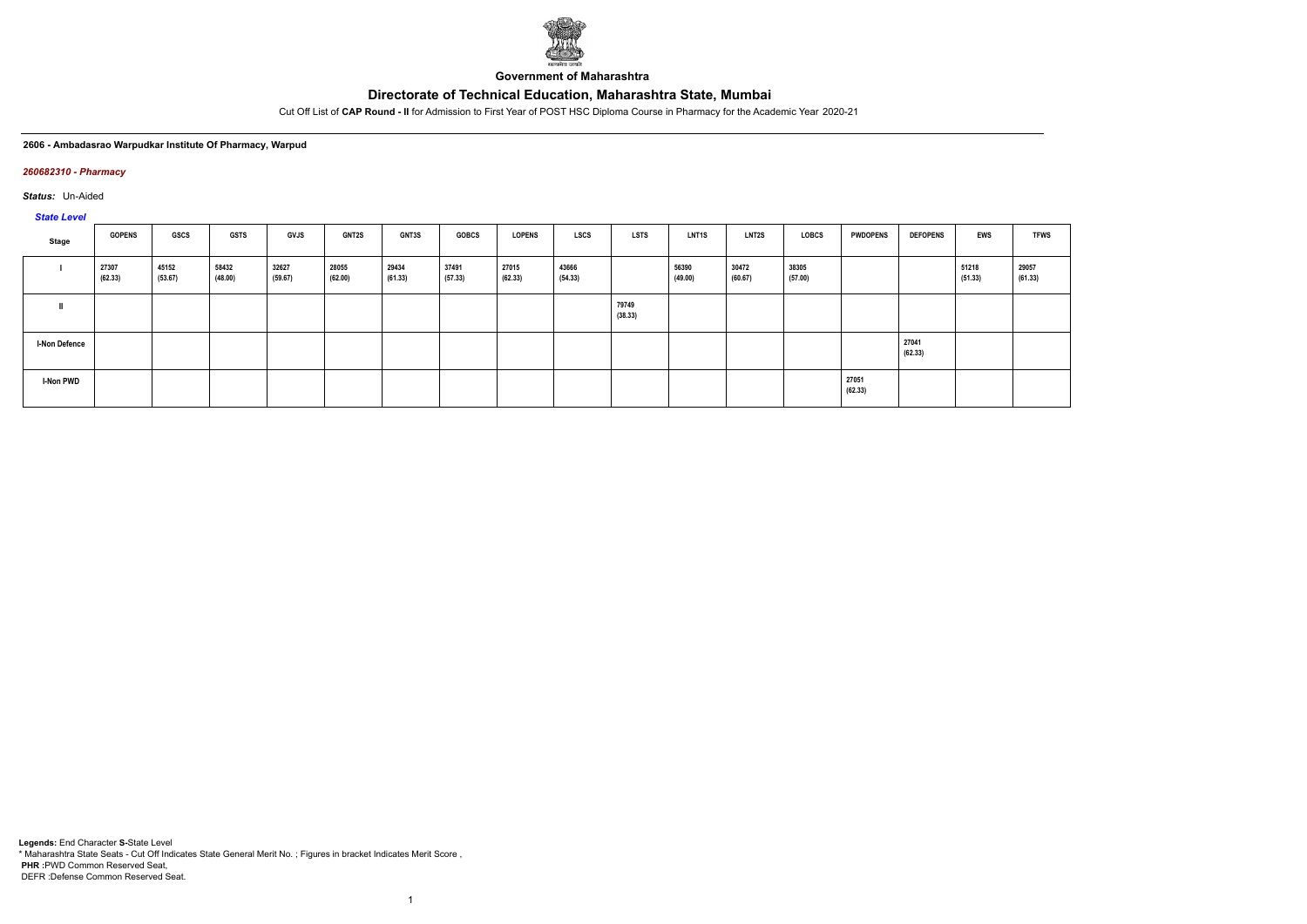Government of Maharashtra

# Directorate of Technical Education, Maharashtra State, Mumbai

Cut Off List of **CAP Round - II** for Admission to First Year of POST HSC Diploma Course in Pharmacy for the Academic Year 2020-21

**2606 - Ambadasrao Warpudkar Institute Of Pharmacy, Warpud**

***260682310 - Pharmacy***

***Status:*** Un-Aided

***State Level***

| Stage | GOPENS | GSCS | GSTS | GVJS | GNT2S | GNT3S | GOBCS | LOPENS | LSCS | LSTS | LNT1S | LNT2S | LOBCS | PWDOPENS | DEFOPENS | EWS | TFWS |
|---|---|---|---|---|---|---|---|---|---|---|---|---|---|---|---|---|---|
| I | 27307 (62.33) | 45152 (53.67) | 58432 (48.00) | 32627 (59.67) | 28055 (62.00) | 29434 (61.33) | 37491 (57.33) | 27015 (62.33) | 43666 (54.33) | | 56390 (49.00) | 30472 (60.67) | 38305 (57.00) | | | 51218 (51.33) | 29057 (61.33) |
| II | | | | | | | | | | 79749 (38.33) | | | | | | | |
| I-Non Defence | | | | | | | | | | | | | | | 27041 (62.33) | | |
| I-Non PWD | | | | | | | | | | | | | | 27051 (62.33) | | | |

**Legends:** End Character **S-**State Level
\* Maharashtra State Seats - Cut Off Indicates State General Merit No. ; Figures in bracket Indicates Merit Score ,
**PHR :**PWD Common Reserved Seat,
DEFR :Defense Common Reserved Seat.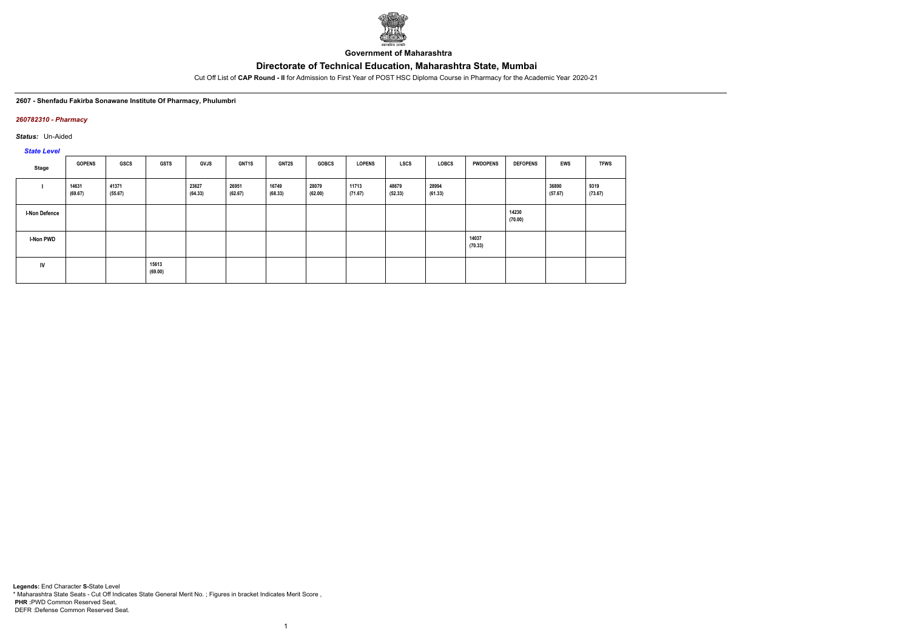Government of Maharashtra

# Directorate of Technical Education, Maharashtra State, Mumbai

Cut Off List of **CAP Round - II** for Admission to First Year of POST HSC Diploma Course in Pharmacy for the Academic Year 2020-21

**2607 - Shenfadu Fakirba Sonawane Institute Of Pharmacy, Phulumbri**

***260782310 - Pharmacy***

***Status:*** Un-Aided

***State Level***

| Stage | GOPENS | GSCS | GSTS | GVJS | GNT1S | GNT2S | GOBCS | LOPENS | LSCS | LOBCS | PWDOPENS | DEFOPENS | EWS | TFWS |
|---|---|---|---|---|---|---|---|---|---|---|---|---|---|---|
| I | 14631 (69.67) | 41371 (55.67) | | 23627 (64.33) | 26951 (62.67) | 16749 (68.33) | 28079 (62.00) | 11713 (71.67) | 48679 (52.33) | 28994 (61.33) | | | 36890 (57.67) | 9319 (73.67) |
| I-Non Defence | | | | | | | | | | | | 14230 (70.00) | | |
| I-Non PWD | | | | | | | | | | | 14037 (70.33) | | | |
| IV | | | 15613 (69.00) | | | | | | | | | | | |

**Legends:** End Character **S-**State Level
* Maharashtra State Seats - Cut Off Indicates State General Merit No. ; Figures in bracket Indicates Merit Score ,
**PHR** :PWD Common Reserved Seat,
DEFR :Defense Common Reserved Seat.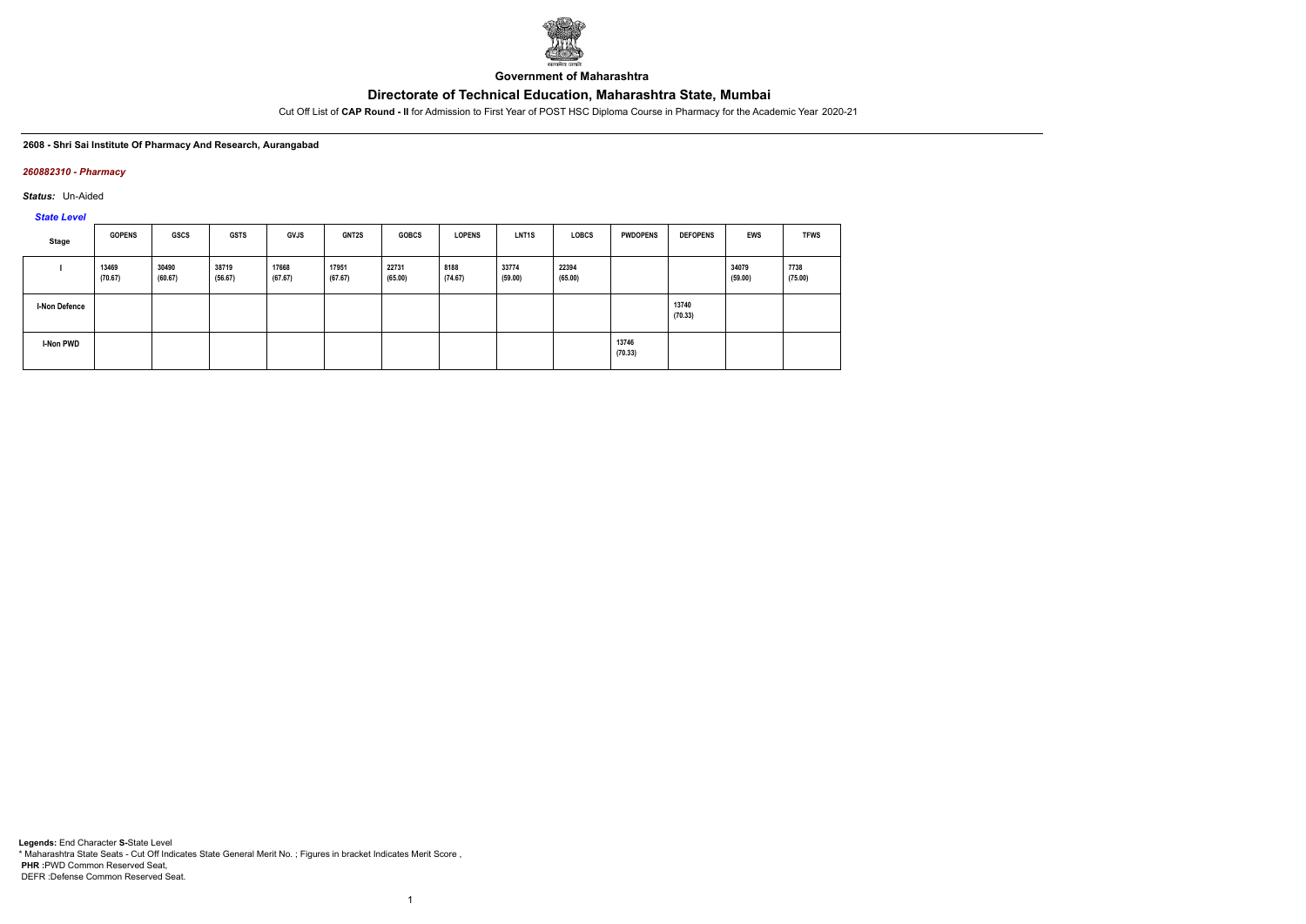**Government of Maharashtra**

# Directorate of Technical Education, Maharashtra State, Mumbai

Cut Off List of **CAP Round - II** for Admission to First Year of POST HSC Diploma Course in Pharmacy for the Academic Year 2020-21

**2608 - Shri Sai Institute Of Pharmacy And Research, Aurangabad**

***260882310 - Pharmacy***

***Status:*** Un-Aided

***State Level***

| Stage | GOPENS | GSCS | GSTS | GVJS | GNT2S | GOBCS | LOPENS | LNT1S | LOBCS | PWDOPENS | DEFOPENS | EWS | TFWS |
|---|---|---|---|---|---|---|---|---|---|---|---|---|---|
| I | 13469 (70.67) | 30490 (60.67) | 38719 (56.67) | 17668 (67.67) | 17951 (67.67) | 22731 (65.00) | 8188 (74.67) | 33774 (59.00) | 22394 (65.00) | | | 34079 (59.00) | 7738 (75.00) |
| I-Non Defence | | | | | | | | | | | 13740 (70.33) | | |
| I-Non PWD | | | | | | | | | | 13746 (70.33) | | | |

**Legends:** End Character **S-**State Level
\* Maharashtra State Seats - Cut Off Indicates State General Merit No. ; Figures in bracket Indicates Merit Score ,
**PHR :**PWD Common Reserved Seat,
DEFR :Defense Common Reserved Seat.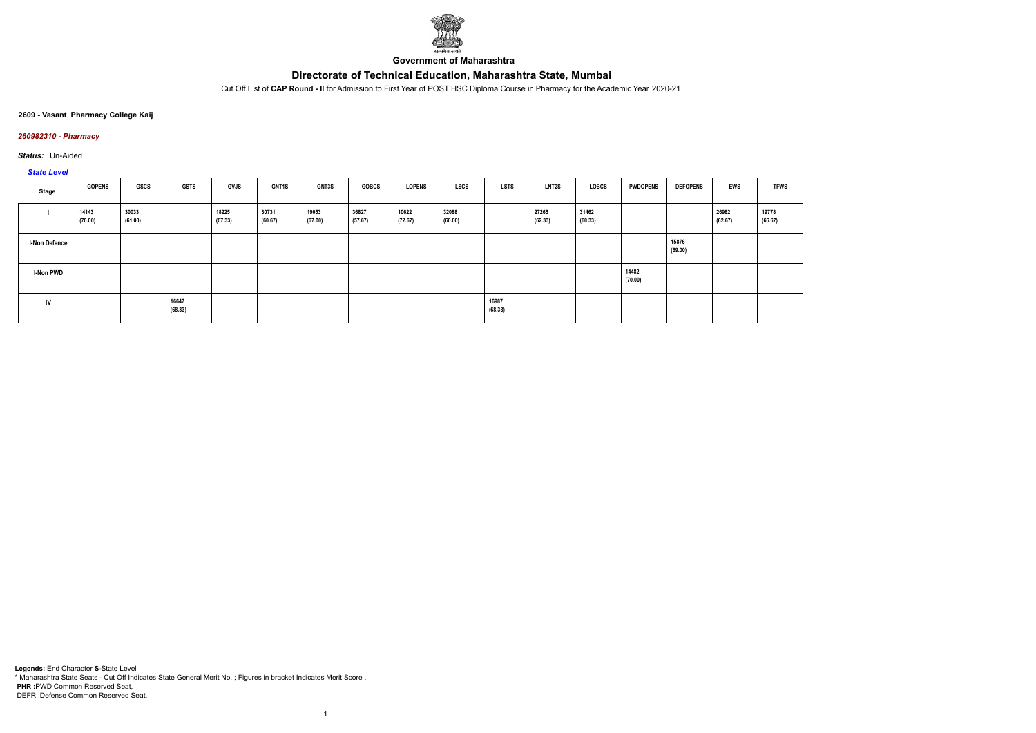Government of Maharashtra

# Directorate of Technical Education, Maharashtra State, Mumbai

Cut Off List of **CAP Round - II** for Admission to First Year of POST HSC Diploma Course in Pharmacy for the Academic Year 2020-21

**2609 - Vasant Pharmacy College Kaij**

***260982310 - Pharmacy***

***Status:*** Un-Aided

***State Level***

| Stage | GOPENS | GSCS | GSTS | GVJS | GNT1S | GNT3S | GOBCS | LOPENS | LSCS | LSTS | LNT2S | LOBCS | PWDOPENS | DEFOPENS | EWS | TFWS |
|---|---|---|---|---|---|---|---|---|---|---|---|---|---|---|---|---|
| I | 14143 (70.00) | 30033 (61.00) | | 18225 (67.33) | 30731 (60.67) | 19053 (67.00) | 36827 (57.67) | 10622 (72.67) | 32088 (60.00) | | 27265 (62.33) | 31462 (60.33) | | | 26982 (62.67) | 19778 (66.67) |
| I-Non Defence | | | | | | | | | | | | | | 15876 (69.00) | | |
| I-Non PWD | | | | | | | | | | | | | 14482 (70.00) | | | |
| IV | | | 16647 (68.33) | | | | | | | 16987 (68.33) | | | | | | |

**Legends:** End Character **S-**State Level
\* Maharashtra State Seats - Cut Off Indicates State General Merit No. ; Figures in bracket Indicates Merit Score ,
**PHR :**PWD Common Reserved Seat,
DEFR :Defense Common Reserved Seat.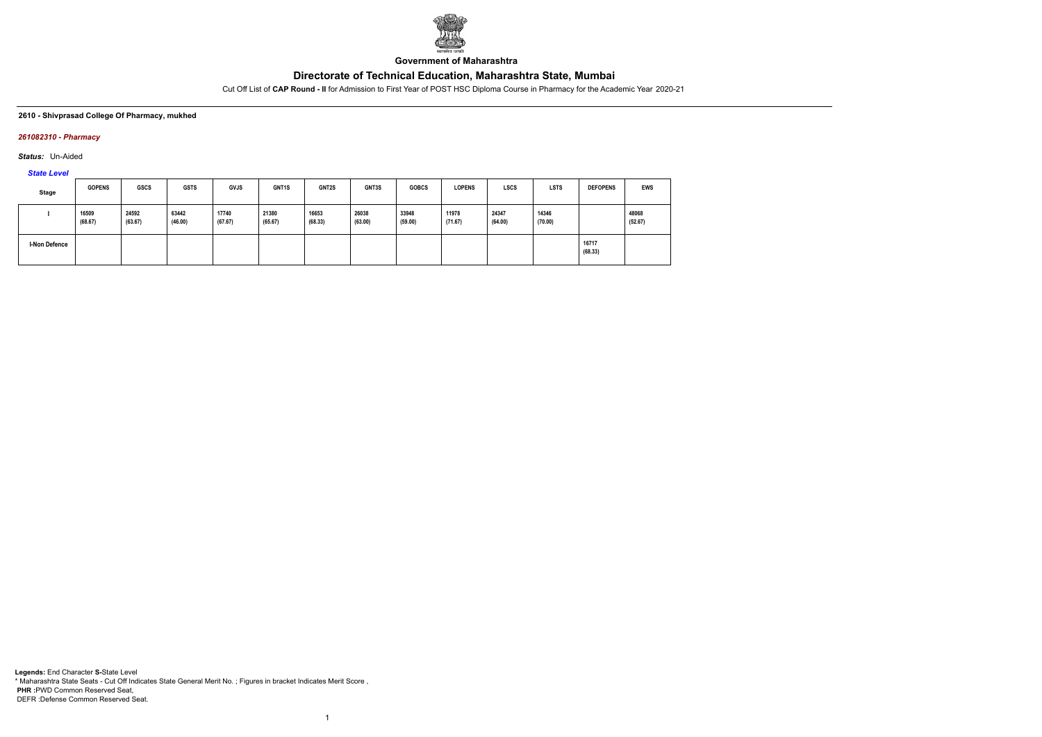Government of Maharashtra

# Directorate of Technical Education, Maharashtra State, Mumbai

Cut Off List of **CAP Round - II** for Admission to First Year of POST HSC Diploma Course in Pharmacy for the Academic Year 2020-21

**2610 - Shivprasad College Of Pharmacy, mukhed**

***261082310 - Pharmacy***

***Status:*** Un-Aided

***State Level***

| Stage | GOPENS | GSCS | GSTS | GVJS | GNT1S | GNT2S | GNT3S | GOBCS | LOPENS | LSCS | LSTS | DEFOPENS | EWS |
|---|---|---|---|---|---|---|---|---|---|---|---|---|---|
| I | 16509 (68.67) | 24592 (63.67) | 63442 (46.00) | 17740 (67.67) | 21380 (65.67) | 16653 (68.33) | 26038 (63.00) | 33948 (59.00) | 11978 (71.67) | 24347 (64.00) | 14346 (70.00) | | 48068 (52.67) |
| I-Non Defence | | | | | | | | | | | | 16717 (68.33) | |

**Legends:** End Character **S-**State Level

* Maharashtra State Seats - Cut Off Indicates State General Merit No. ; Figures in bracket Indicates Merit Score ,

**PHR :**PWD Common Reserved Seat,

DEFR :Defense Common Reserved Seat.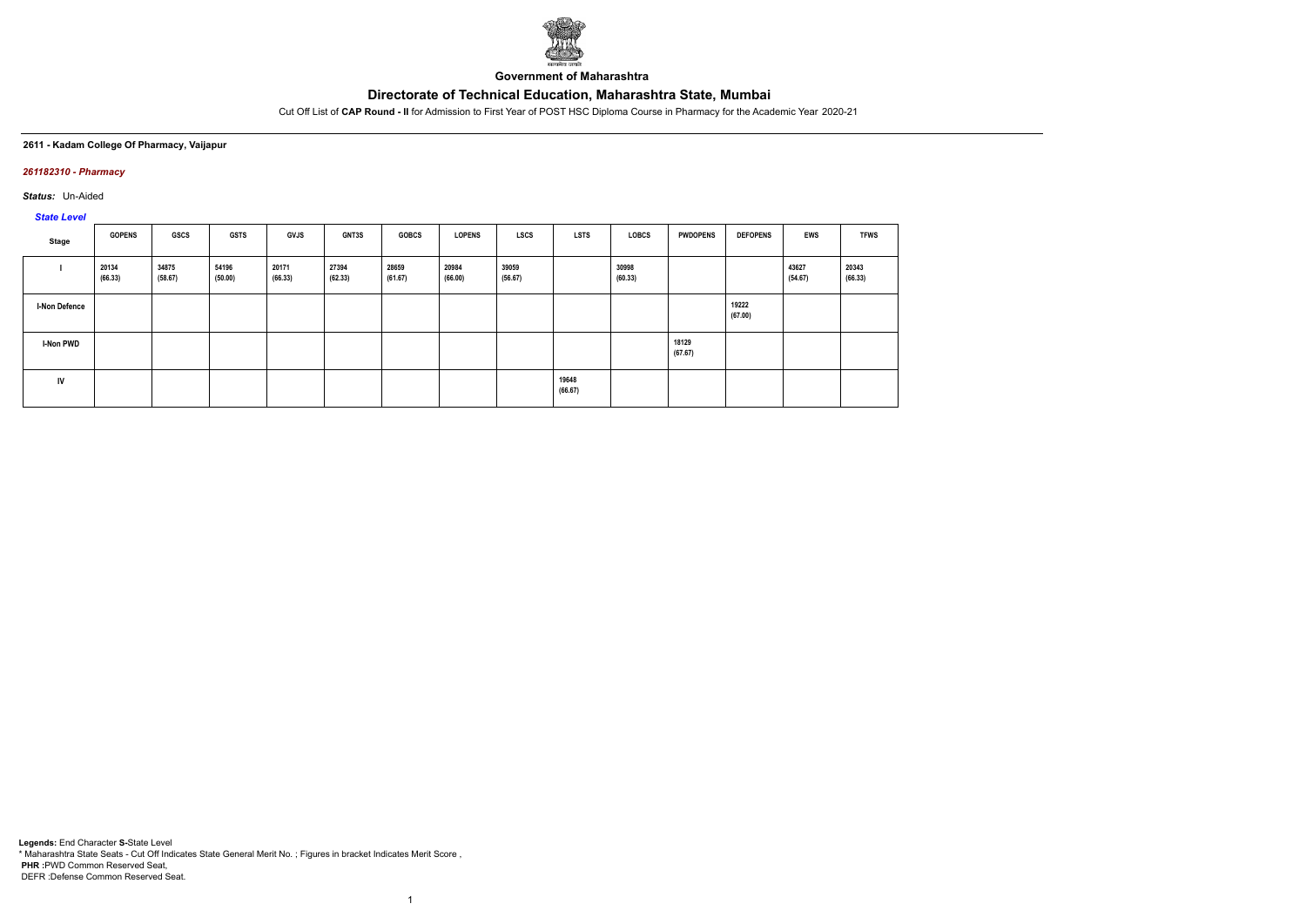**Government of Maharashtra**

## Directorate of Technical Education, Maharashtra State, Mumbai

Cut Off List of **CAP Round - II** for Admission to First Year of POST HSC Diploma Course in Pharmacy for the Academic Year 2020-21

### 2611 - Kadam College Of Pharmacy, Vaijapur

*261182310 - Pharmacy*

*Status:* Un-Aided

*State Level*

| Stage | GOPENS | GSCS | GSTS | GVJS | GNT3S | GOBCS | LOPENS | LSCS | LSTS | LOBCS | PWDOPENS | DEFOPENS | EWS | TFWS |
|---|---|---|---|---|---|---|---|---|---|---|---|---|---|---|
| I | 20134 (66.33) | 34875 (58.67) | 54196 (50.00) | 20171 (66.33) | 27394 (62.33) | 28659 (61.67) | 20984 (66.00) | 39059 (56.67) | | 30998 (60.33) | | | 43627 (54.67) | 20343 (66.33) |
| I-Non Defence | | | | | | | | | | | | 19222 (67.00) | | |
| I-Non PWD | | | | | | | | | | | 18129 (67.67) | | | |
| IV | | | | | | | | | 19648 (66.67) | | | | | |

**Legends:** End Character **S**-State Level
\* Maharashtra State Seats - Cut Off Indicates State General Merit No. ; Figures in bracket Indicates Merit Score ,
**PHR** :PWD Common Reserved Seat,
DEFR :Defense Common Reserved Seat.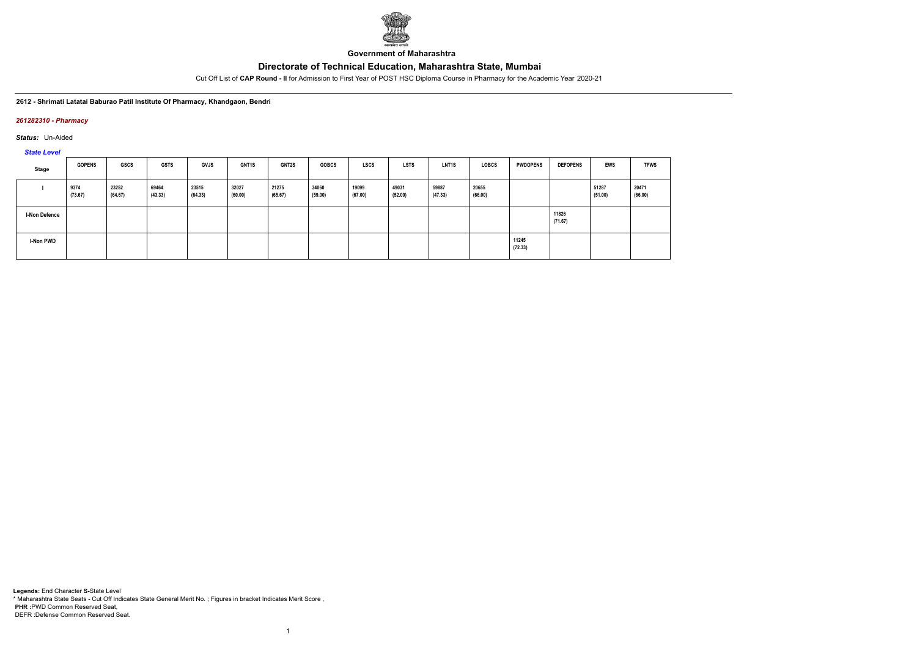**Government of Maharashtra**

# Directorate of Technical Education, Maharashtra State, Mumbai

Cut Off List of **CAP Round - II** for Admission to First Year of POST HSC Diploma Course in Pharmacy for the Academic Year 2020-21

**2612 - Shrimati Latatai Baburao Patil Institute Of Pharmacy, Khandgaon, Bendri**

***261282310 - Pharmacy***

***Status:*** Un-Aided

***State Level***

| Stage | GOPENS | GSCS | GSTS | GVJS | GNT1S | GNT2S | GOBCS | LSCS | LSTS | LNT1S | LOBCS | PWDOPENS | DEFOPENS | EWS | TFWS |
|---|---|---|---|---|---|---|---|---|---|---|---|---|---|---|---|
| I | 9374 (73.67) | 23252 (64.67) | 69464 (43.33) | 23515 (64.33) | 32027 (60.00) | 21275 (65.67) | 34060 (59.00) | 19099 (67.00) | 49031 (52.00) | 59887 (47.33) | 20655 (66.00) | | | 51287 (51.00) | 20471 (66.00) |
| I-Non Defence | | | | | | | | | | | | | 11826 (71.67) | | |
| I-Non PWD | | | | | | | | | | | | 11245 (72.33) | | | |

**Legends:** End Character **S-**State Level
* Maharashtra State Seats - Cut Off Indicates State General Merit No. ; Figures in bracket Indicates Merit Score ,
**PHR** :PWD Common Reserved Seat,
DEFR :Defense Common Reserved Seat.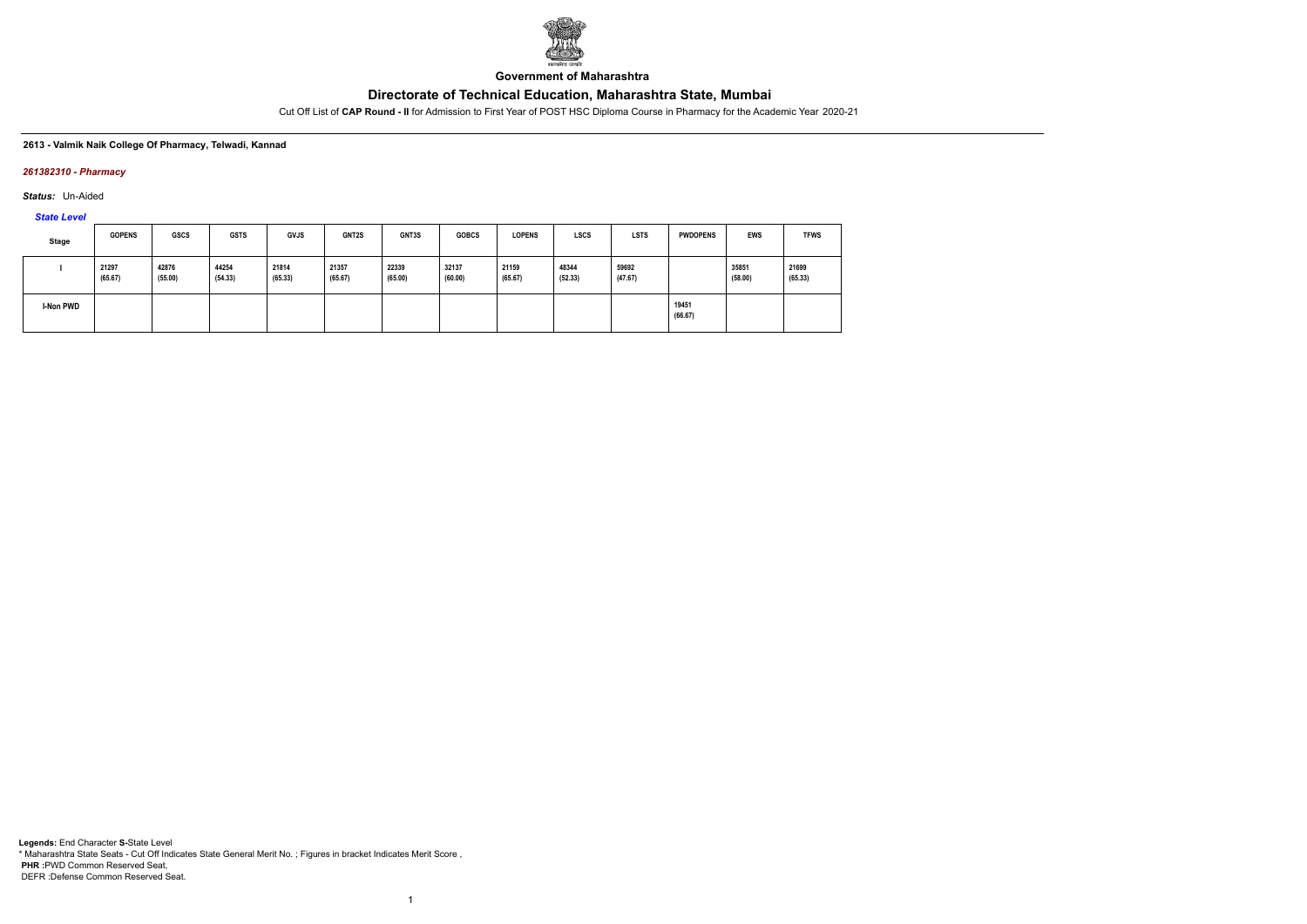Government of Maharashtra

# Directorate of Technical Education, Maharashtra State, Mumbai

Cut Off List of **CAP Round - II** for Admission to First Year of POST HSC Diploma Course in Pharmacy for the Academic Year 2020-21

**2613 - Valmik Naik College Of Pharmacy, Telwadi, Kannad**

***261382310 - Pharmacy***

***Status:*** Un-Aided

*State Level*

| Stage | GOPENS | GSCS | GSTS | GVJS | GNT2S | GNT3S | GOBCS | LOPENS | LSCS | LSTS | PWDOPENS | EWS | TFWS |
|---|---|---|---|---|---|---|---|---|---|---|---|---|---|
| I | 21297 (65.67) | 42876 (55.00) | 44254 (54.33) | 21814 (65.33) | 21357 (65.67) | 22339 (65.00) | 32137 (60.00) | 21159 (65.67) | 48344 (52.33) | 59692 (47.67) | | 35851 (58.00) | 21699 (65.33) |
| I-Non PWD | | | | | | | | | | | 19451 (66.67) | | |

**Legends:** End Character **S-**State Level
* Maharashtra State Seats - Cut Off Indicates State General Merit No. ; Figures in bracket Indicates Merit Score ,
**PHR :**PWD Common Reserved Seat,
DEFR :Defense Common Reserved Seat.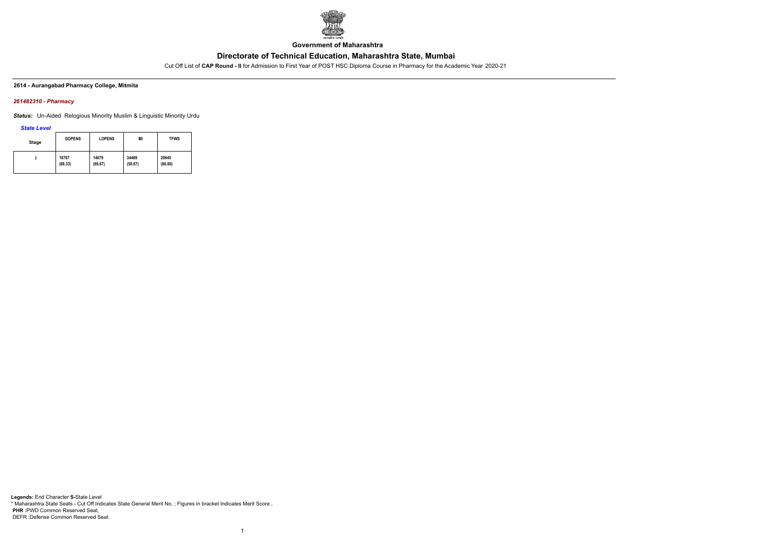**Government of Maharashtra**

## Directorate of Technical Education, Maharashtra State, Mumbai

Cut Off List of **CAP Round - II** for Admission to First Year of POST HSC Diploma Course in Pharmacy for the Academic Year 2020-21

**2614 - Aurangabad Pharmacy College, Mitmita**

***261482310 - Pharmacy***

***Status:*** Un-Aided Relogious Minority Muslim & Linguistic Minority Urdu

***State Level***

| Stage | GOPENS | LOPENS | MI | TFWS |
|---|---|---|---|---|
| I | 16767 (68.33) | 14679 (69.67) | 34489 (58.67) | 20645 (66.00) |

**Legends:** End Character **S-**State Level
\* Maharashtra State Seats - Cut Off Indicates State General Merit No. ; Figures in bracket Indicates Merit Score ,
**PHR :**PWD Common Reserved Seat,
DEFR :Defense Common Reserved Seat.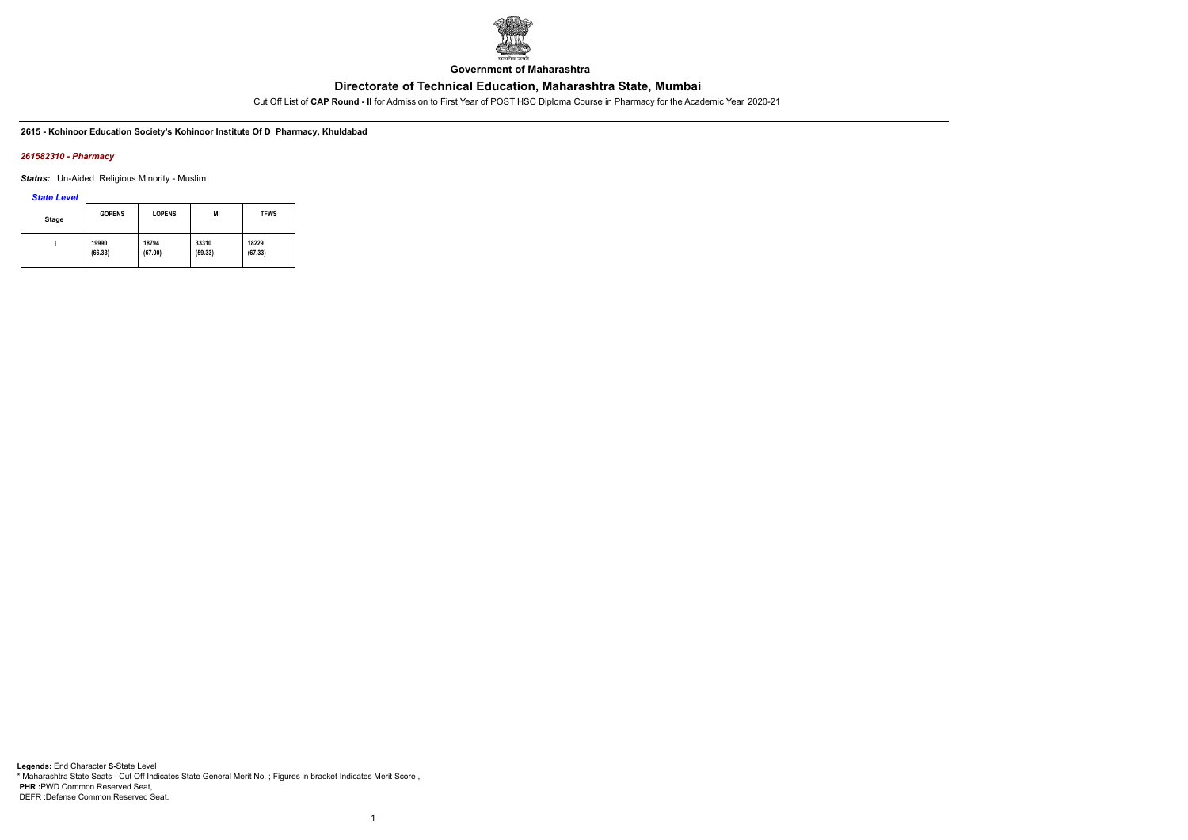**Government of Maharashtra**

## Directorate of Technical Education, Maharashtra State, Mumbai

Cut Off List of **CAP Round - II** for Admission to First Year of POST HSC Diploma Course in Pharmacy for the Academic Year 2020-21

**2615 - Kohinoor Education Society's Kohinoor Institute Of D Pharmacy, Khuldabad**

***261582310 - Pharmacy***

***Status:*** Un-Aided Religious Minority - Muslim

***State Level***

| Stage | GOPENS | LOPENS | MI | TFWS |
|---|---|---|---|---|
| I | 19990<br>(66.33) | 18794<br>(67.00) | 33310<br>(59.33) | 18229<br>(67.33) |

**Legends:** End Character **S-**State Level
\* Maharashtra State Seats - Cut Off Indicates State General Merit No. ; Figures in bracket Indicates Merit Score ,
**PHR :**PWD Common Reserved Seat,
DEFR :Defense Common Reserved Seat.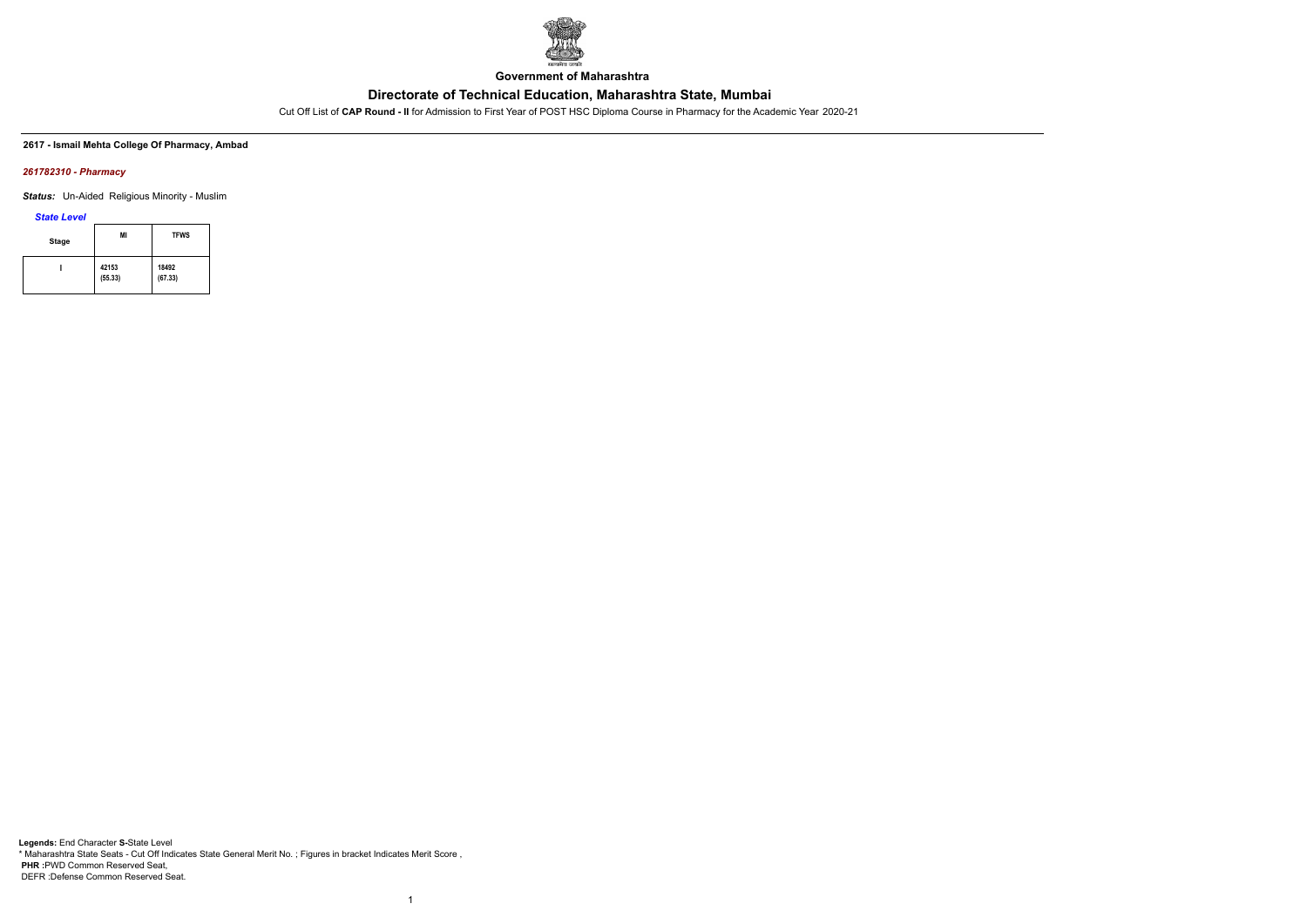Government of Maharashtra

# Directorate of Technical Education, Maharashtra State, Mumbai

Cut Off List of **CAP Round - II** for Admission to First Year of POST HSC Diploma Course in Pharmacy for the Academic Year 2020-21

**2617 - Ismail Mehta College Of Pharmacy, Ambad**

***261782310 - Pharmacy***

***Status:*** Un-Aided Religious Minority - Muslim

***State Level***

| Stage | MI | TFWS |
|---|---|---|
| I | 42153 (55.33) | 18492 (67.33) |

**Legends:** End Character **S-**State Level
\* Maharashtra State Seats - Cut Off Indicates State General Merit No. ; Figures in bracket Indicates Merit Score ,
**PHR :**PWD Common Reserved Seat,
DEFR :Defense Common Reserved Seat.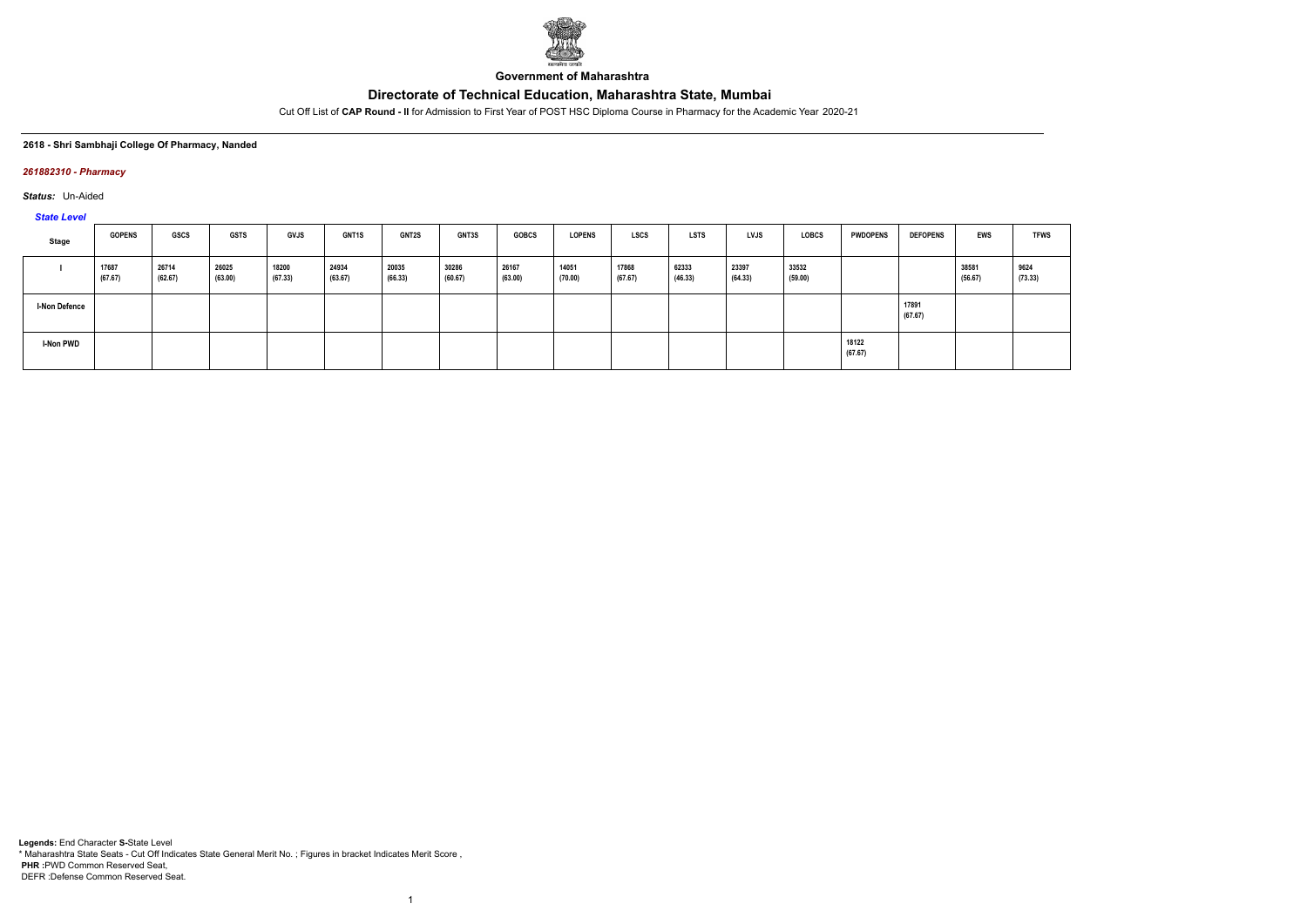Government of Maharashtra

# Directorate of Technical Education, Maharashtra State, Mumbai

Cut Off List of **CAP Round - II** for Admission to First Year of POST HSC Diploma Course in Pharmacy for the Academic Year 2020-21

**2618 - Shri Sambhaji College Of Pharmacy, Nanded**

***261882310 - Pharmacy***

***Status:*** Un-Aided

***State Level***

| Stage | GOPENS | GSCS | GSTS | GVJS | GNT1S | GNT2S | GNT3S | GOBCS | LOPENS | LSCS | LSTS | LVJS | LOBCS | PWDOPENS | DEFOPENS | EWS | TFWS |
|---|---|---|---|---|---|---|---|---|---|---|---|---|---|---|---|---|---|
| I | 17687 (67.67) | 26714 (62.67) | 26025 (63.00) | 18200 (67.33) | 24934 (63.67) | 20035 (66.33) | 30286 (60.67) | 26167 (63.00) | 14051 (70.00) | 17868 (67.67) | 62333 (46.33) | 23397 (64.33) | 33532 (59.00) | | | 38581 (56.67) | 9624 (73.33) |
| I-Non Defence | | | | | | | | | | | | | | | 17891 (67.67) | | |
| I-Non PWD | | | | | | | | | | | | | | 18122 (67.67) | | | |

**Legends:** End Character **S-**State Level
* Maharashtra State Seats - Cut Off Indicates State General Merit No. ; Figures in bracket Indicates Merit Score ,
**PHR :**PWD Common Reserved Seat,
DEFR :Defense Common Reserved Seat.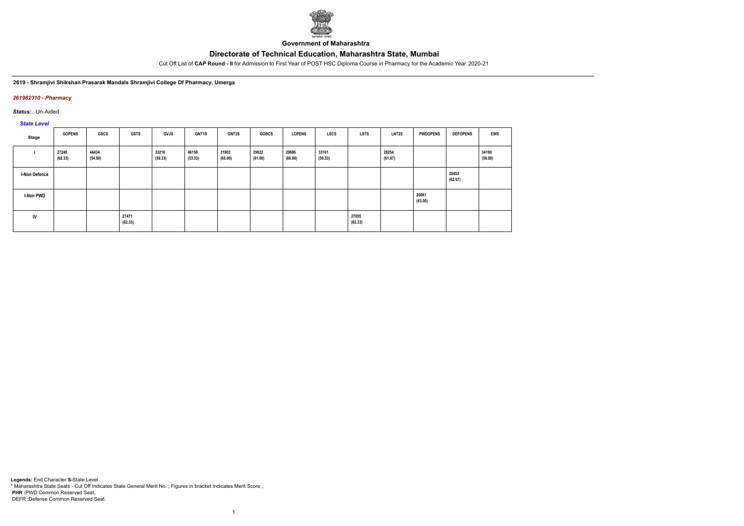**Government of Maharashtra**

# Directorate of Technical Education, Maharashtra State, Mumbai

Cut Off List of **CAP Round - II** for Admission to First Year of POST HSC Diploma Course in Pharmacy for the Academic Year 2020-21

**2619 - Shramjivi Shikshan Prasarak Mandals Shramjivi College Of Pharmacy, Umerga**

*261982310 - Pharmacy*

***Status:*** Un-Aided

*State Level*

| Stage | GOPENS | GSCS | GSTS | GVJS | GNT1S | GNT3S | GOBCS | LOPENS | LSCS | LSTS | LNT2S | PWDOPENS | DEFOPENS | EWS |
|---|---|---|---|---|---|---|---|---|---|---|---|---|---|---|
| I | 27248 (62.33) | 44434 (54.00) | | 33216 (59.33) | 46158 (53.33) | 31903 (60.00) | 29822 (61.00) | 20696 (66.00) | 33161 (59.33) | | 28254 (61.67) | | | 34190 (59.00) |
| I-Non Defence | | | | | | | | | | | | | 26452 (62.67) | |
| I-Non PWD | | | | | | | | | | | | 26061 (63.00) | | |
| IV | | | 27471 (62.33) | | | | | | | 27055 (62.33) | | | | |

**Legends:** End Character **S-**State Level
\* Maharashtra State Seats - Cut Off Indicates State General Merit No. ; Figures in bracket Indicates Merit Score ,
**PHR :**PWD Common Reserved Seat,
DEFR :Defense Common Reserved Seat.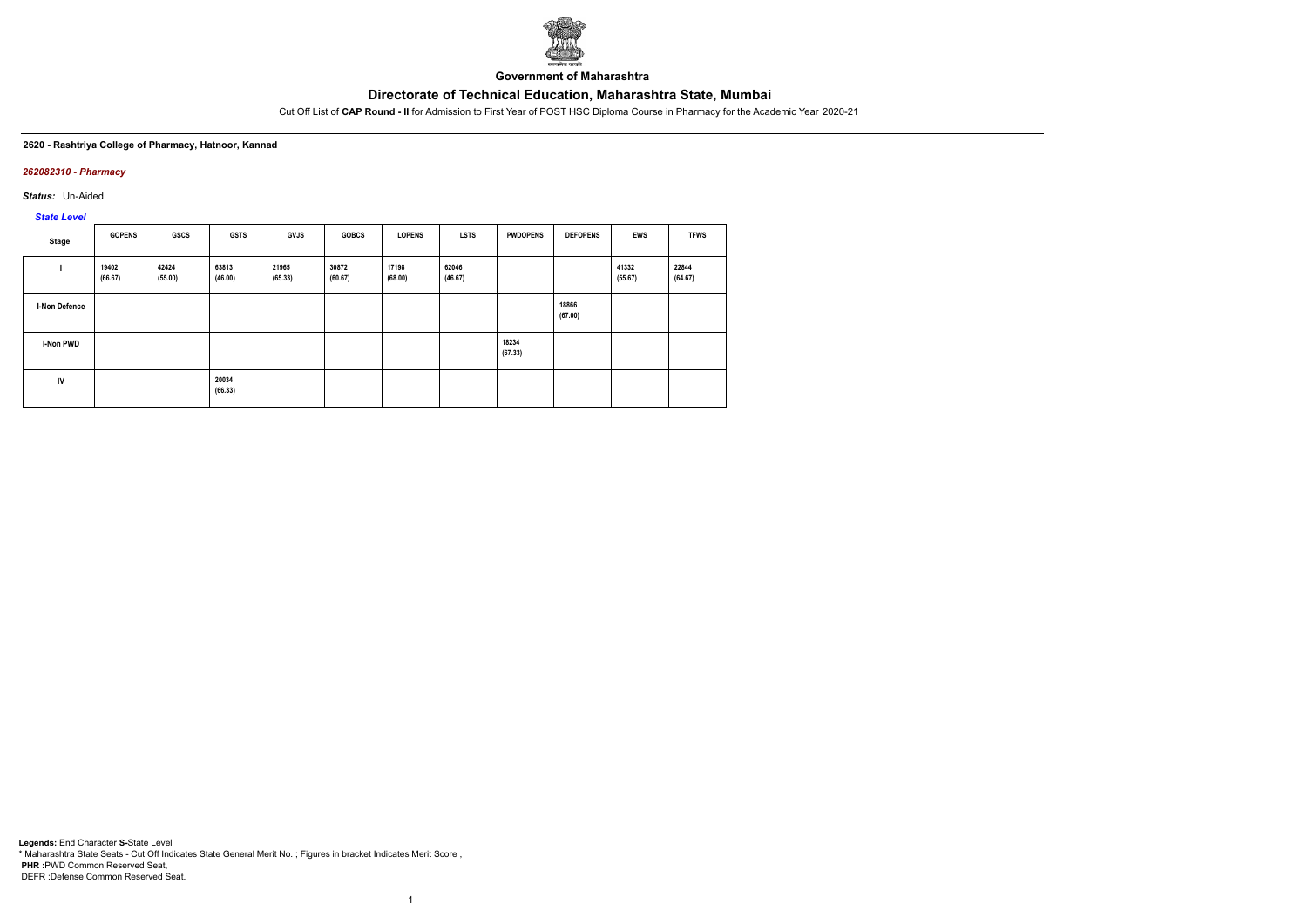**Government of Maharashtra**

# Directorate of Technical Education, Maharashtra State, Mumbai

Cut Off List of **CAP Round - II** for Admission to First Year of POST HSC Diploma Course in Pharmacy for the Academic Year 2020-21

**2620 - Rashtriya College of Pharmacy, Hatnoor, Kannad**

***262082310 - Pharmacy***

***Status:*** Un-Aided

***State Level***

| Stage | GOPENS | GSCS | GSTS | GVJS | GOBCS | LOPENS | LSTS | PWDOPENS | DEFOPENS | EWS | TFWS |
|---|---|---|---|---|---|---|---|---|---|---|---|
| I | 19402 (66.67) | 42424 (55.00) | 63813 (46.00) | 21965 (65.33) | 30872 (60.67) | 17198 (68.00) | 62046 (46.67) | | | 41332 (55.67) | 22844 (64.67) |
| I-Non Defence | | | | | | | | | 18866 (67.00) | | |
| I-Non PWD | | | | | | | | 18234 (67.33) | | | |
| IV | | | 20034 (66.33) | | | | | | | | |

**Legends:** End Character **S-**State Level
* Maharashtra State Seats - Cut Off Indicates State General Merit No. ; Figures in bracket Indicates Merit Score ,
**PHR** :PWD Common Reserved Seat,
DEFR :Defense Common Reserved Seat.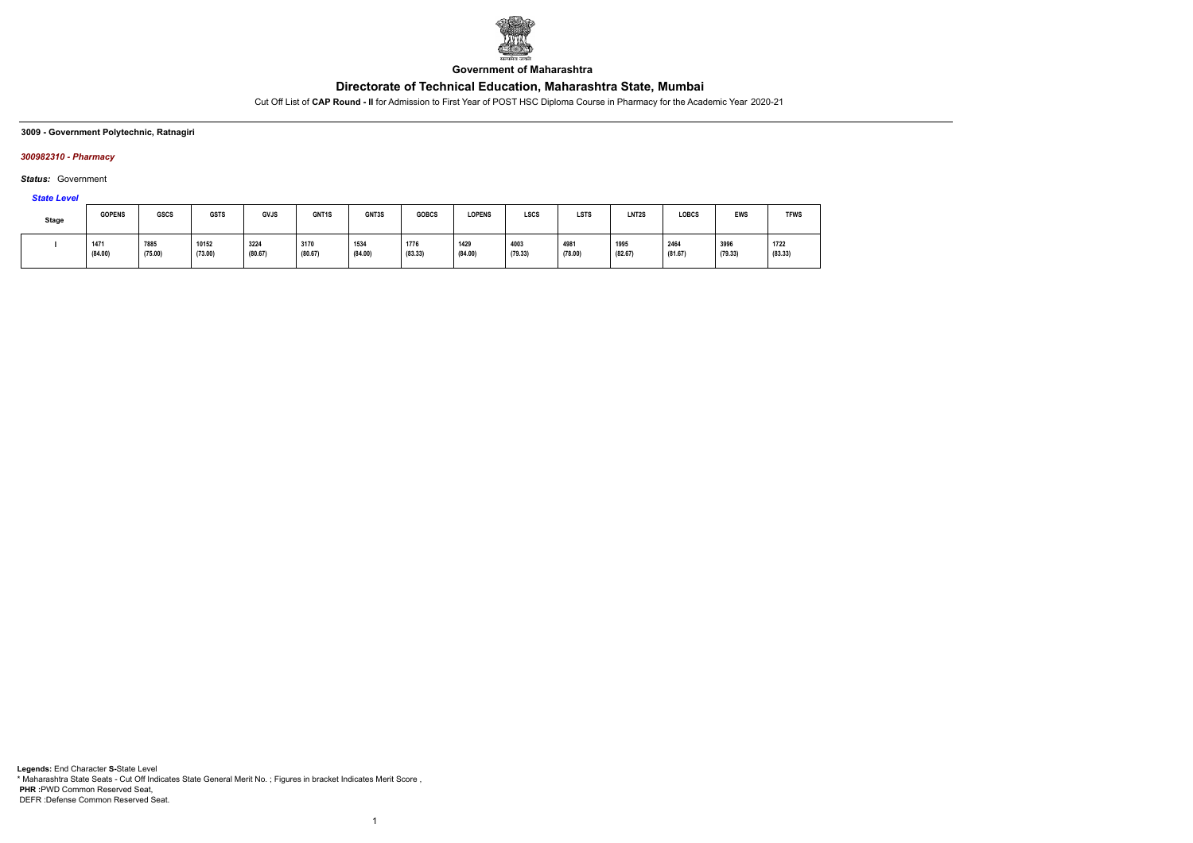**Government of Maharashtra**

## Directorate of Technical Education, Maharashtra State, Mumbai

Cut Off List of **CAP Round - II** for Admission to First Year of POST HSC Diploma Course in Pharmacy for the Academic Year 2020-21

**3009 - Government Polytechnic, Ratnagiri**

***300982310 - Pharmacy***

***Status:*** Government

*State Level*

| Stage | GOPENS | GSCS | GSTS | GVJS | GNT1S | GNT3S | GOBCS | LOPENS | LSCS | LSTS | LNT2S | LOBCS | EWS | TFWS |
|---|---|---|---|---|---|---|---|---|---|---|---|---|---|---|
| I | 1471 (84.00) | 7885 (75.00) | 10152 (73.00) | 3224 (80.67) | 3170 (80.67) | 1534 (84.00) | 1776 (83.33) | 1429 (84.00) | 4003 (79.33) | 4981 (78.00) | 1995 (82.67) | 2464 (81.67) | 3996 (79.33) | 1722 (83.33) |

**Legends:** End Character **S-**State Level
\* Maharashtra State Seats - Cut Off Indicates State General Merit No. ; Figures in bracket Indicates Merit Score ,
**PHR :**PWD Common Reserved Seat,
DEFR :Defense Common Reserved Seat.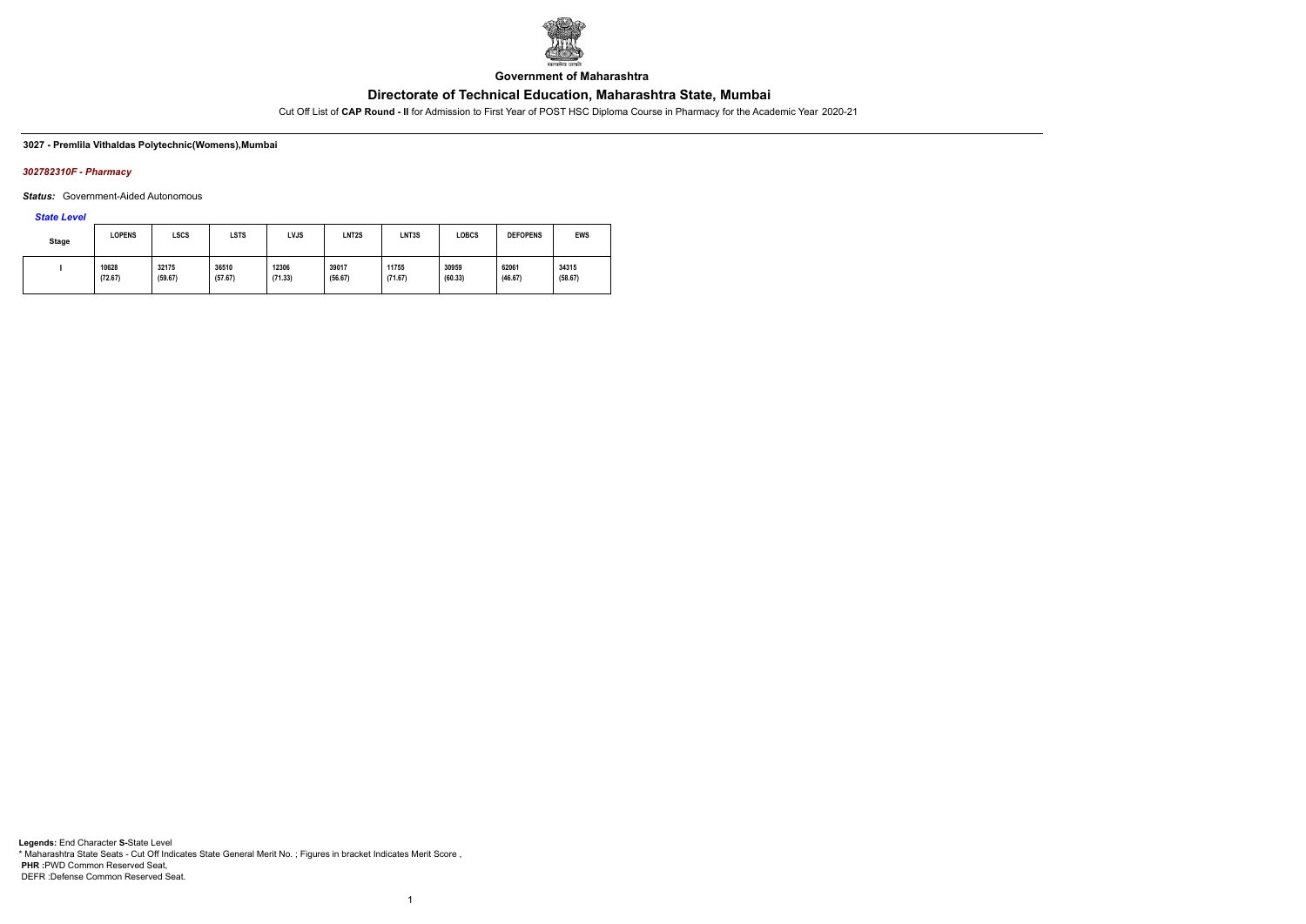**Government of Maharashtra**

## Directorate of Technical Education, Maharashtra State, Mumbai

Cut Off List of **CAP Round - II** for Admission to First Year of POST HSC Diploma Course in Pharmacy for the Academic Year 2020-21

**3027 - Premlila Vithaldas Polytechnic(Womens),Mumbai**

***302782310F - Pharmacy***

***Status:*** Government-Aided Autonomous

*State Level*

| Stage | LOPENS | LSCS | LSTS | LVJS | LNT2S | LNT3S | LOBCS | DEFOPENS | EWS |
|---|---|---|---|---|---|---|---|---|---|
| I | 10628 (72.67) | 32175 (59.67) | 36510 (57.67) | 12306 (71.33) | 39017 (56.67) | 11755 (71.67) | 30959 (60.33) | 62061 (46.67) | 34315 (58.67) |

**Legends:** End Character **S-**State Level
\* Maharashtra State Seats - Cut Off Indicates State General Merit No. ; Figures in bracket Indicates Merit Score ,
**PHR :**PWD Common Reserved Seat,
DEFR :Defense Common Reserved Seat.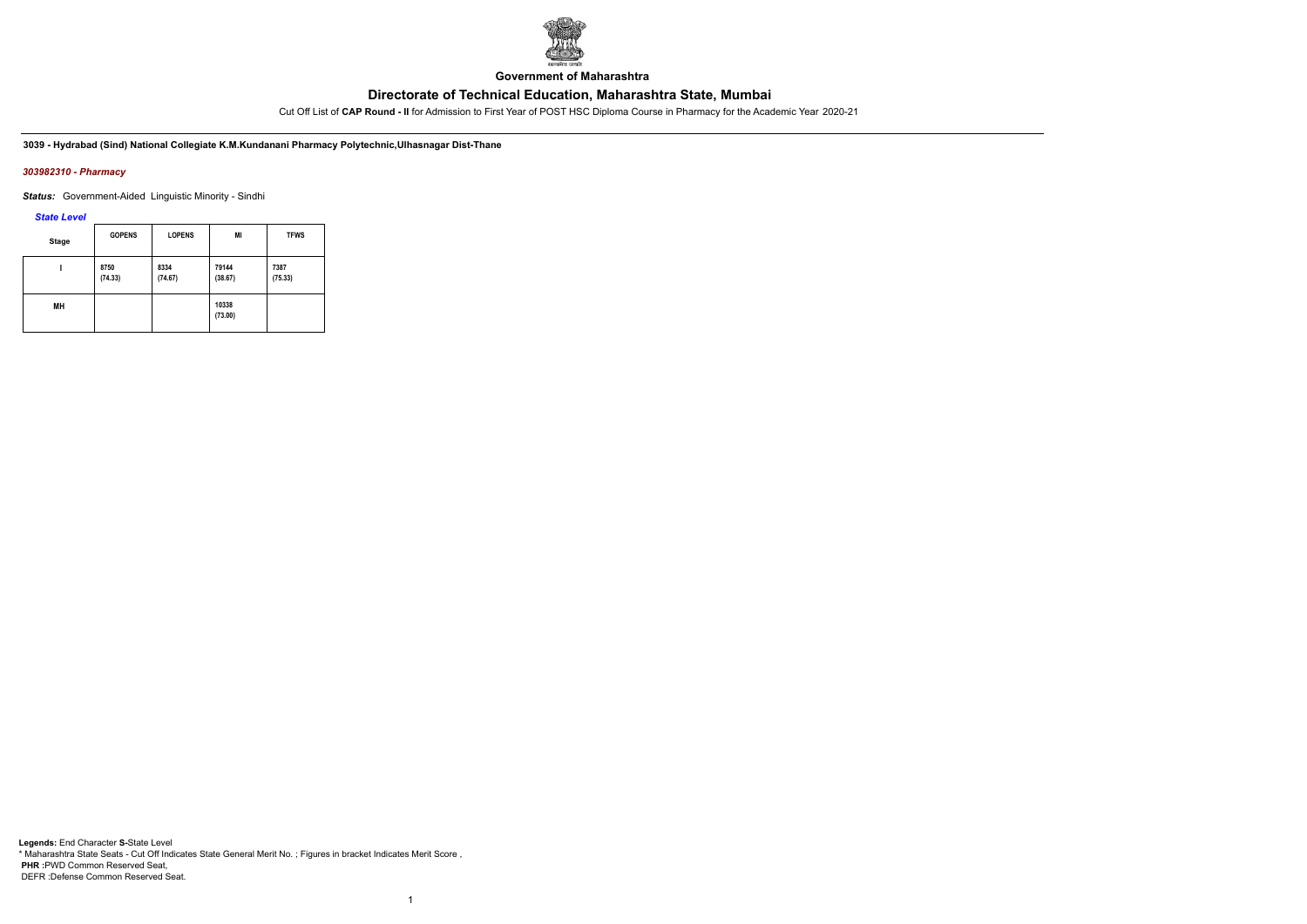Government of Maharashtra

# Directorate of Technical Education, Maharashtra State, Mumbai

Cut Off List of **CAP Round - II** for Admission to First Year of POST HSC Diploma Course in Pharmacy for the Academic Year 2020-21

**3039 - Hydrabad (Sind) National Collegiate K.M.Kundanani Pharmacy Polytechnic,Ulhasnagar Dist-Thane**

***303982310 - Pharmacy***

***Status:*** Government-Aided Linguistic Minority - Sindhi

*State Level*

| Stage | GOPENS | LOPENS | MI | TFWS |
|---|---|---|---|---|
| I | 8750 (74.33) | 8334 (74.67) | 79144 (38.67) | 7387 (75.33) |
| MH | | | 10338 (73.00) | |

**Legends:** End Character **S-**State Level
* Maharashtra State Seats - Cut Off Indicates State General Merit No. ; Figures in bracket Indicates Merit Score ,
**PHR** :PWD Common Reserved Seat,
DEFR :Defense Common Reserved Seat.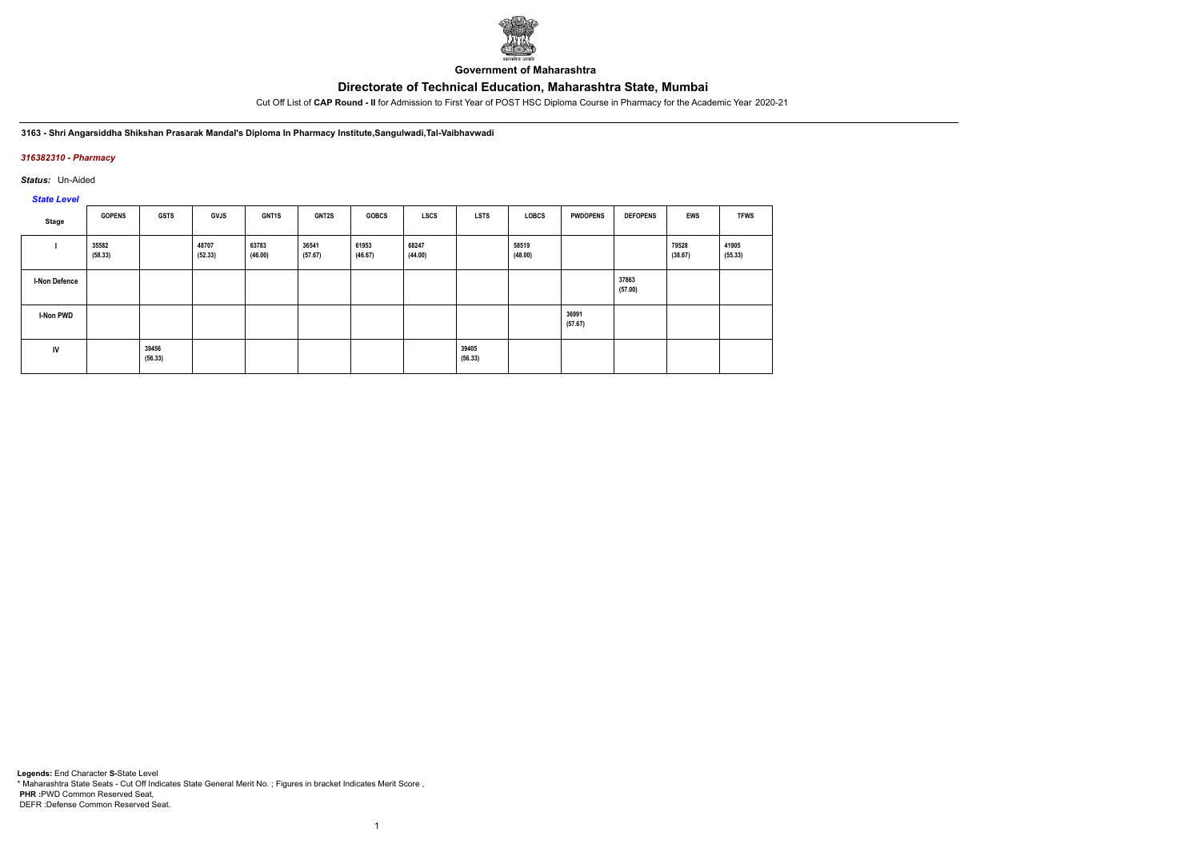**Government of Maharashtra**

# Directorate of Technical Education, Maharashtra State, Mumbai

Cut Off List of **CAP Round - II** for Admission to First Year of POST HSC Diploma Course in Pharmacy for the Academic Year 2020-21

**3163 - Shri Angarsiddha Shikshan Prasarak Mandal's Diploma In Pharmacy Institute,Sangulwadi,Tal-Vaibhavwadi**

***316382310 - Pharmacy***

***Status:*** Un-Aided

***State Level***

| Stage | GOPENS | GSTS | GVJS | GNT1S | GNT2S | GOBCS | LSCS | LSTS | LOBCS | PWDOPENS | DEFOPENS | EWS | TFWS |
|---|---|---|---|---|---|---|---|---|---|---|---|---|---|
| I | 35582 (58.33) | | 48707 (52.33) | 63783 (46.00) | 36541 (57.67) | 61953 (46.67) | 68247 (44.00) | | 58519 (48.00) | | | 79528 (38.67) | 41905 (55.33) |
| I-Non Defence | | | | | | | | | | | 37863 (57.00) | | |
| I-Non PWD | | | | | | | | | | 36991 (57.67) | | | |
| IV | | 39456 (56.33) | | | | | | 39405 (56.33) | | | | | |

**Legends:** End Character **S-**State Level
* Maharashtra State Seats - Cut Off Indicates State General Merit No. ; Figures in bracket Indicates Merit Score ,
**PHR** :PWD Common Reserved Seat,
DEFR :Defense Common Reserved Seat.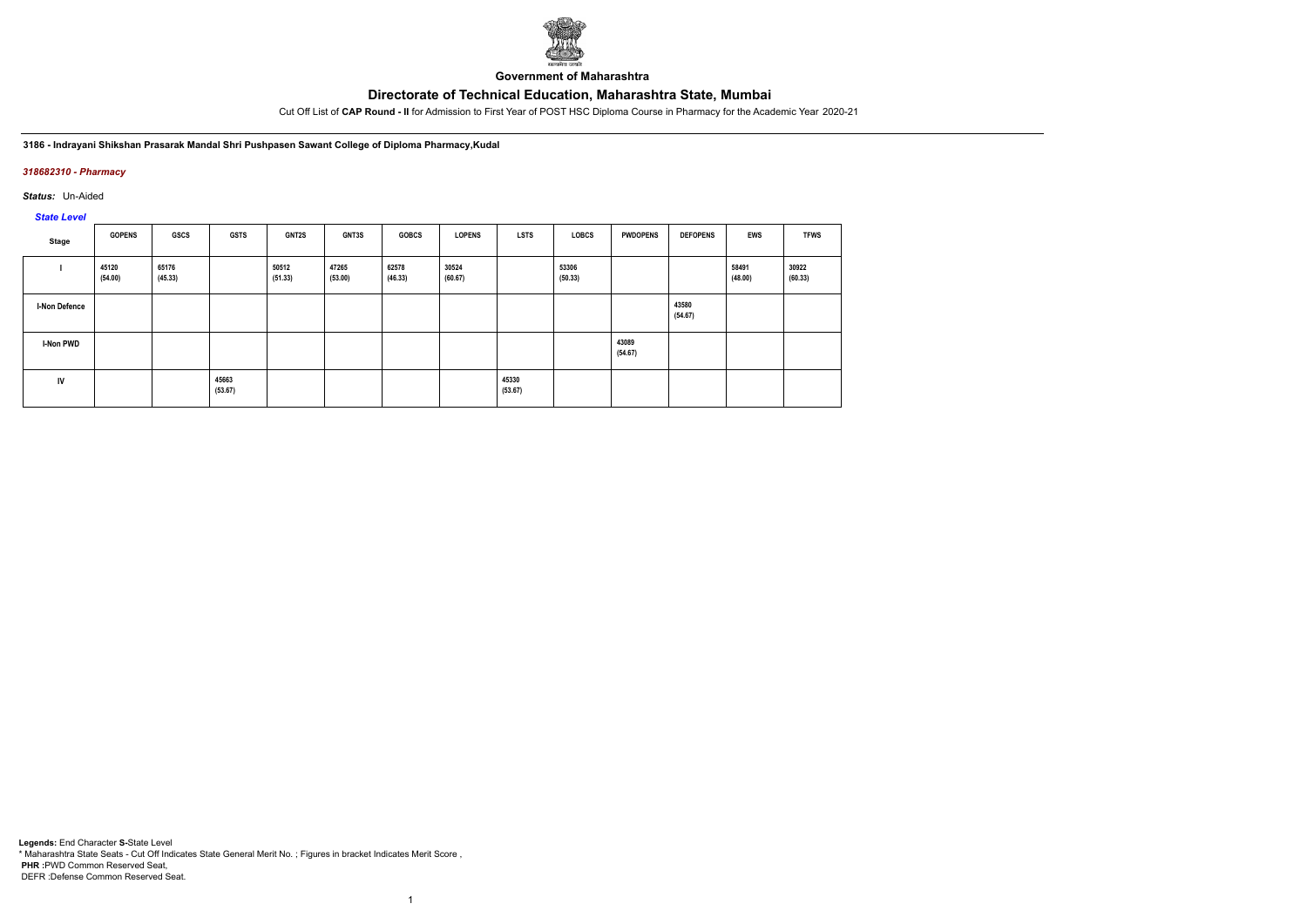Government of Maharashtra

# Directorate of Technical Education, Maharashtra State, Mumbai

Cut Off List of **CAP Round - II** for Admission to First Year of POST HSC Diploma Course in Pharmacy for the Academic Year 2020-21

**3186 - Indrayani Shikshan Prasarak Mandal Shri Pushpasen Sawant College of Diploma Pharmacy,Kudal**

***318682310 - Pharmacy***

***Status:*** Un-Aided

***State Level***

| Stage | GOPENS | GSCS | GSTS | GNT2S | GNT3S | GOBCS | LOPENS | LSTS | LOBCS | PWDOPENS | DEFOPENS | EWS | TFWS |
|---|---|---|---|---|---|---|---|---|---|---|---|---|---|
| I | 45120 (54.00) | 65176 (45.33) | | 50512 (51.33) | 47265 (53.00) | 62578 (46.33) | 30524 (60.67) | | 53306 (50.33) | | | 58491 (48.00) | 30922 (60.33) |
| I-Non Defence | | | | | | | | | | | 43580 (54.67) | | |
| I-Non PWD | | | | | | | | | | 43089 (54.67) | | | |
| IV | | | 45663 (53.67) | | | | | 45330 (53.67) | | | | | |

**Legends:** End Character **S-**State Level
\* Maharashtra State Seats - Cut Off Indicates State General Merit No. ; Figures in bracket Indicates Merit Score ,
**PHR :**PWD Common Reserved Seat,
DEFR :Defense Common Reserved Seat.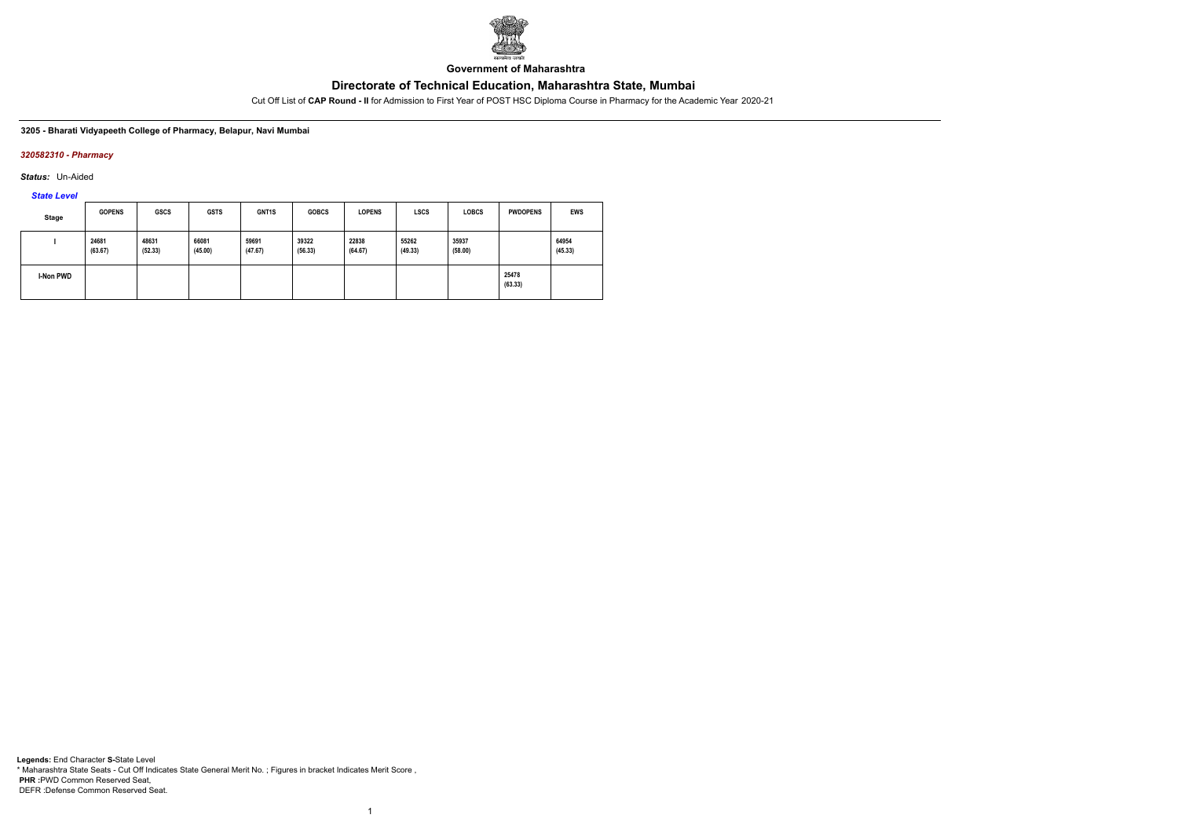**Government of Maharashtra**

## Directorate of Technical Education, Maharashtra State, Mumbai

Cut Off List of **CAP Round - II** for Admission to First Year of POST HSC Diploma Course in Pharmacy for the Academic Year 2020-21

**3205 - Bharati Vidyapeeth College of Pharmacy, Belapur, Navi Mumbai**

***320582310 - Pharmacy***

***Status:*** Un-Aided

***State Level***

| Stage | GOPENS | GSCS | GSTS | GNT1S | GOBCS | LOPENS | LSCS | LOBCS | PWDOPENS | EWS |
|---|---|---|---|---|---|---|---|---|---|---|
| I | 24681 (63.67) | 48631 (52.33) | 66081 (45.00) | 59691 (47.67) | 39322 (56.33) | 22838 (64.67) | 55262 (49.33) | 35937 (58.00) | | 64954 (45.33) |
| I-Non PWD | | | | | | | | | 25478 (63.33) | |

**Legends:** End Character **S-**State Level
* Maharashtra State Seats - Cut Off Indicates State General Merit No. ; Figures in bracket Indicates Merit Score ,
**PHR :**PWD Common Reserved Seat,
DEFR :Defense Common Reserved Seat.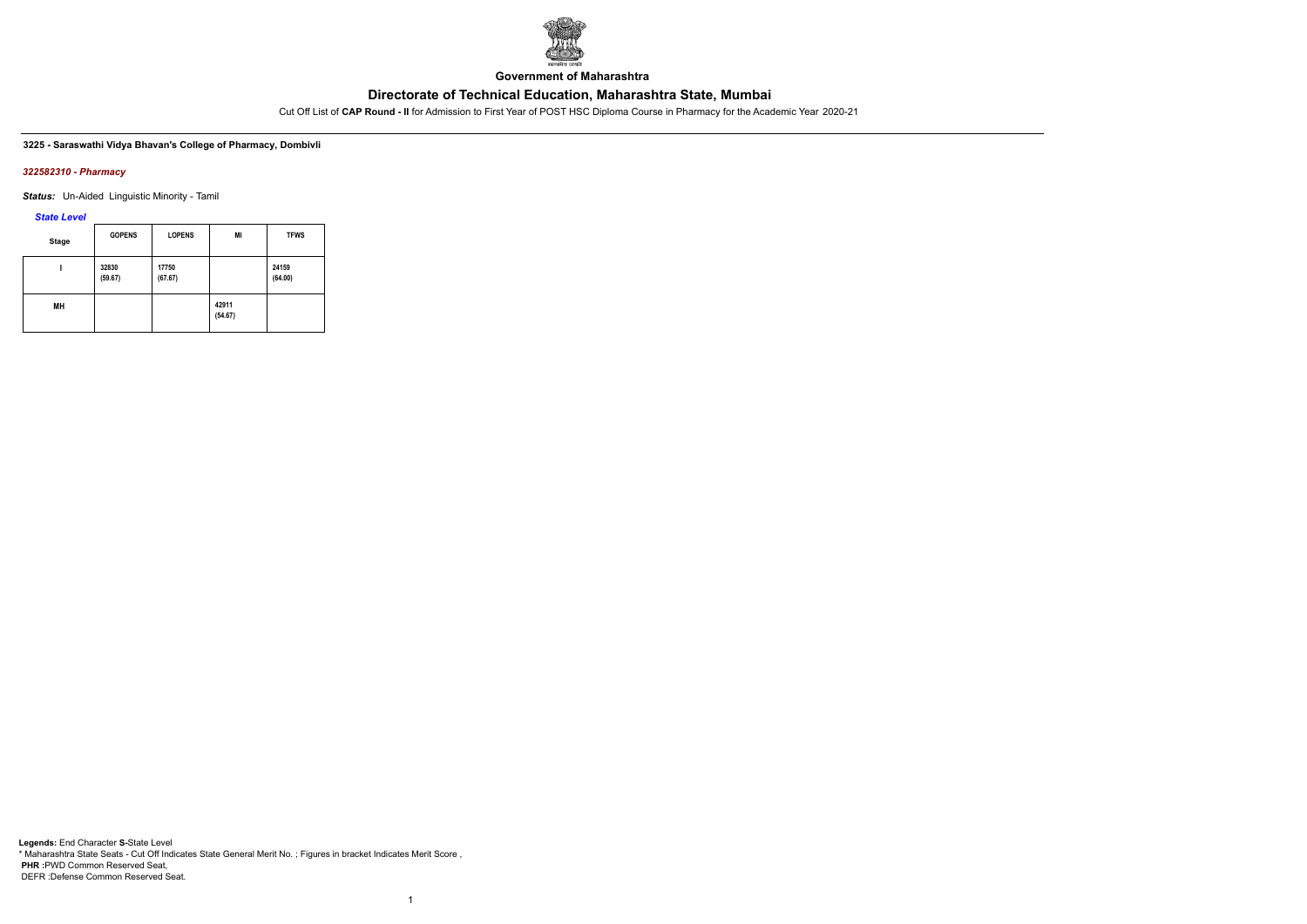**Government of Maharashtra**

## Directorate of Technical Education, Maharashtra State, Mumbai

Cut Off List of **CAP Round - II** for Admission to First Year of POST HSC Diploma Course in Pharmacy for the Academic Year 2020-21

**3225 - Saraswathi Vidya Bhavan's College of Pharmacy, Dombivli**

***322582310 - Pharmacy***

***Status:*** Un-Aided Linguistic Minority - Tamil

***State Level***

| Stage | GOPENS | LOPENS | MI | TFWS |
|---|---|---|---|---|
| I | 32830 (59.67) | 17750 (67.67) | | 24159 (64.00) |
| MH | | | 42911 (54.67) | |

**Legends:** End Character **S-**State Level
* Maharashtra State Seats - Cut Off Indicates State General Merit No. ; Figures in bracket Indicates Merit Score ,
**PHR :**PWD Common Reserved Seat,
DEFR :Defense Common Reserved Seat.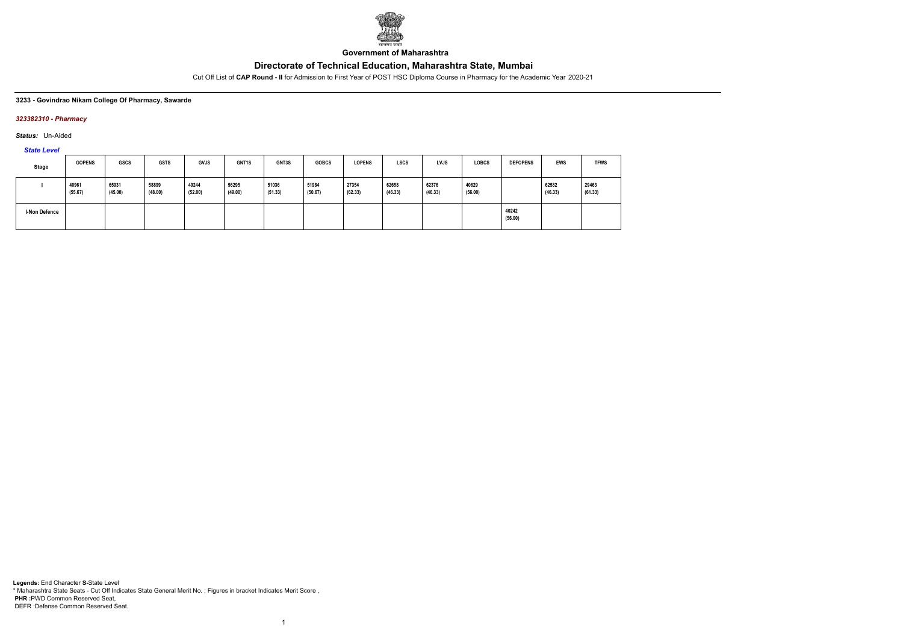Government of Maharashtra

# Directorate of Technical Education, Maharashtra State, Mumbai

Cut Off List of **CAP Round - II** for Admission to First Year of POST HSC Diploma Course in Pharmacy for the Academic Year 2020-21

**3233 - Govindrao Nikam College Of Pharmacy, Sawarde**

***323382310 - Pharmacy***

***Status:*** Un-Aided

***State Level***

| Stage | GOPENS | GSCS | GSTS | GVJS | GNT1S | GNT3S | GOBCS | LOPENS | LSCS | LVJS | LOBCS | DEFOPENS | EWS | TFWS |
|---|---|---|---|---|---|---|---|---|---|---|---|---|---|---|
| I | 40961 (55.67) | 65931 (45.00) | 58899 (48.00) | 49244 (52.00) | 56295 (49.00) | 51036 (51.33) | 51984 (50.67) | 27354 (62.33) | 62658 (46.33) | 62376 (46.33) | 40629 (56.00) | | 62582 (46.33) | 29463 (61.33) |
| I-Non Defence | | | | | | | | | | | | 40242 (56.00) | | |

**Legends:** End Character **S-**State Level
* Maharashtra State Seats - Cut Off Indicates State General Merit No. ; Figures in bracket Indicates Merit Score ,
**PHR :**PWD Common Reserved Seat,
DEFR :Defense Common Reserved Seat.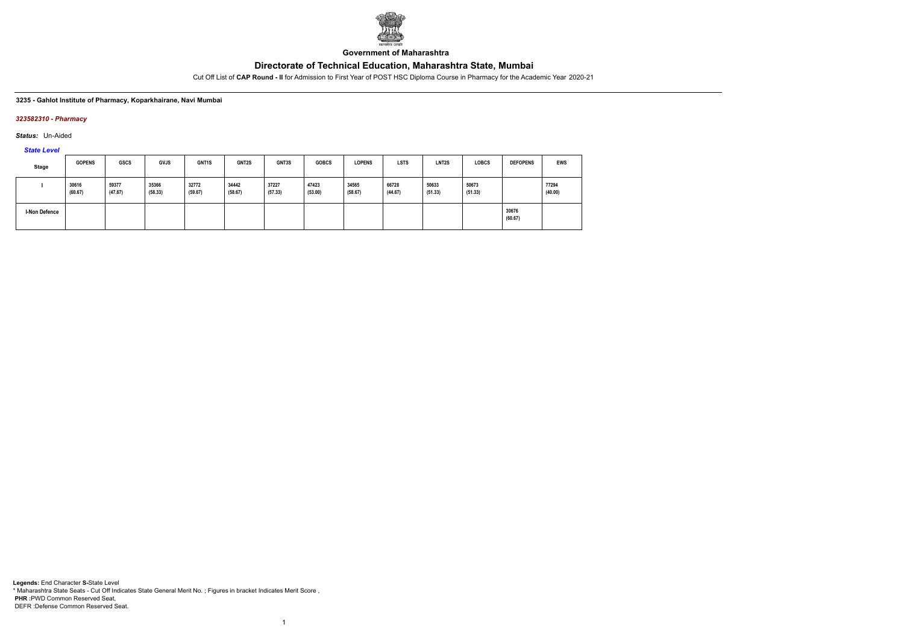Government of Maharashtra

# Directorate of Technical Education, Maharashtra State, Mumbai

Cut Off List of **CAP Round - II** for Admission to First Year of POST HSC Diploma Course in Pharmacy for the Academic Year 2020-21

**3235 - Gahlot Institute of Pharmacy, Koparkhairane, Navi Mumbai**

*323582310 - Pharmacy*

***Status:*** Un-Aided

*State Level*

| Stage | GOPENS | GSCS | GVJS | GNT1S | GNT2S | GNT3S | GOBCS | LOPENS | LSTS | LNT2S | LOBCS | DEFOPENS | EWS |
|---|---|---|---|---|---|---|---|---|---|---|---|---|---|
| I | 30616 (60.67) | 59377 (47.67) | 35366 (58.33) | 32772 (59.67) | 34442 (58.67) | 37227 (57.33) | 47423 (53.00) | 34565 (58.67) | 66728 (44.67) | 50633 (51.33) | 50673 (51.33) | | 77294 (40.00) |
| I-Non Defence | | | | | | | | | | | | 30676 (60.67) | |

**Legends:** End Character **S-**State Level
* Maharashtra State Seats - Cut Off Indicates State General Merit No. ; Figures in bracket Indicates Merit Score ,
**PHR :**PWD Common Reserved Seat,
DEFR :Defense Common Reserved Seat.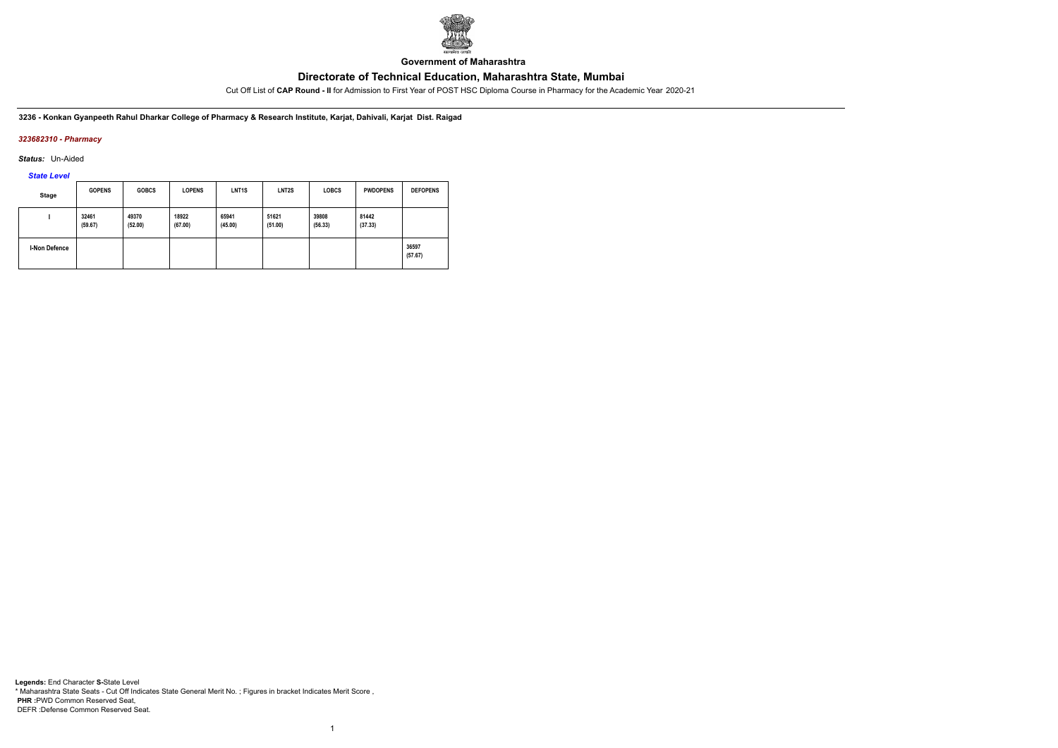**Government of Maharashtra**

## Directorate of Technical Education, Maharashtra State, Mumbai

Cut Off List of **CAP Round - II** for Admission to First Year of POST HSC Diploma Course in Pharmacy for the Academic Year 2020-21

**3236 - Konkan Gyanpeeth Rahul Dharkar College of Pharmacy & Research Institute, Karjat, Dahivali, Karjat Dist. Raigad**

*323682310 - Pharmacy*

*Status:* Un-Aided

*State Level*

| Stage | GOPENS | GOBCS | LOPENS | LNT1S | LNT2S | LOBCS | PWDOPENS | DEFOPENS |
|---|---|---|---|---|---|---|---|---|
| I | 32461 (59.67) | 49370 (52.00) | 18922 (67.00) | 65941 (45.00) | 51621 (51.00) | 39808 (56.33) | 81442 (37.33) | |
| I-Non Defence | | | | | | | | 36597 (57.67) |

**Legends:** End Character **S-**State Level
* Maharashtra State Seats - Cut Off Indicates State General Merit No. ; Figures in bracket Indicates Merit Score ,
**PHR :**PWD Common Reserved Seat,
DEFR :Defense Common Reserved Seat.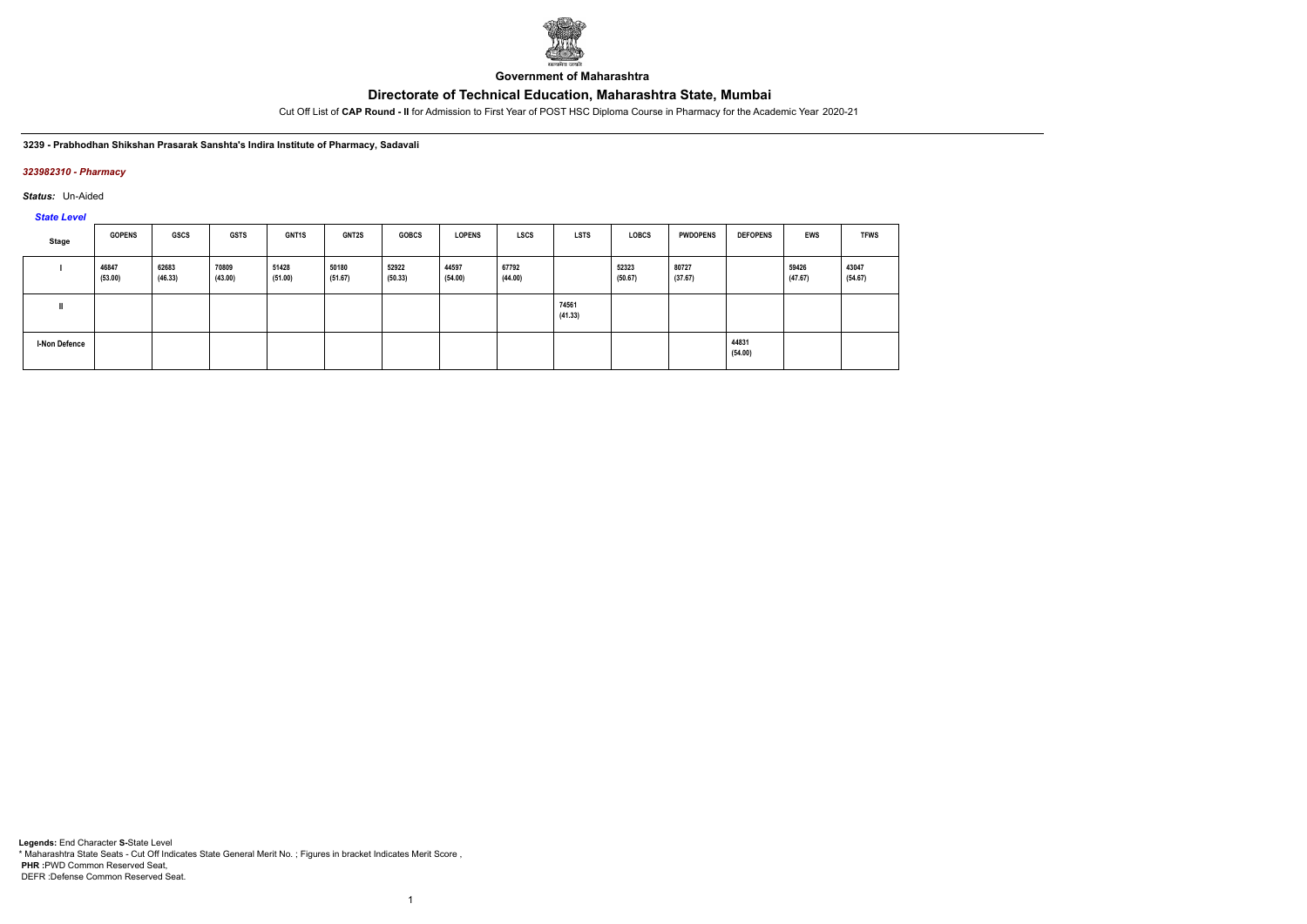**Government of Maharashtra**

# Directorate of Technical Education, Maharashtra State, Mumbai

Cut Off List of **CAP Round - II** for Admission to First Year of POST HSC Diploma Course in Pharmacy for the Academic Year 2020-21

**3239 - Prabhodhan Shikshan Prasarak Sanshta's Indira Institute of Pharmacy, Sadavali**

***323982310 - Pharmacy***

***Status:*** Un-Aided

***State Level***

| Stage | GOPENS | GSCS | GSTS | GNT1S | GNT2S | GOBCS | LOPENS | LSCS | LSTS | LOBCS | PWDOPENS | DEFOPENS | EWS | TFWS |
|---|---|---|---|---|---|---|---|---|---|---|---|---|---|---|
| I | 46847 (53.00) | 62683 (46.33) | 70809 (43.00) | 51428 (51.00) | 50180 (51.67) | 52922 (50.33) | 44597 (54.00) | 67792 (44.00) | | 52323 (50.67) | 80727 (37.67) | | 59426 (47.67) | 43047 (54.67) |
| II | | | | | | | | | 74561 (41.33) | | | | | |
| I-Non Defence | | | | | | | | | | | | 44831 (54.00) | | |

**Legends:** End Character **S-**State Level
\* Maharashtra State Seats - Cut Off Indicates State General Merit No. ; Figures in bracket Indicates Merit Score ,
**PHR :**PWD Common Reserved Seat,
DEFR :Defense Common Reserved Seat.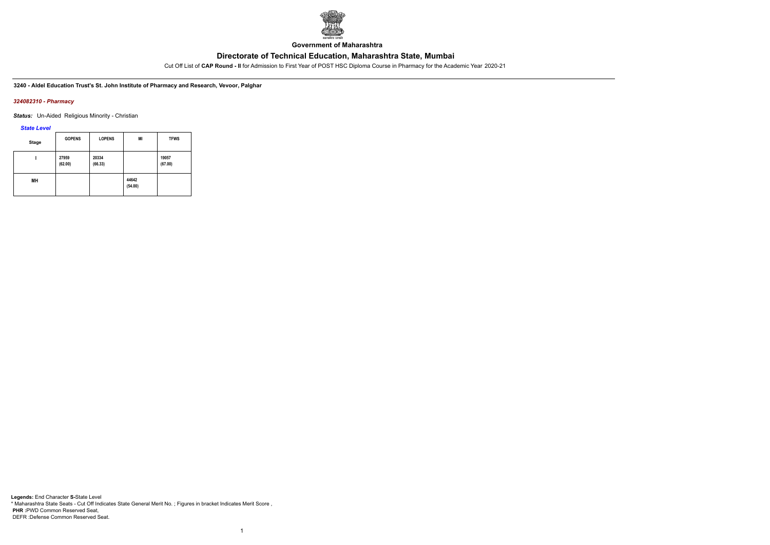**Government of Maharashtra**

## Directorate of Technical Education, Maharashtra State, Mumbai

Cut Off List of **CAP Round - II** for Admission to First Year of POST HSC Diploma Course in Pharmacy for the Academic Year 2020-21

**3240 - Aldel Education Trust's St. John Institute of Pharmacy and Research, Vevoor, Palghar**

***324082310 - Pharmacy***

***Status:*** Un-Aided Religious Minority - Christian

***State Level***

| Stage | GOPENS | LOPENS | MI | TFWS |
|---|---|---|---|---|
| I | 27959 (62.00) | 20334 (66.33) | | 19057 (67.00) |
| MH | | | 44642 (54.00) | |

**Legends:** End Character **S-**State Level
\* Maharashtra State Seats - Cut Off Indicates State General Merit No. ; Figures in bracket Indicates Merit Score ,
**PHR :**PWD Common Reserved Seat,
DEFR :Defense Common Reserved Seat.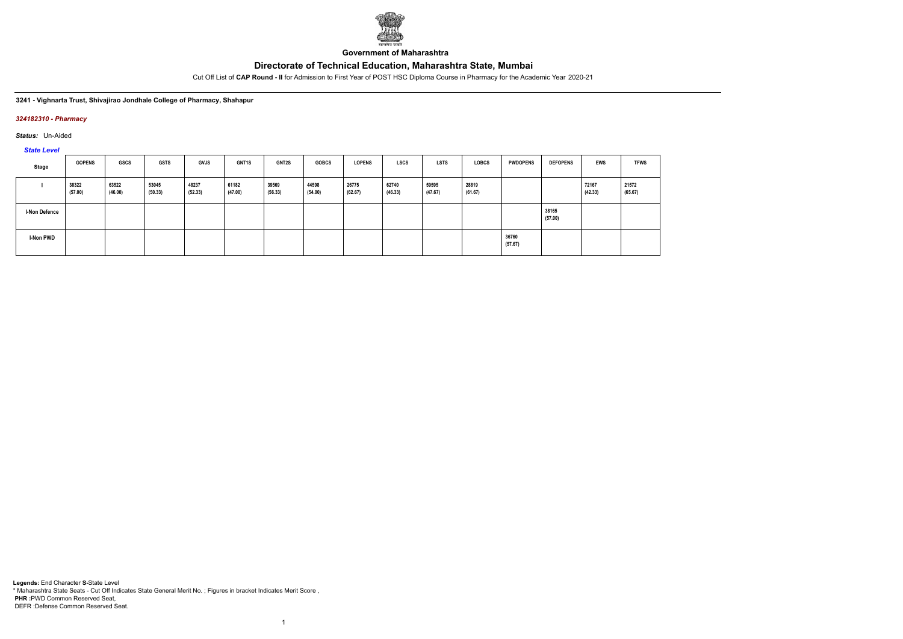**Government of Maharashtra**

# Directorate of Technical Education, Maharashtra State, Mumbai

Cut Off List of **CAP Round - II** for Admission to First Year of POST HSC Diploma Course in Pharmacy for the Academic Year 2020-21

**3241 - Vighnarta Trust, Shivajirao Jondhale College of Pharmacy, Shahapur**

***324182310 - Pharmacy***

***Status:*** Un-Aided

***State Level***

| Stage | GOPENS | GSCS | GSTS | GVJS | GNT1S | GNT2S | GOBCS | LOPENS | LSCS | LSTS | LOBCS | PWDOPENS | DEFOPENS | EWS | TFWS |
|---|---|---|---|---|---|---|---|---|---|---|---|---|---|---|---|
| I | 38322 (57.00) | 63522 (46.00) | 53045 (50.33) | 48237 (52.33) | 61182 (47.00) | 39569 (56.33) | 44598 (54.00) | 26775 (62.67) | 62740 (46.33) | 59595 (47.67) | 28819 (61.67) | | | 72167 (42.33) | 21572 (65.67) |
| I-Non Defence | | | | | | | | | | | | | 38165 (57.00) | | |
| I-Non PWD | | | | | | | | | | | | 36760 (57.67) | | | |

**Legends:** End Character **S-**State Level
* Maharashtra State Seats - Cut Off Indicates State General Merit No. ; Figures in bracket Indicates Merit Score ,
**PHR** :PWD Common Reserved Seat,
DEFR :Defense Common Reserved Seat.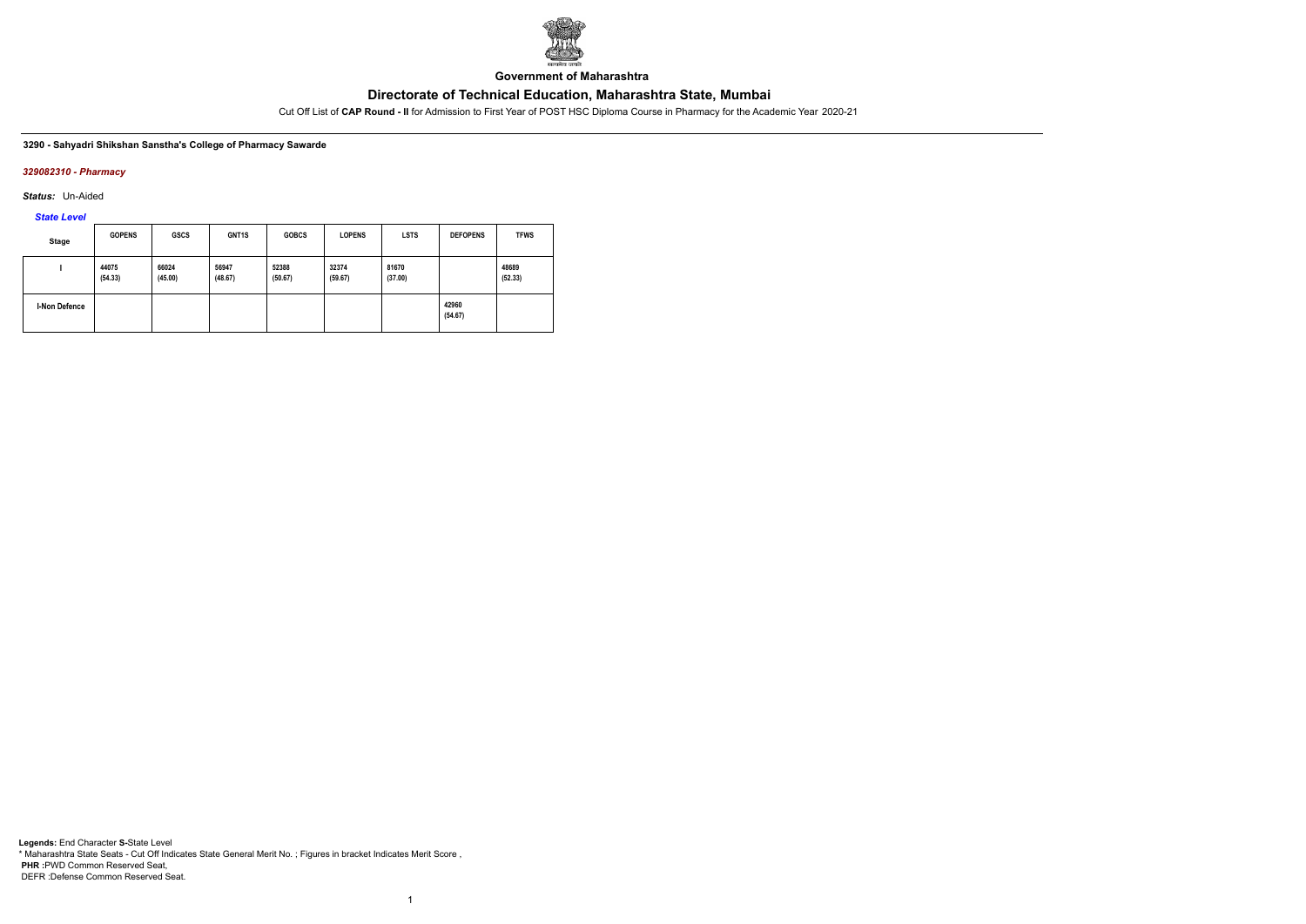**Government of Maharashtra**

## Directorate of Technical Education, Maharashtra State, Mumbai

Cut Off List of **CAP Round - II** for Admission to First Year of POST HSC Diploma Course in Pharmacy for the Academic Year 2020-21

**3290 - Sahyadri Shikshan Sanstha's College of Pharmacy Sawarde**

***329082310 - Pharmacy***

***Status:*** Un-Aided

***State Level***

| Stage | GOPENS | GSCS | GNT1S | GOBCS | LOPENS | LSTS | DEFOPENS | TFWS |
|---|---|---|---|---|---|---|---|---|
| I | 44075 (54.33) | 66024 (45.00) | 56947 (48.67) | 52388 (50.67) | 32374 (59.67) | 81670 (37.00) | | 48689 (52.33) |
| I-Non Defence | | | | | | | 42960 (54.67) | |

**Legends:** End Character **S-**State Level
* Maharashtra State Seats - Cut Off Indicates State General Merit No. ; Figures in bracket Indicates Merit Score ,
**PHR :**PWD Common Reserved Seat,
DEFR :Defense Common Reserved Seat.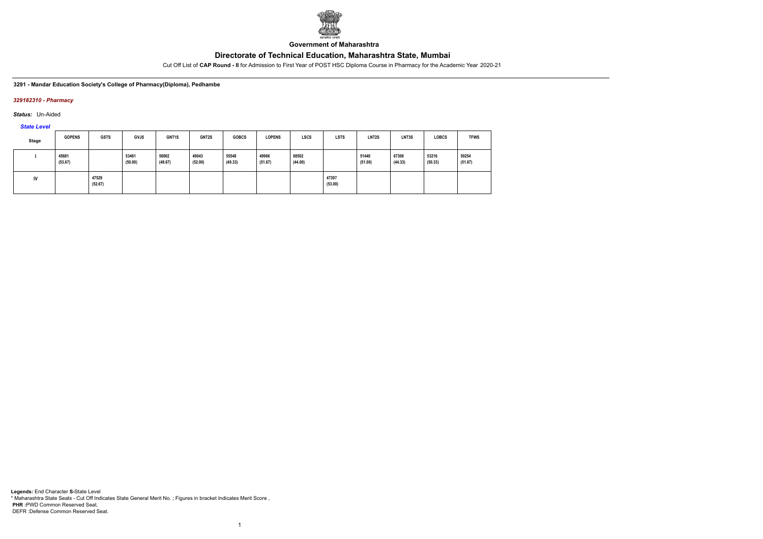**Government of Maharashtra**

# Directorate of Technical Education, Maharashtra State, Mumbai

Cut Off List of **CAP Round - II** for Admission to First Year of POST HSC Diploma Course in Pharmacy for the Academic Year 2020-21

**3291 - Mandar Education Society's College of Pharmacy(Diploma), Pedhambe**

***329182310 - Pharmacy***

***Status:*** Un-Aided

***State Level***

| Stage | GOPENS | GSTS | GVJS | GNT1S | GNT2S | GOBCS | LOPENS | LSCS | LSTS | LNT2S | LNT3S | LOBCS | TFWS |
|---|---|---|---|---|---|---|---|---|---|---|---|---|---|
| I | 45681 (53.67) | | 53461 (50.00) | 56902 (48.67) | 49043 (52.00) | 55548 (49.33) | 49966 (51.67) | 68502 (44.00) | | 51440 (51.00) | 67308 (44.33) | 53216 (50.33) | 50254 (51.67) |
| IV | | 47529 (52.67) | | | | | | | 47397 (53.00) | | | | |

**Legends:** End Character **S-**State Level
\* Maharashtra State Seats - Cut Off Indicates State General Merit No. ; Figures in bracket Indicates Merit Score ,
**PHR :**PWD Common Reserved Seat,
DEFR :Defense Common Reserved Seat.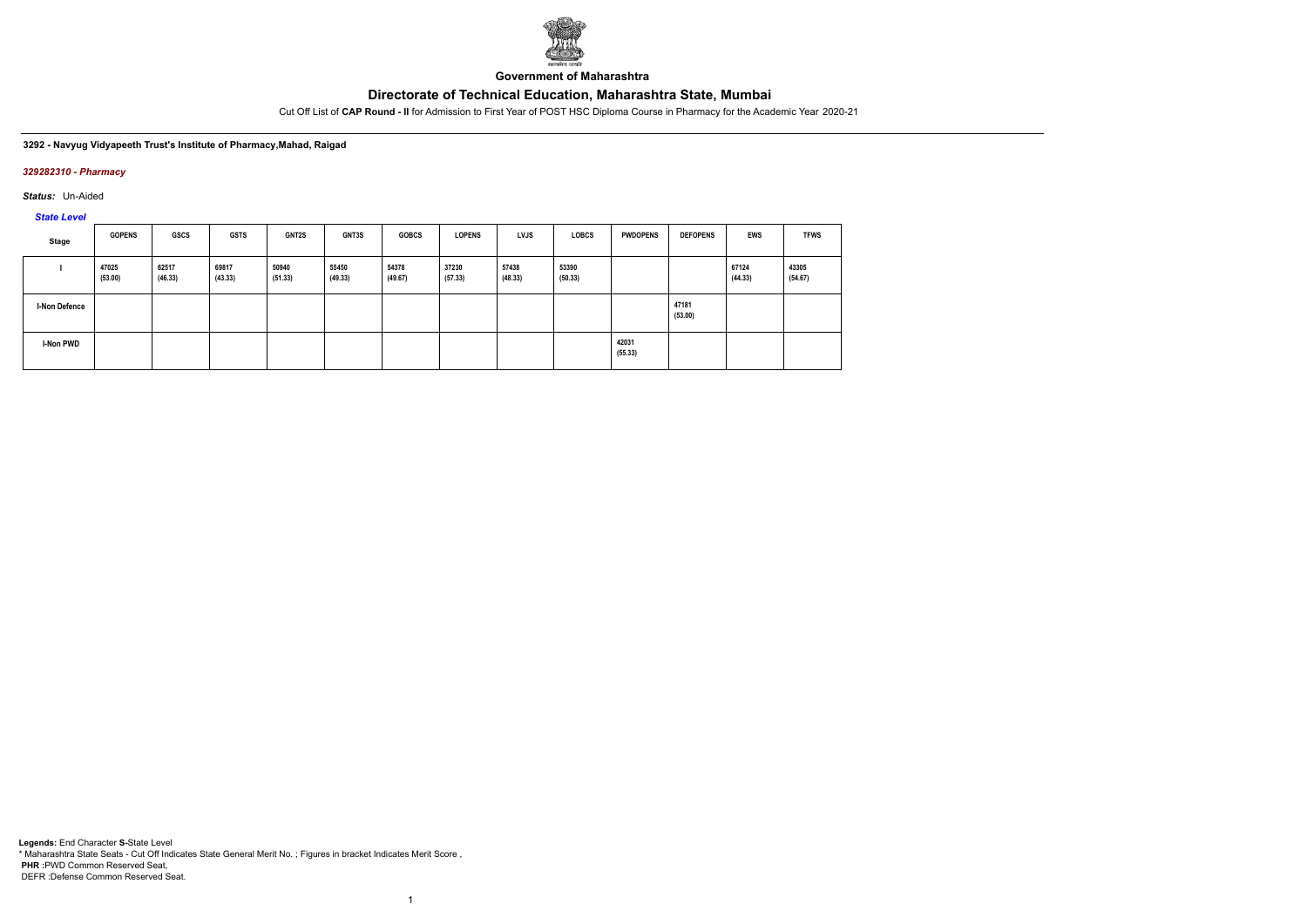# Government of Maharashtra

## Directorate of Technical Education, Maharashtra State, Mumbai

Cut Off List of **CAP Round - II** for Admission to First Year of POST HSC Diploma Course in Pharmacy for the Academic Year 2020-21

**3292 - Navyug Vidyapeeth Trust's Institute of Pharmacy,Mahad, Raigad**

*329282310 - Pharmacy*

*Status:* Un-Aided

*State Level*

| Stage | GOPENS | GSCS | GSTS | GNT2S | GNT3S | GOBCS | LOPENS | LVJS | LOBCS | PWDOPENS | DEFOPENS | EWS | TFWS |
|---|---|---|---|---|---|---|---|---|---|---|---|---|---|
| I | 47025 (53.00) | 62517 (46.33) | 69817 (43.33) | 50940 (51.33) | 55450 (49.33) | 54378 (49.67) | 37230 (57.33) | 57438 (48.33) | 53390 (50.33) | | | 67124 (44.33) | 43305 (54.67) |
| I-Non Defence | | | | | | | | | | | 47181 (53.00) | | |
| I-Non PWD | | | | | | | | | | 42031 (55.33) | | | |

**Legends:** End Character **S-**State Level
\* Maharashtra State Seats - Cut Off Indicates State General Merit No. ; Figures in bracket Indicates Merit Score ,
**PHR :**PWD Common Reserved Seat,
DEFR :Defense Common Reserved Seat.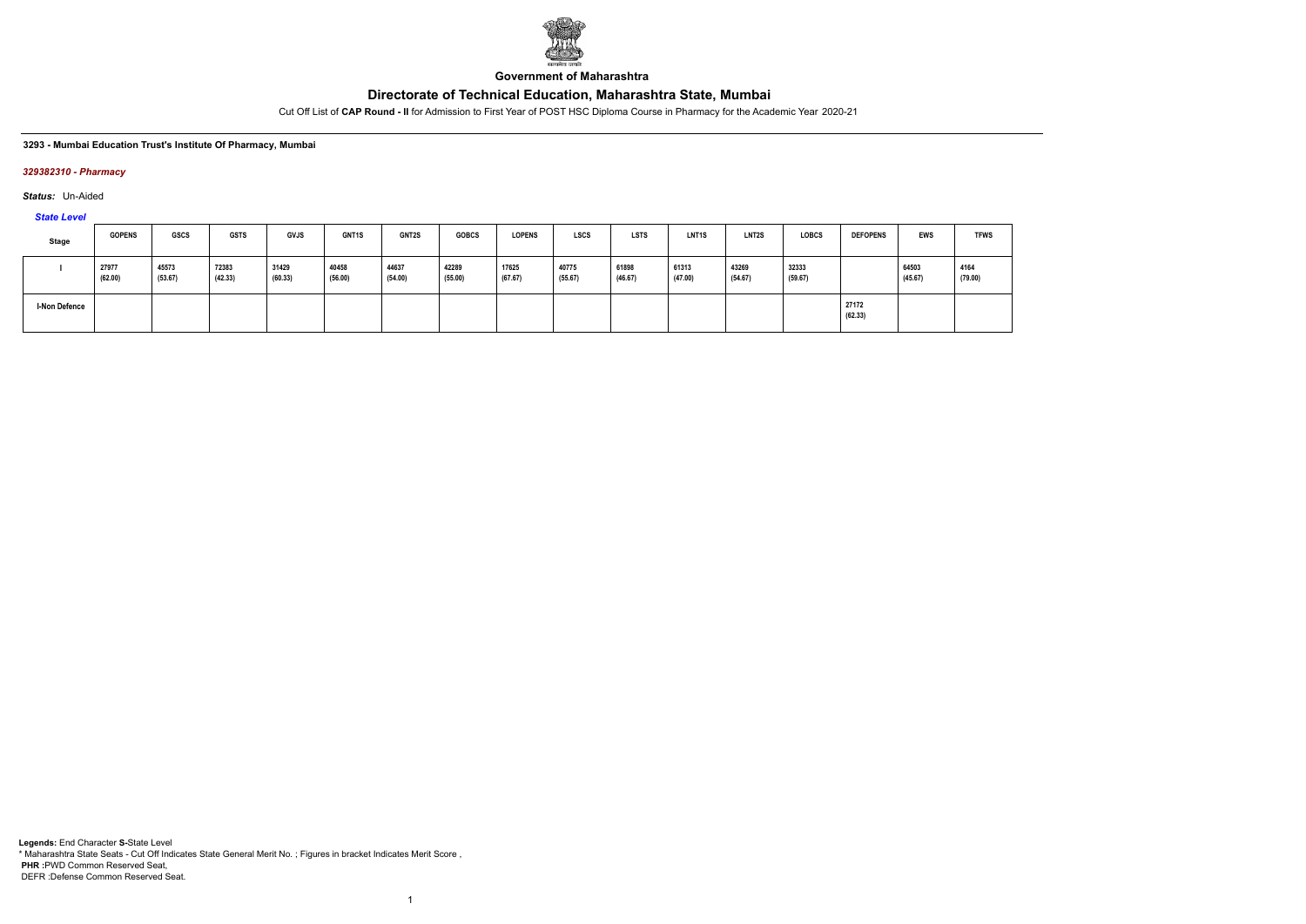**Government of Maharashtra**

# Directorate of Technical Education, Maharashtra State, Mumbai

Cut Off List of **CAP Round - II** for Admission to First Year of POST HSC Diploma Course in Pharmacy for the Academic Year 2020-21

**3293 - Mumbai Education Trust's Institute Of Pharmacy, Mumbai**

***329382310 - Pharmacy***

***Status:*** Un-Aided

***State Level***

| Stage | GOPENS | GSCS | GSTS | GVJS | GNT1S | GNT2S | GOBCS | LOPENS | LSCS | LSTS | LNT1S | LNT2S | LOBCS | DEFOPENS | EWS | TFWS |
|---|---|---|---|---|---|---|---|---|---|---|---|---|---|---|---|---|
| I | 27977 (62.00) | 45573 (53.67) | 72383 (42.33) | 31429 (60.33) | 40458 (56.00) | 44637 (54.00) | 42289 (55.00) | 17625 (67.67) | 40775 (55.67) | 61898 (46.67) | 61313 (47.00) | 43269 (54.67) | 32333 (59.67) | | 64503 (45.67) | 4164 (79.00) |
| I-Non Defence | | | | | | | | | | | | | | 27172 (62.33) | | |

**Legends:** End Character **S-**State Level
\* Maharashtra State Seats - Cut Off Indicates State General Merit No. ; Figures in bracket Indicates Merit Score ,
**PHR :**PWD Common Reserved Seat,
DEFR :Defense Common Reserved Seat.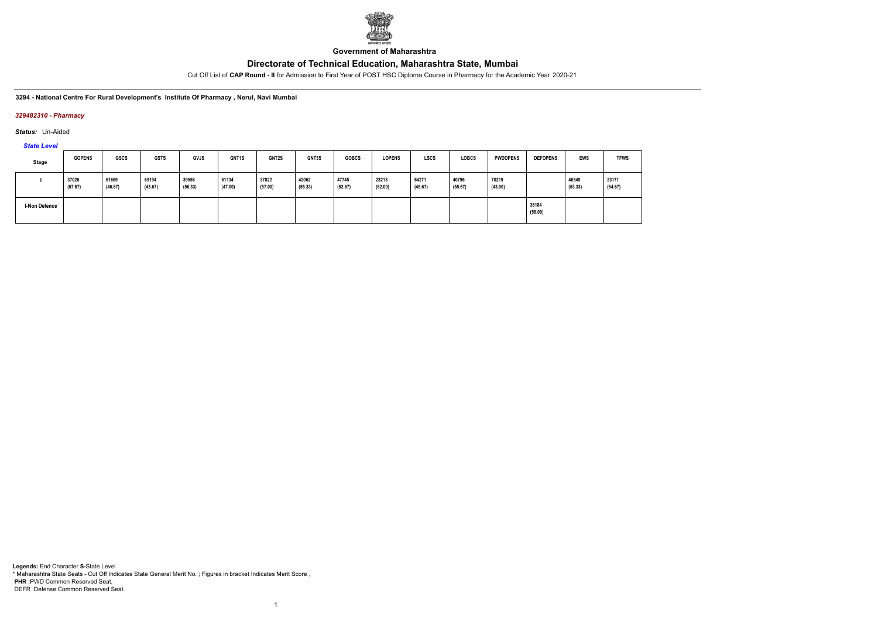Government of Maharashtra

# Directorate of Technical Education, Maharashtra State, Mumbai

Cut Off List of **CAP Round - II** for Admission to First Year of POST HSC Diploma Course in Pharmacy for the Academic Year 2020-21

**3294 - National Centre For Rural Development's Institute Of Pharmacy , Nerul, Navi Mumbai**

*329482310 - Pharmacy*

*Status:* Un-Aided

*State Level*

| Stage | GOPENS | GSCS | GSTS | GVJS | GNT1S | GNT2S | GNT3S | GOBCS | LOPENS | LSCS | LOBCS | PWDOPENS | DEFOPENS | EWS | TFWS |
|---|---|---|---|---|---|---|---|---|---|---|---|---|---|---|---|
| I | 37026 (57.67) | 61669 (46.67) | 69194 (43.67) | 39556 (56.33) | 61134 (47.00) | 37822 (57.00) | 42062 (55.33) | 47745 (52.67) | 28213 (62.00) | 64271 (45.67) | 40796 (55.67) | 70219 (43.00) | | 46549 (53.33) | 23171 (64.67) |
| I-Non Defence | | | | | | | | | | | | | 36184 (58.00) | | |

**Legends:** End Character **S-**State Level
* Maharashtra State Seats - Cut Off Indicates State General Merit No. ; Figures in bracket Indicates Merit Score ,
**PHR** :PWD Common Reserved Seat,
DEFR :Defense Common Reserved Seat.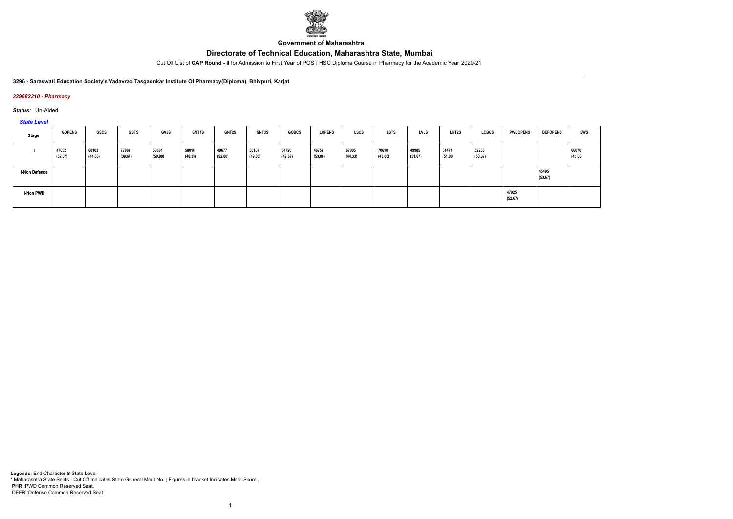**Government of Maharashtra**

# Directorate of Technical Education, Maharashtra State, Mumbai

Cut Off List of **CAP Round - II** for Admission to First Year of POST HSC Diploma Course in Pharmacy for the Academic Year 2020-21

**3296 - Saraswati Education Society's Yadavrao Tasgaonkar Institute Of Pharmacy(Diploma), Bhivpuri, Karjat**

***329682310 - Pharmacy***

***Status:*** Un-Aided

***State Level***

| Stage | GOPENS | GSCS | GSTS | GVJS | GNT1S | GNT2S | GNT3S | GOBCS | LOPENS | LSCS | LSTS | LVJS | LNT2S | LOBCS | PWDOPENS | DEFOPENS | EWS |
|---|---|---|---|---|---|---|---|---|---|---|---|---|---|---|---|---|---|
| I | 47652 (52.67) | 68103 (44.00) | 77869 (39.67) | 53661 (50.00) | 58018 (48.33) | 49677 (52.00) | 56107 (49.00) | 54720 (49.67) | 46759 (53.00) | 67005 (44.33) | 70618 (43.00) | 49985 (51.67) | 51471 (51.00) | 52255 (50.67) | | | 66070 (45.00) |
| I-Non Defence | | | | | | | | | | | | | | | | 45495 (53.67) | |
| I-Non PWD | | | | | | | | | | | | | | | 47925 (52.67) | | |

**Legends:** End Character **S-**State Level
\* Maharashtra State Seats - Cut Off Indicates State General Merit No. ; Figures in bracket Indicates Merit Score ,
**PHR :**PWD Common Reserved Seat,
DEFR :Defense Common Reserved Seat.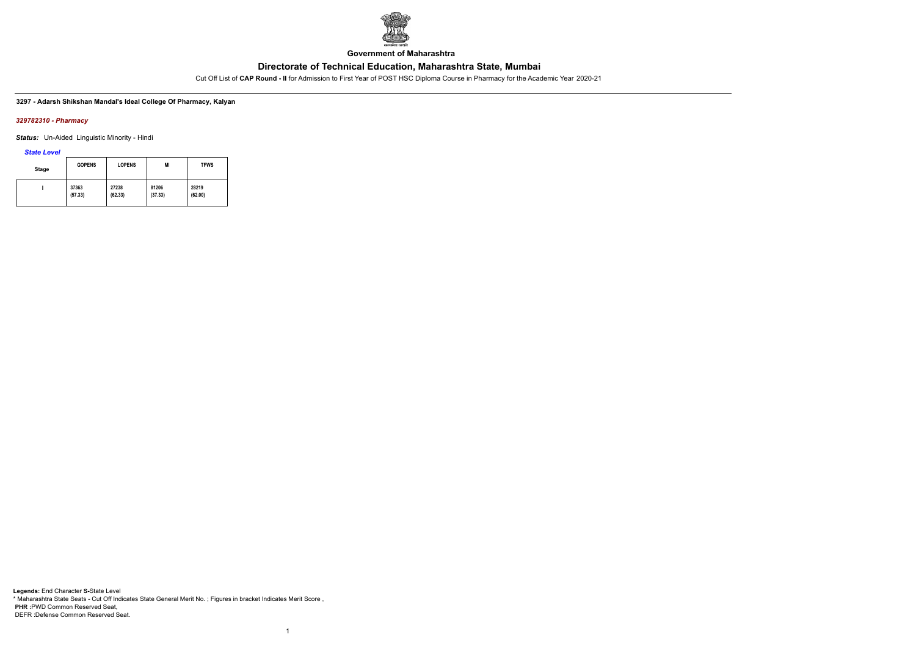Government of Maharashtra

# Directorate of Technical Education, Maharashtra State, Mumbai

Cut Off List of **CAP Round - II** for Admission to First Year of POST HSC Diploma Course in Pharmacy for the Academic Year 2020-21

**3297 - Adarsh Shikshan Mandal's Ideal College Of Pharmacy, Kalyan**

***329782310 - Pharmacy***

***Status:*** Un-Aided Linguistic Minority - Hindi

***State Level***

| Stage | GOPENS | LOPENS | MI | TFWS |
|---|---|---|---|---|
| I | 37363 (57.33) | 27238 (62.33) | 81206 (37.33) | 28219 (62.00) |

**Legends:** End Character **S-**State Level
\* Maharashtra State Seats - Cut Off Indicates State General Merit No. ; Figures in bracket Indicates Merit Score ,
**PHR :**PWD Common Reserved Seat,
DEFR :Defense Common Reserved Seat.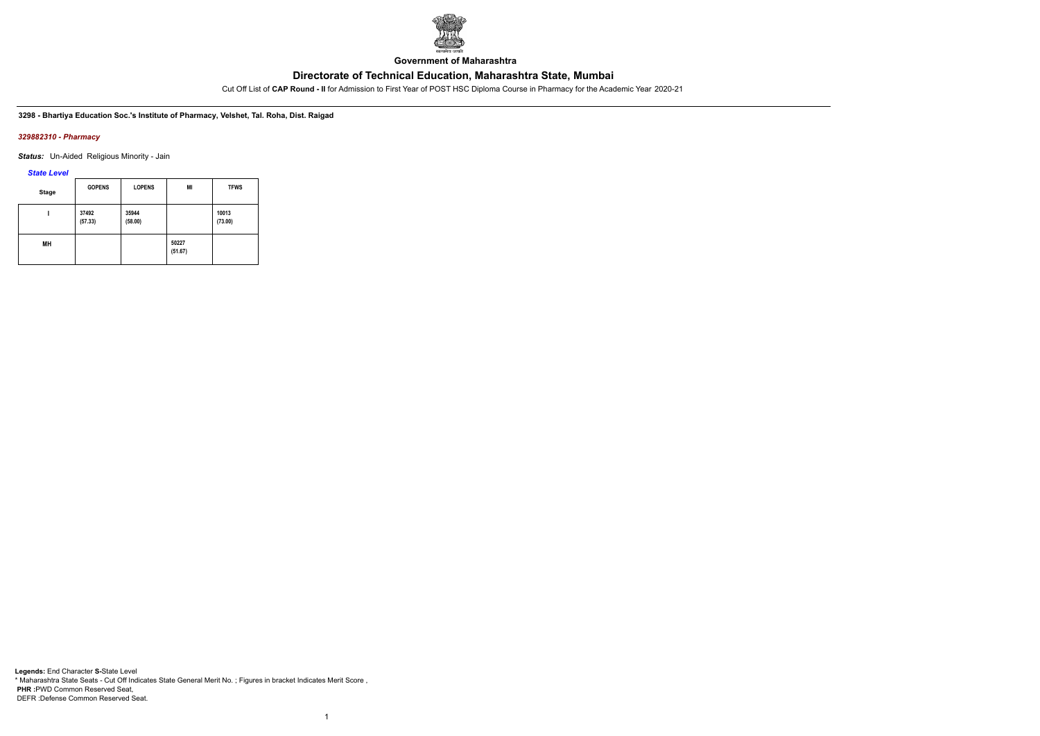Government of Maharashtra

# Directorate of Technical Education, Maharashtra State, Mumbai

Cut Off List of **CAP Round - II** for Admission to First Year of POST HSC Diploma Course in Pharmacy for the Academic Year 2020-21

**3298 - Bhartiya Education Soc.'s Institute of Pharmacy, Velshet, Tal. Roha, Dist. Raigad**

***329882310 - Pharmacy***

***Status:*** Un-Aided Religious Minority - Jain

***State Level***

| Stage | GOPENS | LOPENS | MI | TFWS |
|---|---|---|---|---|
| I | 37492 (57.33) | 35944 (58.00) | | 10013 (73.00) |
| MH | | | 50227 (51.67) | |

**Legends:** End Character **S-**State Level
* Maharashtra State Seats - Cut Off Indicates State General Merit No. ; Figures in bracket Indicates Merit Score ,
**PHR :**PWD Common Reserved Seat,
DEFR :Defense Common Reserved Seat.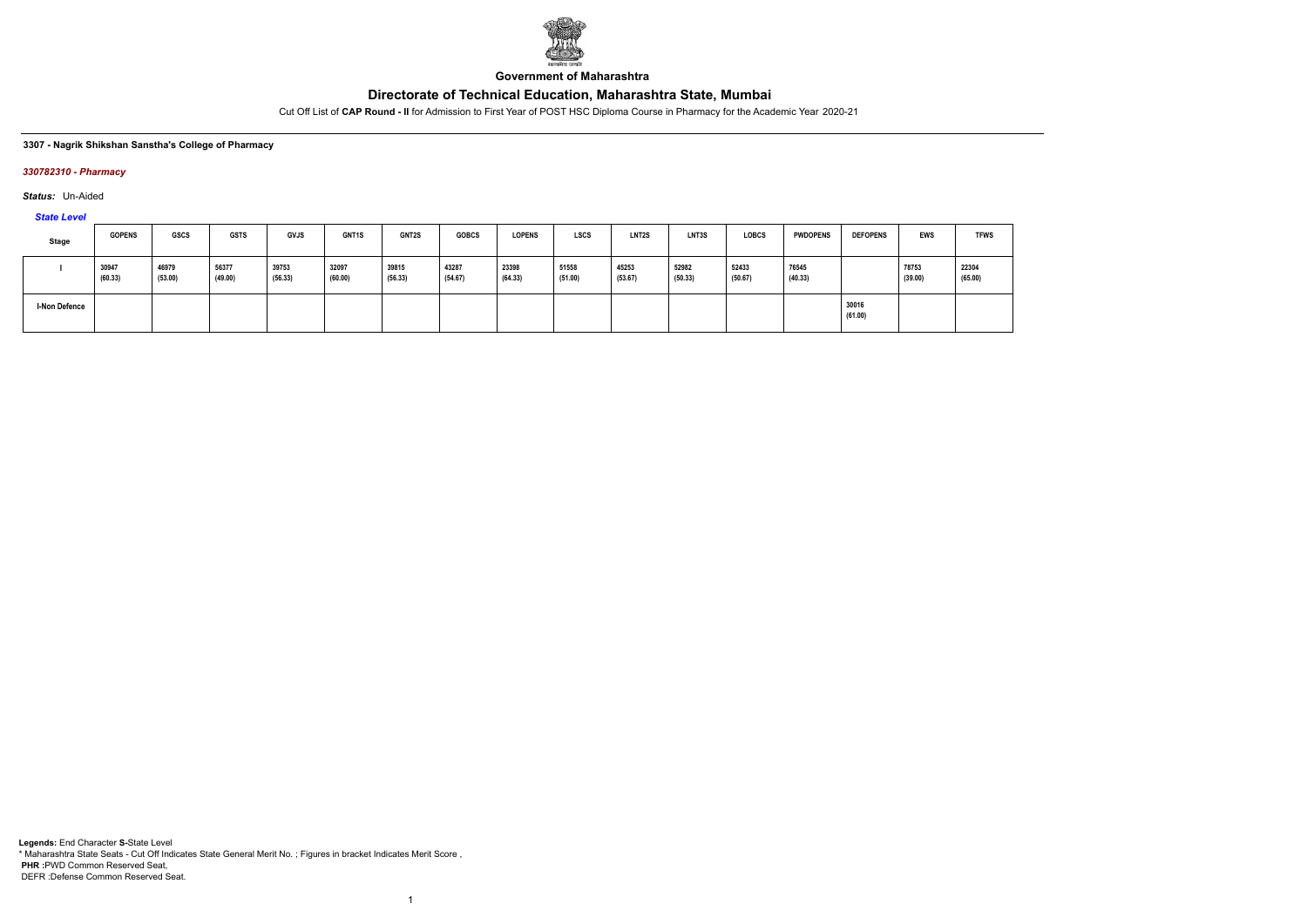**Government of Maharashtra**

# Directorate of Technical Education, Maharashtra State, Mumbai

Cut Off List of **CAP Round - II** for Admission to First Year of POST HSC Diploma Course in Pharmacy for the Academic Year 2020-21

**3307 - Nagrik Shikshan Sanstha's College of Pharmacy**

***330782310 - Pharmacy***

***Status:*** Un-Aided

***State Level***

| Stage | GOPENS | GSCS | GSTS | GVJS | GNT1S | GNT2S | GOBCS | LOPENS | LSCS | LNT2S | LNT3S | LOBCS | PWDOPENS | DEFOPENS | EWS | TFWS |
|---|---|---|---|---|---|---|---|---|---|---|---|---|---|---|---|---|
| I | 30947 (60.33) | 46979 (53.00) | 56377 (49.00) | 39753 (56.33) | 32097 (60.00) | 39815 (56.33) | 43287 (54.67) | 23398 (64.33) | 51558 (51.00) | 45253 (53.67) | 52982 (50.33) | 52433 (50.67) | 76545 (40.33) | | 78753 (39.00) | 22304 (65.00) |
| I-Non Defence | | | | | | | | | | | | | | 30016 (61.00) | | |

**Legends:** End Character **S-**State Level
\* Maharashtra State Seats - Cut Off Indicates State General Merit No. ; Figures in bracket Indicates Merit Score ,
**PHR :**PWD Common Reserved Seat,
DEFR :Defense Common Reserved Seat.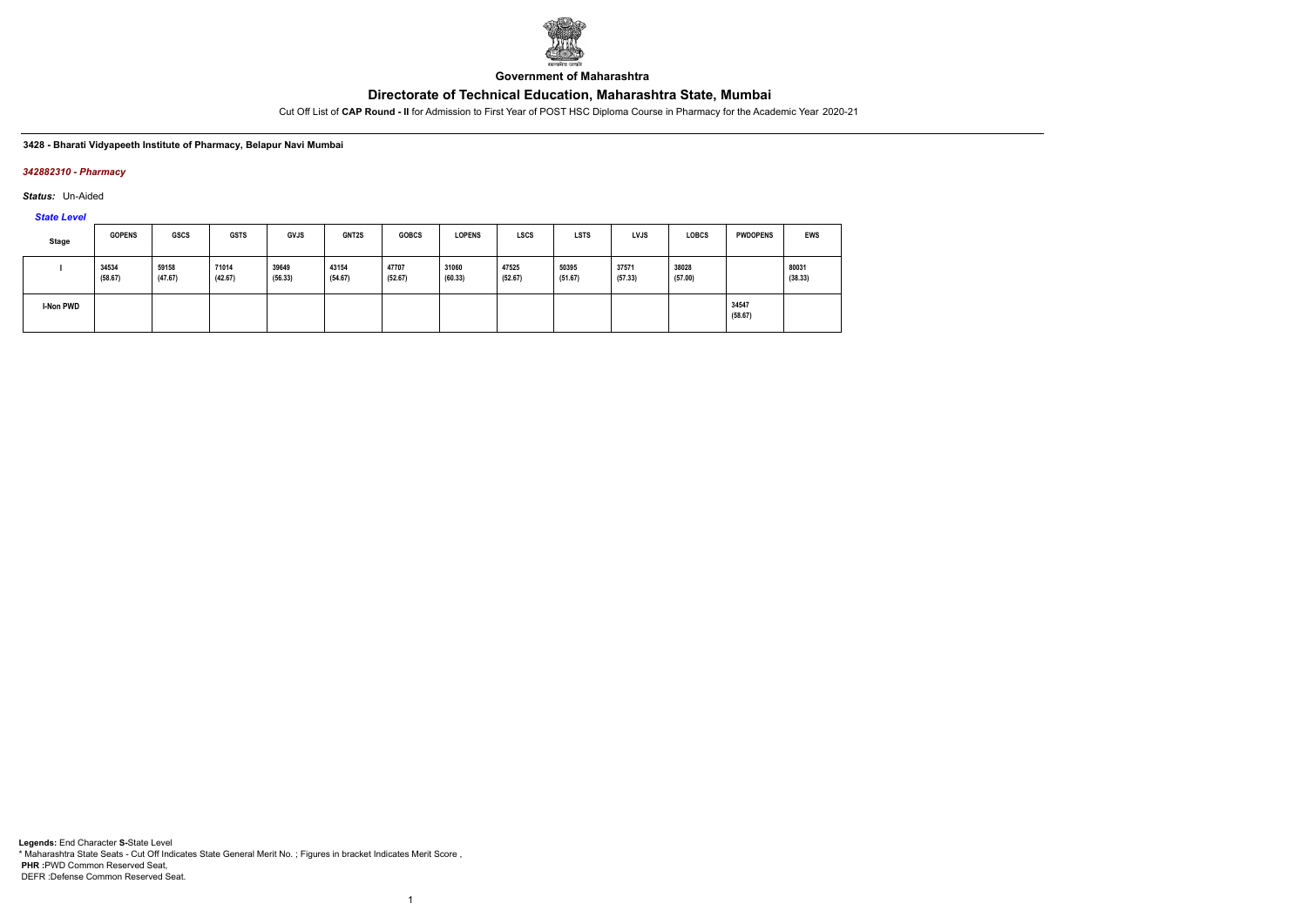**Government of Maharashtra**

## Directorate of Technical Education, Maharashtra State, Mumbai

Cut Off List of **CAP Round - II** for Admission to First Year of POST HSC Diploma Course in Pharmacy for the Academic Year 2020-21

**3428 - Bharati Vidyapeeth Institute of Pharmacy, Belapur Navi Mumbai**

*342882310 - Pharmacy*

***Status:*** Un-Aided

*State Level*

| Stage | GOPENS | GSCS | GSTS | GVJS | GNT2S | GOBCS | LOPENS | LSCS | LSTS | LVJS | LOBCS | PWDOPENS | EWS |
|---|---|---|---|---|---|---|---|---|---|---|---|---|---|
| I | 34534 (58.67) | 59158 (47.67) | 71014 (42.67) | 39649 (56.33) | 43154 (54.67) | 47707 (52.67) | 31060 (60.33) | 47525 (52.67) | 50395 (51.67) | 37571 (57.33) | 38028 (57.00) | | 80031 (38.33) |
| I-Non PWD | | | | | | | | | | | | 34547 (58.67) | |

**Legends:** End Character **S-**State Level

* Maharashtra State Seats - Cut Off Indicates State General Merit No. ; Figures in bracket Indicates Merit Score ,

**PHR :**PWD Common Reserved Seat,

DEFR :Defense Common Reserved Seat.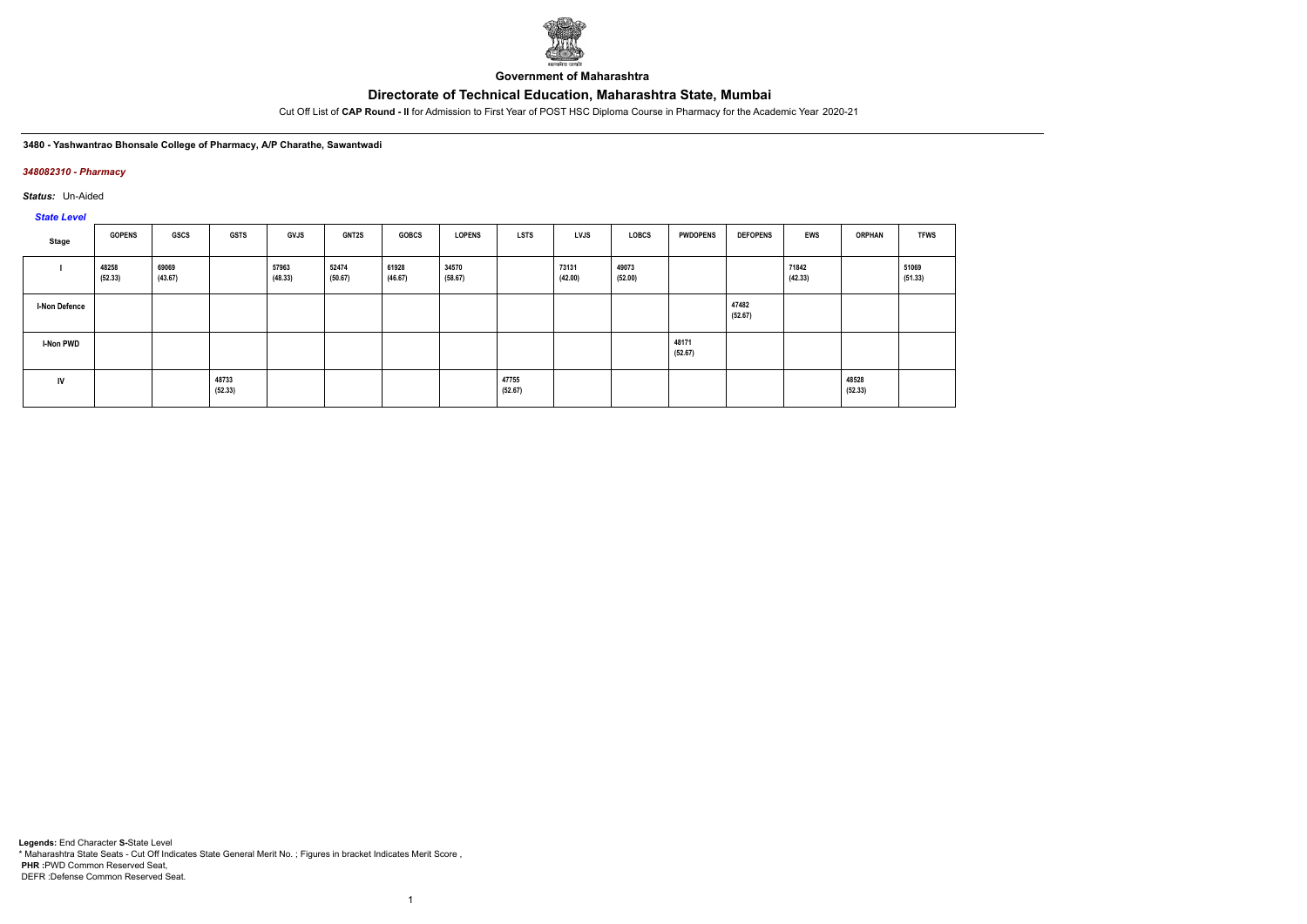**Government of Maharashtra**

## Directorate of Technical Education, Maharashtra State, Mumbai

Cut Off List of **CAP Round - II** for Admission to First Year of POST HSC Diploma Course in Pharmacy for the Academic Year 2020-21

**3480 - Yashwantrao Bhonsale College of Pharmacy, A/P Charathe, Sawantwadi**

***348082310 - Pharmacy***

***Status:*** Un-Aided

***State Level***

| Stage | GOPENS | GSCS | GSTS | GVJS | GNT2S | GOBCS | LOPENS | LSTS | LVJS | LOBCS | PWDOPENS | DEFOPENS | EWS | ORPHAN | TFWS |
|---|---|---|---|---|---|---|---|---|---|---|---|---|---|---|---|
| I | 48258 (52.33) | 69069 (43.67) | | 57963 (48.33) | 52474 (50.67) | 61928 (46.67) | 34570 (58.67) | | 73131 (42.00) | 49073 (52.00) | | | 71842 (42.33) | | 51069 (51.33) |
| I-Non Defence | | | | | | | | | | | | 47482 (52.67) | | | |
| I-Non PWD | | | | | | | | | | | 48171 (52.67) | | | | |
| IV | | | 48733 (52.33) | | | | | 47755 (52.67) | | | | | | 48528 (52.33) | |

**Legends:** End Character **S-**State Level
* Maharashtra State Seats - Cut Off Indicates State General Merit No. ; Figures in bracket Indicates Merit Score ,
**PHR :**PWD Common Reserved Seat,
DEFR :Defense Common Reserved Seat.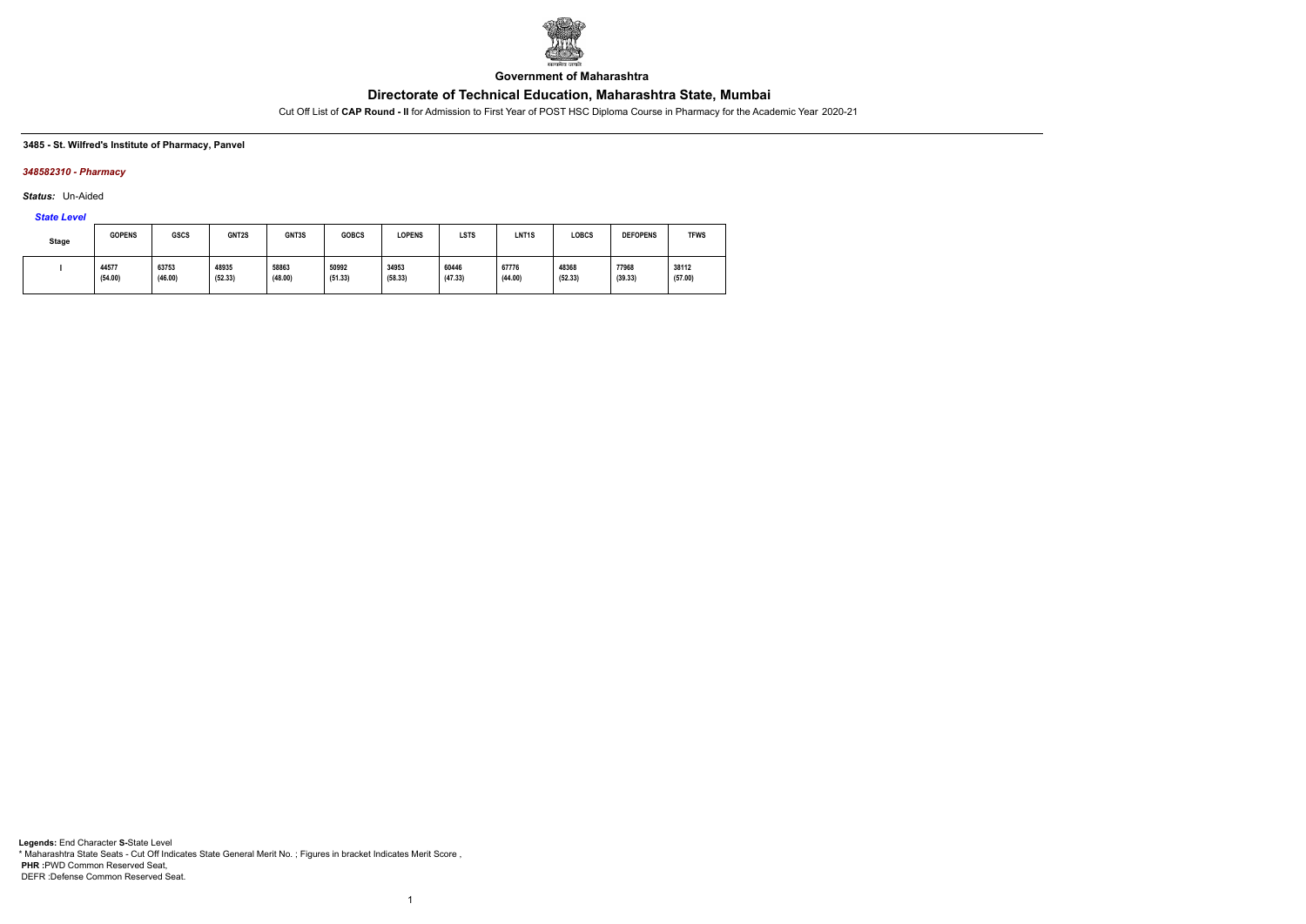**Government of Maharashtra**

# Directorate of Technical Education, Maharashtra State, Mumbai

Cut Off List of **CAP Round - II** for Admission to First Year of POST HSC Diploma Course in Pharmacy for the Academic Year 2020-21

**3485 - St. Wilfred's Institute of Pharmacy, Panvel**

***348582310 - Pharmacy***

***Status:*** Un-Aided

***State Level***

| Stage | GOPENS | GSCS | GNT2S | GNT3S | GOBCS | LOPENS | LSTS | LNT1S | LOBCS | DEFOPENS | TFWS |
|---|---|---|---|---|---|---|---|---|---|---|---|
| I | 44577 (54.00) | 63753 (46.00) | 48935 (52.33) | 58863 (48.00) | 50992 (51.33) | 34953 (58.33) | 60446 (47.33) | 67776 (44.00) | 48368 (52.33) | 77968 (39.33) | 38112 (57.00) |

**Legends:** End Character **S-**State Level
* Maharashtra State Seats - Cut Off Indicates State General Merit No. ; Figures in bracket Indicates Merit Score ,
**PHR :**PWD Common Reserved Seat,
DEFR :Defense Common Reserved Seat.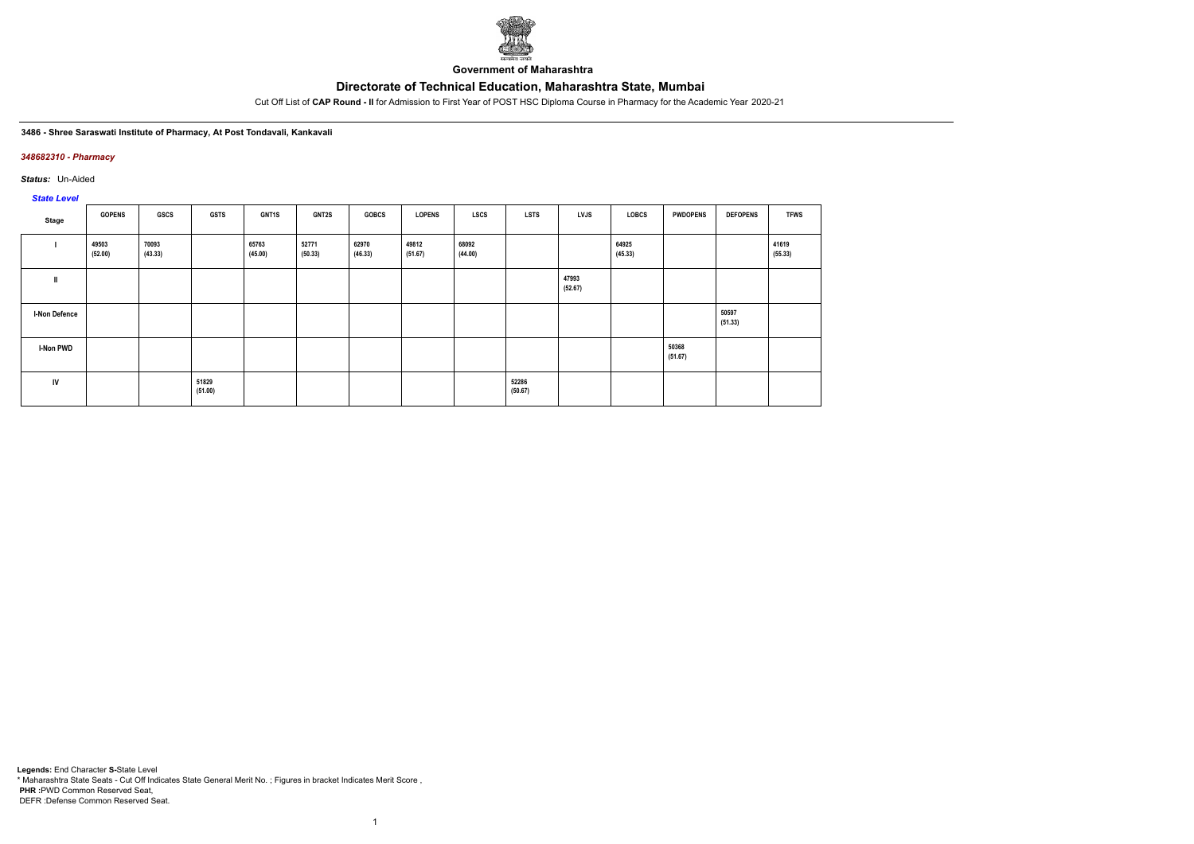**Government of Maharashtra**

# Directorate of Technical Education, Maharashtra State, Mumbai

Cut Off List of **CAP Round - II** for Admission to First Year of POST HSC Diploma Course in Pharmacy for the Academic Year 2020-21

**3486 - Shree Saraswati Institute of Pharmacy, At Post Tondavali, Kankavali**

***348682310 - Pharmacy***

***Status:*** Un-Aided

*State Level*

| Stage | GOPENS | GSCS | GSTS | GNT1S | GNT2S | GOBCS | LOPENS | LSCS | LSTS | LVJS | LOBCS | PWDOPENS | DEFOPENS | TFWS |
|---|---|---|---|---|---|---|---|---|---|---|---|---|---|---|
| I | 49503 (52.00) | 70093 (43.33) | | 65763 (45.00) | 52771 (50.33) | 62970 (46.33) | 49812 (51.67) | 68092 (44.00) | | | 64925 (45.33) | | | 41619 (55.33) |
| II | | | | | | | | | | 47993 (52.67) | | | | |
| I-Non Defence | | | | | | | | | | | | | 50597 (51.33) | |
| I-Non PWD | | | | | | | | | | | | 50368 (51.67) | | |
| IV | | | 51829 (51.00) | | | | | | 52286 (50.67) | | | | | |

**Legends:** End Character **S-**State Level
\* Maharashtra State Seats - Cut Off Indicates State General Merit No. ; Figures in bracket Indicates Merit Score ,
**PHR :**PWD Common Reserved Seat,
DEFR :Defense Common Reserved Seat.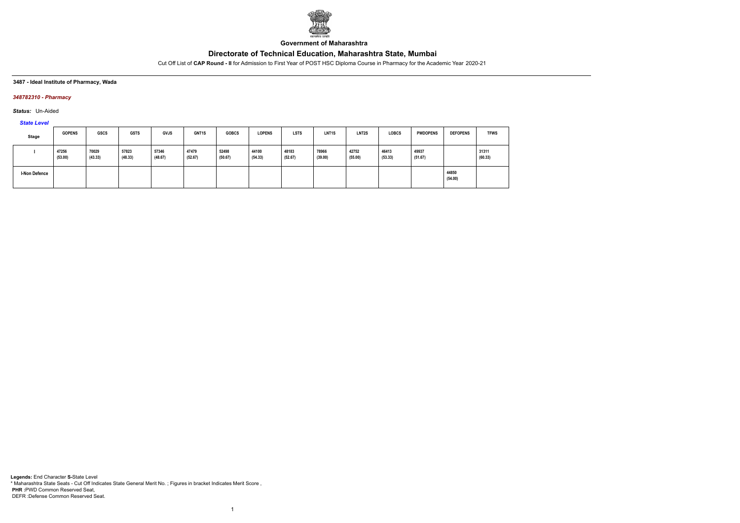**Government of Maharashtra**

## Directorate of Technical Education, Maharashtra State, Mumbai

Cut Off List of **CAP Round - II** for Admission to First Year of POST HSC Diploma Course in Pharmacy for the Academic Year 2020-21

**3487 - Ideal Institute of Pharmacy, Wada**

***348782310 - Pharmacy***

***Status:*** Un-Aided

***State Level***

| Stage | GOPENS | GSCS | GSTS | GVJS | GNT1S | GOBCS | LOPENS | LSTS | LNT1S | LNT2S | LOBCS | PWDOPENS | DEFOPENS | TFWS |
|---|---|---|---|---|---|---|---|---|---|---|---|---|---|---|
| I | 47256 (53.00) | 70029 (43.33) | 57823 (48.33) | 57346 (48.67) | 47479 (52.67) | 52498 (50.67) | 44100 (54.33) | 48183 (52.67) | 78966 (39.00) | 42752 (55.00) | 46413 (53.33) | 49937 (51.67) | | 31311 (60.33) |
| I-Non Defence | | | | | | | | | | | | | 44850 (54.00) | |

**Legends:** End Character **S-**State Level

\* Maharashtra State Seats - Cut Off Indicates State General Merit No. ; Figures in bracket Indicates Merit Score ,

**PHR :**PWD Common Reserved Seat,

DEFR :Defense Common Reserved Seat.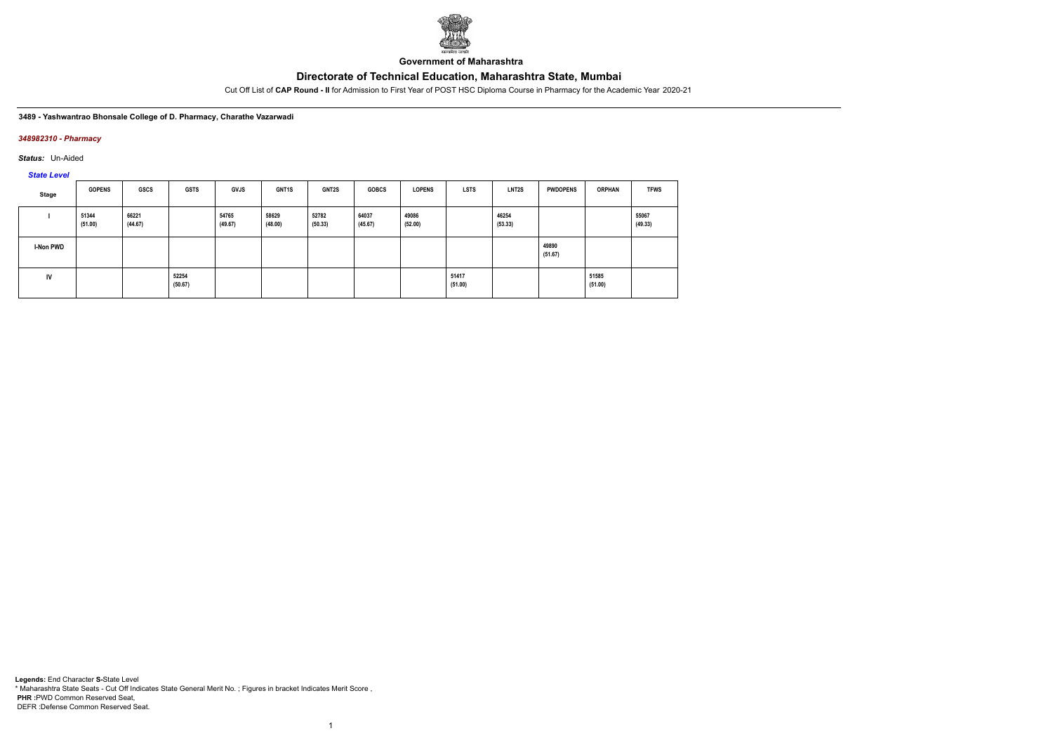**Government of Maharashtra**

# Directorate of Technical Education, Maharashtra State, Mumbai

Cut Off List of **CAP Round - II** for Admission to First Year of POST HSC Diploma Course in Pharmacy for the Academic Year 2020-21

**3489 - Yashwantrao Bhonsale College of D. Pharmacy, Charathe Vazarwadi**

***348982310 - Pharmacy***

***Status:*** Un-Aided

***State Level***

| Stage | GOPENS | GSCS | GSTS | GVJS | GNT1S | GNT2S | GOBCS | LOPENS | LSTS | LNT2S | PWDOPENS | ORPHAN | TFWS |
|---|---|---|---|---|---|---|---|---|---|---|---|---|---|
| I | 51344 (51.00) | 66221 (44.67) | | 54765 (49.67) | 58629 (48.00) | 52782 (50.33) | 64037 (45.67) | 49086 (52.00) | | 46254 (53.33) | | | 55067 (49.33) |
| I-Non PWD | | | | | | | | | | | 49890 (51.67) | | |
| IV | | | 52254 (50.67) | | | | | | 51417 (51.00) | | | 51585 (51.00) | |

**Legends:** End Character **S-**State Level
\* Maharashtra State Seats - Cut Off Indicates State General Merit No. ; Figures in bracket Indicates Merit Score ,
**PHR** :PWD Common Reserved Seat,
DEFR :Defense Common Reserved Seat.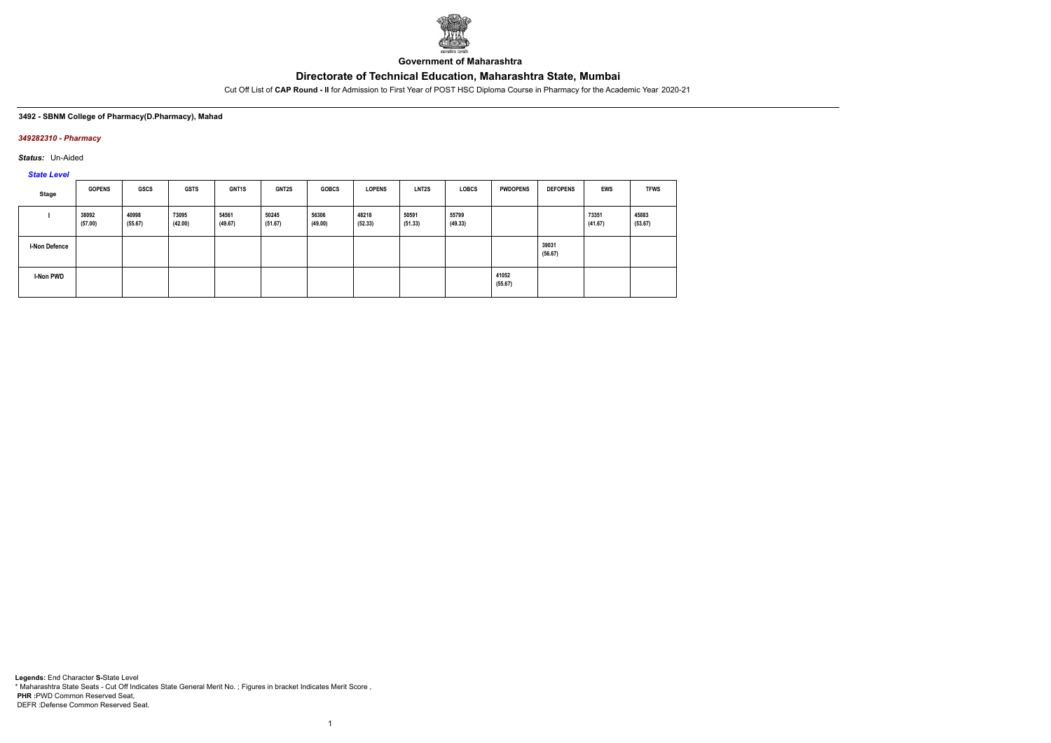Government of Maharashtra

# Directorate of Technical Education, Maharashtra State, Mumbai

Cut Off List of **CAP Round - II** for Admission to First Year of POST HSC Diploma Course in Pharmacy for the Academic Year 2020-21

**3492 - SBNM College of Pharmacy(D.Pharmacy), Mahad**

***349282310 - Pharmacy***

***Status:*** Un-Aided

***State Level***

| Stage | GOPENS | GSCS | GSTS | GNT1S | GNT2S | GOBCS | LOPENS | LNT2S | LOBCS | PWDOPENS | DEFOPENS | EWS | TFWS |
|---|---|---|---|---|---|---|---|---|---|---|---|---|---|
| I | 38092 (57.00) | 40998 (55.67) | 73095 (42.00) | 54561 (49.67) | 50245 (51.67) | 56306 (49.00) | 48218 (52.33) | 50591 (51.33) | 55799 (49.33) | | | 73351 (41.67) | 45883 (53.67) |
| I-Non Defence | | | | | | | | | | | 39031 (56.67) | | |
| I-Non PWD | | | | | | | | | | 41052 (55.67) | | | |

**Legends:** End Character **S-**State Level
* Maharashtra State Seats - Cut Off Indicates State General Merit No. ; Figures in bracket Indicates Merit Score ,
**PHR :**PWD Common Reserved Seat,
DEFR :Defense Common Reserved Seat.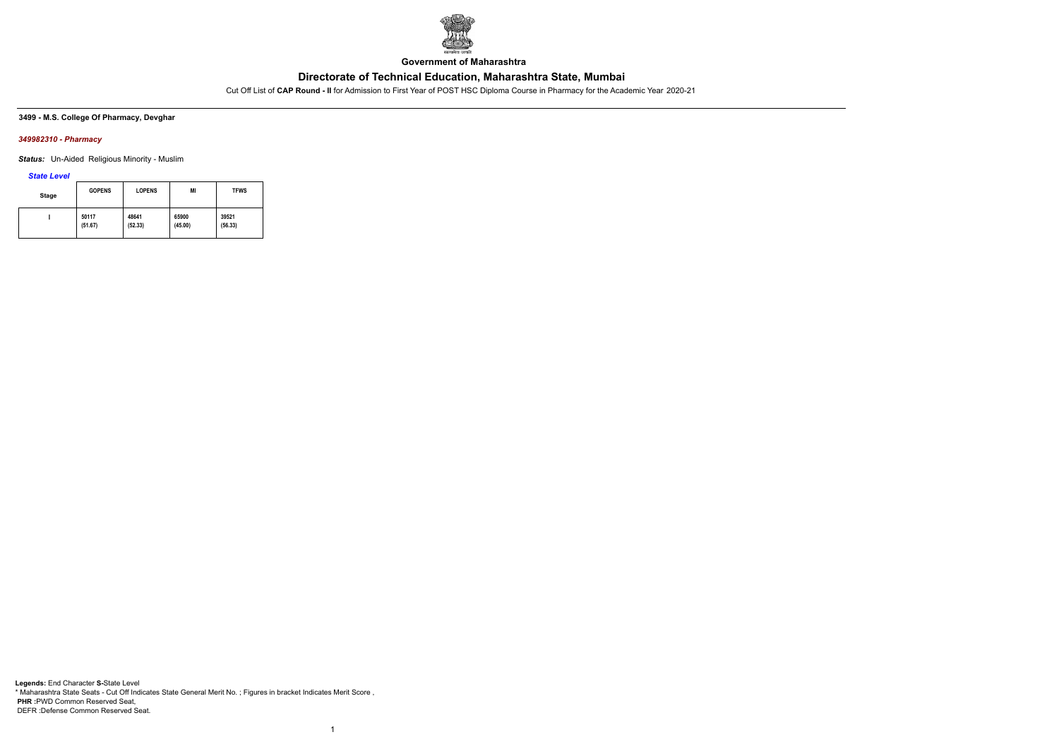**Government of Maharashtra**

# Directorate of Technical Education, Maharashtra State, Mumbai

Cut Off List of **CAP Round - II** for Admission to First Year of POST HSC Diploma Course in Pharmacy for the Academic Year 2020-21

**3499 - M.S. College Of Pharmacy, Devghar**

***349982310 - Pharmacy***

***Status:*** Un-Aided Religious Minority - Muslim

***State Level***

| Stage | GOPENS | LOPENS | MI | TFWS |
|---|---|---|---|---|
| I | 50117 (51.67) | 48641 (52.33) | 65900 (45.00) | 39521 (56.33) |

**Legends:** End Character **S-**State Level
* Maharashtra State Seats - Cut Off Indicates State General Merit No. ; Figures in bracket Indicates Merit Score ,
**PHR :**PWD Common Reserved Seat,
DEFR :Defense Common Reserved Seat.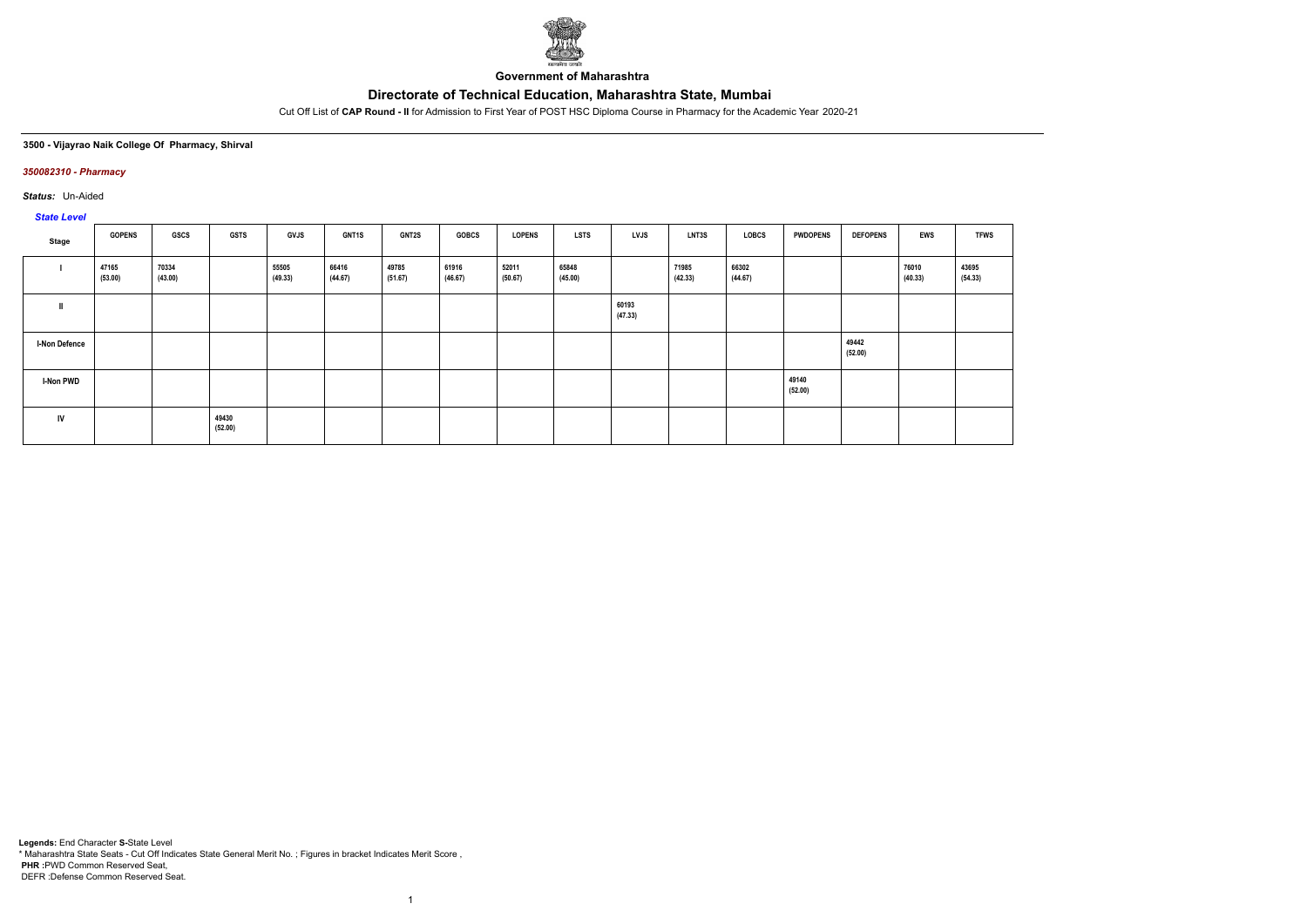**Government of Maharashtra**

# Directorate of Technical Education, Maharashtra State, Mumbai

Cut Off List of **CAP Round - II** for Admission to First Year of POST HSC Diploma Course in Pharmacy for the Academic Year 2020-21

**3500 - Vijayrao Naik College Of Pharmacy, Shirval**

***350082310 - Pharmacy***

***Status:*** Un-Aided

***State Level***

| Stage | GOPENS | GSCS | GSTS | GVJS | GNT1S | GNT2S | GOBCS | LOPENS | LSTS | LVJS | LNT3S | LOBCS | PWDOPENS | DEFOPENS | EWS | TFWS |
|---|---|---|---|---|---|---|---|---|---|---|---|---|---|---|---|---|
| I | 47165 (53.00) | 70334 (43.00) | | 55505 (49.33) | 66416 (44.67) | 49785 (51.67) | 61916 (46.67) | 52011 (50.67) | 65848 (45.00) | | 71985 (42.33) | 66302 (44.67) | | | 76010 (40.33) | 43695 (54.33) |
| II | | | | | | | | | | 60193 (47.33) | | | | | | |
| I-Non Defence | | | | | | | | | | | | | | 49442 (52.00) | | |
| I-Non PWD | | | | | | | | | | | | | 49140 (52.00) | | | |
| IV | | | 49430 (52.00) | | | | | | | | | | | | | |

**Legends:** End Character **S-**State Level
* Maharashtra State Seats - Cut Off Indicates State General Merit No. ; Figures in bracket Indicates Merit Score ,
**PHR :**PWD Common Reserved Seat,
DEFR :Defense Common Reserved Seat.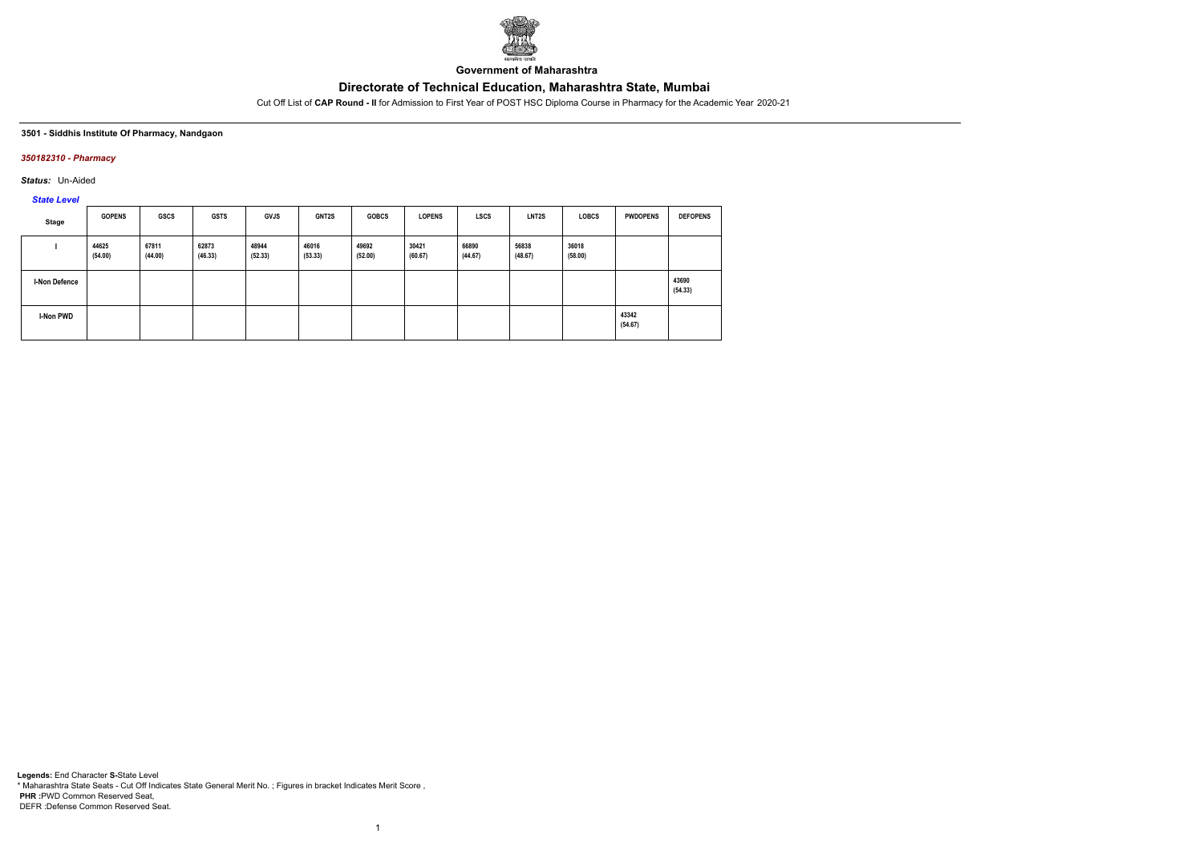**Government of Maharashtra**

# Directorate of Technical Education, Maharashtra State, Mumbai

Cut Off List of **CAP Round - II** for Admission to First Year of POST HSC Diploma Course in Pharmacy for the Academic Year 2020-21

**3501 - Siddhis Institute Of Pharmacy, Nandgaon**

***350182310 - Pharmacy***

***Status:*** Un-Aided

***State Level***

| Stage | GOPENS | GSCS | GSTS | GVJS | GNT2S | GOBCS | LOPENS | LSCS | LNT2S | LOBCS | PWDOPENS | DEFOPENS |
|---|---|---|---|---|---|---|---|---|---|---|---|---|
| I | 44625 (54.00) | 67811 (44.00) | 62873 (46.33) | 48944 (52.33) | 46016 (53.33) | 49692 (52.00) | 30421 (60.67) | 66890 (44.67) | 56838 (48.67) | 36018 (58.00) | | |
| I-Non Defence | | | | | | | | | | | | 43690 (54.33) |
| I-Non PWD | | | | | | | | | | | 43342 (54.67) | |

**Legends:** End Character **S-**State Level
* Maharashtra State Seats - Cut Off Indicates State General Merit No. ; Figures in bracket Indicates Merit Score ,
**PHR :**PWD Common Reserved Seat,
DEFR :Defense Common Reserved Seat.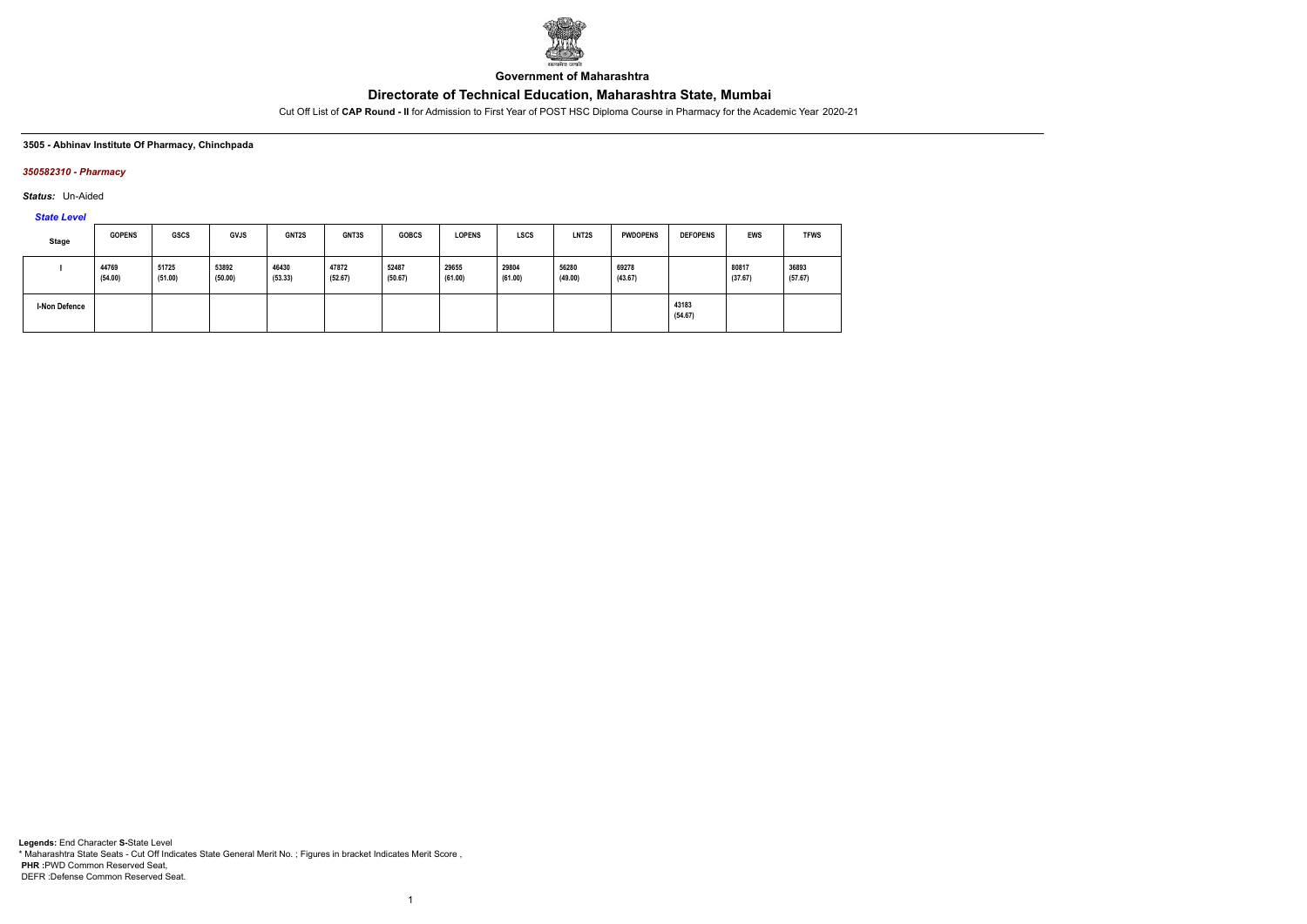Government of Maharashtra

# Directorate of Technical Education, Maharashtra State, Mumbai

Cut Off List of **CAP Round - II** for Admission to First Year of POST HSC Diploma Course in Pharmacy for the Academic Year 2020-21

**3505 - Abhinav Institute Of Pharmacy, Chinchpada**

***350582310 - Pharmacy***

***Status:*** Un-Aided

***State Level***

| Stage | GOPENS | GSCS | GVJS | GNT2S | GNT3S | GOBCS | LOPENS | LSCS | LNT2S | PWDOPENS | DEFOPENS | EWS | TFWS |
|---|---|---|---|---|---|---|---|---|---|---|---|---|---|
| I | 44769 (54.00) | 51725 (51.00) | 53892 (50.00) | 46430 (53.33) | 47872 (52.67) | 52487 (50.67) | 29655 (61.00) | 29804 (61.00) | 56280 (49.00) | 69278 (43.67) | | 80817 (37.67) | 36893 (57.67) |
| I-Non Defence | | | | | | | | | | | 43183 (54.67) | | |

**Legends:** End Character **S-**State Level
* Maharashtra State Seats - Cut Off Indicates State General Merit No. ; Figures in bracket Indicates Merit Score ,
**PHR :**PWD Common Reserved Seat,
DEFR :Defense Common Reserved Seat.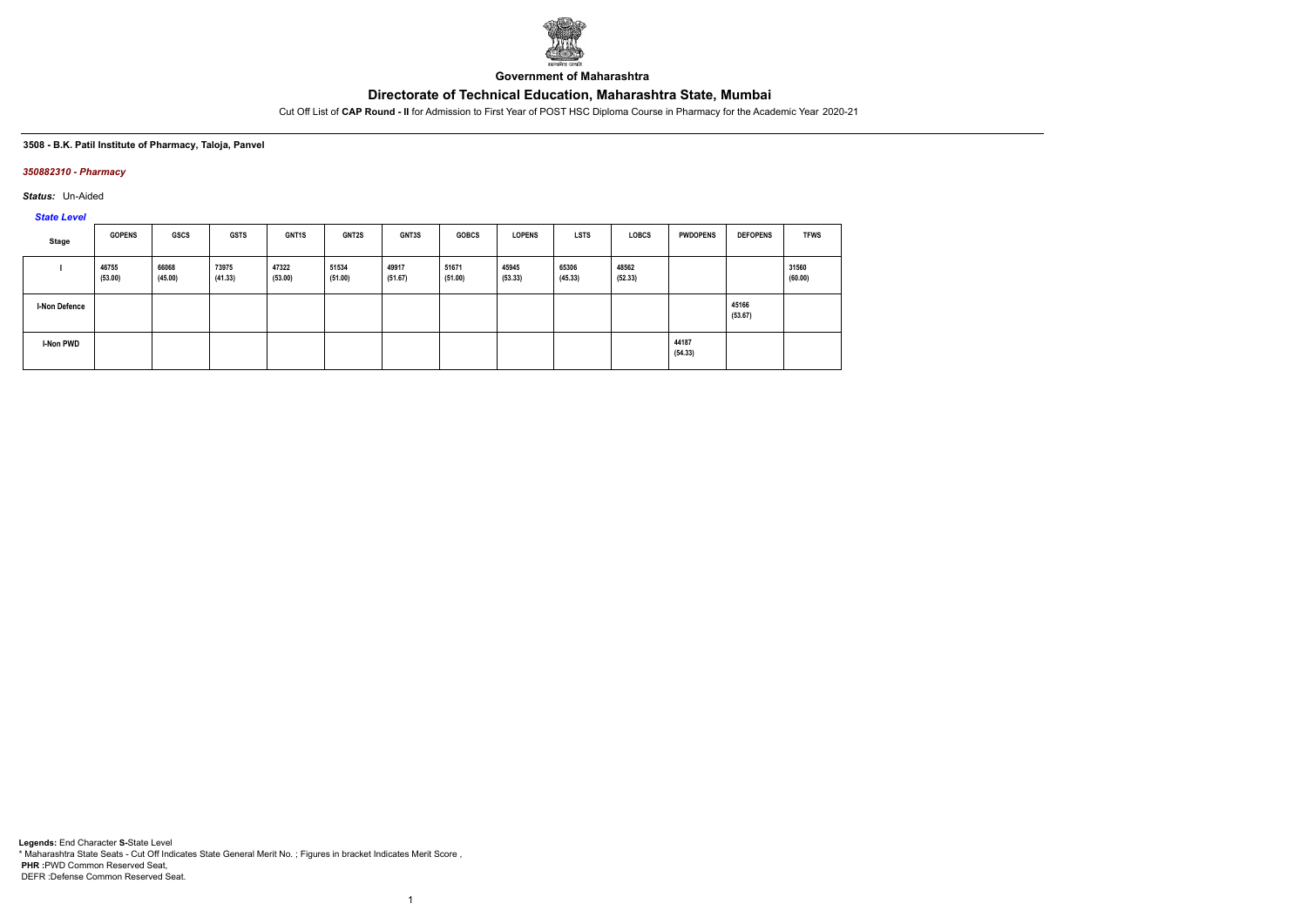**Government of Maharashtra**

## Directorate of Technical Education, Maharashtra State, Mumbai

Cut Off List of **CAP Round - II** for Admission to First Year of POST HSC Diploma Course in Pharmacy for the Academic Year 2020-21

**3508 - B.K. Patil Institute of Pharmacy, Taloja, Panvel**

***350882310 - Pharmacy***

***Status:*** Un-Aided

***State Level***

| Stage | GOPENS | GSCS | GSTS | GNT1S | GNT2S | GNT3S | GOBCS | LOPENS | LSTS | LOBCS | PWDOPENS | DEFOPENS | TFWS |
|---|---|---|---|---|---|---|---|---|---|---|---|---|---|
| I | 46755 (53.00) | 66068 (45.00) | 73975 (41.33) | 47322 (53.00) | 51534 (51.00) | 49917 (51.67) | 51671 (51.00) | 45945 (53.33) | 65306 (45.33) | 48562 (52.33) | | | 31560 (60.00) |
| I-Non Defence | | | | | | | | | | | | 45166 (53.67) | |
| I-Non PWD | | | | | | | | | | | 44187 (54.33) | | |

**Legends:** End Character **S-**State Level
\* Maharashtra State Seats - Cut Off Indicates State General Merit No. ; Figures in bracket Indicates Merit Score ,
**PHR :**PWD Common Reserved Seat,
DEFR :Defense Common Reserved Seat.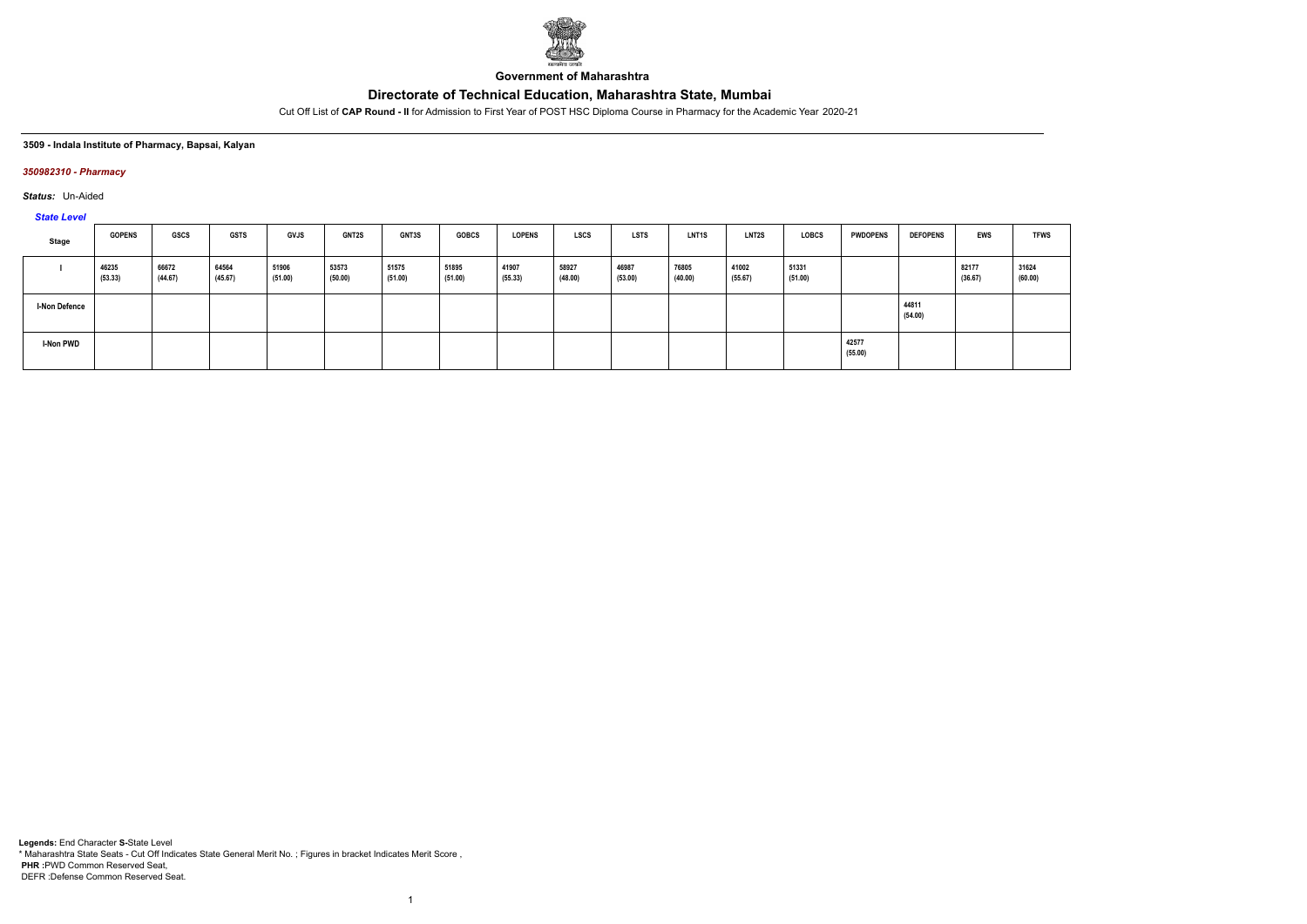**Government of Maharashtra**

# Directorate of Technical Education, Maharashtra State, Mumbai

Cut Off List of **CAP Round - II** for Admission to First Year of POST HSC Diploma Course in Pharmacy for the Academic Year 2020-21

**3509 - Indala Institute of Pharmacy, Bapsai, Kalyan**

***350982310 - Pharmacy***

***Status:*** Un-Aided

***State Level***

| Stage | GOPENS | GSCS | GSTS | GVJS | GNT2S | GNT3S | GOBCS | LOPENS | LSCS | LSTS | LNT1S | LNT2S | LOBCS | PWDOPENS | DEFOPENS | EWS | TFWS |
|---|---|---|---|---|---|---|---|---|---|---|---|---|---|---|---|---|---|
| I | 46235 (53.33) | 66672 (44.67) | 64564 (45.67) | 51906 (51.00) | 53573 (50.00) | 51575 (51.00) | 51895 (51.00) | 41907 (55.33) | 58927 (48.00) | 46987 (53.00) | 76805 (40.00) | 41002 (55.67) | 51331 (51.00) | | | 82177 (36.67) | 31624 (60.00) |
| I-Non Defence | | | | | | | | | | | | | | | 44811 (54.00) | | |
| I-Non PWD | | | | | | | | | | | | | | 42577 (55.00) | | | |

**Legends:** End Character **S-**State Level
\* Maharashtra State Seats - Cut Off Indicates State General Merit No. ; Figures in bracket Indicates Merit Score ,
**PHR :**PWD Common Reserved Seat,
DEFR :Defense Common Reserved Seat.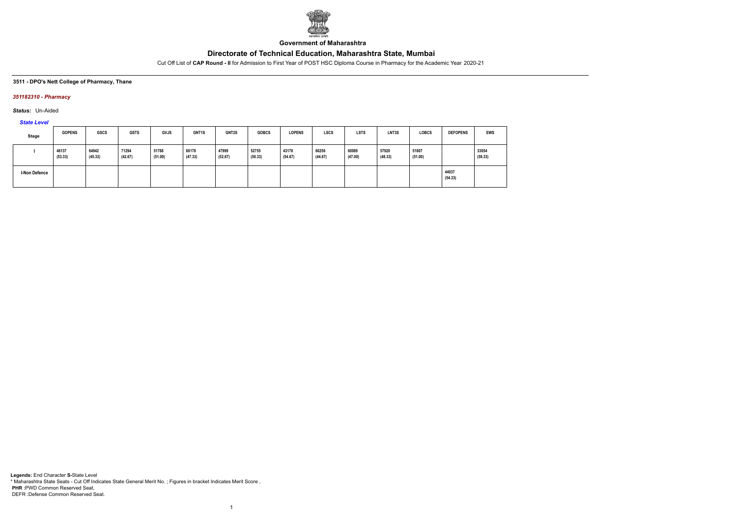**Government of Maharashtra**

# Directorate of Technical Education, Maharashtra State, Mumbai

Cut Off List of **CAP Round - II** for Admission to First Year of POST HSC Diploma Course in Pharmacy for the Academic Year 2020-21

**3511 - DPO's Nett College of Pharmacy, Thane**

***351182310 - Pharmacy***

***Status:*** Un-Aided

***State Level***

| Stage | GOPENS | GSCS | GSTS | GVJS | GNT1S | GNT2S | GOBCS | LOPENS | LSCS | LSTS | LNT3S | LOBCS | DEFOPENS | EWS |
|---|---|---|---|---|---|---|---|---|---|---|---|---|---|---|
| I | 46137 (53.33) | 64942 (45.33) | 71294 (42.67) | 51788 (51.00) | 60178 (47.33) | 47999 (52.67) | 52755 (50.33) | 43178 (54.67) | 66256 (44.67) | 60989 (47.00) | 57920 (48.33) | 51807 (51.00) | | 33054 (59.33) |
| I-Non Defence | | | | | | | | | | | | | 44037 (54.33) | |

**Legends:** End Character **S-**State Level
* Maharashtra State Seats - Cut Off Indicates State General Merit No. ; Figures in bracket Indicates Merit Score ,
**PHR :**PWD Common Reserved Seat,
DEFR :Defense Common Reserved Seat.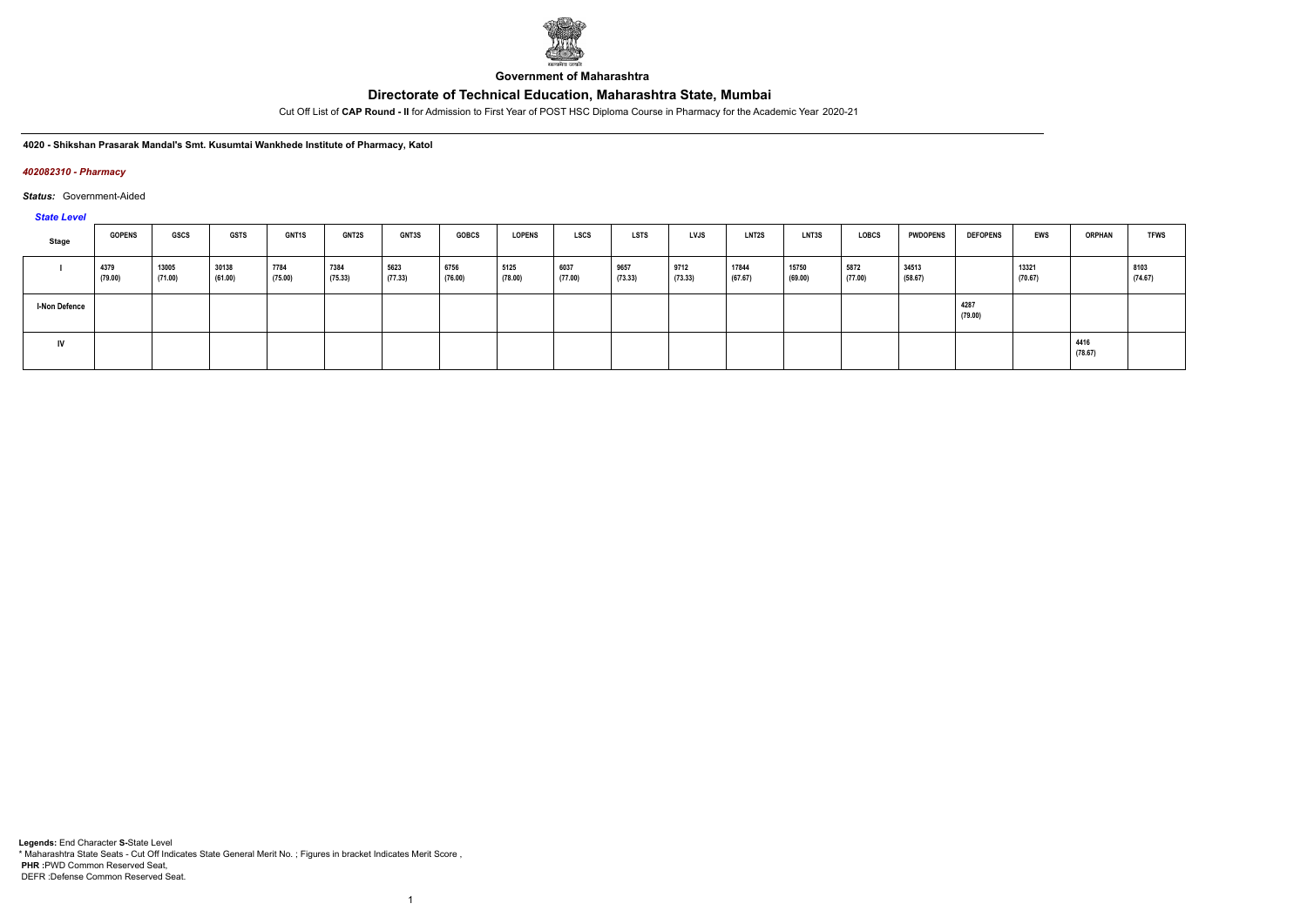**Government of Maharashtra**

# Directorate of Technical Education, Maharashtra State, Mumbai

Cut Off List of **CAP Round - II** for Admission to First Year of POST HSC Diploma Course in Pharmacy for the Academic Year 2020-21

**4020 - Shikshan Prasarak Mandal's Smt. Kusumtai Wankhede Institute of Pharmacy, Katol**

*402082310 - Pharmacy*

*Status:* Government-Aided

*State Level*

| Stage | GOPENS | GSCS | GSTS | GNT1S | GNT2S | GNT3S | GOBCS | LOPENS | LSCS | LSTS | LVJS | LNT2S | LNT3S | LOBCS | PWDOPENS | DEFOPENS | EWS | ORPHAN | TFWS |
|---|---|---|---|---|---|---|---|---|---|---|---|---|---|---|---|---|---|---|---|
| I | 4379 (79.00) | 13005 (71.00) | 30138 (61.00) | 7784 (75.00) | 7384 (75.33) | 5623 (77.33) | 6756 (76.00) | 5125 (78.00) | 6037 (77.00) | 9657 (73.33) | 9712 (73.33) | 17844 (67.67) | 15750 (69.00) | 5872 (77.00) | 34513 (58.67) | | 13321 (70.67) | | 8103 (74.67) |
| I-Non Defence | | | | | | | | | | | | | | | | 4287 (79.00) | | | |
| IV | | | | | | | | | | | | | | | | | | 4416 (78.67) | |

**Legends:** End Character **S-**State Level
* Maharashtra State Seats - Cut Off Indicates State General Merit No. ; Figures in bracket Indicates Merit Score ,
**PHR** :PWD Common Reserved Seat,
DEFR :Defense Common Reserved Seat.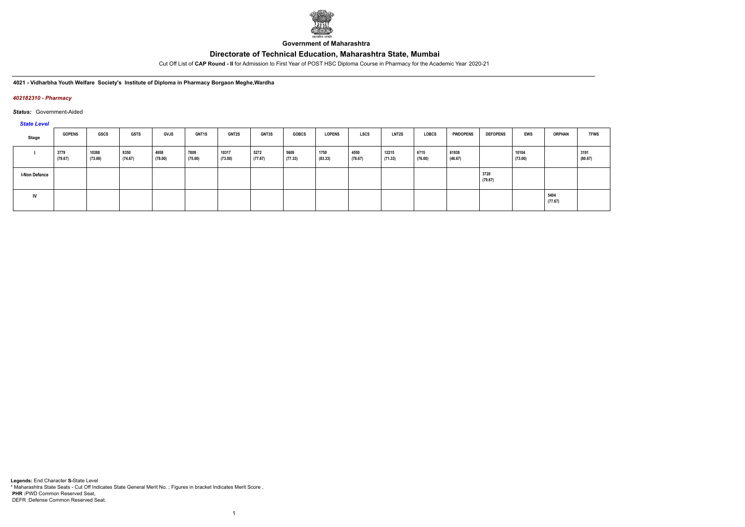**Government of Maharashtra**

# Directorate of Technical Education, Maharashtra State, Mumbai

Cut Off List of **CAP Round - II** for Admission to First Year of POST HSC Diploma Course in Pharmacy for the Academic Year 2020-21

**4021 - Vidharbha Youth Welfare Society's Institute of Diploma in Pharmacy Borgaon Meghe,Wardha**

***402182310 - Pharmacy***

***Status:*** Government-Aided

***State Level***

| Stage | GOPENS | GSCS | GSTS | GVJS | GNT1S | GNT2S | GNT3S | GOBCS | LOPENS | LSCS | LNT2S | LOBCS | PWDOPENS | DEFOPENS | EWS | ORPHAN | TFWS |
|---|---|---|---|---|---|---|---|---|---|---|---|---|---|---|---|---|---|
| I | 3779 (79.67) | 10388 (73.00) | 8350 (74.67) | 4958 (78.00) | 7809 (75.00) | 10317 (73.00) | 5272 (77.67) | 5609 (77.33) | 1750 (83.33) | 4550 (78.67) | 12215 (71.33) | 6715 (76.00) | 61938 (46.67) | | 10104 (73.00) | | 3191 (80.67) |
| I-Non Defence | | | | | | | | | | | | | | 3720 (79.67) | | | |
| IV | | | | | | | | | | | | | | | | 5404 (77.67) | |

**Legends:** End Character **S-**State Level
\* Maharashtra State Seats - Cut Off Indicates State General Merit No. ; Figures in bracket Indicates Merit Score ,
**PHR :**PWD Common Reserved Seat,
DEFR :Defense Common Reserved Seat.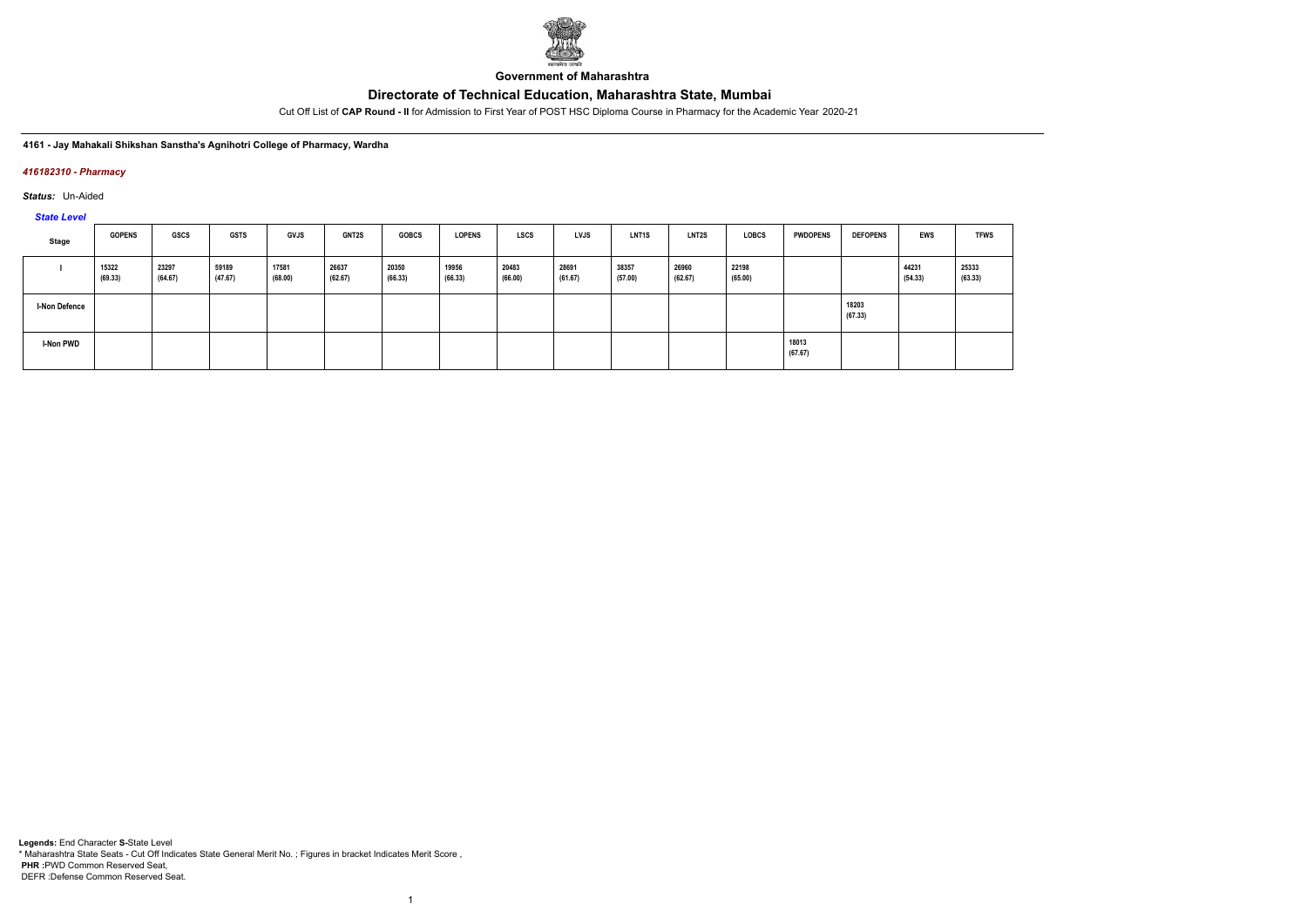**Government of Maharashtra**

# Directorate of Technical Education, Maharashtra State, Mumbai

Cut Off List of **CAP Round - II** for Admission to First Year of POST HSC Diploma Course in Pharmacy for the Academic Year 2020-21

**4161 - Jay Mahakali Shikshan Sanstha's Agnihotri College of Pharmacy, Wardha**

***416182310 - Pharmacy***

***Status:*** Un-Aided

***State Level***

| Stage | GOPENS | GSCS | GSTS | GVJS | GNT2S | GOBCS | LOPENS | LSCS | LVJS | LNT1S | LNT2S | LOBCS | PWDOPENS | DEFOPENS | EWS | TFWS |
|---|---|---|---|---|---|---|---|---|---|---|---|---|---|---|---|---|
| I | 15322 (69.33) | 23297 (64.67) | 59189 (47.67) | 17581 (68.00) | 26637 (62.67) | 20350 (66.33) | 19956 (66.33) | 20483 (66.00) | 28691 (61.67) | 38357 (57.00) | 26960 (62.67) | 22198 (65.00) | | | 44231 (54.33) | 25333 (63.33) |
| I-Non Defence | | | | | | | | | | | | | | 18203 (67.33) | | |
| I-Non PWD | | | | | | | | | | | | | 18013 (67.67) | | | |

**Legends:** End Character **S-**State Level
\* Maharashtra State Seats - Cut Off Indicates State General Merit No. ; Figures in bracket Indicates Merit Score ,
**PHR :**PWD Common Reserved Seat,
DEFR :Defense Common Reserved Seat.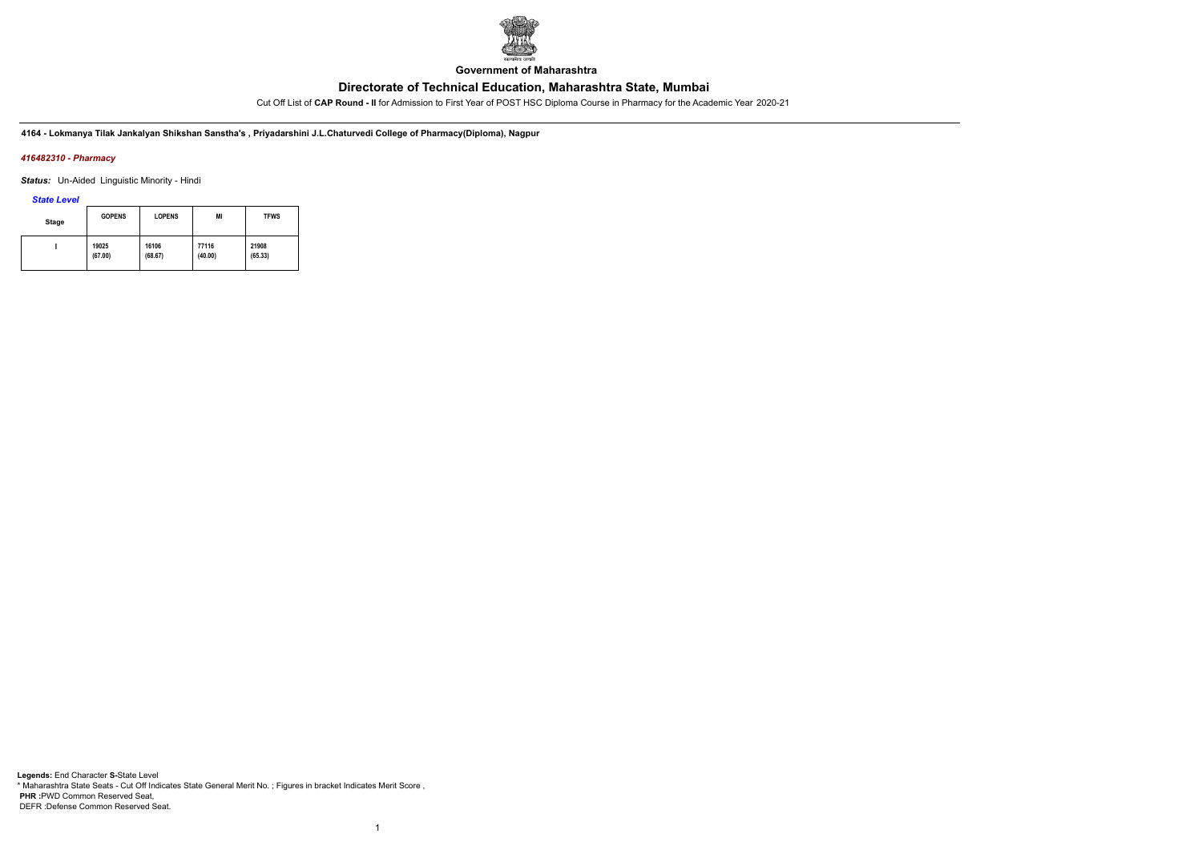Government of Maharashtra

# Directorate of Technical Education, Maharashtra State, Mumbai

Cut Off List of **CAP Round - II** for Admission to First Year of POST HSC Diploma Course in Pharmacy for the Academic Year 2020-21

**4164 - Lokmanya Tilak Jankalyan Shikshan Sanstha's , Priyadarshini J.L.Chaturvedi College of Pharmacy(Diploma), Nagpur**

*416482310 - Pharmacy*

***Status:*** Un-Aided Linguistic Minority - Hindi

*State Level*

| Stage | GOPENS | LOPENS | MI | TFWS |
|---|---|---|---|---|
| I | 19025 (67.00) | 16106 (68.67) | 77116 (40.00) | 21908 (65.33) |

**Legends:** End Character **S-**State Level
\* Maharashtra State Seats - Cut Off Indicates State General Merit No. ; Figures in bracket Indicates Merit Score ,
**PHR :**PWD Common Reserved Seat,
DEFR :Defense Common Reserved Seat.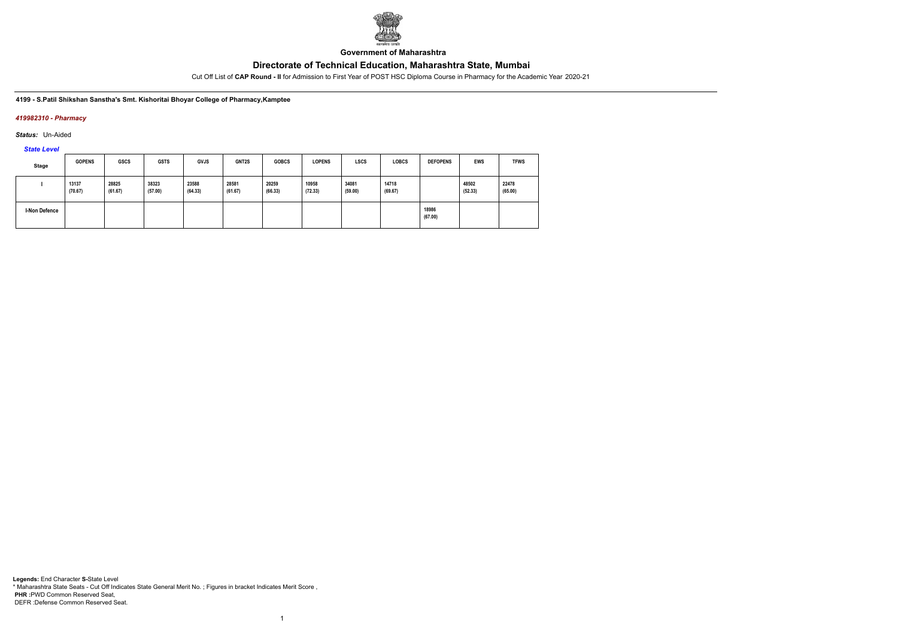Government of Maharashtra

# Directorate of Technical Education, Maharashtra State, Mumbai

Cut Off List of **CAP Round - II** for Admission to First Year of POST HSC Diploma Course in Pharmacy for the Academic Year 2020-21

**4199 - S.Patil Shikshan Sanstha's Smt. Kishoritai Bhoyar College of Pharmacy,Kamptee**

*419982310 - Pharmacy*

*Status:* Un-Aided

*State Level*

| Stage | GOPENS | GSCS | GSTS | GVJS | GNT2S | GOBCS | LOPENS | LSCS | LOBCS | DEFOPENS | EWS | TFWS |
|---|---|---|---|---|---|---|---|---|---|---|---|---|
| I | 13137 (70.67) | 28825 (61.67) | 38323 (57.00) | 23588 (64.33) | 28581 (61.67) | 20259 (66.33) | 10958 (72.33) | 34081 (59.00) | 14718 (69.67) | | 48502 (52.33) | 22478 (65.00) |
| I-Non Defence | | | | | | | | | | 18986 (67.00) | | |

**Legends:** End Character **S-**State Level
\* Maharashtra State Seats - Cut Off Indicates State General Merit No. ; Figures in bracket Indicates Merit Score ,
**PHR :**PWD Common Reserved Seat,
DEFR :Defense Common Reserved Seat.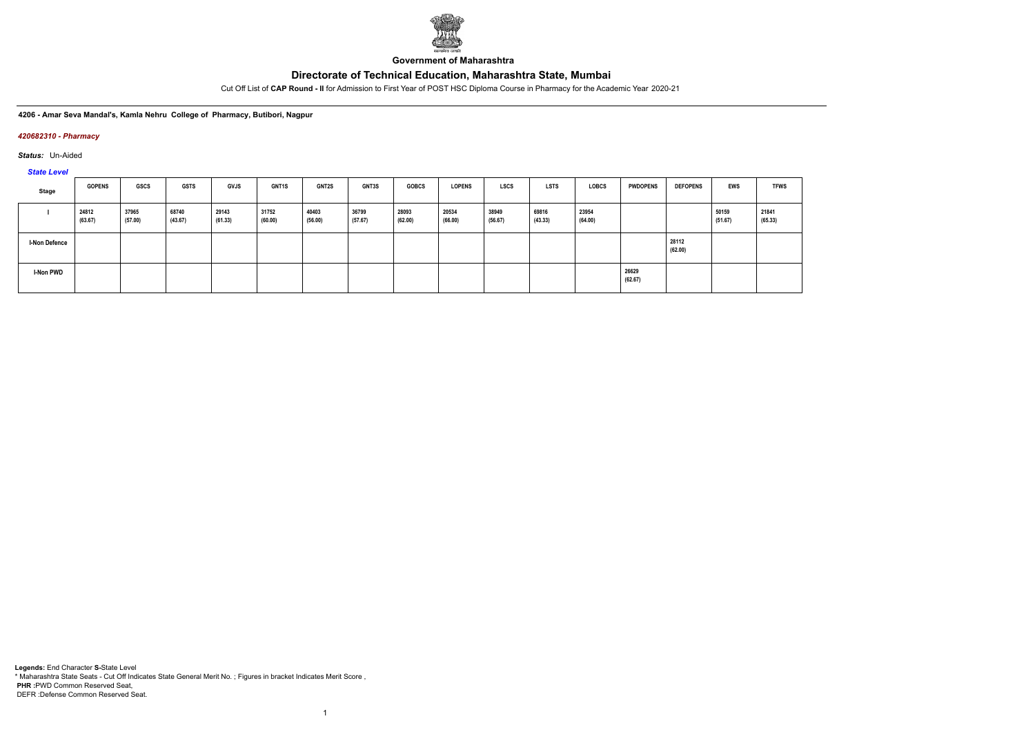Government of Maharashtra

# Directorate of Technical Education, Maharashtra State, Mumbai

Cut Off List of **CAP Round - II** for Admission to First Year of POST HSC Diploma Course in Pharmacy for the Academic Year 2020-21

**4206 - Amar Seva Mandal's, Kamla Nehru College of Pharmacy, Butibori, Nagpur**

*420682310 - Pharmacy*

*Status:* Un-Aided

*State Level*

| Stage | GOPENS | GSCS | GSTS | GVJS | GNT1S | GNT2S | GNT3S | GOBCS | LOPENS | LSCS | LSTS | LOBCS | PWDOPENS | DEFOPENS | EWS | TFWS |
|---|---|---|---|---|---|---|---|---|---|---|---|---|---|---|---|---|
| I | 24812 (63.67) | 37965 (57.00) | 68740 (43.67) | 29143 (61.33) | 31752 (60.00) | 40403 (56.00) | 36799 (57.67) | 28093 (62.00) | 20534 (66.00) | 38949 (56.67) | 69816 (43.33) | 23954 (64.00) | | | 50159 (51.67) | 21841 (65.33) |
| I-Non Defence | | | | | | | | | | | | | | 28112 (62.00) | | |
| I-Non PWD | | | | | | | | | | | | | 26629 (62.67) | | | |

**Legends:** End Character **S-**State Level
* Maharashtra State Seats - Cut Off Indicates State General Merit No. ; Figures in bracket Indicates Merit Score ,
**PHR** :PWD Common Reserved Seat,
DEFR :Defense Common Reserved Seat.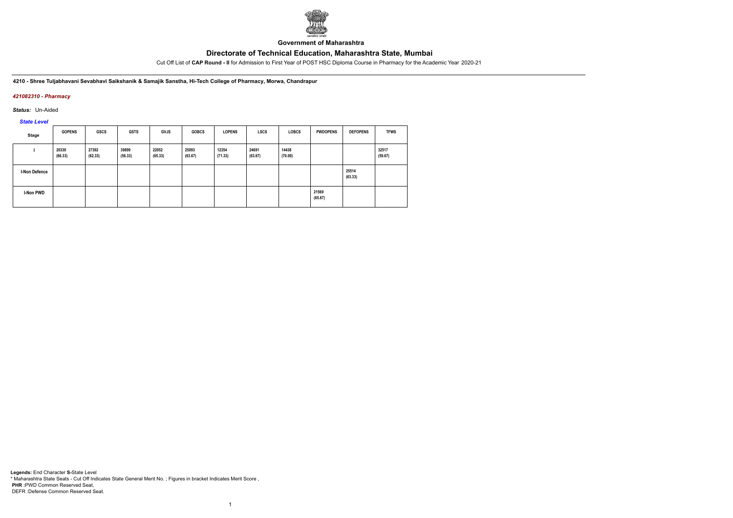Government of Maharashtra

# Directorate of Technical Education, Maharashtra State, Mumbai

Cut Off List of **CAP Round - II** for Admission to First Year of POST HSC Diploma Course in Pharmacy for the Academic Year 2020-21

**4210 - Shree Tuljabhavani Sevabhavi Saikshanik & Samajik Sanstha, Hi-Tech College of Pharmacy, Morwa, Chandrapur**

*421082310 - Pharmacy*

*Status:* Un-Aided

*State Level*

| Stage | GOPENS | GSCS | GSTS | GVJS | GOBCS | LOPENS | LSCS | LOBCS | PWDOPENS | DEFOPENS | TFWS |
|---|---|---|---|---|---|---|---|---|---|---|---|
| I | 20330 (66.33) | 27392 (62.33) | 39899 (56.33) | 22052 (65.33) | 25093 (63.67) | 12354 (71.33) | 24691 (63.67) | 14438 (70.00) | | | 32517 (59.67) |
| I-Non Defence | | | | | | | | | | 25514 (63.33) | |
| I-Non PWD | | | | | | | | | 21569 (65.67) | | |

**Legends:** End Character **S-**State Level
* Maharashtra State Seats - Cut Off Indicates State General Merit No. ; Figures in bracket Indicates Merit Score ,
**PHR :**PWD Common Reserved Seat,
DEFR :Defense Common Reserved Seat.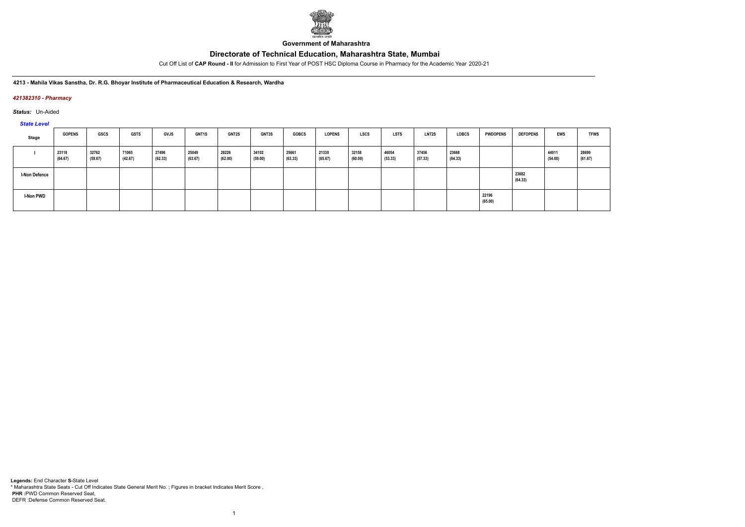**Government of Maharashtra**

# Directorate of Technical Education, Maharashtra State, Mumbai

Cut Off List of **CAP Round - II** for Admission to First Year of POST HSC Diploma Course in Pharmacy for the Academic Year 2020-21

**4213 - Mahila Vikas Sanstha, Dr. R.G. Bhoyar Institute of Pharmaceutical Education & Research, Wardha**

*421382310 - Pharmacy*

*Status:* Un-Aided

*State Level*

| Stage | GOPENS | GSCS | GSTS | GVJS | GNT1S | GNT2S | GNT3S | GOBCS | LOPENS | LSCS | LSTS | LNT2S | LOBCS | PWDOPENS | DEFOPENS | EWS | TFWS |
|---|---|---|---|---|---|---|---|---|---|---|---|---|---|---|---|---|---|
| I | 23118 (64.67) | 32762 (59.67) | 71065 (42.67) | 27496 (62.33) | 25049 (63.67) | 28226 (62.00) | 34102 (59.00) | 25661 (63.33) | 21330 (65.67) | 32158 (60.00) | 46054 (53.33) | 37456 (57.33) | 23668 (64.33) | | | 44911 (54.00) | 28699 (61.67) |
| I-Non Defence | | | | | | | | | | | | | | | 23682 (64.33) | | |
| I-Non PWD | | | | | | | | | | | | | | 22196 (65.00) | | | |

**Legends:** End Character **S-**State Level

\* Maharashtra State Seats - Cut Off Indicates State General Merit No. ; Figures in bracket Indicates Merit Score ,

**PHR :**PWD Common Reserved Seat,

DEFR :Defense Common Reserved Seat.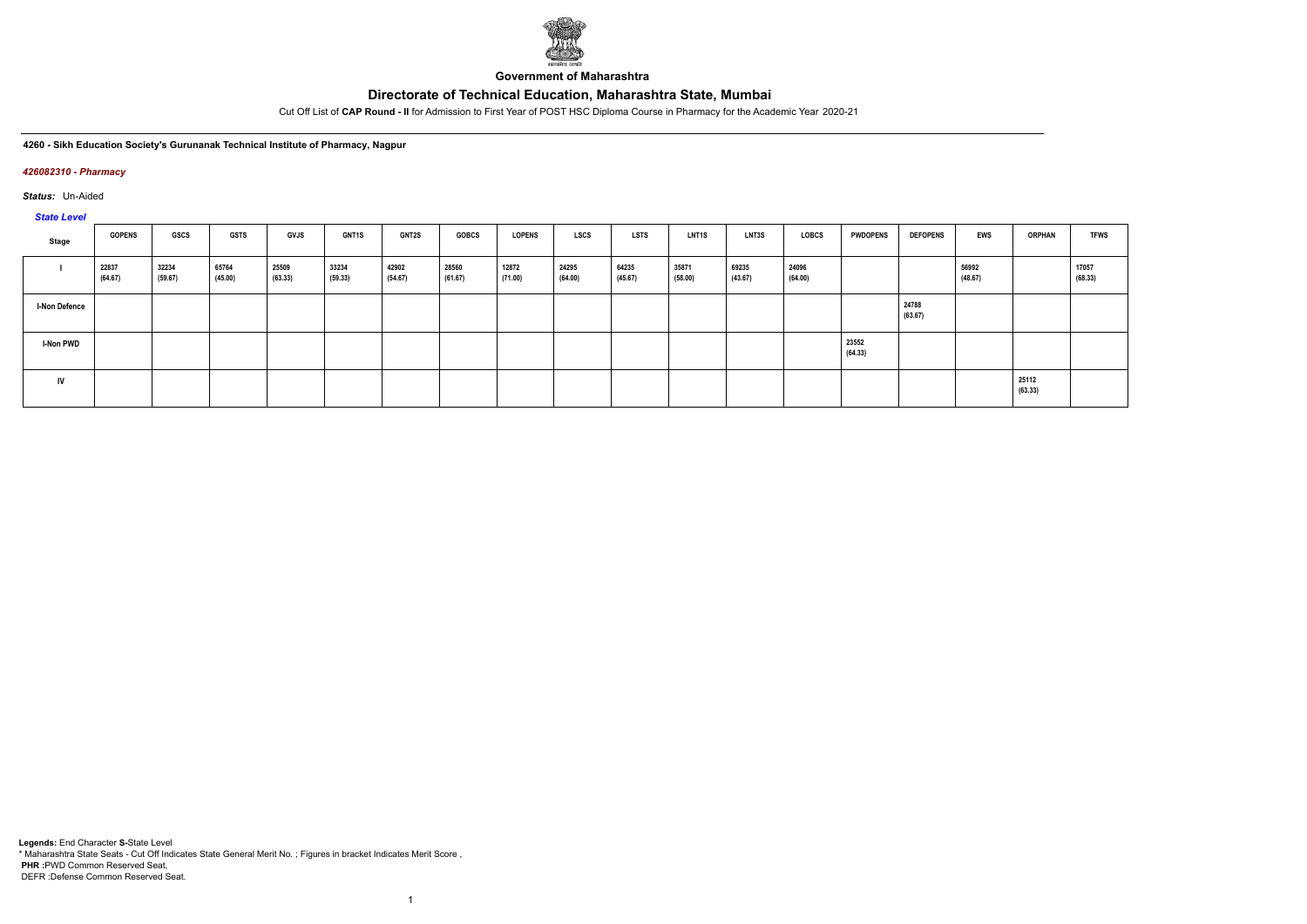**Government of Maharashtra**

# Directorate of Technical Education, Maharashtra State, Mumbai

Cut Off List of **CAP Round - II** for Admission to First Year of POST HSC Diploma Course in Pharmacy for the Academic Year 2020-21

**4260 - Sikh Education Society's Gurunanak Technical Institute of Pharmacy, Nagpur**

***426082310 - Pharmacy***

***Status:*** Un-Aided

***State Level***

| Stage | GOPENS | GSCS | GSTS | GVJS | GNT1S | GNT2S | GOBCS | LOPENS | LSCS | LSTS | LNT1S | LNT3S | LOBCS | PWDOPENS | DEFOPENS | EWS | ORPHAN | TFWS |
|---|---|---|---|---|---|---|---|---|---|---|---|---|---|---|---|---|---|---|
| I | 22837 (64.67) | 32234 (59.67) | 65764 (45.00) | 25509 (63.33) | 33234 (59.33) | 42902 (54.67) | 28560 (61.67) | 12872 (71.00) | 24295 (64.00) | 64235 (45.67) | 35871 (58.00) | 69235 (43.67) | 24096 (64.00) | | | 56992 (48.67) | | 17057 (68.33) |
| I-Non Defence | | | | | | | | | | | | | | | 24788 (63.67) | | | |
| I-Non PWD | | | | | | | | | | | | | | 23552 (64.33) | | | | |
| IV | | | | | | | | | | | | | | | | | 25112 (63.33) | |

**Legends:** End Character **S-**State Level
* Maharashtra State Seats - Cut Off Indicates State General Merit No. ; Figures in bracket Indicates Merit Score ,
**PHR :**PWD Common Reserved Seat,
DEFR :Defense Common Reserved Seat.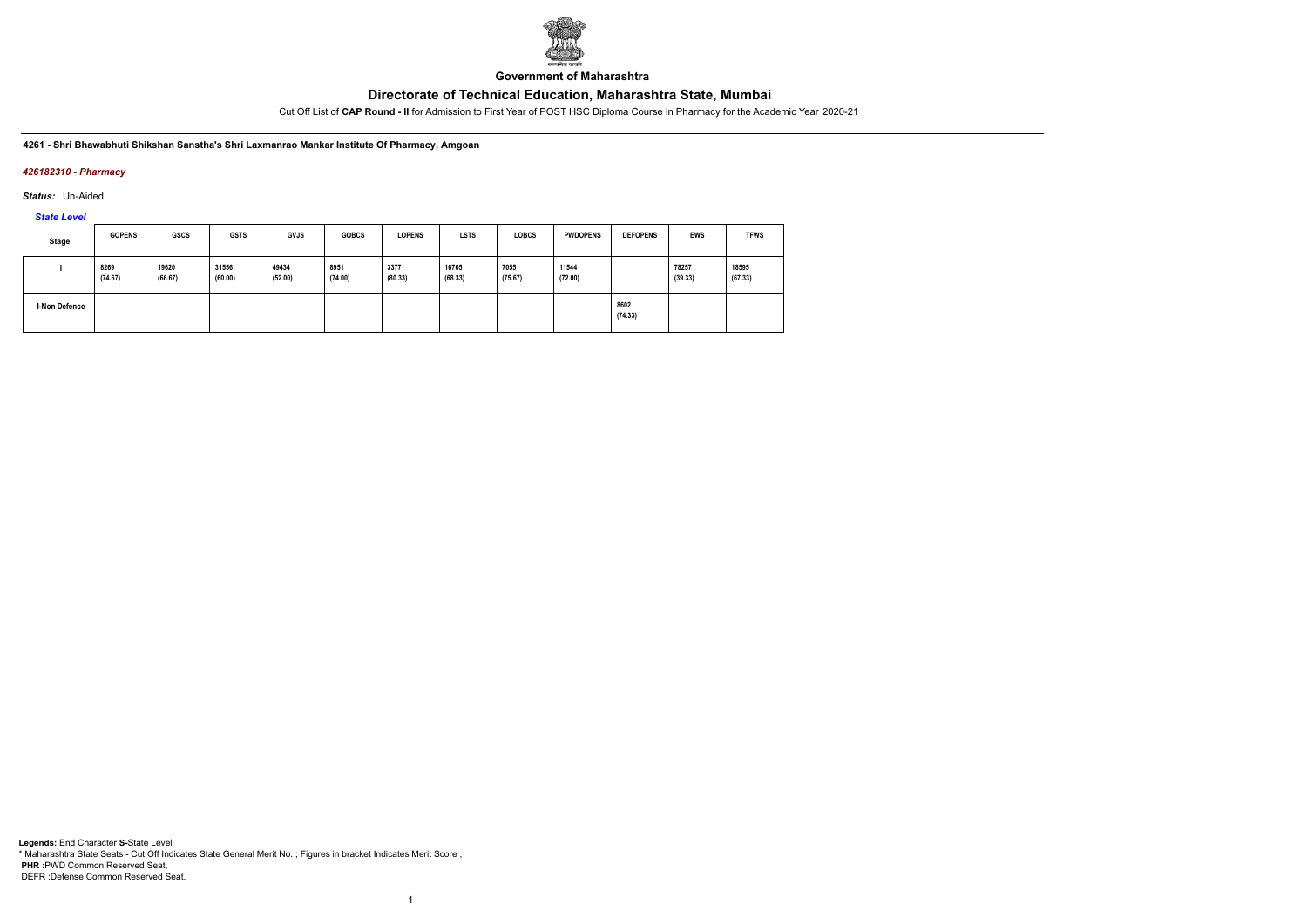Government of Maharashtra

# Directorate of Technical Education, Maharashtra State, Mumbai

Cut Off List of **CAP Round - II** for Admission to First Year of POST HSC Diploma Course in Pharmacy for the Academic Year 2020-21

**4261 - Shri Bhawabhuti Shikshan Sanstha's Shri Laxmanrao Mankar Institute Of Pharmacy, Amgoan**

***426182310 - Pharmacy***

***Status:*** Un-Aided

***State Level***

| Stage | GOPENS | GSCS | GSTS | GVJS | GOBCS | LOPENS | LSTS | LOBCS | PWDOPENS | DEFOPENS | EWS | TFWS |
|---|---|---|---|---|---|---|---|---|---|---|---|---|
| I | 8269 (74.67) | 19620 (66.67) | 31556 (60.00) | 49434 (52.00) | 8951 (74.00) | 3377 (80.33) | 16765 (68.33) | 7055 (75.67) | 11544 (72.00) | | 78257 (39.33) | 18595 (67.33) |
| I-Non Defence | | | | | | | | | | 8602 (74.33) | | |

**Legends:** End Character **S-**State Level
* Maharashtra State Seats - Cut Off Indicates State General Merit No. ; Figures in bracket Indicates Merit Score ,
**PHR :**PWD Common Reserved Seat,
DEFR :Defense Common Reserved Seat.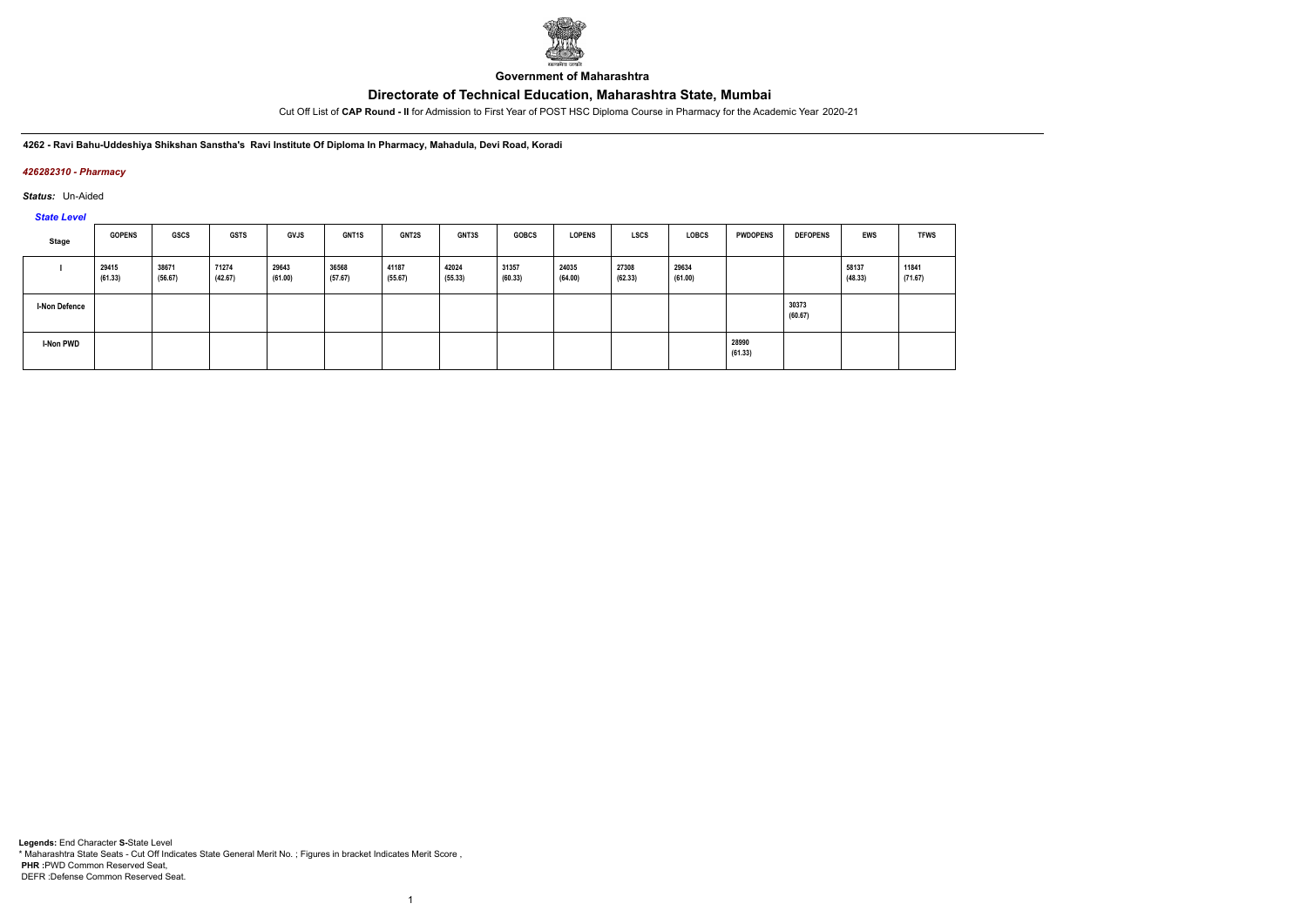Government of Maharashtra

# Directorate of Technical Education, Maharashtra State, Mumbai

Cut Off List of **CAP Round - II** for Admission to First Year of POST HSC Diploma Course in Pharmacy for the Academic Year 2020-21

**4262 - Ravi Bahu-Uddeshiya Shikshan Sanstha's Ravi Institute Of Diploma In Pharmacy, Mahadula, Devi Road, Koradi**

*426282310 - Pharmacy*

***Status:*** Un-Aided

*State Level*

| Stage | GOPENS | GSCS | GSTS | GVJS | GNT1S | GNT2S | GNT3S | GOBCS | LOPENS | LSCS | LOBCS | PWDOPENS | DEFOPENS | EWS | TFWS |
|---|---|---|---|---|---|---|---|---|---|---|---|---|---|---|---|
| I | 29415 (61.33) | 38671 (56.67) | 71274 (42.67) | 29643 (61.00) | 36568 (57.67) | 41187 (55.67) | 42024 (55.33) | 31357 (60.33) | 24035 (64.00) | 27308 (62.33) | 29634 (61.00) | | | 58137 (48.33) | 11841 (71.67) |
| I-Non Defence | | | | | | | | | | | | | 30373 (60.67) | | |
| I-Non PWD | | | | | | | | | | | | 28990 (61.33) | | | |

**Legends:** End Character **S-**State Level
* Maharashtra State Seats - Cut Off Indicates State General Merit No. ; Figures in bracket Indicates Merit Score ,
**PHR** :PWD Common Reserved Seat,
DEFR :Defense Common Reserved Seat.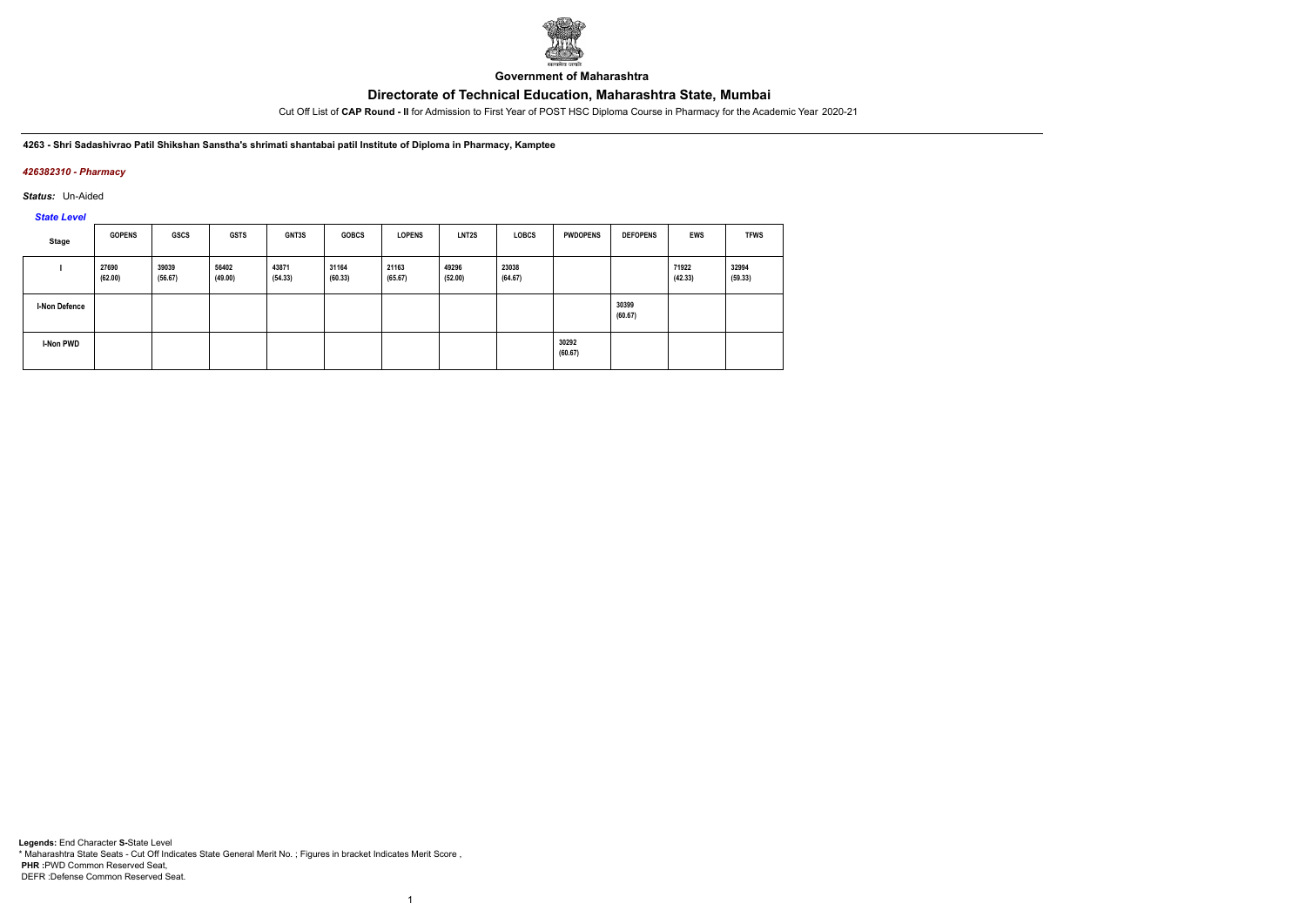**Government of Maharashtra**

# Directorate of Technical Education, Maharashtra State, Mumbai

Cut Off List of **CAP Round - II** for Admission to First Year of POST HSC Diploma Course in Pharmacy for the Academic Year 2020-21

**4263 - Shri Sadashivrao Patil Shikshan Sanstha's shrimati shantabai patil Institute of Diploma in Pharmacy, Kamptee**

***426382310 - Pharmacy***

***Status:*** Un-Aided

***State Level***

| Stage | GOPENS | GSCS | GSTS | GNT3S | GOBCS | LOPENS | LNT2S | LOBCS | PWDOPENS | DEFOPENS | EWS | TFWS |
|---|---|---|---|---|---|---|---|---|---|---|---|---|
| I | 27690 (62.00) | 39039 (56.67) | 56402 (49.00) | 43871 (54.33) | 31164 (60.33) | 21163 (65.67) | 49296 (52.00) | 23038 (64.67) | | | 71922 (42.33) | 32904 (59.33) |
| I-Non Defence | | | | | | | | | | 30399 (60.67) | | |
| I-Non PWD | | | | | | | | | 30292 (60.67) | | | |

**Legends:** End Character **S-**State Level
* Maharashtra State Seats - Cut Off Indicates State General Merit No. ; Figures in bracket Indicates Merit Score ,
**PHR :**PWD Common Reserved Seat,
DEFR :Defense Common Reserved Seat.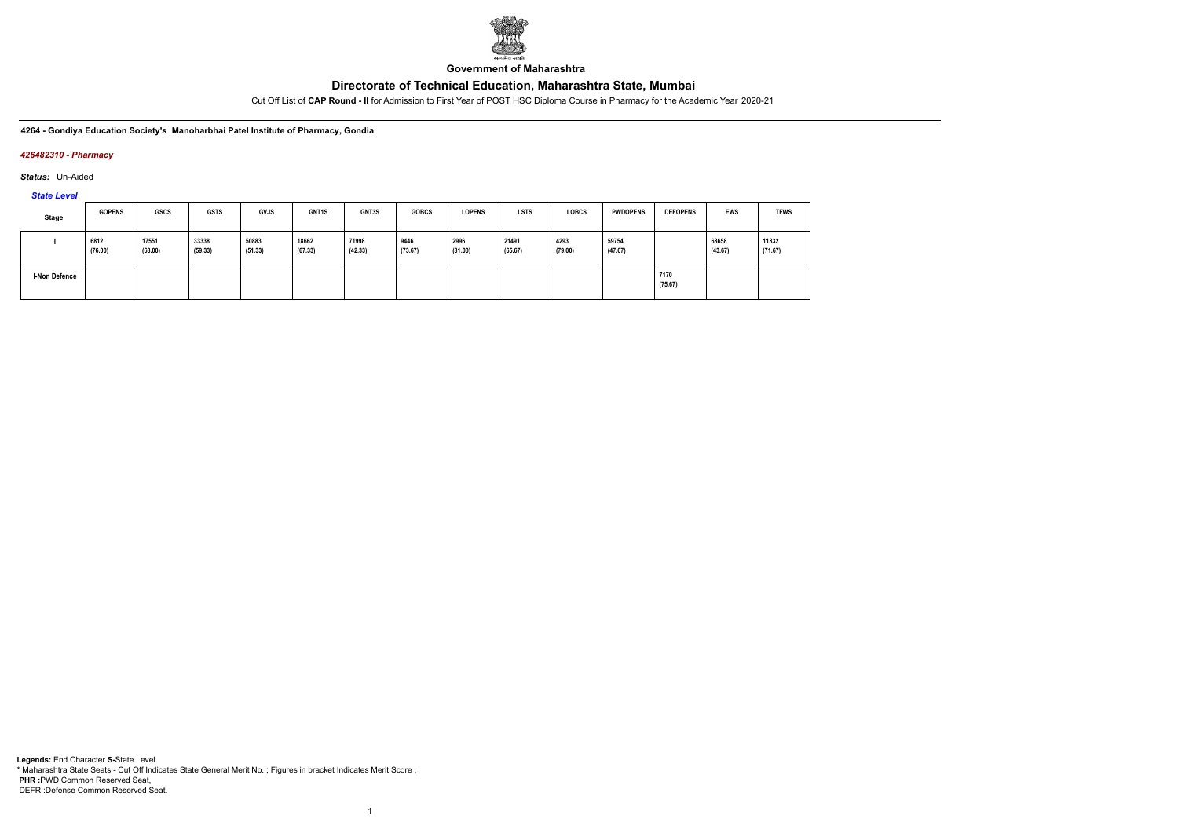Government of Maharashtra

# Directorate of Technical Education, Maharashtra State, Mumbai

Cut Off List of **CAP Round - II** for Admission to First Year of POST HSC Diploma Course in Pharmacy for the Academic Year 2020-21

**4264 - Gondiya Education Society's Manoharbhai Patel Institute of Pharmacy, Gondia**

***426482310 - Pharmacy***

***Status:*** Un-Aided

***State Level***

| Stage | GOPENS | GSCS | GSTS | GVJS | GNT1S | GNT3S | GOBCS | LOPENS | LSTS | LOBCS | PWDOPENS | DEFOPENS | EWS | TFWS |
|---|---|---|---|---|---|---|---|---|---|---|---|---|---|---|
| I | 6812 (76.00) | 17551 (68.00) | 33338 (59.33) | 50883 (51.33) | 18662 (67.33) | 71998 (42.33) | 9446 (73.67) | 2996 (81.00) | 21491 (65.67) | 4293 (79.00) | 59754 (47.67) | | 68658 (43.67) | 11832 (71.67) |
| I-Non Defence | | | | | | | | | | | | 7170 (75.67) | | |

**Legends:** End Character **S-**State Level
* Maharashtra State Seats - Cut Off Indicates State General Merit No. ; Figures in bracket Indicates Merit Score ,
**PHR :**PWD Common Reserved Seat,
DEFR :Defense Common Reserved Seat.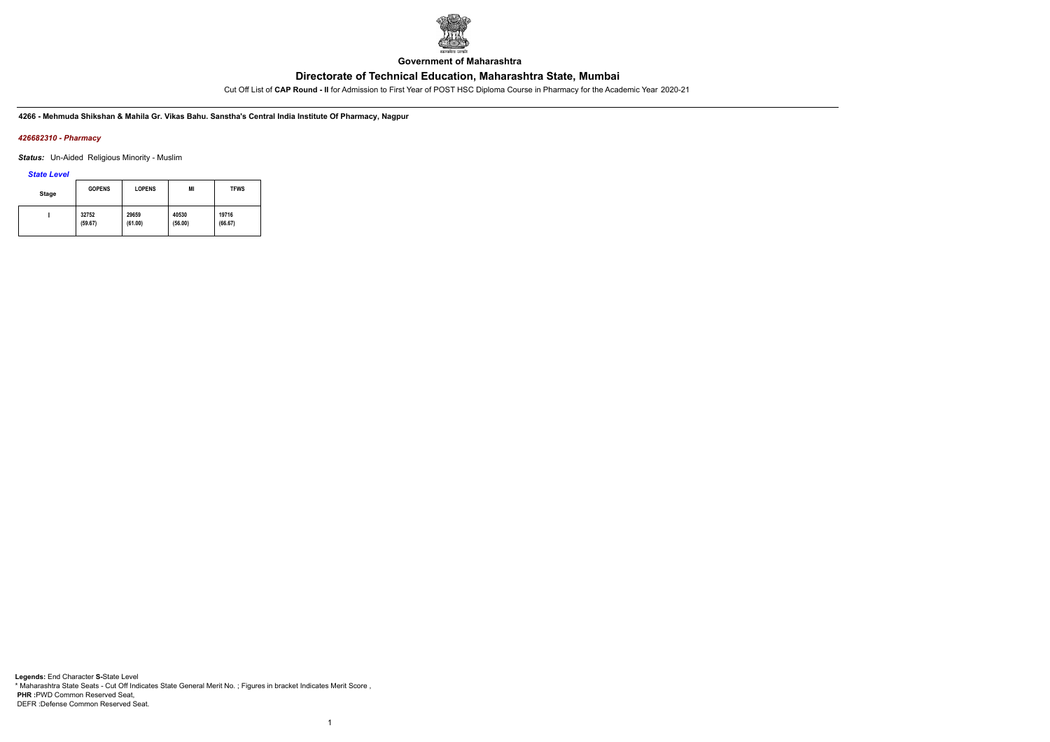**Government of Maharashtra**

## Directorate of Technical Education, Maharashtra State, Mumbai

Cut Off List of **CAP Round - II** for Admission to First Year of POST HSC Diploma Course in Pharmacy for the Academic Year 2020-21

**4266 - Mehmuda Shikshan & Mahila Gr. Vikas Bahu. Sanstha's Central India Institute Of Pharmacy, Nagpur**

***426682310 - Pharmacy***

***Status:*** Un-Aided Religious Minority - Muslim

***State Level***

| Stage | GOPENS | LOPENS | MI | TFWS |
|---|---|---|---|---|
| I | 32752 (59.67) | 29659 (61.00) | 40530 (56.00) | 19716 (66.67) |

**Legends:** End Character **S-**State Level
* Maharashtra State Seats - Cut Off Indicates State General Merit No. ; Figures in bracket Indicates Merit Score ,
**PHR** :PWD Common Reserved Seat,
DEFR :Defense Common Reserved Seat.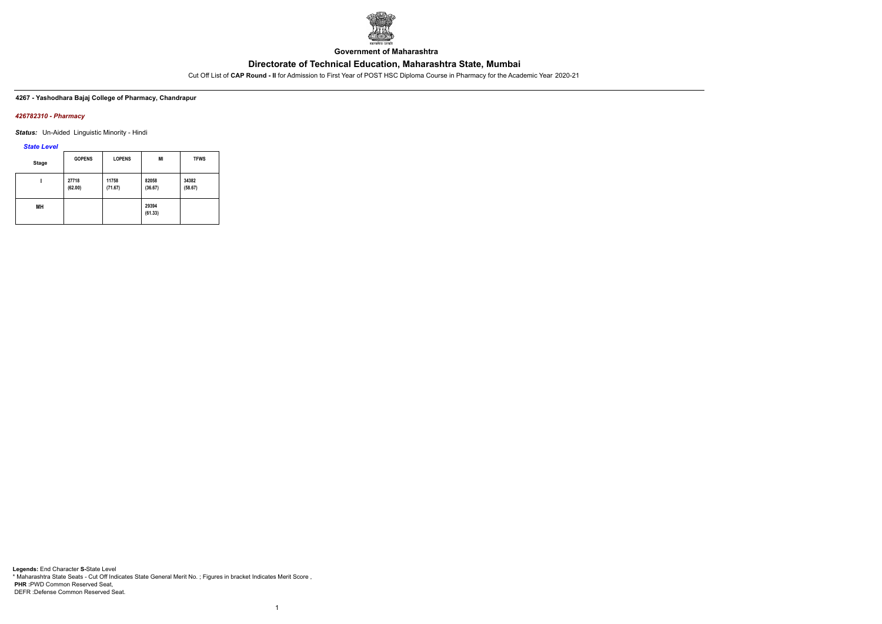Government of Maharashtra

# Directorate of Technical Education, Maharashtra State, Mumbai

Cut Off List of **CAP Round - II** for Admission to First Year of POST HSC Diploma Course in Pharmacy for the Academic Year 2020-21

**4267 - Yashodhara Bajaj College of Pharmacy, Chandrapur**

*426782310 - Pharmacy*

***Status:*** Un-Aided Linguistic Minority - Hindi

*State Level*

| Stage | GOPENS | LOPENS | MI | TFWS |
|---|---|---|---|---|
| I | 27718 (62.00) | 11758 (71.67) | 82058 (36.67) | 34382 (58.67) |
| MH | | | 29394 (61.33) | |

**Legends:** End Character **S-**State Level
* Maharashtra State Seats - Cut Off Indicates State General Merit No. ; Figures in bracket Indicates Merit Score ,
**PHR** :PWD Common Reserved Seat,
DEFR :Defense Common Reserved Seat.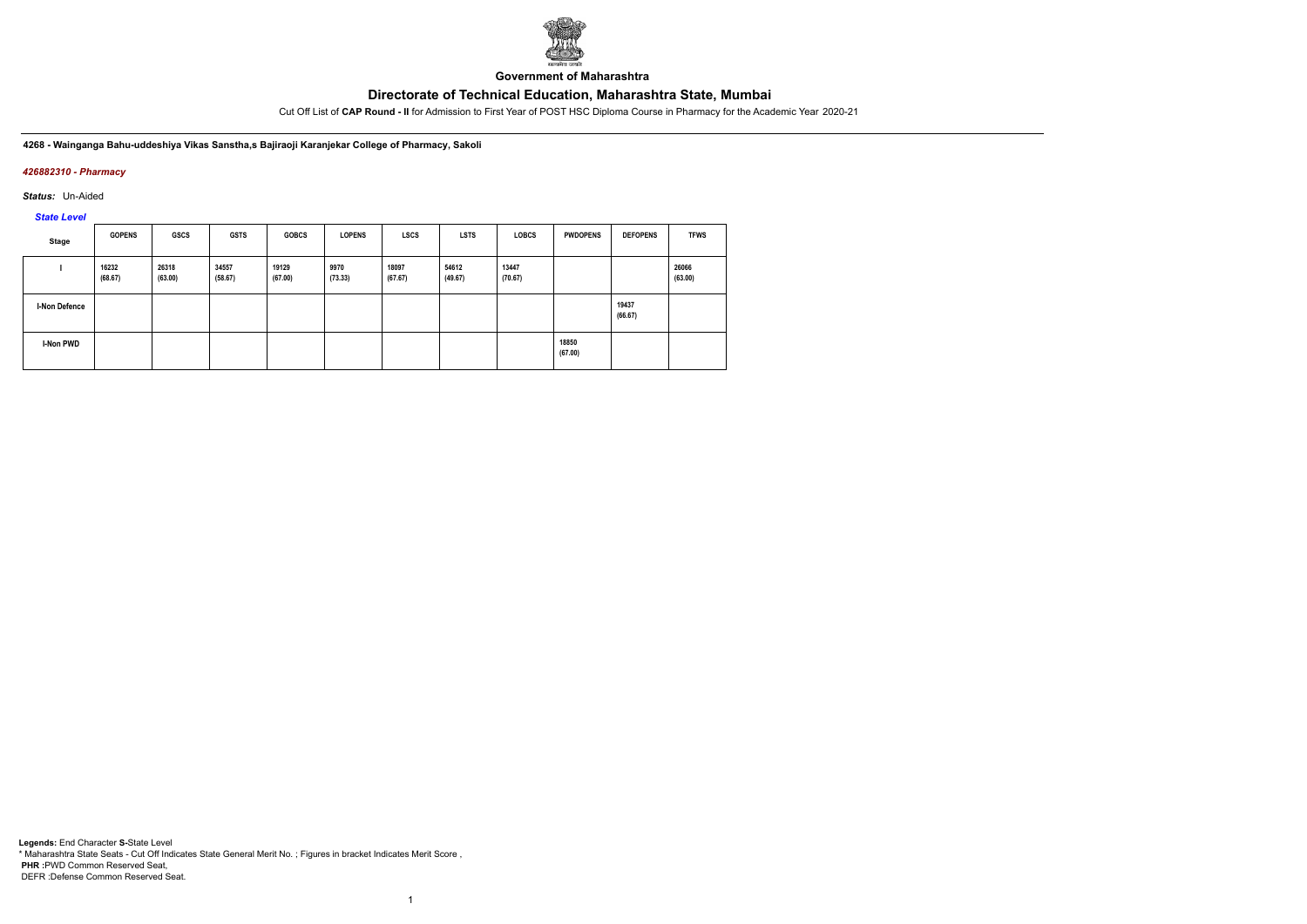**Government of Maharashtra**

## Directorate of Technical Education, Maharashtra State, Mumbai

Cut Off List of **CAP Round - II** for Admission to First Year of POST HSC Diploma Course in Pharmacy for the Academic Year 2020-21

**4268 - Wainganga Bahu-uddeshiya Vikas Sanstha,s Bajiraoji Karanjekar College of Pharmacy, Sakoli**

***426882310 - Pharmacy***

***Status:*** Un-Aided

***State Level***

| Stage | GOPENS | GSCS | GSTS | GOBCS | LOPENS | LSCS | LSTS | LOBCS | PWDOPENS | DEFOPENS | TFWS |
|---|---|---|---|---|---|---|---|---|---|---|---|
| I | 16232 (68.67) | 26318 (63.00) | 34557 (58.67) | 19129 (67.00) | 9970 (73.33) | 18097 (67.67) | 54612 (49.67) | 13447 (70.67) | | | 26066 (63.00) |
| I-Non Defence | | | | | | | | | | 19437 (66.67) | |
| I-Non PWD | | | | | | | | | 18850 (67.00) | | |

**Legends:** End Character **S-**State Level
* Maharashtra State Seats - Cut Off Indicates State General Merit No. ; Figures in bracket Indicates Merit Score ,
**PHR** :PWD Common Reserved Seat,
DEFR :Defense Common Reserved Seat.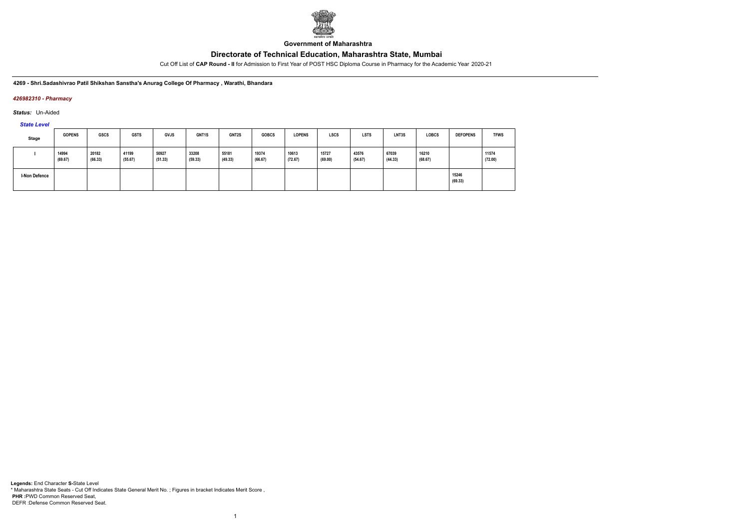**Government of Maharashtra**

## Directorate of Technical Education, Maharashtra State, Mumbai

Cut Off List of **CAP Round - II** for Admission to First Year of POST HSC Diploma Course in Pharmacy for the Academic Year 2020-21

**4269 - Shri.Sadashivrao Patil Shikshan Sanstha's Anurag College Of Pharmacy , Warathi, Bhandara**

***426982310 - Pharmacy***

***Status:*** Un-Aided

***State Level***

| Stage | GOPENS | GSCS | GSTS | GVJS | GNT1S | GNT2S | GOBCS | LOPENS | LSCS | LSTS | LNT3S | LOBCS | DEFOPENS | TFWS |
|---|---|---|---|---|---|---|---|---|---|---|---|---|---|---|
| I | 14994 (69.67) | 20182 (66.33) | 41199 (55.67) | 50927 (51.33) | 33208 (59.33) | 55181 (49.33) | 19374 (66.67) | 10613 (72.67) | 15727 (69.00) | 43576 (54.67) | 67039 (44.33) | 16210 (68.67) | | 11574 (72.00) |
| I-Non Defence | | | | | | | | | | | | | 15246 (69.33) | |

**Legends:** End Character **S**-State Level
* Maharashtra State Seats - Cut Off Indicates State General Merit No. ; Figures in bracket Indicates Merit Score ,
**PHR** :PWD Common Reserved Seat,
DEFR :Defense Common Reserved Seat.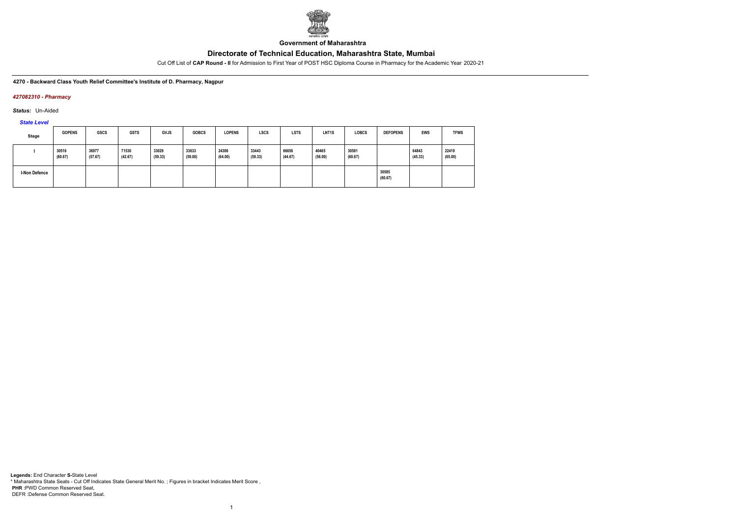**Government of Maharashtra**

# Directorate of Technical Education, Maharashtra State, Mumbai

Cut Off List of **CAP Round - II** for Admission to First Year of POST HSC Diploma Course in Pharmacy for the Academic Year 2020-21

**4270 - Backward Class Youth Relief Committee's Institute of D. Pharmacy, Nagpur**

*427082310 - Pharmacy*

*Status:* Un-Aided

*State Level*

| Stage | GOPENS | GSCS | GSTS | GVJS | GOBCS | LOPENS | LSCS | LSTS | LNT1S | LOBCS | DEFOPENS | EWS | TFWS |
|---|---|---|---|---|---|---|---|---|---|---|---|---|---|
| I | 30516 (60.67) | 36977 (57.67) | 71530 (42.67) | 33029 (59.33) | 33633 (59.00) | 24306 (64.00) | 33443 (59.33) | 66656 (44.67) | 40465 (56.00) | 30581 (60.67) | | 64843 (45.33) | 22419 (65.00) |
| I-Non Defence | | | | | | | | | | | 30585 (60.67) | | |

**Legends:** End Character **S-**State Level
\* Maharashtra State Seats - Cut Off Indicates State General Merit No. ; Figures in bracket Indicates Merit Score ,
**PHR :**PWD Common Reserved Seat,
DEFR :Defense Common Reserved Seat.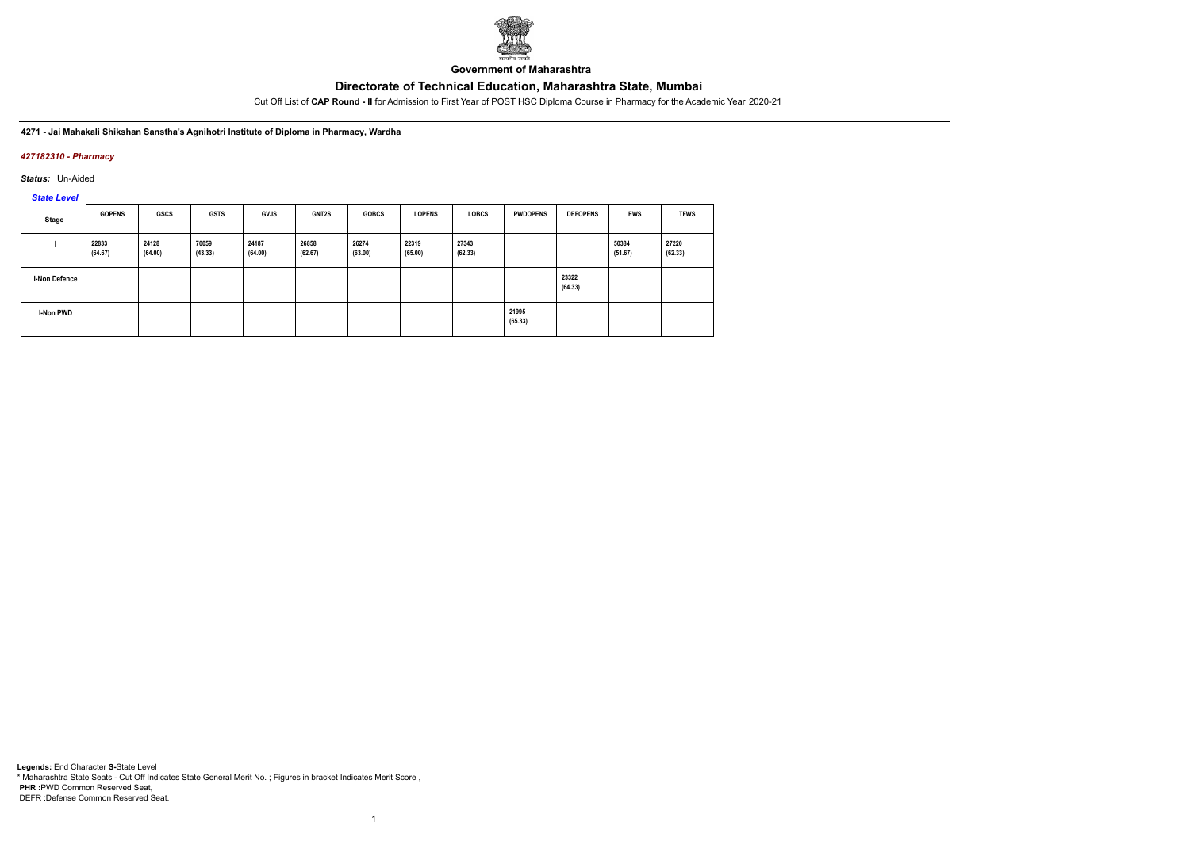Government of Maharashtra

# Directorate of Technical Education, Maharashtra State, Mumbai

Cut Off List of **CAP Round - II** for Admission to First Year of POST HSC Diploma Course in Pharmacy for the Academic Year 2020-21

**4271 - Jai Mahakali Shikshan Sanstha's Agnihotri Institute of Diploma in Pharmacy, Wardha**

***427182310 - Pharmacy***

***Status:*** Un-Aided

***State Level***

| Stage | GOPENS | GSCS | GSTS | GVJS | GNT2S | GOBCS | LOPENS | LOBCS | PWDOPENS | DEFOPENS | EWS | TFWS |
|---|---|---|---|---|---|---|---|---|---|---|---|---|
| I | 22833 (64.67) | 24128 (64.00) | 70059 (43.33) | 24187 (64.00) | 26858 (62.67) | 26274 (63.00) | 22319 (65.00) | 27343 (62.33) | | | 50384 (51.67) | 27220 (62.33) |
| I-Non Defence | | | | | | | | | | 23322 (64.33) | | |
| I-Non PWD | | | | | | | | | 21995 (65.33) | | | |

**Legends:** End Character **S-**State Level
\* Maharashtra State Seats - Cut Off Indicates State General Merit No. ; Figures in bracket Indicates Merit Score ,
**PHR :**PWD Common Reserved Seat,
DEFR :Defense Common Reserved Seat.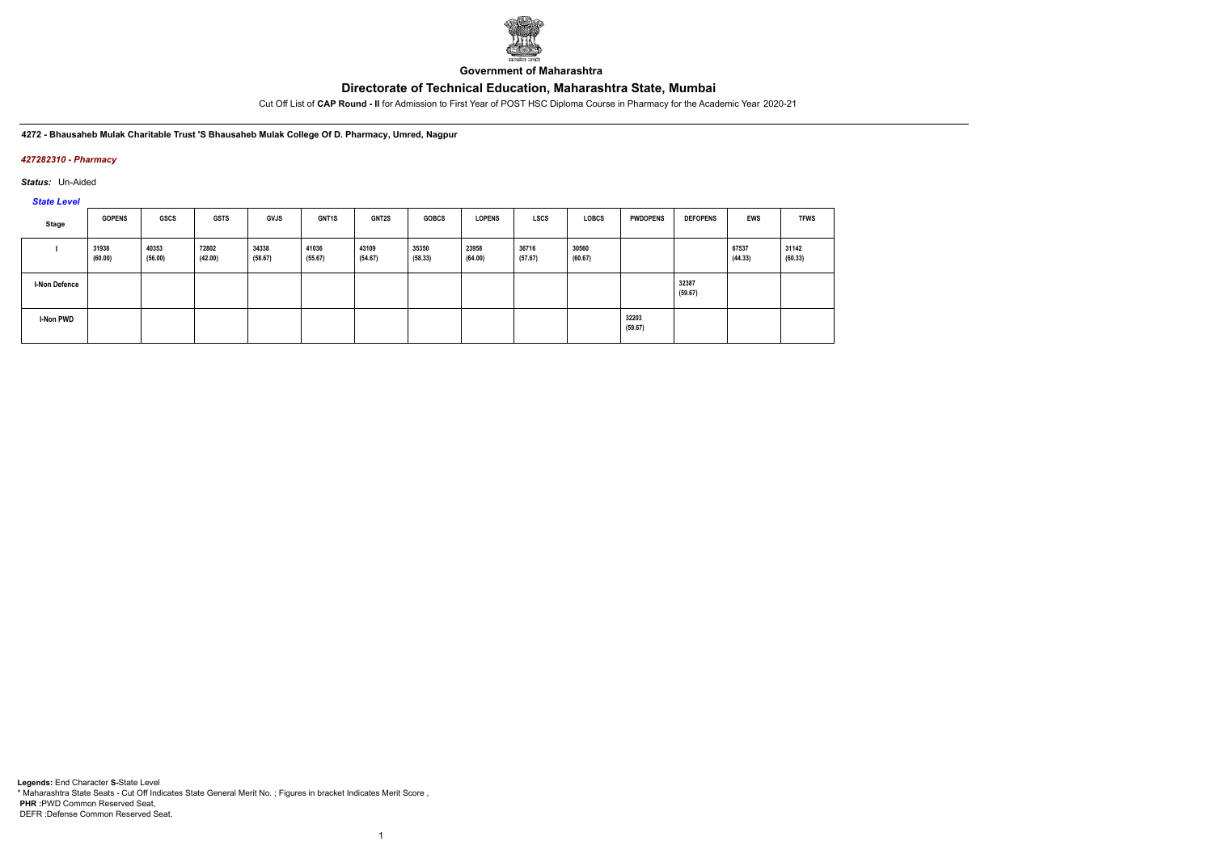**Government of Maharashtra**

# Directorate of Technical Education, Maharashtra State, Mumbai

Cut Off List of **CAP Round - II** for Admission to First Year of POST HSC Diploma Course in Pharmacy for the Academic Year 2020-21

**4272 - Bhausaheb Mulak Charitable Trust 'S Bhausaheb Mulak College Of D. Pharmacy, Umred, Nagpur**

***427282310 - Pharmacy***

***Status:*** Un-Aided

***State Level***

| Stage | GOPENS | GSCS | GSTS | GVJS | GNT1S | GNT2S | GOBCS | LOPENS | LSCS | LOBCS | PWDOPENS | DEFOPENS | EWS | TFWS |
|---|---|---|---|---|---|---|---|---|---|---|---|---|---|---|
| I | 31938 (60.00) | 40353 (56.00) | 72802 (42.00) | 34338 (58.67) | 41036 (55.67) | 43109 (54.67) | 35350 (58.33) | 23958 (64.00) | 36716 (57.67) | 30560 (60.67) | | | 67537 (44.33) | 31142 (60.33) |
| I-Non Defence | | | | | | | | | | | | 32387 (59.67) | | |
| I-Non PWD | | | | | | | | | | | 32203 (59.67) | | | |

**Legends:** End Character **S-**State Level
\* Maharashtra State Seats - Cut Off Indicates State General Merit No. ; Figures in bracket Indicates Merit Score ,
**PHR** :PWD Common Reserved Seat,
DEFR :Defense Common Reserved Seat.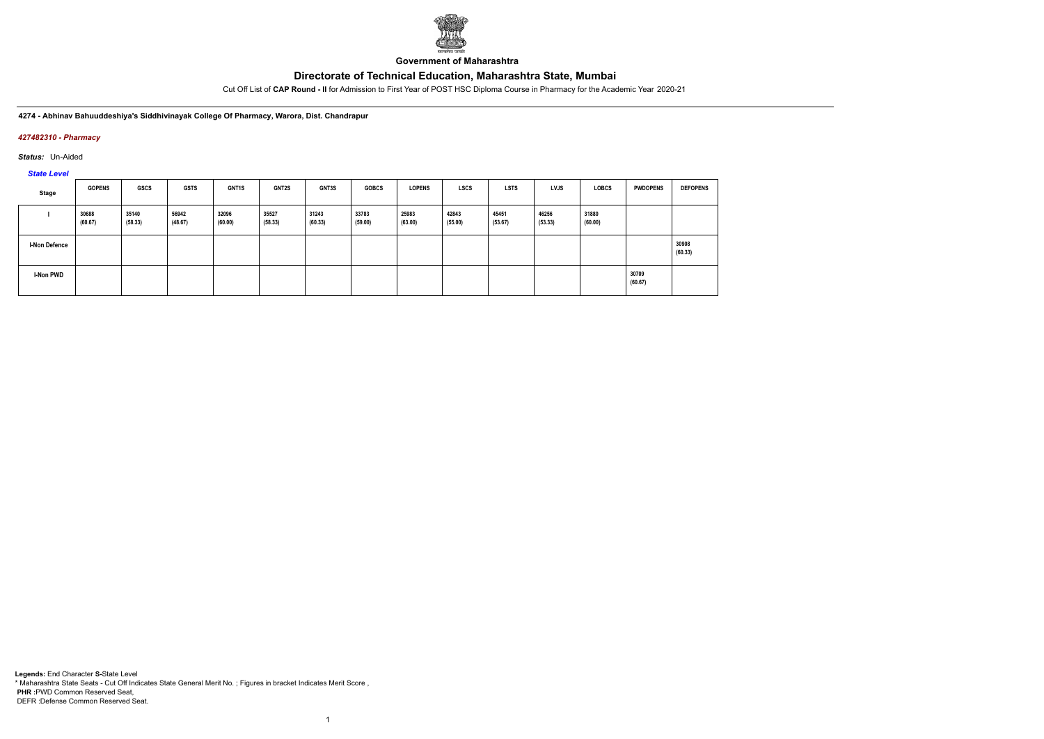**Government of Maharashtra**

# Directorate of Technical Education, Maharashtra State, Mumbai

Cut Off List of **CAP Round - II** for Admission to First Year of POST HSC Diploma Course in Pharmacy for the Academic Year 2020-21

**4274 - Abhinav Bahuuddeshiya's Siddhivinayak College Of Pharmacy, Warora, Dist. Chandrapur**

***427482310 - Pharmacy***

***Status:*** Un-Aided

***State Level***

| Stage | GOPENS | GSCS | GSTS | GNT1S | GNT2S | GNT3S | GOBCS | LOPENS | LSCS | LSTS | LVJS | LOBCS | PWDOPENS | DEFOPENS |
|---|---|---|---|---|---|---|---|---|---|---|---|---|---|---|
| I | 30688 (60.67) | 35140 (58.33) | 56942 (48.67) | 32096 (60.00) | 35527 (58.33) | 31243 (60.33) | 33783 (59.00) | 25983 (63.00) | 42843 (55.00) | 45451 (53.67) | 46256 (53.33) | 31880 (60.00) | | |
| I-Non Defence | | | | | | | | | | | | | | 30908 (60.33) |
| I-Non PWD | | | | | | | | | | | | | 30709 (60.67) | |

**Legends:** End Character **S-**State Level
* Maharashtra State Seats - Cut Off Indicates State General Merit No. ; Figures in bracket Indicates Merit Score ,
**PHR :**PWD Common Reserved Seat,
DEFR :Defense Common Reserved Seat.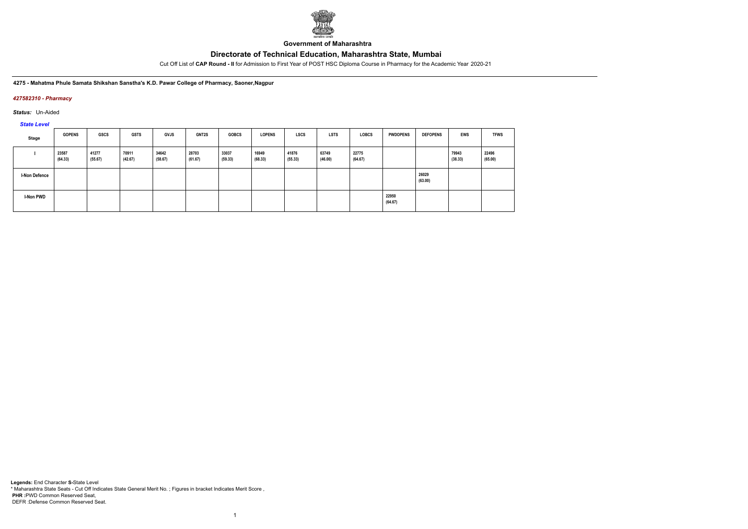Government of Maharashtra

# Directorate of Technical Education, Maharashtra State, Mumbai

Cut Off List of **CAP Round - II** for Admission to First Year of POST HSC Diploma Course in Pharmacy for the Academic Year 2020-21

**4275 - Mahatma Phule Samata Shikshan Sanstha's K.D. Pawar College of Pharmacy, Saoner,Nagpur**

*427582310 - Pharmacy*

*Status:* Un-Aided

*State Level*

| Stage | GOPENS | GSCS | GSTS | GVJS | GNT2S | GOBCS | LOPENS | LSCS | LSTS | LOBCS | PWDOPENS | DEFOPENS | EWS | TFWS |
|---|---|---|---|---|---|---|---|---|---|---|---|---|---|---|
| I | 23587 (64.33) | 41277 (55.67) | 70911 (42.67) | 34642 (58.67) | 28703 (61.67) | 33037 (59.33) | 16949 (68.33) | 41876 (55.33) | 63749 (46.00) | 22775 (64.67) | | | 79943 (38.33) | 22496 (65.00) |
| I-Non Defence | | | | | | | | | | | | 26029 (63.00) | | |
| I-Non PWD | | | | | | | | | | | 22950 (64.67) | | | |

**Legends:** End Character **S-**State Level
* Maharashtra State Seats - Cut Off Indicates State General Merit No. ; Figures in bracket Indicates Merit Score ,
**PHR :**PWD Common Reserved Seat,
DEFR :Defense Common Reserved Seat.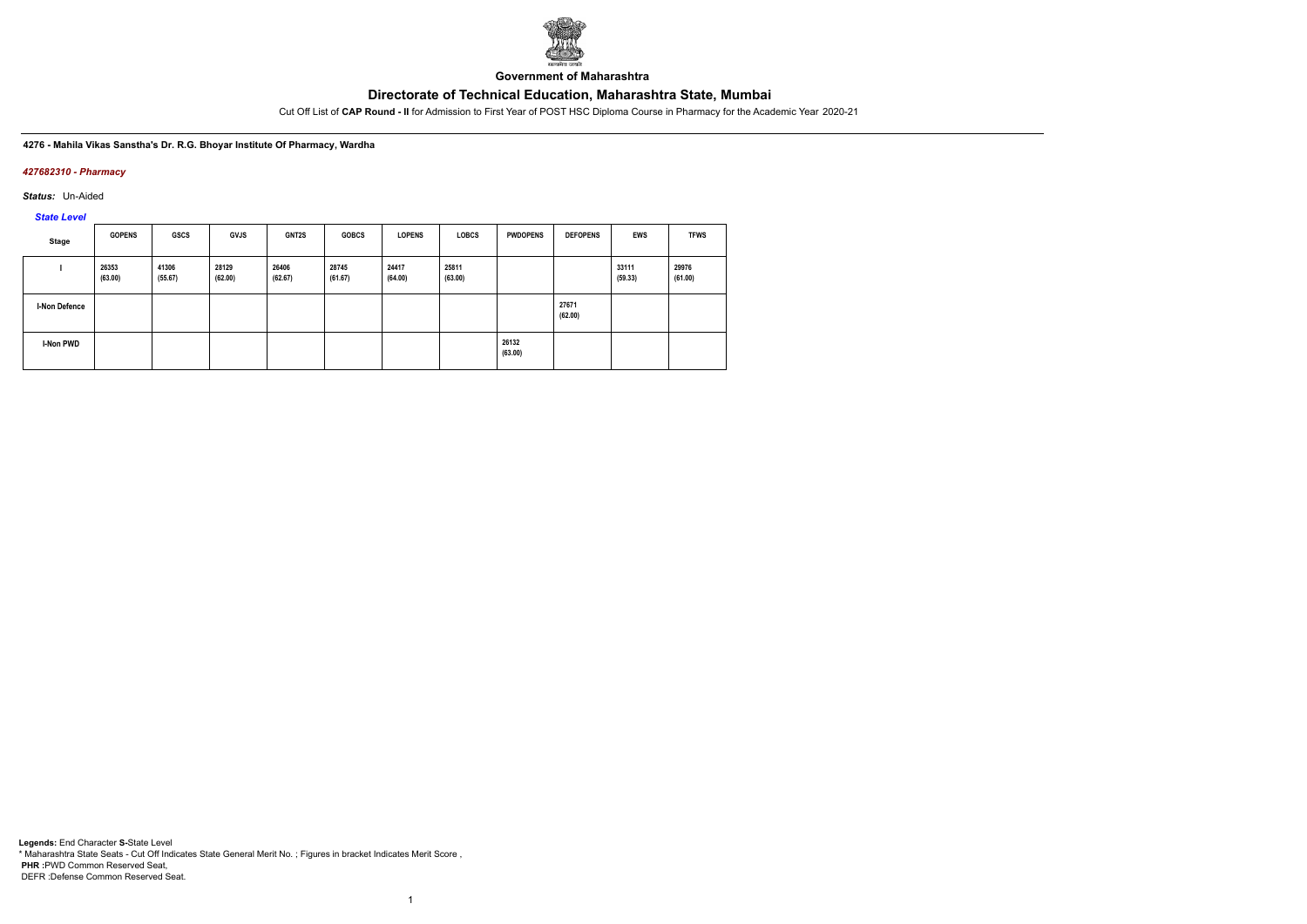Government of Maharashtra

# Directorate of Technical Education, Maharashtra State, Mumbai

Cut Off List of **CAP Round - II** for Admission to First Year of POST HSC Diploma Course in Pharmacy for the Academic Year 2020-21

**4276 - Mahila Vikas Sanstha's Dr. R.G. Bhoyar Institute Of Pharmacy, Wardha**

*427682310 - Pharmacy*

***Status:*** Un-Aided

*State Level*

| Stage | GOPENS | GSCS | GVJS | GNT2S | GOBCS | LOPENS | LOBCS | PWDOPENS | DEFOPENS | EWS | TFWS |
|---|---|---|---|---|---|---|---|---|---|---|---|
| I | 26353 (63.00) | 41306 (55.67) | 28129 (62.00) | 26406 (62.67) | 28745 (61.67) | 24417 (64.00) | 25811 (63.00) | | | 33111 (59.33) | 29976 (61.00) |
| I-Non Defence | | | | | | | | | 27671 (62.00) | | |
| I-Non PWD | | | | | | | | 26132 (63.00) | | | |

**Legends:** End Character **S-**State Level
* Maharashtra State Seats - Cut Off Indicates State General Merit No. ; Figures in bracket Indicates Merit Score ,
**PHR :**PWD Common Reserved Seat,
DEFR :Defense Common Reserved Seat.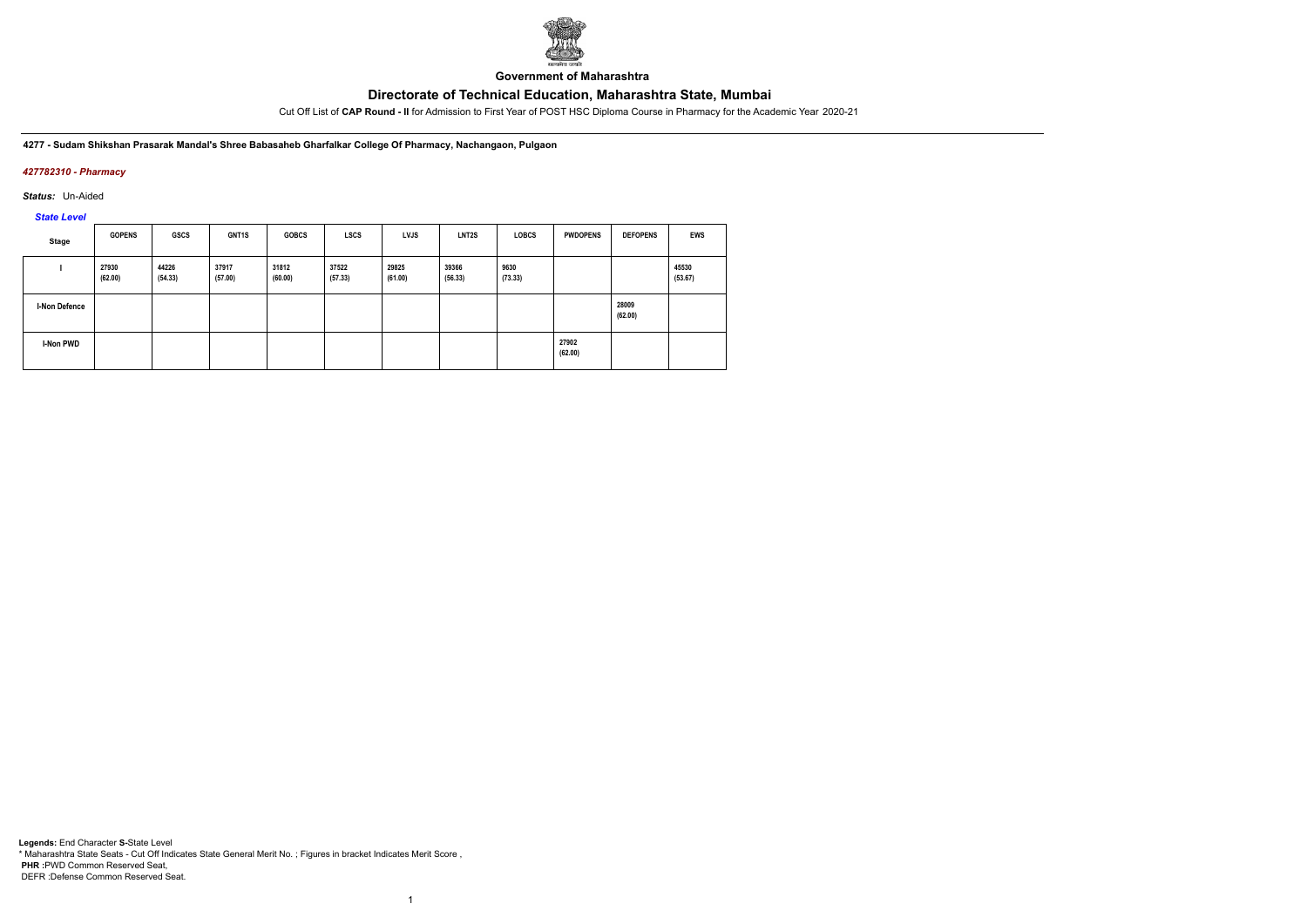**Government of Maharashtra**

# Directorate of Technical Education, Maharashtra State, Mumbai

Cut Off List of **CAP Round - II** for Admission to First Year of POST HSC Diploma Course in Pharmacy for the Academic Year 2020-21

**4277 - Sudam Shikshan Prasarak Mandal's Shree Babasaheb Gharfalkar College Of Pharmacy, Nachangaon, Pulgaon**

*427782310 - Pharmacy*

***Status:*** Un-Aided

*State Level*

| Stage | GOPENS | GSCS | GNT1S | GOBCS | LSCS | LVJS | LNT2S | LOBCS | PWDOPENS | DEFOPENS | EWS |
|---|---|---|---|---|---|---|---|---|---|---|---|
| I | 27930 (62.00) | 44226 (54.33) | 37917 (57.00) | 31812 (60.00) | 37522 (57.33) | 29825 (61.00) | 39366 (56.33) | 9630 (73.33) | | | 45530 (53.67) |
| I-Non Defence | | | | | | | | | | 28009 (62.00) | |
| I-Non PWD | | | | | | | | | 27902 (62.00) | | |

**Legends:** End Character **S-**State Level
* Maharashtra State Seats - Cut Off Indicates State General Merit No. ; Figures in bracket Indicates Merit Score ,
**PHR :**PWD Common Reserved Seat,
DEFR :Defense Common Reserved Seat.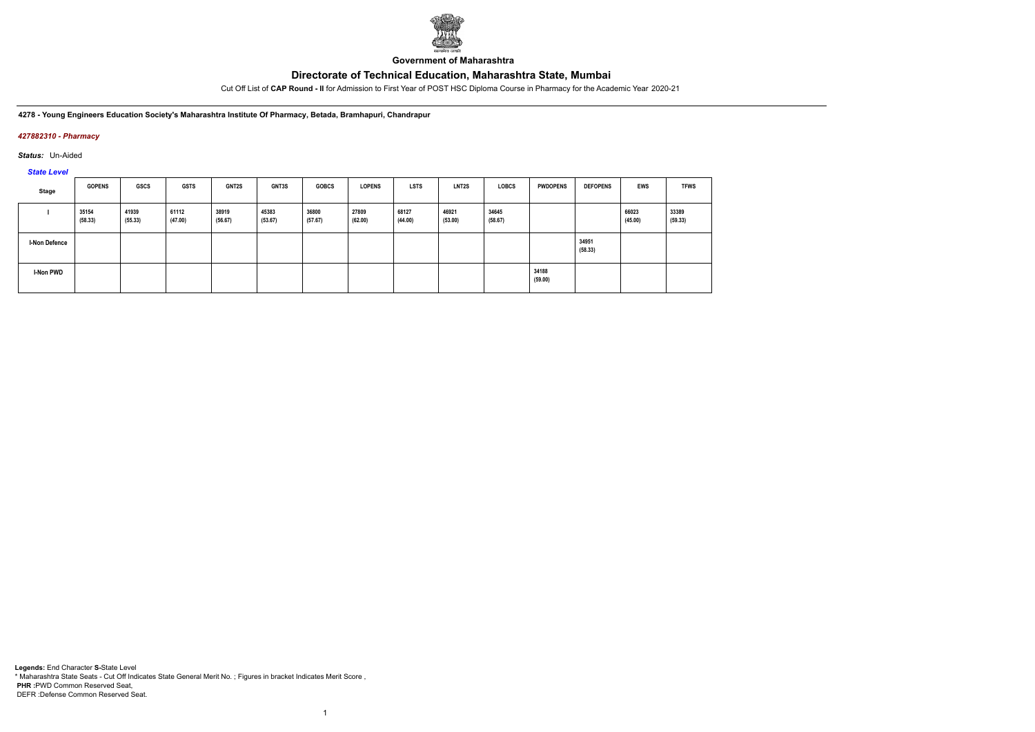Government of Maharashtra

# Directorate of Technical Education, Maharashtra State, Mumbai

Cut Off List of **CAP Round - II** for Admission to First Year of POST HSC Diploma Course in Pharmacy for the Academic Year 2020-21

**4278 - Young Engineers Education Society's Maharashtra Institute Of Pharmacy, Betada, Bramhapuri, Chandrapur**

***427882310 - Pharmacy***

***Status:*** Un-Aided

***State Level***

| Stage | GOPENS | GSCS | GSTS | GNT2S | GNT3S | GOBCS | LOPENS | LSTS | LNT2S | LOBCS | PWDOPENS | DEFOPENS | EWS | TFWS |
|---|---|---|---|---|---|---|---|---|---|---|---|---|---|---|
| I | 35154 (58.33) | 41939 (55.33) | 61112 (47.00) | 38919 (56.67) | 45383 (53.67) | 36800 (57.67) | 27809 (62.00) | 68127 (44.00) | 46921 (53.00) | 34645 (58.67) | | | 66023 (45.00) | 33389 (59.33) |
| I-Non Defence | | | | | | | | | | | | 34951 (58.33) | | |
| I-Non PWD | | | | | | | | | | | 34188 (59.00) | | | |

**Legends:** End Character **S-**State Level
\* Maharashtra State Seats - Cut Off Indicates State General Merit No. ; Figures in bracket Indicates Merit Score ,
**PHR** :PWD Common Reserved Seat,
DEFR :Defense Common Reserved Seat.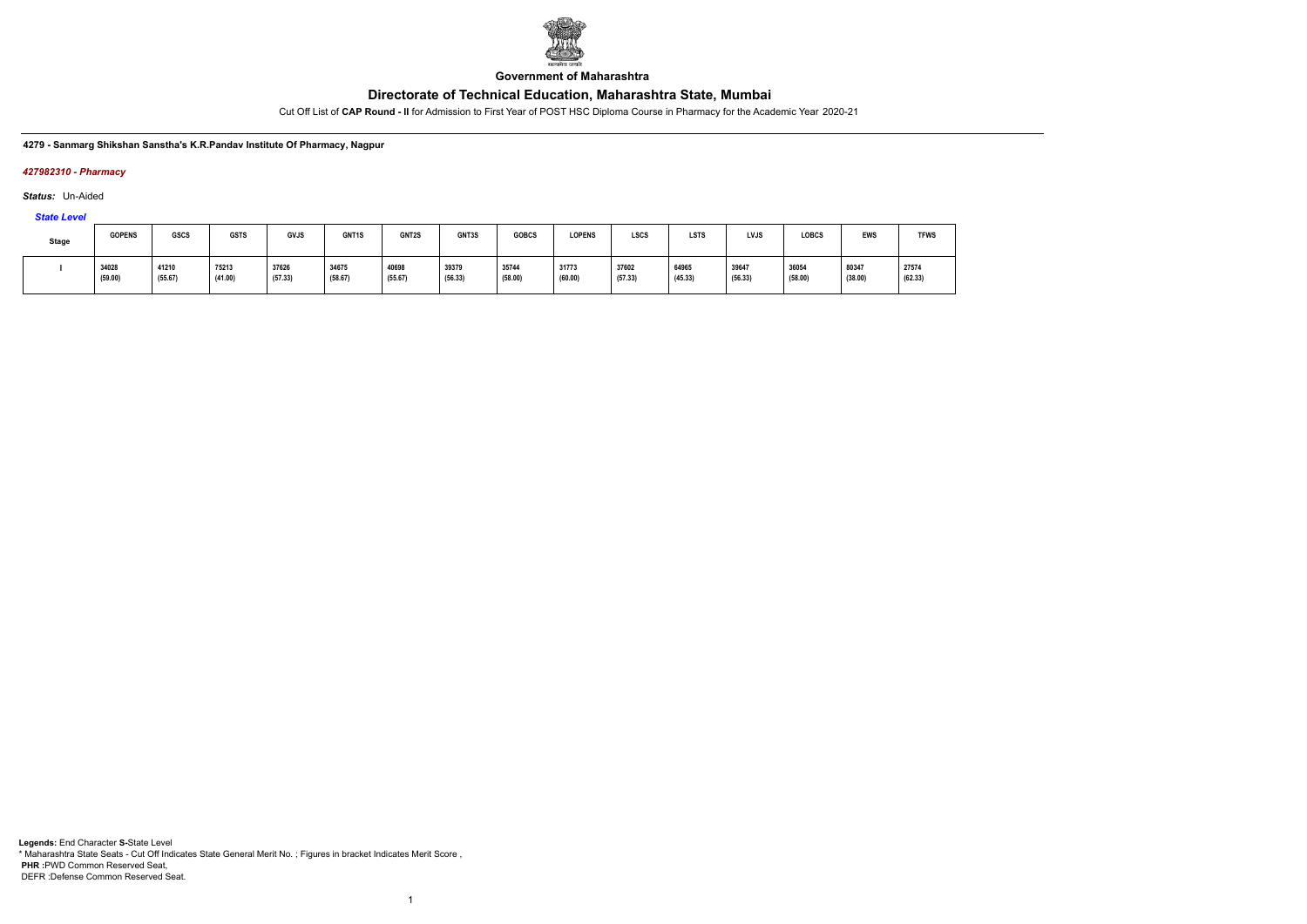**Government of Maharashtra**

# Directorate of Technical Education, Maharashtra State, Mumbai

Cut Off List of **CAP Round - II** for Admission to First Year of POST HSC Diploma Course in Pharmacy for the Academic Year 2020-21

**4279 - Sanmarg Shikshan Sanstha's K.R.Pandav Institute Of Pharmacy, Nagpur**

***427982310 - Pharmacy***

***Status:*** Un-Aided

***State Level***

| Stage | GOPENS | GSCS | GSTS | GVJS | GNT1S | GNT2S | GNT3S | GOBCS | LOPENS | LSCS | LSTS | LVJS | LOBCS | EWS | TFWS |
|---|---|---|---|---|---|---|---|---|---|---|---|---|---|---|---|
| I | 34028 (59.00) | 41210 (55.67) | 75213 (41.00) | 37626 (57.33) | 34675 (58.67) | 40698 (55.67) | 39379 (56.33) | 35744 (58.00) | 31773 (60.00) | 37602 (57.33) | 64965 (45.33) | 39647 (56.33) | 36054 (58.00) | 80347 (38.00) | 27574 (62.33) |

**Legends:** End Character **S-**State Level
* Maharashtra State Seats - Cut Off Indicates State General Merit No. ; Figures in bracket Indicates Merit Score ,
**PHR :**PWD Common Reserved Seat,
DEFR :Defense Common Reserved Seat.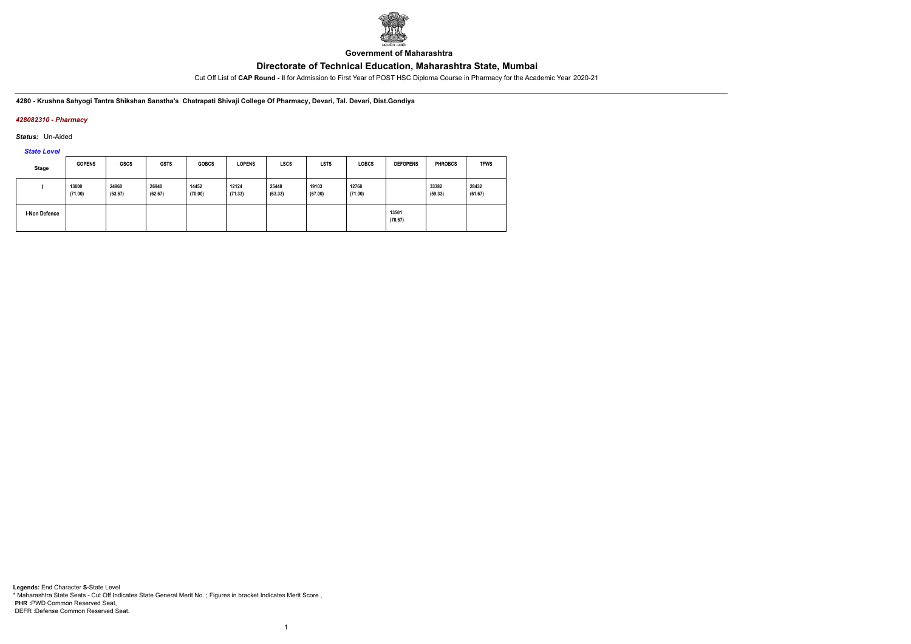**Government of Maharashtra**

# Directorate of Technical Education, Maharashtra State, Mumbai

Cut Off List of **CAP Round - II** for Admission to First Year of POST HSC Diploma Course in Pharmacy for the Academic Year 2020-21

**4280 - Krushna Sahyogi Tantra Shikshan Sanstha's Chatrapati Shivaji College Of Pharmacy, Devari, Tal. Devari, Dist.Gondiya**

*428082310 - Pharmacy*

***Status:*** Un-Aided

*State Level*

| Stage | GOPENS | GSCS | GSTS | GOBCS | LOPENS | LSCS | LSTS | LOBCS | DEFOPENS | PHROBCS | TFWS |
|---|---|---|---|---|---|---|---|---|---|---|---|
| I | 13000 (71.00) | 24960 (63.67) | 26940 (62.67) | 14452 (70.00) | 12124 (71.33) | 25448 (63.33) | 19103 (67.00) | 12768 (71.00) | | 33382 (59.33) | 28432 (61.67) |
| I-Non Defence | | | | | | | | | 13501 (70.67) | | |

**Legends:** End Character **S-**State Level
* Maharashtra State Seats - Cut Off Indicates State General Merit No. ; Figures in bracket Indicates Merit Score ,
**PHR :**PWD Common Reserved Seat,
DEFR :Defense Common Reserved Seat.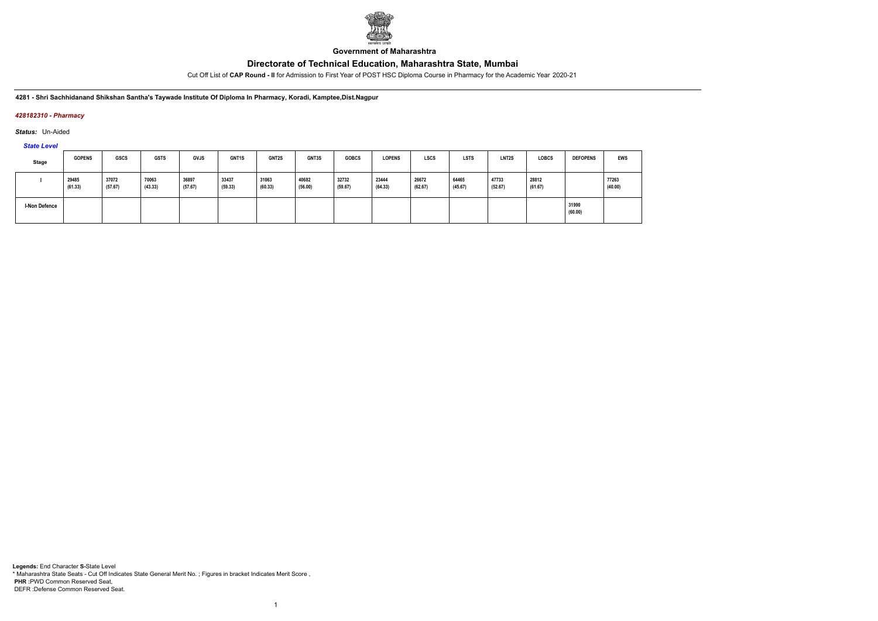**Government of Maharashtra**

## Directorate of Technical Education, Maharashtra State, Mumbai

Cut Off List of **CAP Round - II** for Admission to First Year of POST HSC Diploma Course in Pharmacy for the Academic Year 2020-21

**4281 - Shri Sachhidanand Shikshan Santha's Taywade Institute Of Diploma In Pharmacy, Koradi, Kamptee,Dist.Nagpur**

*428182310 - Pharmacy*

***Status:*** Un-Aided

*State Level*

| Stage | GOPENS | GSCS | GSTS | GVJS | GNT1S | GNT2S | GNT3S | GOBCS | LOPENS | LSCS | LSTS | LNT2S | LOBCS | DEFOPENS | EWS |
|---|---|---|---|---|---|---|---|---|---|---|---|---|---|---|---|
| I | 29485 (61.33) | 37072 (57.67) | 70063 (43.33) | 36897 (57.67) | 33437 (59.33) | 31063 (60.33) | 40682 (56.00) | 32732 (59.67) | 23444 (64.33) | 26672 (62.67) | 64465 (45.67) | 47733 (52.67) | 28812 (61.67) | | 77263 (40.00) |
| I-Non Defence | | | | | | | | | | | | | | 31990 (60.00) | |

**Legends:** End Character **S-**State Level
* Maharashtra State Seats - Cut Off Indicates State General Merit No. ; Figures in bracket Indicates Merit Score ,
**PHR :**PWD Common Reserved Seat,
DEFR :Defense Common Reserved Seat.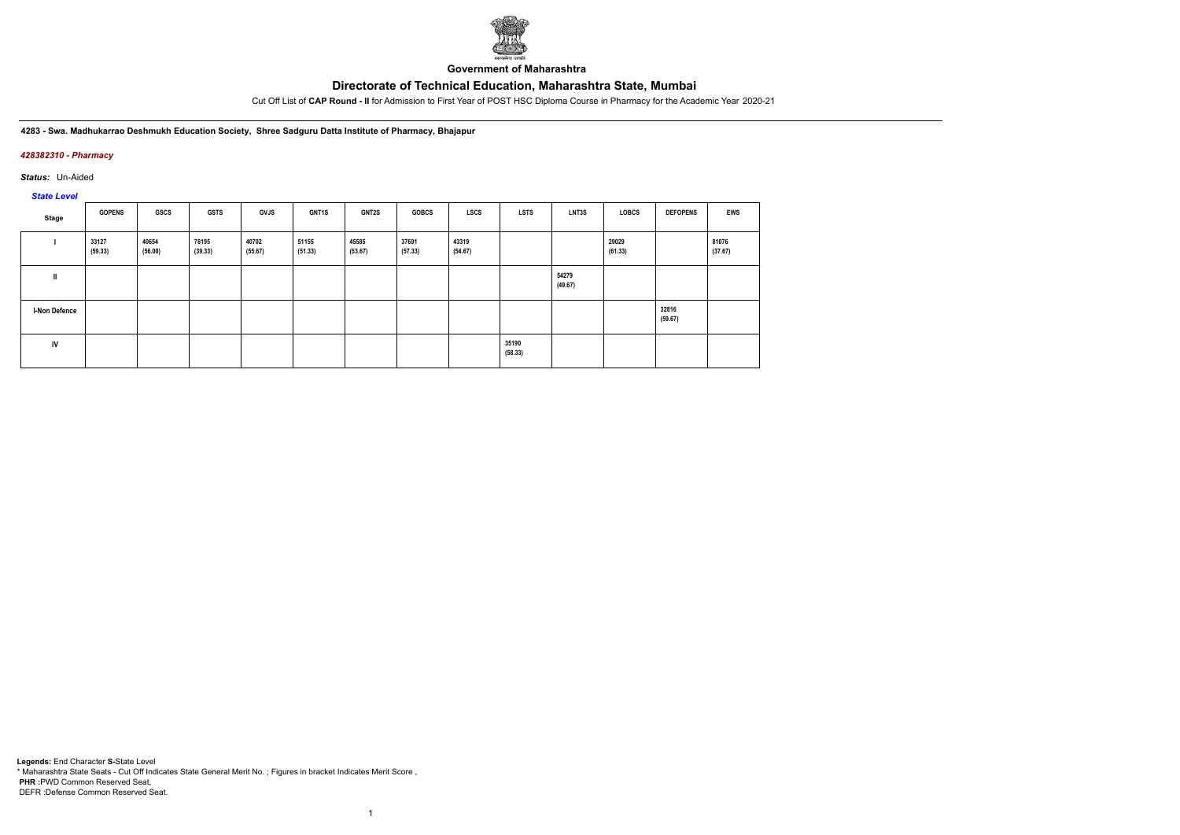**Government of Maharashtra**

# Directorate of Technical Education, Maharashtra State, Mumbai

Cut Off List of **CAP Round - II** for Admission to First Year of POST HSC Diploma Course in Pharmacy for the Academic Year 2020-21

**4283 - Swa. Madhukarrao Deshmukh Education Society, Shree Sadguru Datta Institute of Pharmacy, Bhajapur**

*428382310 - Pharmacy*

*Status:* Un-Aided

*State Level*

| Stage | GOPENS | GSCS | GSTS | GVJS | GNT1S | GNT2S | GOBCS | LSCS | LSTS | LNT3S | LOBCS | DEFOPENS | EWS |
|---|---|---|---|---|---|---|---|---|---|---|---|---|---|
| I | 33127 (59.33) | 40654 (56.00) | 78195 (39.33) | 40702 (55.67) | 51155 (51.33) | 45585 (53.67) | 37691 (57.33) | 43319 (54.67) | | | 29029 (61.33) | | 81076 (37.67) |
| II | | | | | | | | | | 54279 (49.67) | | | |
| I-Non Defence | | | | | | | | | | | | 32816 (59.67) | |
| IV | | | | | | | | | 35190 (58.33) | | | | |

**Legends:** End Character **S-**State Level
* Maharashtra State Seats - Cut Off Indicates State General Merit No. ; Figures in bracket Indicates Merit Score ,
**PHR** :PWD Common Reserved Seat,
DEFR :Defense Common Reserved Seat.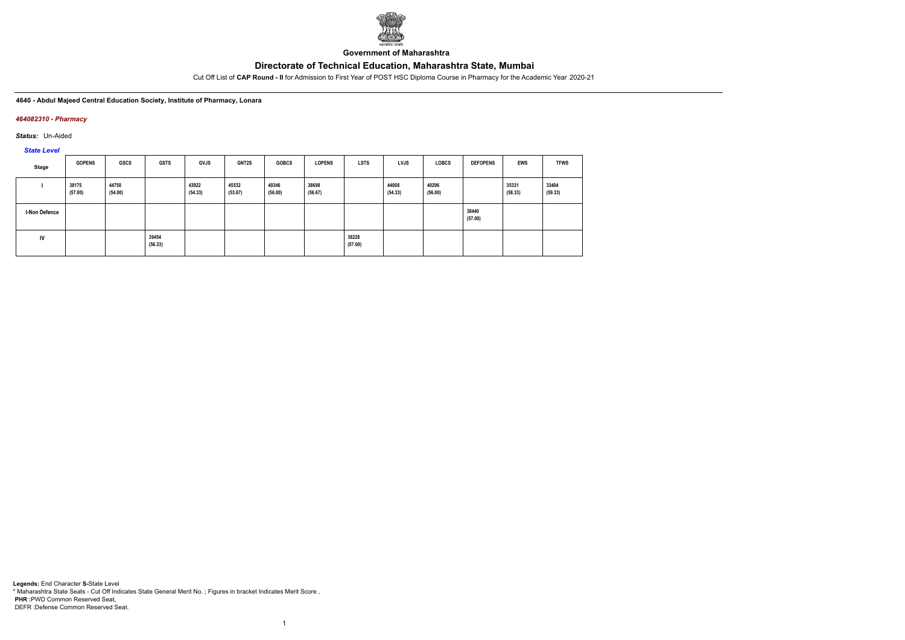**Government of Maharashtra**

# Directorate of Technical Education, Maharashtra State, Mumbai

Cut Off List of **CAP Round - II** for Admission to First Year of POST HSC Diploma Course in Pharmacy for the Academic Year 2020-21

**4640 - Abdul Majeed Central Education Society, Institute of Pharmacy, Lonara**

***464082310 - Pharmacy***

***Status:*** Un-Aided

***State Level***

| Stage | GOPENS | GSCS | GSTS | GVJS | GNT2S | GOBCS | LOPENS | LSTS | LVJS | LOBCS | DEFOPENS | EWS | TFWS |
|---|---|---|---|---|---|---|---|---|---|---|---|---|---|
| I | 38175 (57.00) | 44750 (54.00) | | 43922 (54.33) | 45532 (53.67) | 40346 (56.00) | 38698 (56.67) | | 44008 (54.33) | 40296 (56.00) | | 35331 (58.33) | 33404 (59.33) |
| I-Non Defence | | | | | | | | | | | 38440 (57.00) | | |
| IV | | | 39454 (56.33) | | | | | 38228 (57.00) | | | | | |

**Legends:** End Character **S-**State Level
\* Maharashtra State Seats - Cut Off Indicates State General Merit No. ; Figures in bracket Indicates Merit Score ,
**PHR :**PWD Common Reserved Seat,
DEFR :Defense Common Reserved Seat.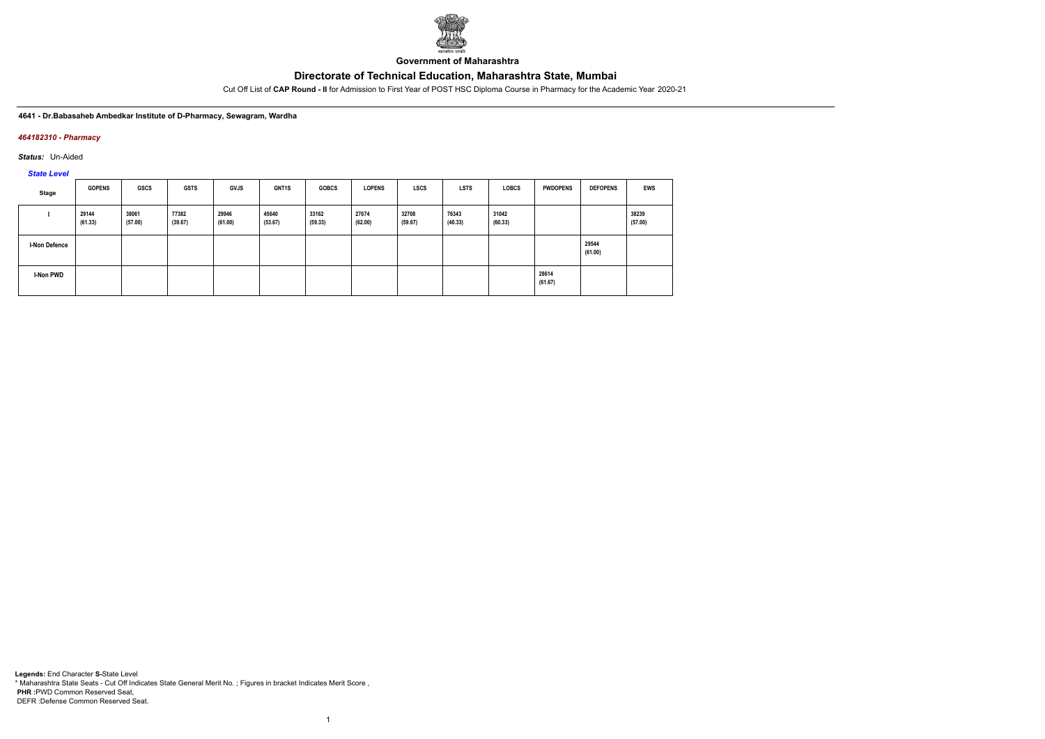Government of Maharashtra

# Directorate of Technical Education, Maharashtra State, Mumbai

Cut Off List of **CAP Round - II** for Admission to First Year of POST HSC Diploma Course in Pharmacy for the Academic Year 2020-21

**4641 - Dr.Babasaheb Ambedkar Institute of D-Pharmacy, Sewagram, Wardha**

***464182310 - Pharmacy***

***Status:*** Un-Aided

***State Level***

| Stage | GOPENS | GSCS | GSTS | GVJS | GNT1S | GOBCS | LOPENS | LSCS | LSTS | LOBCS | PWDOPENS | DEFOPENS | EWS |
|---|---|---|---|---|---|---|---|---|---|---|---|---|---|
| I | 29144 (61.33) | 38061 (57.00) | 77382 (39.67) | 29946 (61.00) | 45640 (53.67) | 33162 (59.33) | 27674 (62.00) | 32708 (59.67) | 76343 (40.33) | 31042 (60.33) | | | 38239 (57.00) |
| I-Non Defence | | | | | | | | | | | | 29544 (61.00) | |
| I-Non PWD | | | | | | | | | | | 28614 (61.67) | | |

**Legends:** End Character **S-**State Level
\* Maharashtra State Seats - Cut Off Indicates State General Merit No. ; Figures in bracket Indicates Merit Score ,
**PHR :**PWD Common Reserved Seat,
DEFR :Defense Common Reserved Seat.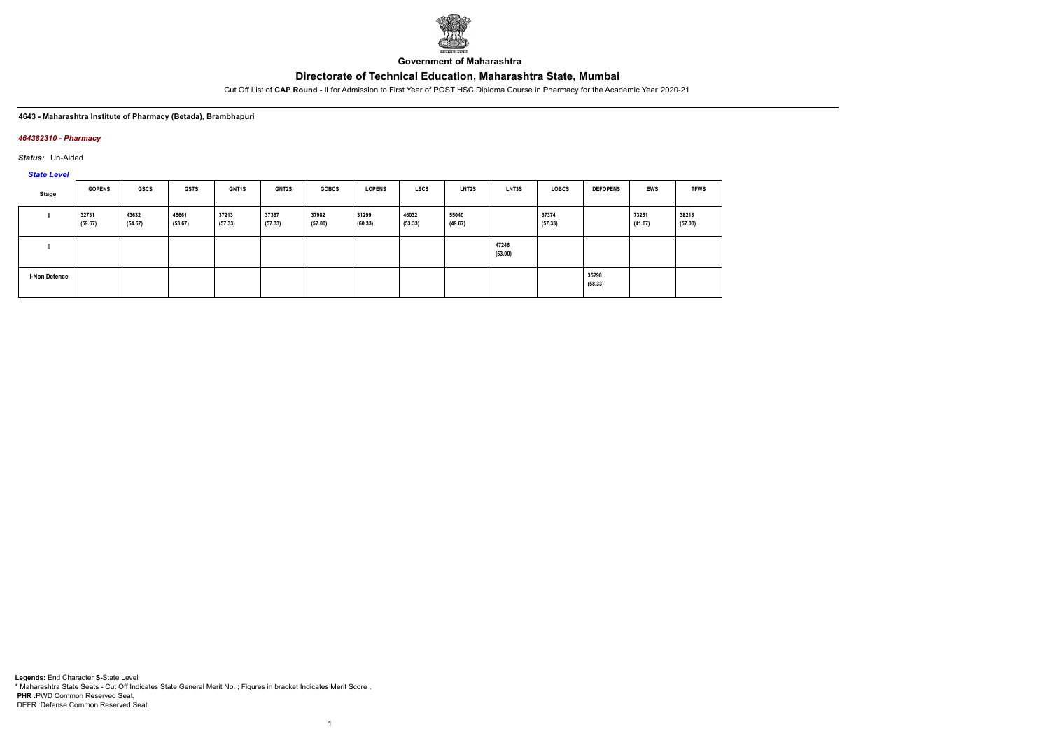**Government of Maharashtra**

# Directorate of Technical Education, Maharashtra State, Mumbai

Cut Off List of **CAP Round - II** for Admission to First Year of POST HSC Diploma Course in Pharmacy for the Academic Year 2020-21

**4643 - Maharashtra Institute of Pharmacy (Betada), Brambhapuri**

***464382310 - Pharmacy***

***Status:*** Un-Aided

***State Level***

| Stage | GOPENS | GSCS | GSTS | GNT1S | GNT2S | GOBCS | LOPENS | LSCS | LNT2S | LNT3S | LOBCS | DEFOPENS | EWS | TFWS |
|---|---|---|---|---|---|---|---|---|---|---|---|---|---|---|
| I | 32731 (59.67) | 43632 (54.67) | 45661 (53.67) | 37213 (57.33) | 37367 (57.33) | 37982 (57.00) | 31299 (60.33) | 46032 (53.33) | 55040 (49.67) | | 37374 (57.33) | | 73251 (41.67) | 38213 (57.00) |
| II | | | | | | | | | | 47246 (53.00) | | | | |
| I-Non Defence | | | | | | | | | | | | 35298 (58.33) | | |

**Legends:** End Character **S-**State Level
\* Maharashtra State Seats - Cut Off Indicates State General Merit No. ; Figures in bracket Indicates Merit Score ,
**PHR :**PWD Common Reserved Seat,
DEFR :Defense Common Reserved Seat.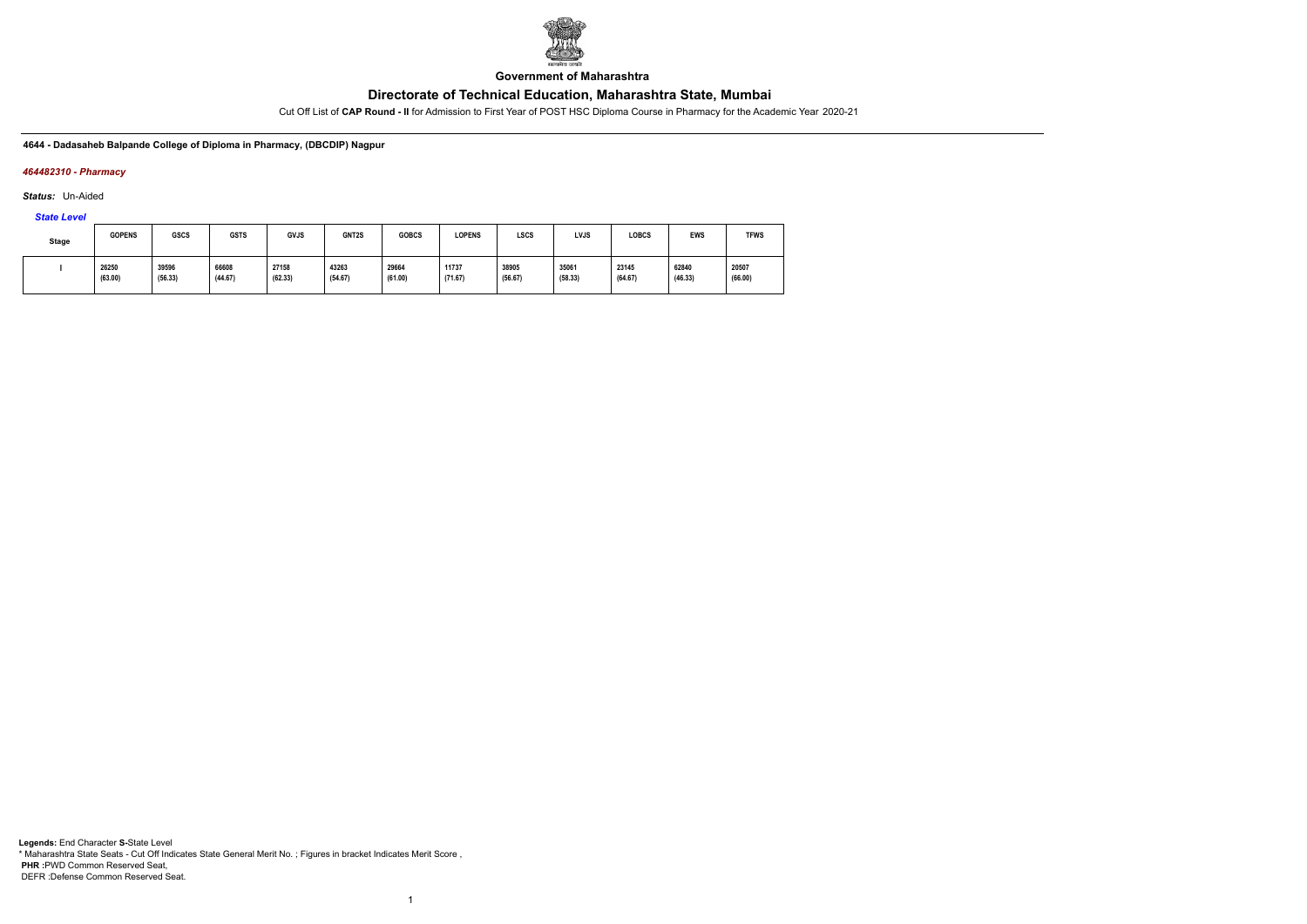**Government of Maharashtra**

# Directorate of Technical Education, Maharashtra State, Mumbai

Cut Off List of **CAP Round - II** for Admission to First Year of POST HSC Diploma Course in Pharmacy for the Academic Year 2020-21

**4644 - Dadasaheb Balpande College of Diploma in Pharmacy, (DBCDIP) Nagpur**

***464482310 - Pharmacy***

***Status:*** Un-Aided

***State Level***

| Stage | GOPENS | GSCS | GSTS | GVJS | GNT2S | GOBCS | LOPENS | LSCS | LVJS | LOBCS | EWS | TFWS |
|---|---|---|---|---|---|---|---|---|---|---|---|---|
| I | 26250<br>(63.00) | 39596<br>(56.33) | 66608<br>(44.67) | 27158<br>(62.33) | 43263<br>(54.67) | 29664<br>(61.00) | 11737<br>(71.67) | 38905<br>(56.67) | 35061<br>(58.33) | 23145<br>(64.67) | 62840<br>(46.33) | 20507<br>(66.00) |

**Legends:** End Character **S-**State Level
* Maharashtra State Seats - Cut Off Indicates State General Merit No. ; Figures in bracket Indicates Merit Score ,
**PHR :**PWD Common Reserved Seat,
DEFR :Defense Common Reserved Seat.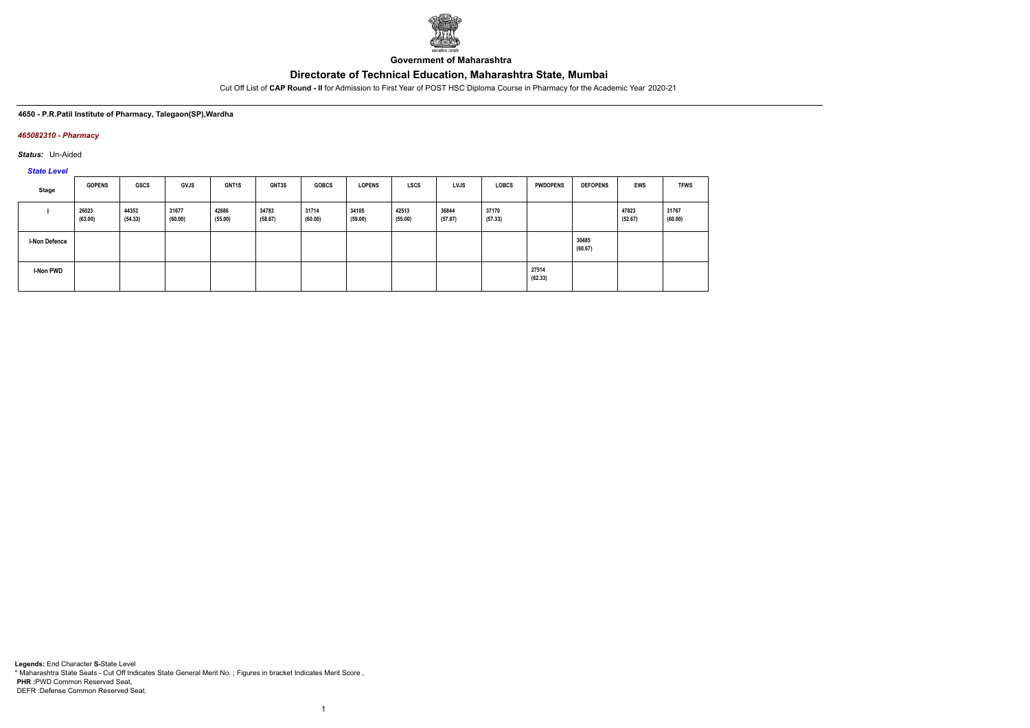Government of Maharashtra

# Directorate of Technical Education, Maharashtra State, Mumbai

Cut Off List of **CAP Round - II** for Admission to First Year of POST HSC Diploma Course in Pharmacy for the Academic Year 2020-21

**4650 - P.R.Patil Institute of Pharmacy, Talegaon(SP),Wardha**

***465082310 - Pharmacy***

***Status:*** Un-Aided

***State Level***

| Stage | GOPENS | GSCS | GVJS | GNT1S | GNT3S | GOBCS | LOPENS | LSCS | LVJS | LOBCS | PWDOPENS | DEFOPENS | EWS | TFWS |
|---|---|---|---|---|---|---|---|---|---|---|---|---|---|---|
| I | 26023 (63.00) | 44353 (54.33) | 31677 (60.00) | 42686 (55.00) | 34783 (58.67) | 31714 (60.00) | 34105 (59.00) | 42513 (55.00) | 36844 (57.67) | 37170 (57.33) | | | 47823 (52.67) | 31767 (60.00) |
| I-Non Defence | | | | | | | | | | | | 30485 (60.67) | | |
| I-Non PWD | | | | | | | | | | | 27514 (62.33) | | | |

**Legends:** End Character **S-**State Level
* Maharashtra State Seats - Cut Off Indicates State General Merit No. ; Figures in bracket Indicates Merit Score ,
**PHR :**PWD Common Reserved Seat,
DEFR :Defense Common Reserved Seat.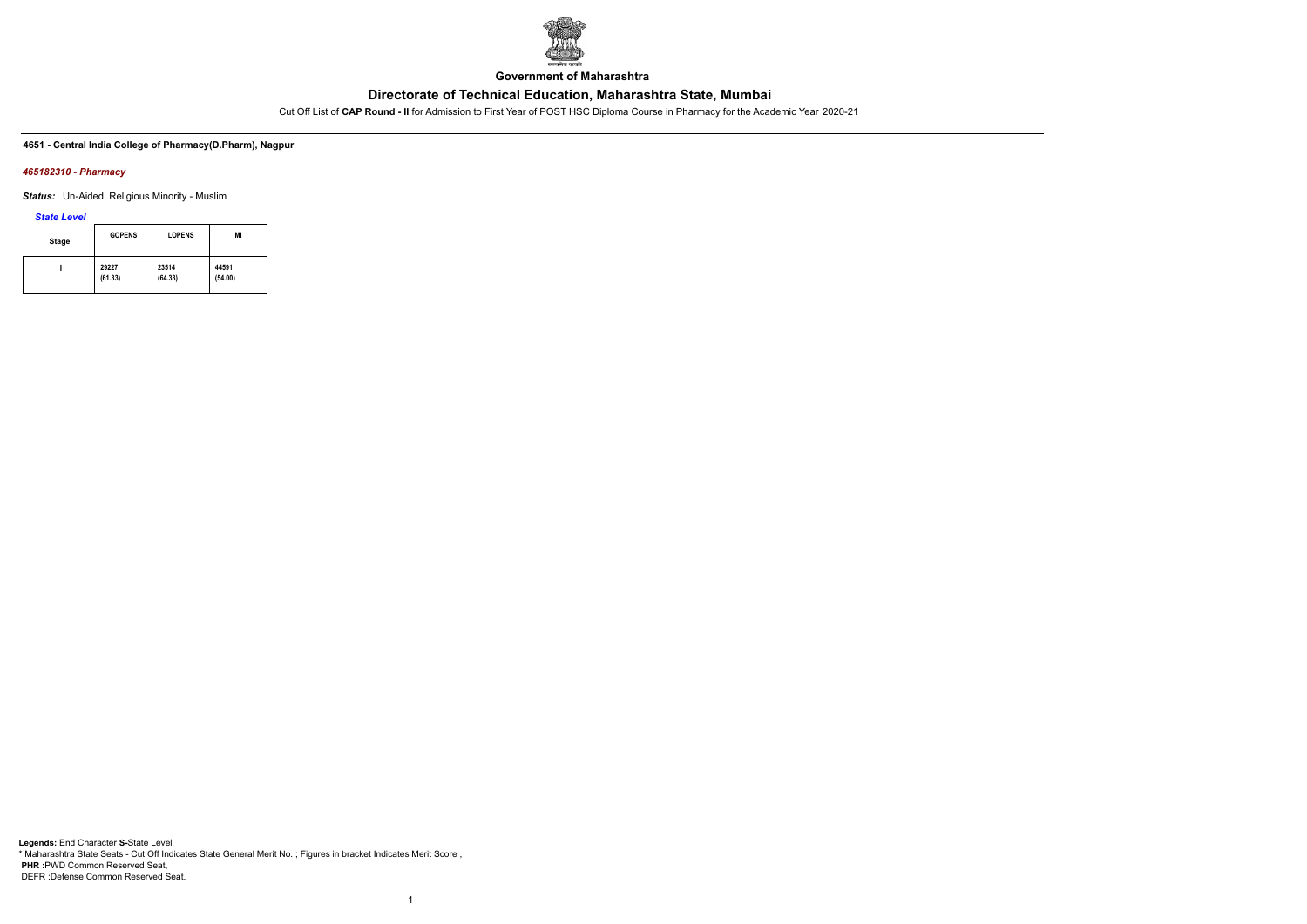Government of Maharashtra

# Directorate of Technical Education, Maharashtra State, Mumbai

Cut Off List of **CAP Round - II** for Admission to First Year of POST HSC Diploma Course in Pharmacy for the Academic Year 2020-21

**4651 - Central India College of Pharmacy(D.Pharm), Nagpur**

***465182310 - Pharmacy***

***Status:*** Un-Aided Religious Minority - Muslim

***State Level***

| Stage | GOPENS | LOPENS | MI |
|---|---|---|---|
| I | 29227 (61.33) | 23514 (64.33) | 44591 (54.00) |

**Legends:** End Character **S-**State Level
* Maharashtra State Seats - Cut Off Indicates State General Merit No. ; Figures in bracket Indicates Merit Score ,
**PHR :**PWD Common Reserved Seat,
DEFR :Defense Common Reserved Seat.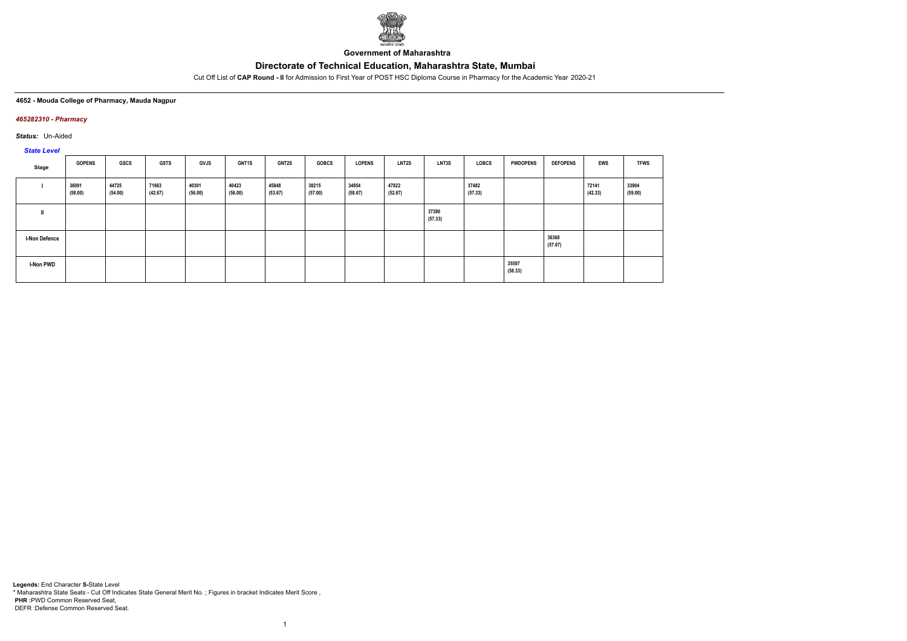**Government of Maharashtra**

# Directorate of Technical Education, Maharashtra State, Mumbai

Cut Off List of **CAP Round - II** for Admission to First Year of POST HSC Diploma Course in Pharmacy for the Academic Year 2020-21

**4652 - Mouda College of Pharmacy, Mauda Nagpur**

***465282310 - Pharmacy***

***Status:*** Un-Aided

***State Level***

| Stage | GOPENS | GSCS | GSTS | GVJS | GNT1S | GNT2S | GOBCS | LOPENS | LNT2S | LNT3S | LOBCS | PWDOPENS | DEFOPENS | EWS | TFWS |
|---|---|---|---|---|---|---|---|---|---|---|---|---|---|---|---|
| I | 36091 (58.00) | 44725 (54.00) | 71663 (42.67) | 40301 (56.00) | 40423 (56.00) | 45848 (53.67) | 38215 (57.00) | 34854 (58.67) | 47822 (52.67) | | 37482 (57.33) | | | 72141 (42.33) | 33904 (59.00) |
| II | | | | | | | | | | 37390 (57.33) | | | | | |
| I-Non Defence | | | | | | | | | | | | | 36368 (57.67) | | |
| I-Non PWD | | | | | | | | | | | | 35597 (58.33) | | | |

**Legends:** End Character **S-**State Level
\* Maharashtra State Seats - Cut Off Indicates State General Merit No. ; Figures in bracket Indicates Merit Score ,
**PHR :**PWD Common Reserved Seat,
DEFR :Defense Common Reserved Seat.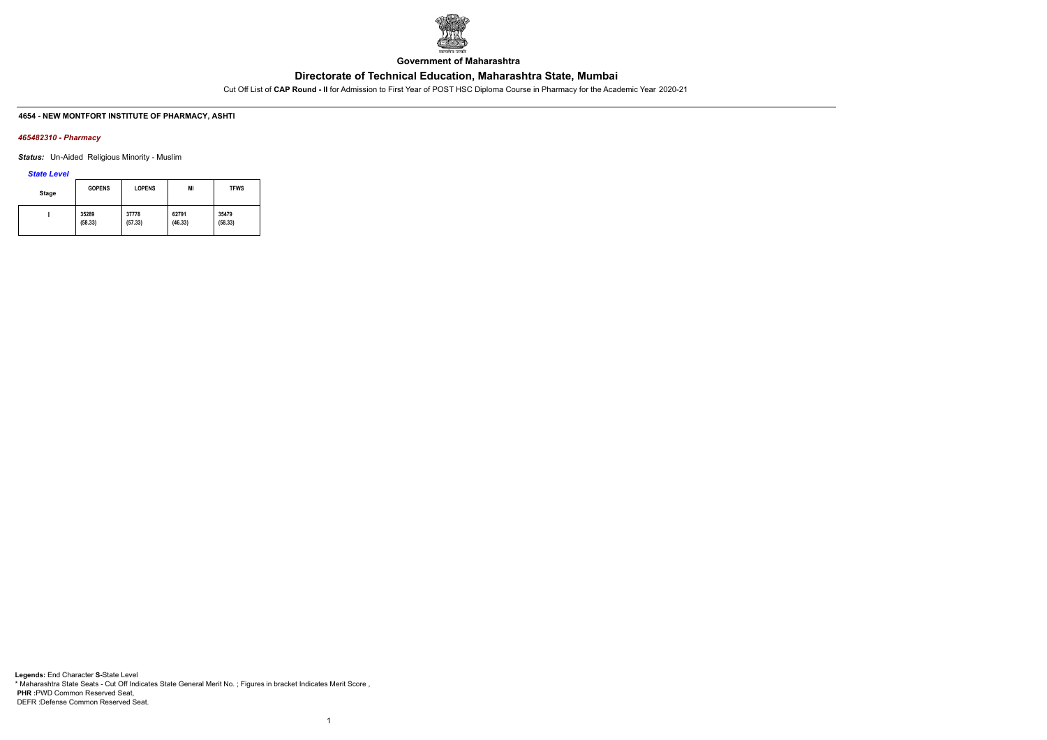**Government of Maharashtra**

# Directorate of Technical Education, Maharashtra State, Mumbai

Cut Off List of **CAP Round - II** for Admission to First Year of POST HSC Diploma Course in Pharmacy for the Academic Year 2020-21

### 4654 - NEW MONTFORT INSTITUTE OF PHARMACY, ASHTI

***465482310 - Pharmacy***

***Status:*** Un-Aided Religious Minority - Muslim

***State Level***

| Stage | GOPENS | LOPENS | MI | TFWS |
|---|---|---|---|---|
| I | 35289 (58.33) | 37778 (57.33) | 62791 (46.33) | 35479 (58.33) |

**Legends:** End Character **S-**State Level
* Maharashtra State Seats - Cut Off Indicates State General Merit No. ; Figures in bracket Indicates Merit Score ,
**PHR :**PWD Common Reserved Seat,
DEFR :Defense Common Reserved Seat.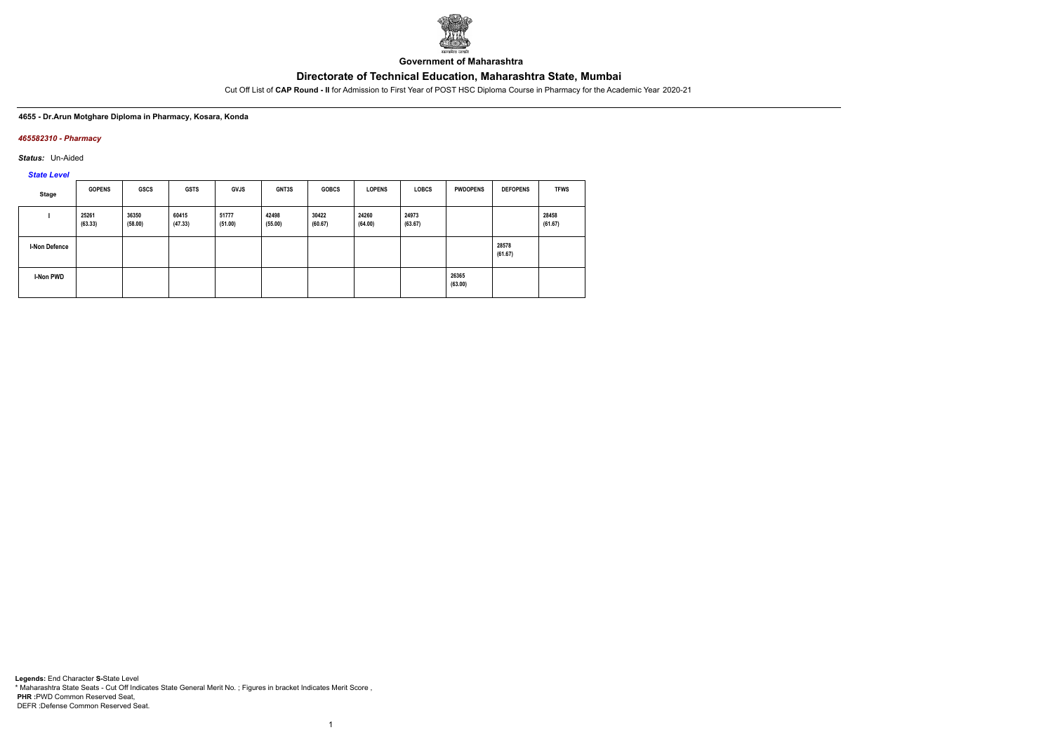Government of Maharashtra

# Directorate of Technical Education, Maharashtra State, Mumbai

Cut Off List of **CAP Round - II** for Admission to First Year of POST HSC Diploma Course in Pharmacy for the Academic Year 2020-21

**4655 - Dr.Arun Motghare Diploma in Pharmacy, Kosara, Konda**

***465582310 - Pharmacy***

***Status:*** Un-Aided

***State Level***

| Stage | GOPENS | GSCS | GSTS | GVJS | GNT3S | GOBCS | LOPENS | LOBCS | PWDOPENS | DEFOPENS | TFWS |
|---|---|---|---|---|---|---|---|---|---|---|---|
| I | 25261 (63.33) | 36350 (58.00) | 60415 (47.33) | 51777 (51.00) | 42498 (55.00) | 30422 (60.67) | 24260 (64.00) | 24973 (63.67) | | | 28458 (61.67) |
| I-Non Defence | | | | | | | | | | 28578 (61.67) | |
| I-Non PWD | | | | | | | | | 26365 (63.00) | | |

**Legends:** End Character **S-**State Level
* Maharashtra State Seats - Cut Off Indicates State General Merit No. ; Figures in bracket Indicates Merit Score ,
**PHR :**PWD Common Reserved Seat,
DEFR :Defense Common Reserved Seat.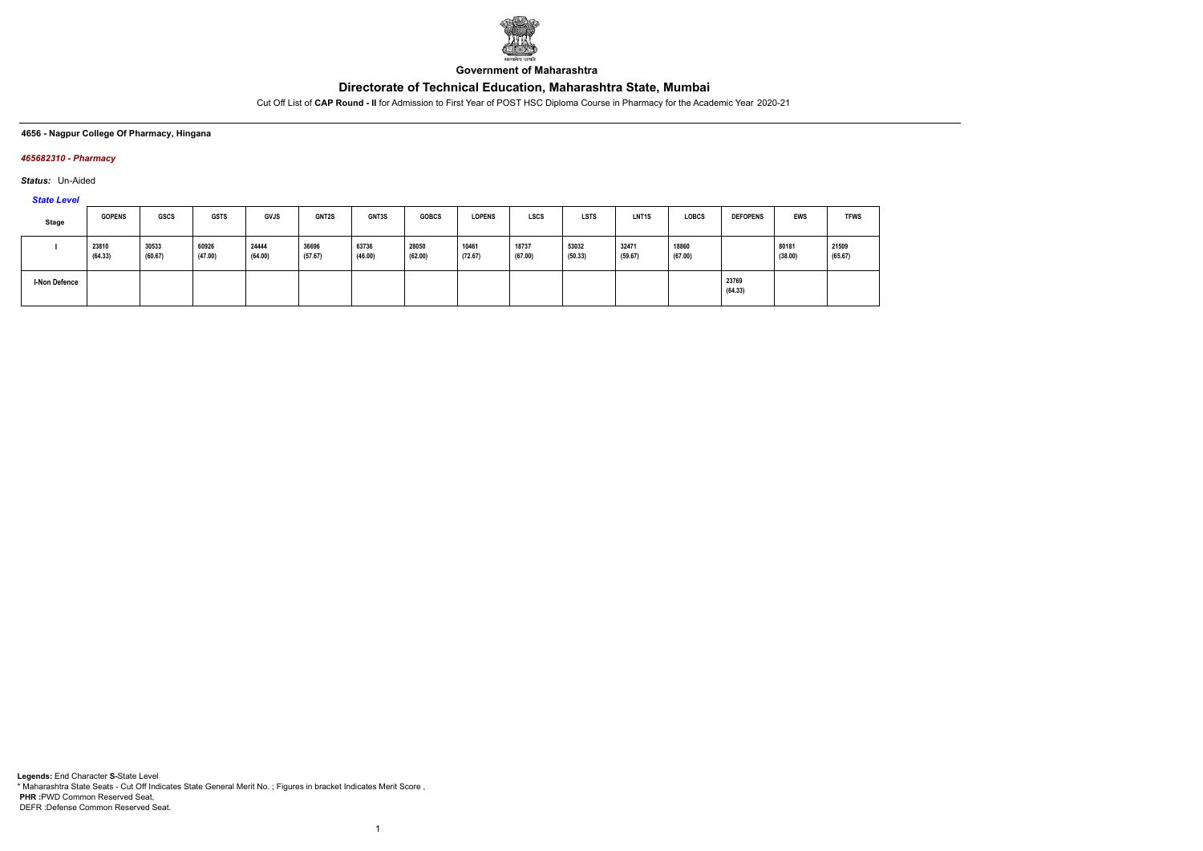**Government of Maharashtra**

## Directorate of Technical Education, Maharashtra State, Mumbai

Cut Off List of **CAP Round - II** for Admission to First Year of POST HSC Diploma Course in Pharmacy for the Academic Year 2020-21

**4656 - Nagpur College Of Pharmacy, Hingana**

***465682310 - Pharmacy***

***Status:*** Un-Aided

***State Level***

| Stage | GOPENS | GSCS | GSTS | GVJS | GNT2S | GNT3S | GOBCS | LOPENS | LSCS | LSTS | LNT1S | LOBCS | DEFOPENS | EWS | TFWS |
|---|---|---|---|---|---|---|---|---|---|---|---|---|---|---|---|
| I | 23810 (64.33) | 30533 (60.67) | 60926 (47.00) | 24444 (64.00) | 36696 (57.67) | 63736 (46.00) | 28050 (62.00) | 10461 (72.67) | 18737 (67.00) | 53032 (50.33) | 32471 (59.67) | 18860 (67.00) | | 80181 (38.00) | 21509 (65.67) |
| I-Non Defence | | | | | | | | | | | | | 23769 (64.33) | | |

**Legends:** End Character **S-**State Level
* Maharashtra State Seats - Cut Off Indicates State General Merit No. ; Figures in bracket Indicates Merit Score ,
**PHR** :PWD Common Reserved Seat,
DEFR :Defense Common Reserved Seat.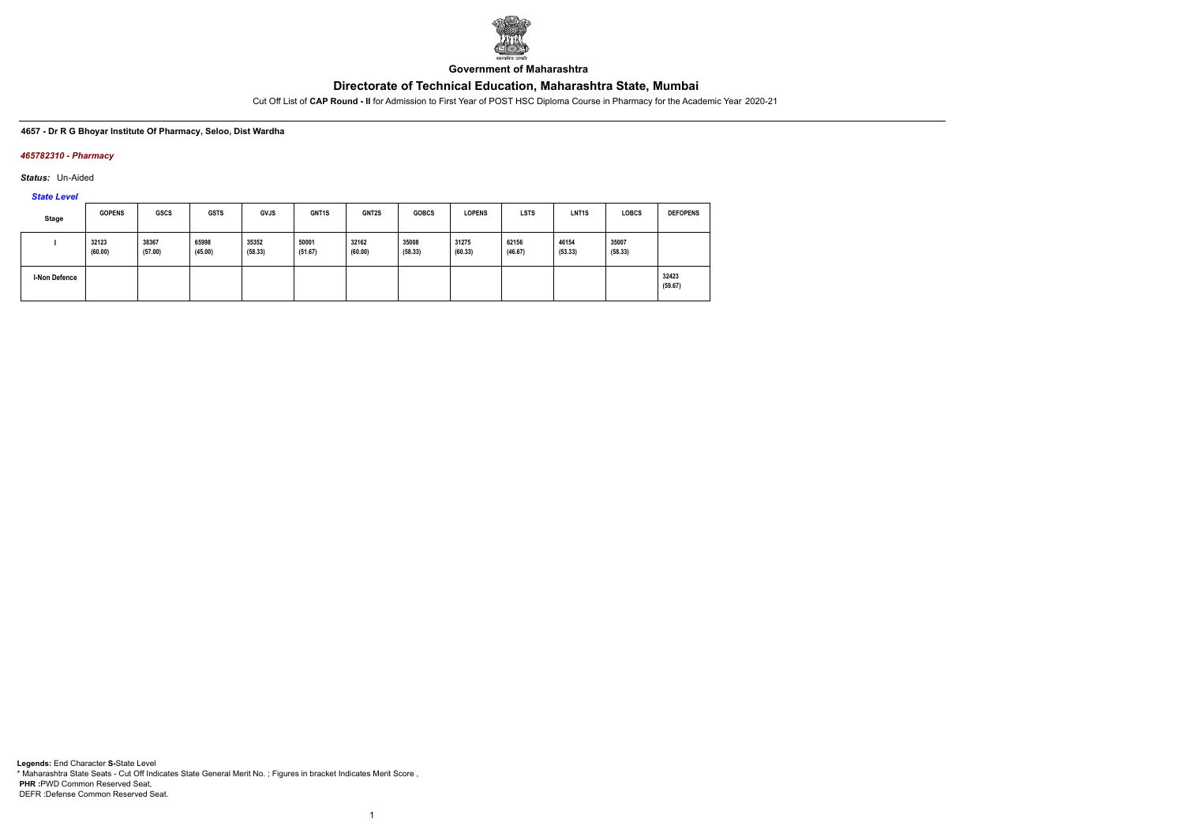**Government of Maharashtra**

# Directorate of Technical Education, Maharashtra State, Mumbai

Cut Off List of **CAP Round - II** for Admission to First Year of POST HSC Diploma Course in Pharmacy for the Academic Year 2020-21

**4657 - Dr R G Bhoyar Institute Of Pharmacy, Seloo, Dist Wardha**

***465782310 - Pharmacy***

***Status:*** Un-Aided

***State Level***

| Stage | GOPENS | GSCS | GSTS | GVJS | GNT1S | GNT2S | GOBCS | LOPENS | LSTS | LNT1S | LOBCS | DEFOPENS |
|---|---|---|---|---|---|---|---|---|---|---|---|---|
| I | 32123 (60.00) | 38367 (57.00) | 65998 (45.00) | 35352 (58.33) | 50001 (51.67) | 32162 (60.00) | 35008 (58.33) | 31275 (60.33) | 62156 (46.67) | 46154 (53.33) | 35007 (58.33) | |
| I-Non Defence | | | | | | | | | | | | 32423 (59.67) |

**Legends:** End Character **S-**State Level
* Maharashtra State Seats - Cut Off Indicates State General Merit No. ; Figures in bracket Indicates Merit Score ,
**PHR :**PWD Common Reserved Seat,
DEFR :Defense Common Reserved Seat.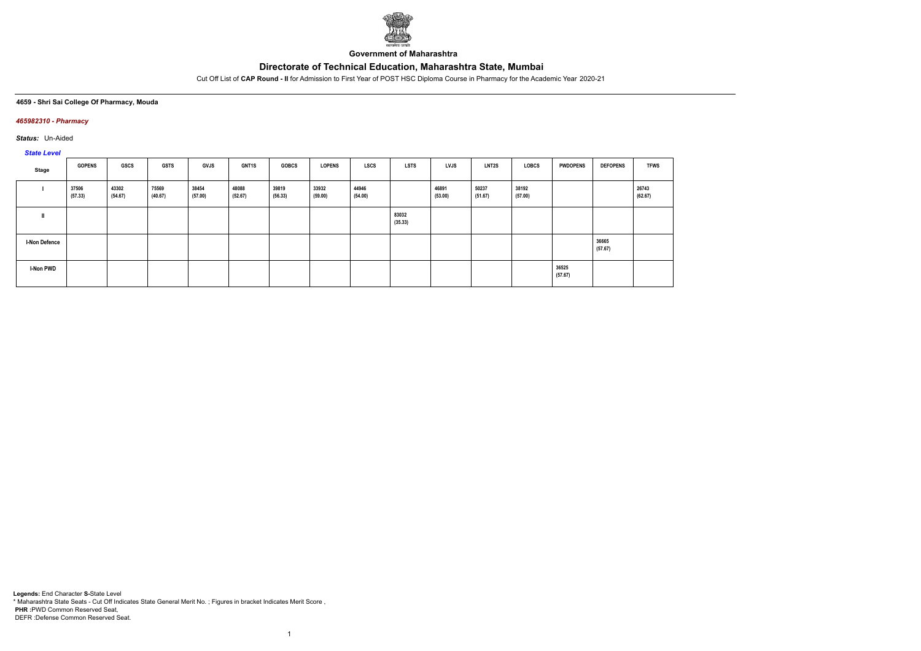**Government of Maharashtra**

# Directorate of Technical Education, Maharashtra State, Mumbai

Cut Off List of **CAP Round - II** for Admission to First Year of POST HSC Diploma Course in Pharmacy for the Academic Year 2020-21

**4659 - Shri Sai College Of Pharmacy, Mouda**

***465982310 - Pharmacy***

***Status:*** Un-Aided

***State Level***

| Stage | GOPENS | GSCS | GSTS | GVJS | GNT1S | GOBCS | LOPENS | LSCS | LSTS | LVJS | LNT2S | LOBCS | PWDOPENS | DEFOPENS | TFWS |
|---|---|---|---|---|---|---|---|---|---|---|---|---|---|---|---|
| I | 37506 (57.33) | 43302 (54.67) | 75569 (40.67) | 38454 (57.00) | 48088 (52.67) | 39819 (56.33) | 33932 (59.00) | 44946 (54.00) | | 46891 (53.00) | 50237 (51.67) | 38192 (57.00) | | | 26743 (62.67) |
| II | | | | | | | | | 83032 (35.33) | | | | | | |
| I-Non Defence | | | | | | | | | | | | | | 36665 (57.67) | |
| I-Non PWD | | | | | | | | | | | | | 36525 (57.67) | | |

**Legends:** End Character **S-**State Level
* Maharashtra State Seats - Cut Off Indicates State General Merit No. ; Figures in bracket Indicates Merit Score ,
**PHR :**PWD Common Reserved Seat,
DEFR :Defense Common Reserved Seat.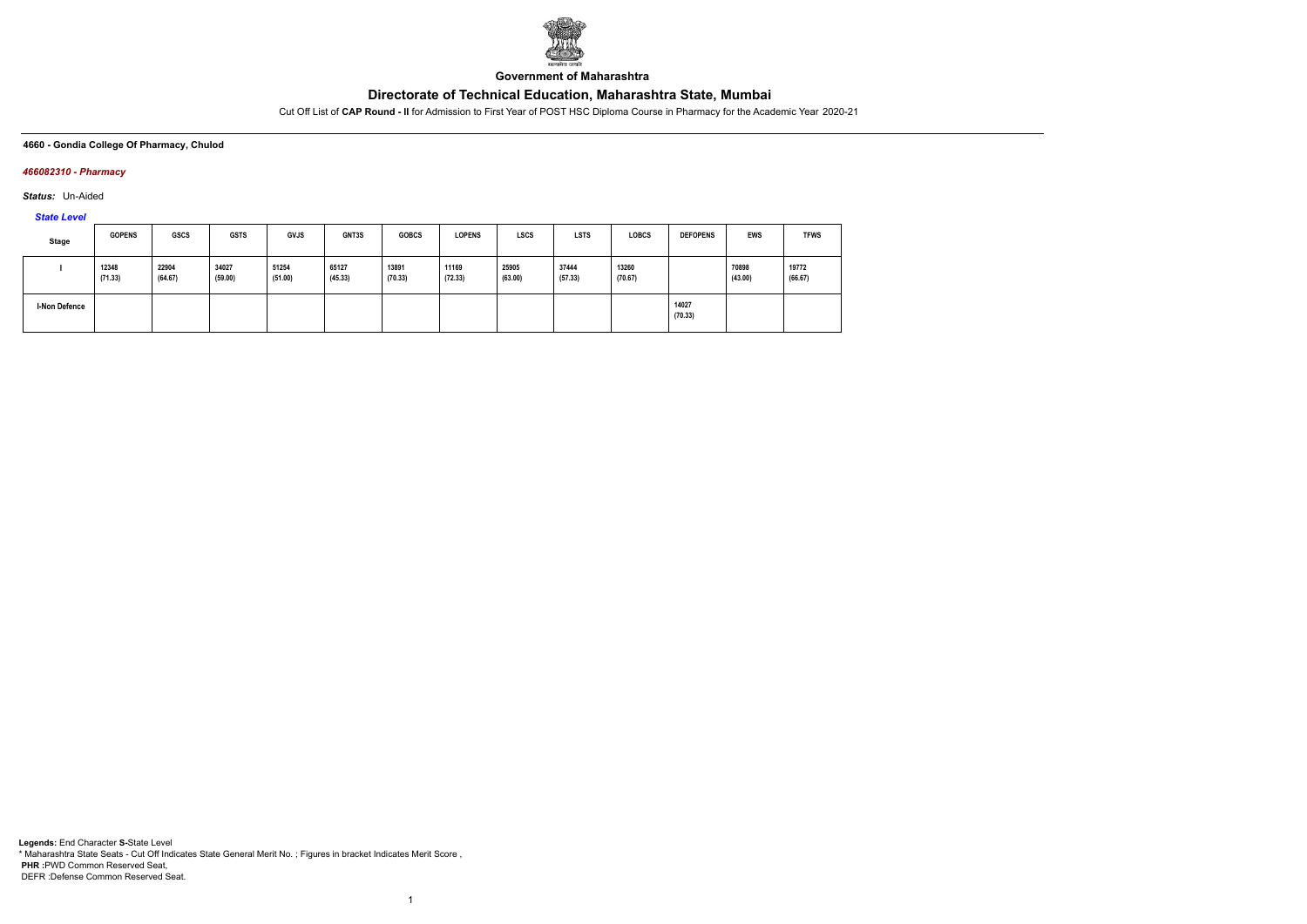**Government of Maharashtra**

# Directorate of Technical Education, Maharashtra State, Mumbai

Cut Off List of **CAP Round - II** for Admission to First Year of POST HSC Diploma Course in Pharmacy for the Academic Year 2020-21

**4660 - Gondia College Of Pharmacy, Chulod**

***466082310 - Pharmacy***

***Status:*** Un-Aided

***State Level***

| Stage | GOPENS | GSCS | GSTS | GVJS | GNT3S | GOBCS | LOPENS | LSCS | LSTS | LOBCS | DEFOPENS | EWS | TFWS |
|---|---|---|---|---|---|---|---|---|---|---|---|---|---|
| I | 12348 (71.33) | 22904 (64.67) | 34027 (59.00) | 51254 (51.00) | 65127 (45.33) | 13891 (70.33) | 11169 (72.33) | 25905 (63.00) | 37444 (57.33) | 13260 (70.67) | | 70898 (43.00) | 19772 (66.67) |
| I-Non Defence | | | | | | | | | | | 14027 (70.33) | | |

**Legends:** End Character **S-**State Level
* Maharashtra State Seats - Cut Off Indicates State General Merit No. ; Figures in bracket Indicates Merit Score ,
**PHR :**PWD Common Reserved Seat,
DEFR :Defense Common Reserved Seat.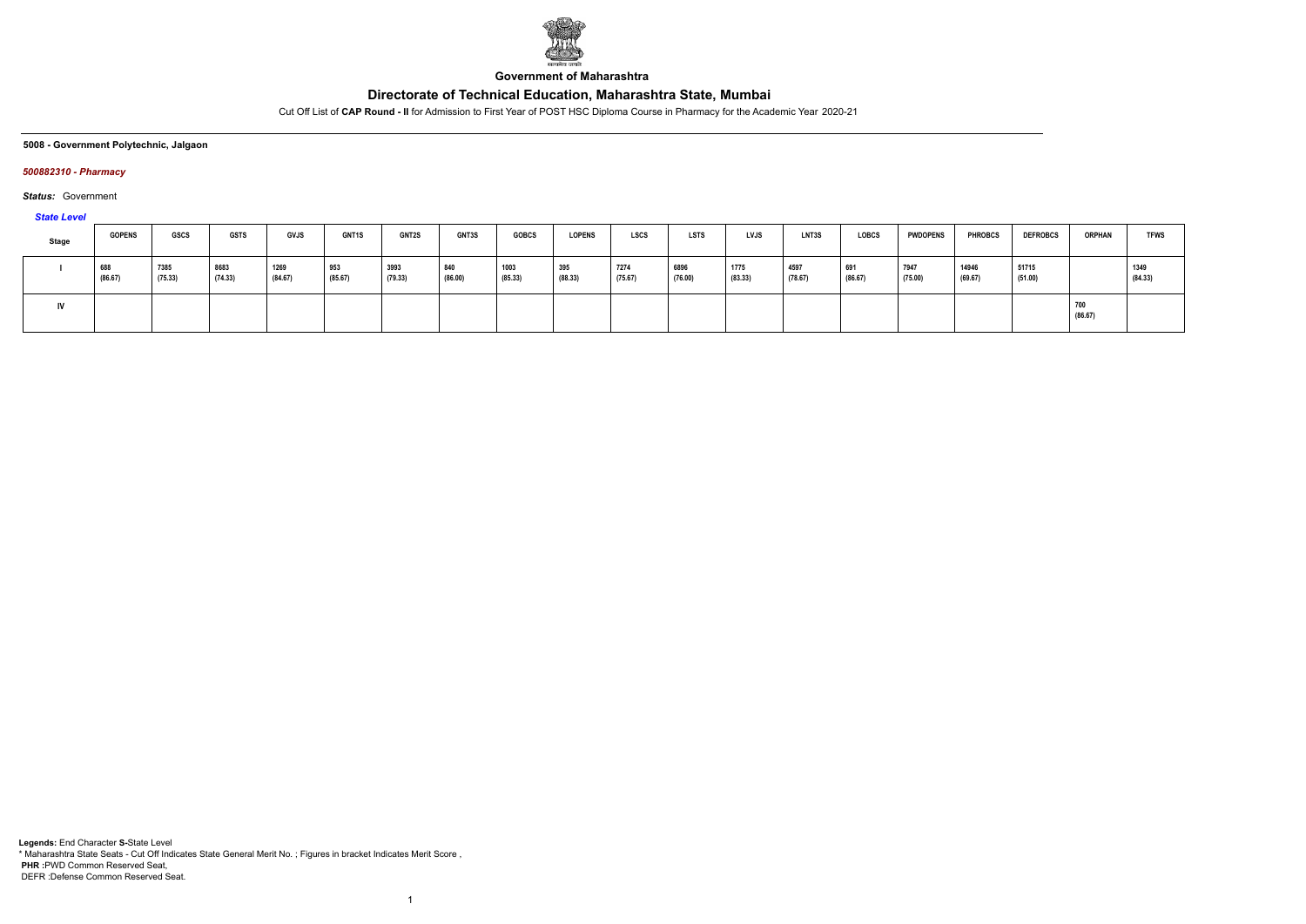**Government of Maharashtra**

## Directorate of Technical Education, Maharashtra State, Mumbai

Cut Off List of **CAP Round - II** for Admission to First Year of POST HSC Diploma Course in Pharmacy for the Academic Year 2020-21

**5008 - Government Polytechnic, Jalgaon**

***500882310 - Pharmacy***

***Status:*** Government

***State Level***

| Stage | GOPENS | GSCS | GSTS | GVJS | GNT1S | GNT2S | GNT3S | GOBCS | LOPENS | LSCS | LSTS | LVJS | LNT3S | LOBCS | PWDOPENS | PHROBCS | DEFROBCS | ORPHAN | TFWS |
|---|---|---|---|---|---|---|---|---|---|---|---|---|---|---|---|---|---|---|---|
| I | 688 (86.67) | 7385 (75.33) | 8683 (74.33) | 1269 (84.67) | 953 (85.67) | 3993 (79.33) | 840 (86.00) | 1003 (85.33) | 395 (88.33) | 7274 (75.67) | 6896 (76.00) | 1775 (83.33) | 4597 (78.67) | 691 (86.67) | 7947 (75.00) | 14946 (69.67) | 51715 (51.00) | | 1349 (84.33) |
| IV | | | | | | | | | | | | | | | | | | 700 (86.67) | |

**Legends:** End Character **S-**State Level
* Maharashtra State Seats - Cut Off Indicates State General Merit No. ; Figures in bracket Indicates Merit Score ,
**PHR :**PWD Common Reserved Seat,
DEFR :Defense Common Reserved Seat.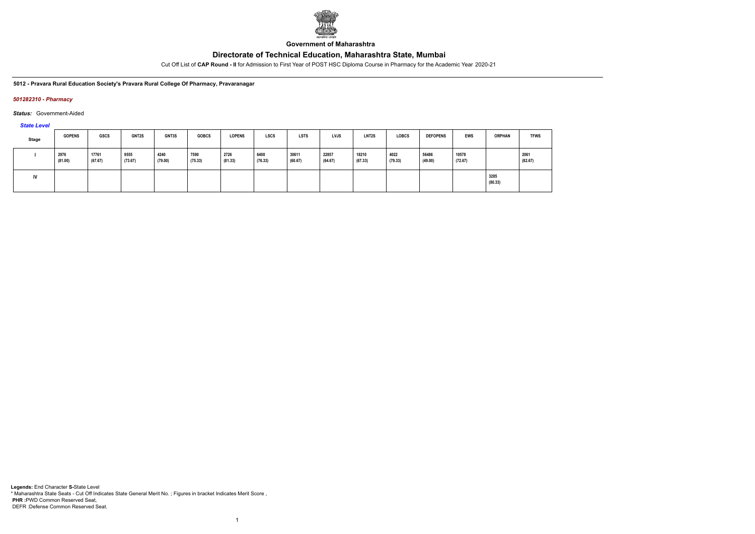**Government of Maharashtra**

# Directorate of Technical Education, Maharashtra State, Mumbai

Cut Off List of **CAP Round - II** for Admission to First Year of POST HSC Diploma Course in Pharmacy for the Academic Year 2020-21

**5012 - Pravara Rural Education Society's Pravara Rural College Of Pharmacy, Pravaranagar**

***501282310 - Pharmacy***

***Status:*** Government-Aided

*State Level*

| Stage | GOPENS | GSCS | GNT2S | GNT3S | GOBCS | LOPENS | LSCS | LSTS | LVJS | LNT2S | LOBCS | DEFOPENS | EWS | ORPHAN | TFWS |
|---|---|---|---|---|---|---|---|---|---|---|---|---|---|---|---|
| I | 2976 (81.00) | 17761 (67.67) | 9555 (73.67) | 4240 (79.00) | 7590 (75.33) | 2726 (81.33) | 6400 (76.33) | 30611 (60.67) | 22857 (64.67) | 18210 (67.33) | 4022 (79.33) | 56486 (49.00) | 10578 (72.67) | | 2061 (82.67) |
| IV | | | | | | | | | | | | | | 3285 (80.33) | |

**Legends:** End Character **S-**State Level
* Maharashtra State Seats - Cut Off Indicates State General Merit No. ; Figures in bracket Indicates Merit Score ,
**PHR** :PWD Common Reserved Seat,
DEFR :Defense Common Reserved Seat.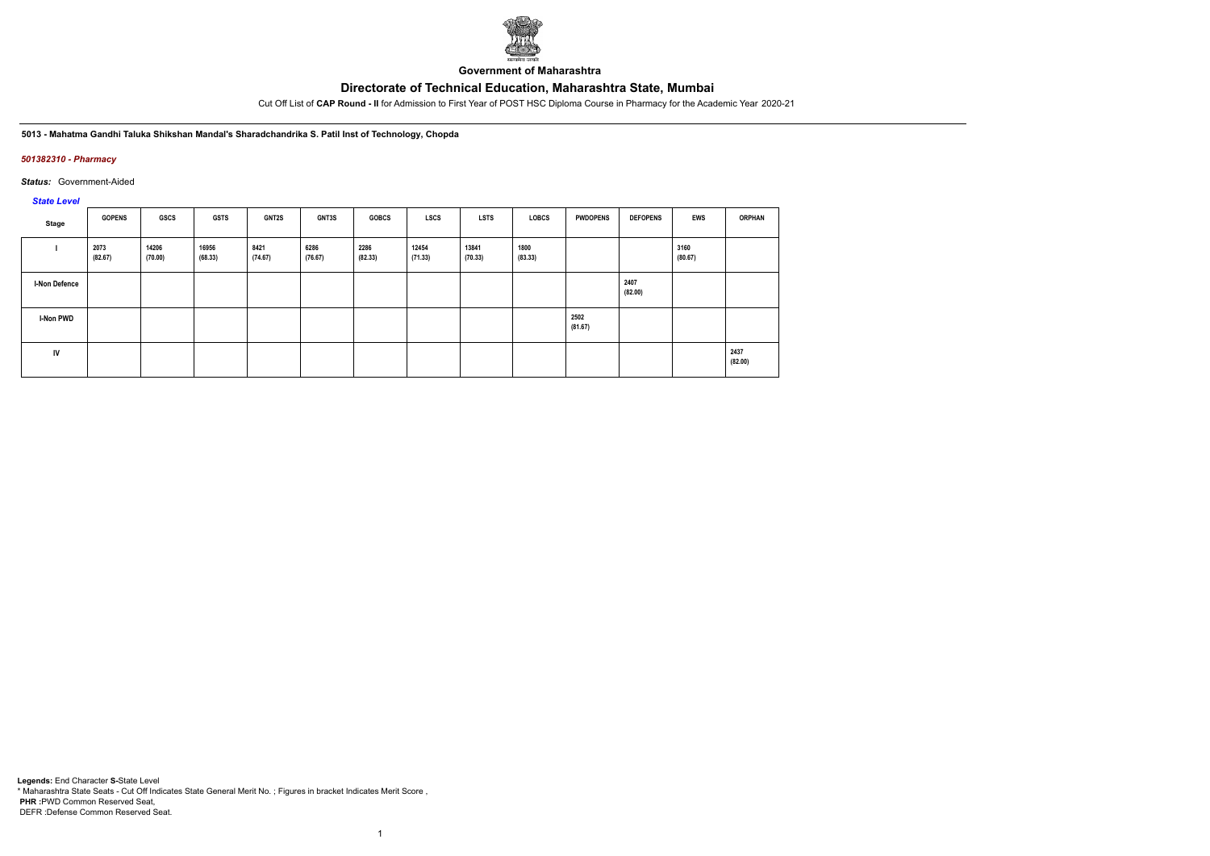**Government of Maharashtra**

# Directorate of Technical Education, Maharashtra State, Mumbai

Cut Off List of **CAP Round - II** for Admission to First Year of POST HSC Diploma Course in Pharmacy for the Academic Year 2020-21

**5013 - Mahatma Gandhi Taluka Shikshan Mandal's Sharadchandrika S. Patil Inst of Technology, Chopda**

*501382310 - Pharmacy*

***Status:*** Government-Aided

*State Level*

| Stage | GOPENS | GSCS | GSTS | GNT2S | GNT3S | GOBCS | LSCS | LSTS | LOBCS | PWDOPENS | DEFOPENS | EWS | ORPHAN |
|---|---|---|---|---|---|---|---|---|---|---|---|---|---|
| I | 2073 (82.67) | 14206 (70.00) | 16956 (68.33) | 8421 (74.67) | 6286 (76.67) | 2286 (82.33) | 12454 (71.33) | 13841 (70.33) | 1800 (83.33) | | | 3160 (80.67) | |
| I-Non Defence | | | | | | | | | | | 2407 (82.00) | | |
| I-Non PWD | | | | | | | | | | 2502 (81.67) | | | |
| IV | | | | | | | | | | | | | 2437 (82.00) |

**Legends:** End Character **S-**State Level
* Maharashtra State Seats - Cut Off Indicates State General Merit No. ; Figures in bracket Indicates Merit Score ,
**PHR :**PWD Common Reserved Seat,
DEFR :Defense Common Reserved Seat.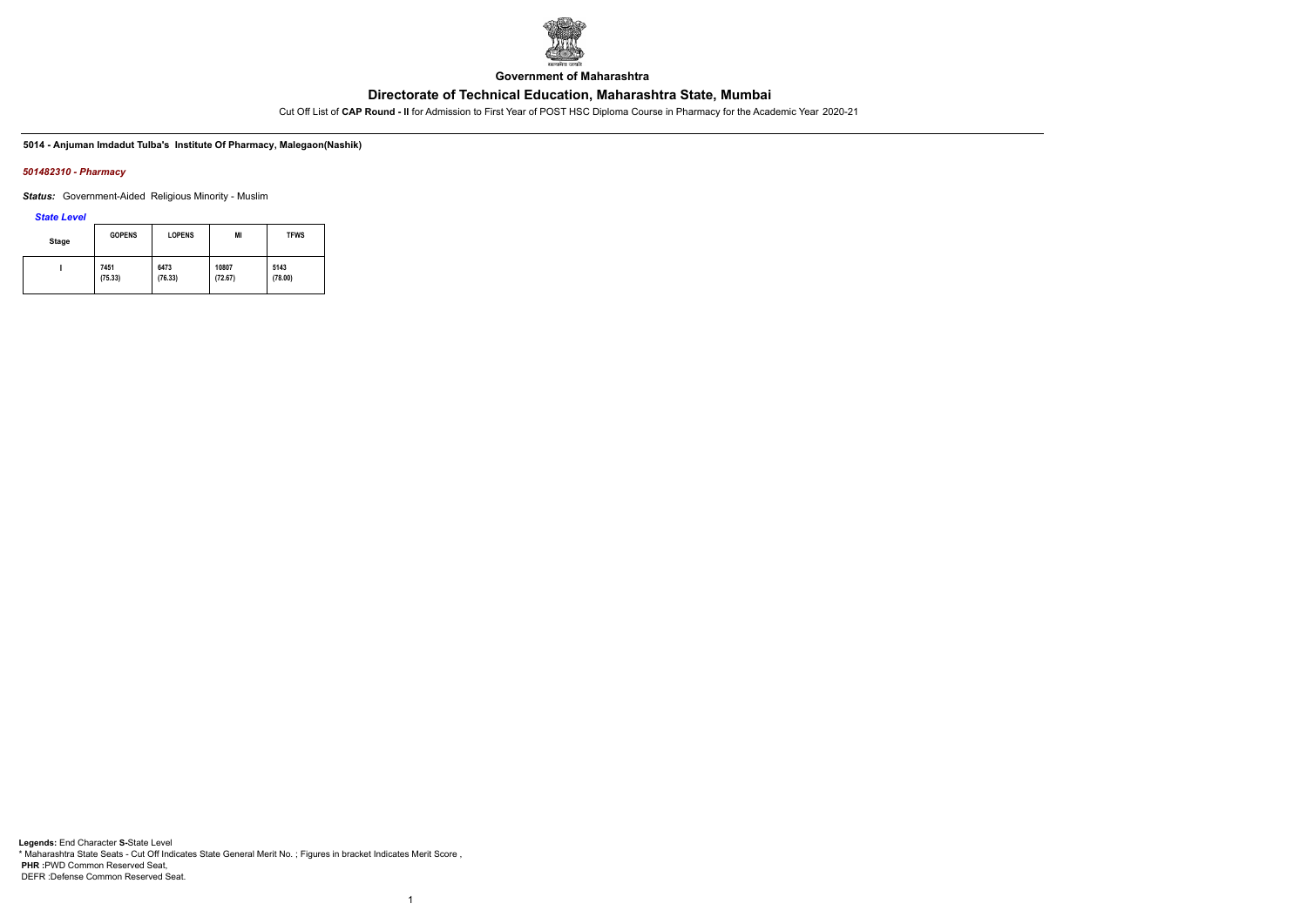Government of Maharashtra

# Directorate of Technical Education, Maharashtra State, Mumbai

Cut Off List of **CAP Round - II** for Admission to First Year of POST HSC Diploma Course in Pharmacy for the Academic Year 2020-21

**5014 - Anjuman Imdadut Tulba's Institute Of Pharmacy, Malegaon(Nashik)**

***501482310 - Pharmacy***

***Status:*** Government-Aided Religious Minority - Muslim

***State Level***

| Stage | GOPENS | LOPENS | MI | TFWS |
|---|---|---|---|---|
| I | 7451 (75.33) | 6473 (76.33) | 10807 (72.67) | 5143 (78.00) |

**Legends:** End Character **S-**State Level
* Maharashtra State Seats - Cut Off Indicates State General Merit No. ; Figures in bracket Indicates Merit Score ,
**PHR** :PWD Common Reserved Seat,
DEFR :Defense Common Reserved Seat.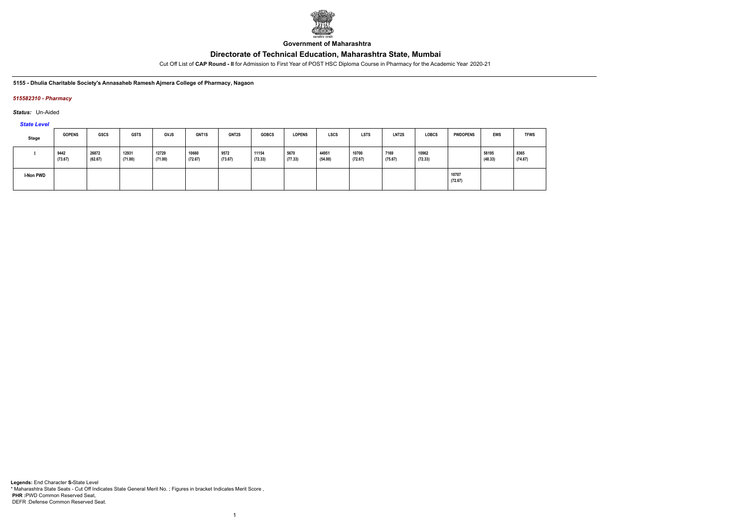**Government of Maharashtra**

# Directorate of Technical Education, Maharashtra State, Mumbai

Cut Off List of **CAP Round - II** for Admission to First Year of POST HSC Diploma Course in Pharmacy for the Academic Year 2020-21

**5155 - Dhulia Charitable Society's Annasaheb Ramesh Ajmera College of Pharmacy, Nagaon**

***515582310 - Pharmacy***

***Status:*** Un-Aided

***State Level***

| Stage | GOPENS | GSCS | GSTS | GVJS | GNT1S | GNT2S | GOBCS | LOPENS | LSCS | LSTS | LNT2S | LOBCS | PWDOPENS | EWS | TFWS |
|---|---|---|---|---|---|---|---|---|---|---|---|---|---|---|---|
| I | 9442 (73.67) | 26872 (62.67) | 12931 (71.00) | 12729 (71.00) | 10660 (72.67) | 9572 (73.67) | 11154 (72.33) | 5670 (77.33) | 44951 (54.00) | 10700 (72.67) | 7169 (75.67) | 10962 (72.33) | | 58195 (48.33) | 8365 (74.67) |
| I-Non PWD | | | | | | | | | | | | | 10707 (72.67) | | |

**Legends:** End Character **S-**State Level
* Maharashtra State Seats - Cut Off Indicates State General Merit No. ; Figures in bracket Indicates Merit Score ,
**PHR :**PWD Common Reserved Seat,
DEFR :Defense Common Reserved Seat.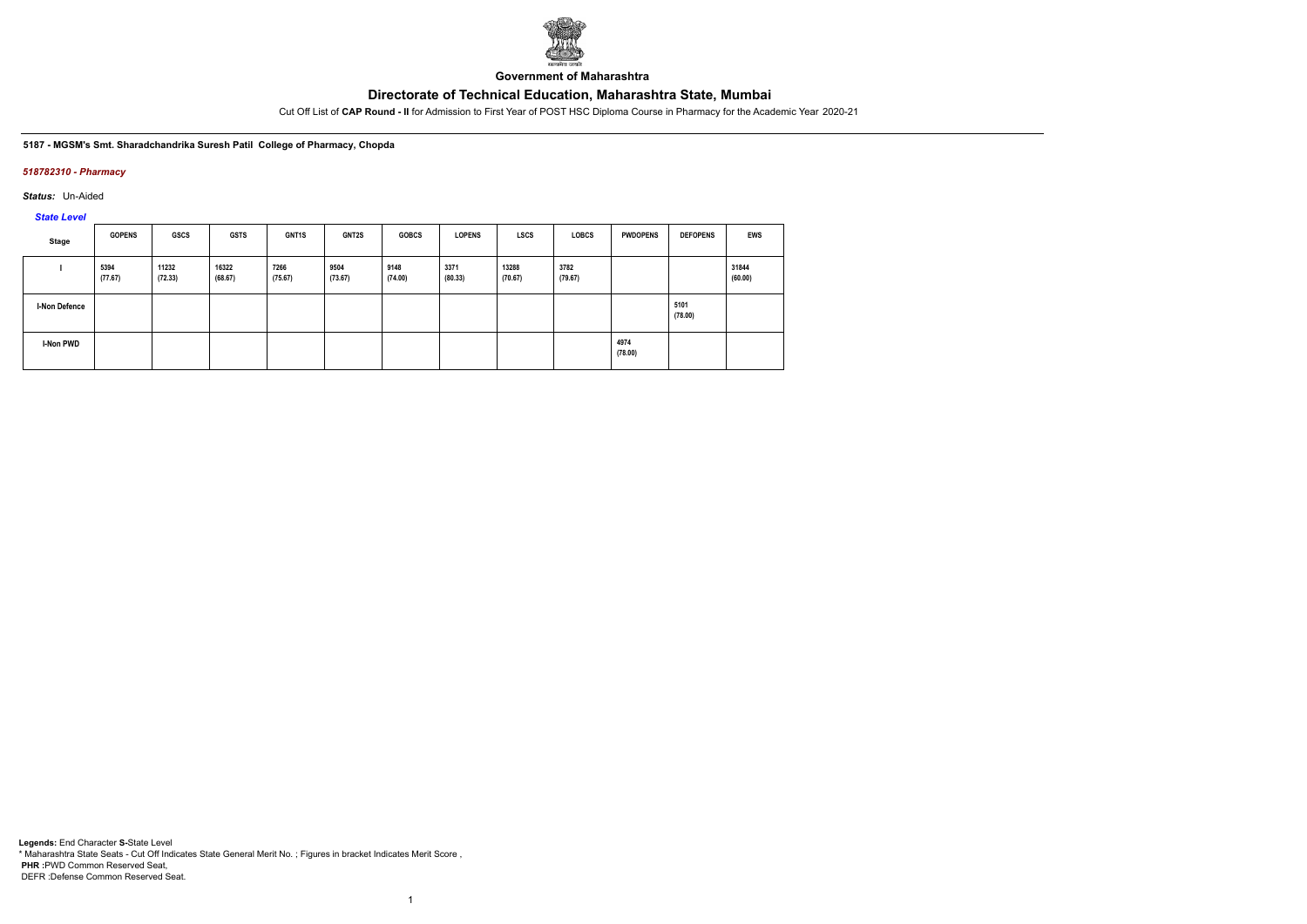Government of Maharashtra

# Directorate of Technical Education, Maharashtra State, Mumbai

Cut Off List of **CAP Round - II** for Admission to First Year of POST HSC Diploma Course in Pharmacy for the Academic Year 2020-21

**5187 - MGSM's Smt. Sharadchandrika Suresh Patil College of Pharmacy, Chopda**

*518782310 - Pharmacy*

*Status:* Un-Aided

*State Level*

| Stage | GOPENS | GSCS | GSTS | GNT1S | GNT2S | GOBCS | LOPENS | LSCS | LOBCS | PWDOPENS | DEFOPENS | EWS |
|---|---|---|---|---|---|---|---|---|---|---|---|---|
| I | 5394 (77.67) | 11232 (72.33) | 16322 (68.67) | 7266 (75.67) | 9504 (73.67) | 9148 (74.00) | 3371 (80.33) | 13288 (70.67) | 3782 (79.67) | | | 31844 (60.00) |
| I-Non Defence | | | | | | | | | | | 5101 (78.00) | |
| I-Non PWD | | | | | | | | | | 4974 (78.00) | | |

**Legends:** End Character **S-**State Level
\* Maharashtra State Seats - Cut Off Indicates State General Merit No. ; Figures in bracket Indicates Merit Score ,
**PHR :**PWD Common Reserved Seat,
DEFR :Defense Common Reserved Seat.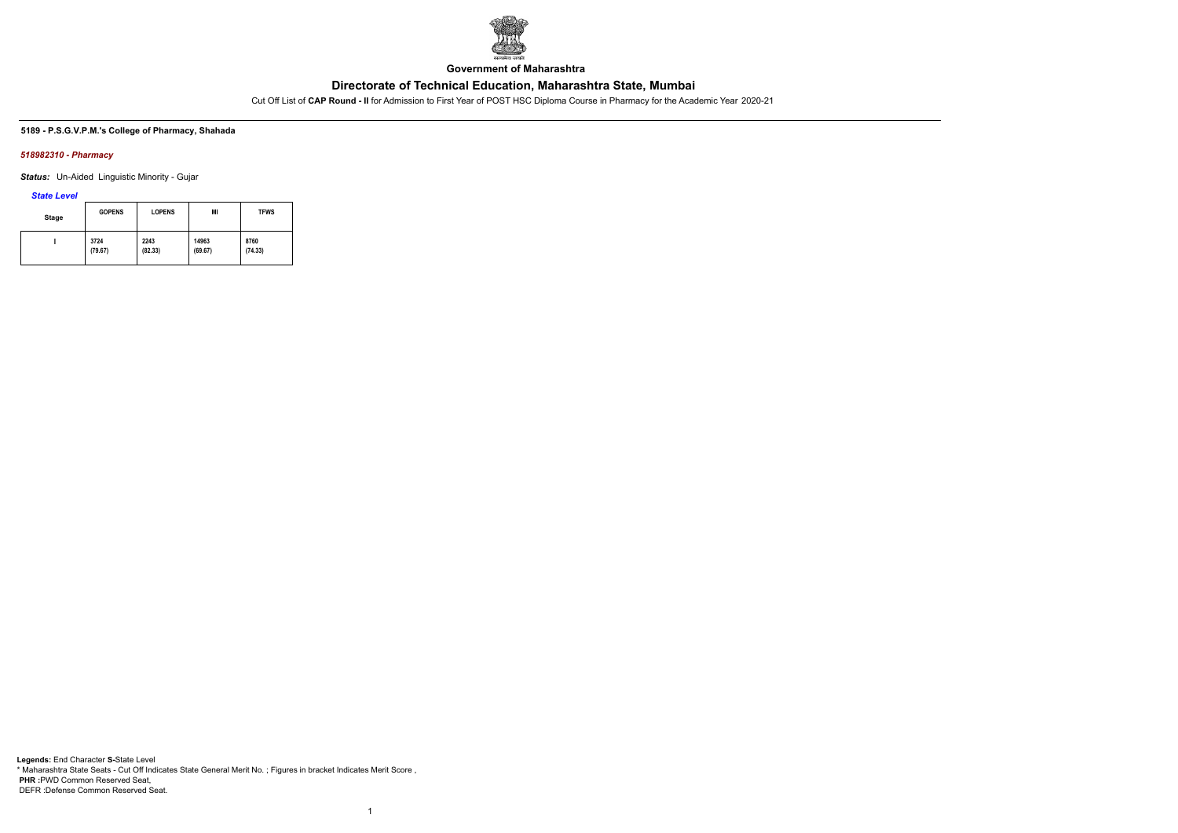**Government of Maharashtra**

## Directorate of Technical Education, Maharashtra State, Mumbai

Cut Off List of **CAP Round - II** for Admission to First Year of POST HSC Diploma Course in Pharmacy for the Academic Year 2020-21

**5189 - P.S.G.V.P.M.'s College of Pharmacy, Shahada**

***518982310 - Pharmacy***

***Status:*** Un-Aided Linguistic Minority - Gujar

***State Level***

| Stage | GOPENS | LOPENS | MI | TFWS |
|---|---|---|---|---|
| I | 3724 (79.67) | 2243 (82.33) | 14963 (69.67) | 8760 (74.33) |

**Legends:** End Character **S-**State Level
\* Maharashtra State Seats - Cut Off Indicates State General Merit No. ; Figures in bracket Indicates Merit Score ,
**PHR :**PWD Common Reserved Seat,
DEFR :Defense Common Reserved Seat.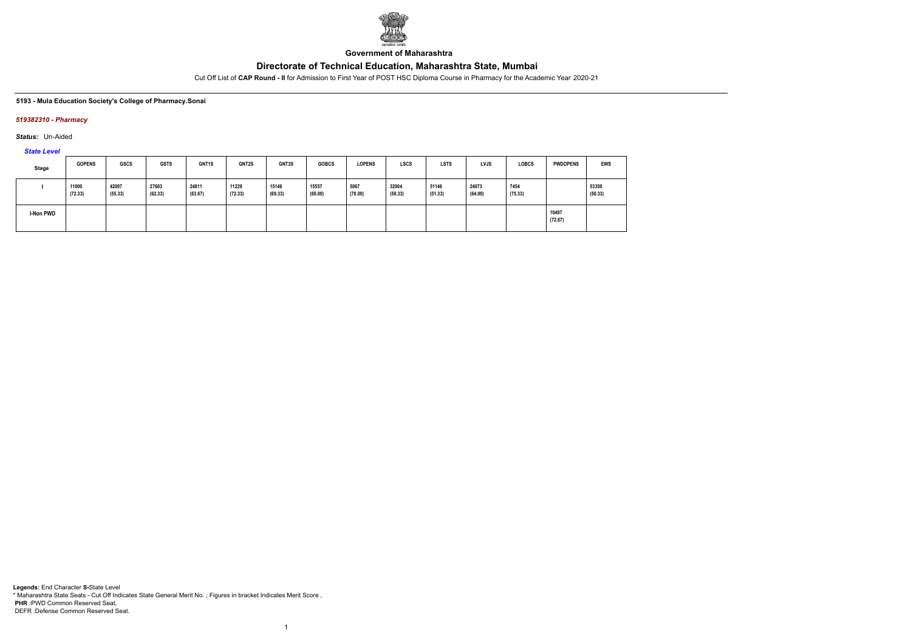Government of Maharashtra

# Directorate of Technical Education, Maharashtra State, Mumbai

Cut Off List of **CAP Round - II** for Admission to First Year of POST HSC Diploma Course in Pharmacy for the Academic Year 2020-21

**5193 - Mula Education Society's College of Pharmacy.Sonai**

*519382310 - Pharmacy*

***Status:*** Un-Aided

*State Level*

| Stage | GOPENS | GSCS | GSTS | GNT1S | GNT2S | GNT3S | GOBCS | LOPENS | LSCS | LSTS | LVJS | LOBCS | PWDOPENS | EWS |
|---|---|---|---|---|---|---|---|---|---|---|---|---|---|---|
| I | 11000 (72.33) | 42097 (55.33) | 27603 (62.33) | 24811 (63.67) | 11229 (72.33) | 15146 (69.33) | 15557 (69.00) | 5067 (78.00) | 32904 (59.33) | 51146 (51.33) | 24073 (64.00) | 7454 (75.33) | | 53350 (50.33) |
| I-Non PWD | | | | | | | | | | | | | 10497 (72.67) | |

**Legends:** End Character **S-**State Level
* Maharashtra State Seats - Cut Off Indicates State General Merit No. ; Figures in bracket Indicates Merit Score ,
**PHR :**PWD Common Reserved Seat,
DEFR :Defense Common Reserved Seat.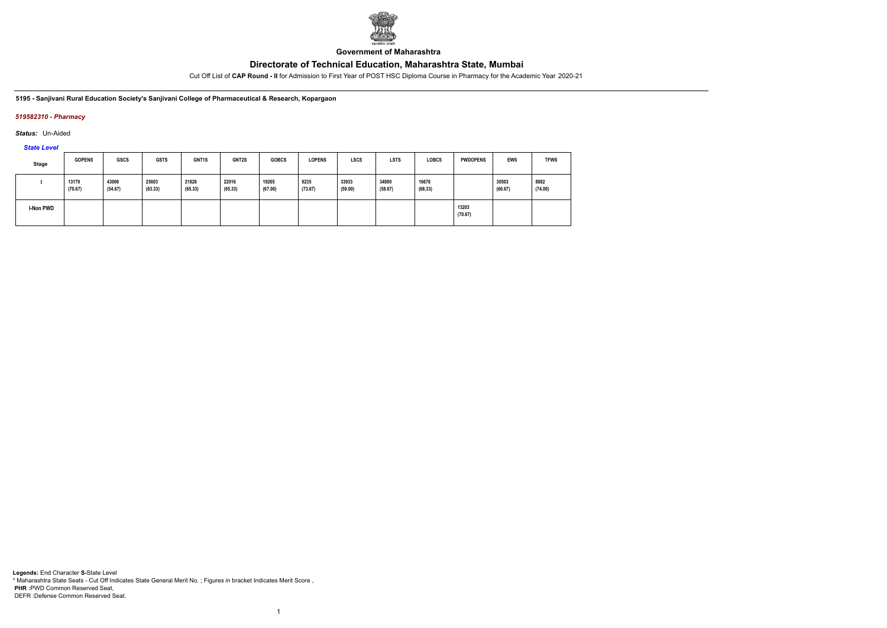**Government of Maharashtra**

## Directorate of Technical Education, Maharashtra State, Mumbai

Cut Off List of **CAP Round - II** for Admission to First Year of POST HSC Diploma Course in Pharmacy for the Academic Year 2020-21

**5195 - Sanjivani Rural Education Society's Sanjivani College of Pharmaceutical & Research, Kopargaon**

***519582310 - Pharmacy***

***Status:*** Un-Aided

***State Level***

| Stage | GOPENS | GSCS | GSTS | GNT1S | GNT2S | GOBCS | LOPENS | LSCS | LSTS | LOBCS | PWDOPENS | EWS | TFWS |
|---|---|---|---|---|---|---|---|---|---|---|---|---|---|
| I | 13179 (70.67) | 43006 (54.67) | 25603 (63.33) | 21826 (65.33) | 22016 (65.33) | 19265 (67.00) | 9235 (73.67) | 33933 (59.00) | 34880 (58.67) | 16676 (68.33) | | 30503 (60.67) | 8882 (74.00) |
| I-Non PWD | | | | | | | | | | | 13203 (70.67) | | |

**Legends:** End Character **S-**State Level
* Maharashtra State Seats - Cut Off Indicates State General Merit No. ; Figures in bracket Indicates Merit Score ,
**PHR :**PWD Common Reserved Seat,
DEFR :Defense Common Reserved Seat.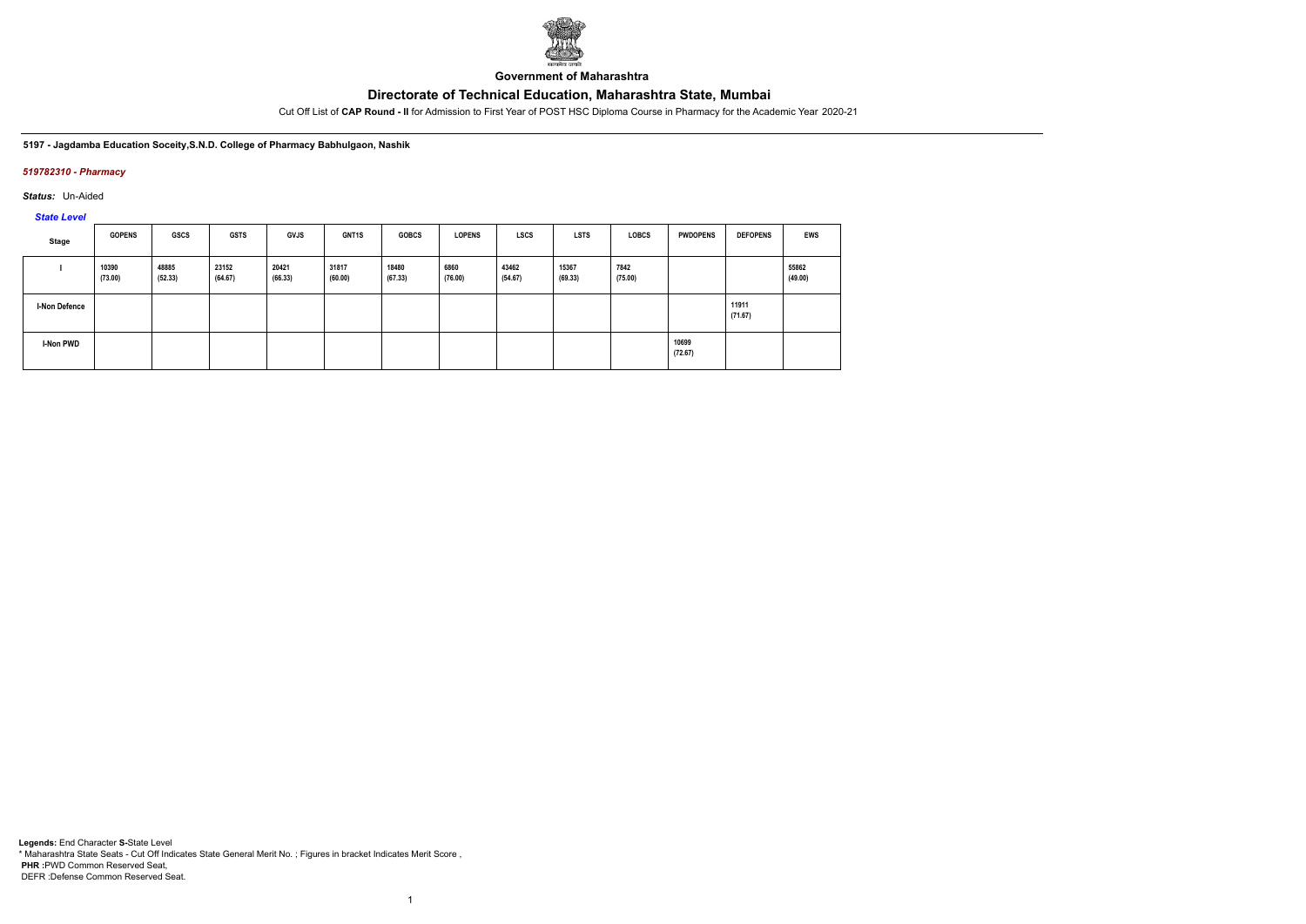**Government of Maharashtra**

# Directorate of Technical Education, Maharashtra State, Mumbai

Cut Off List of **CAP Round - II** for Admission to First Year of POST HSC Diploma Course in Pharmacy for the Academic Year 2020-21

**5197 - Jagdamba Education Soceity,S.N.D. College of Pharmacy Babhulgaon, Nashik**

***519782310 - Pharmacy***

***Status:*** Un-Aided

***State Level***

| Stage | GOPENS | GSCS | GSTS | GVJS | GNT1S | GOBCS | LOPENS | LSCS | LSTS | LOBCS | PWDOPENS | DEFOPENS | EWS |
|---|---|---|---|---|---|---|---|---|---|---|---|---|---|
| I | 10390 (73.00) | 48885 (52.33) | 23152 (64.67) | 20421 (66.33) | 31817 (60.00) | 18480 (67.33) | 6860 (76.00) | 43462 (54.67) | 15367 (69.33) | 7842 (75.00) | | | 55862 (49.00) |
| I-Non Defence | | | | | | | | | | | | 11911 (71.67) | |
| I-Non PWD | | | | | | | | | | | 10699 (72.67) | | |

**Legends:** End Character **S-**State Level
* Maharashtra State Seats - Cut Off Indicates State General Merit No. ; Figures in bracket Indicates Merit Score ,
**PHR** :PWD Common Reserved Seat,
DEFR :Defense Common Reserved Seat.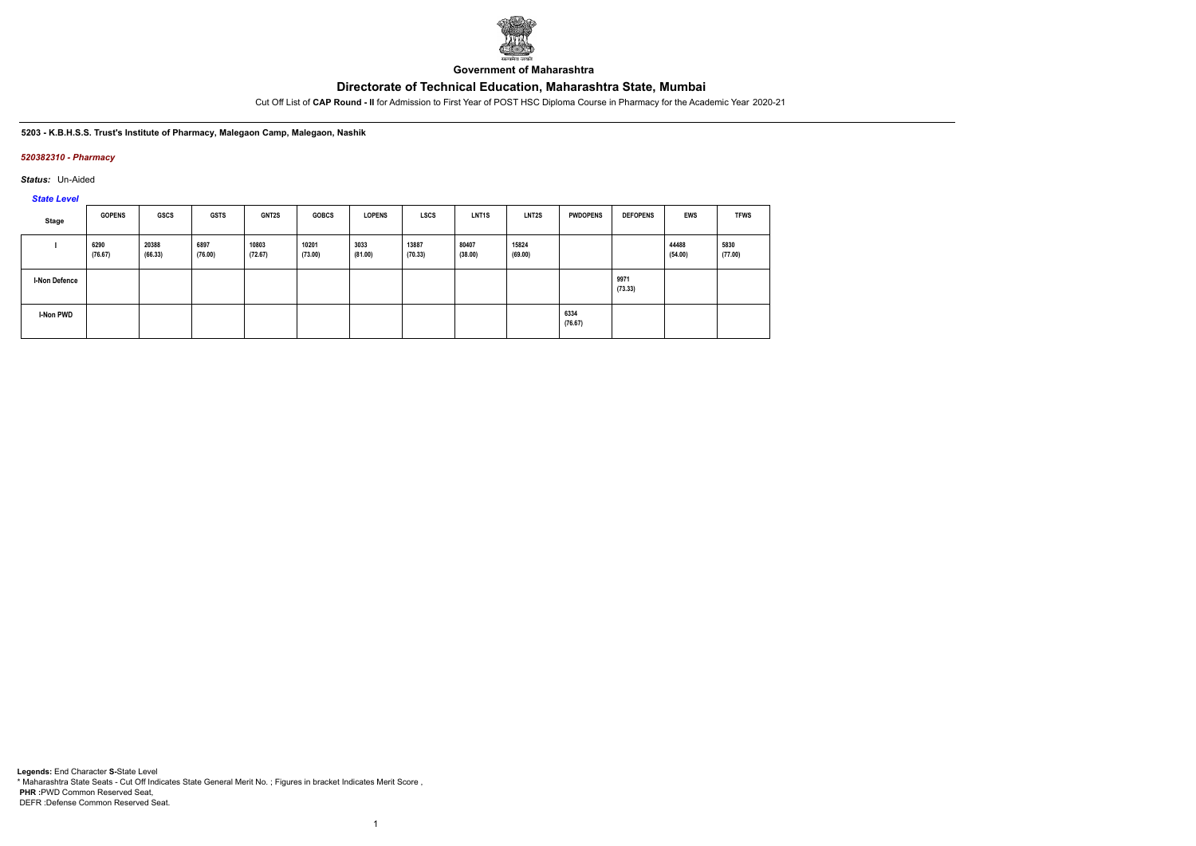**Government of Maharashtra**

# Directorate of Technical Education, Maharashtra State, Mumbai

Cut Off List of **CAP Round - II** for Admission to First Year of POST HSC Diploma Course in Pharmacy for the Academic Year 2020-21

**5203 - K.B.H.S.S. Trust's Institute of Pharmacy, Malegaon Camp, Malegaon, Nashik**

*520382310 - Pharmacy*

*Status:* Un-Aided

*State Level*

| Stage | GOPENS | GSCS | GSTS | GNT2S | GOBCS | LOPENS | LSCS | LNT1S | LNT2S | PWDOPENS | DEFOPENS | EWS | TFWS |
|---|---|---|---|---|---|---|---|---|---|---|---|---|---|
| I | 6290 (76.67) | 20388 (66.33) | 6897 (76.00) | 10803 (72.67) | 10201 (73.00) | 3033 (81.00) | 13887 (70.33) | 80407 (38.00) | 15824 (69.00) | | | 44488 (54.00) | 5830 (77.00) |
| I-Non Defence | | | | | | | | | | | 9971 (73.33) | | |
| I-Non PWD | | | | | | | | | | 6334 (76.67) | | | |

**Legends:** End Character **S-**State Level
* Maharashtra State Seats - Cut Off Indicates State General Merit No. ; Figures in bracket Indicates Merit Score ,
**PHR :**PWD Common Reserved Seat,
DEFR :Defense Common Reserved Seat.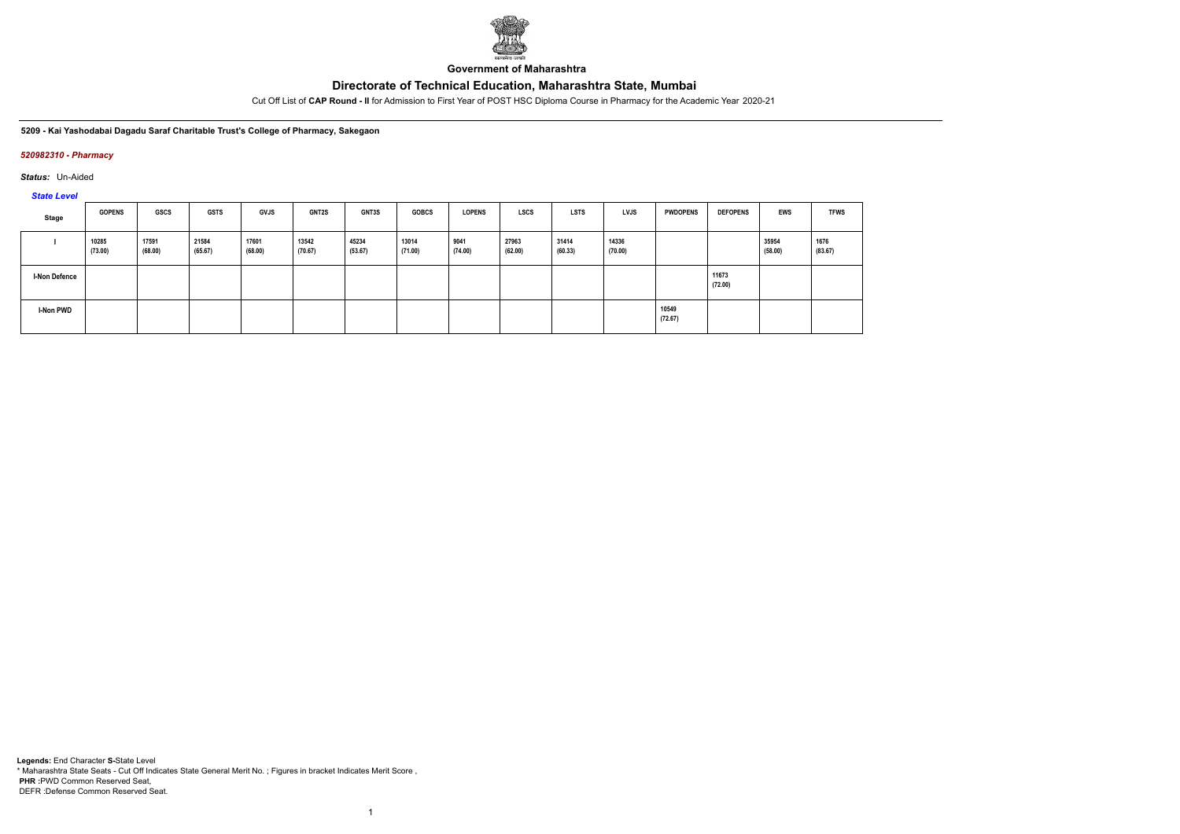**Government of Maharashtra**

## Directorate of Technical Education, Maharashtra State, Mumbai

Cut Off List of **CAP Round - II** for Admission to First Year of POST HSC Diploma Course in Pharmacy for the Academic Year 2020-21

**5209 - Kai Yashodabai Dagadu Saraf Charitable Trust's College of Pharmacy, Sakegaon**

***520982310 - Pharmacy***

***Status:*** Un-Aided

***State Level***

| Stage | GOPENS | GSCS | GSTS | GVJS | GNT2S | GNT3S | GOBCS | LOPENS | LSCS | LSTS | LVJS | PWDOPENS | DEFOPENS | EWS | TFWS |
|---|---|---|---|---|---|---|---|---|---|---|---|---|---|---|---|
| I | 10285 (73.00) | 17591 (68.00) | 21584 (65.67) | 17601 (68.00) | 13542 (70.67) | 45234 (53.67) | 13014 (71.00) | 9041 (74.00) | 27963 (62.00) | 31414 (60.33) | 14336 (70.00) | | | 35954 (58.00) | 1676 (83.67) |
| I-Non Defence | | | | | | | | | | | | | 11673 (72.00) | | |
| I-Non PWD | | | | | | | | | | | | 10549 (72.67) | | | |

**Legends:** End Character **S-**State Level
\* Maharashtra State Seats - Cut Off Indicates State General Merit No. ; Figures in bracket Indicates Merit Score ,
**PHR :**PWD Common Reserved Seat,
DEFR :Defense Common Reserved Seat.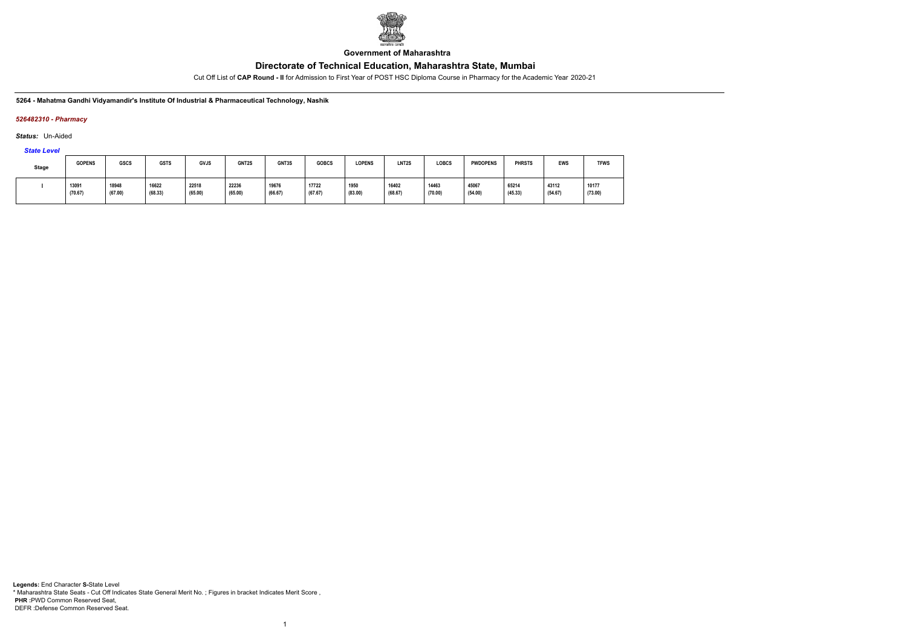**Government of Maharashtra**

# Directorate of Technical Education, Maharashtra State, Mumbai

Cut Off List of **CAP Round - II** for Admission to First Year of POST HSC Diploma Course in Pharmacy for the Academic Year 2020-21

**5264 - Mahatma Gandhi Vidyamandir's Institute Of Industrial & Pharmaceutical Technology, Nashik**

***526482310 - Pharmacy***

***Status:*** Un-Aided

***State Level***

| Stage | GOPENS | GSCS | GSTS | GVJS | GNT2S | GNT3S | GOBCS | LOPENS | LNT2S | LOBCS | PWDOPENS | PHRSTS | EWS | TFWS |
|---|---|---|---|---|---|---|---|---|---|---|---|---|---|---|
| I | 13091 (70.67) | 18948 (67.00) | 16622 (68.33) | 22518 (65.00) | 22236 (65.00) | 19676 (66.67) | 17722 (67.67) | 1950 (83.00) | 16402 (68.67) | 14463 (70.00) | 45067 (54.00) | 65214 (45.33) | 43112 (54.67) | 10177 (73.00) |

**Legends:** End Character **S-**State Level
\* Maharashtra State Seats - Cut Off Indicates State General Merit No. ; Figures in bracket Indicates Merit Score ,
**PHR :**PWD Common Reserved Seat,
DEFR :Defense Common Reserved Seat.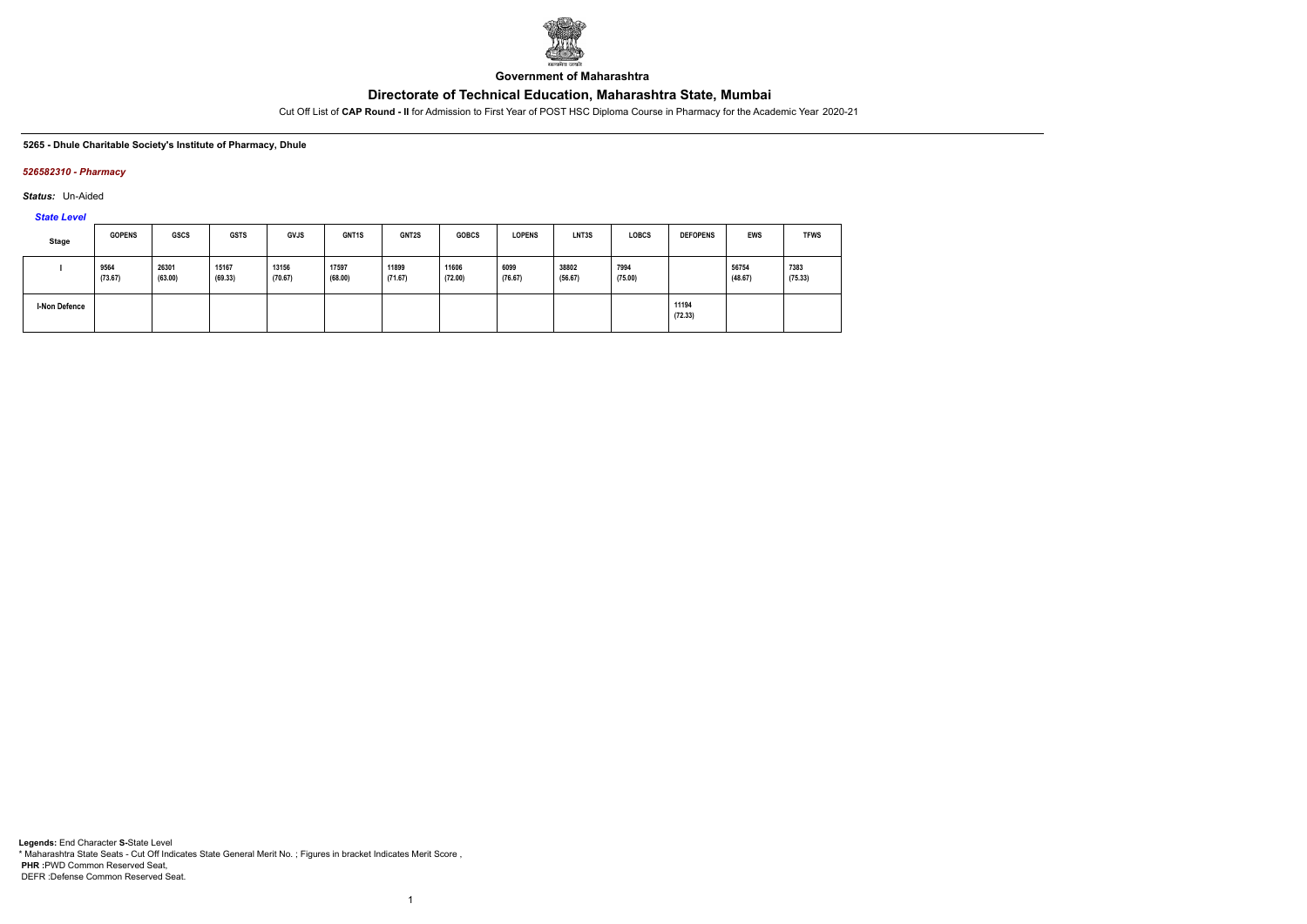**Government of Maharashtra**

## Directorate of Technical Education, Maharashtra State, Mumbai

Cut Off List of **CAP Round - II** for Admission to First Year of POST HSC Diploma Course in Pharmacy for the Academic Year 2020-21

**5265 - Dhule Charitable Society's Institute of Pharmacy, Dhule**

***526582310 - Pharmacy***

***Status:*** Un-Aided

***State Level***

| Stage | GOPENS | GSCS | GSTS | GVJS | GNT1S | GNT2S | GOBCS | LOPENS | LNT3S | LOBCS | DEFOPENS | EWS | TFWS |
|---|---|---|---|---|---|---|---|---|---|---|---|---|---|
| I | 9564 (73.67) | 26301 (63.00) | 15167 (69.33) | 13156 (70.67) | 17597 (68.00) | 11899 (71.67) | 11606 (72.00) | 6099 (76.67) | 38802 (56.67) | 7994 (75.00) | | 56754 (48.67) | 7383 (75.33) |
| I-Non Defence | | | | | | | | | | | 11194 (72.33) | | |

**Legends:** End Character **S-**State Level

* Maharashtra State Seats - Cut Off Indicates State General Merit No. ; Figures in bracket Indicates Merit Score ,

**PHR :**PWD Common Reserved Seat,

DEFR :Defense Common Reserved Seat.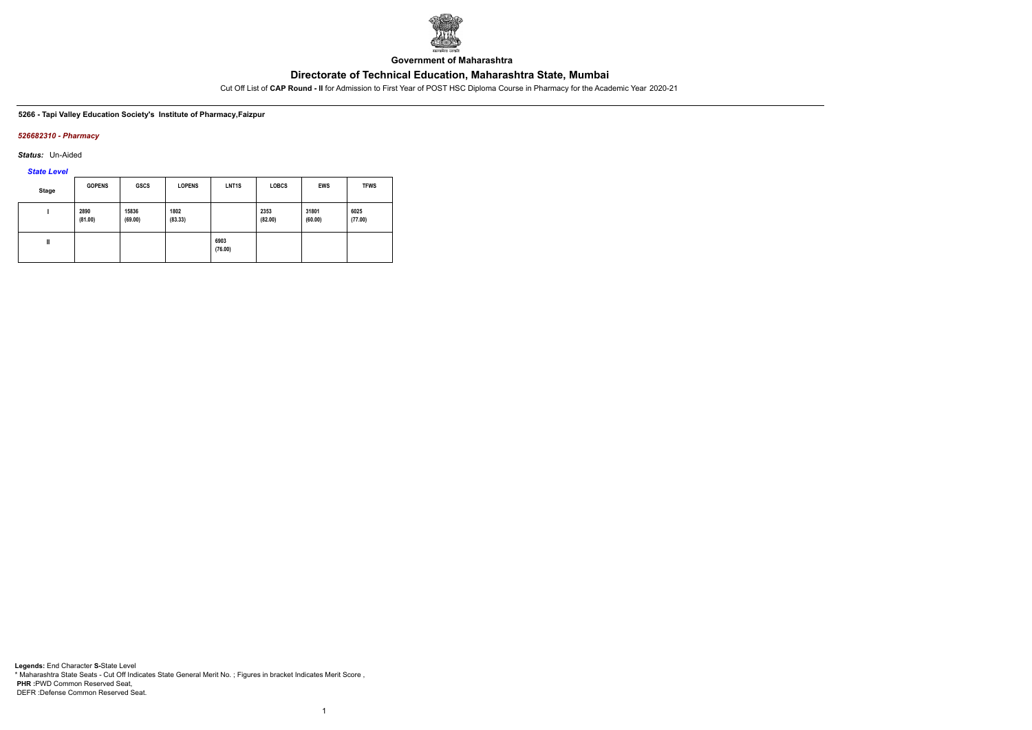Government of Maharashtra

# Directorate of Technical Education, Maharashtra State, Mumbai

Cut Off List of **CAP Round - II** for Admission to First Year of POST HSC Diploma Course in Pharmacy for the Academic Year 2020-21

**5266 - Tapi Valley Education Society's Institute of Pharmacy,Faizpur**

***526682310 - Pharmacy***

***Status:*** Un-Aided

***State Level***

| Stage | GOPENS | GSCS | LOPENS | LNT1S | LOBCS | EWS | TFWS |
|---|---|---|---|---|---|---|---|
| I | 2890 (81.00) | 15836 (69.00) | 1802 (83.33) | | 2353 (82.00) | 31801 (60.00) | 6025 (77.00) |
| II | | | | 6903 (76.00) | | | |

**Legends:** End Character **S-**State Level
* Maharashtra State Seats - Cut Off Indicates State General Merit No. ; Figures in bracket Indicates Merit Score ,
**PHR :**PWD Common Reserved Seat,
DEFR :Defense Common Reserved Seat.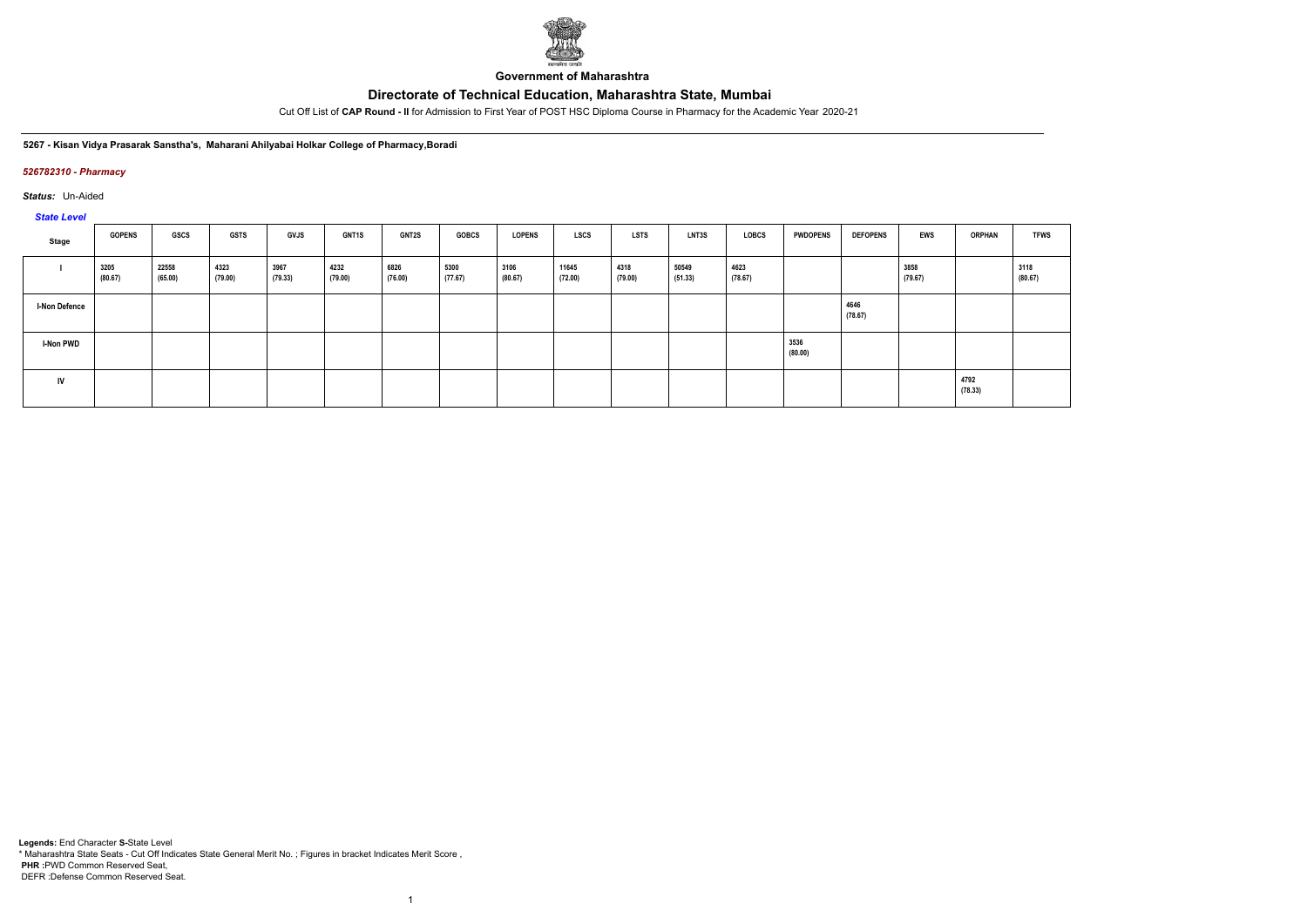**Government of Maharashtra**

# Directorate of Technical Education, Maharashtra State, Mumbai

Cut Off List of **CAP Round - II** for Admission to First Year of POST HSC Diploma Course in Pharmacy for the Academic Year 2020-21

**5267 - Kisan Vidya Prasarak Sanstha's, Maharani Ahilyabai Holkar College of Pharmacy,Boradi**

*526782310 - Pharmacy*

*Status:* Un-Aided

*State Level*

| Stage | GOPENS | GSCS | GSTS | GVJS | GNT1S | GNT2S | GOBCS | LOPENS | LSCS | LSTS | LNT3S | LOBCS | PWDOPENS | DEFOPENS | EWS | ORPHAN | TFWS |
|---|---|---|---|---|---|---|---|---|---|---|---|---|---|---|---|---|---|
| I | 3205 (80.67) | 22558 (65.00) | 4323 (79.00) | 3967 (79.33) | 4232 (79.00) | 6826 (76.00) | 5300 (77.67) | 3106 (80.67) | 11645 (72.00) | 4318 (79.00) | 50549 (51.33) | 4623 (78.67) | | | 3858 (79.67) | | 3118 (80.67) |
| I-Non Defence | | | | | | | | | | | | | | 4646 (78.67) | | | |
| I-Non PWD | | | | | | | | | | | | | 3536 (80.00) | | | | |
| IV | | | | | | | | | | | | | | | | 4792 (78.33) | |

**Legends:** End Character **S-**State Level
\* Maharashtra State Seats - Cut Off Indicates State General Merit No. ; Figures in bracket Indicates Merit Score ,
**PHR :**PWD Common Reserved Seat,
DEFR :Defense Common Reserved Seat.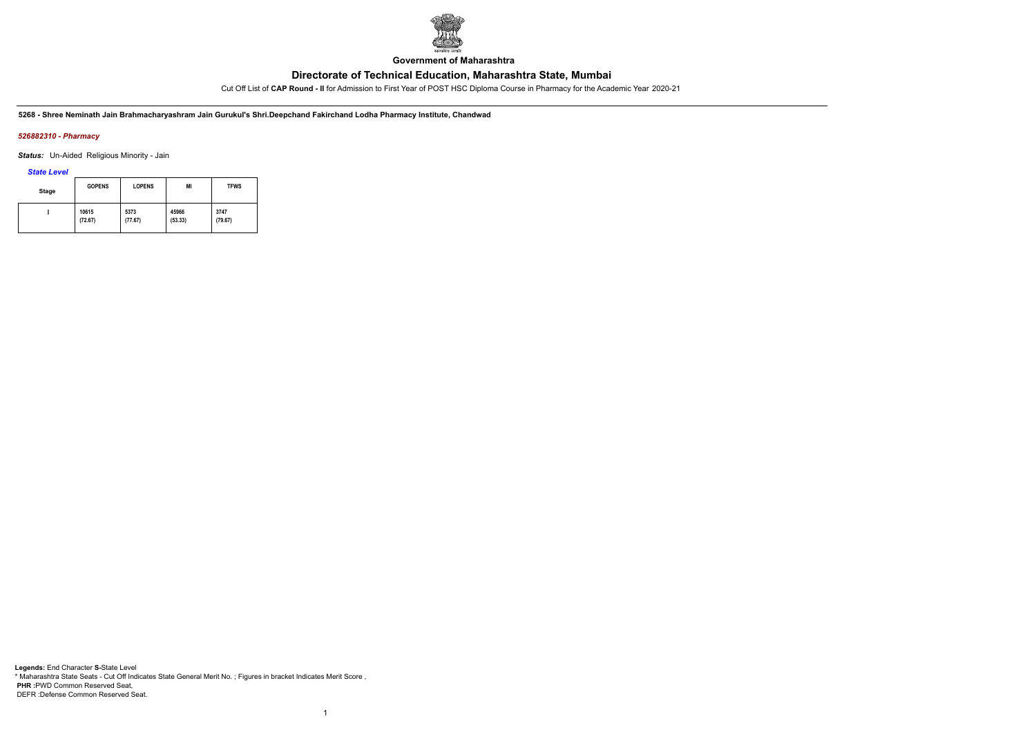**Government of Maharashtra**

# Directorate of Technical Education, Maharashtra State, Mumbai

Cut Off List of **CAP Round - II** for Admission to First Year of POST HSC Diploma Course in Pharmacy for the Academic Year 2020-21

**5268 - Shree Neminath Jain Brahmacharyashram Jain Gurukul's Shri.Deepchand Fakirchand Lodha Pharmacy Institute, Chandwad**

***526882310 - Pharmacy***

***Status:*** Un-Aided Religious Minority - Jain

***State Level***

| Stage | GOPENS | LOPENS | MI | TFWS |
|---|---|---|---|---|
| I | 10615 (72.67) | 5373 (77.67) | 45966 (53.33) | 3747 (79.67) |

**Legends:** End Character **S-**State Level
\* Maharashtra State Seats - Cut Off Indicates State General Merit No. ; Figures in bracket Indicates Merit Score ,
**PHR :**PWD Common Reserved Seat,
DEFR :Defense Common Reserved Seat.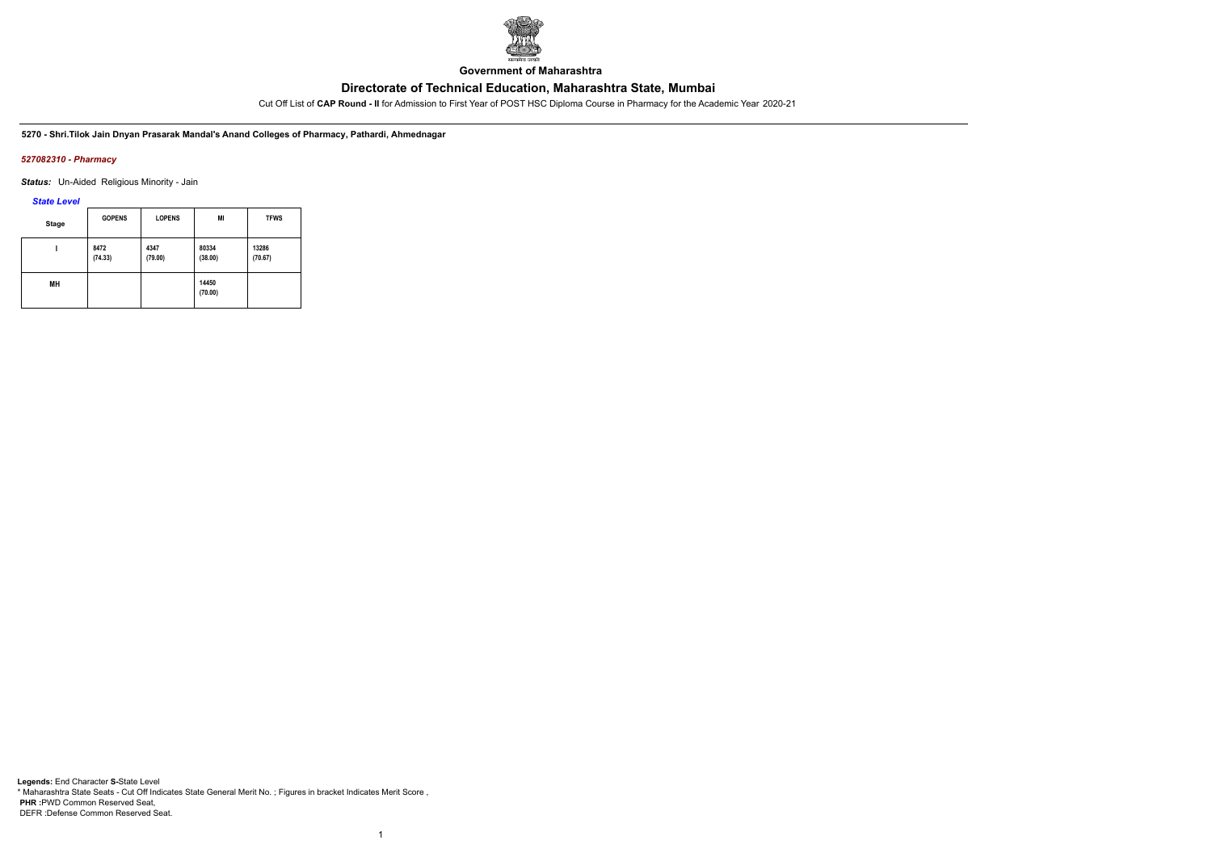Government of Maharashtra

# Directorate of Technical Education, Maharashtra State, Mumbai

Cut Off List of **CAP Round - II** for Admission to First Year of POST HSC Diploma Course in Pharmacy for the Academic Year 2020-21

**5270 - Shri.Tilok Jain Dnyan Prasarak Mandal's Anand Colleges of Pharmacy, Pathardi, Ahmednagar**

***527082310 - Pharmacy***

***Status:*** Un-Aided Religious Minority - Jain

***State Level***

| Stage | GOPENS | LOPENS | MI | TFWS |
|---|---|---|---|---|
| I | 8472 (74.33) | 4347 (79.00) | 80334 (38.00) | 13286 (70.67) |
| MH | | | 14450 (70.00) | |

**Legends:** End Character **S-**State Level
* Maharashtra State Seats - Cut Off Indicates State General Merit No. ; Figures in bracket Indicates Merit Score ,
**PHR :**PWD Common Reserved Seat,
DEFR :Defense Common Reserved Seat.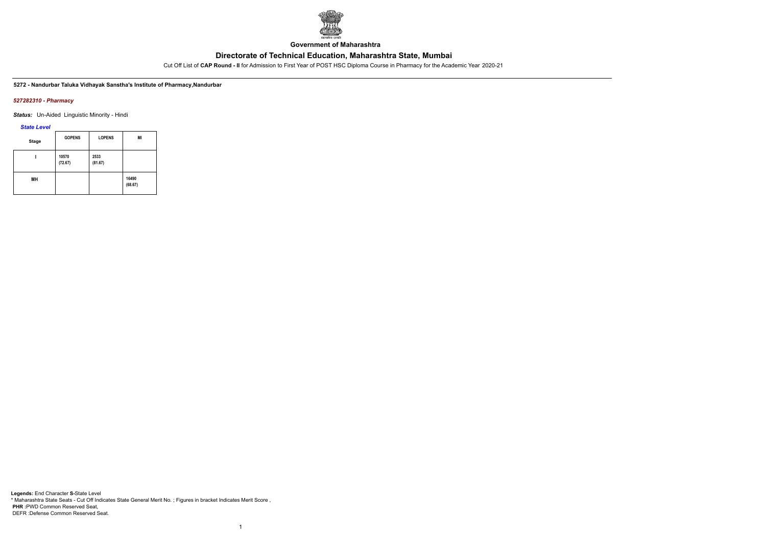Government of Maharashtra

# Directorate of Technical Education, Maharashtra State, Mumbai

Cut Off List of **CAP Round - II** for Admission to First Year of POST HSC Diploma Course in Pharmacy for the Academic Year 2020-21

**5272 - Nandurbar Taluka Vidhayak Sanstha's Institute of Pharmacy,Nandurbar**

***527282310 - Pharmacy***

***Status:*** Un-Aided Linguistic Minority - Hindi

***State Level***

| Stage | GOPENS | LOPENS | MI |
|---|---|---|---|
| I | 10570 (72.67) | 2533 (81.67) | |
| MH | | | 16490 (68.67) |

**Legends:** End Character **S-**State Level
\* Maharashtra State Seats - Cut Off Indicates State General Merit No. ; Figures in bracket Indicates Merit Score ,
**PHR** :PWD Common Reserved Seat,
DEFR :Defense Common Reserved Seat.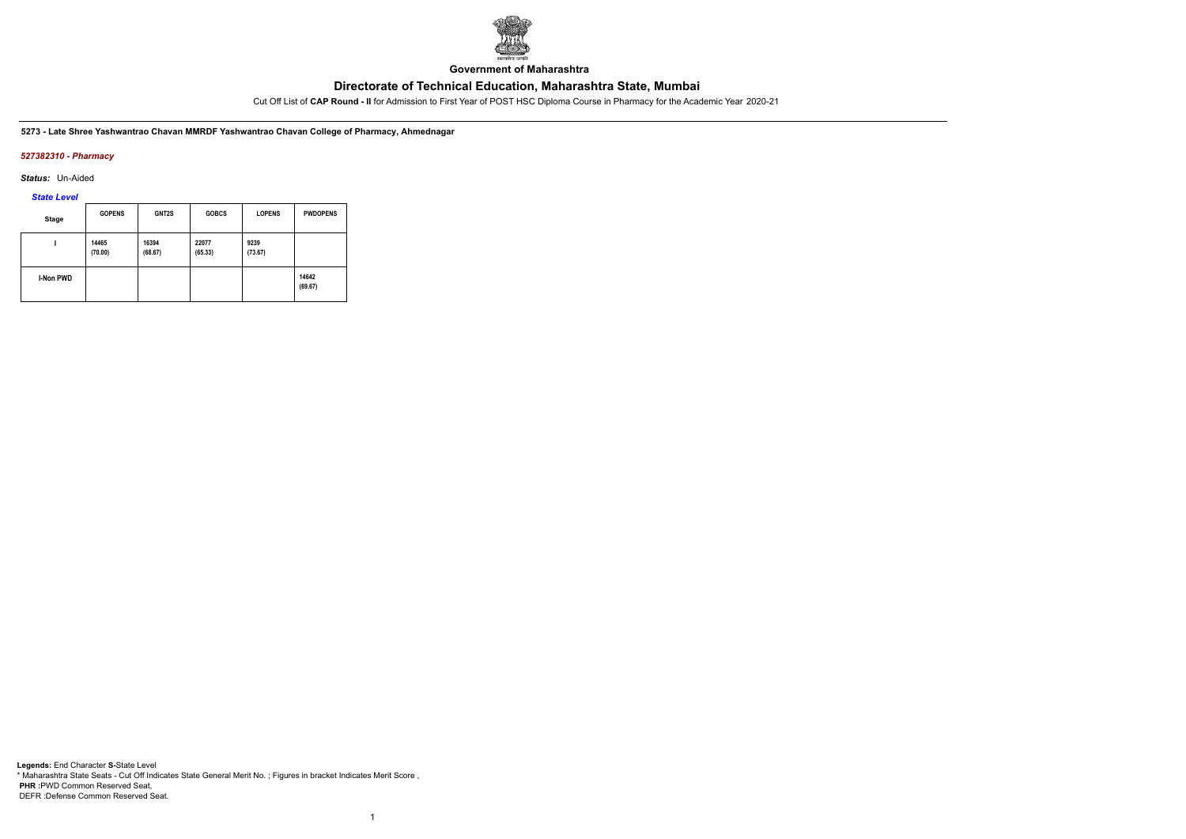**Government of Maharashtra**

## Directorate of Technical Education, Maharashtra State, Mumbai

Cut Off List of **CAP Round - II** for Admission to First Year of POST HSC Diploma Course in Pharmacy for the Academic Year 2020-21

**5273 - Late Shree Yashwantrao Chavan MMRDF Yashwantrao Chavan College of Pharmacy, Ahmednagar**

***527382310 - Pharmacy***

***Status:*** Un-Aided

***State Level***

| Stage | GOPENS | GNT2S | GOBCS | LOPENS | PWDOPENS |
|---|---|---|---|---|---|
| I | 14465 (70.00) | 16394 (68.67) | 22077 (65.33) | 9239 (73.67) | |
| I-Non PWD | | | | | 14642 (69.67) |

**Legends:** End Character **S-**State Level
\* Maharashtra State Seats - Cut Off Indicates State General Merit No. ; Figures in bracket Indicates Merit Score ,
**PHR :**PWD Common Reserved Seat,
DEFR :Defense Common Reserved Seat.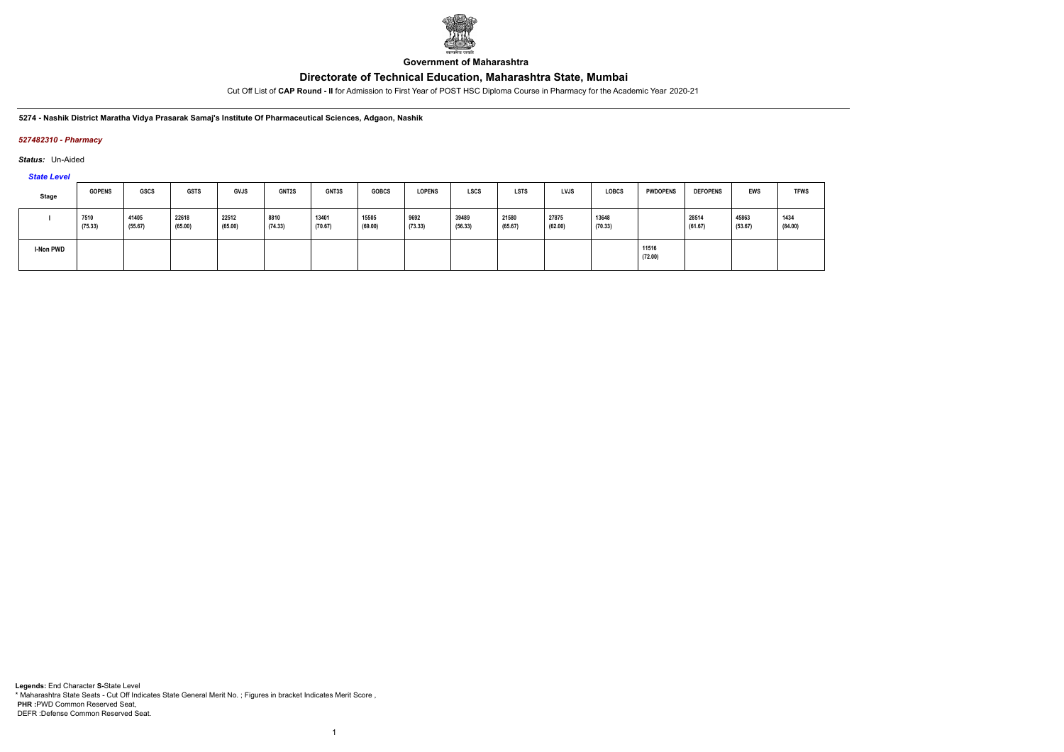Government of Maharashtra

# Directorate of Technical Education, Maharashtra State, Mumbai

Cut Off List of **CAP Round - II** for Admission to First Year of POST HSC Diploma Course in Pharmacy for the Academic Year 2020-21

**5274 - Nashik District Maratha Vidya Prasarak Samaj's Institute Of Pharmaceutical Sciences, Adgaon, Nashik**

***527482310 - Pharmacy***

***Status:*** Un-Aided

***State Level***

| Stage | GOPENS | GSCS | GSTS | GVJS | GNT2S | GNT3S | GOBCS | LOPENS | LSCS | LSTS | LVJS | LOBCS | PWDOPENS | DEFOPENS | EWS | TFWS |
|---|---|---|---|---|---|---|---|---|---|---|---|---|---|---|---|---|
| I | 7510 (75.33) | 41405 (55.67) | 22618 (65.00) | 22512 (65.00) | 8810 (74.33) | 13401 (70.67) | 15505 (69.00) | 9692 (73.33) | 39489 (56.33) | 21580 (65.67) | 27875 (62.00) | 13648 (70.33) | | 28514 (61.67) | 45863 (53.67) | 1434 (84.00) |
| I-Non PWD | | | | | | | | | | | | | 11516 (72.00) | | | |

**Legends:** End Character **S-**State Level
\* Maharashtra State Seats - Cut Off Indicates State General Merit No. ; Figures in bracket Indicates Merit Score ,
**PHR** :PWD Common Reserved Seat,
DEFR :Defense Common Reserved Seat.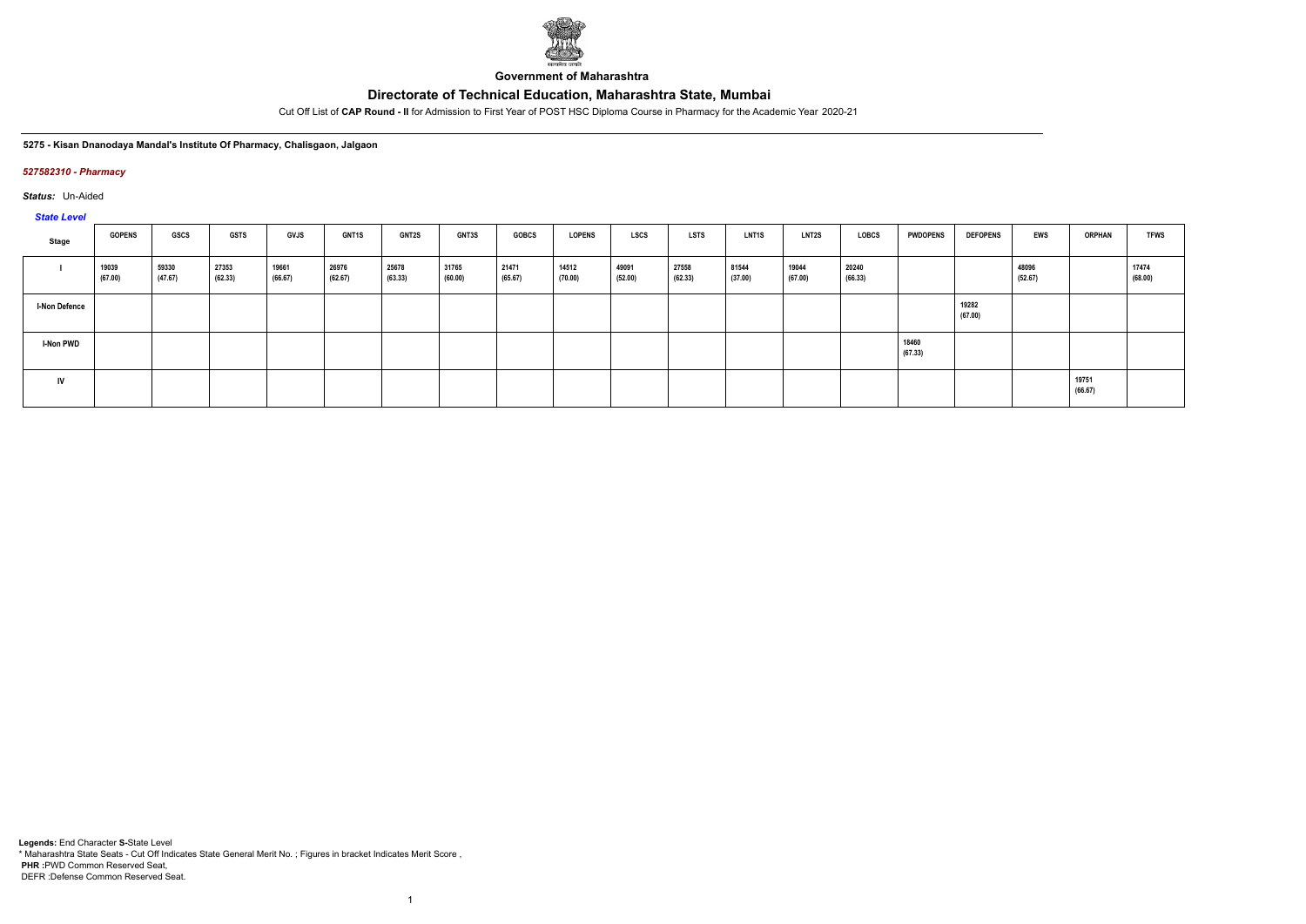Government of Maharashtra

# Directorate of Technical Education, Maharashtra State, Mumbai

Cut Off List of **CAP Round - II** for Admission to First Year of POST HSC Diploma Course in Pharmacy for the Academic Year 2020-21

**5275 - Kisan Dnanodaya Mandal's Institute Of Pharmacy, Chalisgaon, Jalgaon**

*527582310 - Pharmacy*

*Status:* Un-Aided

*State Level*

| Stage | GOPENS | GSCS | GSTS | GVJS | GNT1S | GNT2S | GNT3S | GOBCS | LOPENS | LSCS | LSTS | LNT1S | LNT2S | LOBCS | PWDOPENS | DEFOPENS | EWS | ORPHAN | TFWS |
|---|---|---|---|---|---|---|---|---|---|---|---|---|---|---|---|---|---|---|---|
| I | 19039 (67.00) | 59330 (47.67) | 27353 (62.33) | 19661 (66.67) | 26976 (62.67) | 25678 (63.33) | 31765 (60.00) | 21471 (65.67) | 14512 (70.00) | 49091 (52.00) | 27558 (62.33) | 81544 (37.00) | 19044 (67.00) | 20240 (66.33) | | | 48096 (52.67) | | 17474 (68.00) |
| I-Non Defence | | | | | | | | | | | | | | | | 19282 (67.00) | | | |
| I-Non PWD | | | | | | | | | | | | | | | 18460 (67.33) | | | | |
| IV | | | | | | | | | | | | | | | | | | 19751 (66.67) | |

**Legends:** End Character **S-**State Level
* Maharashtra State Seats - Cut Off Indicates State General Merit No. ; Figures in bracket Indicates Merit Score ,
**PHR :**PWD Common Reserved Seat,
DEFR :Defense Common Reserved Seat.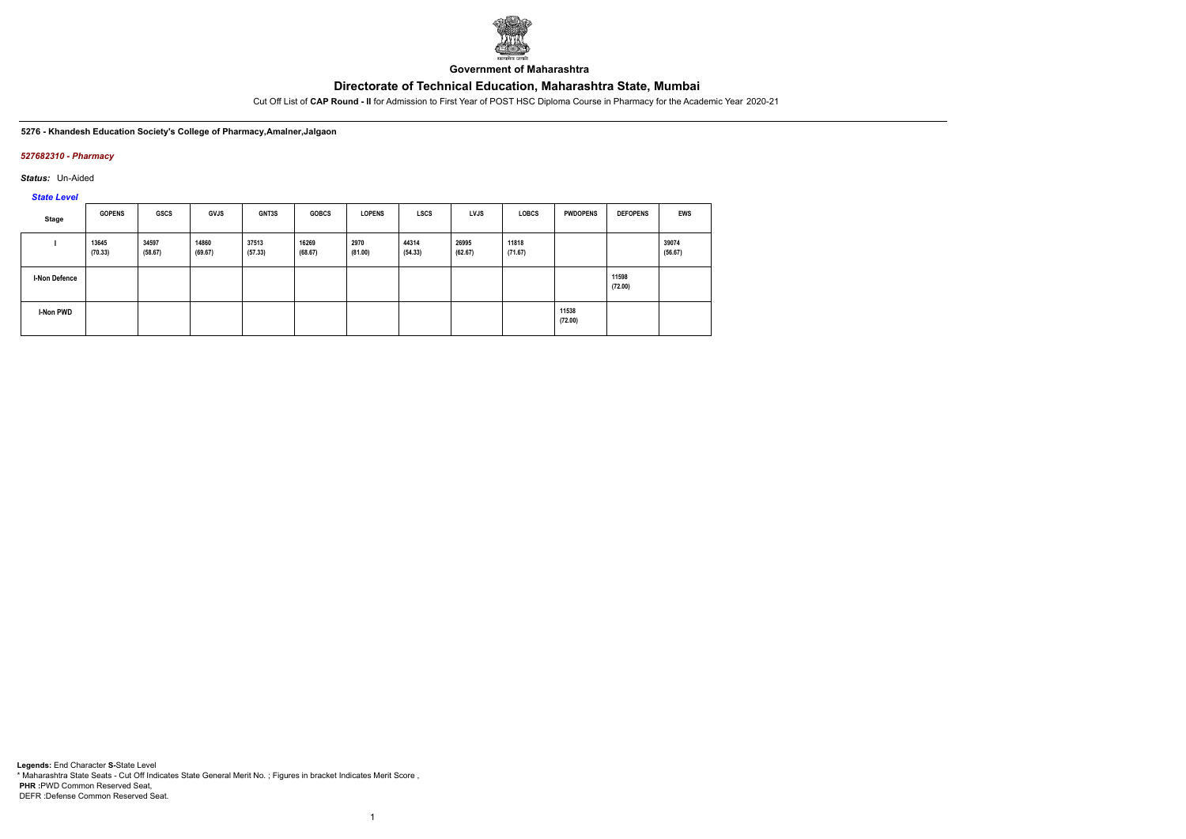Government of Maharashtra

# Directorate of Technical Education, Maharashtra State, Mumbai

Cut Off List of **CAP Round - II** for Admission to First Year of POST HSC Diploma Course in Pharmacy for the Academic Year 2020-21

**5276 - Khandesh Education Society's College of Pharmacy,Amalner,Jalgaon**

***527682310 - Pharmacy***

***Status:*** Un-Aided

***State Level***

| Stage | GOPENS | GSCS | GVJS | GNT3S | GOBCS | LOPENS | LSCS | LVJS | LOBCS | PWDOPENS | DEFOPENS | EWS |
|---|---|---|---|---|---|---|---|---|---|---|---|---|
| I | 13645 (70.33) | 34597 (58.67) | 14860 (69.67) | 37513 (57.33) | 16269 (68.67) | 2970 (81.00) | 44314 (54.33) | 26995 (62.67) | 11818 (71.67) | | | 39074 (56.67) |
| I-Non Defence | | | | | | | | | | | 11598 (72.00) | |
| I-Non PWD | | | | | | | | | | 11538 (72.00) | | |

**Legends:** End Character **S-**State Level
* Maharashtra State Seats - Cut Off Indicates State General Merit No. ; Figures in bracket Indicates Merit Score ,
**PHR :**PWD Common Reserved Seat,
DEFR :Defense Common Reserved Seat.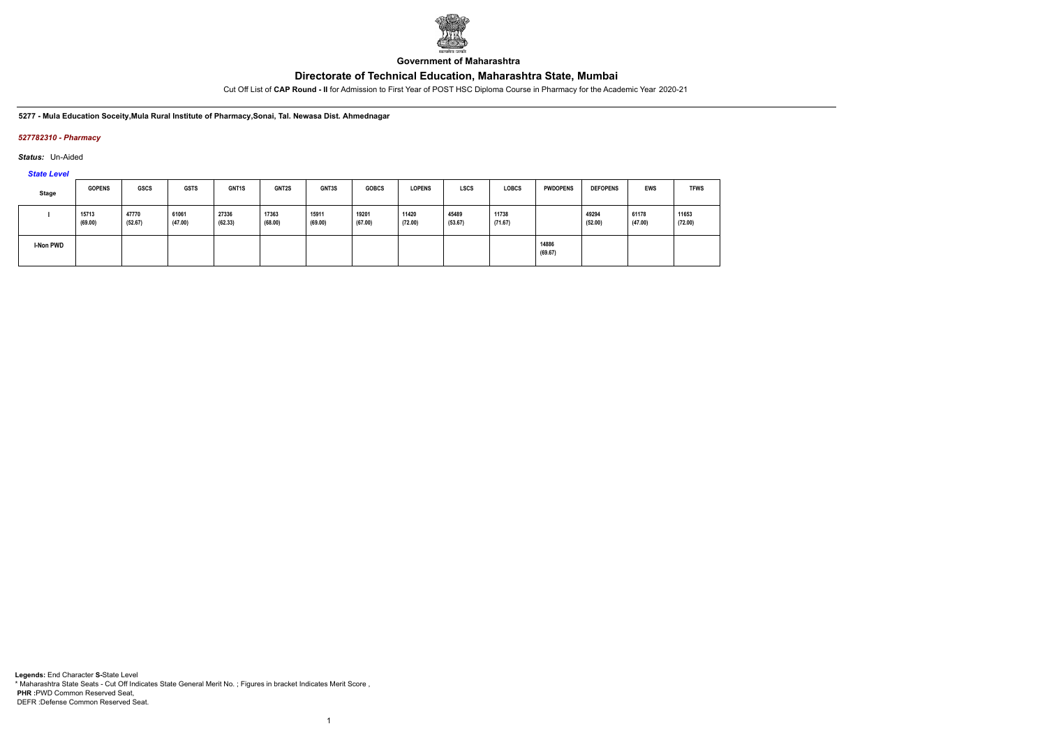**Government of Maharashtra**

## Directorate of Technical Education, Maharashtra State, Mumbai

Cut Off List of **CAP Round - II** for Admission to First Year of POST HSC Diploma Course in Pharmacy for the Academic Year 2020-21

**5277 - Mula Education Soceity,Mula Rural Institute of Pharmacy,Sonai, Tal. Newasa Dist. Ahmednagar**

***527782310 - Pharmacy***

***Status:*** Un-Aided

***State Level***

| Stage | GOPENS | GSCS | GSTS | GNT1S | GNT2S | GNT3S | GOBCS | LOPENS | LSCS | LOBCS | PWDOPENS | DEFOPENS | EWS | TFWS |
|---|---|---|---|---|---|---|---|---|---|---|---|---|---|---|
| I | 15713 (69.00) | 47770 (52.67) | 61061 (47.00) | 27336 (62.33) | 17363 (68.00) | 15911 (69.00) | 19201 (67.00) | 11420 (72.00) | 45489 (53.67) | 11738 (71.67) | | 49294 (52.00) | 61178 (47.00) | 11653 (72.00) |
| I-Non PWD | | | | | | | | | | | 14886 (69.67) | | | |

**Legends:** End Character **S-**State Level
\* Maharashtra State Seats - Cut Off Indicates State General Merit No. ; Figures in bracket Indicates Merit Score ,
**PHR** :PWD Common Reserved Seat,
DEFR :Defense Common Reserved Seat.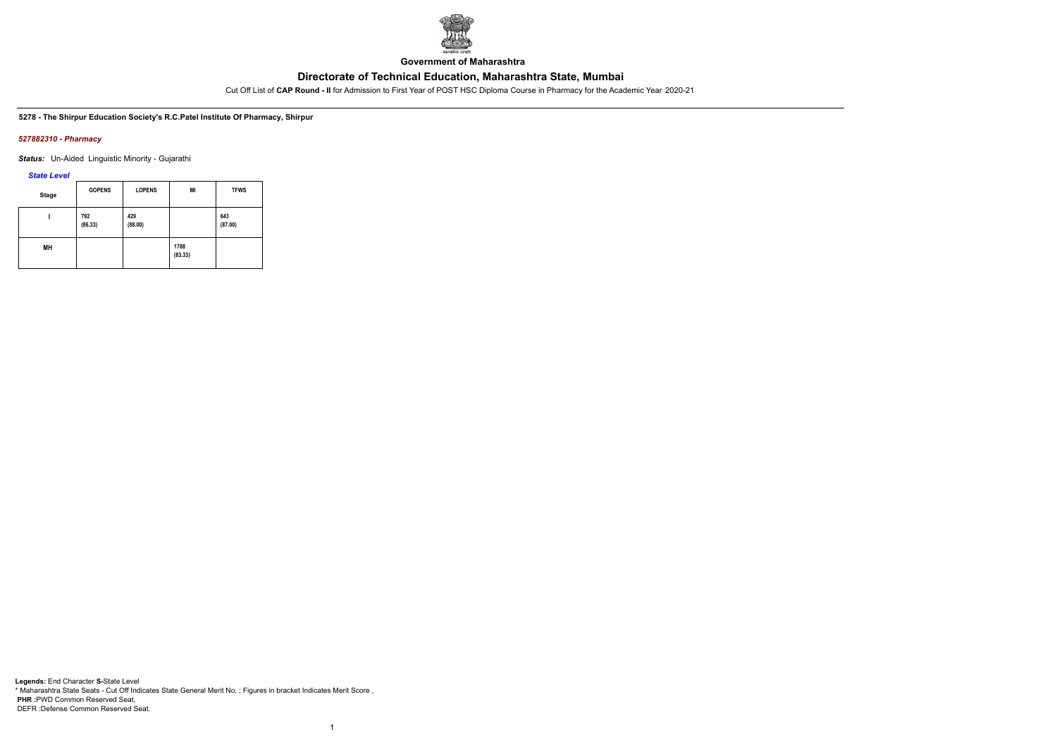Government of Maharashtra

# Directorate of Technical Education, Maharashtra State, Mumbai

Cut Off List of **CAP Round - II** for Admission to First Year of POST HSC Diploma Course in Pharmacy for the Academic Year 2020-21

**5278 - The Shirpur Education Society's R.C.Patel Institute Of Pharmacy, Shirpur**

*527882310 - Pharmacy*

***Status:*** Un-Aided Linguistic Minority - Gujarathi

*State Level*

| Stage | GOPENS | LOPENS | MI | TFWS |
|---|---|---|---|---|
| I | 792 (86.33) | 429 (88.00) | | 643 (87.00) |
| MH | | | 1788 (83.33) | |

**Legends:** End Character **S-**State Level
\* Maharashtra State Seats - Cut Off Indicates State General Merit No. ; Figures in bracket Indicates Merit Score ,
**PHR :**PWD Common Reserved Seat,
DEFR :Defense Common Reserved Seat.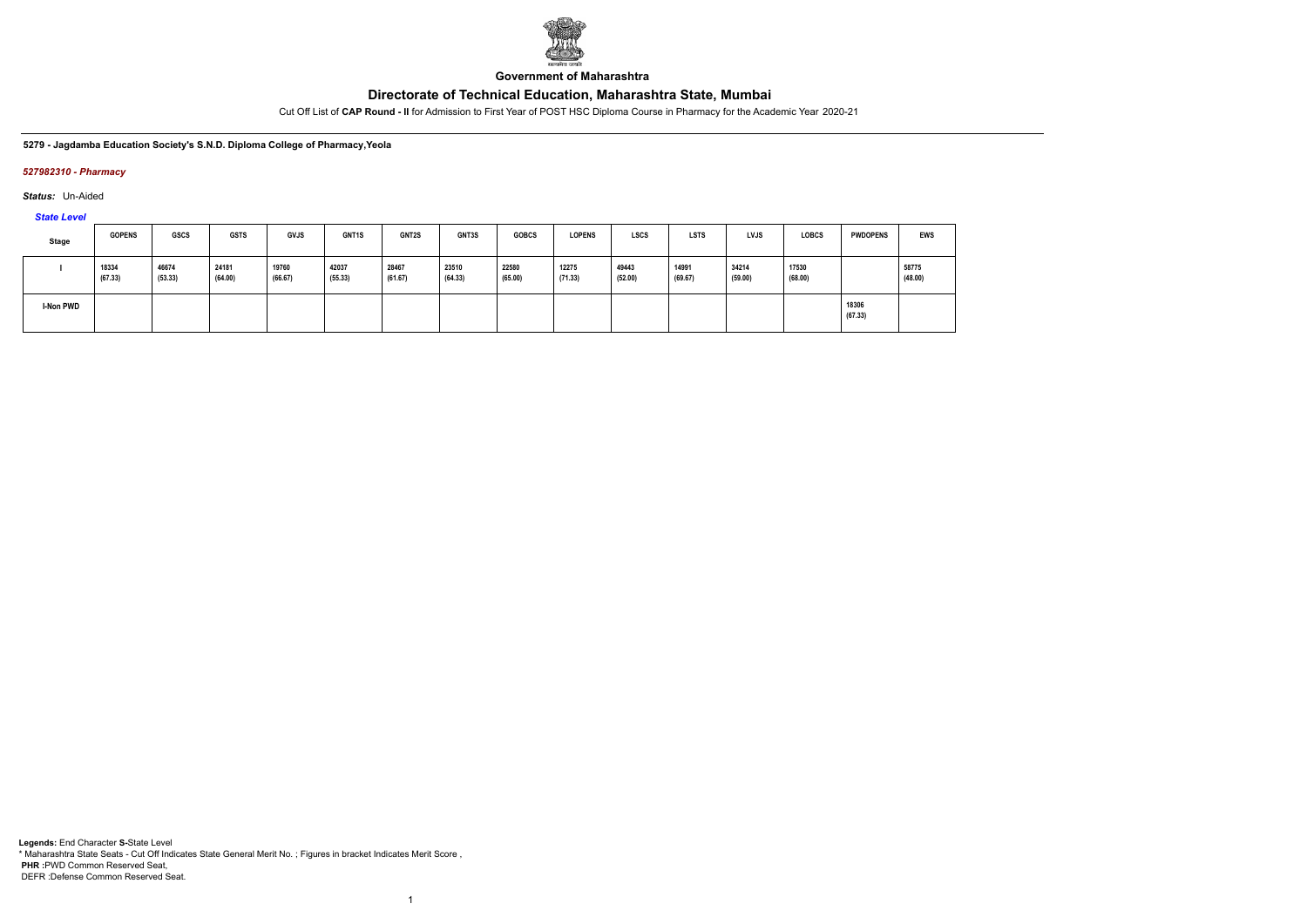**Government of Maharashtra**

# Directorate of Technical Education, Maharashtra State, Mumbai

Cut Off List of **CAP Round - II** for Admission to First Year of POST HSC Diploma Course in Pharmacy for the Academic Year 2020-21

**5279 - Jagdamba Education Society's S.N.D. Diploma College of Pharmacy,Yeola**

***527982310 - Pharmacy***

***Status:*** Un-Aided

***State Level***

| Stage | GOPENS | GSCS | GSTS | GVJS | GNT1S | GNT2S | GNT3S | GOBCS | LOPENS | LSCS | LSTS | LVJS | LOBCS | PWDOPENS | EWS |
|---|---|---|---|---|---|---|---|---|---|---|---|---|---|---|---|
| I | 18334 (67.33) | 46674 (53.33) | 24181 (64.00) | 19760 (66.67) | 42037 (55.33) | 28467 (61.67) | 23510 (64.33) | 22580 (65.00) | 12275 (71.33) | 49443 (52.00) | 14991 (69.67) | 34214 (59.00) | 17530 (68.00) | | 58775 (48.00) |
| I-Non PWD | | | | | | | | | | | | | | 18306 (67.33) | |

**Legends:** End Character **S-**State Level
\* Maharashtra State Seats - Cut Off Indicates State General Merit No. ; Figures in bracket Indicates Merit Score ,
**PHR :**PWD Common Reserved Seat,
DEFR :Defense Common Reserved Seat.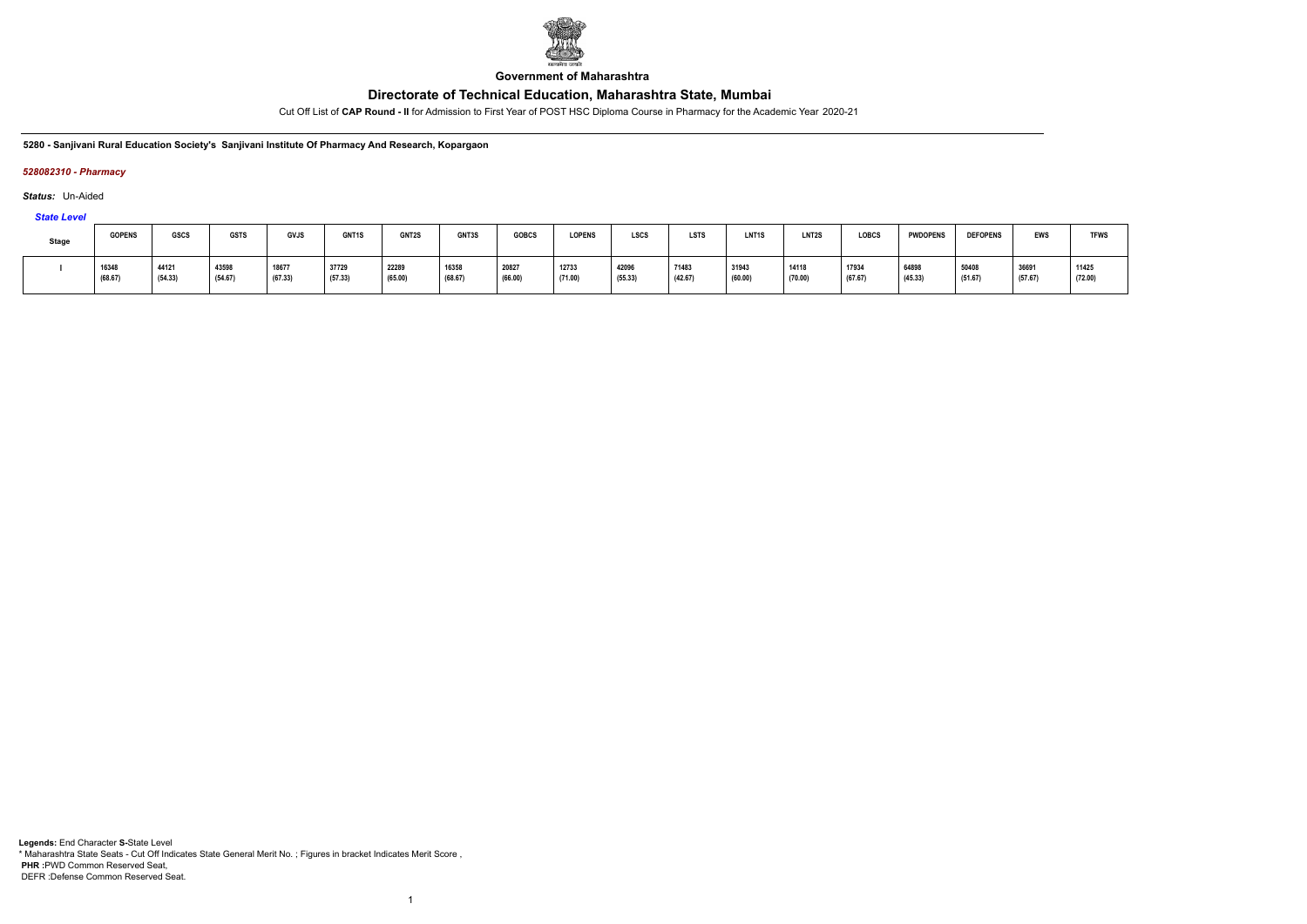**Government of Maharashtra**

## Directorate of Technical Education, Maharashtra State, Mumbai

Cut Off List of **CAP Round - II** for Admission to First Year of POST HSC Diploma Course in Pharmacy for the Academic Year 2020-21

**5280 - Sanjivani Rural Education Society's Sanjivani Institute Of Pharmacy And Research, Kopargaon**

***528082310 - Pharmacy***

***Status:*** Un-Aided

***State Level***

| Stage | GOPENS | GSCS | GSTS | GVJS | GNT1S | GNT2S | GNT3S | GOBCS | LOPENS | LSCS | LSTS | LNT1S | LNT2S | LOBCS | PWDOPENS | DEFOPENS | EWS | TFWS |
|---|---|---|---|---|---|---|---|---|---|---|---|---|---|---|---|---|---|---|
| I | 16348 (68.67) | 44121 (54.33) | 43598 (54.67) | 18677 (67.33) | 37729 (57.33) | 22289 (65.00) | 16358 (68.67) | 20827 (66.00) | 12733 (71.00) | 42096 (55.33) | 71483 (42.67) | 31943 (60.00) | 14118 (70.00) | 17934 (67.67) | 64898 (45.33) | 50408 (51.67) | 36691 (57.67) | 11425 (72.00) |

**Legends:** End Character **S-**State Level
\* Maharashtra State Seats - Cut Off Indicates State General Merit No. ; Figures in bracket Indicates Merit Score ,
**PHR :**PWD Common Reserved Seat,
DEFR :Defense Common Reserved Seat.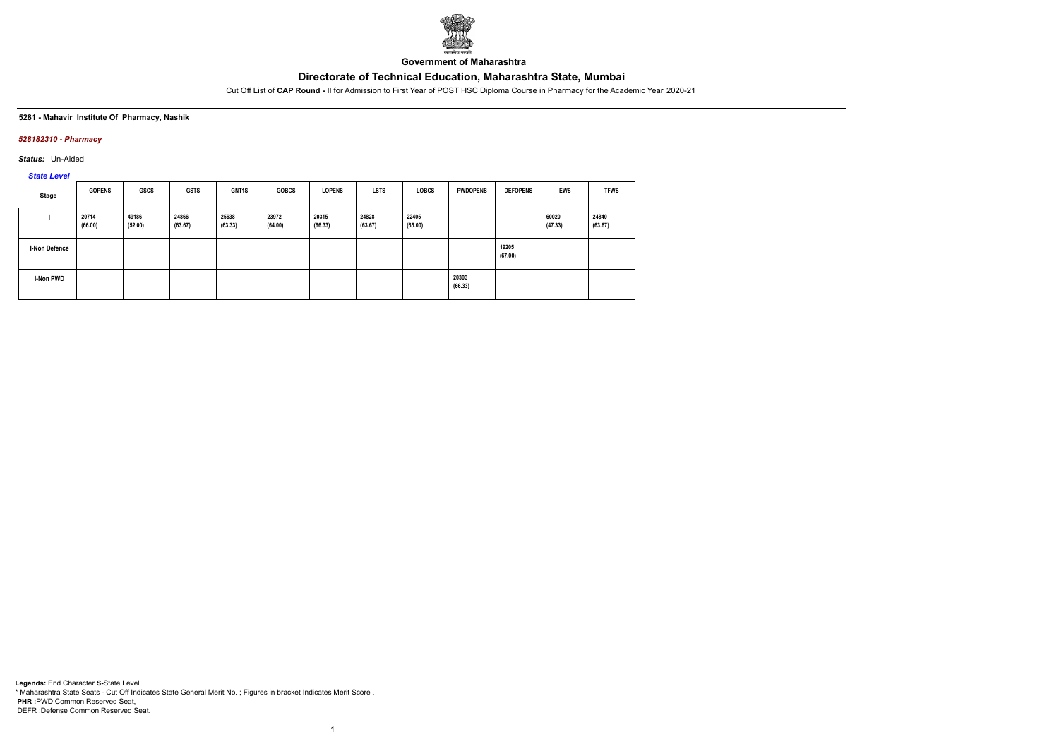**Government of Maharashtra**

## Directorate of Technical Education, Maharashtra State, Mumbai

Cut Off List of **CAP Round - II** for Admission to First Year of POST HSC Diploma Course in Pharmacy for the Academic Year 2020-21

**5281 - Mahavir Institute Of Pharmacy, Nashik**

***528182310 - Pharmacy***

***Status:*** Un-Aided

***State Level***

| Stage | GOPENS | GSCS | GSTS | GNT1S | GOBCS | LOPENS | LSTS | LOBCS | PWDOPENS | DEFOPENS | EWS | TFWS |
|---|---|---|---|---|---|---|---|---|---|---|---|---|
| I | 20714 (66.00) | 49186 (52.00) | 24866 (63.67) | 25638 (63.33) | 23972 (64.00) | 20315 (66.33) | 24828 (63.67) | 22405 (65.00) | | | 60020 (47.33) | 24840 (63.67) |
| I-Non Defence | | | | | | | | | | 19205 (67.00) | | |
| I-Non PWD | | | | | | | | | 20303 (66.33) | | | |

**Legends:** End Character **S-**State Level
\* Maharashtra State Seats - Cut Off Indicates State General Merit No. ; Figures in bracket Indicates Merit Score ,
**PHR :**PWD Common Reserved Seat,
DEFR :Defense Common Reserved Seat.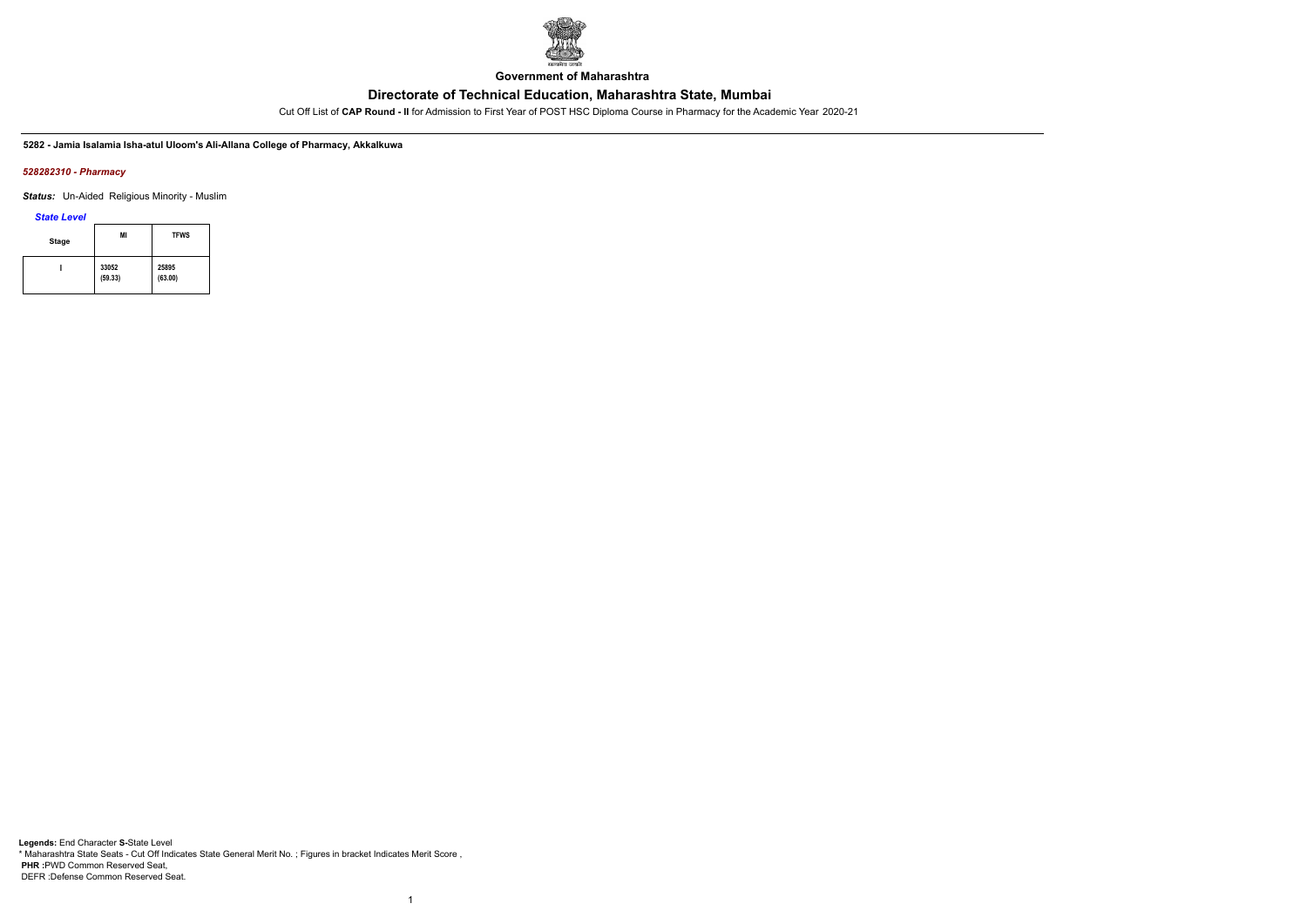**Government of Maharashtra**

## Directorate of Technical Education, Maharashtra State, Mumbai

Cut Off List of **CAP Round - II** for Admission to First Year of POST HSC Diploma Course in Pharmacy for the Academic Year 2020-21

**5282 - Jamia Isalamia Isha-atul Uloom's Ali-Allana College of Pharmacy, Akkalkuwa**

***528282310 - Pharmacy***

***Status:*** Un-Aided Religious Minority - Muslim

***State Level***

| Stage | MI | TFWS |
|---|---|---|
| I | 33052 (59.33) | 25895 (63.00) |

**Legends:** End Character **S-**State Level
\* Maharashtra State Seats - Cut Off Indicates State General Merit No. ; Figures in bracket Indicates Merit Score ,
**PHR** :PWD Common Reserved Seat,
DEFR :Defense Common Reserved Seat.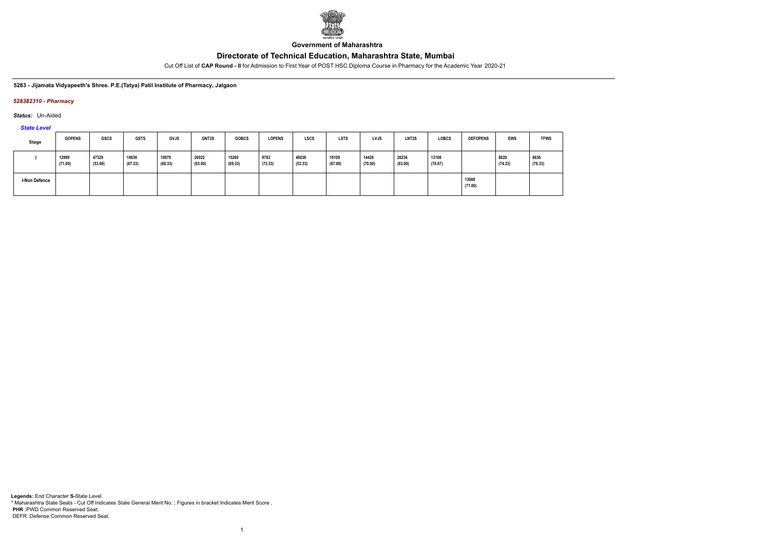**Government of Maharashtra**

## Directorate of Technical Education, Maharashtra State, Mumbai

Cut Off List of **CAP Round - II** for Admission to First Year of POST HSC Diploma Course in Pharmacy for the Academic Year 2020-21

**5283 - Jijamata Vidyapeeth's Shree. P.E.(Tatya) Patil Institute of Pharmacy, Jalgaon**

*528382310 - Pharmacy*

*Status:* Un-Aided

*State Level*

| Stage | GOPENS | GSCS | GSTS | GVJS | GNT2S | GOBCS | LOPENS | LSCS | LSTS | LVJS | LNT2S | LOBCS | DEFOPENS | EWS | TFWS |
|---|---|---|---|---|---|---|---|---|---|---|---|---|---|---|---|
| I | 12999 (71.00) | 47329 (53.00) | 18636 (67.33) | 19979 (66.33) | 26022 (63.00) | 15269 (69.33) | 9782 (73.33) | 46036 (53.33) | 19109 (67.00) | 14428 (70.00) | 26236 (63.00) | 13108 (70.67) | | 8820 (74.33) | 6636 (76.33) |
| I-Non Defence | | | | | | | | | | | | | 13008 (71.00) | | |

**Legends:** End Character **S-**State Level
* Maharashtra State Seats - Cut Off Indicates State General Merit No. ; Figures in bracket Indicates Merit Score ,
**PHR :**PWD Common Reserved Seat,
DEFR :Defense Common Reserved Seat.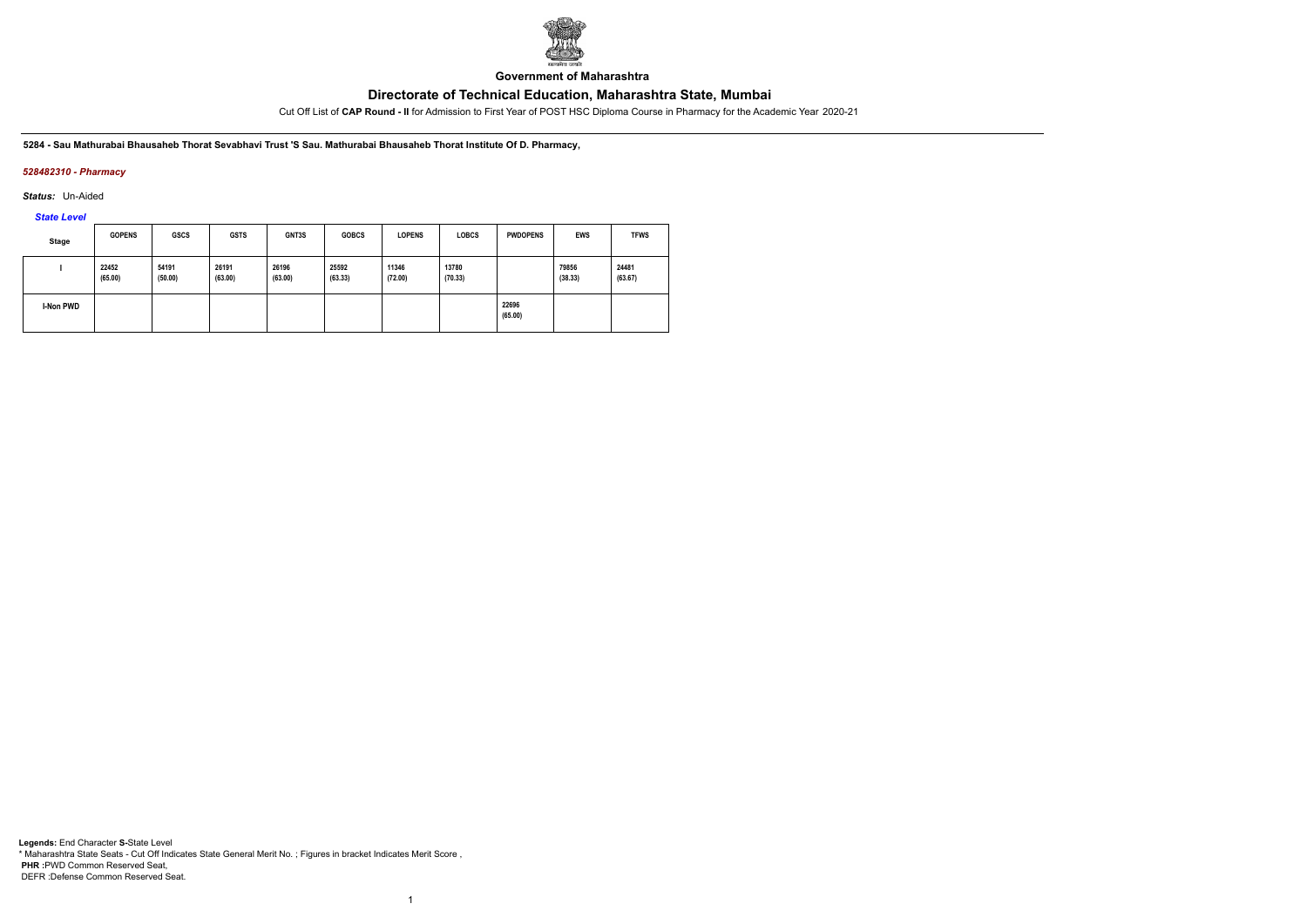**Government of Maharashtra**

# Directorate of Technical Education, Maharashtra State, Mumbai

Cut Off List of **CAP Round - II** for Admission to First Year of POST HSC Diploma Course in Pharmacy for the Academic Year 2020-21

**5284 - Sau Mathurabai Bhausaheb Thorat Sevabhavi Trust 'S Sau. Mathurabai Bhausaheb Thorat Institute Of D. Pharmacy,**

***528482310 - Pharmacy***

***Status:*** Un-Aided

***State Level***

| Stage | GOPENS | GSCS | GSTS | GNT3S | GOBCS | LOPENS | LOBCS | PWDOPENS | EWS | TFWS |
|---|---|---|---|---|---|---|---|---|---|---|
| I | 22452 (65.00) | 54191 (50.00) | 26191 (63.00) | 26196 (63.00) | 25592 (63.33) | 11346 (72.00) | 13780 (70.33) | | 79856 (38.33) | 24481 (63.67) |
| I-Non PWD | | | | | | | | 22696 (65.00) | | |

**Legends:** End Character **S-**State Level
* Maharashtra State Seats - Cut Off Indicates State General Merit No. ; Figures in bracket Indicates Merit Score ,
**PHR** :PWD Common Reserved Seat,
DEFR :Defense Common Reserved Seat.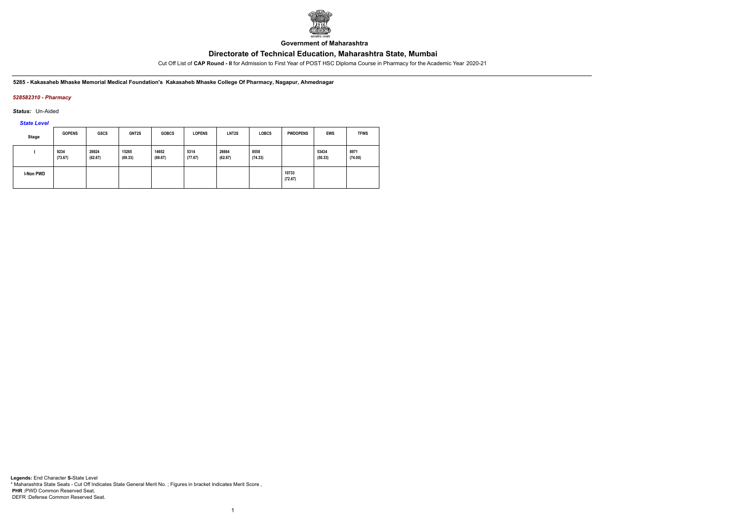**Government of Maharashtra**

## Directorate of Technical Education, Maharashtra State, Mumbai

Cut Off List of **CAP Round - II** for Admission to First Year of POST HSC Diploma Course in Pharmacy for the Academic Year 2020-21

**5285 - Kakasaheb Mhaske Memorial Medical Foundation's Kakasaheb Mhaske College Of Pharmacy, Nagapur, Ahmednagar**

*528582310 - Pharmacy*

*Status:* Un-Aided

*State Level*

| Stage | GOPENS | GSCS | GNT2S | GOBCS | LOPENS | LNT2S | LOBCS | PWDOPENS | EWS | TFWS |
|---|---|---|---|---|---|---|---|---|---|---|
| I | 9234 (73.67) | 26924 (62.67) | 15265 (69.33) | 14652 (69.67) | 5314 (77.67) | 26664 (62.67) | 8558 (74.33) | | 53434 (50.33) | 8971 (74.00) |
| I-Non PWD | | | | | | | | 10733 (72.67) | | |

**Legends:** End Character **S**-State Level
* Maharashtra State Seats - Cut Off Indicates State General Merit No. ; Figures in bracket Indicates Merit Score ,
**PHR** :PWD Common Reserved Seat,
DEFR :Defense Common Reserved Seat.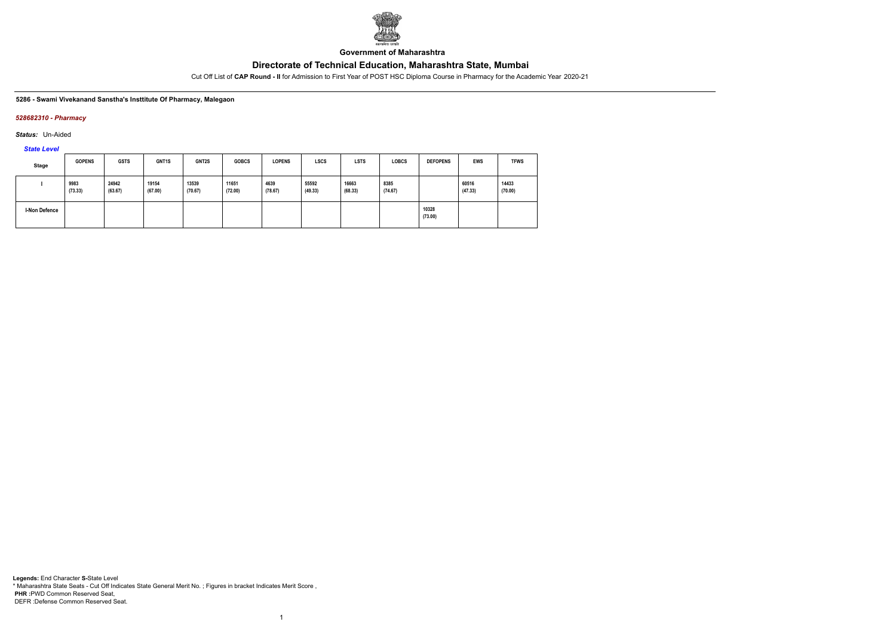**Government of Maharashtra**

# Directorate of Technical Education, Maharashtra State, Mumbai

Cut Off List of **CAP Round - II** for Admission to First Year of POST HSC Diploma Course in Pharmacy for the Academic Year 2020-21

**5286 - Swami Vivekanand Sanstha's Insttitute Of Pharmacy, Malegaon**

*528682310 - Pharmacy*

*Status:* Un-Aided

*State Level*

| Stage | GOPENS | GSTS | GNT1S | GNT2S | GOBCS | LOPENS | LSCS | LSTS | LOBCS | DEFOPENS | EWS | TFWS |
|---|---|---|---|---|---|---|---|---|---|---|---|---|
| I | 9983 (73.33) | 24942 (63.67) | 19154 (67.00) | 13539 (70.67) | 11651 (72.00) | 4639 (78.67) | 55592 (49.33) | 16663 (68.33) | 8385 (74.67) | | 60516 (47.33) | 14433 (70.00) |
| I-Non Defence | | | | | | | | | | 10328 (73.00) | | |

**Legends:** End Character **S-**State Level
* Maharashtra State Seats - Cut Off Indicates State General Merit No. ; Figures in bracket Indicates Merit Score ,
**PHR :**PWD Common Reserved Seat,
DEFR :Defense Common Reserved Seat.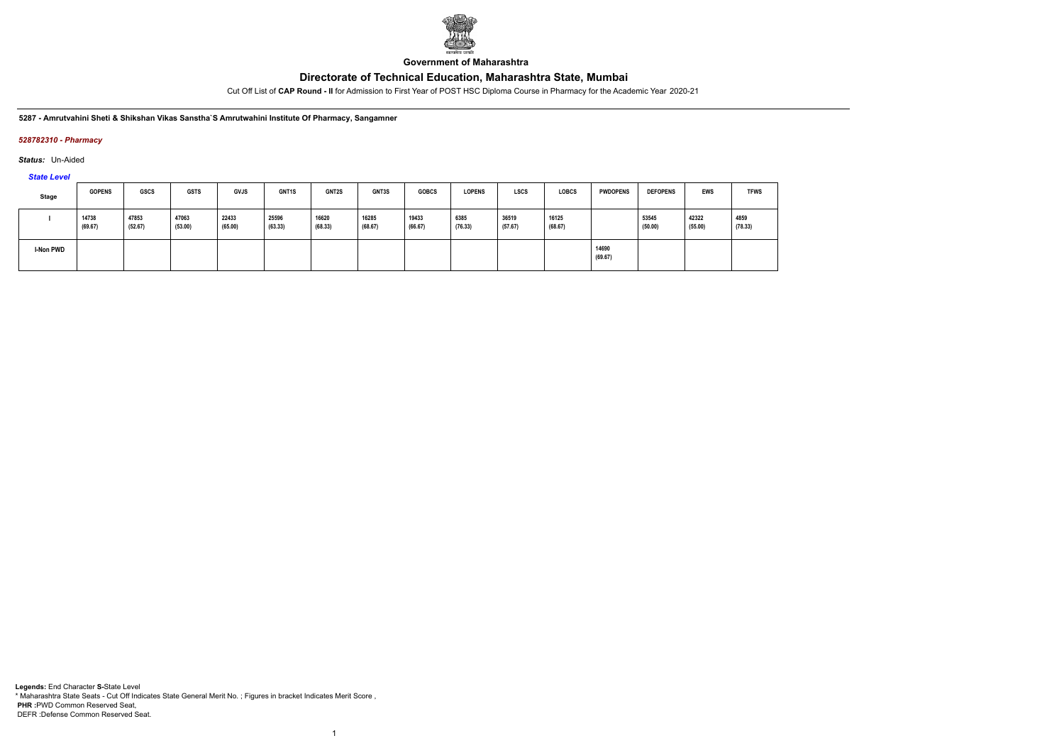**Government of Maharashtra**

# Directorate of Technical Education, Maharashtra State, Mumbai

Cut Off List of **CAP Round - II** for Admission to First Year of POST HSC Diploma Course in Pharmacy for the Academic Year 2020-21

**5287 - Amrutvahini Sheti & Shikshan Vikas Sanstha`S Amrutwahini Institute Of Pharmacy, Sangamner**

***528782310 - Pharmacy***

***Status:*** Un-Aided

***State Level***

| Stage | GOPENS | GSCS | GSTS | GVJS | GNT1S | GNT2S | GNT3S | GOBCS | LOPENS | LSCS | LOBCS | PWDOPENS | DEFOPENS | EWS | TFWS |
|---|---|---|---|---|---|---|---|---|---|---|---|---|---|---|---|
| I | 14738 (69.67) | 47853 (52.67) | 47063 (53.00) | 22433 (65.00) | 25596 (63.33) | 16620 (68.33) | 16285 (68.67) | 19433 (66.67) | 6385 (76.33) | 36519 (57.67) | 16125 (68.67) | | 53545 (50.00) | 42322 (55.00) | 4859 (78.33) |
| I-Non PWD | | | | | | | | | | | | 14690 (69.67) | | | |

**Legends:** End Character **S-**State Level
\* Maharashtra State Seats - Cut Off Indicates State General Merit No. ; Figures in bracket Indicates Merit Score ,
**PHR :**PWD Common Reserved Seat,
DEFR :Defense Common Reserved Seat.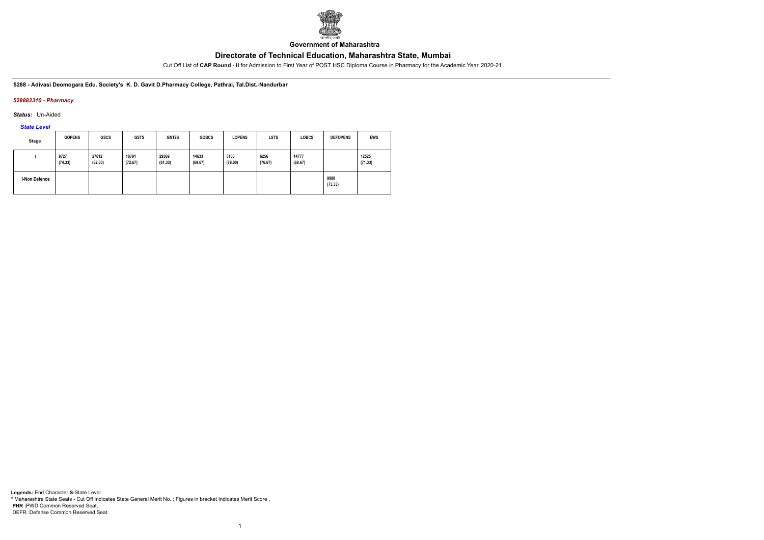Government of Maharashtra

# Directorate of Technical Education, Maharashtra State, Mumbai

Cut Off List of **CAP Round - II** for Admission to First Year of POST HSC Diploma Course in Pharmacy for the Academic Year 2020-21

**5288 - Adivasi Deomogara Edu. Society's K. D. Gavit D.Pharmacy College, Pathrai, Tal.Dist.-Nandurbar**

***528882310 - Pharmacy***

***Status:*** Un-Aided

***State Level***

| Stage | GOPENS | GSCS | GSTS | GNT2S | GOBCS | LOPENS | LSTS | LOBCS | DEFOPENS | EWS |
|---|---|---|---|---|---|---|---|---|---|---|
| I | 8727 (74.33) | 27612 (62.33) | 10791 (72.67) | 29369 (61.33) | 14633 (69.67) | 5103 (78.00) | 6256 (76.67) | 14777 (69.67) | | 12525 (71.33) |
| I-Non Defence | | | | | | | | | 9988 (73.33) | |

**Legends:** End Character **S-**State Level
* Maharashtra State Seats - Cut Off Indicates State General Merit No. ; Figures in bracket Indicates Merit Score ,
**PHR :**PWD Common Reserved Seat,
DEFR :Defense Common Reserved Seat.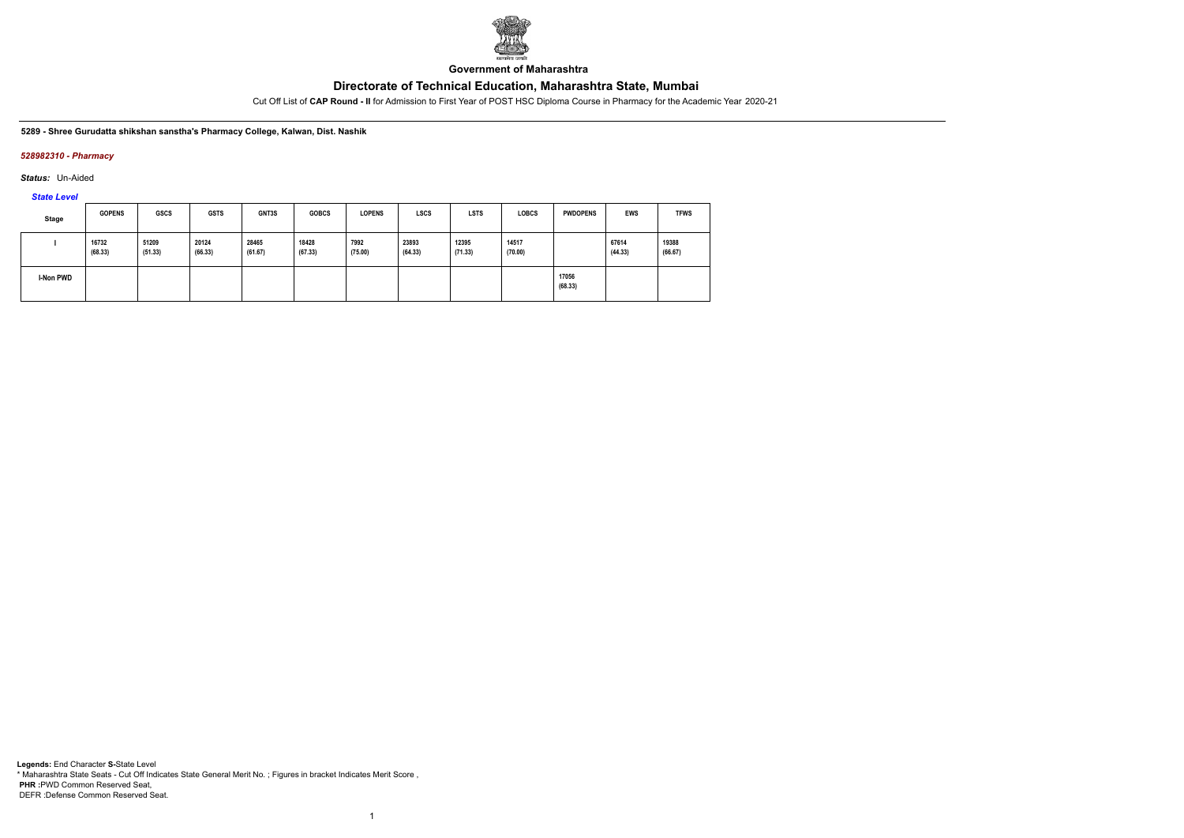Government of Maharashtra

# Directorate of Technical Education, Maharashtra State, Mumbai

Cut Off List of **CAP Round - II** for Admission to First Year of POST HSC Diploma Course in Pharmacy for the Academic Year 2020-21

**5289 - Shree Gurudatta shikshan sanstha's Pharmacy College, Kalwan, Dist. Nashik**

***528982310 - Pharmacy***

***Status:*** Un-Aided

***State Level***

| Stage | GOPENS | GSCS | GSTS | GNT3S | GOBCS | LOPENS | LSCS | LSTS | LOBCS | PWDOPENS | EWS | TFWS |
|---|---|---|---|---|---|---|---|---|---|---|---|---|
| I | 16732 (68.33) | 51209 (51.33) | 20124 (66.33) | 28465 (61.67) | 18428 (67.33) | 7992 (75.00) | 23893 (64.33) | 12395 (71.33) | 14517 (70.00) | | 67614 (44.33) | 19388 (66.67) |
| I-Non PWD | | | | | | | | | | 17056 (68.33) | | |

**Legends:** End Character **S-**State Level
* Maharashtra State Seats - Cut Off Indicates State General Merit No. ; Figures in bracket Indicates Merit Score ,
**PHR :**PWD Common Reserved Seat,
DEFR :Defense Common Reserved Seat.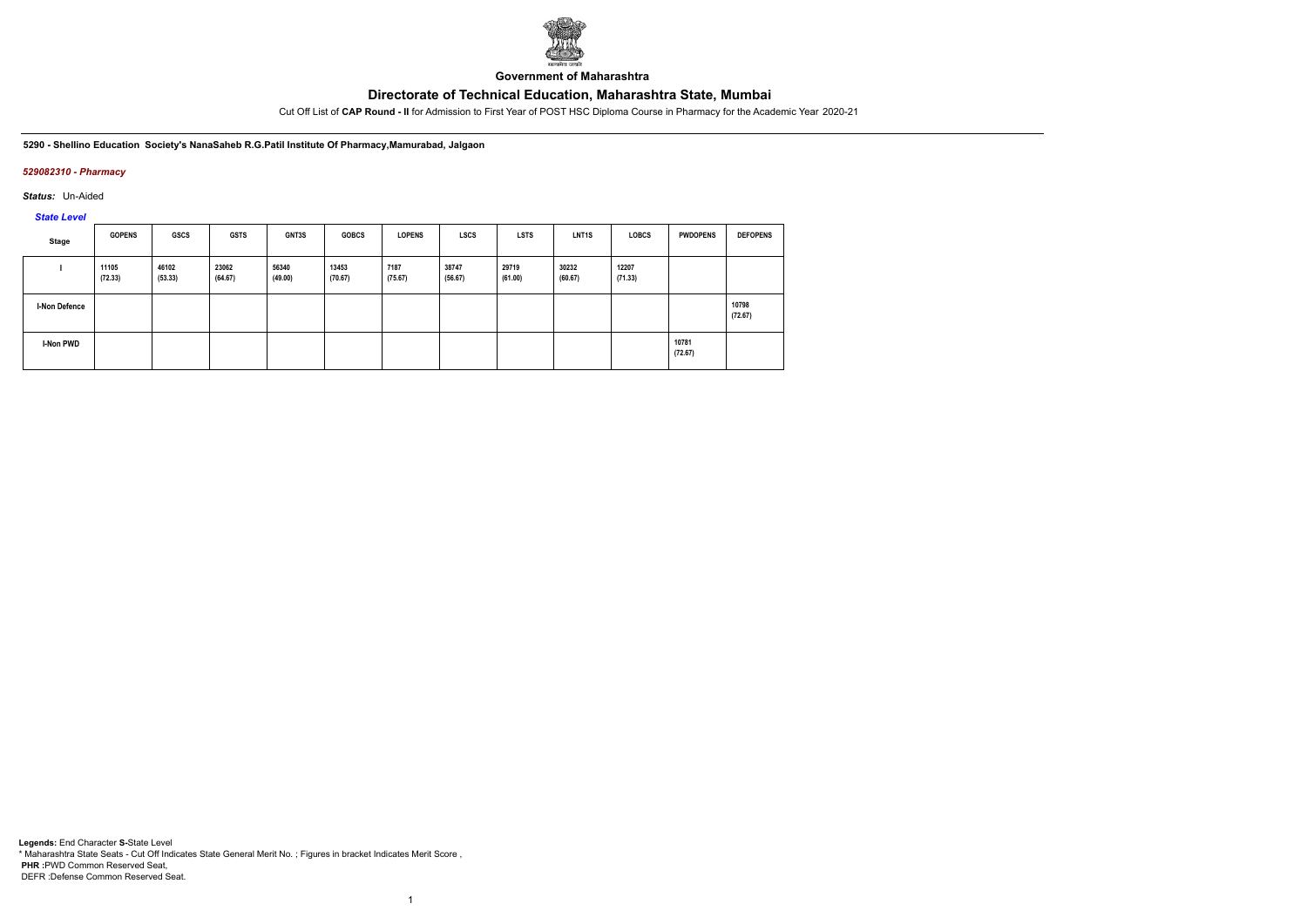**Government of Maharashtra**

# Directorate of Technical Education, Maharashtra State, Mumbai

Cut Off List of **CAP Round - II** for Admission to First Year of POST HSC Diploma Course in Pharmacy for the Academic Year 2020-21

**5290 - Shellino Education Society's NanaSaheb R.G.Patil Institute Of Pharmacy,Mamurabad, Jalgaon**

***529082310 - Pharmacy***

***Status:*** Un-Aided

***State Level***

| Stage | GOPENS | GSCS | GSTS | GNT3S | GOBCS | LOPENS | LSCS | LSTS | LNT1S | LOBCS | PWDOPENS | DEFOPENS |
|---|---|---|---|---|---|---|---|---|---|---|---|---|
| I | 11105 (72.33) | 46102 (53.33) | 23062 (64.67) | 56340 (49.00) | 13453 (70.67) | 7187 (75.67) | 38747 (56.67) | 29719 (61.00) | 30232 (60.67) | 12207 (71.33) | | |
| I-Non Defence | | | | | | | | | | | | 10798 (72.67) |
| I-Non PWD | | | | | | | | | | | 10781 (72.67) | |

**Legends:** End Character **S-**State Level
\* Maharashtra State Seats - Cut Off Indicates State General Merit No. ; Figures in bracket Indicates Merit Score ,
**PHR :**PWD Common Reserved Seat,
DEFR :Defense Common Reserved Seat.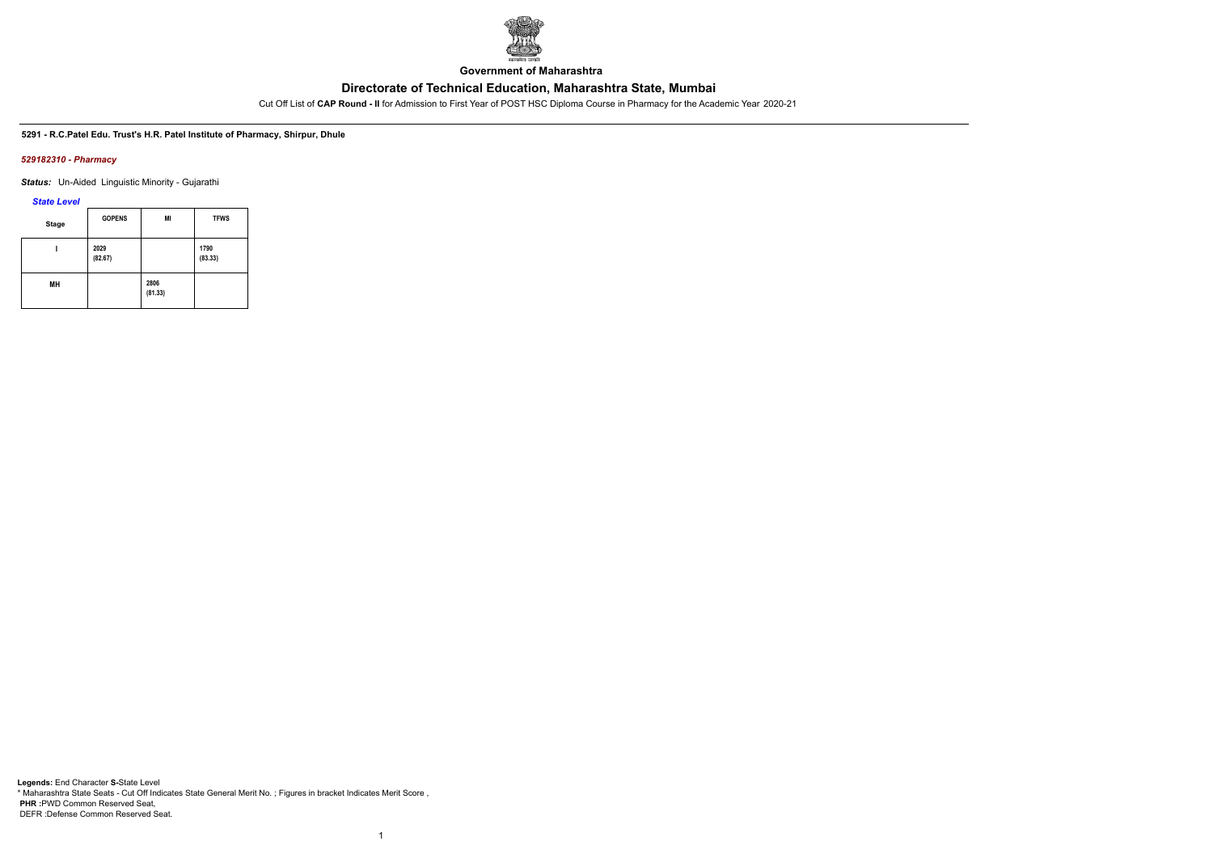**Government of Maharashtra**

## Directorate of Technical Education, Maharashtra State, Mumbai

Cut Off List of **CAP Round - II** for Admission to First Year of POST HSC Diploma Course in Pharmacy for the Academic Year 2020-21

**5291 - R.C.Patel Edu. Trust's H.R. Patel Institute of Pharmacy, Shirpur, Dhule**

***529182310 - Pharmacy***

***Status:*** Un-Aided Linguistic Minority - Gujarathi

***State Level***

| Stage | GOPENS | MI | TFWS |
|---|---|---|---|
| I | 2029 (82.67) | | 1790 (83.33) |
| MH | | 2806 (81.33) | |

**Legends:** End Character **S-**State Level
* Maharashtra State Seats - Cut Off Indicates State General Merit No. ; Figures in bracket Indicates Merit Score ,
**PHR :**PWD Common Reserved Seat,
DEFR :Defense Common Reserved Seat.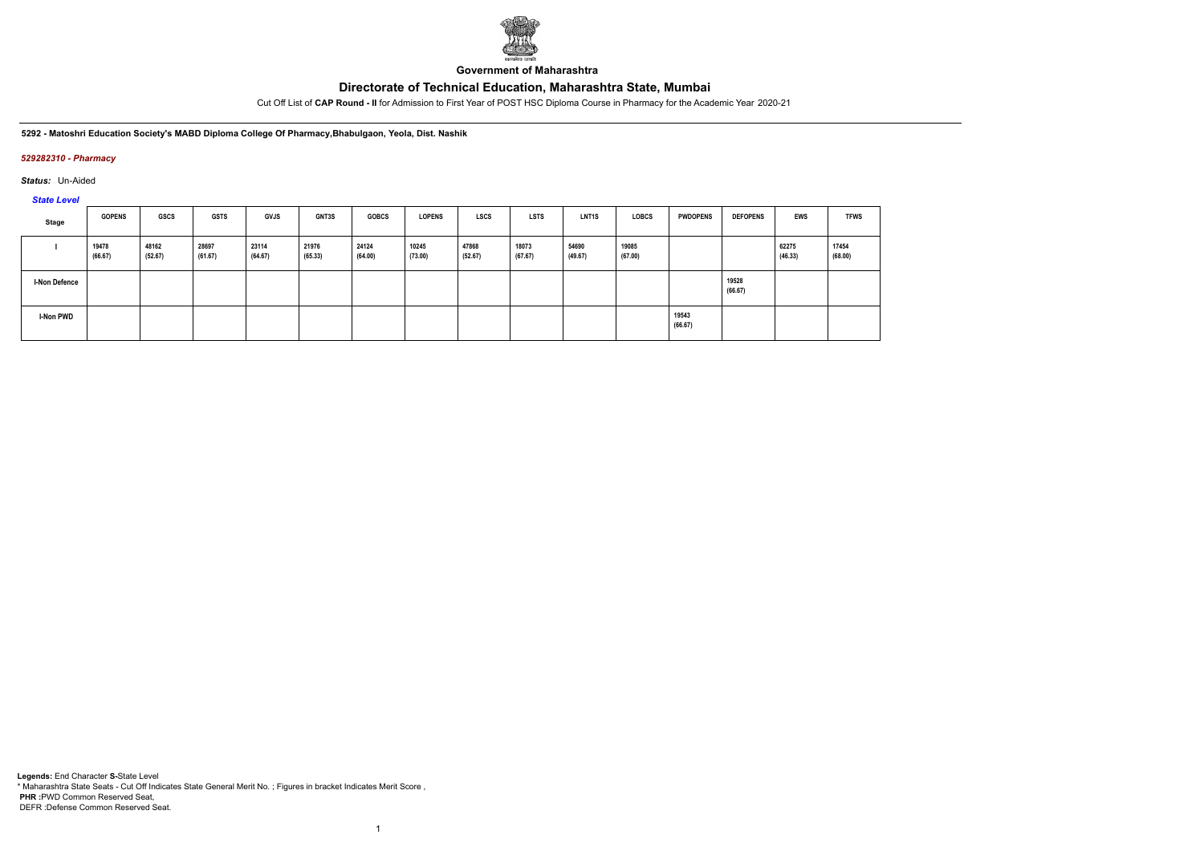**Government of Maharashtra**

## Directorate of Technical Education, Maharashtra State, Mumbai

Cut Off List of **CAP Round - II** for Admission to First Year of POST HSC Diploma Course in Pharmacy for the Academic Year 2020-21

**5292 - Matoshri Education Society's MABD Diploma College Of Pharmacy,Bhabulgaon, Yeola, Dist. Nashik**

***529282310 - Pharmacy***

***Status:*** Un-Aided

***State Level***

| Stage | GOPENS | GSCS | GSTS | GVJS | GNT3S | GOBCS | LOPENS | LSCS | LSTS | LNT1S | LOBCS | PWDOPENS | DEFOPENS | EWS | TFWS |
|---|---|---|---|---|---|---|---|---|---|---|---|---|---|---|---|
| I | 19478 (66.67) | 48162 (52.67) | 28697 (61.67) | 23114 (64.67) | 21976 (65.33) | 24124 (64.00) | 10245 (73.00) | 47868 (52.67) | 18073 (67.67) | 54690 (49.67) | 19085 (67.00) | | | 62275 (46.33) | 17454 (68.00) |
| I-Non Defence | | | | | | | | | | | | | 19528 (66.67) | | |
| I-Non PWD | | | | | | | | | | | | 19543 (66.67) | | | |

**Legends:** End Character **S-**State Level
* Maharashtra State Seats - Cut Off Indicates State General Merit No. ; Figures in bracket Indicates Merit Score ,
**PHR :**PWD Common Reserved Seat,
DEFR :Defense Common Reserved Seat.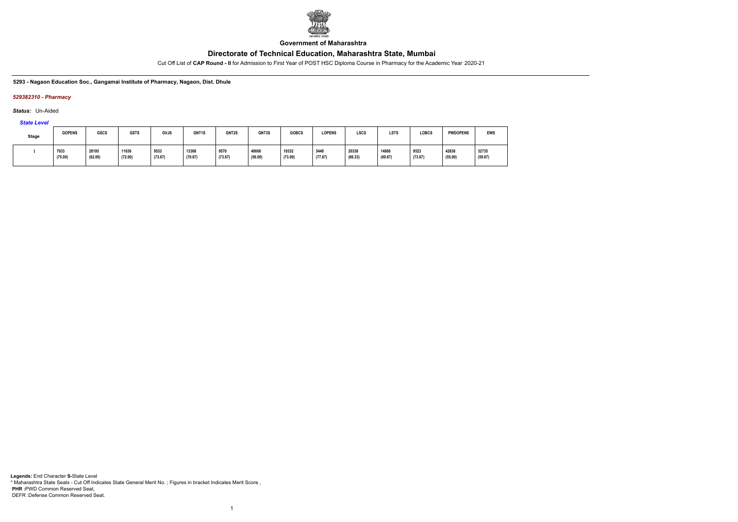**Government of Maharashtra**

# Directorate of Technical Education, Maharashtra State, Mumbai

Cut Off List of **CAP Round - II** for Admission to First Year of POST HSC Diploma Course in Pharmacy for the Academic Year 2020-21

**5293 - Nagaon Education Soc., Gangamai Institute of Pharmacy, Nagaon, Dist. Dhule**

***529382310 - Pharmacy***

***Status:*** Un-Aided

***State Level***

| Stage | GOPENS | GSCS | GSTS | GVJS | GNT1S | GNT2S | GNT3S | GOBCS | LOPENS | LSCS | LSTS | LOBCS | PWDOPENS | EWS |
|---|---|---|---|---|---|---|---|---|---|---|---|---|---|---|
| I | 7933 (75.00) | 28195 (62.00) | 11636 (72.00) | 9533 (73.67) | 13368 (70.67) | 9570 (73.67) | 40666 (56.00) | 10332 (73.00) | 5448 (77.67) | 20338 (66.33) | 14868 (69.67) | 9523 (73.67) | 42836 (55.00) | 32735 (59.67) |

**Legends:** End Character **S-**State Level
\* Maharashtra State Seats - Cut Off Indicates State General Merit No. ; Figures in bracket Indicates Merit Score ,
**PHR** :PWD Common Reserved Seat,
DEFR :Defense Common Reserved Seat.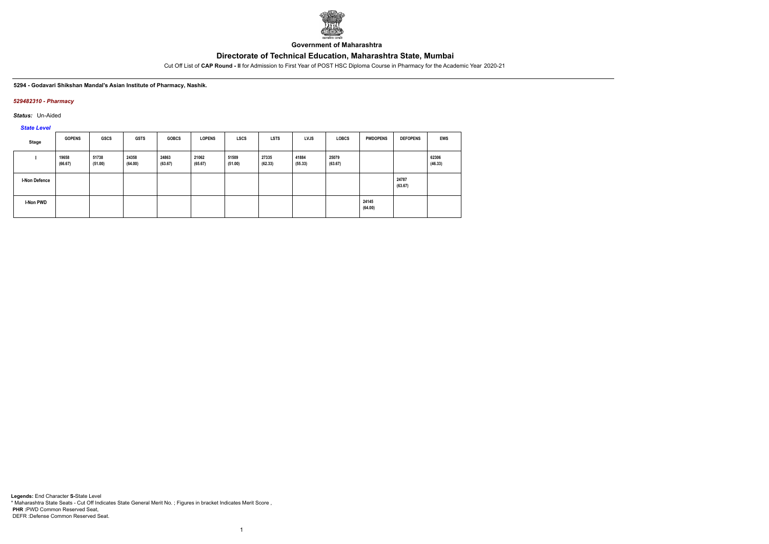Government of Maharashtra

# Directorate of Technical Education, Maharashtra State, Mumbai

Cut Off List of **CAP Round - II** for Admission to First Year of POST HSC Diploma Course in Pharmacy for the Academic Year 2020-21

**5294 - Godavari Shikshan Mandal's Asian Institute of Pharmacy, Nashik.**

***529482310 - Pharmacy***

***Status:*** Un-Aided

***State Level***

| Stage | GOPENS | GSCS | GSTS | GOBCS | LOPENS | LSCS | LSTS | LVJS | LOBCS | PWDOPENS | DEFOPENS | EWS |
|---|---|---|---|---|---|---|---|---|---|---|---|---|
| I | 19658 (66.67) | 51738 (51.00) | 24358 (64.00) | 24863 (63.67) | 21062 (65.67) | 51509 (51.00) | 27335 (62.33) | 41884 (55.33) | 25079 (63.67) | | | 62306 (46.33) |
| I-Non Defence | | | | | | | | | | | 24787 (63.67) | |
| I-Non PWD | | | | | | | | | | 24145 (64.00) | | |

**Legends:** End Character **S-**State Level
\* Maharashtra State Seats - Cut Off Indicates State General Merit No. ; Figures in bracket Indicates Merit Score ,
**PHR :**PWD Common Reserved Seat,
DEFR :Defense Common Reserved Seat.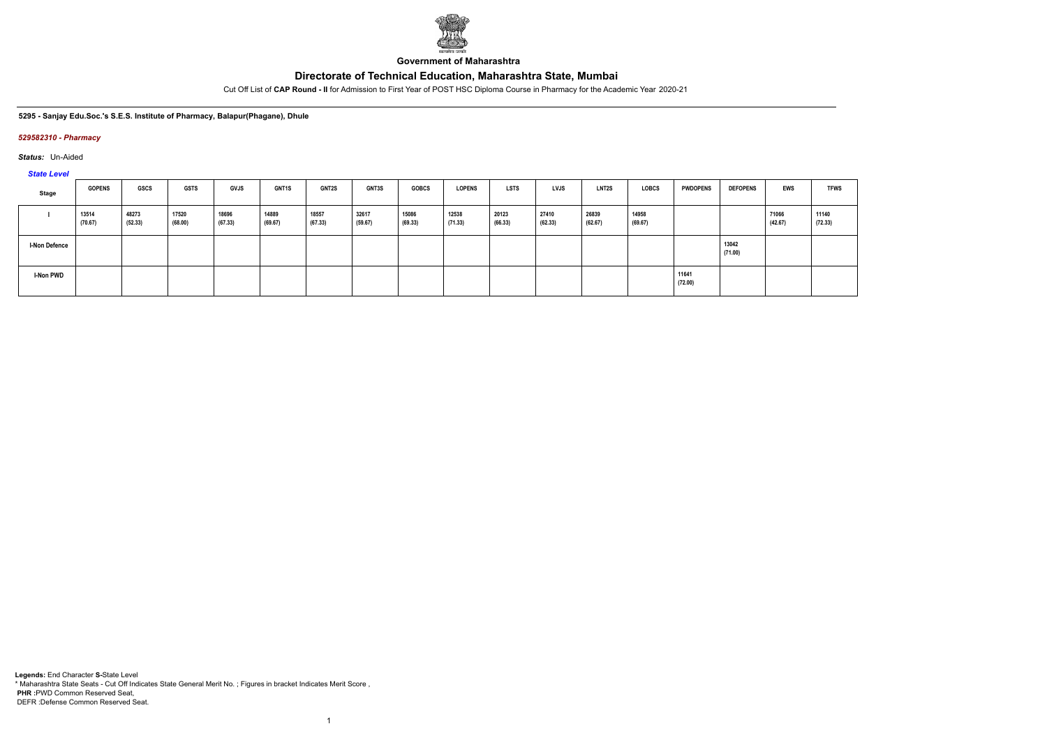**Government of Maharashtra**

## Directorate of Technical Education, Maharashtra State, Mumbai

Cut Off List of **CAP Round - II** for Admission to First Year of POST HSC Diploma Course in Pharmacy for the Academic Year 2020-21

**5295 - Sanjay Edu.Soc.'s S.E.S. Institute of Pharmacy, Balapur(Phagane), Dhule**

***529582310 - Pharmacy***

***Status:*** Un-Aided

***State Level***

| Stage | GOPENS | GSCS | GSTS | GVJS | GNT1S | GNT2S | GNT3S | GOBCS | LOPENS | LSTS | LVJS | LNT2S | LOBCS | PWDOPENS | DEFOPENS | EWS | TFWS |
|---|---|---|---|---|---|---|---|---|---|---|---|---|---|---|---|---|---|
| I | 13514 (70.67) | 48273 (52.33) | 17520 (68.00) | 18696 (67.33) | 14889 (69.67) | 18557 (67.33) | 32617 (59.67) | 15086 (69.33) | 12538 (71.33) | 20123 (66.33) | 27410 (62.33) | 26839 (62.67) | 14958 (69.67) | | | 71066 (42.67) | 11140 (72.33) |
| I-Non Defence | | | | | | | | | | | | | | | 13042 (71.00) | | |
| I-Non PWD | | | | | | | | | | | | | | 11641 (72.00) | | | |

**Legends:** End Character **S**-State Level
\* Maharashtra State Seats - Cut Off Indicates State General Merit No. ; Figures in bracket Indicates Merit Score ,
**PHR** :PWD Common Reserved Seat,
DEFR :Defense Common Reserved Seat.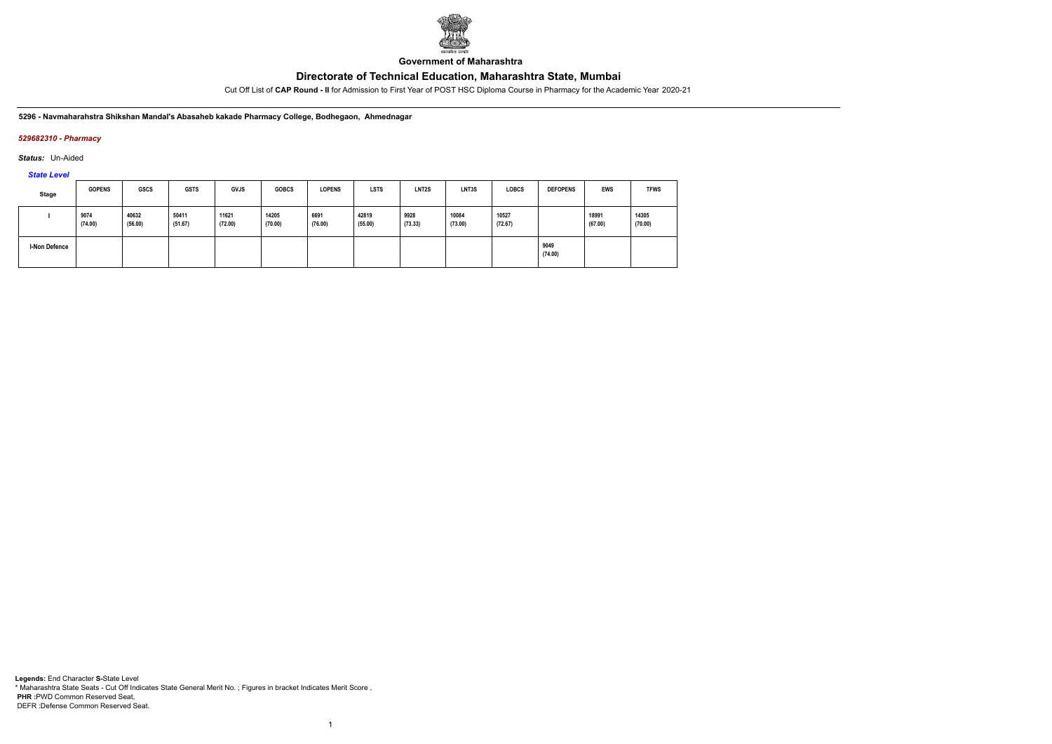**Government of Maharashtra**

## Directorate of Technical Education, Maharashtra State, Mumbai

Cut Off List of **CAP Round - II** for Admission to First Year of POST HSC Diploma Course in Pharmacy for the Academic Year 2020-21

**5296 - Navmaharahstra Shikshan Mandal's Abasaheb kakade Pharmacy College, Bodhegaon, Ahmednagar**

***529682310 - Pharmacy***

***Status:*** Un-Aided

***State Level***

| Stage | GOPENS | GSCS | GSTS | GVJS | GOBCS | LOPENS | LSTS | LNT2S | LNT3S | LOBCS | DEFOPENS | EWS | TFWS |
|---|---|---|---|---|---|---|---|---|---|---|---|---|---|
| I | 9074 (74.00) | 40632 (56.00) | 50411 (51.67) | 11621 (72.00) | 14205 (70.00) | 6691 (76.00) | 42819 (55.00) | 9928 (73.33) | 10084 (73.00) | 10527 (72.67) | | 18991 (67.00) | 14305 (70.00) |
| I-Non Defence | | | | | | | | | | | 9049 (74.00) | | |

**Legends:** End Character **S-**State Level
\* Maharashtra State Seats - Cut Off Indicates State General Merit No. ; Figures in bracket Indicates Merit Score ,
**PHR :**PWD Common Reserved Seat,
DEFR :Defense Common Reserved Seat.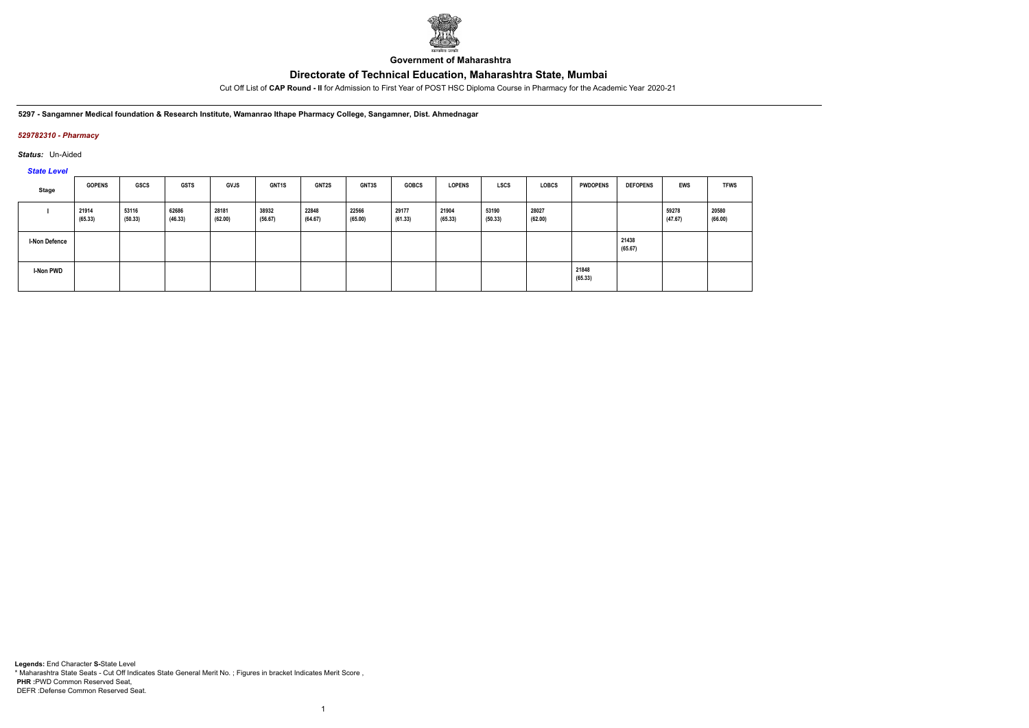**Government of Maharashtra**

# Directorate of Technical Education, Maharashtra State, Mumbai

Cut Off List of **CAP Round - II** for Admission to First Year of POST HSC Diploma Course in Pharmacy for the Academic Year 2020-21

**5297 - Sangamner Medical foundation & Research Institute, Wamanrao Ithape Pharmacy College, Sangamner, Dist. Ahmednagar**

***529782310 - Pharmacy***

***Status:*** Un-Aided

***State Level***

| Stage | GOPENS | GSCS | GSTS | GVJS | GNT1S | GNT2S | GNT3S | GOBCS | LOPENS | LSCS | LOBCS | PWDOPENS | DEFOPENS | EWS | TFWS |
|---|---|---|---|---|---|---|---|---|---|---|---|---|---|---|---|
| I | 21914 (65.33) | 53116 (50.33) | 62686 (46.33) | 28181 (62.00) | 38932 (56.67) | 22848 (64.67) | 22566 (65.00) | 29177 (61.33) | 21904 (65.33) | 53190 (50.33) | 28027 (62.00) | | | 59278 (47.67) | 20580 (66.00) |
| I-Non Defence | | | | | | | | | | | | | 21438 (65.67) | | |
| I-Non PWD | | | | | | | | | | | | 21848 (65.33) | | | |

**Legends:** End Character **S-**State Level
\* Maharashtra State Seats - Cut Off Indicates State General Merit No. ; Figures in bracket Indicates Merit Score ,
**PHR :**PWD Common Reserved Seat,
DEFR :Defense Common Reserved Seat.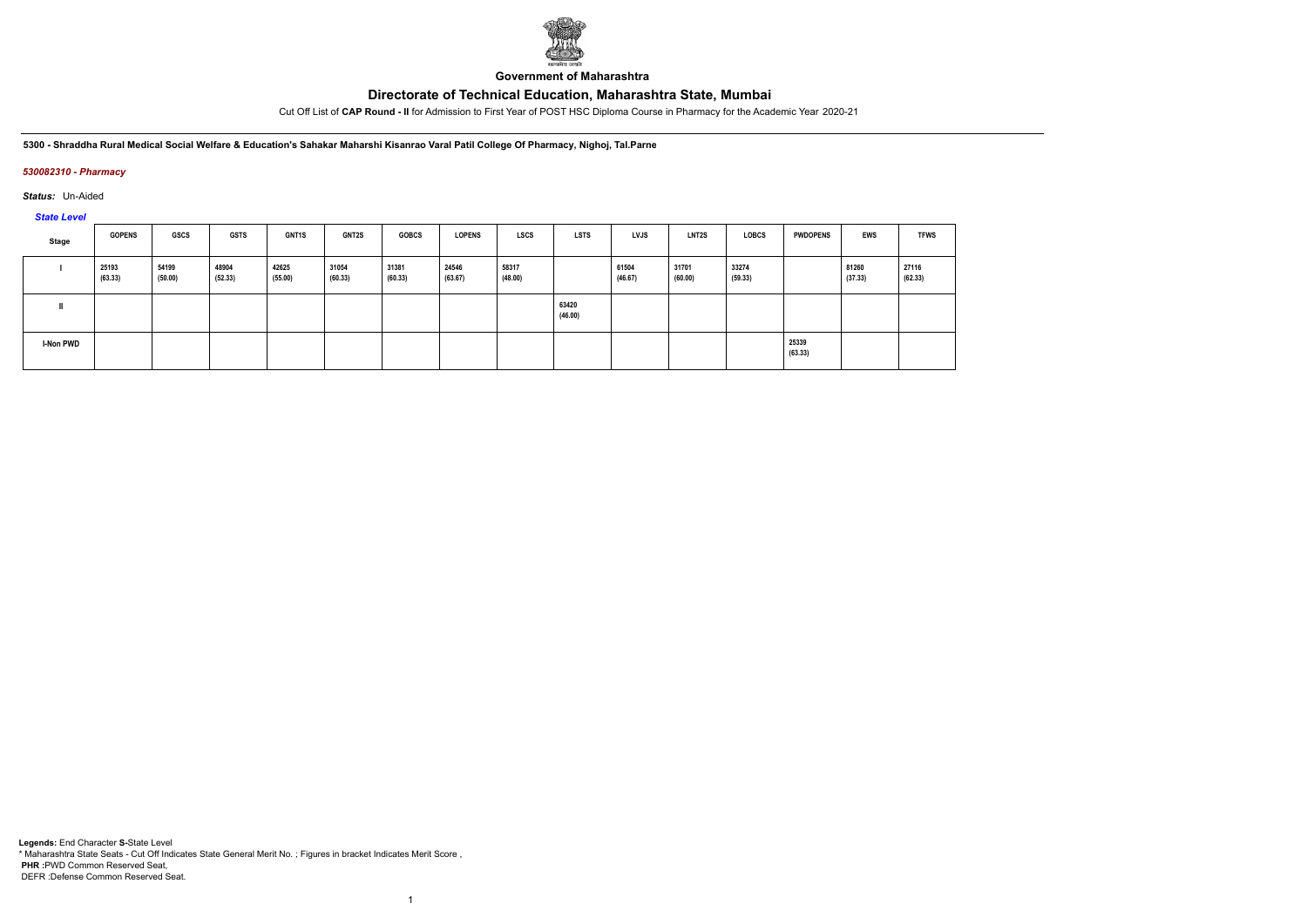**Government of Maharashtra**

## Directorate of Technical Education, Maharashtra State, Mumbai

Cut Off List of **CAP Round - II** for Admission to First Year of POST HSC Diploma Course in Pharmacy for the Academic Year 2020-21

**5300 - Shraddha Rural Medical Social Welfare & Education's Sahakar Maharshi Kisanrao Varal Patil College Of Pharmacy, Nighoj, Tal.Parne**

*530082310 - Pharmacy*

***Status:*** Un-Aided

*State Level*

| Stage | GOPENS | GSCS | GSTS | GNT1S | GNT2S | GOBCS | LOPENS | LSCS | LSTS | LVJS | LNT2S | LOBCS | PWDOPENS | EWS | TFWS |
|---|---|---|---|---|---|---|---|---|---|---|---|---|---|---|---|
| I | 25193 (63.33) | 54199 (50.00) | 48904 (52.33) | 42625 (55.00) | 31054 (60.33) | 31381 (60.33) | 24546 (63.67) | 58317 (48.00) | | 61504 (46.67) | 31701 (60.00) | 33274 (59.33) | | 81260 (37.33) | 27116 (62.33) |
| II | | | | | | | | | 63420 (46.00) | | | | | | |
| I-Non PWD | | | | | | | | | | | | | 25339 (63.33) | | |

**Legends:** End Character **S-**State Level
* Maharashtra State Seats - Cut Off Indicates State General Merit No. ; Figures in bracket Indicates Merit Score ,
**PHR** :PWD Common Reserved Seat,
DEFR :Defense Common Reserved Seat.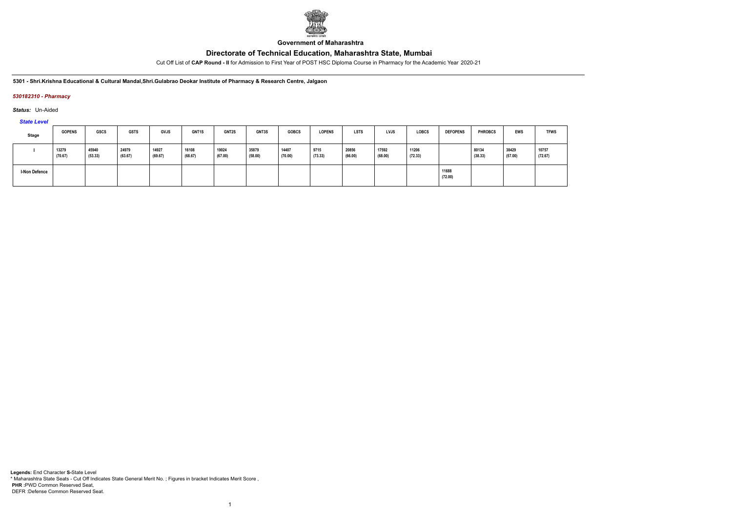Government of Maharashtra

# Directorate of Technical Education, Maharashtra State, Mumbai

Cut Off List of **CAP Round - II** for Admission to First Year of POST HSC Diploma Course in Pharmacy for the Academic Year 2020-21

**5301 - Shri.Krishna Educational & Cultural Mandal,Shri.Gulabrao Deokar Institute of Pharmacy & Research Centre, Jalgaon**

*530182310 - Pharmacy*

*Status:* Un-Aided

*State Level*

| Stage | GOPENS | GSCS | GSTS | GVJS | GNT1S | GNT2S | GNT3S | GOBCS | LOPENS | LSTS | LVJS | LOBCS | DEFOPENS | PHROBCS | EWS | TFWS |
|---|---|---|---|---|---|---|---|---|---|---|---|---|---|---|---|---|
| I | 13279 (70.67) | 45940 (53.33) | 24979 (63.67) | 14927 (69.67) | 16108 (68.67) | 19024 (67.00) | 35879 (58.00) | 14407 (70.00) | 9715 (73.33) | 20856 (66.00) | 17592 (68.00) | 11206 (72.33) | | 80134 (38.33) | 38429 (57.00) | 10757 (72.67) |
| I-Non Defence | | | | | | | | | | | | | 11688 (72.00) | | | |

**Legends:** End Character **S-**State Level
* Maharashtra State Seats - Cut Off Indicates State General Merit No. ; Figures in bracket Indicates Merit Score ,
**PHR :**PWD Common Reserved Seat,
DEFR :Defense Common Reserved Seat.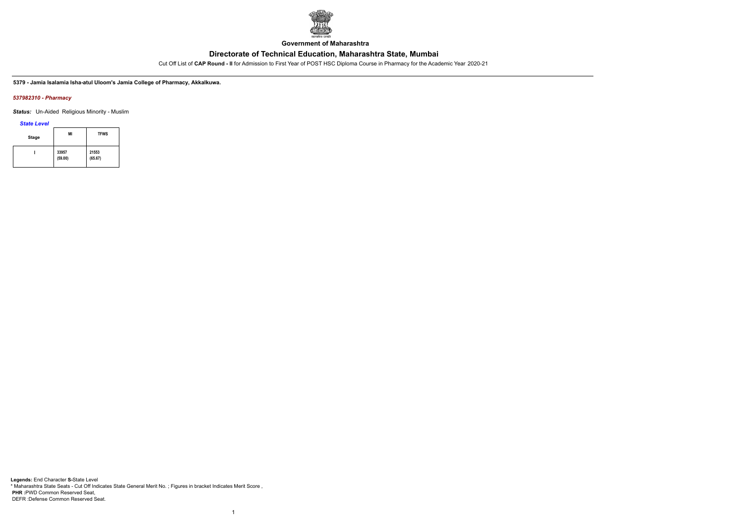**Government of Maharashtra**

# Directorate of Technical Education, Maharashtra State, Mumbai

Cut Off List of **CAP Round - II** for Admission to First Year of POST HSC Diploma Course in Pharmacy for the Academic Year 2020-21

**5379 - Jamia Isalamia Isha-atul Uloom's Jamia College of Pharmacy, Akkalkuwa.**

***537982310 - Pharmacy***

***Status:*** Un-Aided Religious Minority - Muslim

***State Level***

| Stage | MI | TFWS |
|---|---|---|
| I | 33957 (59.00) | 21553 (65.67) |

**Legends:** End Character **S-**State Level
* Maharashtra State Seats - Cut Off Indicates State General Merit No. ; Figures in bracket Indicates Merit Score ,
**PHR :**PWD Common Reserved Seat,
DEFR :Defense Common Reserved Seat.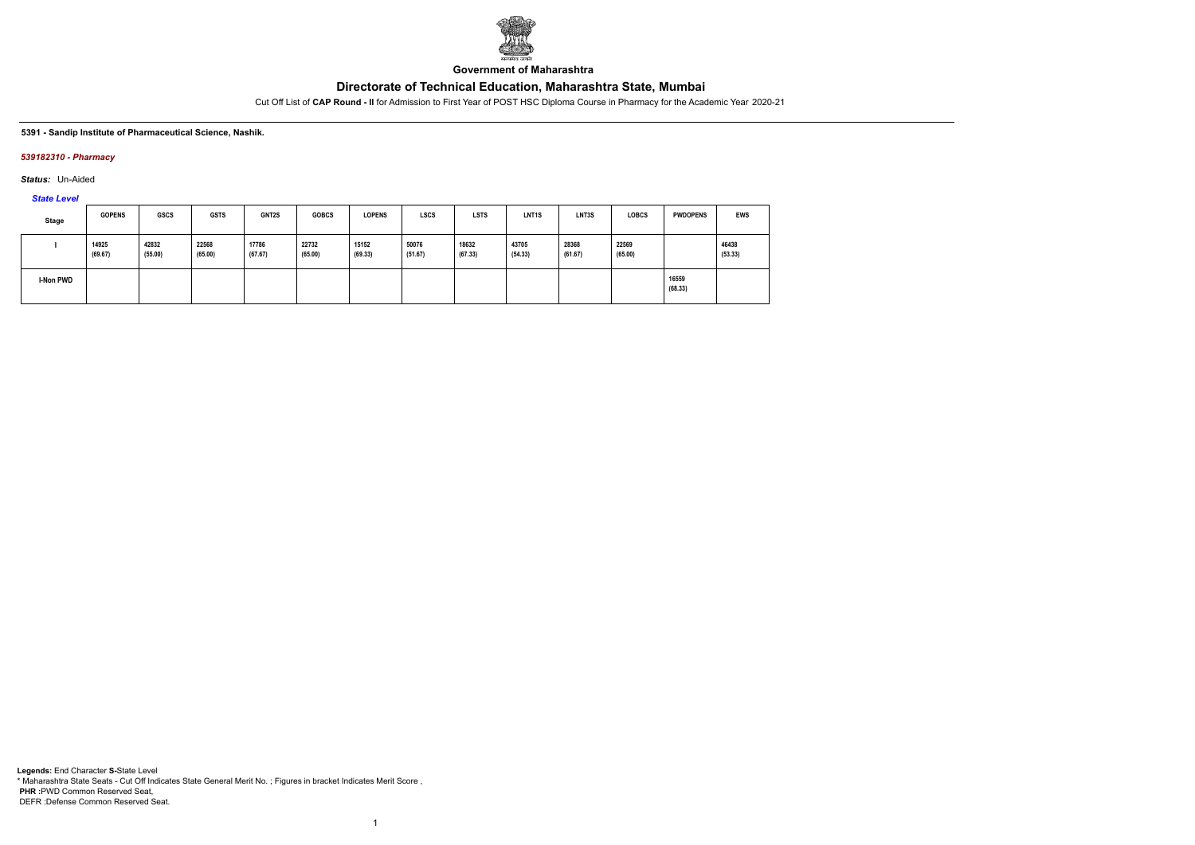**Government of Maharashtra**

# Directorate of Technical Education, Maharashtra State, Mumbai

Cut Off List of **CAP Round - II** for Admission to First Year of POST HSC Diploma Course in Pharmacy for the Academic Year 2020-21

**5391 - Sandip Institute of Pharmaceutical Science, Nashik.**

***539182310 - Pharmacy***

***Status:*** Un-Aided

***State Level***

| Stage | GOPENS | GSCS | GSTS | GNT2S | GOBCS | LOPENS | LSCS | LSTS | LNT1S | LNT3S | LOBCS | PWDOPENS | EWS |
|---|---|---|---|---|---|---|---|---|---|---|---|---|---|
| I | 14925 (69.67) | 42832 (55.00) | 22568 (65.00) | 17786 (67.67) | 22732 (65.00) | 15152 (69.33) | 50076 (51.67) | 18632 (67.33) | 43705 (54.33) | 28368 (61.67) | 22569 (65.00) | | 46438 (53.33) |
| I-Non PWD | | | | | | | | | | | | 16559 (68.33) | |

**Legends:** End Character **S-**State Level
* Maharashtra State Seats - Cut Off Indicates State General Merit No. ; Figures in bracket Indicates Merit Score ,
**PHR :**PWD Common Reserved Seat,
DEFR :Defense Common Reserved Seat.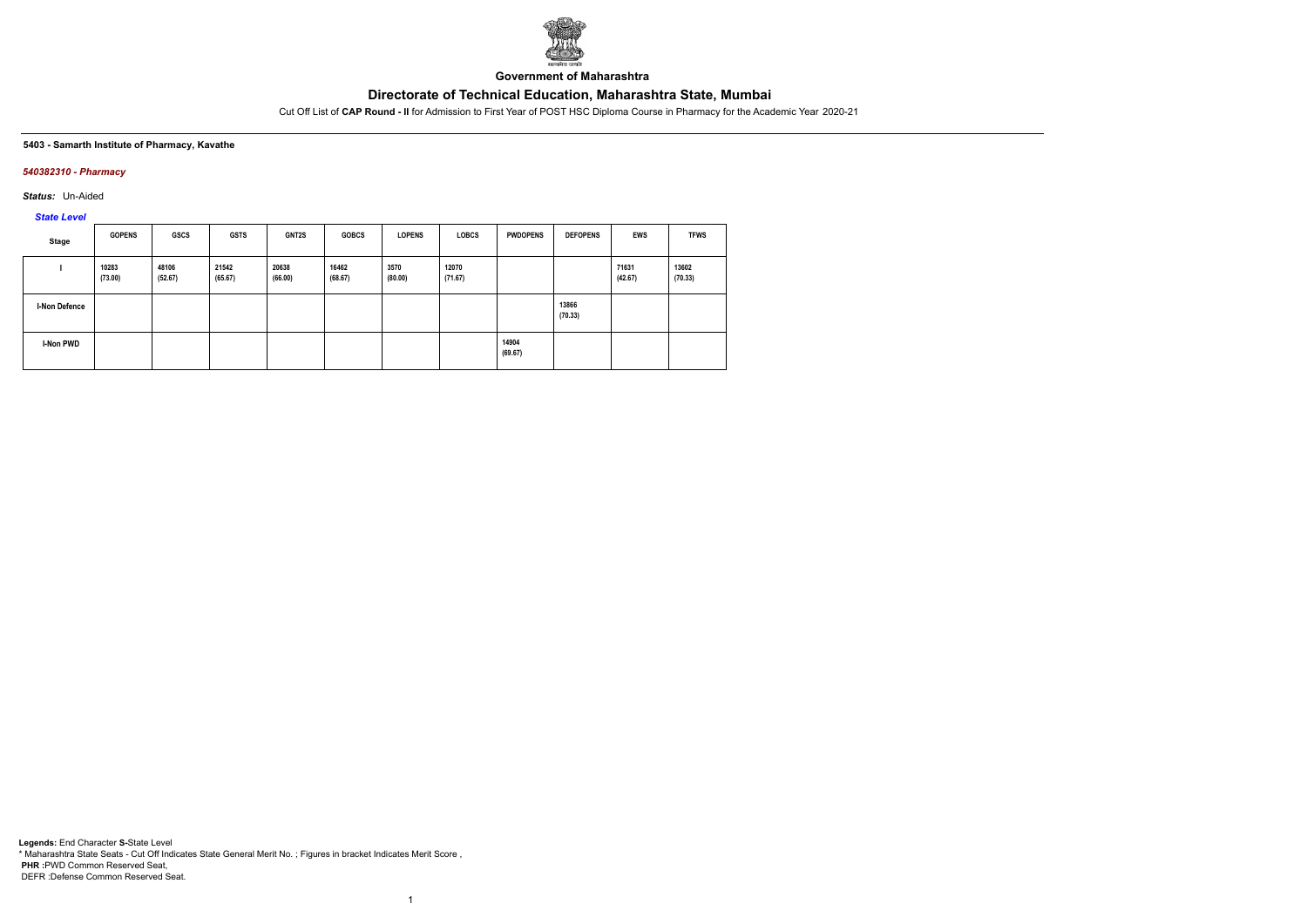Government of Maharashtra

# Directorate of Technical Education, Maharashtra State, Mumbai

Cut Off List of **CAP Round - II** for Admission to First Year of POST HSC Diploma Course in Pharmacy for the Academic Year 2020-21

**5403 - Samarth Institute of Pharmacy, Kavathe**

***540382310 - Pharmacy***

***Status:*** Un-Aided

*State Level*

| Stage | GOPENS | GSCS | GSTS | GNT2S | GOBCS | LOPENS | LOBCS | PWDOPENS | DEFOPENS | EWS | TFWS |
|---|---|---|---|---|---|---|---|---|---|---|---|
| I | 10283 (73.00) | 48106 (52.67) | 21542 (65.67) | 20638 (66.00) | 16462 (68.67) | 3570 (80.00) | 12070 (71.67) | | | 71631 (42.67) | 13602 (70.33) |
| I-Non Defence | | | | | | | | | 13866 (70.33) | | |
| I-Non PWD | | | | | | | | 14904 (69.67) | | | |

**Legends:** End Character **S-**State Level
\* Maharashtra State Seats - Cut Off Indicates State General Merit No. ; Figures in bracket Indicates Merit Score ,
**PHR :**PWD Common Reserved Seat,
DEFR :Defense Common Reserved Seat.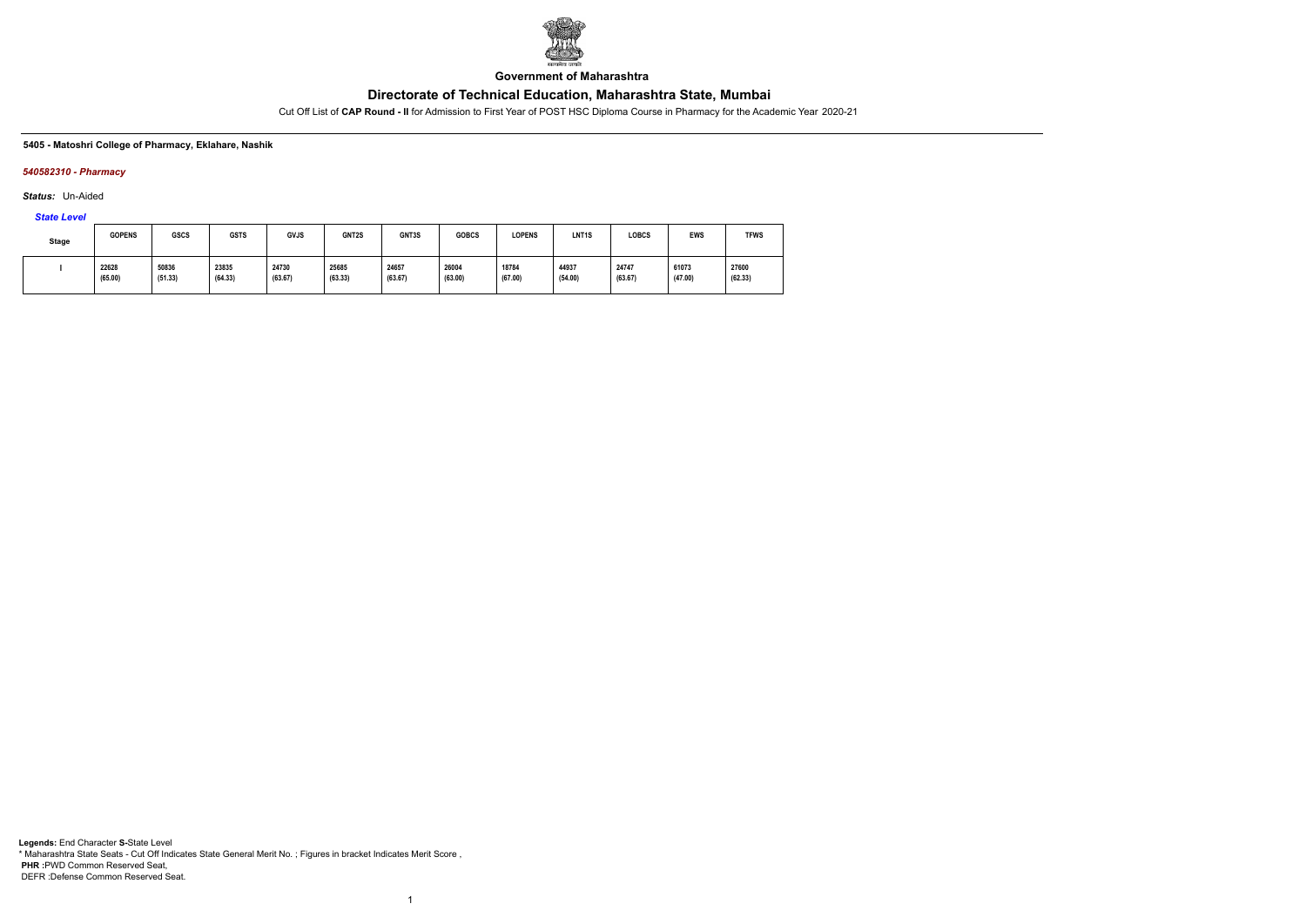**Government of Maharashtra**

# Directorate of Technical Education, Maharashtra State, Mumbai

Cut Off List of **CAP Round - II** for Admission to First Year of POST HSC Diploma Course in Pharmacy for the Academic Year 2020-21

**5405 - Matoshri College of Pharmacy, Eklahare, Nashik**

***540582310 - Pharmacy***

***Status:*** Un-Aided

***State Level***

| Stage | GOPENS | GSCS | GSTS | GVJS | GNT2S | GNT3S | GOBCS | LOPENS | LNT1S | LOBCS | EWS | TFWS |
|---|---|---|---|---|---|---|---|---|---|---|---|---|
| I | 22628 (65.00) | 50836 (51.33) | 23835 (64.33) | 24730 (63.67) | 25685 (63.33) | 24657 (63.67) | 26004 (63.00) | 18784 (67.00) | 44937 (54.00) | 24747 (63.67) | 61073 (47.00) | 27600 (62.33) |

**Legends:** End Character **S-**State Level
* Maharashtra State Seats - Cut Off Indicates State General Merit No. ; Figures in bracket Indicates Merit Score ,
**PHR :**PWD Common Reserved Seat,
DEFR :Defense Common Reserved Seat.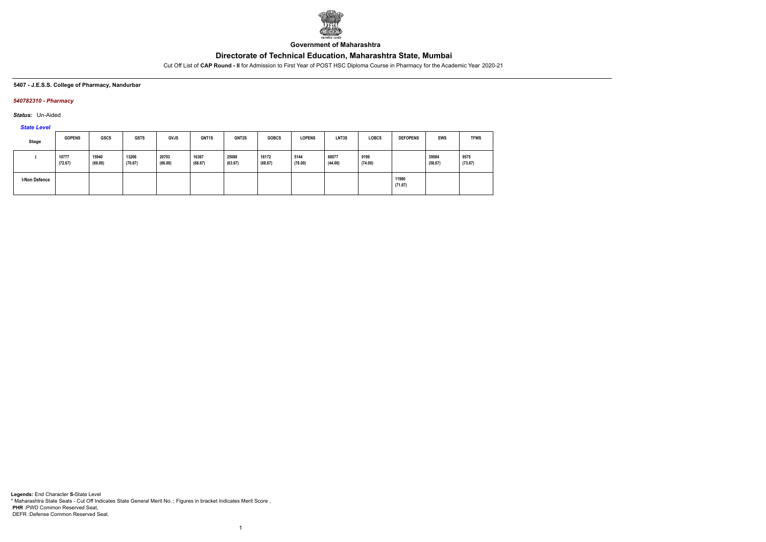**Government of Maharashtra**

# Directorate of Technical Education, Maharashtra State, Mumbai

Cut Off List of **CAP Round - II** for Admission to First Year of POST HSC Diploma Course in Pharmacy for the Academic Year 2020-21

**5407 - J.E.S.S. College of Pharmacy, Nandurbar**

***540782310 - Pharmacy***

***Status:*** Un-Aided

***State Level***

| Stage | GOPENS | GSCS | GSTS | GVJS | GNT1S | GNT2S | GOBCS | LOPENS | LNT3S | LOBCS | DEFOPENS | EWS | TFWS |
|---|---|---|---|---|---|---|---|---|---|---|---|---|---|
| I | 10777 (72.67) | 15940 (69.00) | 13266 (70.67) | 20703 (66.00) | 16367 (68.67) | 25088 (63.67) | 16172 (68.67) | 5144 (78.00) | 68077 (44.00) | 9199 (74.00) | | 39084 (56.67) | 9575 (73.67) |
| I-Non Defence | | | | | | | | | | | 11980 (71.67) | | |

**Legends:** End Character **S-**State Level
\* Maharashtra State Seats - Cut Off Indicates State General Merit No. ; Figures in bracket Indicates Merit Score ,
**PHR :**PWD Common Reserved Seat,
DEFR :Defense Common Reserved Seat.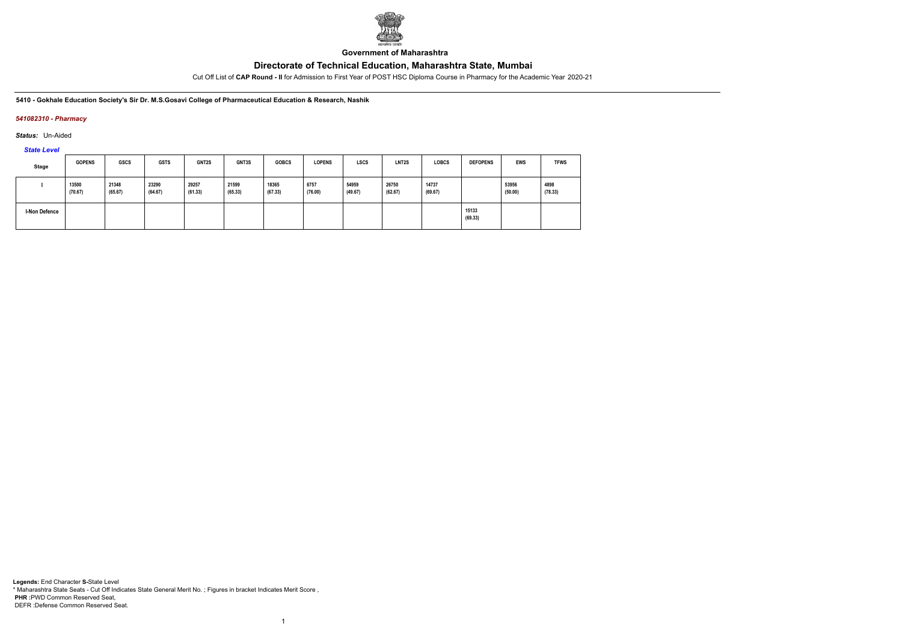Government of Maharashtra

# Directorate of Technical Education, Maharashtra State, Mumbai

Cut Off List of **CAP Round - II** for Admission to First Year of POST HSC Diploma Course in Pharmacy for the Academic Year 2020-21

**5410 - Gokhale Education Society's Sir Dr. M.S.Gosavi College of Pharmaceutical Education & Research, Nashik**

***541082310 - Pharmacy***

***Status:*** Un-Aided

***State Level***

| Stage | GOPENS | GSCS | GSTS | GNT2S | GNT3S | GOBCS | LOPENS | LSCS | LNT2S | LOBCS | DEFOPENS | EWS | TFWS |
|---|---|---|---|---|---|---|---|---|---|---|---|---|---|
| I | 13500 (70.67) | 21348 (65.67) | 23290 (64.67) | 29257 (61.33) | 21599 (65.33) | 18365 (67.33) | 6757 (76.00) | 54959 (49.67) | 26750 (62.67) | 14737 (69.67) | | 53956 (50.00) | 4898 (78.33) |
| I-Non Defence | | | | | | | | | | | 15133 (69.33) | | |

**Legends:** End Character **S-**State Level
\* Maharashtra State Seats - Cut Off Indicates State General Merit No. ; Figures in bracket Indicates Merit Score ,
**PHR :**PWD Common Reserved Seat,
DEFR :Defense Common Reserved Seat.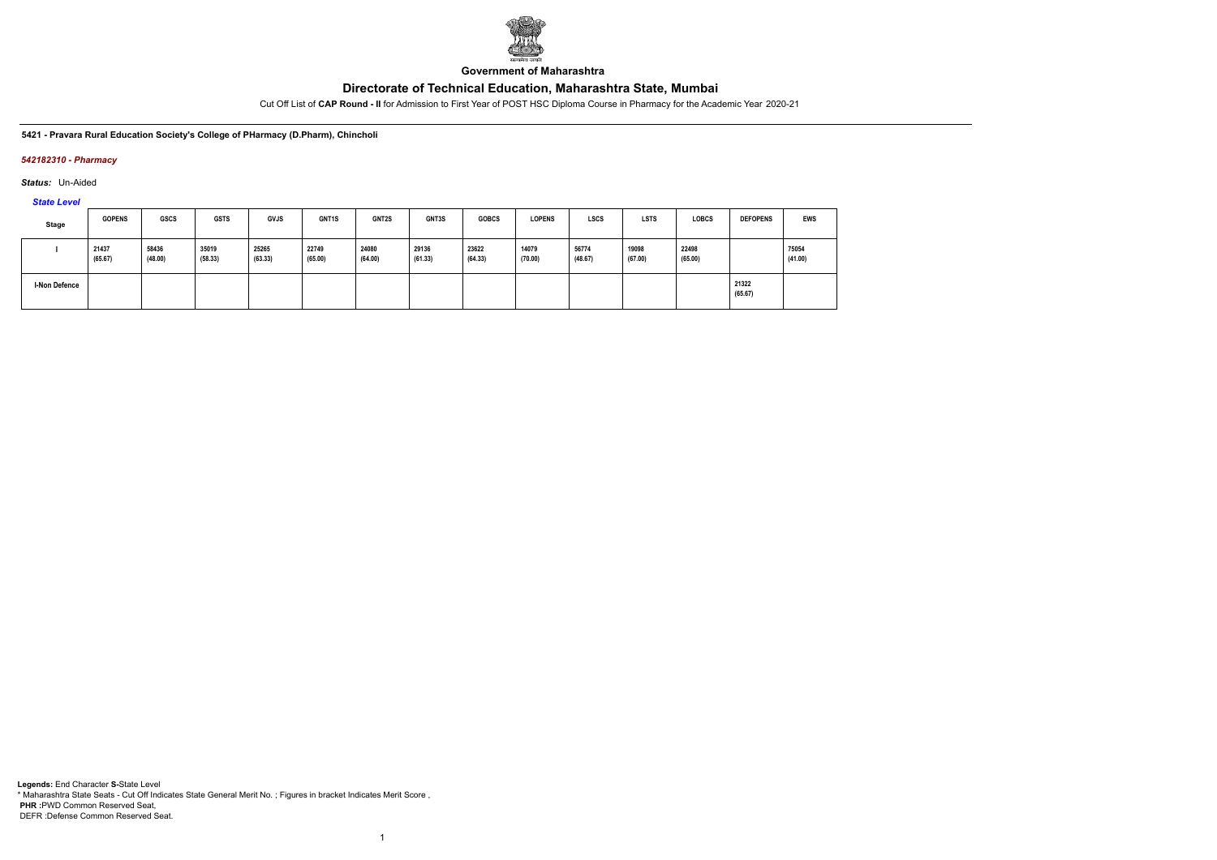**Government of Maharashtra**

# Directorate of Technical Education, Maharashtra State, Mumbai

Cut Off List of **CAP Round - II** for Admission to First Year of POST HSC Diploma Course in Pharmacy for the Academic Year 2020-21

**5421 - Pravara Rural Education Society's College of PHarmacy (D.Pharm), Chincholi**

***542182310 - Pharmacy***

***Status:*** Un-Aided

***State Level***

| Stage | GOPENS | GSCS | GSTS | GVJS | GNT1S | GNT2S | GNT3S | GOBCS | LOPENS | LSCS | LSTS | LOBCS | DEFOPENS | EWS |
|---|---|---|---|---|---|---|---|---|---|---|---|---|---|---|
| I | 21437 (65.67) | 58436 (48.00) | 35019 (58.33) | 25265 (63.33) | 22749 (65.00) | 24080 (64.00) | 29136 (61.33) | 23622 (64.33) | 14079 (70.00) | 56774 (48.67) | 19098 (67.00) | 22498 (65.00) | | 75054 (41.00) |
| I-Non Defence | | | | | | | | | | | | | 21322 (65.67) | |

**Legends:** End Character **S-**State Level
\* Maharashtra State Seats - Cut Off Indicates State General Merit No. ; Figures in bracket Indicates Merit Score ,
**PHR :**PWD Common Reserved Seat,
DEFR :Defense Common Reserved Seat.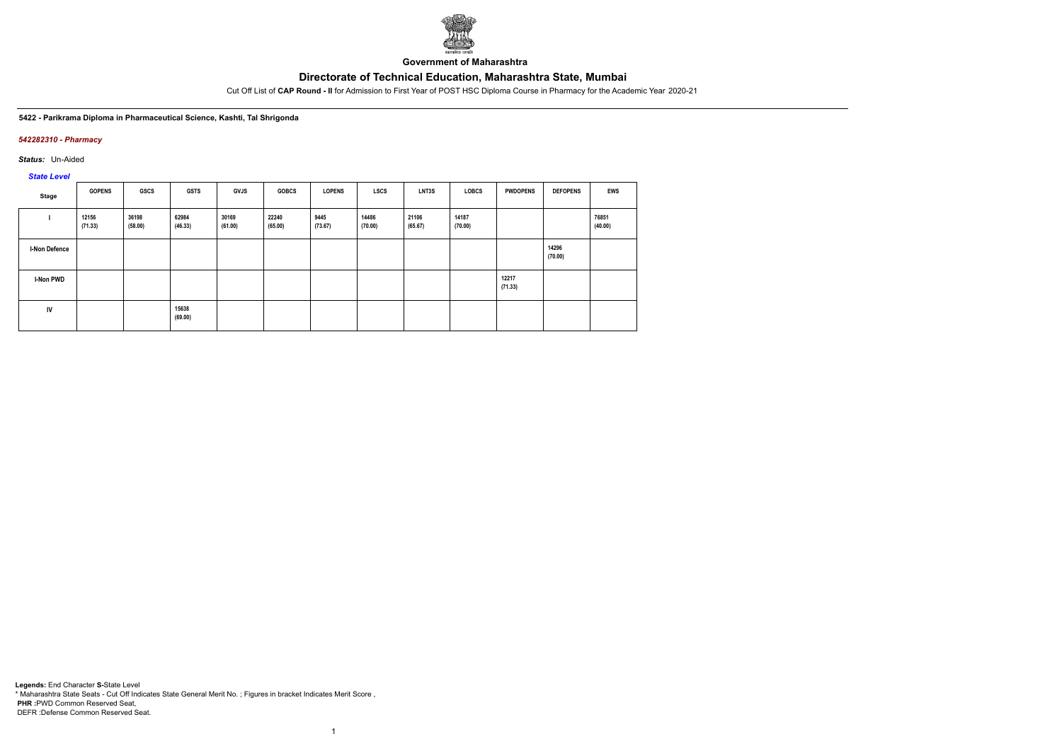**Government of Maharashtra**

# Directorate of Technical Education, Maharashtra State, Mumbai

Cut Off List of **CAP Round - II** for Admission to First Year of POST HSC Diploma Course in Pharmacy for the Academic Year 2020-21

**5422 - Parikrama Diploma in Pharmaceutical Science, Kashti, Tal Shrigonda**

***542282310 - Pharmacy***

***Status:*** Un-Aided

***State Level***

| Stage | GOPENS | GSCS | GSTS | GVJS | GOBCS | LOPENS | LSCS | LNT3S | LOBCS | PWDOPENS | DEFOPENS | EWS |
|---|---|---|---|---|---|---|---|---|---|---|---|---|
| I | 12156 (71.33) | 36198 (58.00) | 62984 (46.33) | 30169 (61.00) | 22240 (65.00) | 9445 (73.67) | 14486 (70.00) | 21106 (65.67) | 14187 (70.00) | | | 76851 (40.00) |
| I-Non Defence | | | | | | | | | | | 14296 (70.00) | |
| I-Non PWD | | | | | | | | | | 12217 (71.33) | | |
| IV | | | 15638 (69.00) | | | | | | | | | |

**Legends:** End Character **S-**State Level
\* Maharashtra State Seats - Cut Off Indicates State General Merit No. ; Figures in bracket Indicates Merit Score ,
**PHR** :PWD Common Reserved Seat,
DEFR :Defense Common Reserved Seat.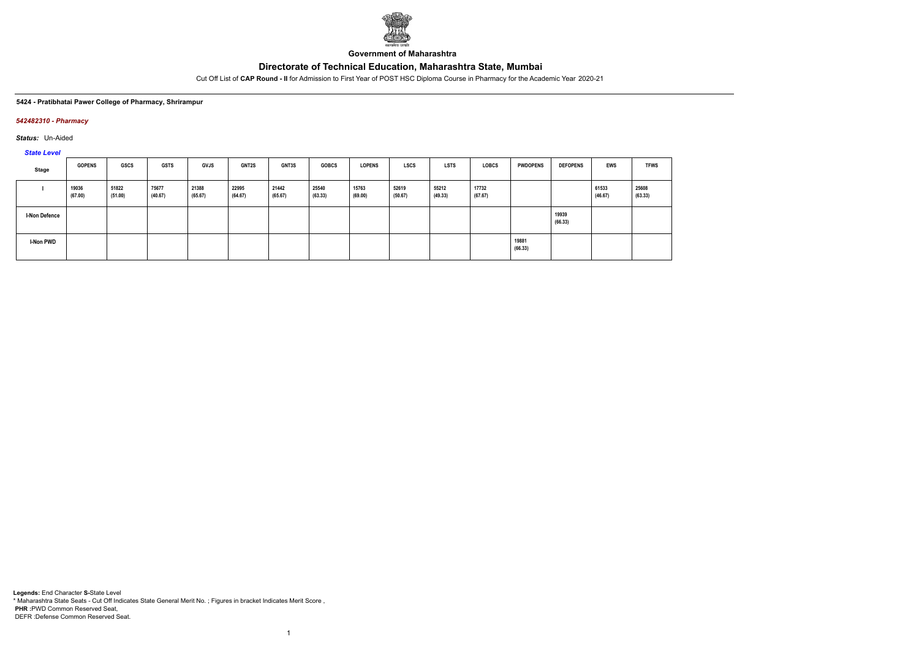**Government of Maharashtra**

# Directorate of Technical Education, Maharashtra State, Mumbai

Cut Off List of **CAP Round - II** for Admission to First Year of POST HSC Diploma Course in Pharmacy for the Academic Year 2020-21

**5424 - Pratibhatai Pawer College of Pharmacy, Shrirampur**

***542482310 - Pharmacy***

***Status:*** Un-Aided

***State Level***

| Stage | GOPENS | GSCS | GSTS | GVJS | GNT2S | GNT3S | GOBCS | LOPENS | LSCS | LSTS | LOBCS | PWDOPENS | DEFOPENS | EWS | TFWS |
|---|---|---|---|---|---|---|---|---|---|---|---|---|---|---|---|
| I | 19036 (67.00) | 51822 (51.00) | 75677 (40.67) | 21388 (65.67) | 22995 (64.67) | 21442 (65.67) | 25540 (63.33) | 15763 (69.00) | 52619 (50.67) | 55212 (49.33) | 17732 (67.67) | | | 61533 (46.67) | 25608 (63.33) |
| I-Non Defence | | | | | | | | | | | | | 19939 (66.33) | | |
| I-Non PWD | | | | | | | | | | | | 19881 (66.33) | | | |

**Legends:** End Character **S-**State Level
* Maharashtra State Seats - Cut Off Indicates State General Merit No. ; Figures in bracket Indicates Merit Score ,
**PHR :**PWD Common Reserved Seat,
DEFR :Defense Common Reserved Seat.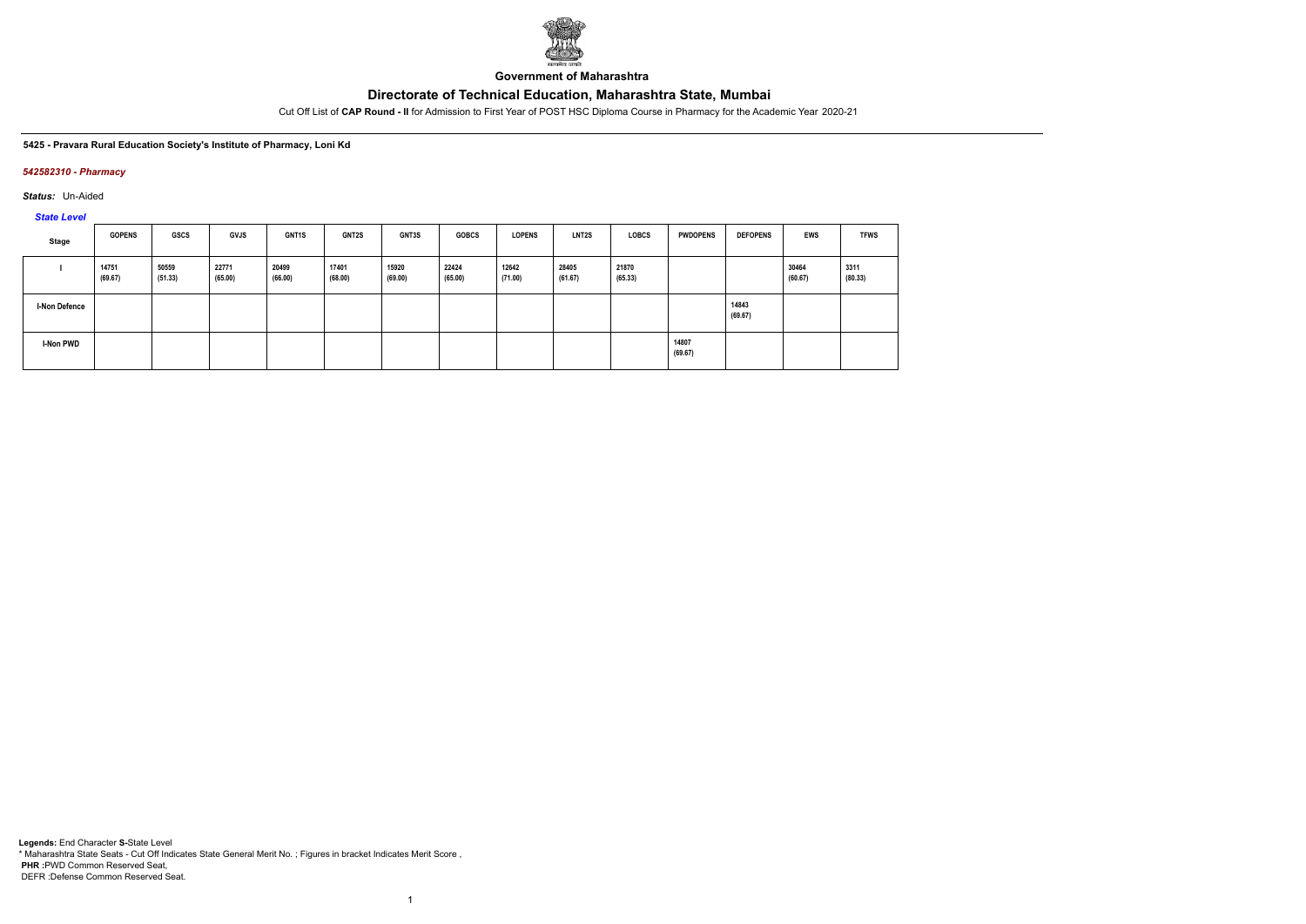**Government of Maharashtra**

# Directorate of Technical Education, Maharashtra State, Mumbai

Cut Off List of **CAP Round - II** for Admission to First Year of POST HSC Diploma Course in Pharmacy for the Academic Year 2020-21

**5425 - Pravara Rural Education Society's Institute of Pharmacy, Loni Kd**

***542582310 - Pharmacy***

***Status:*** Un-Aided

***State Level***

| Stage | GOPENS | GSCS | GVJS | GNT1S | GNT2S | GNT3S | GOBCS | LOPENS | LNT2S | LOBCS | PWDOPENS | DEFOPENS | EWS | TFWS |
|---|---|---|---|---|---|---|---|---|---|---|---|---|---|---|
| I | 14751 (69.67) | 50559 (51.33) | 22771 (65.00) | 20499 (66.00) | 17401 (68.00) | 15920 (69.00) | 22424 (65.00) | 12642 (71.00) | 28405 (61.67) | 21870 (65.33) | | | 30464 (60.67) | 3311 (80.33) |
| I-Non Defence | | | | | | | | | | | | 14843 (69.67) | | |
| I-Non PWD | | | | | | | | | | | 14807 (69.67) | | | |

**Legends:** End Character **S-**State Level
\* Maharashtra State Seats - Cut Off Indicates State General Merit No. ; Figures in bracket Indicates Merit Score ,
**PHR :**PWD Common Reserved Seat,
DEFR :Defense Common Reserved Seat.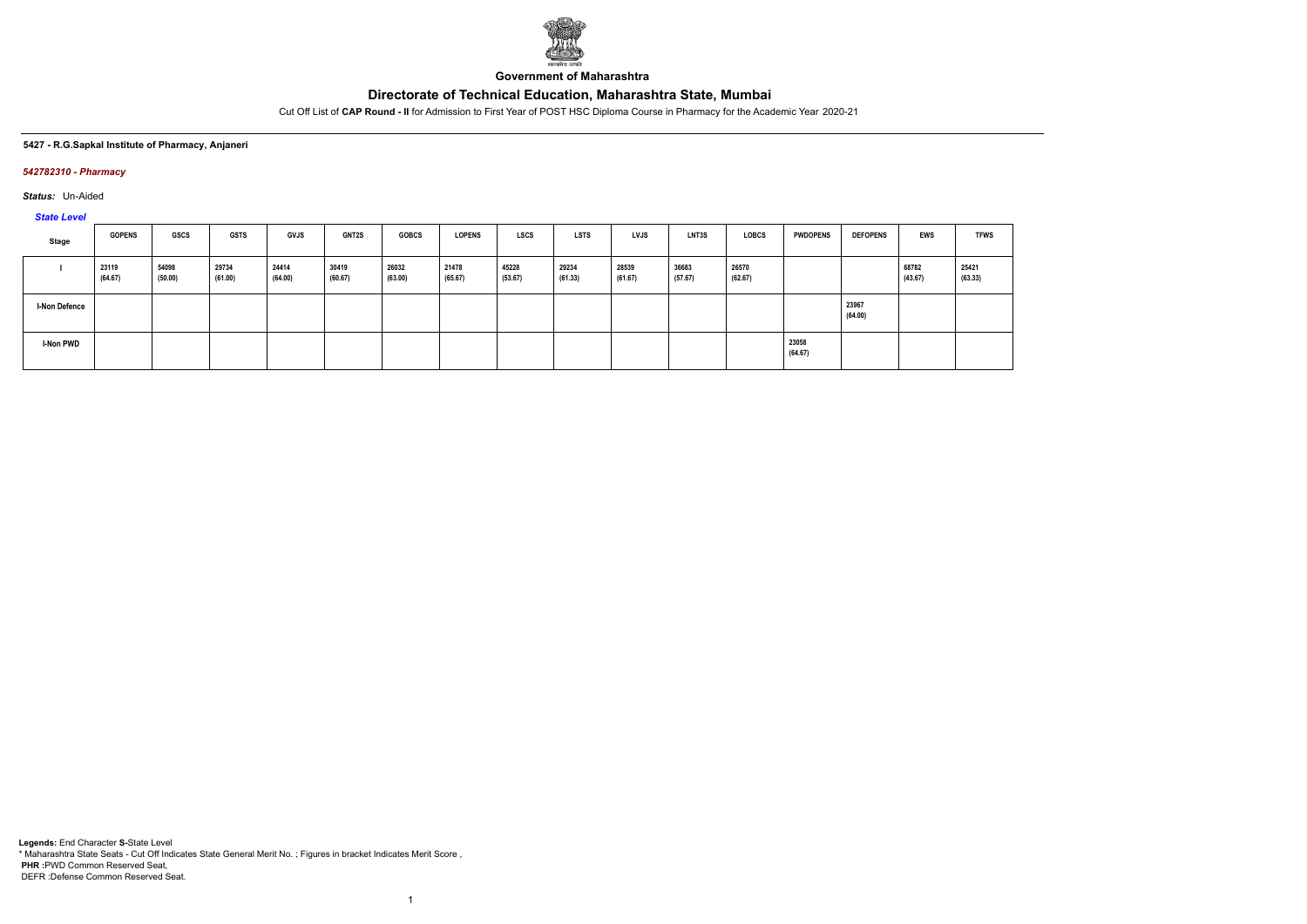**Government of Maharashtra**

# Directorate of Technical Education, Maharashtra State, Mumbai

Cut Off List of **CAP Round - II** for Admission to First Year of POST HSC Diploma Course in Pharmacy for the Academic Year 2020-21

**5427 - R.G.Sapkal Institute of Pharmacy, Anjaneri**

***542782310 - Pharmacy***

***Status:*** Un-Aided

***State Level***

| Stage | GOPENS | GSCS | GSTS | GVJS | GNT2S | GOBCS | LOPENS | LSCS | LSTS | LVJS | LNT3S | LOBCS | PWDOPENS | DEFOPENS | EWS | TFWS |
|---|---|---|---|---|---|---|---|---|---|---|---|---|---|---|---|---|
| I | 23119 (64.67) | 54098 (50.00) | 29734 (61.00) | 24414 (64.00) | 30419 (60.67) | 26032 (63.00) | 21478 (65.67) | 45228 (53.67) | 29234 (61.33) | 28539 (61.67) | 36683 (57.67) | 26570 (62.67) | | | 68782 (43.67) | 25421 (63.33) |
| I-Non Defence | | | | | | | | | | | | | | 23967 (64.00) | | |
| I-Non PWD | | | | | | | | | | | | | 23058 (64.67) | | | |

**Legends:** End Character **S-**State Level

\* Maharashtra State Seats - Cut Off Indicates State General Merit No. ; Figures in bracket Indicates Merit Score ,

**PHR :**PWD Common Reserved Seat,

DEFR :Defense Common Reserved Seat.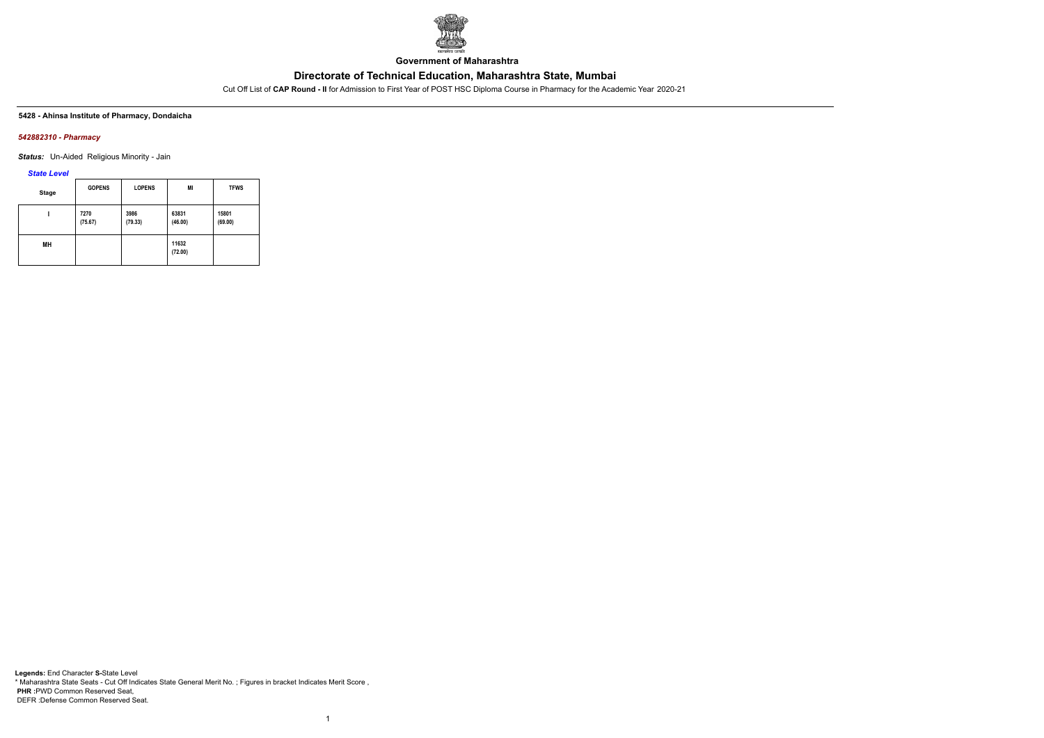**Government of Maharashtra**

# Directorate of Technical Education, Maharashtra State, Mumbai

Cut Off List of **CAP Round - II** for Admission to First Year of POST HSC Diploma Course in Pharmacy for the Academic Year 2020-21

**5428 - Ahinsa Institute of Pharmacy, Dondaicha**

***542882310 - Pharmacy***

***Status:*** Un-Aided Religious Minority - Jain

***State Level***

| Stage | GOPENS | LOPENS | MI | TFWS |
|---|---|---|---|---|
| I | 7270 (75.67) | 3986 (79.33) | 63831 (46.00) | 15801 (69.00) |
| MH | | | 11632 (72.00) | |

**Legends:** End Character **S-**State Level
\* Maharashtra State Seats - Cut Off Indicates State General Merit No. ; Figures in bracket Indicates Merit Score ,
**PHR :**PWD Common Reserved Seat,
DEFR :Defense Common Reserved Seat.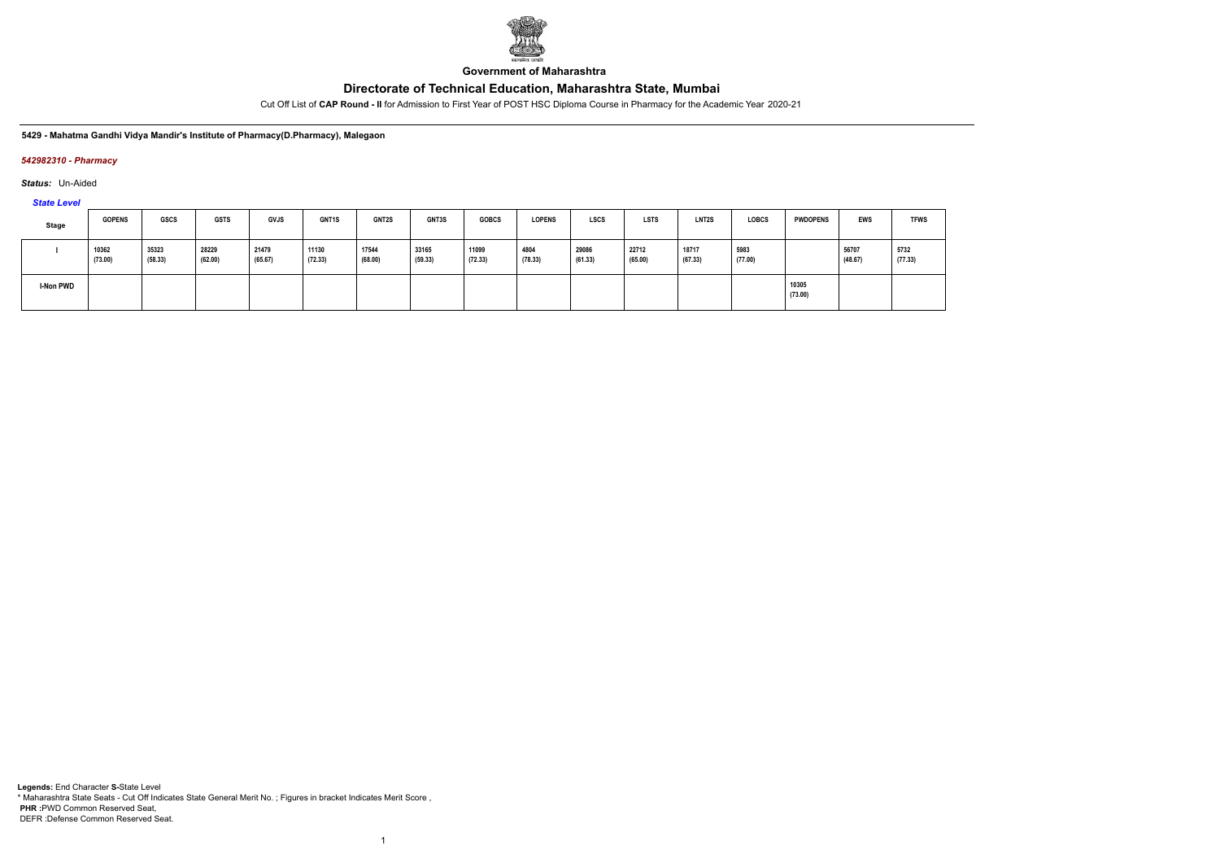**Government of Maharashtra**

## Directorate of Technical Education, Maharashtra State, Mumbai

Cut Off List of **CAP Round - II** for Admission to First Year of POST HSC Diploma Course in Pharmacy for the Academic Year 2020-21

**5429 - Mahatma Gandhi Vidya Mandir's Institute of Pharmacy(D.Pharmacy), Malegaon**

***542982310 - Pharmacy***

***Status:*** Un-Aided

***State Level***

| Stage | GOPENS | GSCS | GSTS | GVJS | GNT1S | GNT2S | GNT3S | GOBCS | LOPENS | LSCS | LSTS | LNT2S | LOBCS | PWDOPENS | EWS | TFWS |
|---|---|---|---|---|---|---|---|---|---|---|---|---|---|---|---|---|
| I | 10362 (73.00) | 35323 (58.33) | 28229 (62.00) | 21479 (65.67) | 11130 (72.33) | 17544 (68.00) | 33165 (59.33) | 11099 (72.33) | 4804 (78.33) | 29086 (61.33) | 22712 (65.00) | 18717 (67.33) | 5983 (77.00) | | 56707 (48.67) | 5732 (77.33) |
| I-Non PWD | | | | | | | | | | | | | | 10305 (73.00) | | |

**Legends:** End Character **S-**State Level
\* Maharashtra State Seats - Cut Off Indicates State General Merit No. ; Figures in bracket Indicates Merit Score ,
**PHR :**PWD Common Reserved Seat,
DEFR :Defense Common Reserved Seat.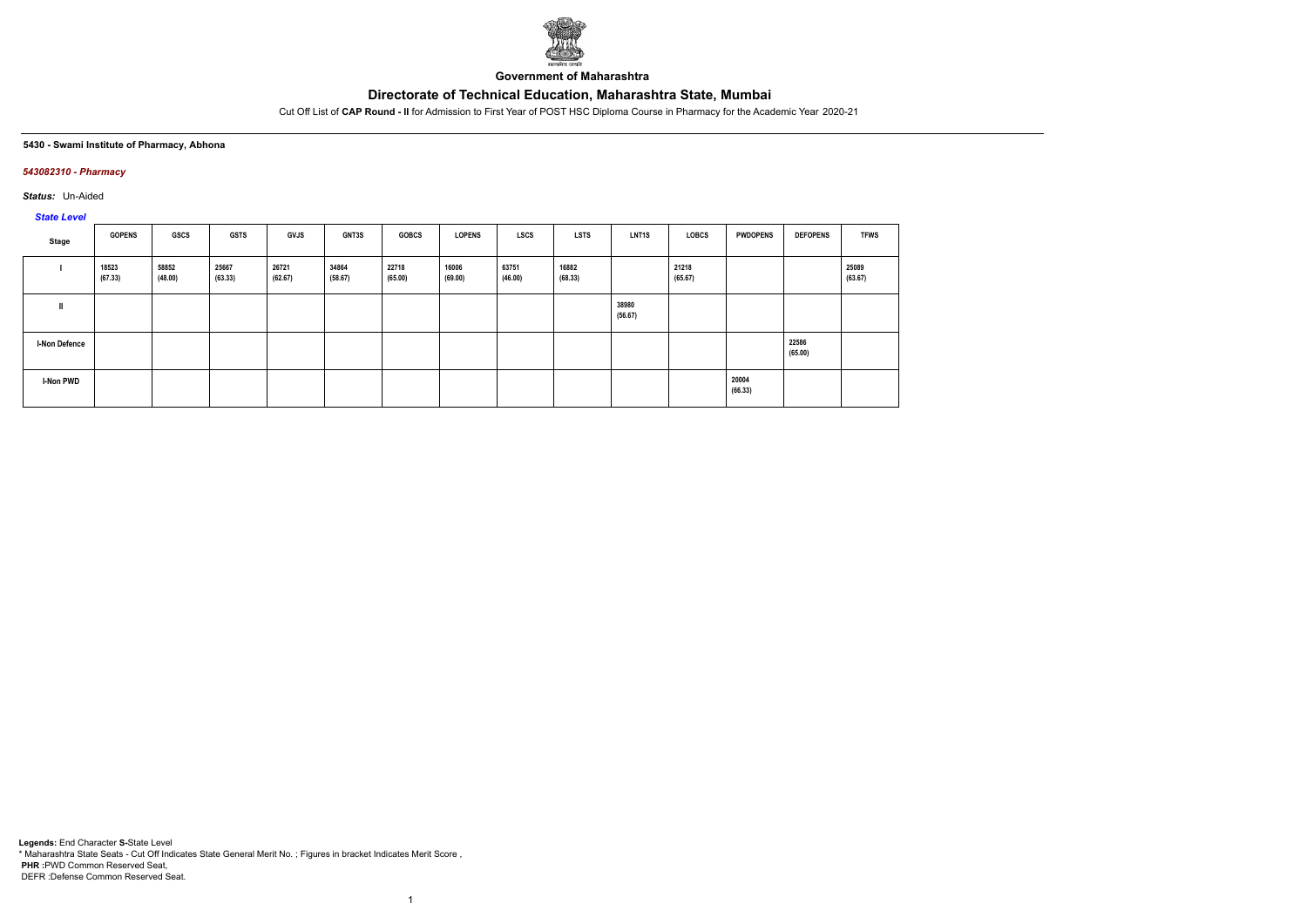Government of Maharashtra

# Directorate of Technical Education, Maharashtra State, Mumbai

Cut Off List of **CAP Round - II** for Admission to First Year of POST HSC Diploma Course in Pharmacy for the Academic Year 2020-21

**5430 - Swami Institute of Pharmacy, Abhona**

***543082310 - Pharmacy***

***Status:*** Un-Aided

*State Level*

| Stage | GOPENS | GSCS | GSTS | GVJS | GNT3S | GOBCS | LOPENS | LSCS | LSTS | LNT1S | LOBCS | PWDOPENS | DEFOPENS | TFWS |
|---|---|---|---|---|---|---|---|---|---|---|---|---|---|---|
| I | 18523 (67.33) | 58852 (48.00) | 25667 (63.33) | 26721 (62.67) | 34864 (58.67) | 22718 (65.00) | 16006 (69.00) | 63751 (46.00) | 16882 (68.33) | | 21218 (65.67) | | | 25089 (63.67) |
| II | | | | | | | | | | 38980 (56.67) | | | | |
| I-Non Defence | | | | | | | | | | | | | 22586 (65.00) | |
| I-Non PWD | | | | | | | | | | | | 20004 (66.33) | | |

**Legends:** End Character **S-**State Level
* Maharashtra State Seats - Cut Off Indicates State General Merit No. ; Figures in bracket Indicates Merit Score ,
**PHR** :PWD Common Reserved Seat,
DEFR :Defense Common Reserved Seat.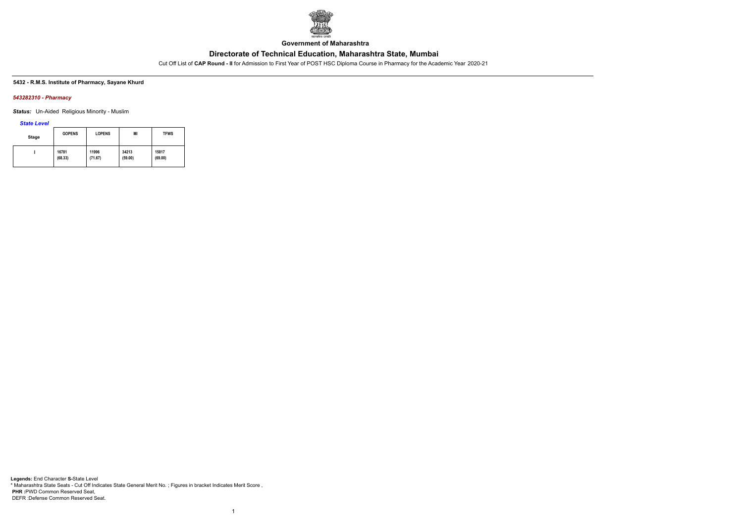**Government of Maharashtra**

# Directorate of Technical Education, Maharashtra State, Mumbai

Cut Off List of **CAP Round - II** for Admission to First Year of POST HSC Diploma Course in Pharmacy for the Academic Year 2020-21

**5432 - R.M.S. Institute of Pharmacy, Sayane Khurd**

***543282310 - Pharmacy***

***Status:*** Un-Aided Religious Minority - Muslim

***State Level***

| Stage | GOPENS | LOPENS | MI | TFWS |
|---|---|---|---|---|
| I | 16781 (68.33) | 11996 (71.67) | 34213 (59.00) | 15817 (69.00) |

**Legends:** End Character **S-**State Level
\* Maharashtra State Seats - Cut Off Indicates State General Merit No. ; Figures in bracket Indicates Merit Score ,
**PHR :**PWD Common Reserved Seat,
DEFR :Defense Common Reserved Seat.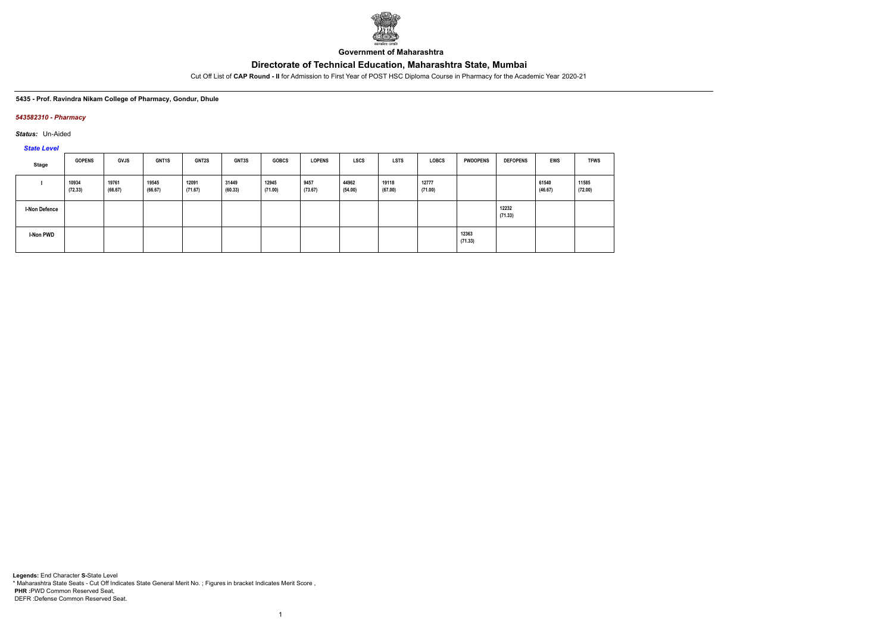**Government of Maharashtra**

## Directorate of Technical Education, Maharashtra State, Mumbai

Cut Off List of **CAP Round - II** for Admission to First Year of POST HSC Diploma Course in Pharmacy for the Academic Year 2020-21

**5435 - Prof. Ravindra Nikam College of Pharmacy, Gondur, Dhule**

*543582310 - Pharmacy*

*Status:* Un-Aided

*State Level*

| Stage | GOPENS | GVJS | GNT1S | GNT2S | GNT3S | GOBCS | LOPENS | LSCS | LSTS | LOBCS | PWDOPENS | DEFOPENS | EWS | TFWS |
|---|---|---|---|---|---|---|---|---|---|---|---|---|---|---|
| I | 10934 (72.33) | 19761 (66.67) | 19545 (66.67) | 12091 (71.67) | 31449 (60.33) | 12945 (71.00) | 9457 (73.67) | 44962 (54.00) | 19118 (67.00) | 12777 (71.00) | | | 61540 (46.67) | 11585 (72.00) |
| I-Non Defence | | | | | | | | | | | | 12232 (71.33) | | |
| I-Non PWD | | | | | | | | | | | 12363 (71.33) | | | |

**Legends:** End Character **S**-State Level
\* Maharashtra State Seats - Cut Off Indicates State General Merit No. ; Figures in bracket Indicates Merit Score ,
**PHR** :PWD Common Reserved Seat,
DEFR :Defense Common Reserved Seat.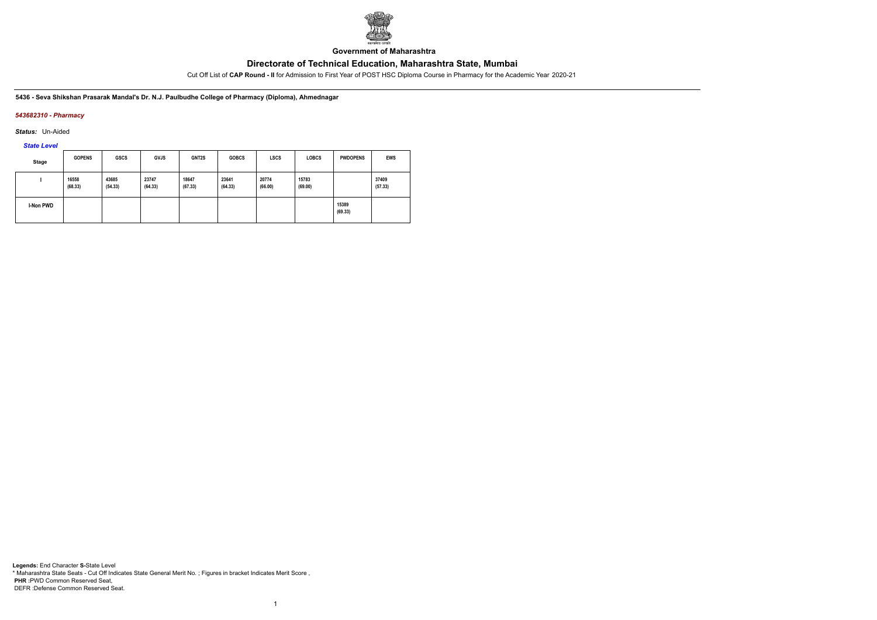**Government of Maharashtra**

# Directorate of Technical Education, Maharashtra State, Mumbai

Cut Off List of **CAP Round - II** for Admission to First Year of POST HSC Diploma Course in Pharmacy for the Academic Year 2020-21

**5436 - Seva Shikshan Prasarak Mandal's Dr. N.J. Paulbudhe College of Pharmacy (Diploma), Ahmednagar**

***543682310 - Pharmacy***

***Status:*** Un-Aided

***State Level***

| Stage | GOPENS | GSCS | GVJS | GNT2S | GOBCS | LSCS | LOBCS | PWDOPENS | EWS |
|---|---|---|---|---|---|---|---|---|---|
| I | 16558 (68.33) | 43685 (54.33) | 23747 (64.33) | 18647 (67.33) | 23641 (64.33) | 20774 (66.00) | 15783 (69.00) | | 37409 (57.33) |
| I-Non PWD | | | | | | | | 15389 (69.33) | |

**Legends:** End Character **S-**State Level
* Maharashtra State Seats - Cut Off Indicates State General Merit No. ; Figures in bracket Indicates Merit Score ,
**PHR** :PWD Common Reserved Seat,
DEFR :Defense Common Reserved Seat.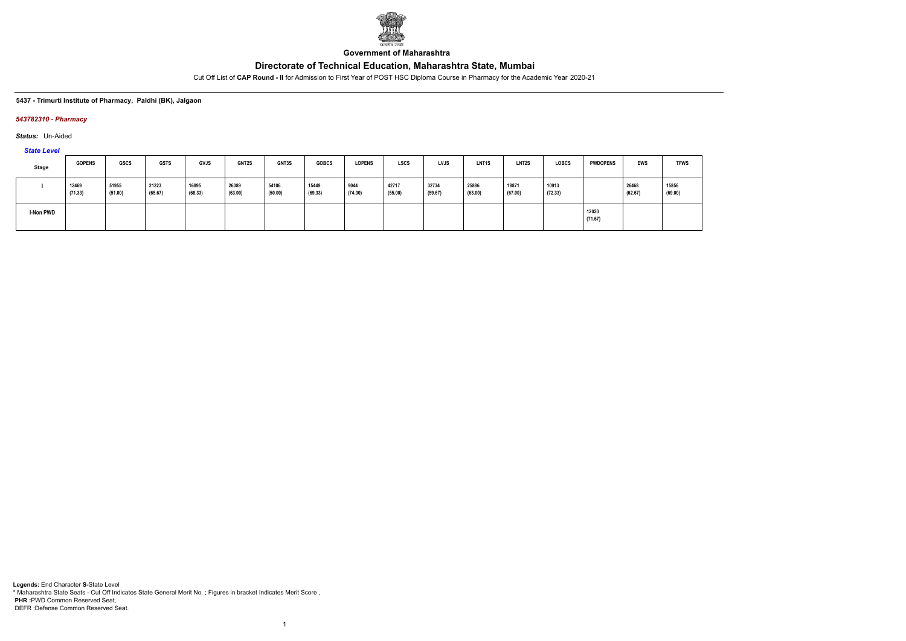Government of Maharashtra

# Directorate of Technical Education, Maharashtra State, Mumbai

Cut Off List of **CAP Round - II** for Admission to First Year of POST HSC Diploma Course in Pharmacy for the Academic Year 2020-21

**5437 - Trimurti Institute of Pharmacy, Paldhi (BK), Jalgaon**

***543782310 - Pharmacy***

***Status:*** Un-Aided

***State Level***

| Stage | GOPENS | GSCS | GSTS | GVJS | GNT2S | GNT3S | GOBCS | LOPENS | LSCS | LVJS | LNT1S | LNT2S | LOBCS | PWDOPENS | EWS | TFWS |
|---|---|---|---|---|---|---|---|---|---|---|---|---|---|---|---|---|
| I | 12469 (71.33) | 51955 (51.00) | 21223 (65.67) | 16895 (68.33) | 26089 (63.00) | 54106 (50.00) | 15449 (69.33) | 9044 (74.00) | 42717 (55.00) | 32734 (59.67) | 25886 (63.00) | 18871 (67.00) | 10913 (72.33) | | 26468 (62.67) | 15856 (69.00) |
| I-Non PWD | | | | | | | | | | | | | | 12020 (71.67) | | |

**Legends:** End Character **S-**State Level
* Maharashtra State Seats - Cut Off Indicates State General Merit No. ; Figures in bracket Indicates Merit Score ,
**PHR :**PWD Common Reserved Seat,
DEFR :Defense Common Reserved Seat.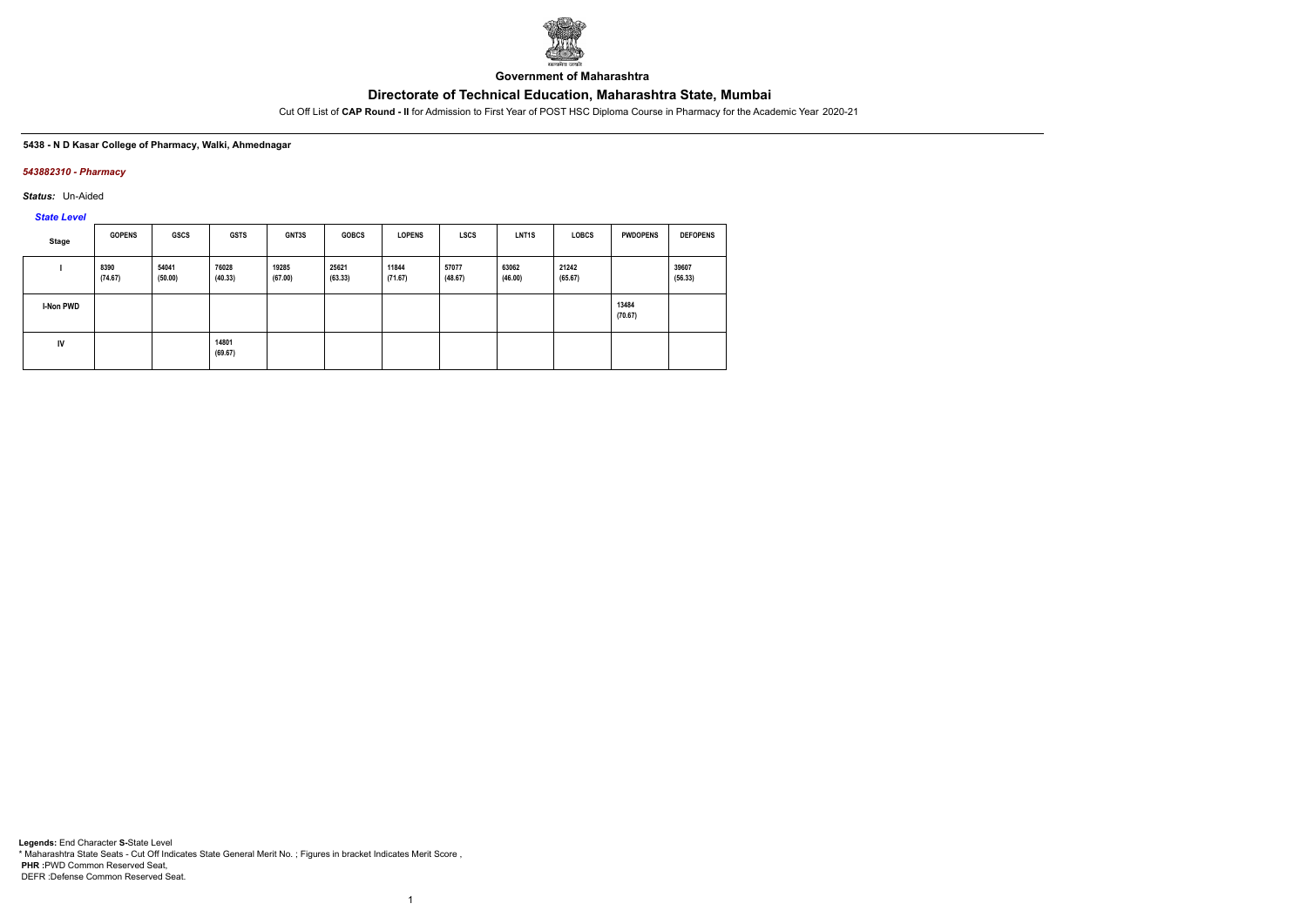**Government of Maharashtra**

# Directorate of Technical Education, Maharashtra State, Mumbai

Cut Off List of **CAP Round - II** for Admission to First Year of POST HSC Diploma Course in Pharmacy for the Academic Year 2020-21

**5438 - N D Kasar College of Pharmacy, Walki, Ahmednagar**

***543882310 - Pharmacy***

***Status:*** Un-Aided

***State Level***

| Stage | GOPENS | GSCS | GSTS | GNT3S | GOBCS | LOPENS | LSCS | LNT1S | LOBCS | PWDOPENS | DEFOPENS |
|---|---|---|---|---|---|---|---|---|---|---|---|
| I | 8390 (74.67) | 54041 (50.00) | 76028 (40.33) | 19285 (67.00) | 25621 (63.33) | 11844 (71.67) | 57077 (48.67) | 63062 (46.00) | 21242 (65.67) | | 39607 (56.33) |
| I-Non PWD | | | | | | | | | | 13484 (70.67) | |
| IV | | | 14801 (69.67) | | | | | | | | |

**Legends:** End Character **S-**State Level
* Maharashtra State Seats - Cut Off Indicates State General Merit No. ; Figures in bracket Indicates Merit Score ,
**PHR :**PWD Common Reserved Seat,
DEFR :Defense Common Reserved Seat.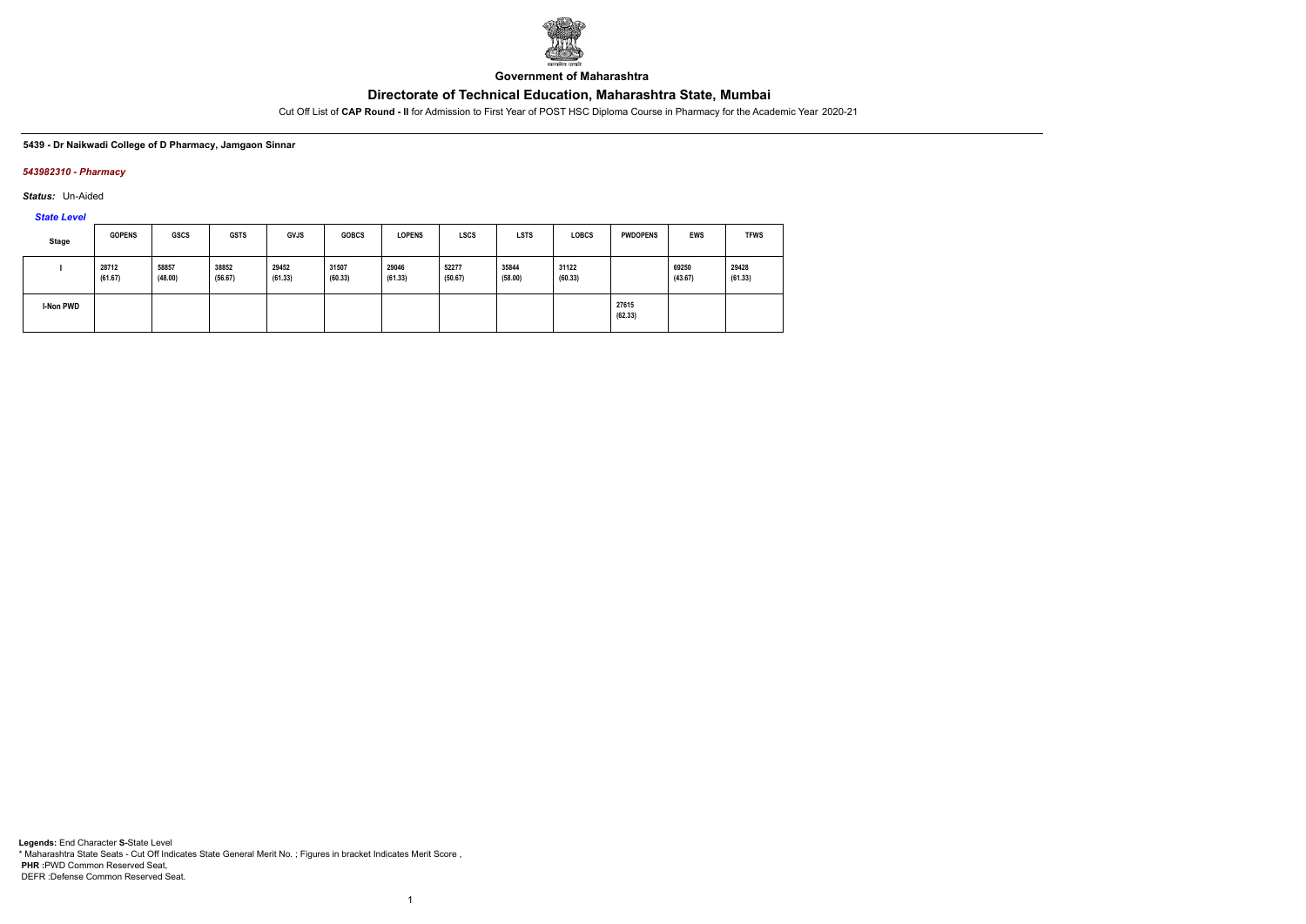**Government of Maharashtra**

# Directorate of Technical Education, Maharashtra State, Mumbai

Cut Off List of **CAP Round - II** for Admission to First Year of POST HSC Diploma Course in Pharmacy for the Academic Year 2020-21

**5439 - Dr Naikwadi College of D Pharmacy, Jamgaon Sinnar**

***543982310 - Pharmacy***

***Status:*** Un-Aided

***State Level***

| Stage | GOPENS | GSCS | GSTS | GVJS | GOBCS | LOPENS | LSCS | LSTS | LOBCS | PWDOPENS | EWS | TFWS |
|---|---|---|---|---|---|---|---|---|---|---|---|---|
| I | 28712 (61.67) | 58857 (48.00) | 38852 (56.67) | 29452 (61.33) | 31507 (60.33) | 29046 (61.33) | 52277 (50.67) | 35844 (58.00) | 31122 (60.33) | | 69250 (43.67) | 29428 (61.33) |
| I-Non PWD | | | | | | | | | | 27615 (62.33) | | |

**Legends:** End Character **S-**State Level
* Maharashtra State Seats - Cut Off Indicates State General Merit No. ; Figures in bracket Indicates Merit Score ,
**PHR** :PWD Common Reserved Seat,
DEFR :Defense Common Reserved Seat.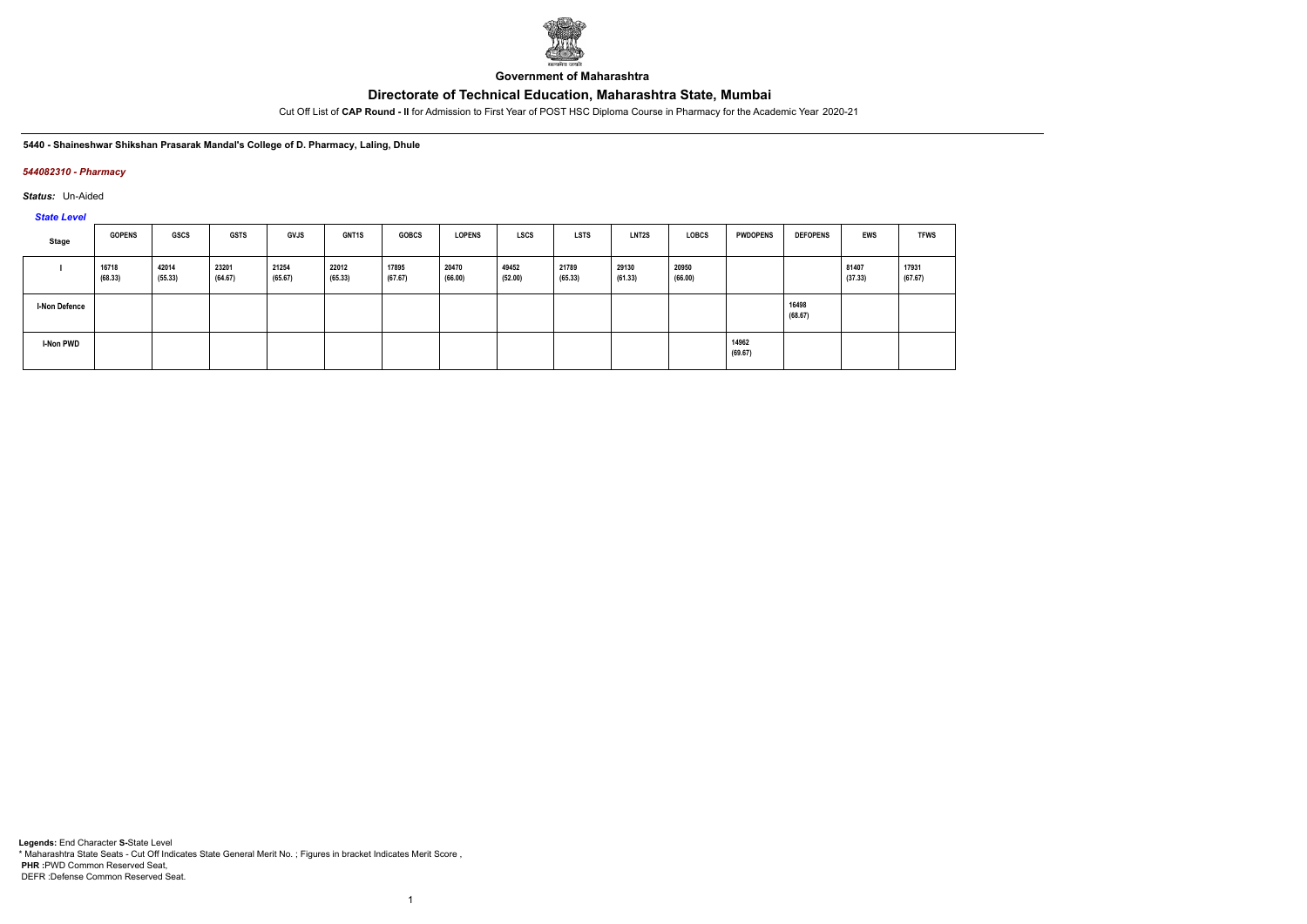**Government of Maharashtra**

# Directorate of Technical Education, Maharashtra State, Mumbai

Cut Off List of **CAP Round - II** for Admission to First Year of POST HSC Diploma Course in Pharmacy for the Academic Year 2020-21

**5440 - Shaineshwar Shikshan Prasarak Mandal's College of D. Pharmacy, Laling, Dhule**

***544082310 - Pharmacy***

***Status:*** Un-Aided

***State Level***

| Stage | GOPENS | GSCS | GSTS | GVJS | GNT1S | GOBCS | LOPENS | LSCS | LSTS | LNT2S | LOBCS | PWDOPENS | DEFOPENS | EWS | TFWS |
|---|---|---|---|---|---|---|---|---|---|---|---|---|---|---|---|
| I | 16718 (68.33) | 42014 (55.33) | 23201 (64.67) | 21254 (65.67) | 22012 (65.33) | 17895 (67.67) | 20470 (66.00) | 49452 (52.00) | 21789 (65.33) | 29130 (61.33) | 20950 (66.00) | | | 81407 (37.33) | 17931 (67.67) |
| I-Non Defence | | | | | | | | | | | | | 16498 (68.67) | | |
| I-Non PWD | | | | | | | | | | | | 14962 (69.67) | | | |

**Legends:** End Character **S**-State Level
* Maharashtra State Seats - Cut Off Indicates State General Merit No. ; Figures in bracket Indicates Merit Score ,
**PHR** :PWD Common Reserved Seat,
DEFR :Defense Common Reserved Seat.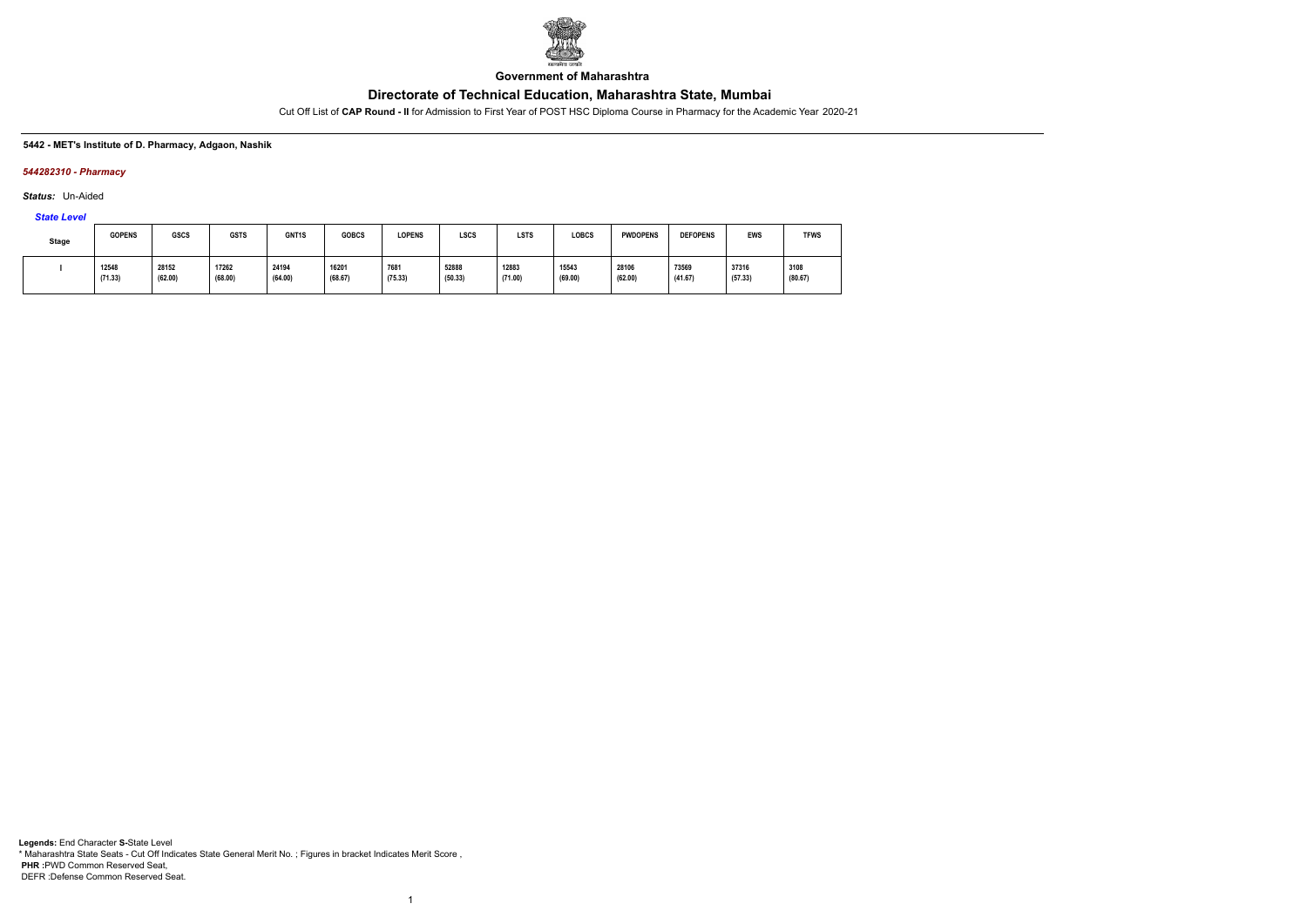**Government of Maharashtra**

# Directorate of Technical Education, Maharashtra State, Mumbai

Cut Off List of **CAP Round - II** for Admission to First Year of POST HSC Diploma Course in Pharmacy for the Academic Year 2020-21

**5442 - MET's Institute of D. Pharmacy, Adgaon, Nashik**

***544282310 - Pharmacy***

***Status:*** Un-Aided

***State Level***

| Stage | GOPENS | GSCS | GSTS | GNT1S | GOBCS | LOPENS | LSCS | LSTS | LOBCS | PWDOPENS | DEFOPENS | EWS | TFWS |
|---|---|---|---|---|---|---|---|---|---|---|---|---|---|
| I | 12548 (71.33) | 28152 (62.00) | 17262 (68.00) | 24194 (64.00) | 16201 (68.67) | 7681 (75.33) | 52888 (50.33) | 12883 (71.00) | 15543 (69.00) | 28106 (62.00) | 73569 (41.67) | 37316 (57.33) | 3108 (80.67) |

**Legends:** End Character **S-**State Level
* Maharashtra State Seats - Cut Off Indicates State General Merit No. ; Figures in bracket Indicates Merit Score ,
**PHR :**PWD Common Reserved Seat,
DEFR :Defense Common Reserved Seat.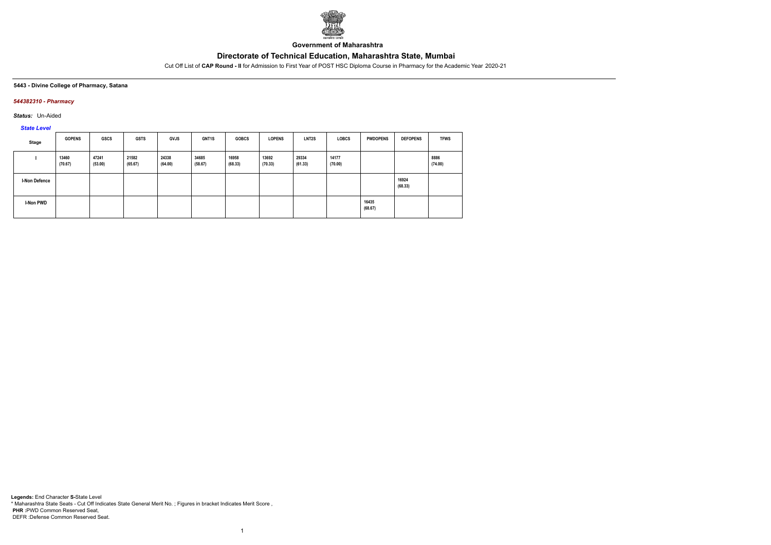**Government of Maharashtra**

# Directorate of Technical Education, Maharashtra State, Mumbai

Cut Off List of **CAP Round - II** for Admission to First Year of POST HSC Diploma Course in Pharmacy for the Academic Year 2020-21

**5443 - Divine College of Pharmacy, Satana**

***544382310 - Pharmacy***

***Status:*** Un-Aided

***State Level***

| Stage | GOPENS | GSCS | GSTS | GVJS | GNT1S | GOBCS | LOPENS | LNT2S | LOBCS | PWDOPENS | DEFOPENS | TFWS |
|---|---|---|---|---|---|---|---|---|---|---|---|---|
| I | 13460 (70.67) | 47241 (53.00) | 21582 (65.67) | 24338 (64.00) | 34685 (58.67) | 16958 (68.33) | 13692 (70.33) | 29334 (61.33) | 14177 (70.00) | | | 8886 (74.00) |
| I-Non Defence | | | | | | | | | | | 16924 (68.33) | |
| I-Non PWD | | | | | | | | | | 16435 (68.67) | | |

**Legends:** End Character **S-**State Level
* Maharashtra State Seats - Cut Off Indicates State General Merit No. ; Figures in bracket Indicates Merit Score ,
**PHR :**PWD Common Reserved Seat,
DEFR :Defense Common Reserved Seat.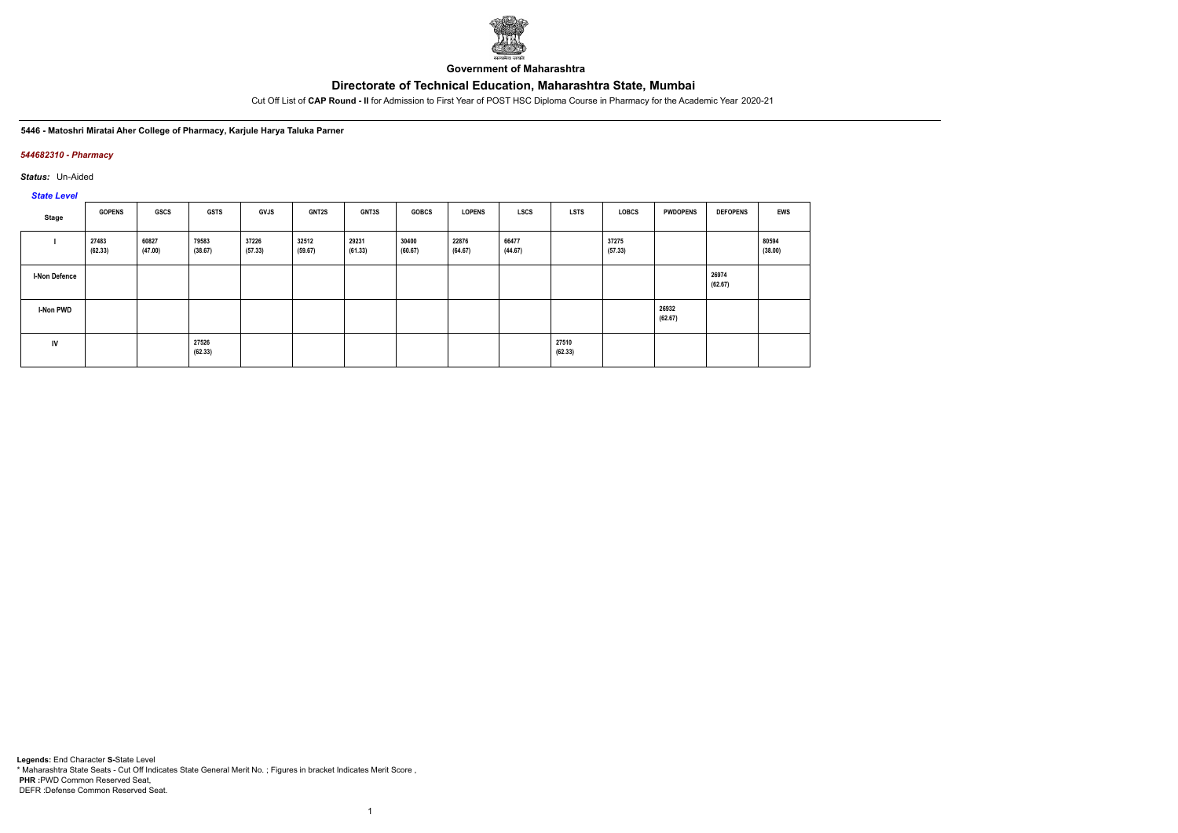**Government of Maharashtra**

# Directorate of Technical Education, Maharashtra State, Mumbai

Cut Off List of **CAP Round - II** for Admission to First Year of POST HSC Diploma Course in Pharmacy for the Academic Year 2020-21

**5446 - Matoshri Miratai Aher College of Pharmacy, Karjule Harya Taluka Parner**

***544682310 - Pharmacy***

***Status:*** Un-Aided

***State Level***

| Stage | GOPENS | GSCS | GSTS | GVJS | GNT2S | GNT3S | GOBCS | LOPENS | LSCS | LSTS | LOBCS | PWDOPENS | DEFOPENS | EWS |
|---|---|---|---|---|---|---|---|---|---|---|---|---|---|---|
| I | 27483 (62.33) | 60827 (47.00) | 79583 (38.67) | 37226 (57.33) | 32512 (59.67) | 29231 (61.33) | 30400 (60.67) | 22876 (64.67) | 66477 (44.67) | | 37275 (57.33) | | | 80594 (38.00) |
| I-Non Defence | | | | | | | | | | | | | 26974 (62.67) | |
| I-Non PWD | | | | | | | | | | | | 26932 (62.67) | | |
| IV | | | 27526 (62.33) | | | | | | | 27510 (62.33) | | | | |

**Legends:** End Character **S-**State Level
\* Maharashtra State Seats - Cut Off Indicates State General Merit No. ; Figures in bracket Indicates Merit Score ,
**PHR** :PWD Common Reserved Seat,
DEFR :Defense Common Reserved Seat.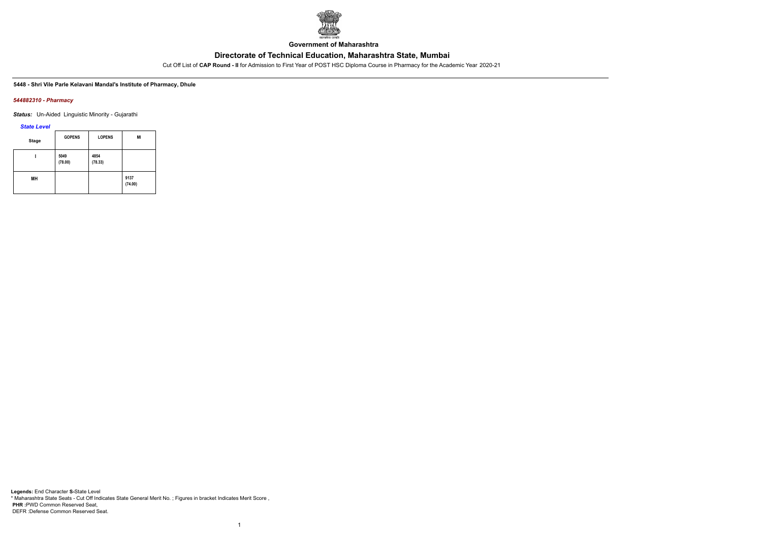Government of Maharashtra

# Directorate of Technical Education, Maharashtra State, Mumbai

Cut Off List of **CAP Round - II** for Admission to First Year of POST HSC Diploma Course in Pharmacy for the Academic Year 2020-21

**5448 - Shri Vile Parle Kelavani Mandal's Institute of Pharmacy, Dhule**

*544882310 - Pharmacy*

***Status:*** Un-Aided Linguistic Minority - Gujarathi

*State Level*

| Stage | GOPENS | LOPENS | MI |
|---|---|---|---|
| I | 5049 (78.00) | 4854 (78.33) | |
| MH | | | 9137 (74.00) |

**Legends:** End Character **S-**State Level
* Maharashtra State Seats - Cut Off Indicates State General Merit No. ; Figures in bracket Indicates Merit Score ,
**PHR** :PWD Common Reserved Seat,
DEFR :Defense Common Reserved Seat.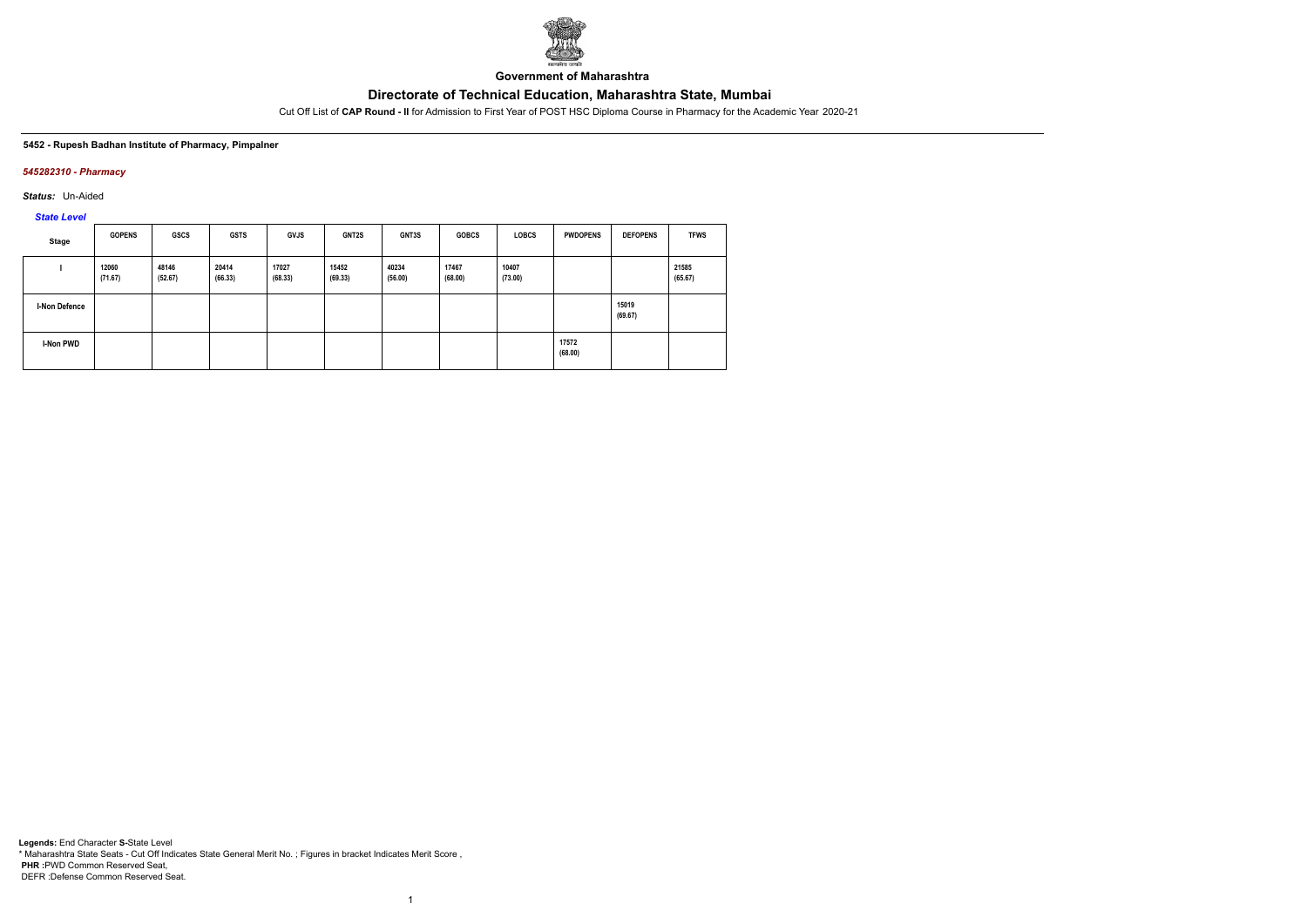**Government of Maharashtra**

# Directorate of Technical Education, Maharashtra State, Mumbai

Cut Off List of **CAP Round - II** for Admission to First Year of POST HSC Diploma Course in Pharmacy for the Academic Year 2020-21

**5452 - Rupesh Badhan Institute of Pharmacy, Pimpalner**

***545282310 - Pharmacy***

***Status:*** Un-Aided

***State Level***

| Stage | GOPENS | GSCS | GSTS | GVJS | GNT2S | GNT3S | GOBCS | LOBCS | PWDOPENS | DEFOPENS | TFWS |
|---|---|---|---|---|---|---|---|---|---|---|---|
| I | 12060 (71.67) | 48146 (52.67) | 20414 (66.33) | 17027 (68.33) | 15452 (69.33) | 40234 (56.00) | 17467 (68.00) | 10407 (73.00) | | | 21585 (65.67) |
| I-Non Defence | | | | | | | | | | 15019 (69.67) | |
| I-Non PWD | | | | | | | | | 17572 (68.00) | | |

**Legends:** End Character **S-**State Level

\* Maharashtra State Seats - Cut Off Indicates State General Merit No. ; Figures in bracket Indicates Merit Score ,

**PHR :**PWD Common Reserved Seat,

DEFR :Defense Common Reserved Seat.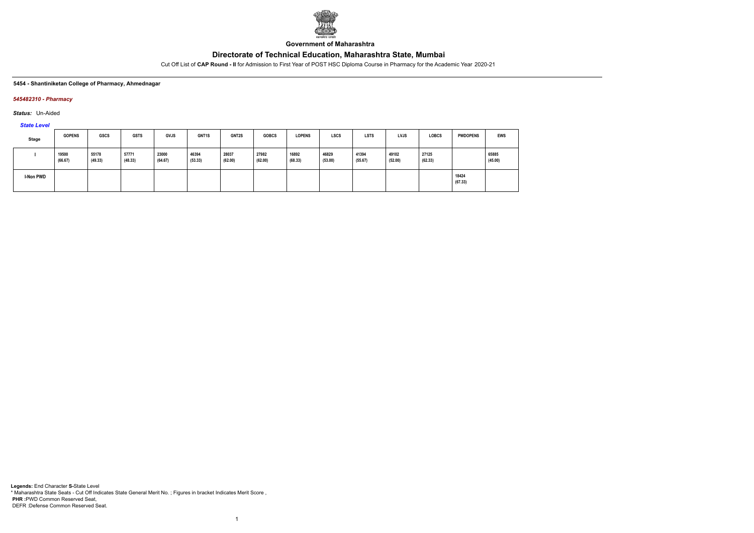Government of Maharashtra

# Directorate of Technical Education, Maharashtra State, Mumbai

Cut Off List of **CAP Round - II** for Admission to First Year of POST HSC Diploma Course in Pharmacy for the Academic Year 2020-21

**5454 - Shantiniketan College of Pharmacy, Ahmednagar**

***545482310 - Pharmacy***

***Status:*** Un-Aided

***State Level***

| Stage | GOPENS | GSCS | GSTS | GVJS | GNT1S | GNT2S | GOBCS | LOPENS | LSCS | LSTS | LVJS | LOBCS | PWDOPENS | EWS |
|---|---|---|---|---|---|---|---|---|---|---|---|---|---|---|
| I | 19500 (66.67) | 55178 (49.33) | 57771 (48.33) | 23000 (64.67) | 46394 (53.33) | 28037 (62.00) | 27982 (62.00) | 16892 (68.33) | 46829 (53.00) | 41394 (55.67) | 49102 (52.00) | 27125 (62.33) | | 65885 (45.00) |
| I-Non PWD | | | | | | | | | | | | | 18424 (67.33) | |

**Legends:** End Character **S-**State Level
\* Maharashtra State Seats - Cut Off Indicates State General Merit No. ; Figures in bracket Indicates Merit Score ,
**PHR :**PWD Common Reserved Seat,
DEFR :Defense Common Reserved Seat.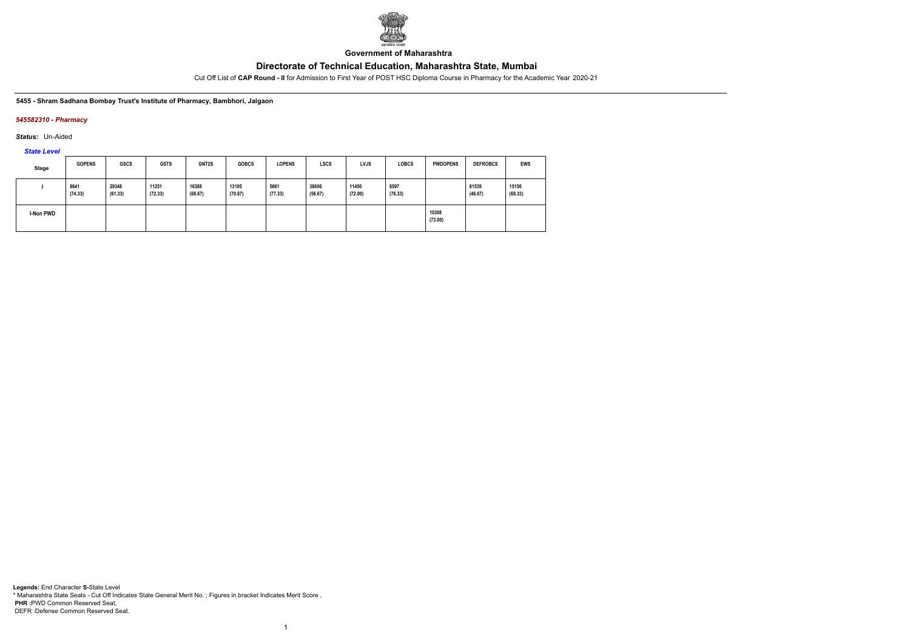**Government of Maharashtra**

# Directorate of Technical Education, Maharashtra State, Mumbai

Cut Off List of **CAP Round - II** for Admission to First Year of POST HSC Diploma Course in Pharmacy for the Academic Year 2020-21

**5455 - Shram Sadhana Bombay Trust's Institute of Pharmacy, Bambhori, Jalgaon**

*545582310 - Pharmacy*

*Status:* Un-Aided

*State Level*

| Stage | GOPENS | GSCS | GSTS | GNT2S | GOBCS | LOPENS | LSCS | LVJS | LOBCS | PWDOPENS | DEFROBCS | EWS |
|---|---|---|---|---|---|---|---|---|---|---|---|---|
| I | 8641 (74.33) | 29348 (61.33) | 11251 (72.33) | 16388 (68.67) | 13105 (70.67) | 5661 (77.33) | 38606 (56.67) | 11450 (72.00) | 6597 (76.33) | | 61539 (46.67) | 15156 (69.33) |
| I-Non PWD | | | | | | | | | | 10308 (73.00) | | |

**Legends:** End Character **S-**State Level
* Maharashtra State Seats - Cut Off Indicates State General Merit No. ; Figures in bracket Indicates Merit Score ,
**PHR :**PWD Common Reserved Seat,
DEFR :Defense Common Reserved Seat.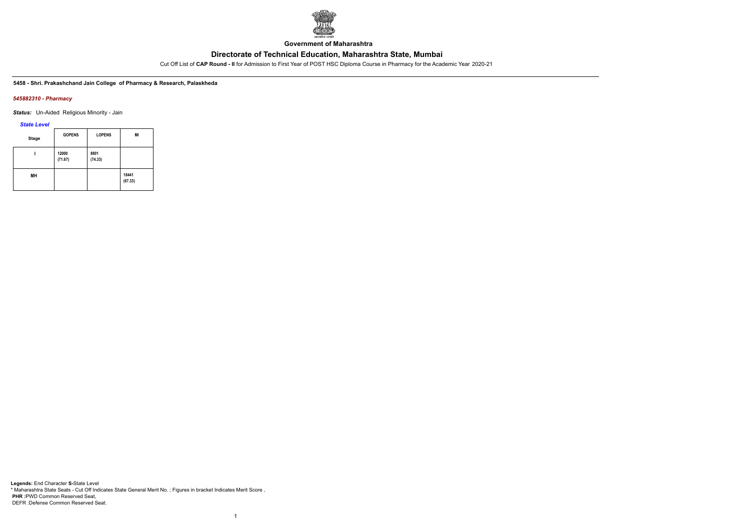**Government of Maharashtra**

## Directorate of Technical Education, Maharashtra State, Mumbai

Cut Off List of **CAP Round - II** for Admission to First Year of POST HSC Diploma Course in Pharmacy for the Academic Year 2020-21

**5458 - Shri. Prakashchand Jain College of Pharmacy & Research, Palaskheda**

***545882310 - Pharmacy***

***Status:*** Un-Aided Religious Minority - Jain

***State Level***

| Stage | GOPENS | LOPENS | MI |
|---|---|---|---|
| I | 12000 (71.67) | 8801 (74.33) | |
| MH | | | 18441 (67.33) |

**Legends:** End Character **S-**State Level
\* Maharashtra State Seats - Cut Off Indicates State General Merit No. ; Figures in bracket Indicates Merit Score ,
**PHR :**PWD Common Reserved Seat,
DEFR :Defense Common Reserved Seat.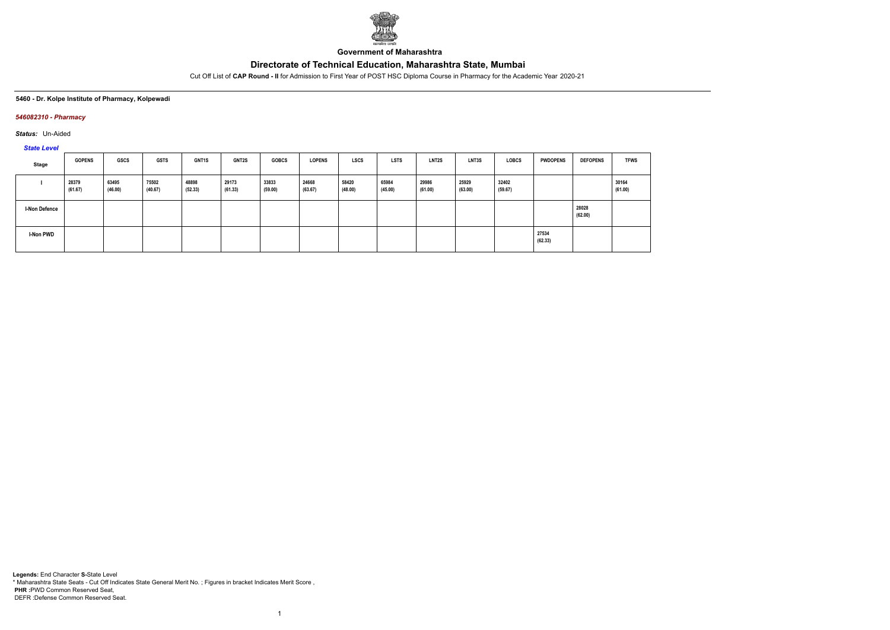**Government of Maharashtra**

# Directorate of Technical Education, Maharashtra State, Mumbai

Cut Off List of **CAP Round - II** for Admission to First Year of POST HSC Diploma Course in Pharmacy for the Academic Year 2020-21

**5460 - Dr. Kolpe Institute of Pharmacy, Kolpewadi**

***546082310 - Pharmacy***

***Status:*** Un-Aided

***State Level***

| Stage | GOPENS | GSCS | GSTS | GNT1S | GNT2S | GOBCS | LOPENS | LSCS | LSTS | LNT2S | LNT3S | LOBCS | PWDOPENS | DEFOPENS | TFWS |
|---|---|---|---|---|---|---|---|---|---|---|---|---|---|---|---|
| I | 28379 (61.67) | 63495 (46.00) | 75502 (40.67) | 48898 (52.33) | 29173 (61.33) | 33833 (59.00) | 24668 (63.67) | 58420 (48.00) | 65984 (45.00) | 29986 (61.00) | 25929 (63.00) | 32402 (59.67) | | | 30164 (61.00) |
| I-Non Defence | | | | | | | | | | | | | | 28028 (62.00) | |
| I-Non PWD | | | | | | | | | | | | | 27534 (62.33) | | |

**Legends:** End Character **S-**State Level
* Maharashtra State Seats - Cut Off Indicates State General Merit No. ; Figures in bracket Indicates Merit Score ,
**PHR :**PWD Common Reserved Seat,
DEFR :Defense Common Reserved Seat.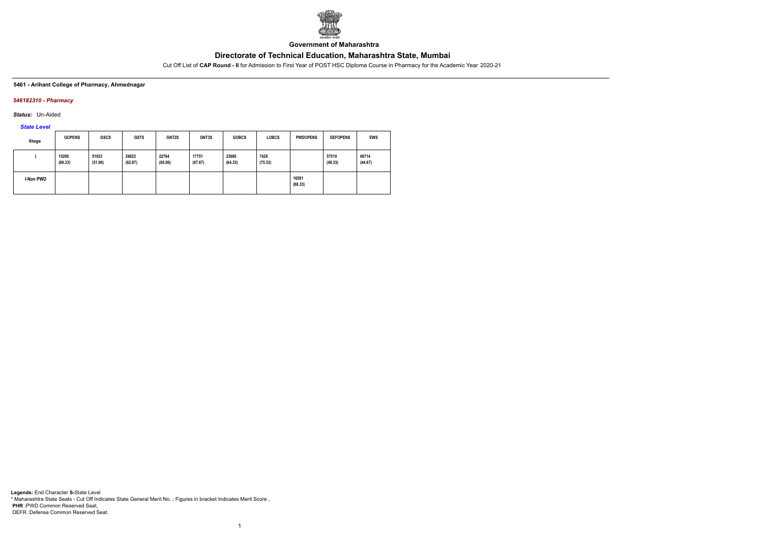**Government of Maharashtra**

# Directorate of Technical Education, Maharashtra State, Mumbai

Cut Off List of **CAP Round - II** for Admission to First Year of POST HSC Diploma Course in Pharmacy for the Academic Year 2020-21

### 5461 - Arihant College of Pharmacy, Ahmednagar

*546182310 - Pharmacy*

***Status:*** Un-Aided

*State Level*

| Stage | GOPENS | GSCS | GSTS | GNT2S | GNT3S | GOBCS | LOBCS | PWDOPENS | DEFOPENS | EWS |
|---|---|---|---|---|---|---|---|---|---|---|
| I | 15200 (69.33) | 51923 (51.00) | 26623 (62.67) | 22764 (65.00) | 17751 (67.67) | 23680 (64.33) | 7426 (75.33) | | 57519 (48.33) | 66714 (44.67) |
| I-Non PWD | | | | | | | | 16581 (68.33) | | |

**Legends:** End Character **S-**State Level
\* Maharashtra State Seats - Cut Off Indicates State General Merit No. ; Figures in bracket Indicates Merit Score ,
**PHR :**PWD Common Reserved Seat,
DEFR :Defense Common Reserved Seat.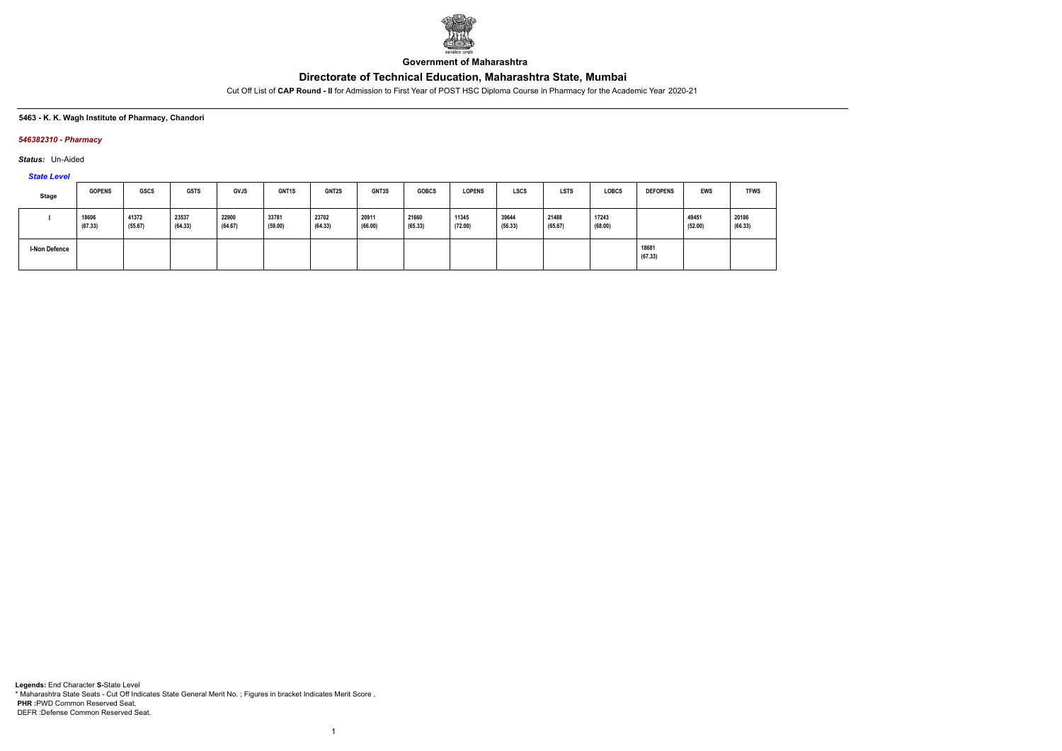**Government of Maharashtra**

# Directorate of Technical Education, Maharashtra State, Mumbai

Cut Off List of **CAP Round - II** for Admission to First Year of POST HSC Diploma Course in Pharmacy for the Academic Year 2020-21

#### 5463 - K. K. Wagh Institute of Pharmacy, Chandori

*546382310 - Pharmacy*

***Status:*** Un-Aided

*State Level*

| Stage | GOPENS | GSCS | GSTS | GVJS | GNT1S | GNT2S | GNT3S | GOBCS | LOPENS | LSCS | LSTS | LOBCS | DEFOPENS | EWS | TFWS |
|---|---|---|---|---|---|---|---|---|---|---|---|---|---|---|---|
| I | 18606 (67.33) | 41372 (55.67) | 23537 (64.33) | 22900 (64.67) | 33781 (59.00) | 23702 (64.33) | 20911 (66.00) | 21660 (65.33) | 11345 (72.00) | 39644 (56.33) | 21488 (65.67) | 17243 (68.00) | | 49451 (52.00) | 20186 (66.33) |
| I-Non Defence | | | | | | | | | | | | | 18681 (67.33) | | |

**Legends:** End Character **S-**State Level
\* Maharashtra State Seats - Cut Off Indicates State General Merit No. ; Figures in bracket Indicates Merit Score ,
**PHR :**PWD Common Reserved Seat,
DEFR :Defense Common Reserved Seat.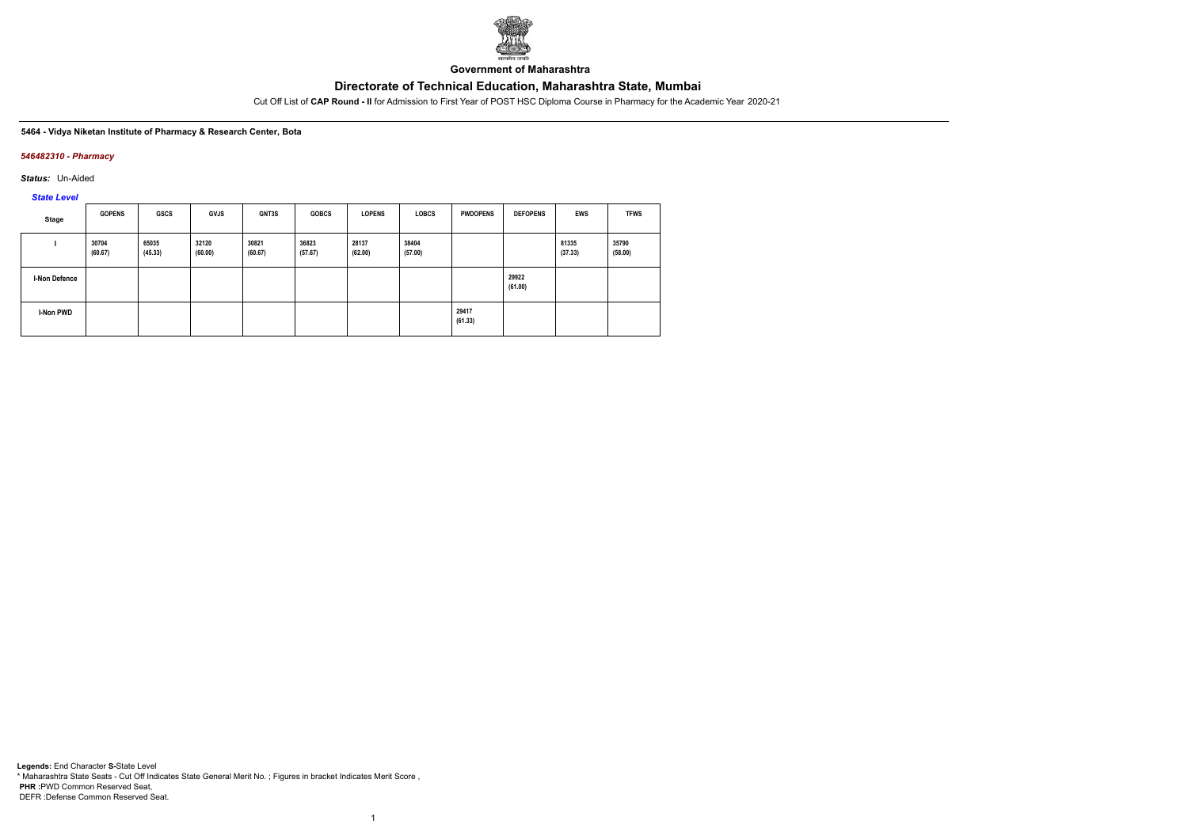Government of Maharashtra

# Directorate of Technical Education, Maharashtra State, Mumbai

Cut Off List of **CAP Round - II** for Admission to First Year of POST HSC Diploma Course in Pharmacy for the Academic Year 2020-21

**5464 - Vidya Niketan Institute of Pharmacy & Research Center, Bota**

***546482310 - Pharmacy***

***Status:*** Un-Aided

*State Level*

| Stage | GOPENS | GSCS | GVJS | GNT3S | GOBCS | LOPENS | LOBCS | PWDOPENS | DEFOPENS | EWS | TFWS |
|---|---|---|---|---|---|---|---|---|---|---|---|
| I | 30704 (60.67) | 65035 (45.33) | 32120 (60.00) | 30821 (60.67) | 36823 (57.67) | 28137 (62.00) | 38404 (57.00) | | | 81335 (37.33) | 35790 (58.00) |
| I-Non Defence | | | | | | | | | 29922 (61.00) | | |
| I-Non PWD | | | | | | | | 29417 (61.33) | | | |

**Legends:** End Character **S-**State Level
\* Maharashtra State Seats - Cut Off Indicates State General Merit No. ; Figures in bracket Indicates Merit Score ,
**PHR :**PWD Common Reserved Seat,
DEFR :Defense Common Reserved Seat.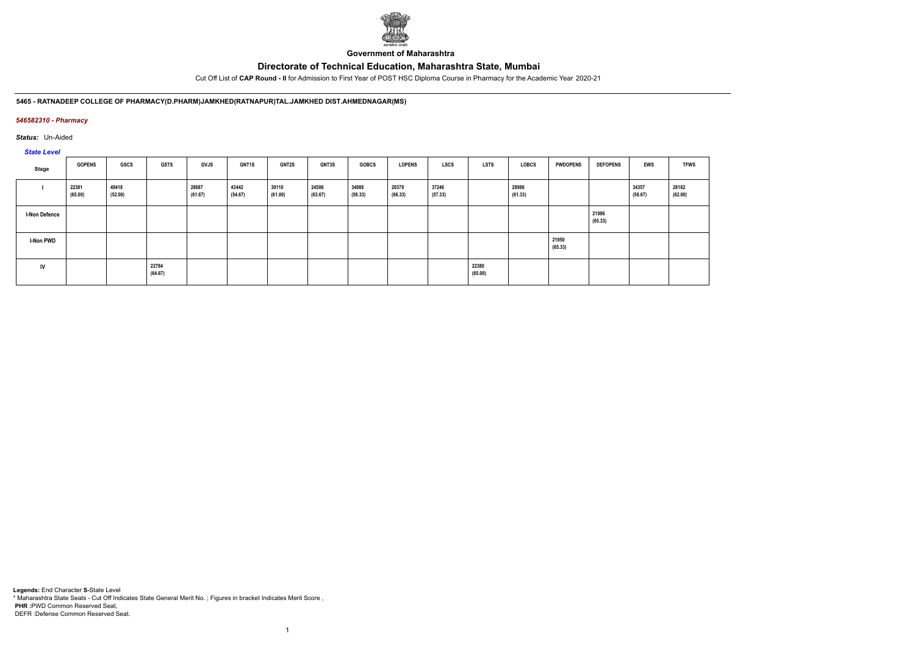**Government of Maharashtra**

# Directorate of Technical Education, Maharashtra State, Mumbai

Cut Off List of **CAP Round - II** for Admission to First Year of POST HSC Diploma Course in Pharmacy for the Academic Year 2020-21

**5465 - RATNADEEP COLLEGE OF PHARMACY(D.PHARM)JAMKHED(RATNAPUR)TAL.JAMKHED DIST.AHMEDNAGAR(MS)**

*546582310 - Pharmacy*

*Status:* Un-Aided

*State Level*

| Stage | GOPENS | GSCS | GSTS | GVJS | GNT1S | GNT2S | GNT3S | GOBCS | LOPENS | LSCS | LSTS | LOBCS | PWDOPENS | DEFOPENS | EWS | TFWS |
|---|---|---|---|---|---|---|---|---|---|---|---|---|---|---|---|---|
| I | 22381 (65.00) | 49418 (52.00) | | 28687 (61.67) | 43442 (54.67) | 30110 (61.00) | 24506 (63.67) | 34988 (58.33) | 20379 (66.33) | 37246 (57.33) | | 28986 (61.33) | | | 34357 (58.67) | 28162 (62.00) |
| I-Non Defence | | | | | | | | | | | | | | 21986 (65.33) | | |
| I-Non PWD | | | | | | | | | | | | | 21950 (65.33) | | | |
| IV | | | 22784 (64.67) | | | | | | | | 22380 (65.00) | | | | | |

**Legends:** End Character **S-**State Level
\* Maharashtra State Seats - Cut Off Indicates State General Merit No. ; Figures in bracket Indicates Merit Score ,
**PHR :**PWD Common Reserved Seat,
DEFR :Defense Common Reserved Seat.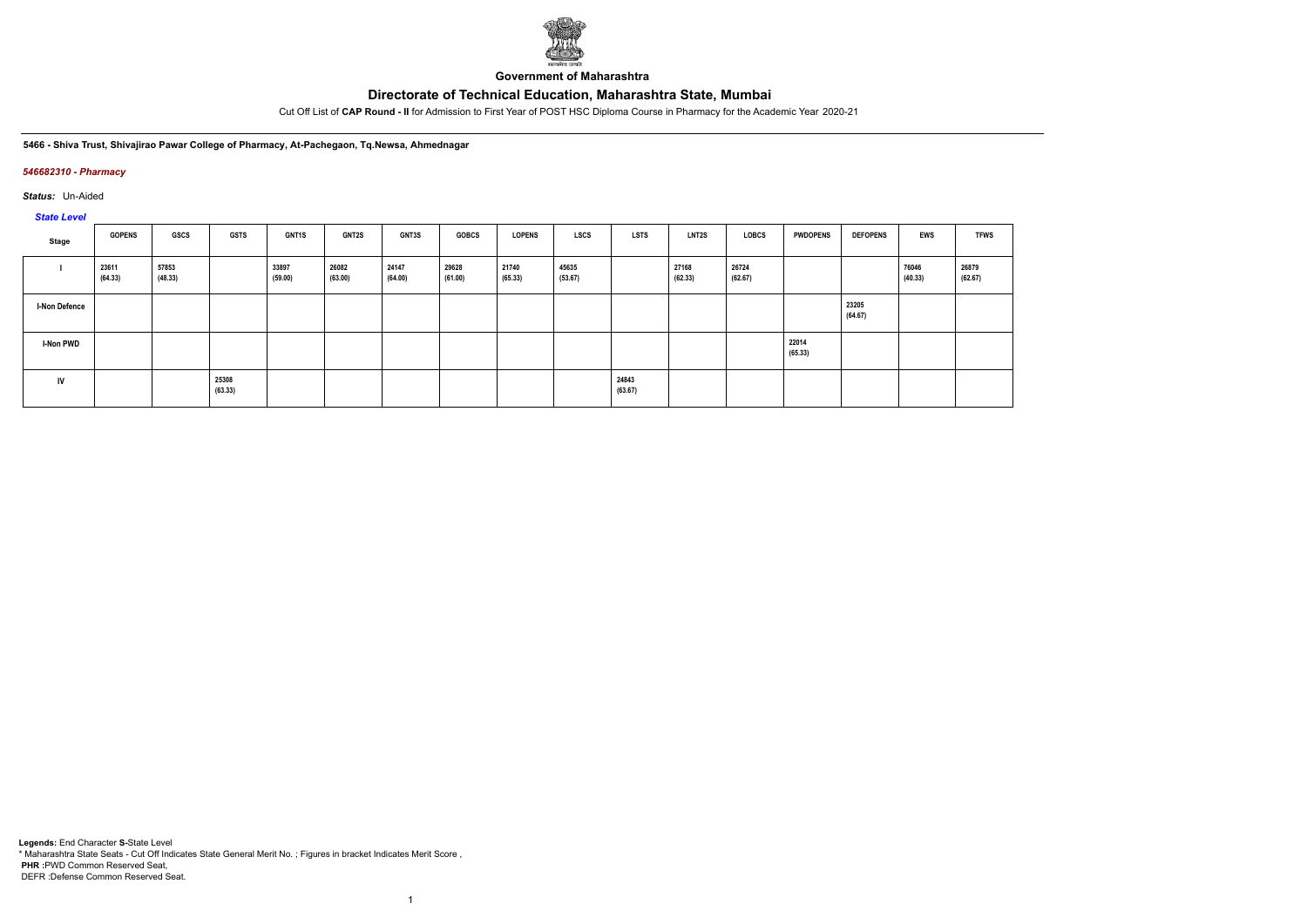**Government of Maharashtra**

# Directorate of Technical Education, Maharashtra State, Mumbai

Cut Off List of **CAP Round - II** for Admission to First Year of POST HSC Diploma Course in Pharmacy for the Academic Year 2020-21

**5466 - Shiva Trust, Shivajirao Pawar College of Pharmacy, At-Pachegaon, Tq.Newsa, Ahmednagar**

*546682310 - Pharmacy*

*Status:* Un-Aided

*State Level*

| Stage | GOPENS | GSCS | GSTS | GNT1S | GNT2S | GNT3S | GOBCS | LOPENS | LSCS | LSTS | LNT2S | LOBCS | PWDOPENS | DEFOPENS | EWS | TFWS |
|---|---|---|---|---|---|---|---|---|---|---|---|---|---|---|---|---|
| I | 23611 (64.33) | 57853 (48.33) | | 33897 (59.00) | 26082 (63.00) | 24147 (64.00) | 29628 (61.00) | 21740 (65.33) | 45635 (53.67) | | 27168 (62.33) | 26724 (62.67) | | | 76046 (40.33) | 26879 (62.67) |
| I-Non Defence | | | | | | | | | | | | | | 23205 (64.67) | | |
| I-Non PWD | | | | | | | | | | | | | 22014 (65.33) | | | |
| IV | | | 25308 (63.33) | | | | | | | 24843 (63.67) | | | | | | |

**Legends:** End Character **S-**State Level
* Maharashtra State Seats - Cut Off Indicates State General Merit No. ; Figures in bracket Indicates Merit Score ,
**PHR :**PWD Common Reserved Seat,
DEFR :Defense Common Reserved Seat.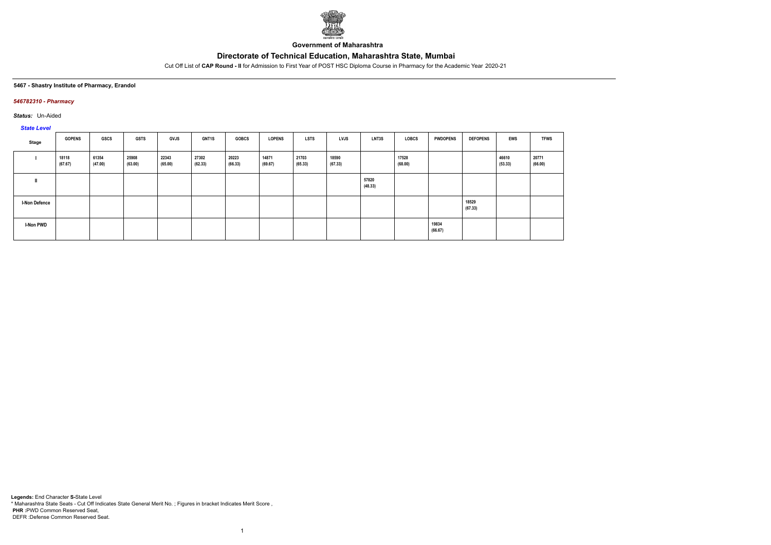Government of Maharashtra

# Directorate of Technical Education, Maharashtra State, Mumbai

Cut Off List of **CAP Round - II** for Admission to First Year of POST HSC Diploma Course in Pharmacy for the Academic Year 2020-21

**5467 - Shastry Institute of Pharmacy, Erandol**

***546782310 - Pharmacy***

***Status:*** Un-Aided

*State Level*

| Stage | GOPENS | GSCS | GSTS | GVJS | GNT1S | GOBCS | LOPENS | LSTS | LVJS | LNT3S | LOBCS | PWDOPENS | DEFOPENS | EWS | TFWS |
|---|---|---|---|---|---|---|---|---|---|---|---|---|---|---|---|
| I | 18118 (67.67) | 61354 (47.00) | 25908 (63.00) | 22343 (65.00) | 27302 (62.33) | 20223 (66.33) | 14871 (69.67) | 21703 (65.33) | 18590 (67.33) | | 17528 (68.00) | | | 46610 (53.33) | 20771 (66.00) |
| II | | | | | | | | | | 57820 (48.33) | | | | | |
| I-Non Defence | | | | | | | | | | | | | 18529 (67.33) | | |
| I-Non PWD | | | | | | | | | | | | 19834 (66.67) | | | |

**Legends:** End Character **S**-State Level

\* Maharashtra State Seats - Cut Off Indicates State General Merit No. ; Figures in bracket Indicates Merit Score ,

**PHR** :PWD Common Reserved Seat,

DEFR :Defense Common Reserved Seat.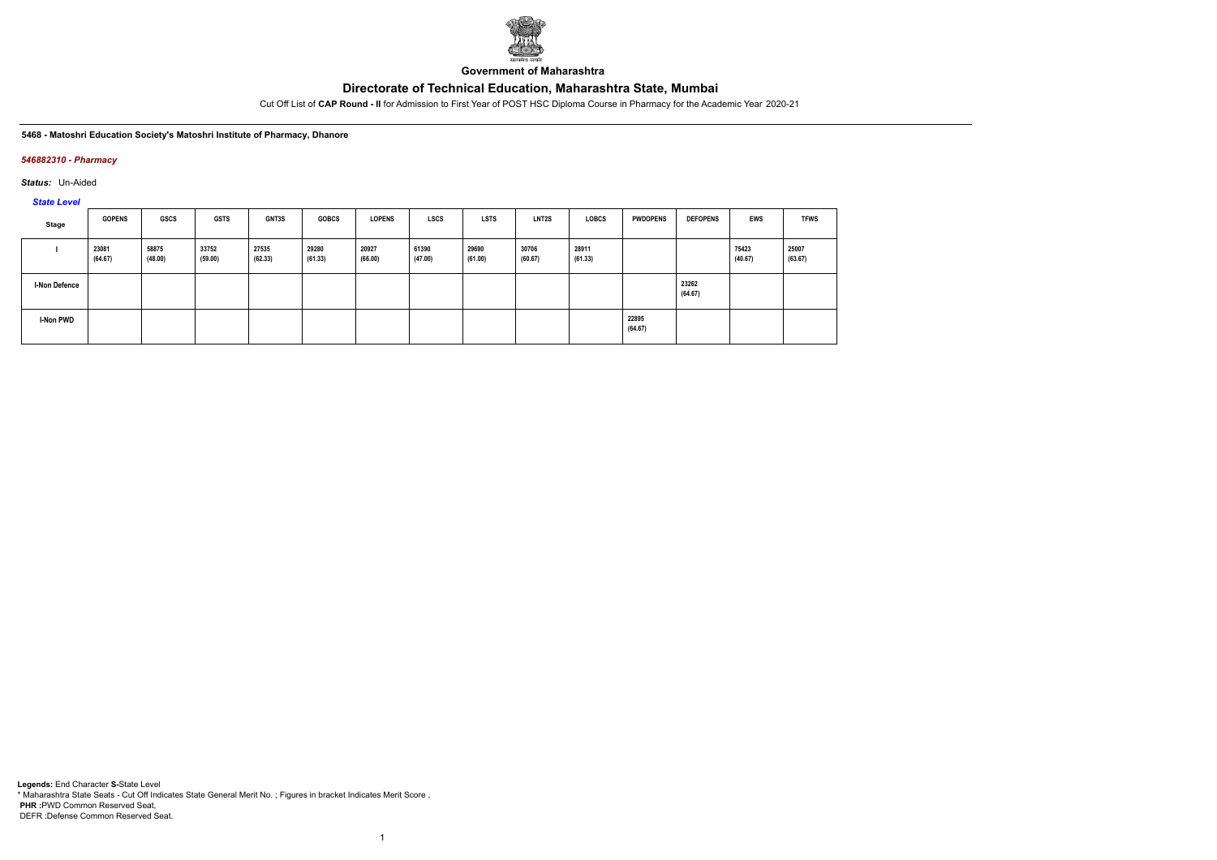**Government of Maharashtra**

## Directorate of Technical Education, Maharashtra State, Mumbai

Cut Off List of **CAP Round - II** for Admission to First Year of POST HSC Diploma Course in Pharmacy for the Academic Year 2020-21

**5468 - Matoshri Education Society's Matoshri Institute of Pharmacy, Dhanore**

*546882310 - Pharmacy*

***Status:*** Un-Aided

*State Level*

| Stage | GOPENS | GSCS | GSTS | GNT3S | GOBCS | LOPENS | LSCS | LSTS | LNT2S | LOBCS | PWDOPENS | DEFOPENS | EWS | TFWS |
|---|---|---|---|---|---|---|---|---|---|---|---|---|---|---|
| I | 23081 (64.67) | 58875 (48.00) | 33752 (59.00) | 27535 (62.33) | 29280 (61.33) | 20927 (66.00) | 61390 (47.00) | 29690 (61.00) | 30706 (60.67) | 28911 (61.33) | | | 75423 (40.67) | 25007 (63.67) |
| I-Non Defence | | | | | | | | | | | | 23262 (64.67) | | |
| I-Non PWD | | | | | | | | | | | 22895 (64.67) | | | |

**Legends:** End Character **S-**State Level
* Maharashtra State Seats - Cut Off Indicates State General Merit No. ; Figures in bracket Indicates Merit Score ,
**PHR :**PWD Common Reserved Seat,
DEFR :Defense Common Reserved Seat.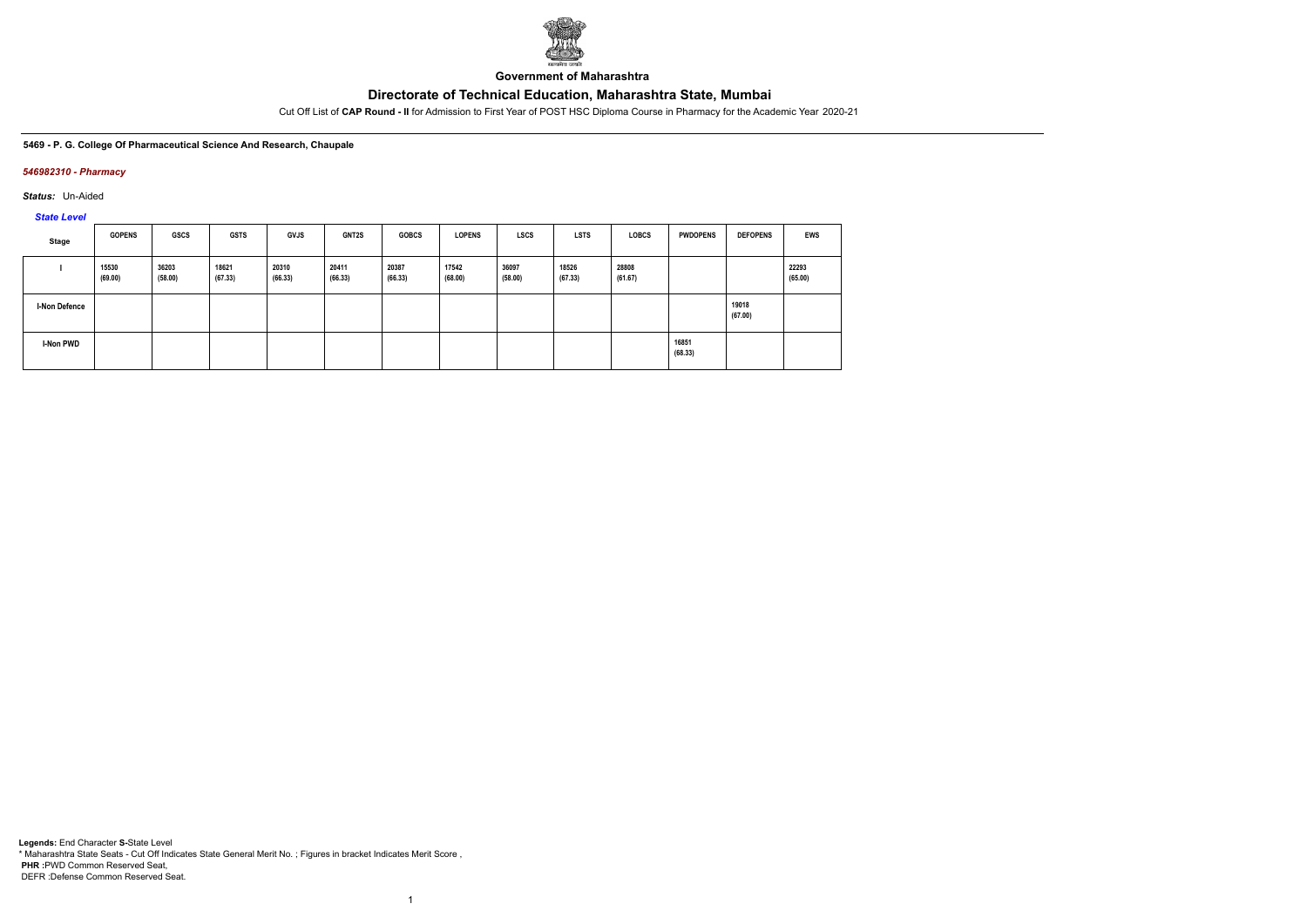Government of Maharashtra

# Directorate of Technical Education, Maharashtra State, Mumbai

Cut Off List of **CAP Round - II** for Admission to First Year of POST HSC Diploma Course in Pharmacy for the Academic Year 2020-21

**5469 - P. G. College Of Pharmaceutical Science And Research, Chaupale**

*546982310 - Pharmacy*

*Status:* Un-Aided

*State Level*

| Stage | GOPENS | GSCS | GSTS | GVJS | GNT2S | GOBCS | LOPENS | LSCS | LSTS | LOBCS | PWDOPENS | DEFOPENS | EWS |
|---|---|---|---|---|---|---|---|---|---|---|---|---|---|
| I | 15530 (69.00) | 36203 (58.00) | 18621 (67.33) | 20310 (66.33) | 20411 (66.33) | 20387 (66.33) | 17542 (68.00) | 36097 (58.00) | 18526 (67.33) | 28808 (61.67) | | | 22293 (65.00) |
| I-Non Defence | | | | | | | | | | | | 19018 (67.00) | |
| I-Non PWD | | | | | | | | | | | 16851 (68.33) | | |

**Legends:** End Character **S-**State Level
\* Maharashtra State Seats - Cut Off Indicates State General Merit No. ; Figures in bracket Indicates Merit Score ,
**PHR :**PWD Common Reserved Seat,
DEFR :Defense Common Reserved Seat.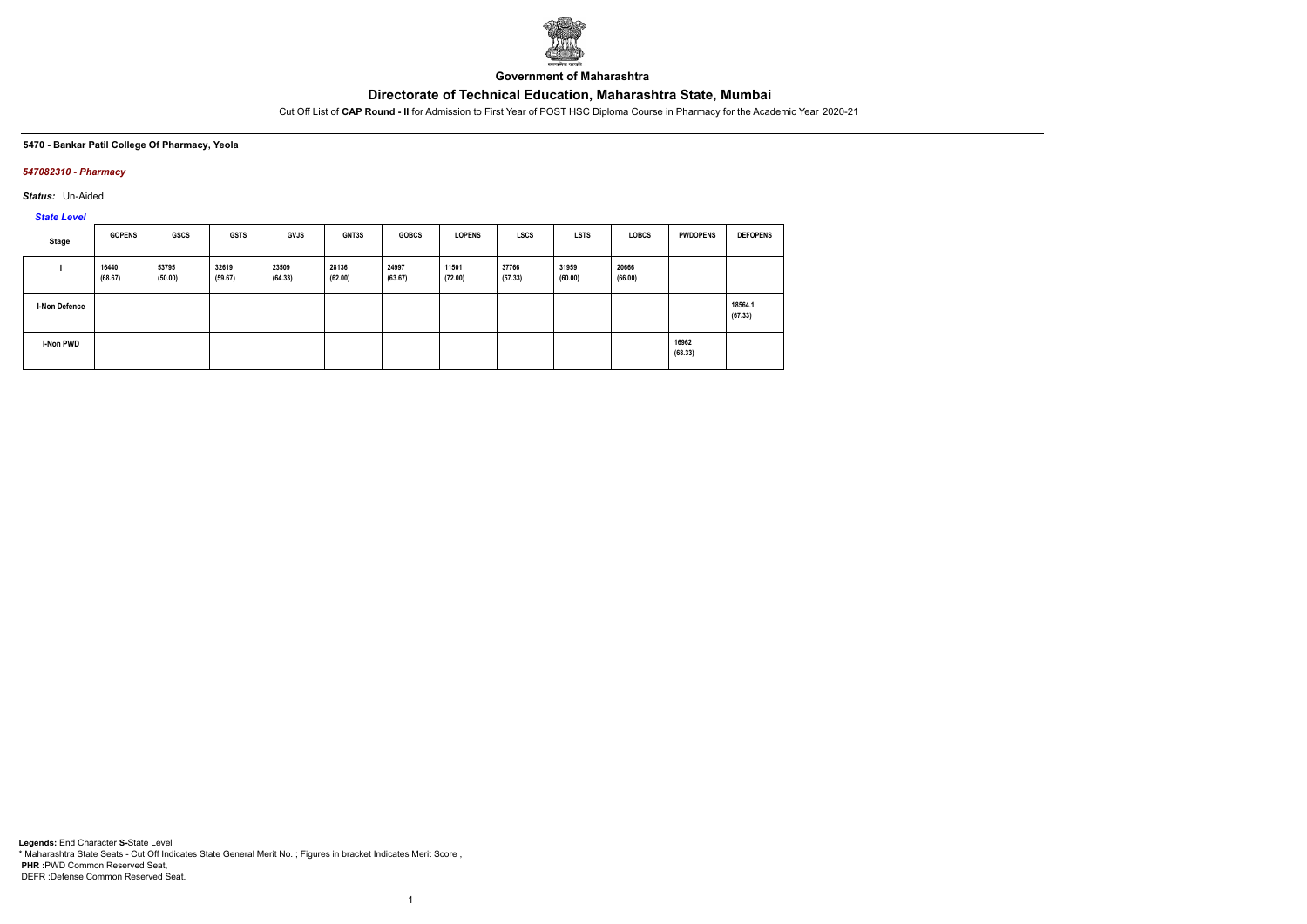**Government of Maharashtra**

# Directorate of Technical Education, Maharashtra State, Mumbai

Cut Off List of **CAP Round - II** for Admission to First Year of POST HSC Diploma Course in Pharmacy for the Academic Year 2020-21

**5470 - Bankar Patil College Of Pharmacy, Yeola**

***547082310 - Pharmacy***

***Status:*** Un-Aided

***State Level***

| Stage | GOPENS | GSCS | GSTS | GVJS | GNT3S | GOBCS | LOPENS | LSCS | LSTS | LOBCS | PWDOPENS | DEFOPENS |
|---|---|---|---|---|---|---|---|---|---|---|---|---|
| I | 16440 (68.67) | 53795 (50.00) | 32619 (59.67) | 23509 (64.33) | 28136 (62.00) | 24997 (63.67) | 11501 (72.00) | 37766 (57.33) | 31959 (60.00) | 20666 (66.00) | | |
| I-Non Defence | | | | | | | | | | | | 18564.1 (67.33) |
| I-Non PWD | | | | | | | | | | | 16962 (68.33) | |

**Legends:** End Character **S-**State Level
* Maharashtra State Seats - Cut Off Indicates State General Merit No. ; Figures in bracket Indicates Merit Score ,
**PHR** :PWD Common Reserved Seat,
DEFR :Defense Common Reserved Seat.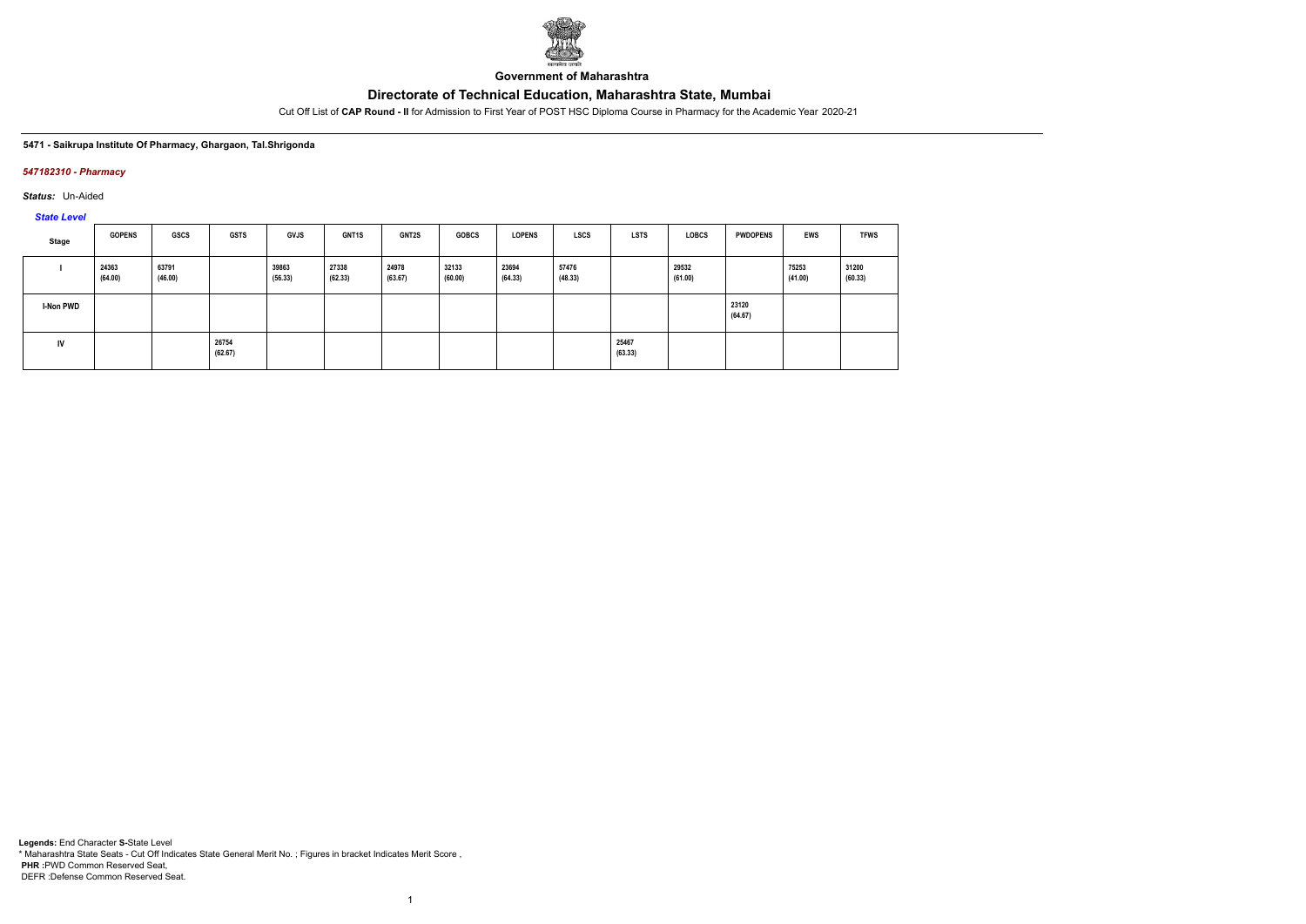Government of Maharashtra

# Directorate of Technical Education, Maharashtra State, Mumbai

Cut Off List of **CAP Round - II** for Admission to First Year of POST HSC Diploma Course in Pharmacy for the Academic Year 2020-21

**5471 - Saikrupa Institute Of Pharmacy, Ghargaon, Tal.Shrigonda**

***547182310 - Pharmacy***

***Status:*** Un-Aided

***State Level***

| Stage | GOPENS | GSCS | GSTS | GVJS | GNT1S | GNT2S | GOBCS | LOPENS | LSCS | LSTS | LOBCS | PWDOPENS | EWS | TFWS |
|---|---|---|---|---|---|---|---|---|---|---|---|---|---|---|
| I | 24363 (64.00) | 63791 (46.00) | | 39863 (56.33) | 27338 (62.33) | 24978 (63.67) | 32133 (60.00) | 23694 (64.33) | 57476 (48.33) | | 29532 (61.00) | | 75253 (41.00) | 31200 (60.33) |
| I-Non PWD | | | | | | | | | | | | 23120 (64.67) | | |
| IV | | | 26754 (62.67) | | | | | | | 25467 (63.33) | | | | |

**Legends:** End Character **S-**State Level
* Maharashtra State Seats - Cut Off Indicates State General Merit No. ; Figures in bracket Indicates Merit Score ,
**PHR :**PWD Common Reserved Seat,
DEFR :Defense Common Reserved Seat.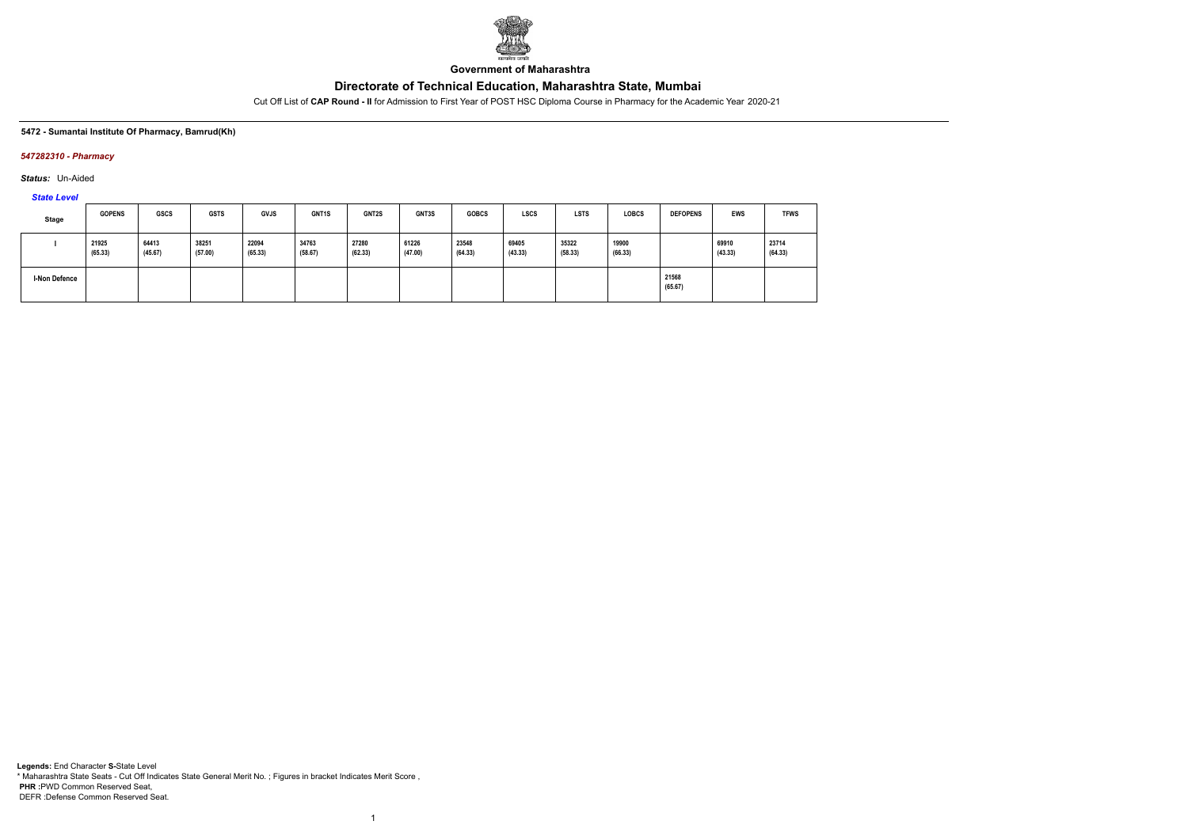**Government of Maharashtra**

# Directorate of Technical Education, Maharashtra State, Mumbai

Cut Off List of **CAP Round - II** for Admission to First Year of POST HSC Diploma Course in Pharmacy for the Academic Year 2020-21

**5472 - Sumantai Institute Of Pharmacy, Bamrud(Kh)**

***547282310 - Pharmacy***

***Status:*** Un-Aided

***State Level***

| Stage | GOPENS | GSCS | GSTS | GVJS | GNT1S | GNT2S | GNT3S | GOBCS | LSCS | LSTS | LOBCS | DEFOPENS | EWS | TFWS |
|---|---|---|---|---|---|---|---|---|---|---|---|---|---|---|
| I | 21925 (65.33) | 64413 (45.67) | 38251 (57.00) | 22094 (65.33) | 34763 (58.67) | 27280 (62.33) | 61226 (47.00) | 23548 (64.33) | 69405 (43.33) | 35322 (58.33) | 19900 (66.33) | | 69910 (43.33) | 23714 (64.33) |
| I-Non Defence | | | | | | | | | | | | 21568 (65.67) | | |

**Legends:** End Character **S-**State Level
* Maharashtra State Seats - Cut Off Indicates State General Merit No. ; Figures in bracket Indicates Merit Score ,
**PHR** :PWD Common Reserved Seat,
DEFR :Defense Common Reserved Seat.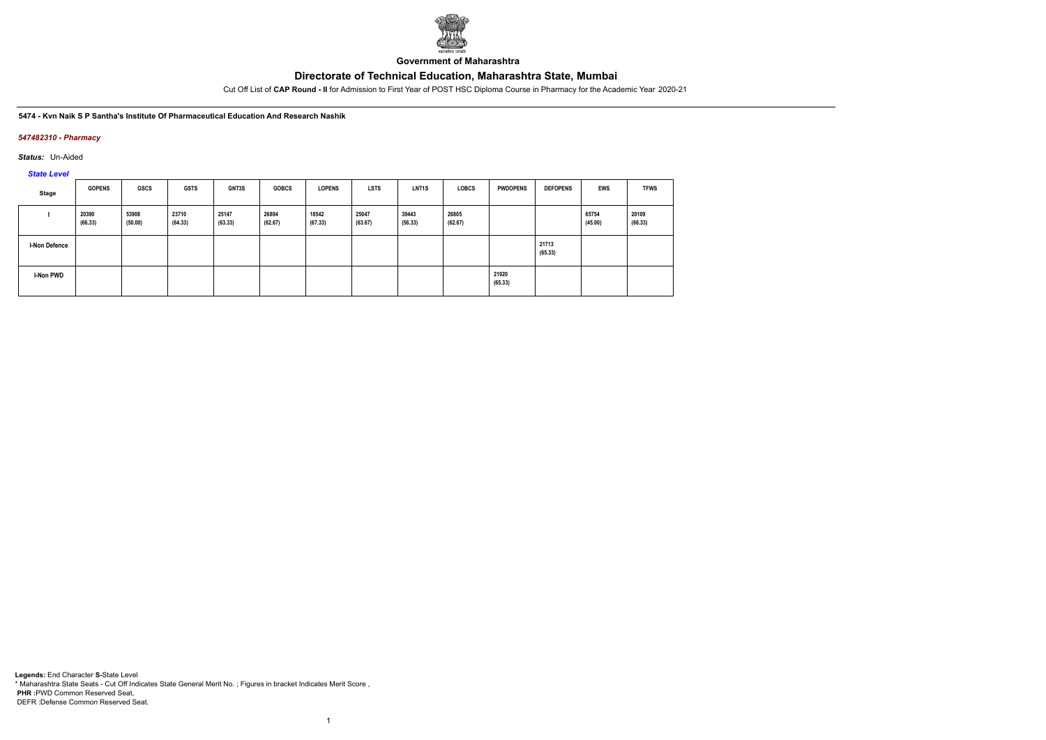Government of Maharashtra

# Directorate of Technical Education, Maharashtra State, Mumbai

Cut Off List of **CAP Round - II** for Admission to First Year of POST HSC Diploma Course in Pharmacy for the Academic Year 2020-21

**5474 - Kvn Naik S P Santha's Institute Of Pharmaceutical Education And Research Nashik**

*547482310 - Pharmacy*

*Status:* Un-Aided

*State Level*

| Stage | GOPENS | GSCS | GSTS | GNT3S | GOBCS | LOPENS | LSTS | LNT1S | LOBCS | PWDOPENS | DEFOPENS | EWS | TFWS |
|---|---|---|---|---|---|---|---|---|---|---|---|---|---|
| I | 20390 (66.33) | 53908 (50.00) | 23710 (64.33) | 25147 (63.33) | 26894 (62.67) | 18542 (67.33) | 25047 (63.67) | 39443 (56.33) | 26805 (62.67) | | | 65754 (45.00) | 20109 (66.33) |
| I-Non Defence | | | | | | | | | | | 21713 (65.33) | | |
| I-Non PWD | | | | | | | | | | 21920 (65.33) | | | |

**Legends:** End Character **S-**State Level
\* Maharashtra State Seats - Cut Off Indicates State General Merit No. ; Figures in bracket Indicates Merit Score ,
**PHR :**PWD Common Reserved Seat,
DEFR :Defense Common Reserved Seat.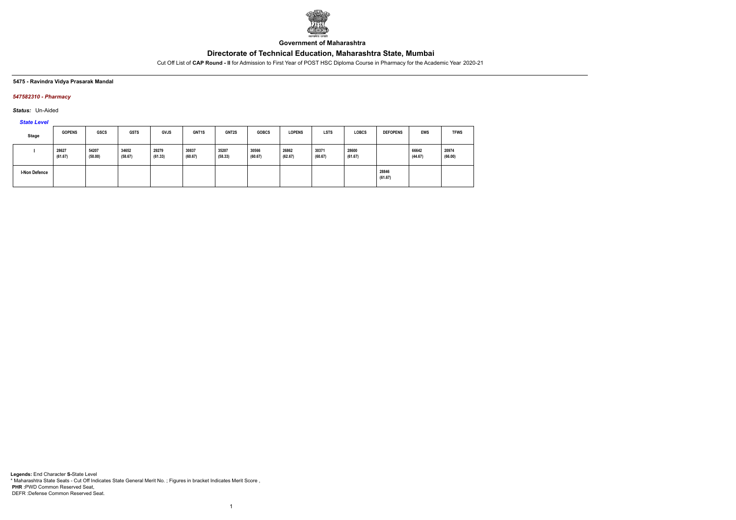**Government of Maharashtra**

# Directorate of Technical Education, Maharashtra State, Mumbai

Cut Off List of **CAP Round - II** for Admission to First Year of POST HSC Diploma Course in Pharmacy for the Academic Year 2020-21

**5475 - Ravindra Vidya Prasarak Mandal**

***547582310 - Pharmacy***

***Status:*** Un-Aided

***State Level***

| Stage | GOPENS | GSCS | GSTS | GVJS | GNT1S | GNT2S | GOBCS | LOPENS | LSTS | LOBCS | DEFOPENS | EWS | TFWS |
|---|---|---|---|---|---|---|---|---|---|---|---|---|---|
| I | 28627 (61.67) | 54207 (50.00) | 34652 (58.67) | 29279 (61.33) | 30837 (60.67) | 35207 (58.33) | 30566 (60.67) | 26862 (62.67) | 30371 (60.67) | 28600 (61.67) | | 66642 (44.67) | 20974 (66.00) |
| I-Non Defence | | | | | | | | | | | 28846 (61.67) | | |

**Legends:** End Character **S-**State Level
* Maharashtra State Seats - Cut Off Indicates State General Merit No. ; Figures in bracket Indicates Merit Score ,
**PHR** :PWD Common Reserved Seat,
DEFR :Defense Common Reserved Seat.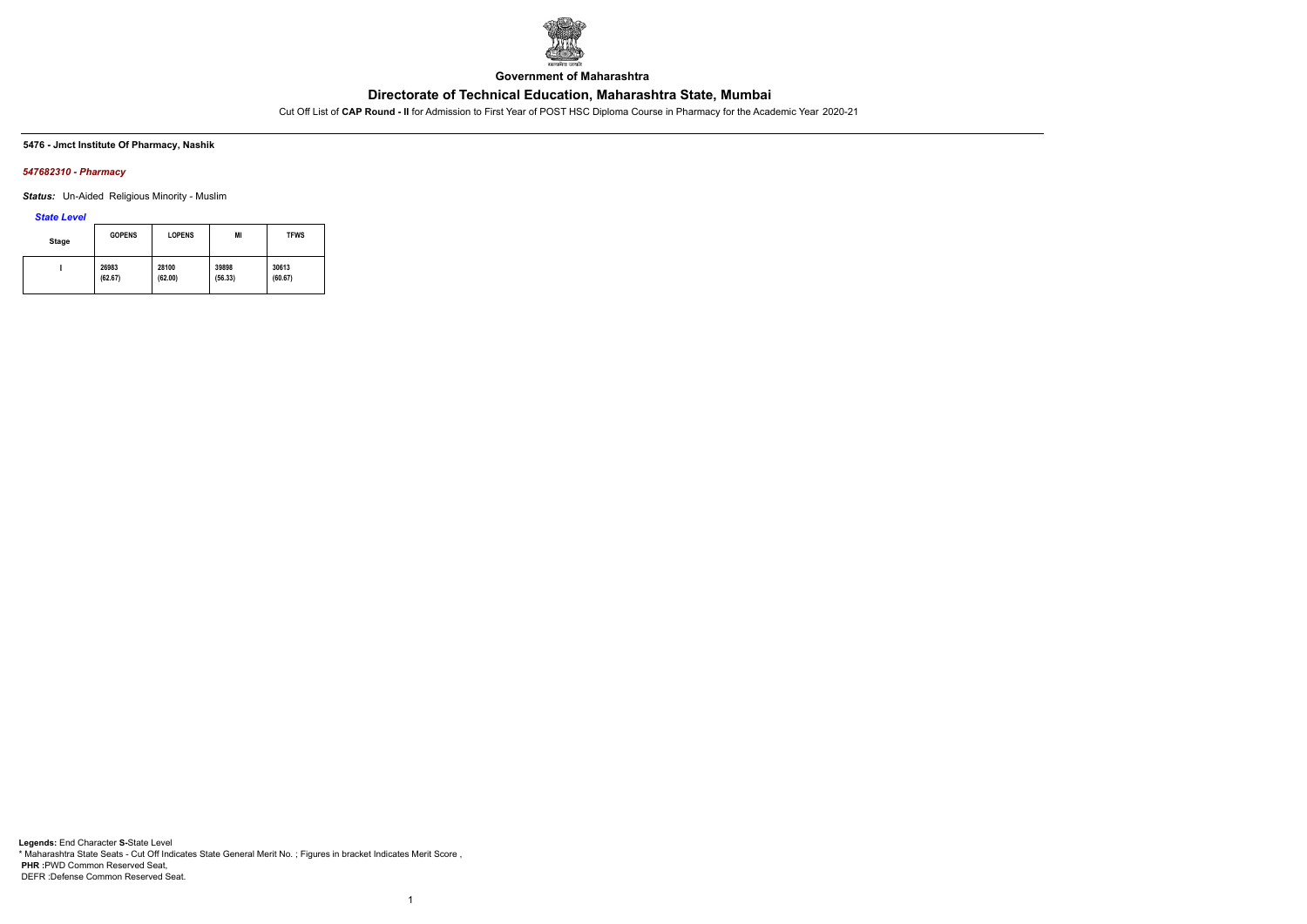**Government of Maharashtra**

## Directorate of Technical Education, Maharashtra State, Mumbai

Cut Off List of **CAP Round - II** for Admission to First Year of POST HSC Diploma Course in Pharmacy for the Academic Year 2020-21

**5476 - Jmct Institute Of Pharmacy, Nashik**

***547682310 - Pharmacy***

***Status:*** Un-Aided Religious Minority - Muslim

***State Level***

| Stage | GOPENS | LOPENS | MI | TFWS |
|---|---|---|---|---|
| I | 26983 (62.67) | 28100 (62.00) | 39898 (56.33) | 30613 (60.67) |

**Legends:** End Character **S-**State Level
* Maharashtra State Seats - Cut Off Indicates State General Merit No. ; Figures in bracket Indicates Merit Score ,
**PHR** :PWD Common Reserved Seat,
DEFR :Defense Common Reserved Seat.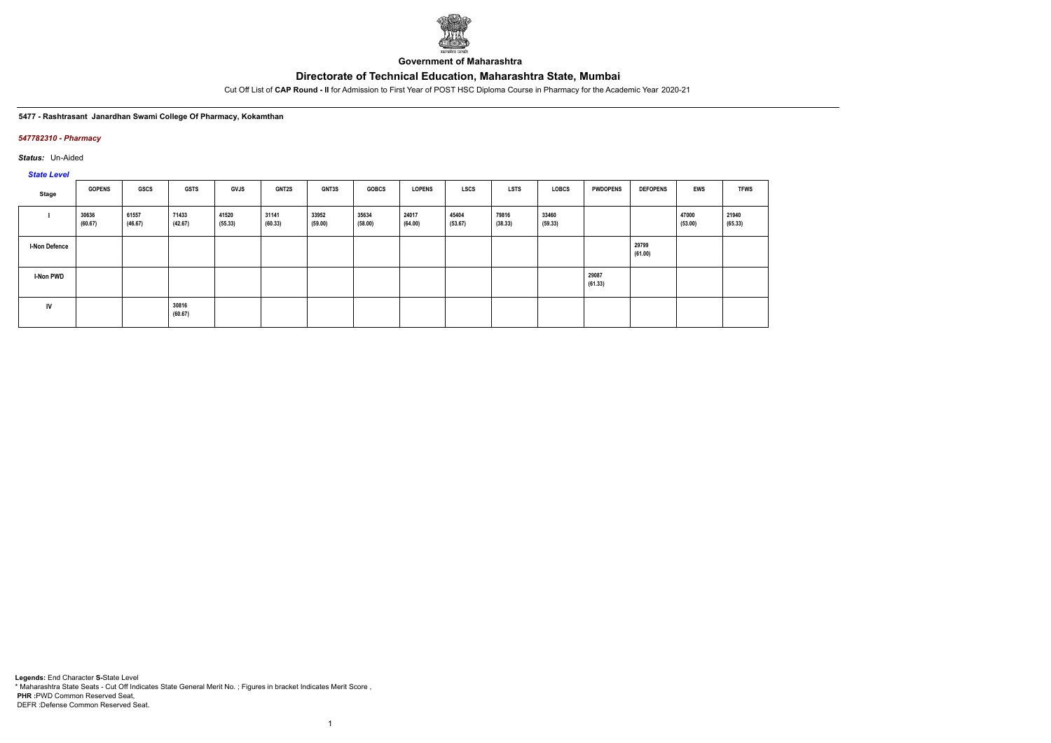**Government of Maharashtra**

# Directorate of Technical Education, Maharashtra State, Mumbai

Cut Off List of **CAP Round - II** for Admission to First Year of POST HSC Diploma Course in Pharmacy for the Academic Year 2020-21

**5477 - Rashtrasant Janardhan Swami College Of Pharmacy, Kokamthan**

*547782310 - Pharmacy*

*Status:* Un-Aided

*State Level*

| Stage | GOPENS | GSCS | GSTS | GVJS | GNT2S | GNT3S | GOBCS | LOPENS | LSCS | LSTS | LOBCS | PWDOPENS | DEFOPENS | EWS | TFWS |
|---|---|---|---|---|---|---|---|---|---|---|---|---|---|---|---|
| I | 30636 (60.67) | 61557 (46.67) | 71433 (42.67) | 41520 (55.33) | 31141 (60.33) | 33952 (59.00) | 35634 (58.00) | 24017 (64.00) | 45404 (53.67) | 79816 (38.33) | 33460 (59.33) | | | 47000 (53.00) | 21940 (65.33) |
| I-Non Defence | | | | | | | | | | | | | 29799 (61.00) | | |
| I-Non PWD | | | | | | | | | | | | 29087 (61.33) | | | |
| IV | | | 30816 (60.67) | | | | | | | | | | | | |

**Legends:** End Character **S-**State Level
* Maharashtra State Seats - Cut Off Indicates State General Merit No. ; Figures in bracket Indicates Merit Score ,
**PHR :**PWD Common Reserved Seat,
DEFR :Defense Common Reserved Seat.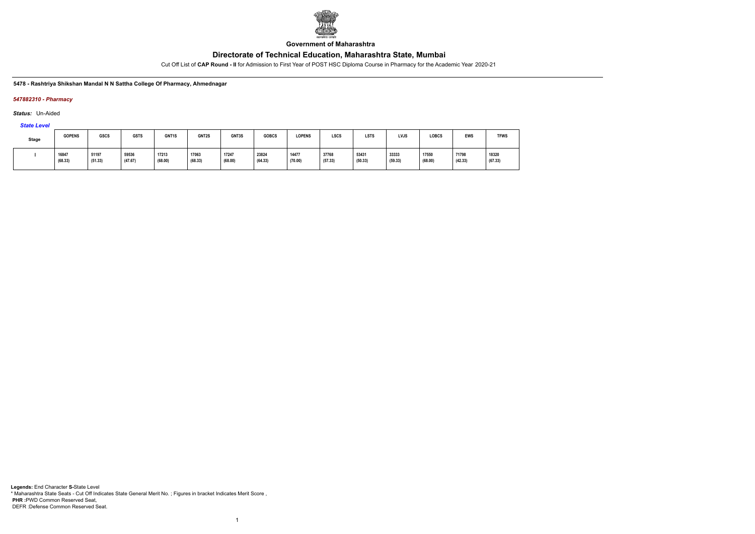**Government of Maharashtra**

# Directorate of Technical Education, Maharashtra State, Mumbai

Cut Off List of **CAP Round - II** for Admission to First Year of POST HSC Diploma Course in Pharmacy for the Academic Year 2020-21

**5478 - Rashtriya Shikshan Mandal N N Sattha College Of Pharmacy, Ahmednagar**

***547882310 - Pharmacy***

***Status:*** Un-Aided

***State Level***

| Stage | GOPENS | GSCS | GSTS | GNT1S | GNT2S | GNT3S | GOBCS | LOPENS | LSCS | LSTS | LVJS | LOBCS | EWS | TFWS |
|---|---|---|---|---|---|---|---|---|---|---|---|---|---|---|
| I | 16847 (68.33) | 51197 (51.33) | 59536 (47.67) | 17213 (68.00) | 17063 (68.33) | 17247 (68.00) | 23824 (64.33) | 14477 (70.00) | 37768 (57.33) | 53431 (50.33) | 33333 (59.33) | 17550 (68.00) | 71798 (42.33) | 18320 (67.33) |

**Legends:** End Character **S-**State Level
\* Maharashtra State Seats - Cut Off Indicates State General Merit No. ; Figures in bracket Indicates Merit Score ,
**PHR :**PWD Common Reserved Seat,
DEFR :Defense Common Reserved Seat.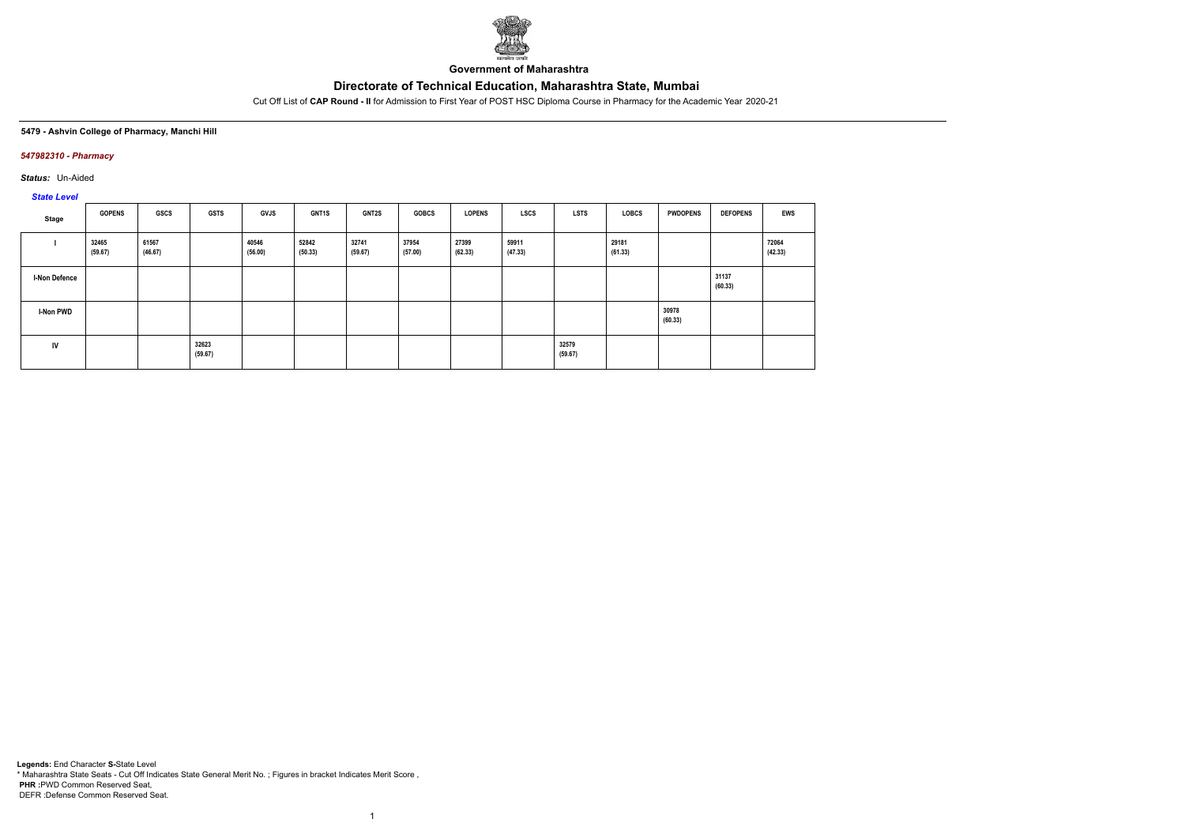Government of Maharashtra

# Directorate of Technical Education, Maharashtra State, Mumbai

Cut Off List of **CAP Round - II** for Admission to First Year of POST HSC Diploma Course in Pharmacy for the Academic Year 2020-21

**5479 - Ashvin College of Pharmacy, Manchi Hill**

***547982310 - Pharmacy***

***Status:*** Un-Aided

***State Level***

| Stage | GOPENS | GSCS | GSTS | GVJS | GNT1S | GNT2S | GOBCS | LOPENS | LSCS | LSTS | LOBCS | PWDOPENS | DEFOPENS | EWS |
|---|---|---|---|---|---|---|---|---|---|---|---|---|---|---|
| I | 32465 (59.67) | 61567 (46.67) | | 40546 (56.00) | 52842 (50.33) | 32741 (59.67) | 37954 (57.00) | 27399 (62.33) | 59911 (47.33) | | 29181 (61.33) | | | 72064 (42.33) |
| I-Non Defence | | | | | | | | | | | | | 31137 (60.33) | |
| I-Non PWD | | | | | | | | | | | | 30978 (60.33) | | |
| IV | | | 32623 (59.67) | | | | | | | 32579 (59.67) | | | | |

**Legends:** End Character **S-**State Level
* Maharashtra State Seats - Cut Off Indicates State General Merit No. ; Figures in bracket Indicates Merit Score ,
**PHR :**PWD Common Reserved Seat,
DEFR :Defense Common Reserved Seat.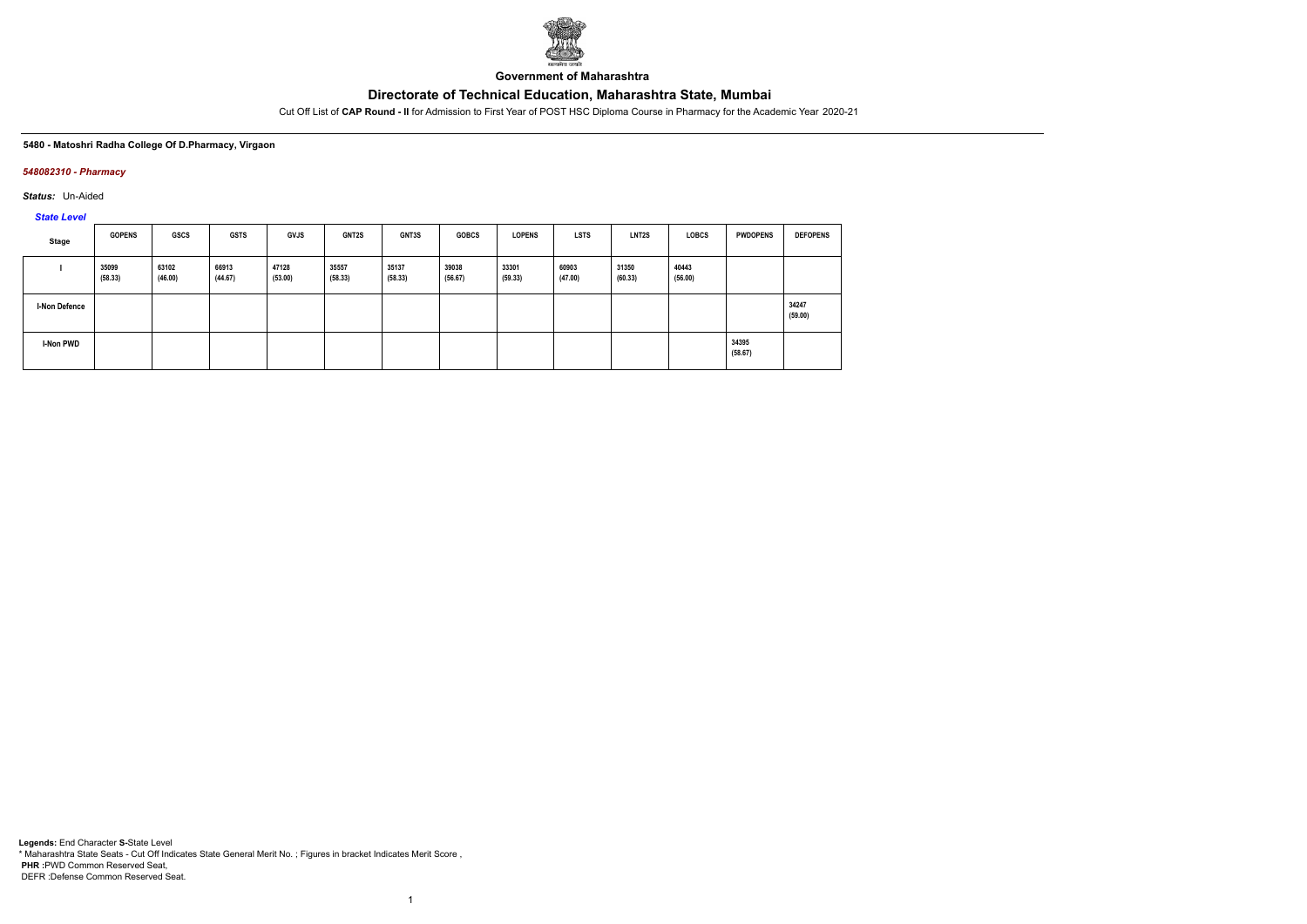**Government of Maharashtra**

# Directorate of Technical Education, Maharashtra State, Mumbai

Cut Off List of **CAP Round - II** for Admission to First Year of POST HSC Diploma Course in Pharmacy for the Academic Year 2020-21

**5480 - Matoshri Radha College Of D.Pharmacy, Virgaon**

***548082310 - Pharmacy***

***Status:*** Un-Aided

***State Level***

| Stage | GOPENS | GSCS | GSTS | GVJS | GNT2S | GNT3S | GOBCS | LOPENS | LSTS | LNT2S | LOBCS | PWDOPENS | DEFOPENS |
|---|---|---|---|---|---|---|---|---|---|---|---|---|---|
| I | 35099 (58.33) | 63102 (46.00) | 66913 (44.67) | 47128 (53.00) | 35557 (58.33) | 35137 (58.33) | 39038 (56.67) | 33301 (59.33) | 60903 (47.00) | 31350 (60.33) | 40443 (56.00) | | |
| I-Non Defence | | | | | | | | | | | | | 34247 (59.00) |
| I-Non PWD | | | | | | | | | | | | 34395 (58.67) | |

**Legends:** End Character **S-**State Level
\* Maharashtra State Seats - Cut Off Indicates State General Merit No. ; Figures in bracket Indicates Merit Score ,
**PHR :**PWD Common Reserved Seat,
DEFR :Defense Common Reserved Seat.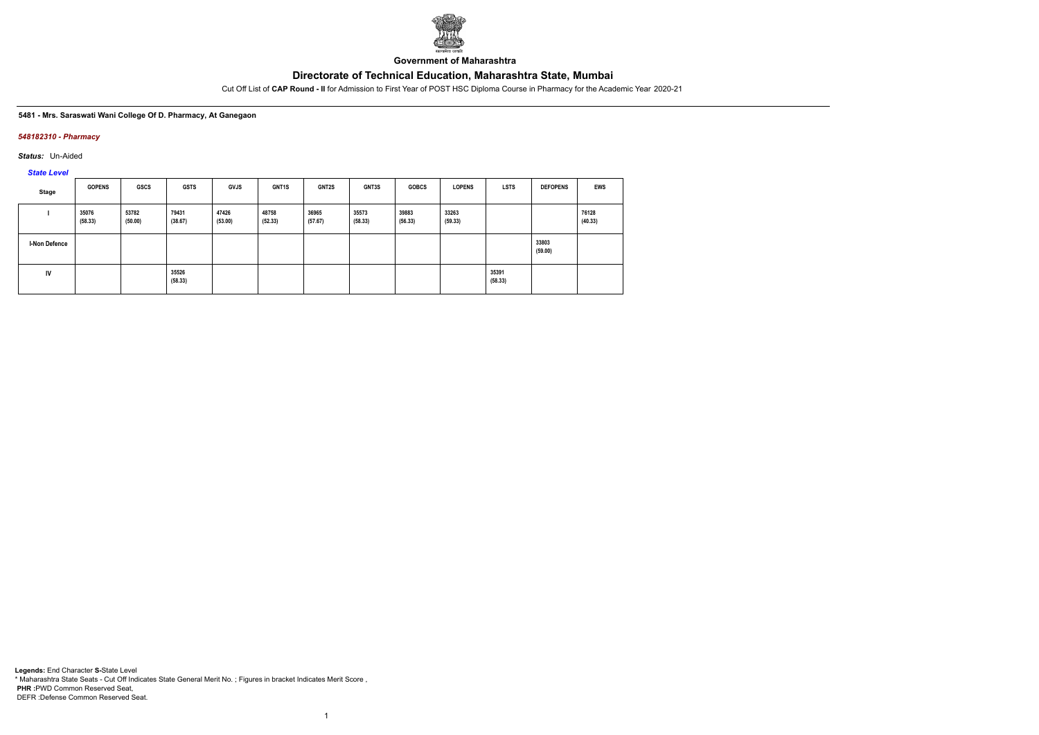Government of Maharashtra

# Directorate of Technical Education, Maharashtra State, Mumbai

Cut Off List of **CAP Round - II** for Admission to First Year of POST HSC Diploma Course in Pharmacy for the Academic Year 2020-21

**5481 - Mrs. Saraswati Wani College Of D. Pharmacy, At Ganegaon**

***548182310 - Pharmacy***

***Status:*** Un-Aided

***State Level***

| Stage | GOPENS | GSCS | GSTS | GVJS | GNT1S | GNT2S | GNT3S | GOBCS | LOPENS | LSTS | DEFOPENS | EWS |
|---|---|---|---|---|---|---|---|---|---|---|---|---|
| I | 35076 (58.33) | 53782 (50.00) | 79431 (38.67) | 47426 (53.00) | 48758 (52.33) | 36965 (57.67) | 35573 (58.33) | 39883 (56.33) | 33263 (59.33) | | | 76128 (40.33) |
| I-Non Defence | | | | | | | | | | | 33803 (59.00) | |
| IV | | | 35526 (58.33) | | | | | | | 35391 (58.33) | | |

**Legends:** End Character **S-**State Level
\* Maharashtra State Seats - Cut Off Indicates State General Merit No. ; Figures in bracket Indicates Merit Score ,
**PHR :**PWD Common Reserved Seat,
DEFR :Defense Common Reserved Seat.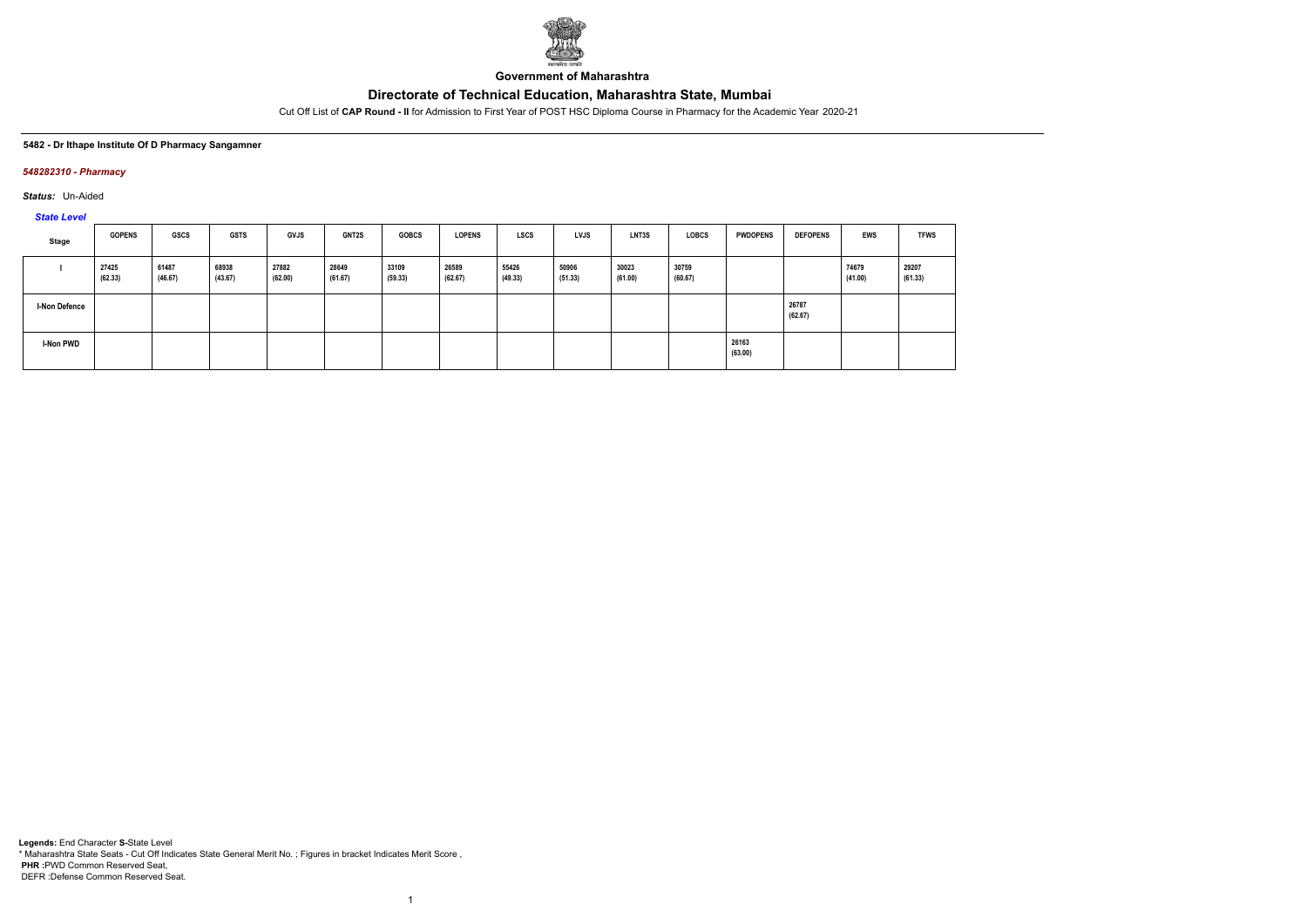**Government of Maharashtra**

# Directorate of Technical Education, Maharashtra State, Mumbai

Cut Off List of **CAP Round - II** for Admission to First Year of POST HSC Diploma Course in Pharmacy for the Academic Year 2020-21

**5482 - Dr Ithape Institute Of D Pharmacy Sangamner**

***548282310 - Pharmacy***

***Status:*** Un-Aided

***State Level***

| Stage | GOPENS | GSCS | GSTS | GVJS | GNT2S | GOBCS | LOPENS | LSCS | LVJS | LNT3S | LOBCS | PWDOPENS | DEFOPENS | EWS | TFWS |
|---|---|---|---|---|---|---|---|---|---|---|---|---|---|---|---|
| I | 27425 (62.33) | 61487 (46.67) | 68938 (43.67) | 27882 (62.00) | 28649 (61.67) | 33109 (59.33) | 26589 (62.67) | 55426 (49.33) | 50906 (51.33) | 30023 (61.00) | 30759 (60.67) | | | 74679 (41.00) | 29207 (61.33) |
| I-Non Defence | | | | | | | | | | | | | 26787 (62.67) | | |
| I-Non PWD | | | | | | | | | | | | 26163 (63.00) | | | |

**Legends:** End Character **S-**State Level
\* Maharashtra State Seats - Cut Off Indicates State General Merit No. ; Figures in bracket Indicates Merit Score ,
**PHR :**PWD Common Reserved Seat,
DEFR :Defense Common Reserved Seat.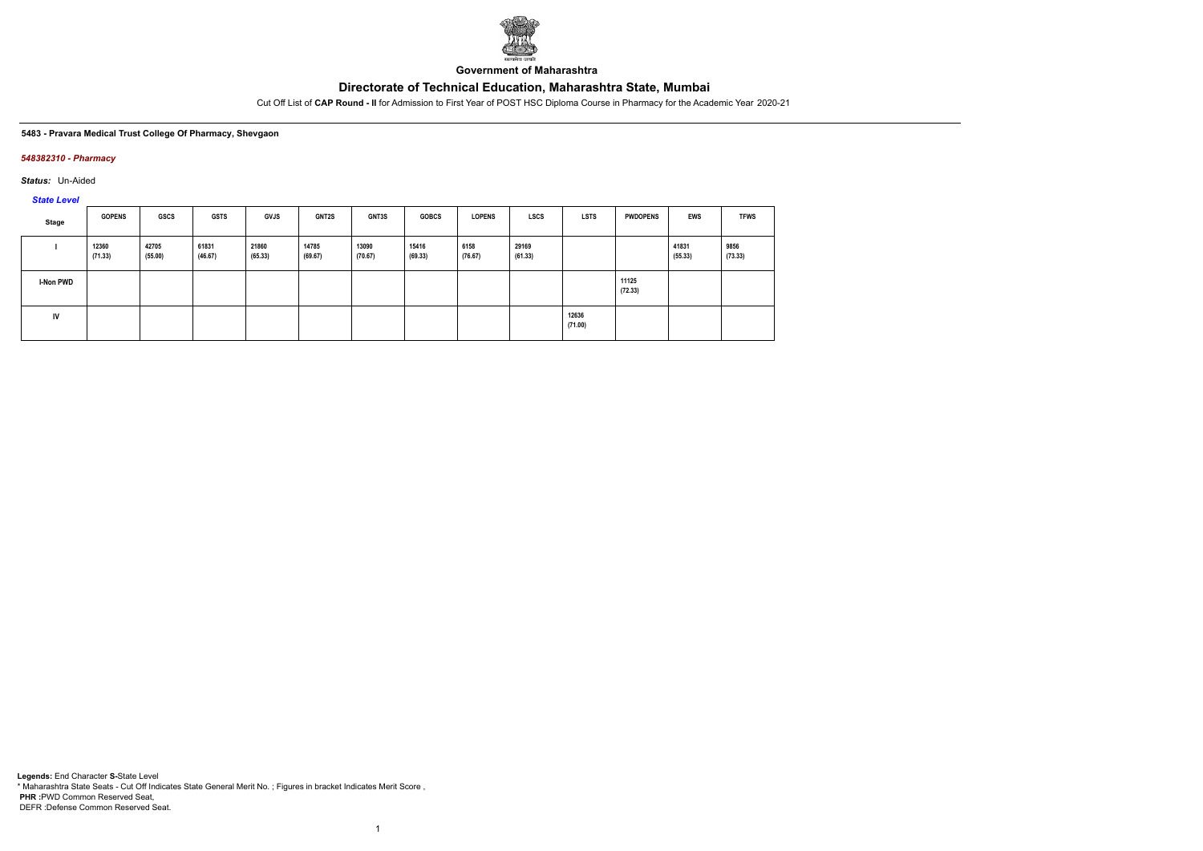**Government of Maharashtra**

# Directorate of Technical Education, Maharashtra State, Mumbai

Cut Off List of **CAP Round - II** for Admission to First Year of POST HSC Diploma Course in Pharmacy for the Academic Year 2020-21

**5483 - Pravara Medical Trust College Of Pharmacy, Shevgaon**

***548382310 - Pharmacy***

***Status:*** Un-Aided

***State Level***

| Stage | GOPENS | GSCS | GSTS | GVJS | GNT2S | GNT3S | GOBCS | LOPENS | LSCS | LSTS | PWDOPENS | EWS | TFWS |
|---|---|---|---|---|---|---|---|---|---|---|---|---|---|
| I | 12360 (71.33) | 42705 (55.00) | 61831 (46.67) | 21860 (65.33) | 14785 (69.67) | 13090 (70.67) | 15416 (69.33) | 6158 (76.67) | 29169 (61.33) | | | 41831 (55.33) | 9856 (73.33) |
| I-Non PWD | | | | | | | | | | | 11125 (72.33) | | |
| IV | | | | | | | | | | 12636 (71.00) | | | |

**Legends:** End Character **S-**State Level

\* Maharashtra State Seats - Cut Off Indicates State General Merit No. ; Figures in bracket Indicates Merit Score ,

**PHR :**PWD Common Reserved Seat,

DEFR :Defense Common Reserved Seat.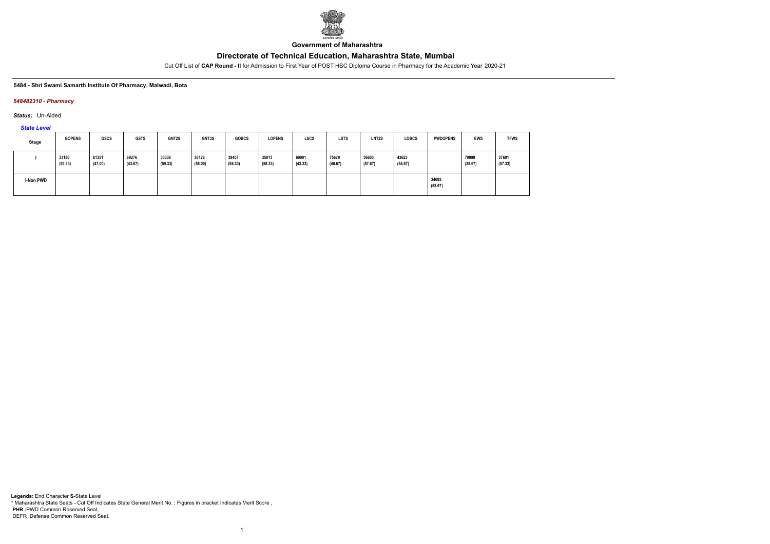**Government of Maharashtra**

# Directorate of Technical Education, Maharashtra State, Mumbai

Cut Off List of **CAP Round - II** for Admission to First Year of POST HSC Diploma Course in Pharmacy for the Academic Year 2020-21

**5484 - Shri Swami Samarth Institute Of Pharmacy, Malwadi, Bota**

***548482310 - Pharmacy***

***Status:*** Un-Aided

***State Level***

| Stage | GOPENS | GSCS | GSTS | GNT2S | GNT3S | GOBCS | LOPENS | LSCS | LSTS | LNT2S | LOBCS | PWDOPENS | EWS | TFWS |
|---|---|---|---|---|---|---|---|---|---|---|---|---|---|---|
| I | 33180 (59.33) | 61351 (47.00) | 69276 (43.67) | 33336 (59.33) | 36126 (58.00) | 39407 (56.33) | 35013 (58.33) | 69901 (43.33) | 75670 (40.67) | 36603 (57.67) | 43623 (54.67) | | 79098 (38.67) | 37681 (57.33) |
| I-Non PWD | | | | | | | | | | | | 34692 (58.67) | | |

**Legends:** End Character **S-**State Level
\* Maharashtra State Seats - Cut Off Indicates State General Merit No. ; Figures in bracket Indicates Merit Score ,
**PHR :**PWD Common Reserved Seat,
DEFR :Defense Common Reserved Seat.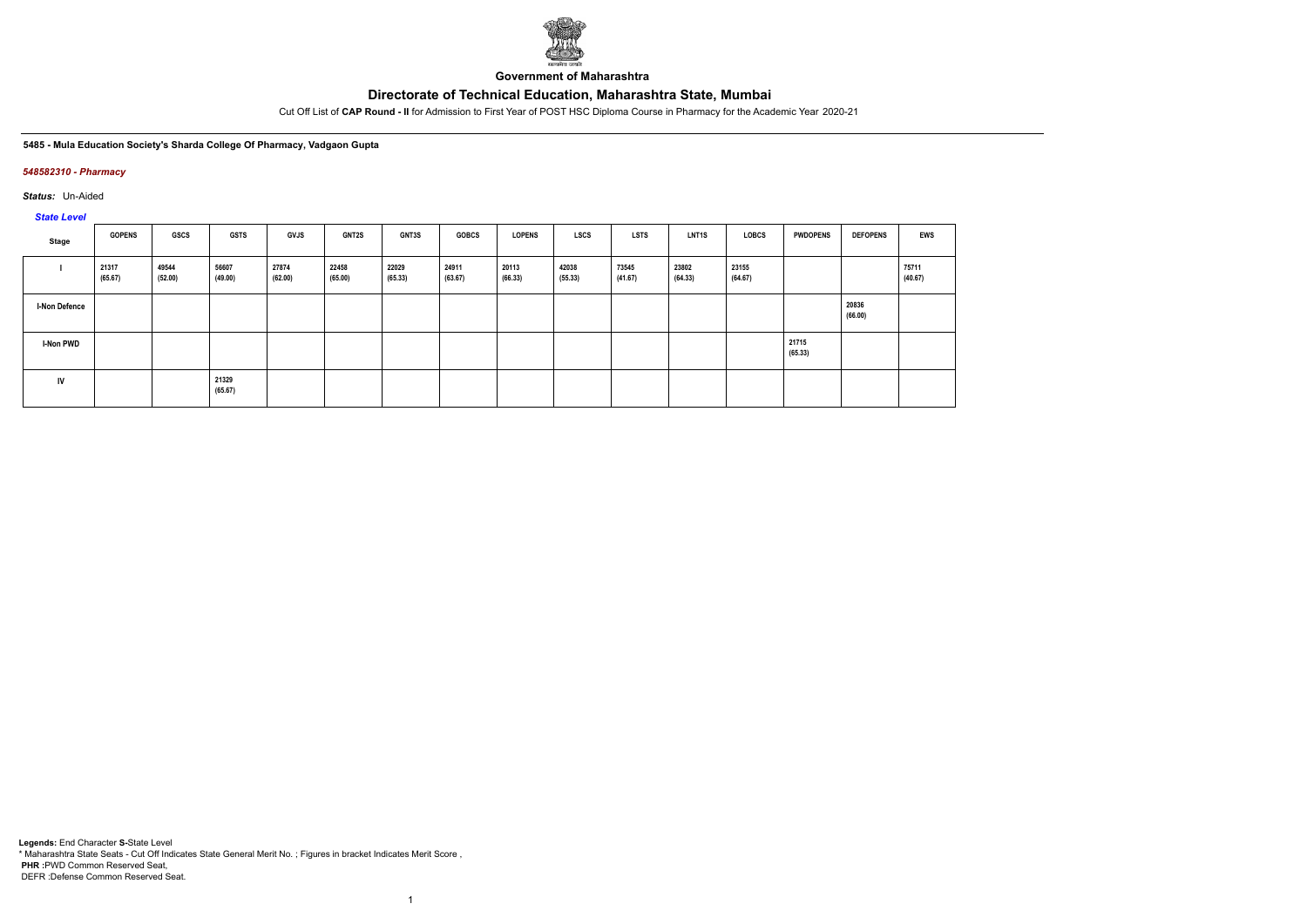Government of Maharashtra

# Directorate of Technical Education, Maharashtra State, Mumbai

Cut Off List of **CAP Round - II** for Admission to First Year of POST HSC Diploma Course in Pharmacy for the Academic Year 2020-21

**5485 - Mula Education Society's Sharda College Of Pharmacy, Vadgaon Gupta**

***548582310 - Pharmacy***

***Status:*** Un-Aided

***State Level***

| Stage | GOPENS | GSCS | GSTS | GVJS | GNT2S | GNT3S | GOBCS | LOPENS | LSCS | LSTS | LNT1S | LOBCS | PWDOPENS | DEFOPENS | EWS |
|---|---|---|---|---|---|---|---|---|---|---|---|---|---|---|---|
| I | 21317 (65.67) | 49544 (52.00) | 56607 (49.00) | 27874 (62.00) | 22458 (65.00) | 22029 (65.33) | 24911 (63.67) | 20113 (66.33) | 42038 (55.33) | 73545 (41.67) | 23802 (64.33) | 23155 (64.67) | | | 75711 (40.67) |
| I-Non Defence | | | | | | | | | | | | | | 20836 (66.00) | |
| I-Non PWD | | | | | | | | | | | | | 21715 (65.33) | | |
| IV | | | 21329 (65.67) | | | | | | | | | | | | |

**Legends:** End Character **S**-State Level
* Maharashtra State Seats - Cut Off Indicates State General Merit No. ; Figures in bracket Indicates Merit Score ,
**PHR** :PWD Common Reserved Seat,
DEFR :Defense Common Reserved Seat.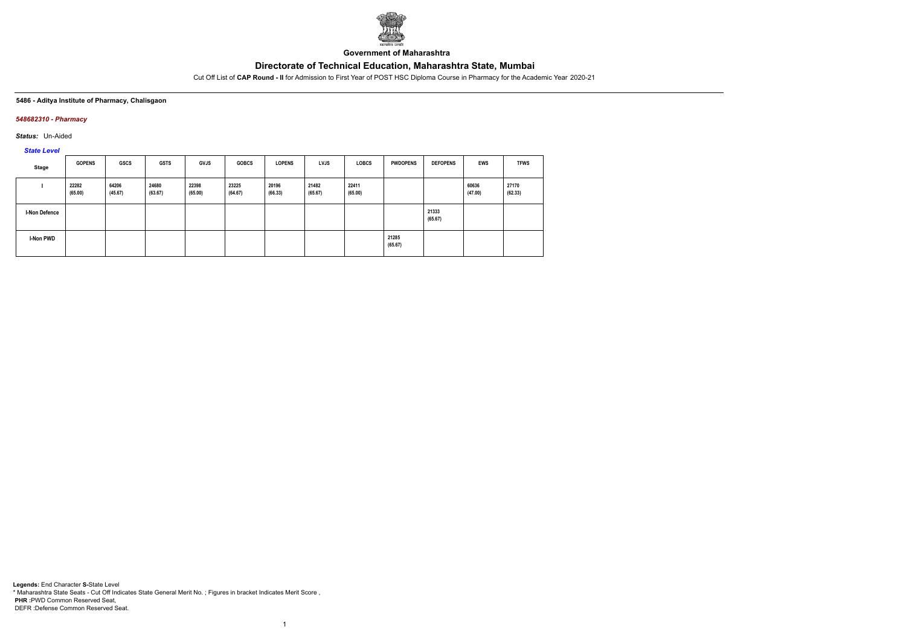Government of Maharashtra

# Directorate of Technical Education, Maharashtra State, Mumbai

Cut Off List of **CAP Round - II** for Admission to First Year of POST HSC Diploma Course in Pharmacy for the Academic Year 2020-21

**5486 - Aditya Institute of Pharmacy, Chalisgaon**

***548682310 - Pharmacy***

***Status:*** Un-Aided

***State Level***

| Stage | GOPENS | GSCS | GSTS | GVJS | GOBCS | LOPENS | LVJS | LOBCS | PWDOPENS | DEFOPENS | EWS | TFWS |
|---|---|---|---|---|---|---|---|---|---|---|---|---|
| I | 22282 (65.00) | 64206 (45.67) | 24680 (63.67) | 22398 (65.00) | 23225 (64.67) | 20196 (66.33) | 21482 (65.67) | 22411 (65.00) | | | 60636 (47.00) | 27170 (62.33) |
| I-Non Defence | | | | | | | | | | 21333 (65.67) | | |
| I-Non PWD | | | | | | | | | 21285 (65.67) | | | |

**Legends:** End Character **S-**State Level
\* Maharashtra State Seats - Cut Off Indicates State General Merit No. ; Figures in bracket Indicates Merit Score ,
**PHR :**PWD Common Reserved Seat,
DEFR :Defense Common Reserved Seat.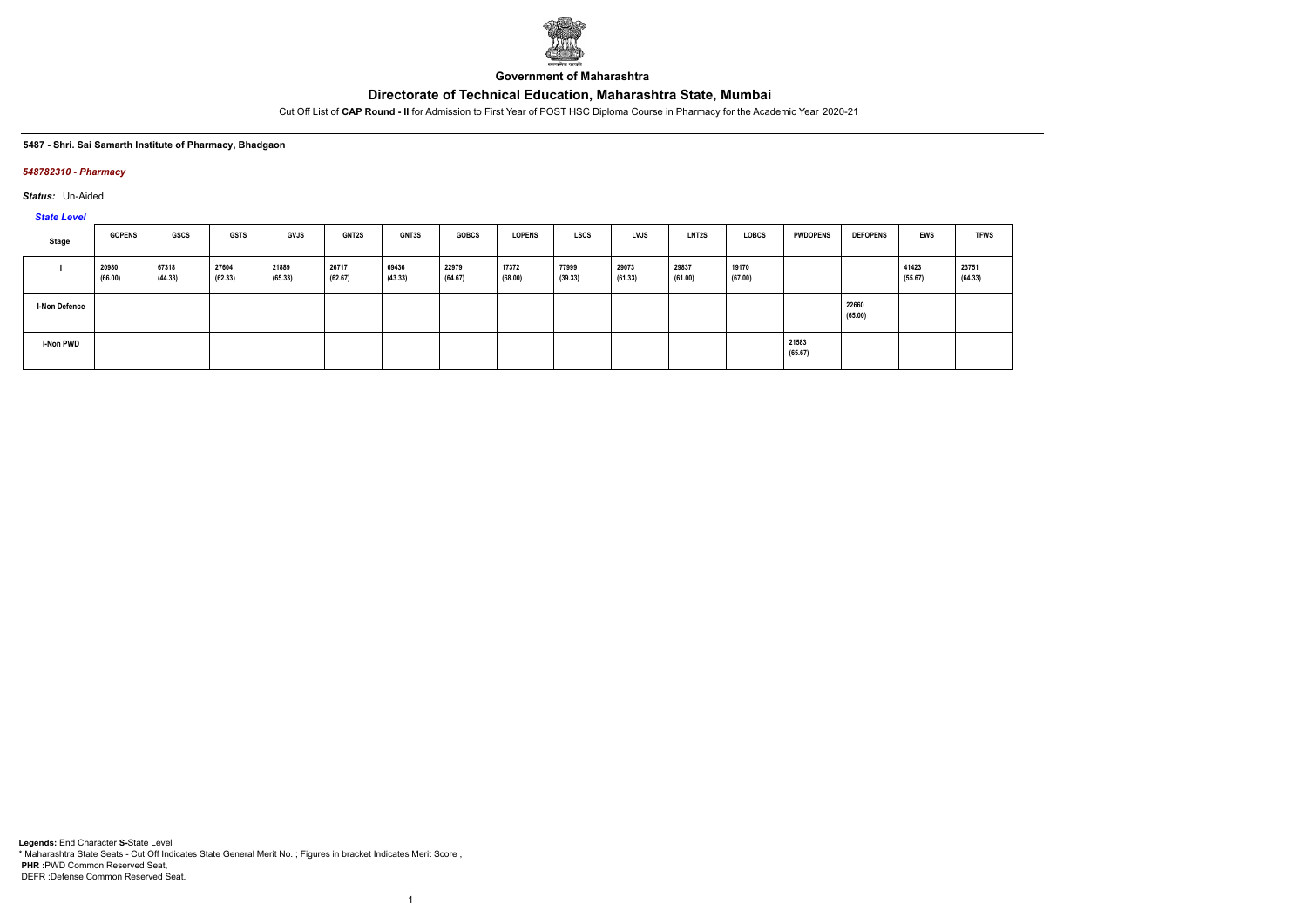**Government of Maharashtra**

# Directorate of Technical Education, Maharashtra State, Mumbai

Cut Off List of **CAP Round - II** for Admission to First Year of POST HSC Diploma Course in Pharmacy for the Academic Year 2020-21

**5487 - Shri. Sai Samarth Institute of Pharmacy, Bhadgaon**

*548782310 - Pharmacy*

*Status:* Un-Aided

*State Level*

| Stage | GOPENS | GSCS | GSTS | GVJS | GNT2S | GNT3S | GOBCS | LOPENS | LSCS | LVJS | LNT2S | LOBCS | PWDOPENS | DEFOPENS | EWS | TFWS |
|---|---|---|---|---|---|---|---|---|---|---|---|---|---|---|---|---|
| I | 20980 (66.00) | 67318 (44.33) | 27604 (62.33) | 21889 (65.33) | 26717 (62.67) | 69436 (43.33) | 22979 (64.67) | 17372 (68.00) | 77999 (39.33) | 29073 (61.33) | 29837 (61.00) | 19170 (67.00) | | | 41423 (55.67) | 23751 (64.33) |
| I-Non Defence | | | | | | | | | | | | | | 22660 (65.00) | | |
| I-Non PWD | | | | | | | | | | | | | 21583 (65.67) | | | |

**Legends:** End Character **S-**State Level
* Maharashtra State Seats - Cut Off Indicates State General Merit No. ; Figures in bracket Indicates Merit Score ,
**PHR :**PWD Common Reserved Seat,
DEFR :Defense Common Reserved Seat.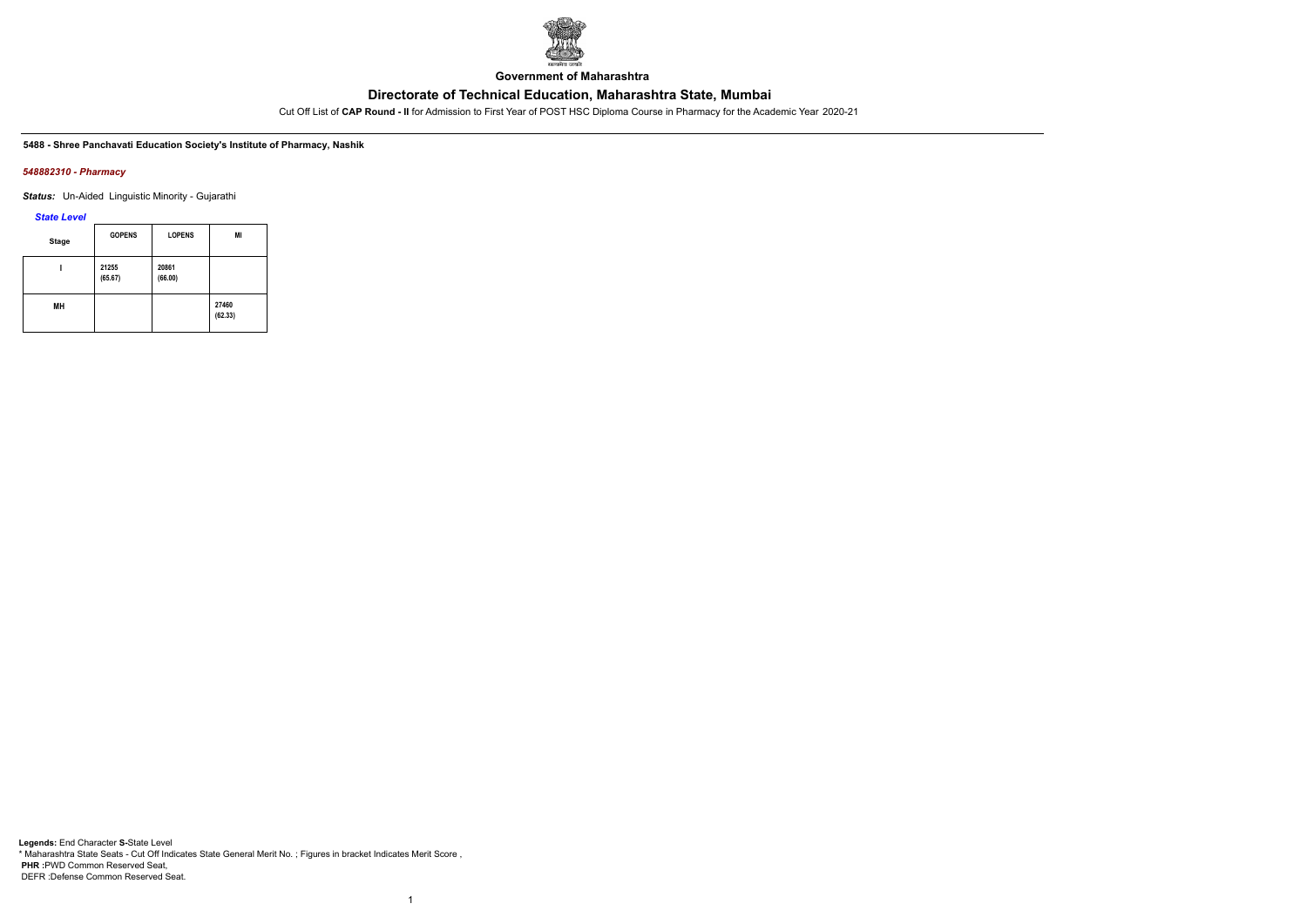**Government of Maharashtra**

## Directorate of Technical Education, Maharashtra State, Mumbai

Cut Off List of **CAP Round - II** for Admission to First Year of POST HSC Diploma Course in Pharmacy for the Academic Year 2020-21

**5488 - Shree Panchavati Education Society's Institute of Pharmacy, Nashik**

***548882310 - Pharmacy***

***Status:*** Un-Aided Linguistic Minority - Gujarathi

***State Level***

| Stage | GOPENS | LOPENS | MI |
|---|---|---|---|
| I | 21255 (65.67) | 20861 (66.00) | |
| MH | | | 27460 (62.33) |

**Legends:** End Character **S-**State Level
\* Maharashtra State Seats - Cut Off Indicates State General Merit No. ; Figures in bracket Indicates Merit Score ,
**PHR :**PWD Common Reserved Seat,
DEFR :Defense Common Reserved Seat.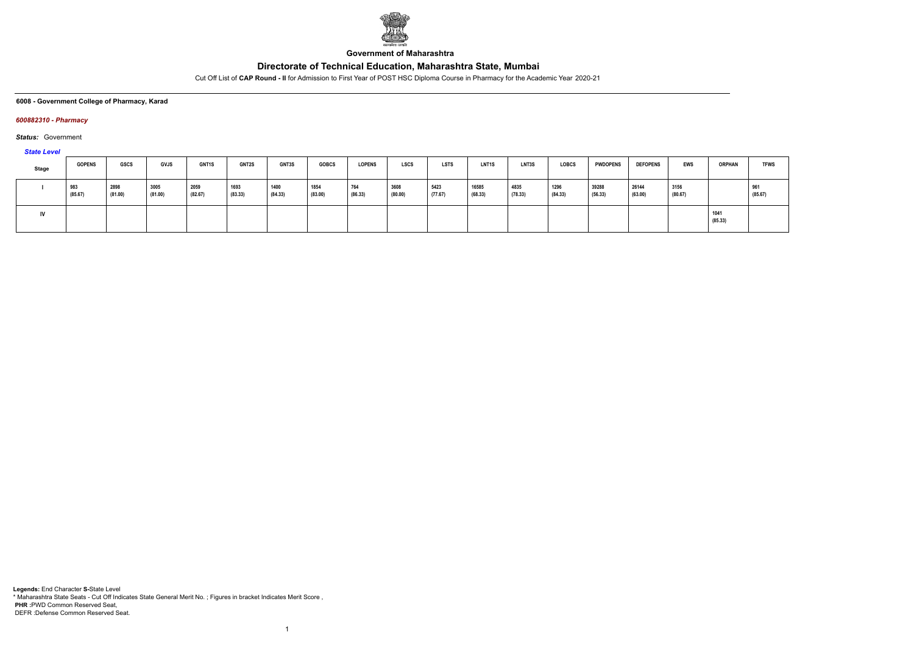Government of Maharashtra

# Directorate of Technical Education, Maharashtra State, Mumbai

Cut Off List of **CAP Round - II** for Admission to First Year of POST HSC Diploma Course in Pharmacy for the Academic Year 2020-21

**6008 - Government College of Pharmacy, Karad**

***600882310 - Pharmacy***

***Status:*** Government

***State Level***

| Stage | GOPENS | GSCS | GVJS | GNT1S | GNT2S | GNT3S | GOBCS | LOPENS | LSCS | LSTS | LNT1S | LNT3S | LOBCS | PWDOPENS | DEFOPENS | EWS | ORPHAN | TFWS |
|---|---|---|---|---|---|---|---|---|---|---|---|---|---|---|---|---|---|---|
| I | 983 (85.67) | 2898 (81.00) | 3005 (81.00) | 2059 (82.67) | 1693 (83.33) | 1400 (84.33) | 1854 (83.00) | 764 (86.33) | 3608 (80.00) | 5423 (77.67) | 16585 (68.33) | 4835 (78.33) | 1296 (84.33) | 39288 (56.33) | 26144 (63.00) | 3156 (80.67) | | 961 (85.67) |
| IV | | | | | | | | | | | | | | | | | 1041 (85.33) | |

**Legends:** End Character **S-**State Level
\* Maharashtra State Seats - Cut Off Indicates State General Merit No. ; Figures in bracket Indicates Merit Score ,
**PHR :**PWD Common Reserved Seat,
DEFR :Defense Common Reserved Seat.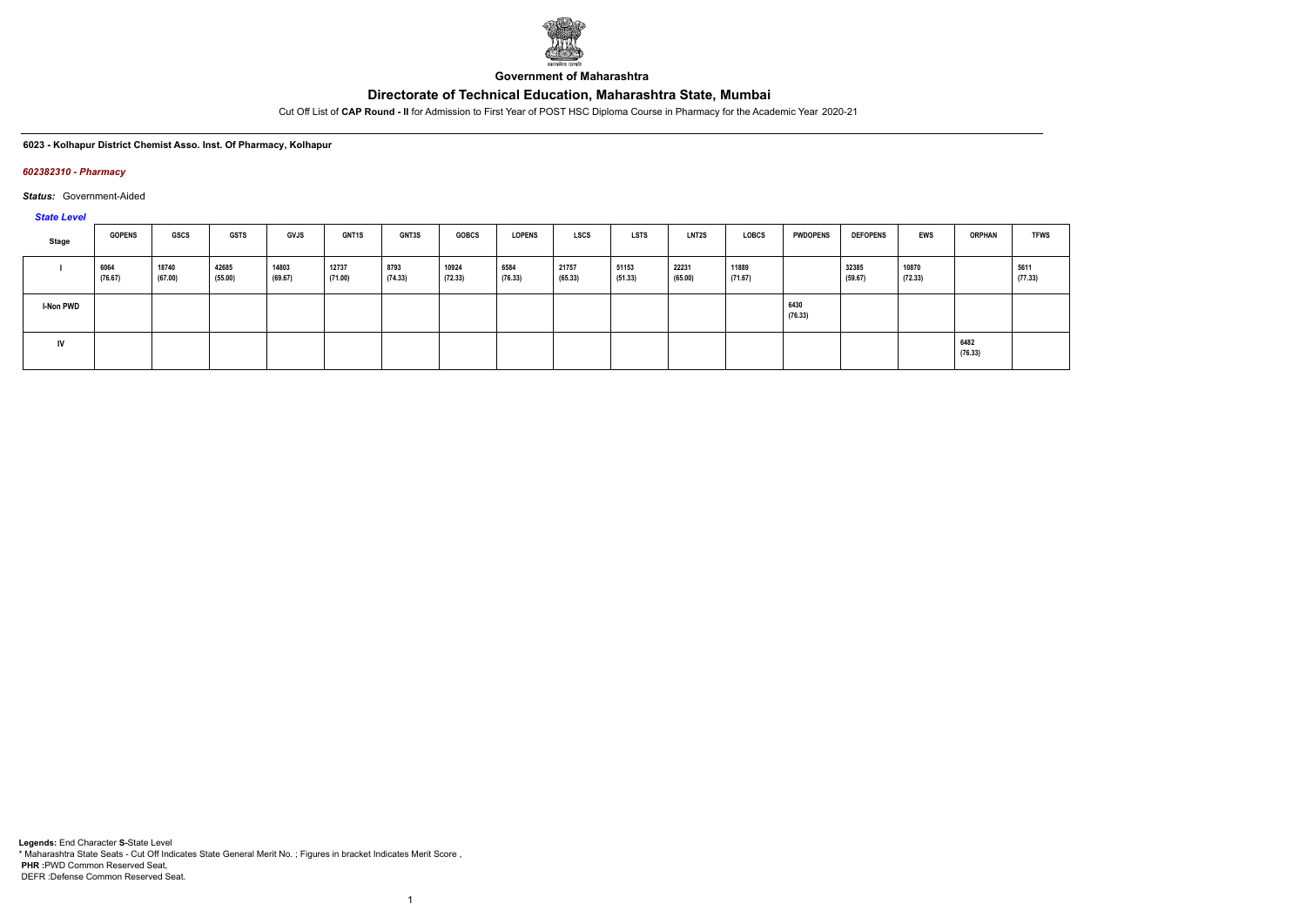**Government of Maharashtra**

# Directorate of Technical Education, Maharashtra State, Mumbai

Cut Off List of **CAP Round - II** for Admission to First Year of POST HSC Diploma Course in Pharmacy for the Academic Year 2020-21

**6023 - Kolhapur District Chemist Asso. Inst. Of Pharmacy, Kolhapur**

***602382310 - Pharmacy***

***Status:*** Government-Aided

***State Level***

| Stage | GOPENS | GSCS | GSTS | GVJS | GNT1S | GNT3S | GOBCS | LOPENS | LSCS | LSTS | LNT2S | LOBCS | PWDOPENS | DEFOPENS | EWS | ORPHAN | TFWS |
|---|---|---|---|---|---|---|---|---|---|---|---|---|---|---|---|---|---|
| I | 6064 (76.67) | 18740 (67.00) | 42685 (55.00) | 14803 (69.67) | 12737 (71.00) | 8793 (74.33) | 10924 (72.33) | 6584 (76.33) | 21757 (65.33) | 51153 (51.33) | 22231 (65.00) | 11889 (71.67) | | 32385 (59.67) | 10870 (72.33) | | 5611 (77.33) |
| I-Non PWD | | | | | | | | | | | | | 6430 (76.33) | | | | |
| IV | | | | | | | | | | | | | | | | 6482 (76.33) | |

**Legends:** End Character **S-**State Level
* Maharashtra State Seats - Cut Off Indicates State General Merit No. ; Figures in bracket Indicates Merit Score ,
**PHR :**PWD Common Reserved Seat,
DEFR :Defense Common Reserved Seat.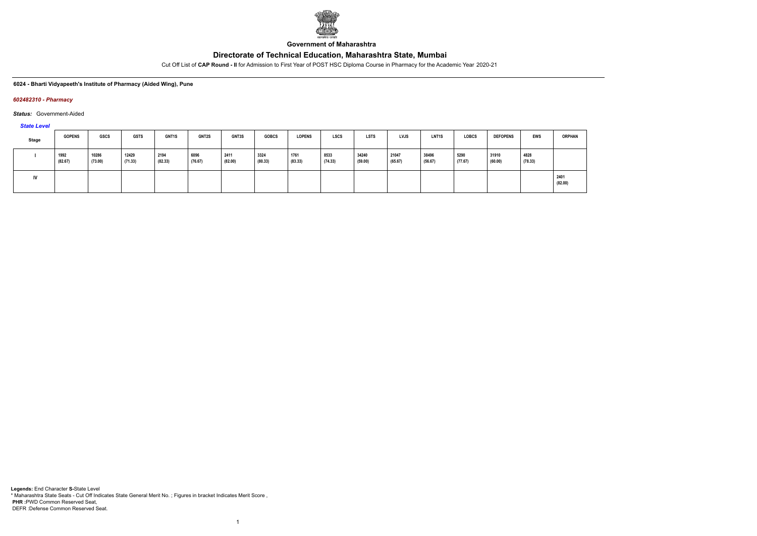**Government of Maharashtra**

# Directorate of Technical Education, Maharashtra State, Mumbai

Cut Off List of **CAP Round - II** for Admission to First Year of POST HSC Diploma Course in Pharmacy for the Academic Year 2020-21

**6024 - Bharti Vidyapeeth's Institute of Pharmacy (Aided Wing), Pune**

***602482310 - Pharmacy***

***Status:*** Government-Aided

***State Level***

| Stage | GOPENS | GSCS | GSTS | GNT1S | GNT2S | GNT3S | GOBCS | LOPENS | LSCS | LSTS | LVJS | LNT1S | LOBCS | DEFOPENS | EWS | ORPHAN |
|---|---|---|---|---|---|---|---|---|---|---|---|---|---|---|---|---|
| I | 1992 (82.67) | 10286 (73.00) | 12429 (71.33) | 2194 (82.33) | 6096 (76.67) | 2411 (82.00) | 3324 (80.33) | 1761 (83.33) | 8533 (74.33) | 34240 (59.00) | 21047 (65.67) | 38496 (56.67) | 5290 (77.67) | 31910 (60.00) | 4828 (78.33) | |
| IV | | | | | | | | | | | | | | | | 2401 (82.00) |

**Legends:** End Character **S-**State Level
\* Maharashtra State Seats - Cut Off Indicates State General Merit No. ; Figures in bracket Indicates Merit Score ,
**PHR :**PWD Common Reserved Seat,
DEFR :Defense Common Reserved Seat.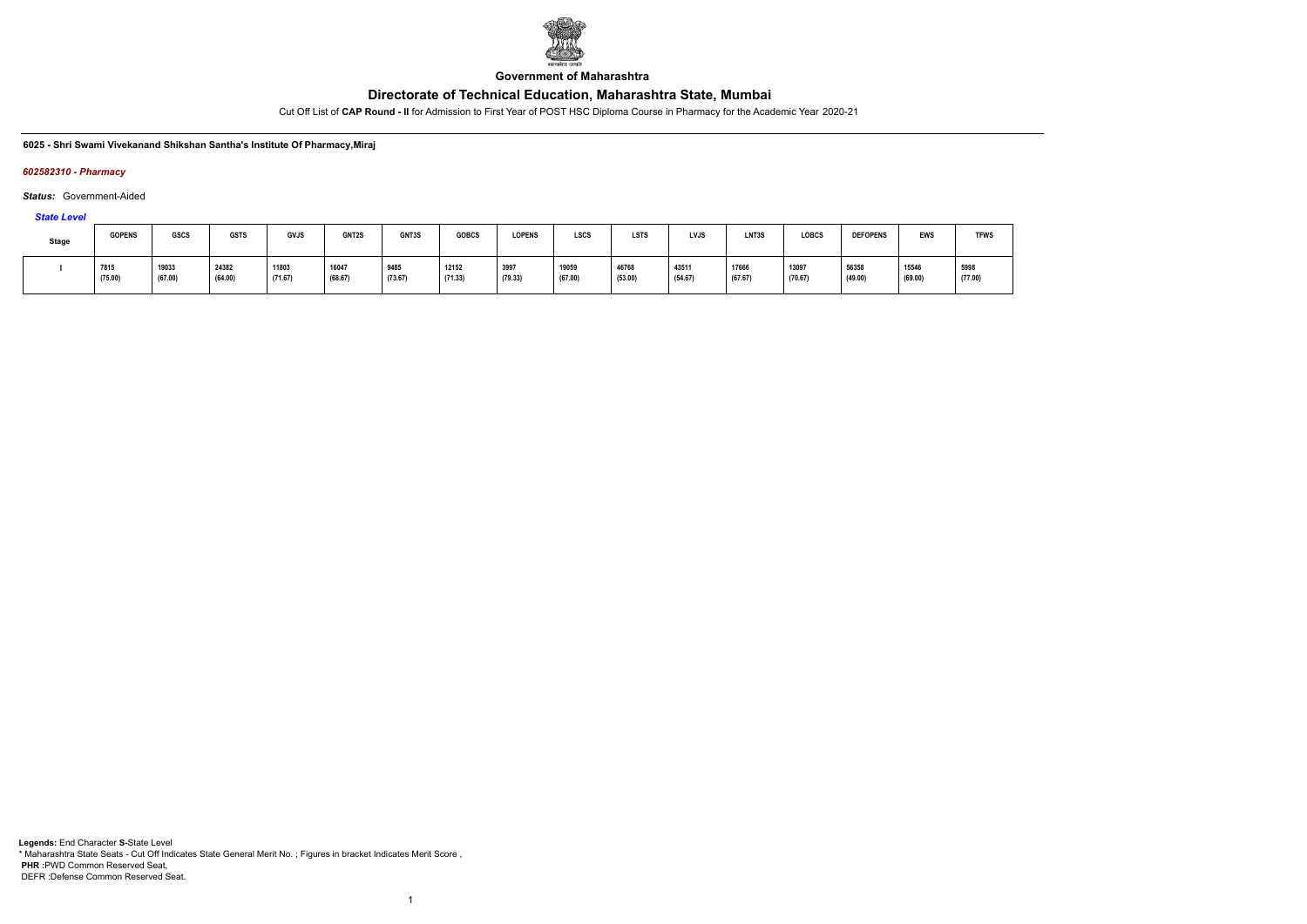**Government of Maharashtra**

# Directorate of Technical Education, Maharashtra State, Mumbai

Cut Off List of **CAP Round - II** for Admission to First Year of POST HSC Diploma Course in Pharmacy for the Academic Year 2020-21

**6025 - Shri Swami Vivekanand Shikshan Santha's Institute Of Pharmacy,Miraj**

***602582310 - Pharmacy***

***Status:*** Government-Aided

***State Level***

| Stage | GOPENS | GSCS | GSTS | GVJS | GNT2S | GNT3S | GOBCS | LOPENS | LSCS | LSTS | LVJS | LNT3S | LOBCS | DEFOPENS | EWS | TFWS |
|---|---|---|---|---|---|---|---|---|---|---|---|---|---|---|---|---|
| I | 7815 (75.00) | 19033 (67.00) | 24382 (64.00) | 11803 (71.67) | 16047 (68.67) | 9485 (73.67) | 12152 (71.33) | 3997 (79.33) | 19059 (67.00) | 46768 (53.00) | 43511 (54.67) | 17666 (67.67) | 13097 (70.67) | 56358 (49.00) | 15546 (69.00) | 5998 (77.00) |

**Legends:** End Character **S**-State Level
\* Maharashtra State Seats - Cut Off Indicates State General Merit No. ; Figures in bracket Indicates Merit Score ,
**PHR** :PWD Common Reserved Seat,
DEFR :Defense Common Reserved Seat.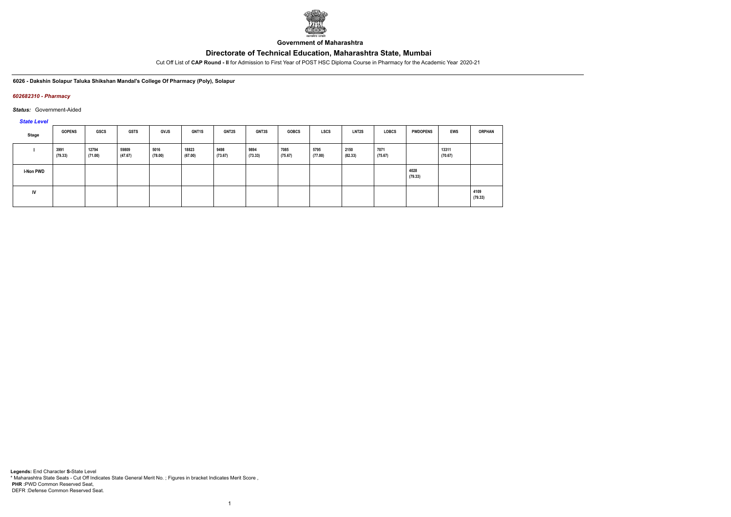**Government of Maharashtra**

# Directorate of Technical Education, Maharashtra State, Mumbai

Cut Off List of **CAP Round - II** for Admission to First Year of POST HSC Diploma Course in Pharmacy for the Academic Year 2020-21

**6026 - Dakshin Solapur Taluka Shikshan Mandal's College Of Pharmacy (Poly), Solapur**

***602682310 - Pharmacy***

***Status:*** Government-Aided

***State Level***

| Stage | GOPENS | GSCS | GSTS | GVJS | GNT1S | GNT2S | GNT3S | GOBCS | LSCS | LNT2S | LOBCS | PWDOPENS | EWS | ORPHAN |
|---|---|---|---|---|---|---|---|---|---|---|---|---|---|---|
| I | 3991 (79.33) | 12794 (71.00) | 59809 (47.67) | 5016 (78.00) | 18823 (67.00) | 9498 (73.67) | 9894 (73.33) | 7085 (75.67) | 5795 (77.00) | 2150 (82.33) | 7071 (75.67) | | 13311 (70.67) | |
| I-Non PWD | | | | | | | | | | | | 4028 (79.33) | | |
| IV | | | | | | | | | | | | | | 4109 (79.33) |

**Legends:** End Character **S-**State Level
\* Maharashtra State Seats - Cut Off Indicates State General Merit No. ; Figures in bracket Indicates Merit Score ,
**PHR** :PWD Common Reserved Seat,
DEFR :Defense Common Reserved Seat.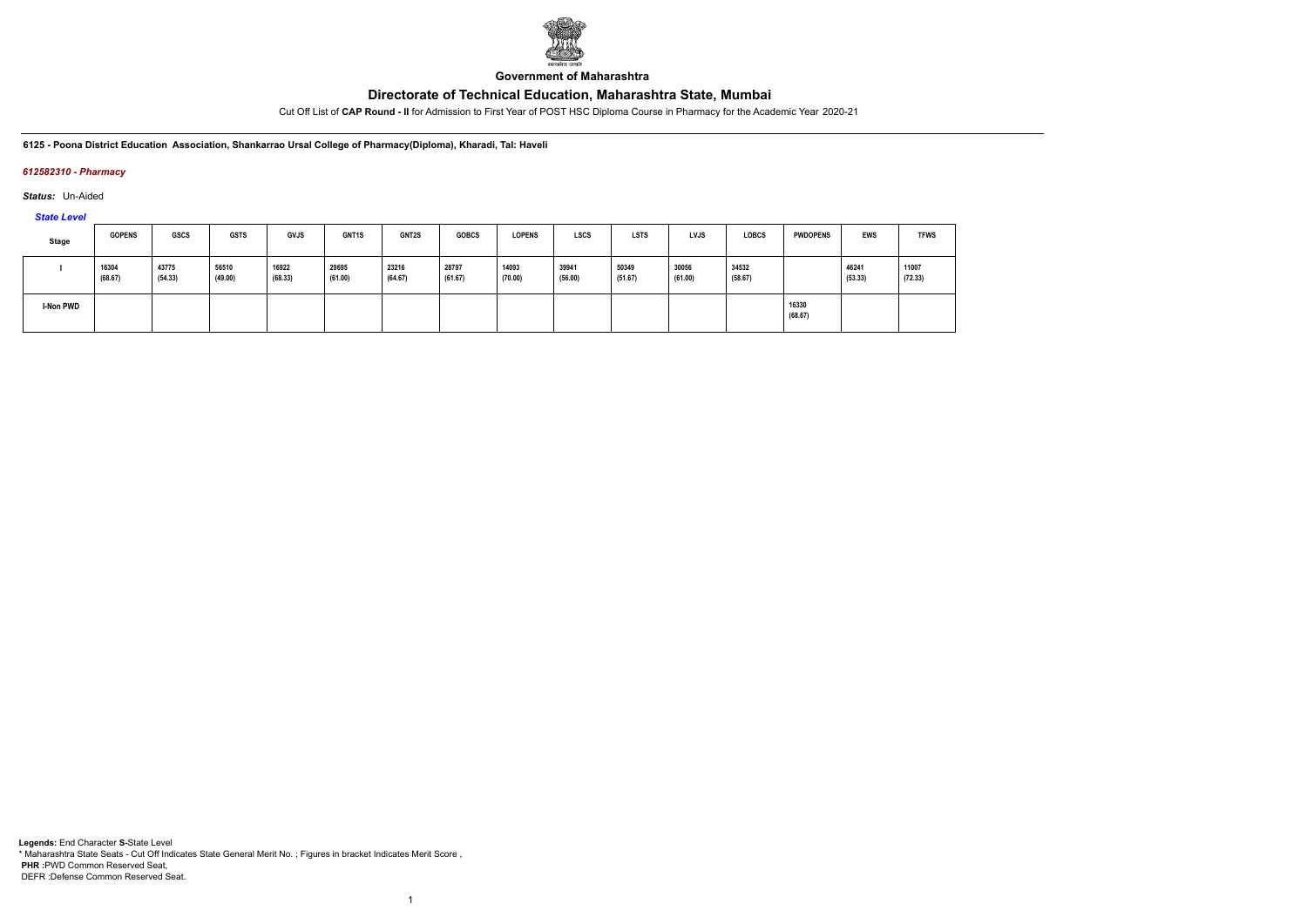Government of Maharashtra

# Directorate of Technical Education, Maharashtra State, Mumbai

Cut Off List of **CAP Round - II** for Admission to First Year of POST HSC Diploma Course in Pharmacy for the Academic Year 2020-21

**6125 - Poona District Education Association, Shankarrao Ursal College of Pharmacy(Diploma), Kharadi, Tal: Haveli**

***612582310 - Pharmacy***

***Status:*** Un-Aided

***State Level***

| Stage | GOPENS | GSCS | GSTS | GVJS | GNT1S | GNT2S | GOBCS | LOPENS | LSCS | LSTS | LVJS | LOBCS | PWDOPENS | EWS | TFWS |
|---|---|---|---|---|---|---|---|---|---|---|---|---|---|---|---|
| I | 16304 (68.67) | 43775 (54.33) | 56510 (49.00) | 16922 (68.33) | 29695 (61.00) | 23216 (64.67) | 28797 (61.67) | 14093 (70.00) | 39941 (56.00) | 50349 (51.67) | 30056 (61.00) | 34532 (58.67) | | 46241 (53.33) | 11007 (72.33) |
| I-Non PWD | | | | | | | | | | | | | 16330 (68.67) | | |

**Legends:** End Character **S-**State Level
* Maharashtra State Seats - Cut Off Indicates State General Merit No. ; Figures in bracket Indicates Merit Score ,
**PHR** :PWD Common Reserved Seat,
DEFR :Defense Common Reserved Seat.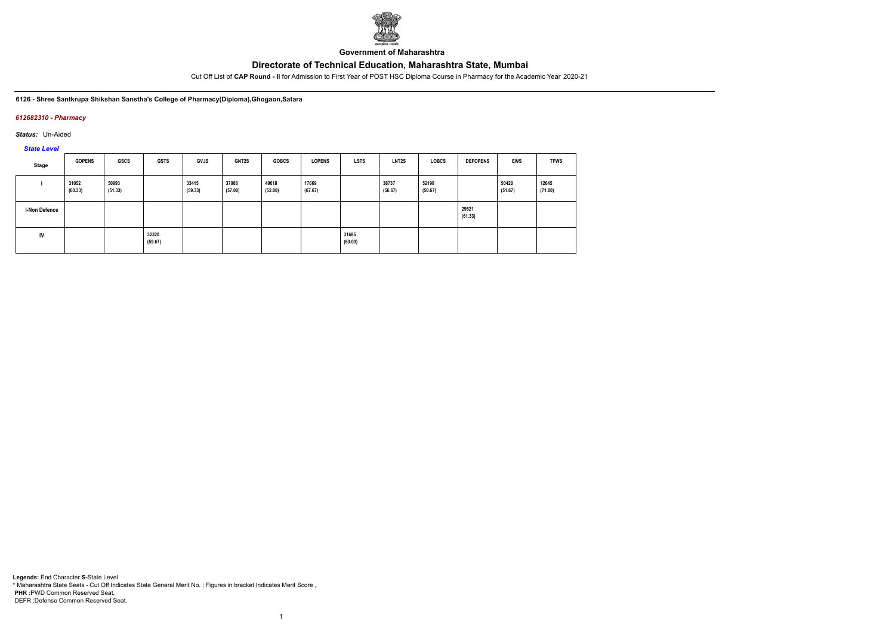Government of Maharashtra

# Directorate of Technical Education, Maharashtra State, Mumbai

Cut Off List of **CAP Round - II** for Admission to First Year of POST HSC Diploma Course in Pharmacy for the Academic Year 2020-21

**6126 - Shree Santkrupa Shikshan Sanstha's College of Pharmacy(Diploma),Ghogaon,Satara**

***612682310 - Pharmacy***

***Status:*** Un-Aided

***State Level***

| Stage | GOPENS | GSCS | GSTS | GVJS | GNT2S | GOBCS | LOPENS | LSTS | LNT2S | LOBCS | DEFOPENS | EWS | TFWS |
|---|---|---|---|---|---|---|---|---|---|---|---|---|---|
| I | 31052 (60.33) | 50993 (51.33) | | 33415 (59.33) | 37988 (57.00) | 49018 (52.00) | 17669 (67.67) | | 38737 (56.67) | 52198 (50.67) | | 50428 (51.67) | 12645 (71.00) |
| I-Non Defence | | | | | | | | | | | 29521 (61.33) | | |
| IV | | | 32320 (59.67) | | | | | 31685 (60.00) | | | | | |

**Legends:** End Character **S**-State Level
* Maharashtra State Seats - Cut Off Indicates State General Merit No. ; Figures in bracket Indicates Merit Score ,
**PHR** :PWD Common Reserved Seat,
DEFR :Defense Common Reserved Seat.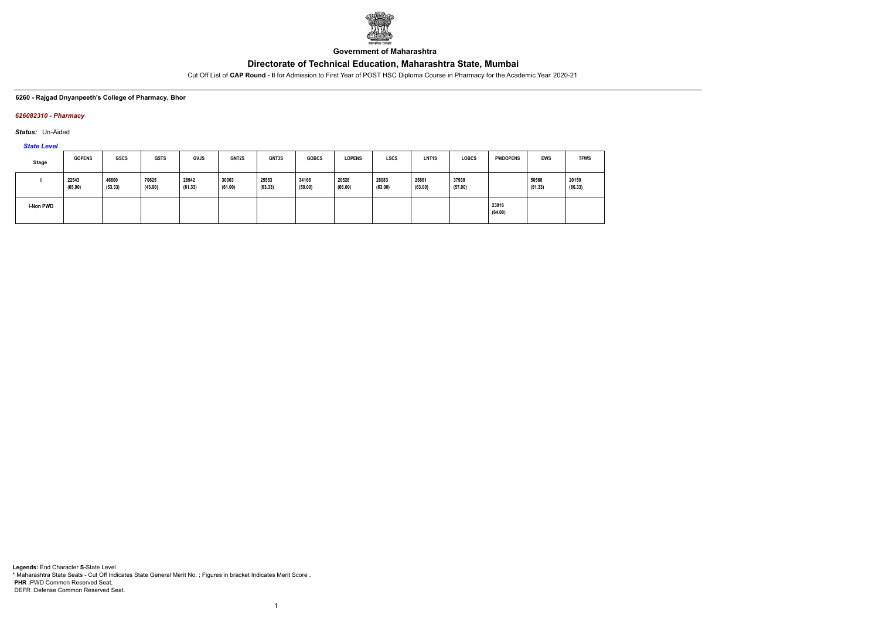Government of Maharashtra

# Directorate of Technical Education, Maharashtra State, Mumbai

Cut Off List of **CAP Round - II** for Admission to First Year of POST HSC Diploma Course in Pharmacy for the Academic Year 2020-21

**6260 - Rajgad Dnyanpeeth's College of Pharmacy, Bhor**

***626082310 - Pharmacy***

***Status:*** Un-Aided

***State Level***

| Stage | GOPENS | GSCS | GSTS | GVJS | GNT2S | GNT3S | GOBCS | LOPENS | LSCS | LNT1S | LOBCS | PWDOPENS | EWS | TFWS |
|---|---|---|---|---|---|---|---|---|---|---|---|---|---|---|
| I | 22543 (65.00) | 46600 (53.33) | 70625 (43.00) | 28942 (61.33) | 30063 (61.00) | 25553 (63.33) | 34166 (59.00) | 20526 (66.00) | 26083 (63.00) | 25861 (63.00) | 37939 (57.00) | | 50568 (51.33) | 20150 (66.33) |
| I-Non PWD | | | | | | | | | | | | 23916 (64.00) | | |

**Legends:** End Character **S-**State Level
* Maharashtra State Seats - Cut Off Indicates State General Merit No. ; Figures in bracket Indicates Merit Score ,
**PHR :**PWD Common Reserved Seat,
DEFR :Defense Common Reserved Seat.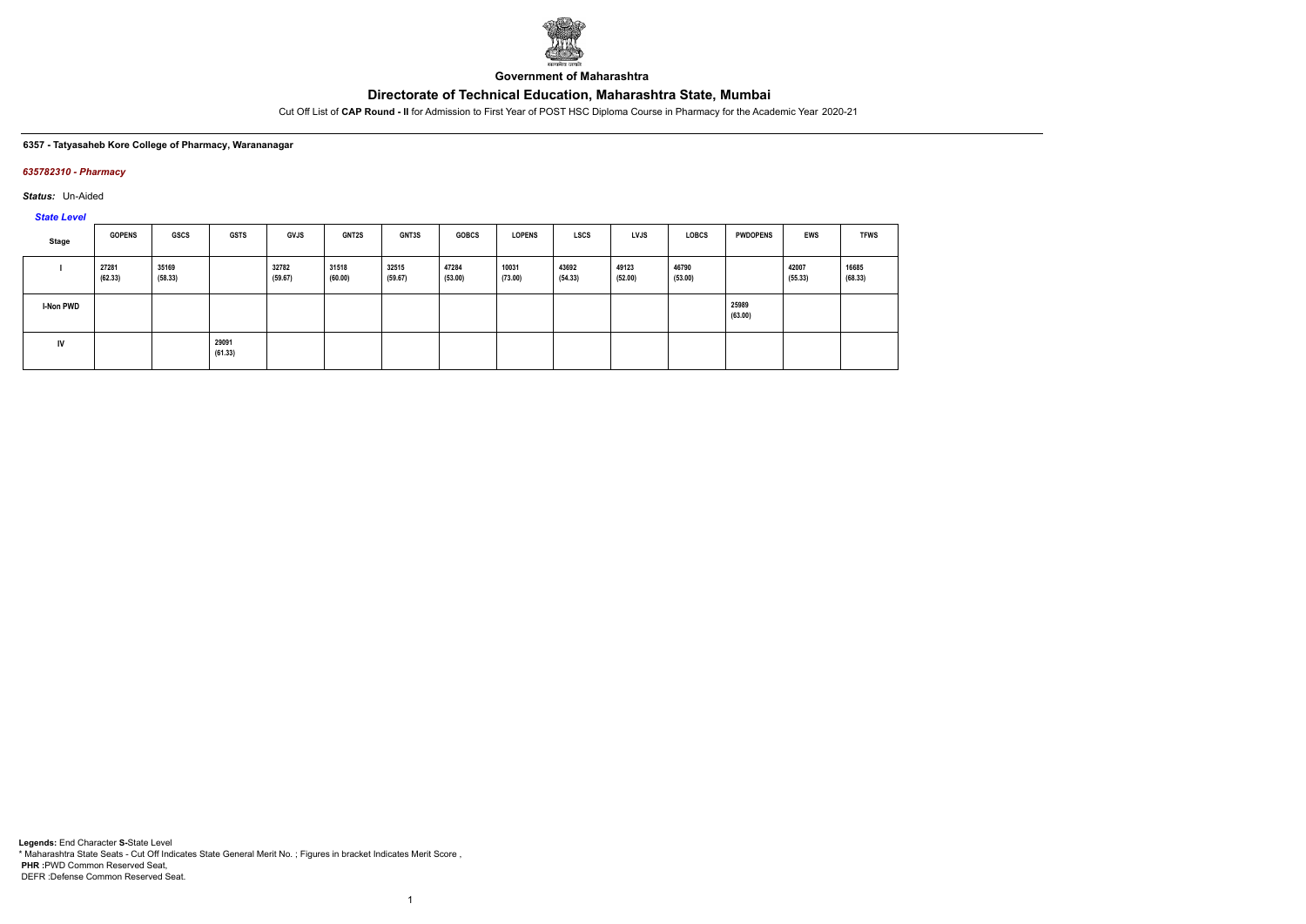**Government of Maharashtra**

# Directorate of Technical Education, Maharashtra State, Mumbai

Cut Off List of **CAP Round - II** for Admission to First Year of POST HSC Diploma Course in Pharmacy for the Academic Year 2020-21

**6357 - Tatyasaheb Kore College of Pharmacy, Warananagar**

***635782310 - Pharmacy***

***Status:*** Un-Aided

***State Level***

| Stage | GOPENS | GSCS | GSTS | GVJS | GNT2S | GNT3S | GOBCS | LOPENS | LSCS | LVJS | LOBCS | PWDOPENS | EWS | TFWS |
|---|---|---|---|---|---|---|---|---|---|---|---|---|---|---|
| I | 27281 (62.33) | 35169 (58.33) | | 32782 (59.67) | 31518 (60.00) | 32515 (59.67) | 47284 (53.00) | 10031 (73.00) | 43692 (54.33) | 49123 (52.00) | 46790 (53.00) | | 42007 (55.33) | 16685 (68.33) |
| I-Non PWD | | | | | | | | | | | | 25989 (63.00) | | |
| IV | | | 29091 (61.33) | | | | | | | | | | | |

**Legends:** End Character **S-**State Level
* Maharashtra State Seats - Cut Off Indicates State General Merit No. ; Figures in bracket Indicates Merit Score ,
**PHR :**PWD Common Reserved Seat,
DEFR :Defense Common Reserved Seat.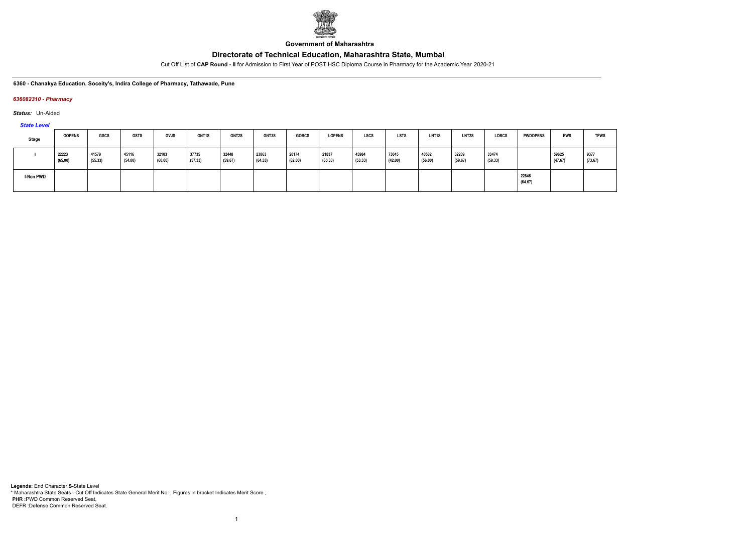**Government of Maharashtra**

## Directorate of Technical Education, Maharashtra State, Mumbai

Cut Off List of **CAP Round - II** for Admission to First Year of POST HSC Diploma Course in Pharmacy for the Academic Year 2020-21

**6360 - Chanakya Education. Soceity's, Indira College of Pharmacy, Tathawade, Pune**

***636082310 - Pharmacy***

***Status:*** Un-Aided

***State Level***

| Stage | GOPENS | GSCS | GSTS | GVJS | GNT1S | GNT2S | GNT3S | GOBCS | LOPENS | LSCS | LSTS | LNT1S | LNT2S | LOBCS | PWDOPENS | EWS | TFWS |
|---|---|---|---|---|---|---|---|---|---|---|---|---|---|---|---|---|---|
| I | 22223 (65.00) | 41579 (55.33) | 45116 (54.00) | 32103 (60.00) | 37735 (57.33) | 32448 (59.67) | 23863 (64.33) | 28174 (62.00) | 21837 (65.33) | 45984 (53.33) | 73045 (42.00) | 40502 (56.00) | 32209 (59.67) | 33474 (59.33) | | 59625 (47.67) | 9377 (73.67) |
| I-Non PWD | | | | | | | | | | | | | | | 22846 (64.67) | | |

**Legends:** End Character **S-**State Level
\* Maharashtra State Seats - Cut Off Indicates State General Merit No. ; Figures in bracket Indicates Merit Score ,
**PHR :**PWD Common Reserved Seat,
DEFR :Defense Common Reserved Seat.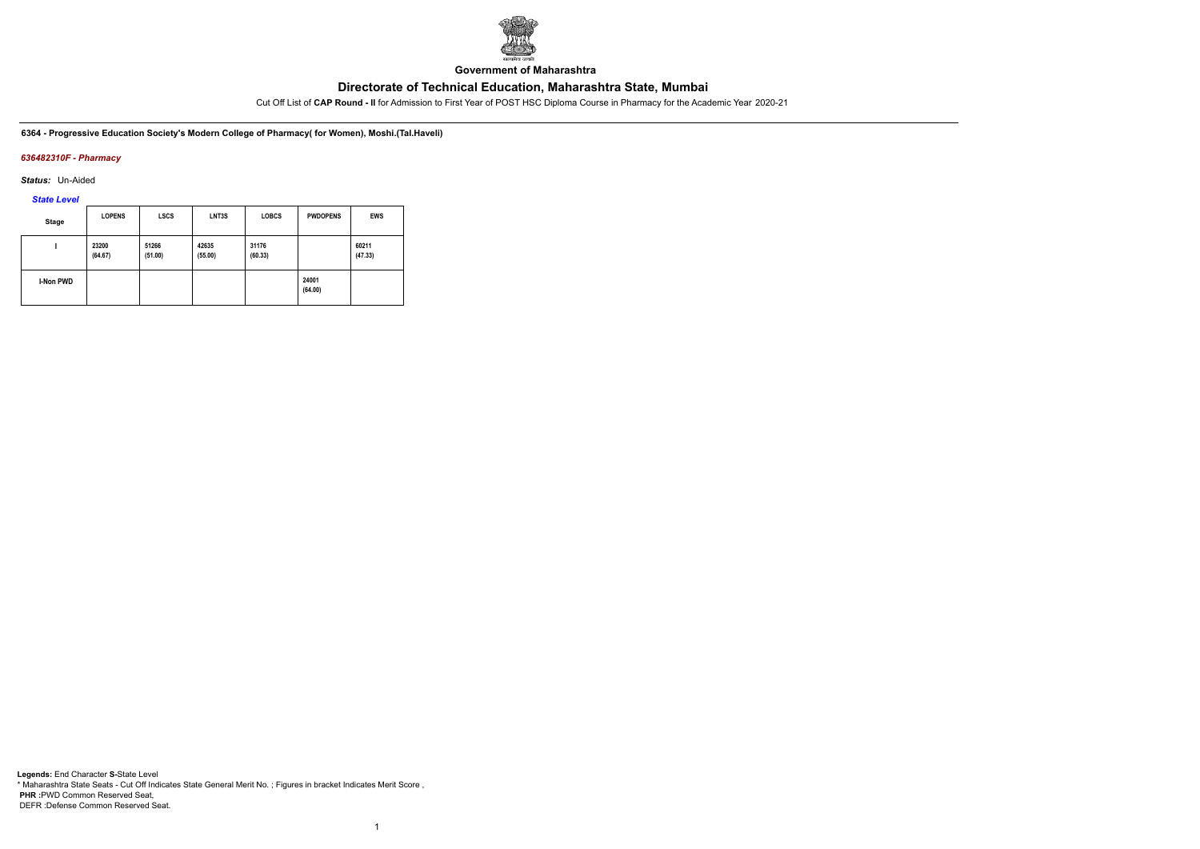**Government of Maharashtra**

# Directorate of Technical Education, Maharashtra State, Mumbai

Cut Off List of **CAP Round - II** for Admission to First Year of POST HSC Diploma Course in Pharmacy for the Academic Year 2020-21

**6364 - Progressive Education Society's Modern College of Pharmacy( for Women), Moshi.(Tal.Haveli)**

***636482310F - Pharmacy***

***Status:*** Un-Aided

***State Level***

| Stage | LOPENS | LSCS | LNT3S | LOBCS | PWDOPENS | EWS |
|---|---|---|---|---|---|---|
| I | 23200 (64.67) | 51266 (51.00) | 42635 (55.00) | 31176 (60.33) | | 60211 (47.33) |
| I-Non PWD | | | | | 24001 (64.00) | |

**Legends:** End Character **S-**State Level
\* Maharashtra State Seats - Cut Off Indicates State General Merit No. ; Figures in bracket Indicates Merit Score ,
**PHR :**PWD Common Reserved Seat,
DEFR :Defense Common Reserved Seat.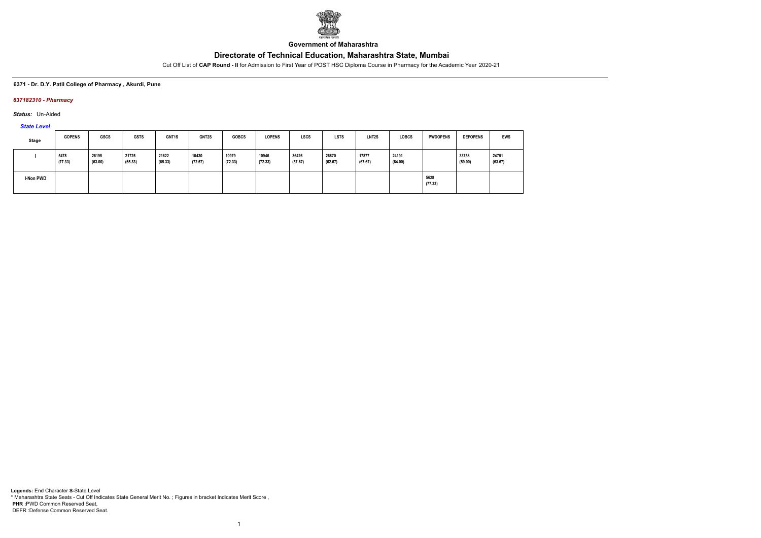**Government of Maharashtra**

# Directorate of Technical Education, Maharashtra State, Mumbai

Cut Off List of **CAP Round - II** for Admission to First Year of POST HSC Diploma Course in Pharmacy for the Academic Year 2020-21

#### 6371 - Dr. D.Y. Patil College of Pharmacy , Akurdi, Pune

##### *637182310 - Pharmacy*

***Status:*** Un-Aided

***State Level***

| Stage | GOPENS | GSCS | GSTS | GNT1S | GNT2S | GOBCS | LOPENS | LSCS | LSTS | LNT2S | LOBCS | PWDOPENS | DEFOPENS | EWS |
|---|---|---|---|---|---|---|---|---|---|---|---|---|---|---|
| I | 5478 (77.33) | 26195 (63.00) | 21725 (65.33) | 21622 (65.33) | 10430 (72.67) | 10979 (72.33) | 10946 (72.33) | 36426 (57.67) | 26870 (62.67) | 17877 (67.67) | 24191 (64.00) | | 33758 (59.00) | 24751 (63.67) |
| I-Non PWD | | | | | | | | | | | | 5628 (77.33) | | |

**Legends:** End Character **S-**State Level
* Maharashtra State Seats - Cut Off Indicates State General Merit No. ; Figures in bracket Indicates Merit Score ,
**PHR :**PWD Common Reserved Seat,
DEFR :Defense Common Reserved Seat.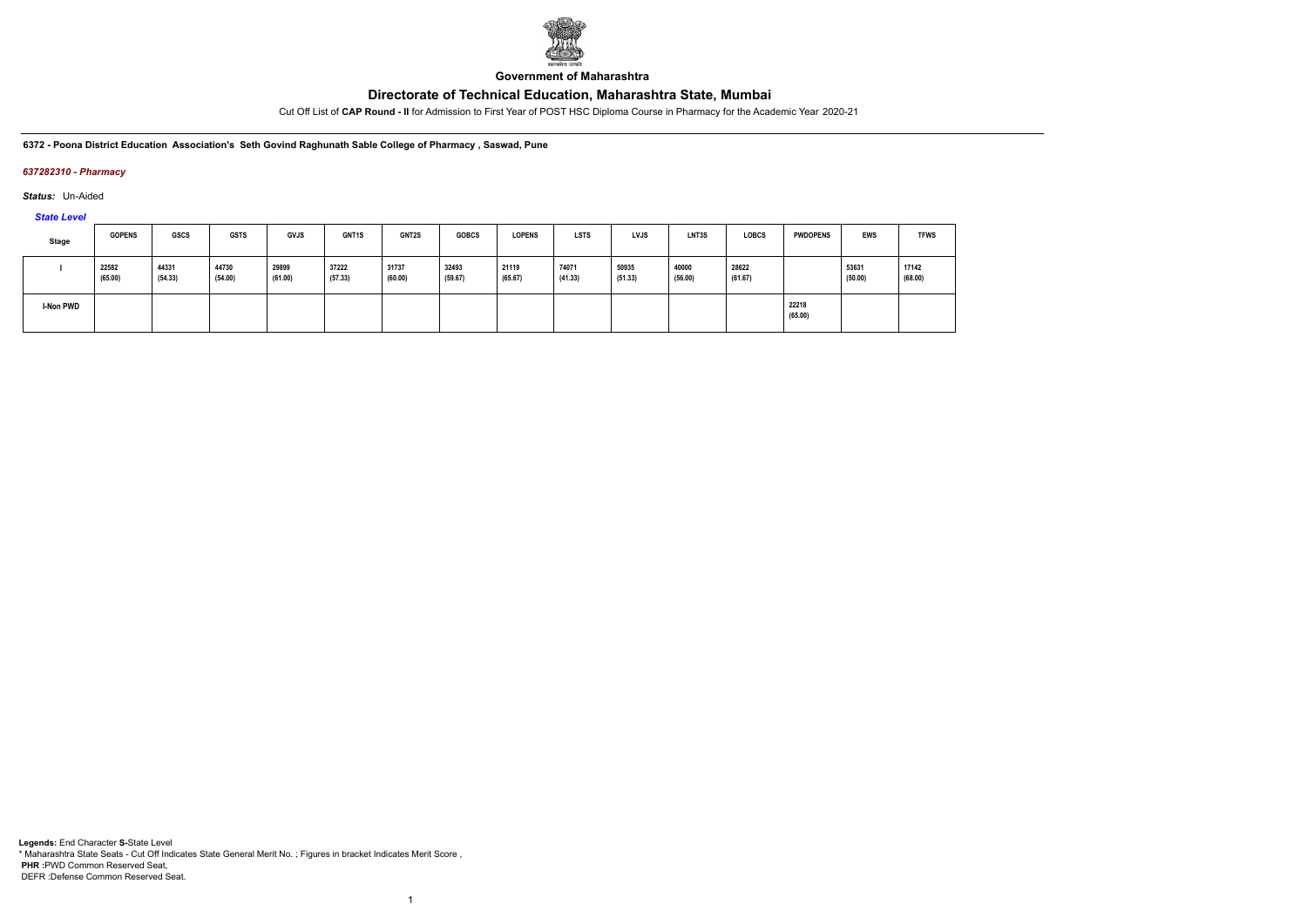**Government of Maharashtra**

# Directorate of Technical Education, Maharashtra State, Mumbai

Cut Off List of **CAP Round - II** for Admission to First Year of POST HSC Diploma Course in Pharmacy for the Academic Year 2020-21

**6372 - Poona District Education Association's Seth Govind Raghunath Sable College of Pharmacy , Saswad, Pune**

***637282310 - Pharmacy***

***Status:*** Un-Aided

***State Level***

| Stage | GOPENS | GSCS | GSTS | GVJS | GNT1S | GNT2S | GOBCS | LOPENS | LSTS | LVJS | LNT3S | LOBCS | PWDOPENS | EWS | TFWS |
|---|---|---|---|---|---|---|---|---|---|---|---|---|---|---|---|
| I | 22582 (65.00) | 44331 (54.33) | 44730 (54.00) | 29899 (61.00) | 37222 (57.33) | 31737 (60.00) | 32493 (59.67) | 21119 (65.67) | 74071 (41.33) | 50935 (51.33) | 40000 (56.00) | 28622 (61.67) | | 53631 (50.00) | 17142 (68.00) |
| I-Non PWD | | | | | | | | | | | | | 22218 (65.00) | | |

**Legends:** End Character **S-**State Level
* Maharashtra State Seats - Cut Off Indicates State General Merit No. ; Figures in bracket Indicates Merit Score ,
**PHR :**PWD Common Reserved Seat,
DEFR :Defense Common Reserved Seat.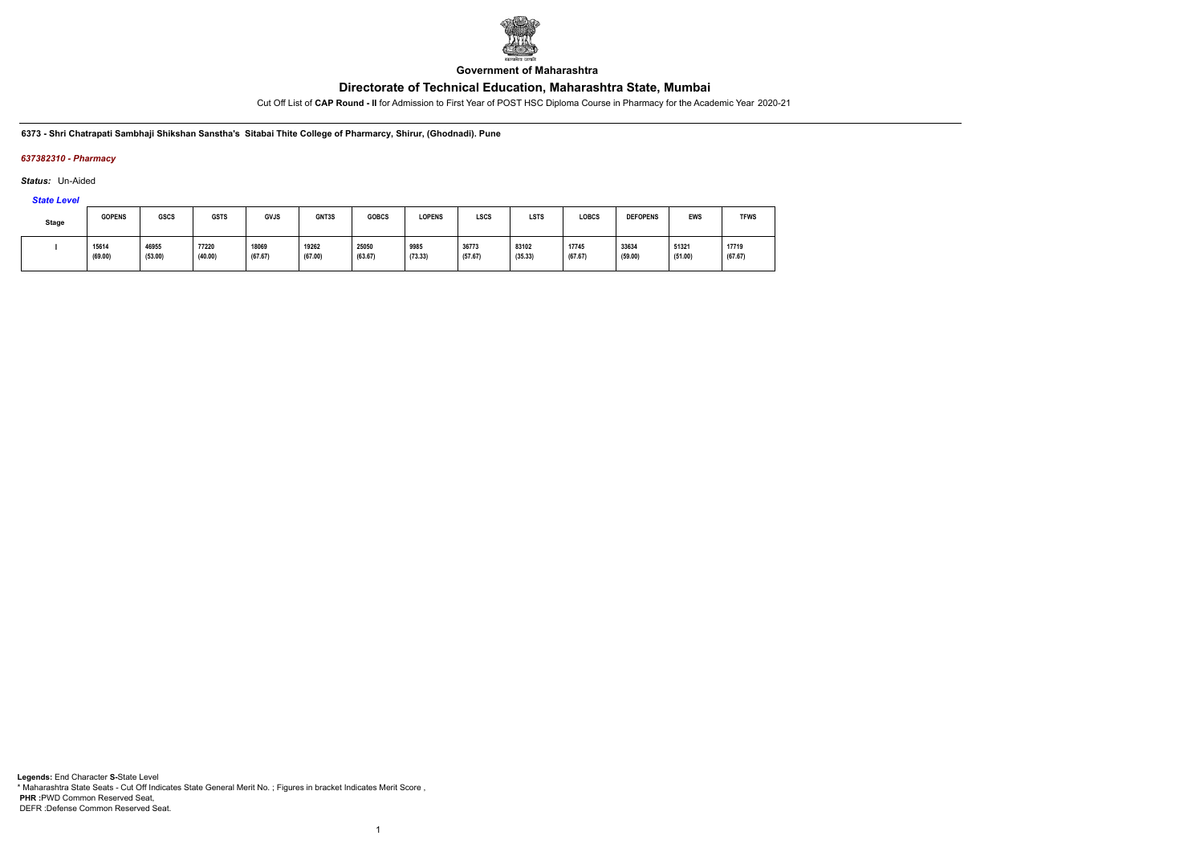**Government of Maharashtra**

# Directorate of Technical Education, Maharashtra State, Mumbai

Cut Off List of **CAP Round - II** for Admission to First Year of POST HSC Diploma Course in Pharmacy for the Academic Year 2020-21

**6373 - Shri Chatrapati Sambhaji Shikshan Sanstha's Sitabai Thite College of Pharmarcy, Shirur, (Ghodnadi). Pune**

*637382310 - Pharmacy*

***Status:*** Un-Aided

*State Level*

| Stage | GOPENS | GSCS | GSTS | GVJS | GNT3S | GOBCS | LOPENS | LSCS | LSTS | LOBCS | DEFOPENS | EWS | TFWS |
|---|---|---|---|---|---|---|---|---|---|---|---|---|---|
| I | 15614 (69.00) | 46955 (53.00) | 77220 (40.00) | 18069 (67.67) | 19262 (67.00) | 25050 (63.67) | 9985 (73.33) | 36773 (57.67) | 83102 (35.33) | 17745 (67.67) | 33634 (59.00) | 51321 (51.00) | 17719 (67.67) |

**Legends:** End Character **S-**State Level
* Maharashtra State Seats - Cut Off Indicates State General Merit No. ; Figures in bracket Indicates Merit Score ,
**PHR :**PWD Common Reserved Seat,
DEFR :Defense Common Reserved Seat.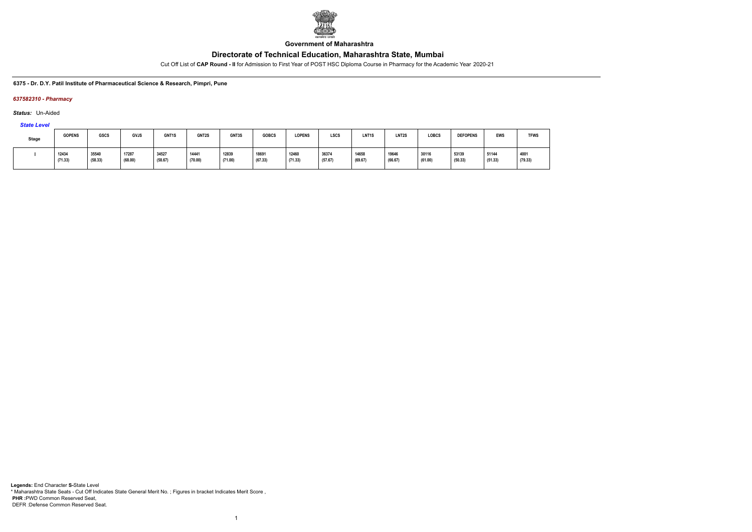**Government of Maharashtra**

# Directorate of Technical Education, Maharashtra State, Mumbai

Cut Off List of **CAP Round - II** for Admission to First Year of POST HSC Diploma Course in Pharmacy for the Academic Year 2020-21

**6375 - Dr. D.Y. Patil Institute of Pharmaceutical Science & Research, Pimpri, Pune**

***637582310 - Pharmacy***

***Status:*** Un-Aided

***State Level***

| Stage | GOPENS | GSCS | GVJS | GNT1S | GNT2S | GNT3S | GOBCS | LOPENS | LSCS | LNT1S | LNT2S | LOBCS | DEFOPENS | EWS | TFWS |
|---|---|---|---|---|---|---|---|---|---|---|---|---|---|---|---|
| I | 12434 (71.33) | 35540 (58.33) | 17287 (68.00) | 34527 (58.67) | 14441 (70.00) | 12839 (71.00) | 18691 (67.33) | 12460 (71.33) | 36374 (57.67) | 14658 (69.67) | 19646 (66.67) | 30116 (61.00) | 53139 (50.33) | 51144 (51.33) | 4001 (79.33) |

**Legends:** End Character **S-**State Level
\* Maharashtra State Seats - Cut Off Indicates State General Merit No. ; Figures in bracket Indicates Merit Score ,
**PHR** :PWD Common Reserved Seat,
DEFR :Defense Common Reserved Seat.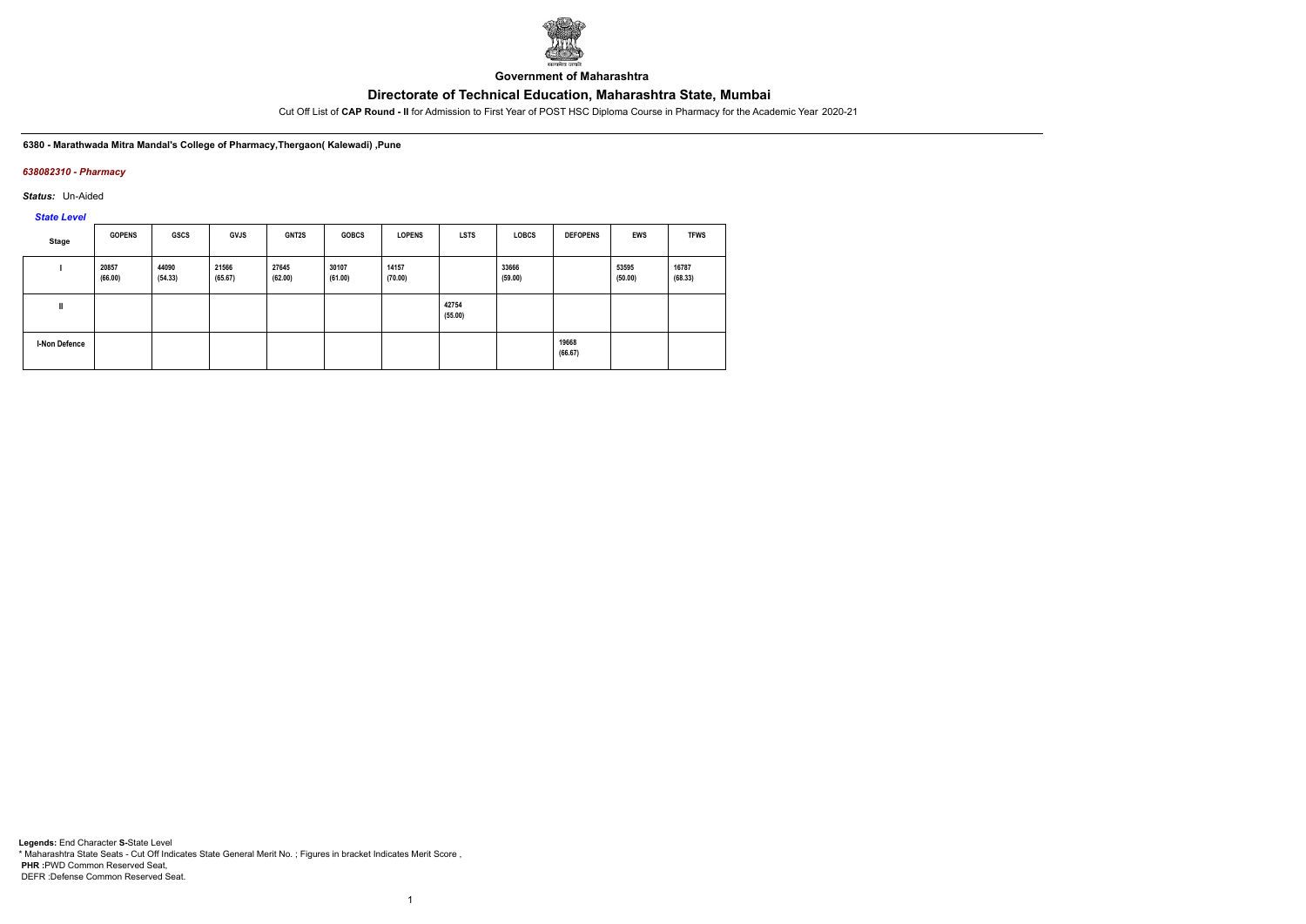**Government of Maharashtra**

# Directorate of Technical Education, Maharashtra State, Mumbai

Cut Off List of **CAP Round - II** for Admission to First Year of POST HSC Diploma Course in Pharmacy for the Academic Year 2020-21

**6380 - Marathwada Mitra Mandal's College of Pharmacy,Thergaon( Kalewadi) ,Pune**

***638082310 - Pharmacy***

***Status:*** Un-Aided

***State Level***

| Stage | GOPENS | GSCS | GVJS | GNT2S | GOBCS | LOPENS | LSTS | LOBCS | DEFOPENS | EWS | TFWS |
|---|---|---|---|---|---|---|---|---|---|---|---|
| I | 20857 (66.00) | 44090 (54.33) | 21566 (65.67) | 27645 (62.00) | 30107 (61.00) | 14157 (70.00) | | 33666 (59.00) | | 53595 (50.00) | 16787 (68.33) |
| II | | | | | | | 42754 (55.00) | | | | |
| I-Non Defence | | | | | | | | | 19668 (66.67) | | |

**Legends:** End Character **S-**State Level
\* Maharashtra State Seats - Cut Off Indicates State General Merit No. ; Figures in bracket Indicates Merit Score ,
**PHR :**PWD Common Reserved Seat,
DEFR :Defense Common Reserved Seat.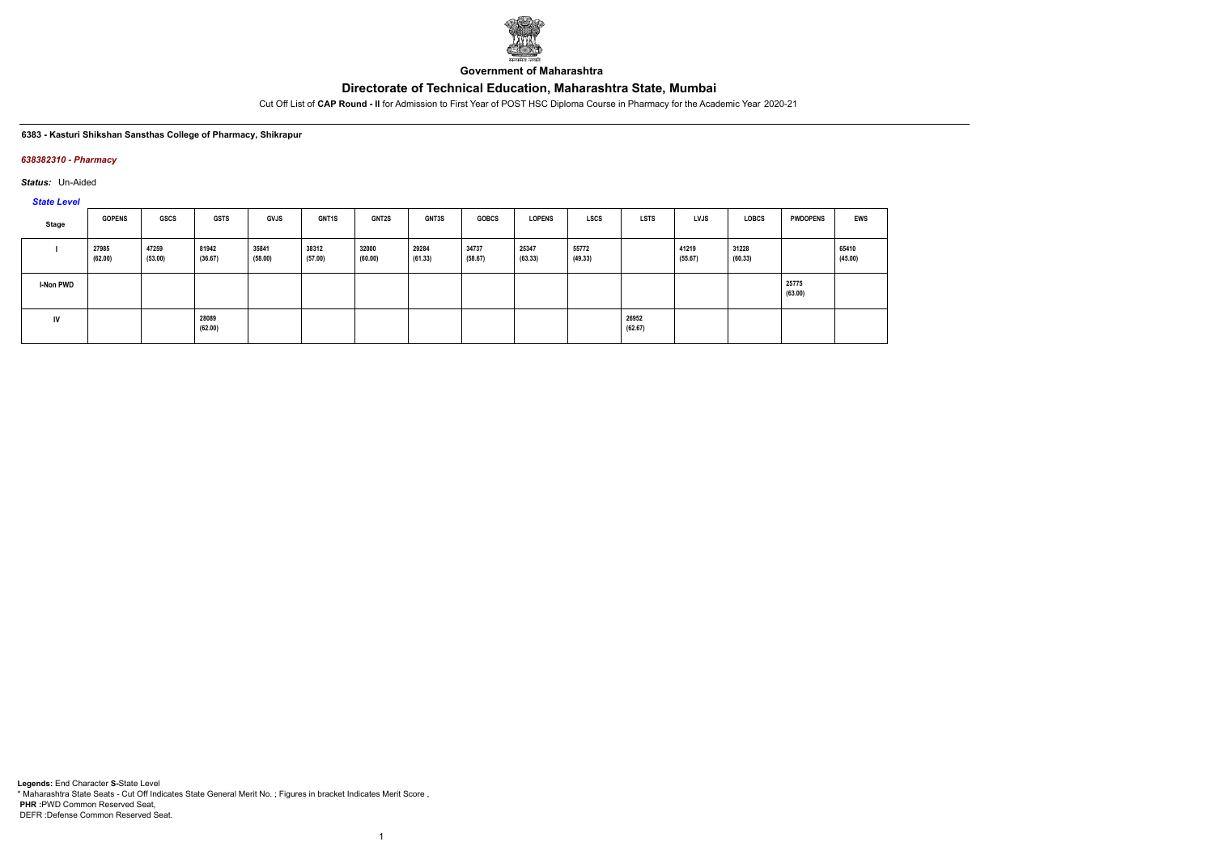**Government of Maharashtra**

# Directorate of Technical Education, Maharashtra State, Mumbai

Cut Off List of **CAP Round - II** for Admission to First Year of POST HSC Diploma Course in Pharmacy for the Academic Year 2020-21

**6383 - Kasturi Shikshan Sansthas College of Pharmacy, Shikrapur**

*638382310 - Pharmacy*

*Status:* Un-Aided

*State Level*

| Stage | GOPENS | GSCS | GSTS | GVJS | GNT1S | GNT2S | GNT3S | GOBCS | LOPENS | LSCS | LSTS | LVJS | LOBCS | PWDOPENS | EWS |
|---|---|---|---|---|---|---|---|---|---|---|---|---|---|---|---|
| I | 27985 (62.00) | 47259 (53.00) | 81942 (36.67) | 35841 (58.00) | 38312 (57.00) | 32000 (60.00) | 29284 (61.33) | 34737 (58.67) | 25347 (63.33) | 55772 (49.33) | | 41219 (55.67) | 31228 (60.33) | | 65410 (45.00) |
| I-Non PWD | | | | | | | | | | | | | | 25775 (63.00) | |
| IV | | | 28089 (62.00) | | | | | | | | 26952 (62.67) | | | | |

**Legends:** End Character **S-**State Level
* Maharashtra State Seats - Cut Off Indicates State General Merit No. ; Figures in bracket Indicates Merit Score ,
**PHR :**PWD Common Reserved Seat,
DEFR :Defense Common Reserved Seat.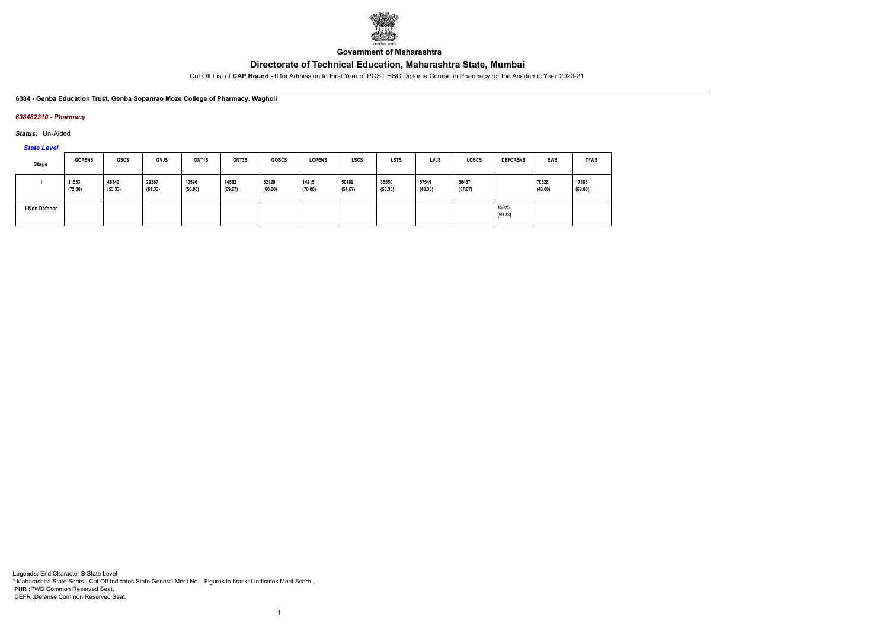Government of Maharashtra

# Directorate of Technical Education, Maharashtra State, Mumbai

Cut Off List of **CAP Round - II** for Admission to First Year of POST HSC Diploma Course in Pharmacy for the Academic Year 2020-21

**6384 - Genba Education Trust, Genba Sopanrao Moze College of Pharmacy, Wagholi**

***638482310 - Pharmacy***

***Status:*** Un-Aided

***State Level***

| Stage | GOPENS | GSCS | GVJS | GNT1S | GNT3S | GOBCS | LOPENS | LSCS | LSTS | LVJS | LOBCS | DEFOPENS | EWS | TFWS |
|---|---|---|---|---|---|---|---|---|---|---|---|---|---|---|
| I | 11553 (72.00) | 46340 (53.33) | 29367 (61.33) | 40596 (56.00) | 14582 (69.67) | 32129 (60.00) | 14215 (70.00) | 50189 (51.67) | 35550 (58.33) | 57549 (48.33) | 36437 (57.67) | | 70528 (43.00) | 17183 (68.00) |
| I-Non Defence | | | | | | | | | | | | 15025 (69.33) | | |

**Legends:** End Character **S-**State Level
\* Maharashtra State Seats - Cut Off Indicates State General Merit No. ; Figures in bracket Indicates Merit Score ,
**PHR :**PWD Common Reserved Seat,
DEFR :Defense Common Reserved Seat.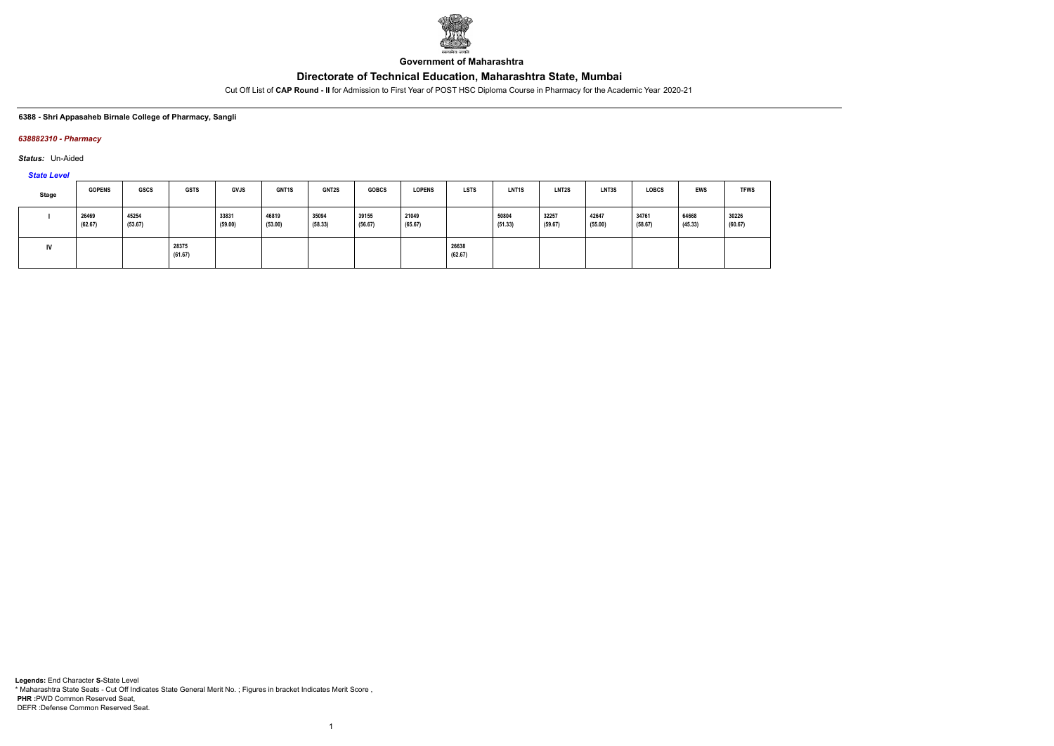**Government of Maharashtra**

# Directorate of Technical Education, Maharashtra State, Mumbai

Cut Off List of **CAP Round - II** for Admission to First Year of POST HSC Diploma Course in Pharmacy for the Academic Year 2020-21

**6388 - Shri Appasaheb Birnale College of Pharmacy, Sangli**

***638882310 - Pharmacy***

***Status:*** Un-Aided

***State Level***

| Stage | GOPENS | GSCS | GSTS | GVJS | GNT1S | GNT2S | GOBCS | LOPENS | LSTS | LNT1S | LNT2S | LNT3S | LOBCS | EWS | TFWS |
|---|---|---|---|---|---|---|---|---|---|---|---|---|---|---|---|
| I | 26469 (62.67) | 45254 (53.67) | | 33831 (59.00) | 46819 (53.00) | 35094 (58.33) | 39155 (56.67) | 21049 (65.67) | | 50804 (51.33) | 32257 (59.67) | 42647 (55.00) | 34761 (58.67) | 64668 (45.33) | 30226 (60.67) |
| IV | | | 28375 (61.67) | | | | | | 26638 (62.67) | | | | | | |

**Legends:** End Character **S**-State Level
* Maharashtra State Seats - Cut Off Indicates State General Merit No. ; Figures in bracket Indicates Merit Score ,
**PHR** :PWD Common Reserved Seat,
DEFR :Defense Common Reserved Seat.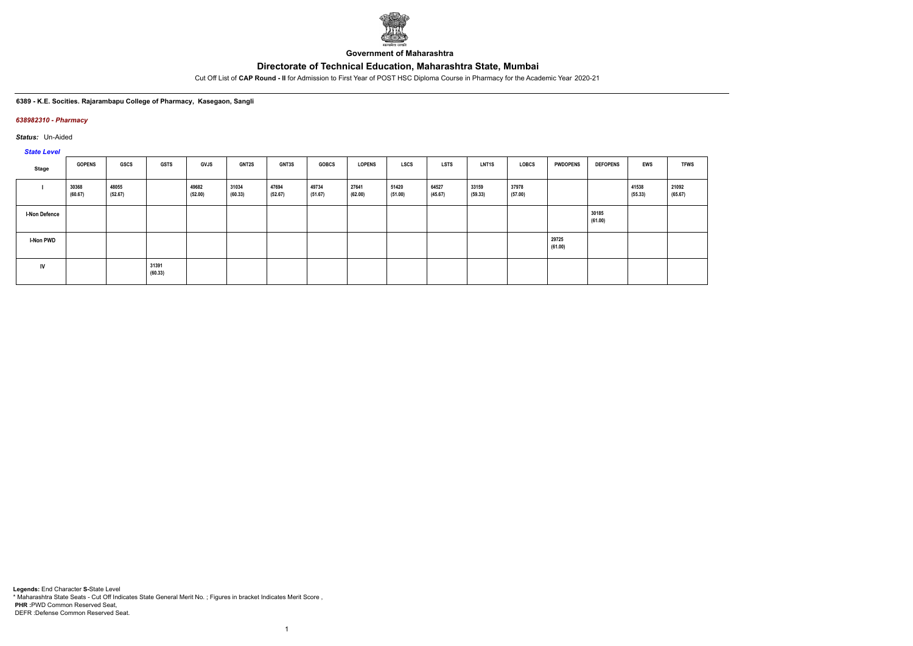**Government of Maharashtra**

# Directorate of Technical Education, Maharashtra State, Mumbai

Cut Off List of **CAP Round - II** for Admission to First Year of POST HSC Diploma Course in Pharmacy for the Academic Year 2020-21

**6389 - K.E. Socities. Rajarambapu College of Pharmacy, Kasegaon, Sangli**

***638982310 - Pharmacy***

***Status:*** Un-Aided

***State Level***

| Stage | GOPENS | GSCS | GSTS | GVJS | GNT2S | GNT3S | GOBCS | LOPENS | LSCS | LSTS | LNT1S | LOBCS | PWDOPENS | DEFOPENS | EWS | TFWS |
|---|---|---|---|---|---|---|---|---|---|---|---|---|---|---|---|---|
| I | 30368 (60.67) | 48055 (52.67) | | 49682 (52.00) | 31034 (60.33) | 47694 (52.67) | 49734 (51.67) | 27641 (62.00) | 51420 (51.00) | 64527 (45.67) | 33159 (59.33) | 37978 (57.00) | | | 41538 (55.33) | 21092 (65.67) |
| I-Non Defence | | | | | | | | | | | | | | 30185 (61.00) | | |
| I-Non PWD | | | | | | | | | | | | | 29725 (61.00) | | | |
| IV | | | 31391 (60.33) | | | | | | | | | | | | | |

**Legends:** End Character **S-**State Level
\* Maharashtra State Seats - Cut Off Indicates State General Merit No. ; Figures in bracket Indicates Merit Score ,
**PHR :**PWD Common Reserved Seat,
DEFR :Defense Common Reserved Seat.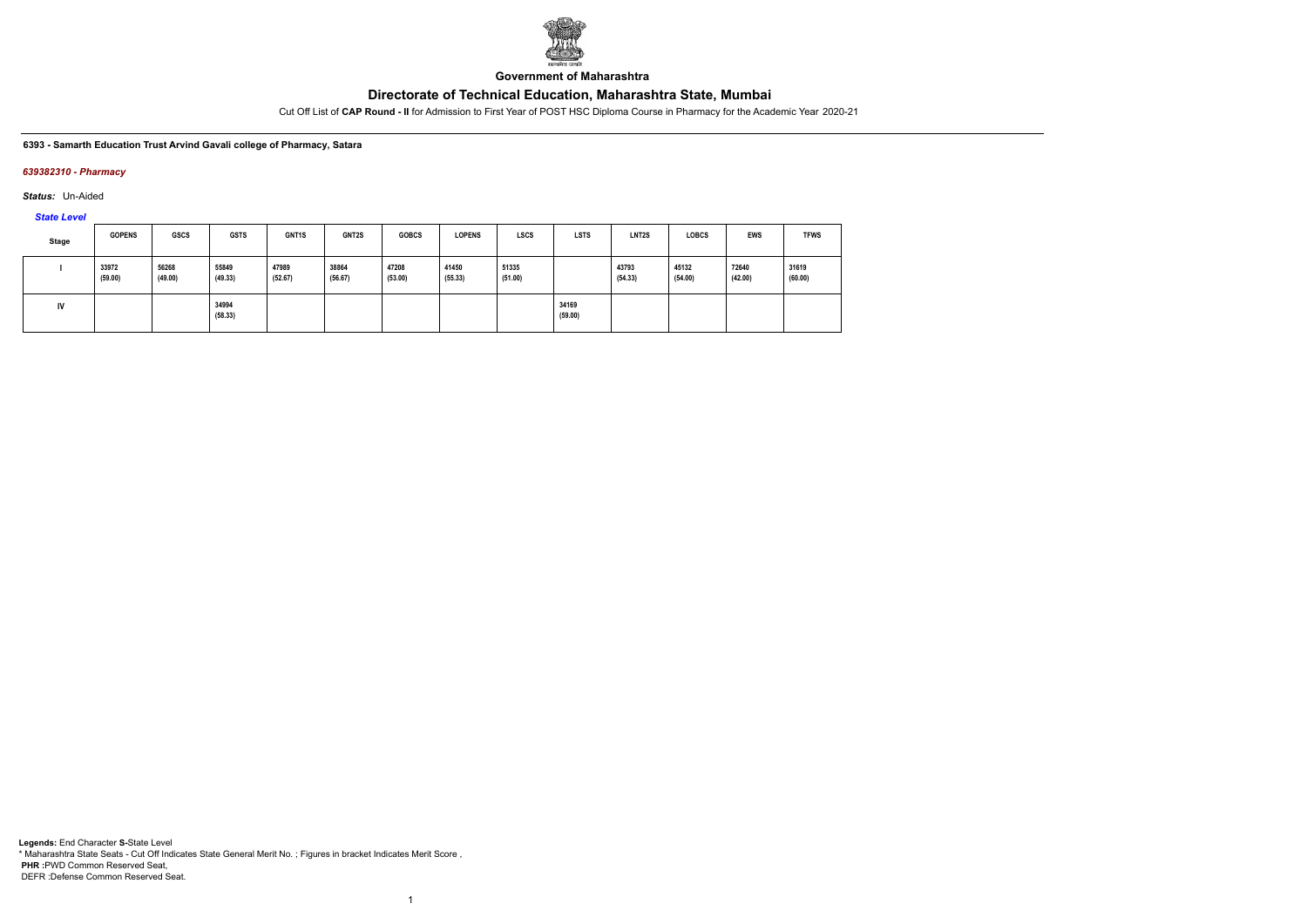Government of Maharashtra

# Directorate of Technical Education, Maharashtra State, Mumbai

Cut Off List of **CAP Round - II** for Admission to First Year of POST HSC Diploma Course in Pharmacy for the Academic Year 2020-21

**6393 - Samarth Education Trust Arvind Gavali college of Pharmacy, Satara**

***639382310 - Pharmacy***

***Status:*** Un-Aided

***State Level***

| Stage | GOPENS | GSCS | GSTS | GNT1S | GNT2S | GOBCS | LOPENS | LSCS | LSTS | LNT2S | LOBCS | EWS | TFWS |
|---|---|---|---|---|---|---|---|---|---|---|---|---|---|
| I | 33972 (59.00) | 56268 (49.00) | 55849 (49.33) | 47989 (52.67) | 38864 (56.67) | 47208 (53.00) | 41450 (55.33) | 51335 (51.00) | | 43793 (54.33) | 45132 (54.00) | 72640 (42.00) | 31619 (60.00) |
| IV | | | 34994 (58.33) | | | | | | 34169 (59.00) | | | | |

**Legends:** End Character **S-**State Level
\* Maharashtra State Seats - Cut Off Indicates State General Merit No. ; Figures in bracket Indicates Merit Score ,
**PHR :**PWD Common Reserved Seat,
DEFR :Defense Common Reserved Seat.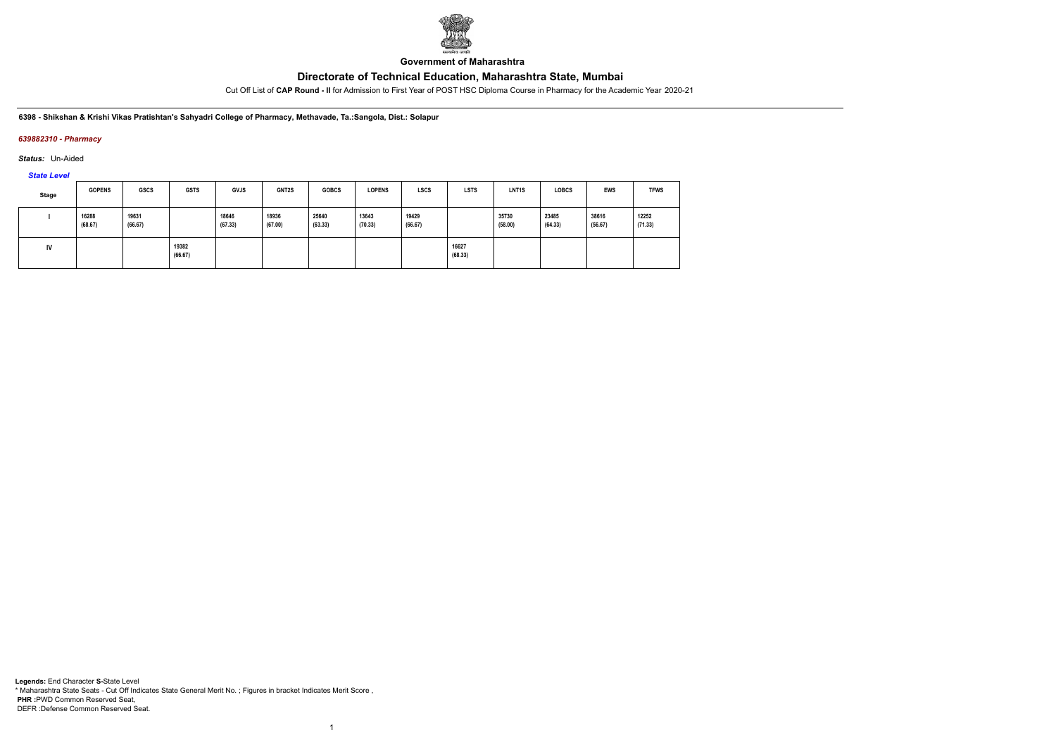Government of Maharashtra

# Directorate of Technical Education, Maharashtra State, Mumbai

Cut Off List of **CAP Round - II** for Admission to First Year of POST HSC Diploma Course in Pharmacy for the Academic Year 2020-21

**6398 - Shikshan & Krishi Vikas Pratishtan's Sahyadri College of Pharmacy, Methavade, Ta.:Sangola, Dist.: Solapur**

***639882310 - Pharmacy***

***Status:*** Un-Aided

***State Level***

| Stage | GOPENS | GSCS | GSTS | GVJS | GNT2S | GOBCS | LOPENS | LSCS | LSTS | LNT1S | LOBCS | EWS | TFWS |
|---|---|---|---|---|---|---|---|---|---|---|---|---|---|
| I | 16288 (68.67) | 19631 (66.67) | | 18646 (67.33) | 18936 (67.00) | 25640 (63.33) | 13643 (70.33) | 19429 (66.67) | | 35730 (58.00) | 23485 (64.33) | 38616 (56.67) | 12252 (71.33) |
| IV | | | 19382 (66.67) | | | | | | 16627 (68.33) | | | | |

**Legends:** End Character **S-**State Level
* Maharashtra State Seats - Cut Off Indicates State General Merit No. ; Figures in bracket Indicates Merit Score ,
**PHR :**PWD Common Reserved Seat,
DEFR :Defense Common Reserved Seat.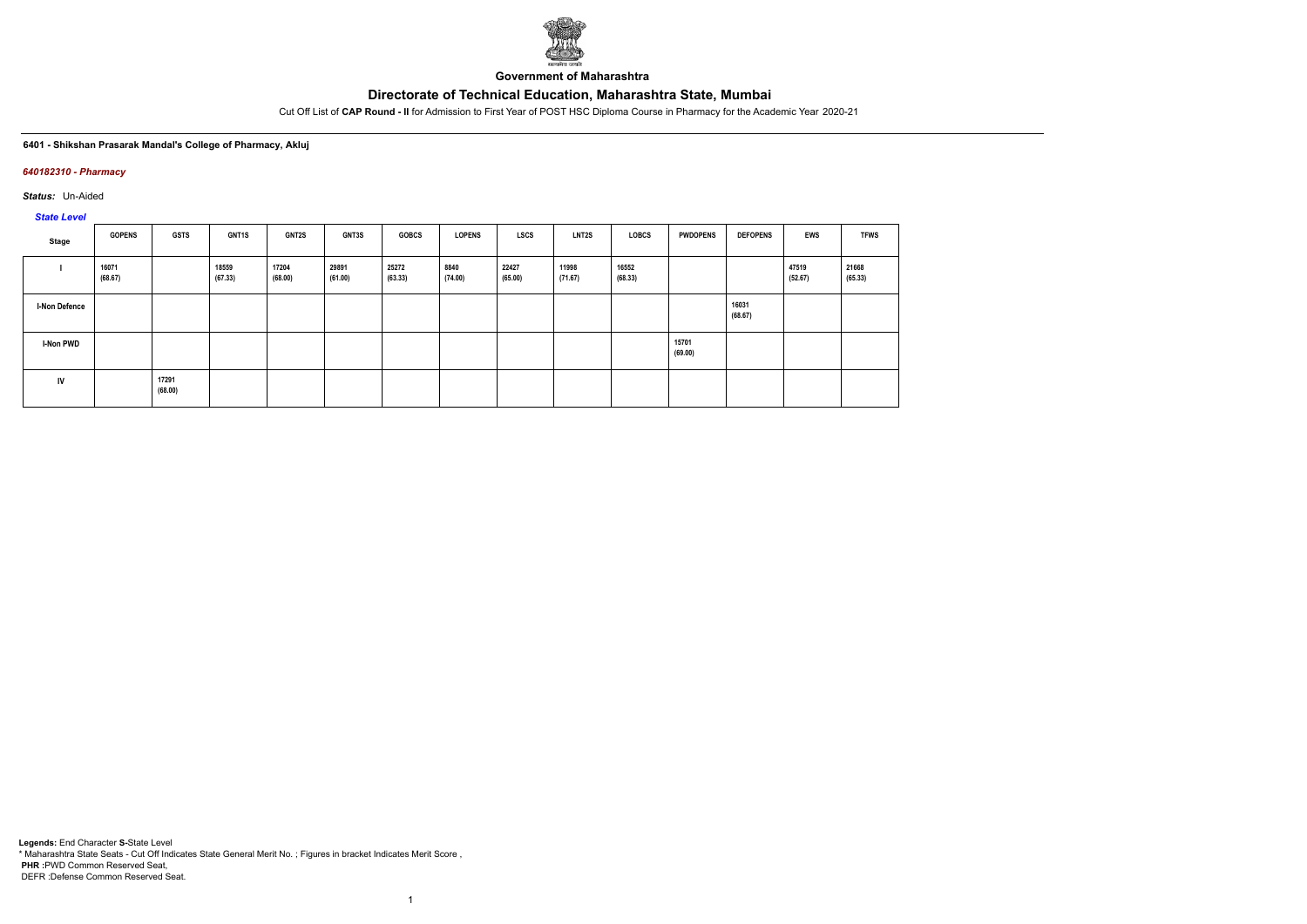**Government of Maharashtra**

# Directorate of Technical Education, Maharashtra State, Mumbai

Cut Off List of **CAP Round - II** for Admission to First Year of POST HSC Diploma Course in Pharmacy for the Academic Year 2020-21

**6401 - Shikshan Prasarak Mandal's College of Pharmacy, Akluj**

***640182310 - Pharmacy***

***Status:*** Un-Aided

***State Level***

| Stage | GOPENS | GSTS | GNT1S | GNT2S | GNT3S | GOBCS | LOPENS | LSCS | LNT2S | LOBCS | PWDOPENS | DEFOPENS | EWS | TFWS |
|---|---|---|---|---|---|---|---|---|---|---|---|---|---|---|
| I | 16071 (68.67) | | 18559 (67.33) | 17204 (68.00) | 29891 (61.00) | 25272 (63.33) | 8840 (74.00) | 22427 (65.00) | 11998 (71.67) | 16552 (68.33) | | | 47519 (52.67) | 21668 (65.33) |
| I-Non Defence | | | | | | | | | | | | 16031 (68.67) | | |
| I-Non PWD | | | | | | | | | | | 15701 (69.00) | | | |
| IV | | 17291 (68.00) | | | | | | | | | | | | |

**Legends:** End Character **S-**State Level
\* Maharashtra State Seats - Cut Off Indicates State General Merit No. ; Figures in bracket Indicates Merit Score ,
**PHR :**PWD Common Reserved Seat,
DEFR :Defense Common Reserved Seat.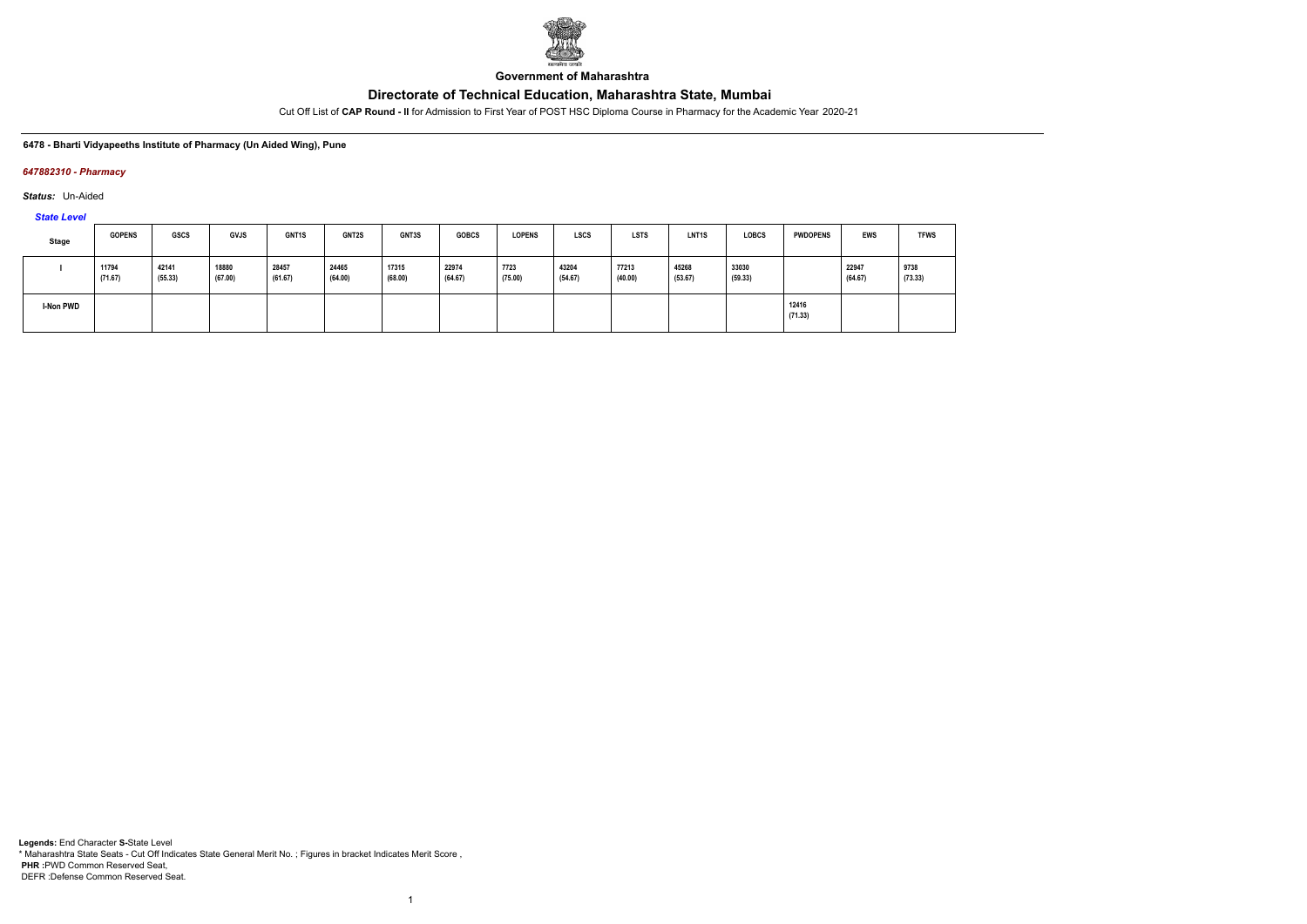**Government of Maharashtra**

# Directorate of Technical Education, Maharashtra State, Mumbai

Cut Off List of **CAP Round - II** for Admission to First Year of POST HSC Diploma Course in Pharmacy for the Academic Year 2020-21

**6478 - Bharti Vidyapeeths Institute of Pharmacy (Un Aided Wing), Pune**

***647882310 - Pharmacy***

***Status:*** Un-Aided

***State Level***

| Stage | GOPENS | GSCS | GVJS | GNT1S | GNT2S | GNT3S | GOBCS | LOPENS | LSCS | LSTS | LNT1S | LOBCS | PWDOPENS | EWS | TFWS |
|---|---|---|---|---|---|---|---|---|---|---|---|---|---|---|---|
| I | 11794 (71.67) | 42141 (55.33) | 18880 (67.00) | 28457 (61.67) | 24465 (64.00) | 17315 (68.00) | 22974 (64.67) | 7723 (75.00) | 43204 (54.67) | 77213 (40.00) | 45268 (53.67) | 33030 (59.33) | | 22947 (64.67) | 9738 (73.33) |
| I-Non PWD | | | | | | | | | | | | | 12416 (71.33) | | |

**Legends:** End Character **S**-State Level
* Maharashtra State Seats - Cut Off Indicates State General Merit No. ; Figures in bracket Indicates Merit Score ,
**PHR** :PWD Common Reserved Seat,
DEFR :Defense Common Reserved Seat.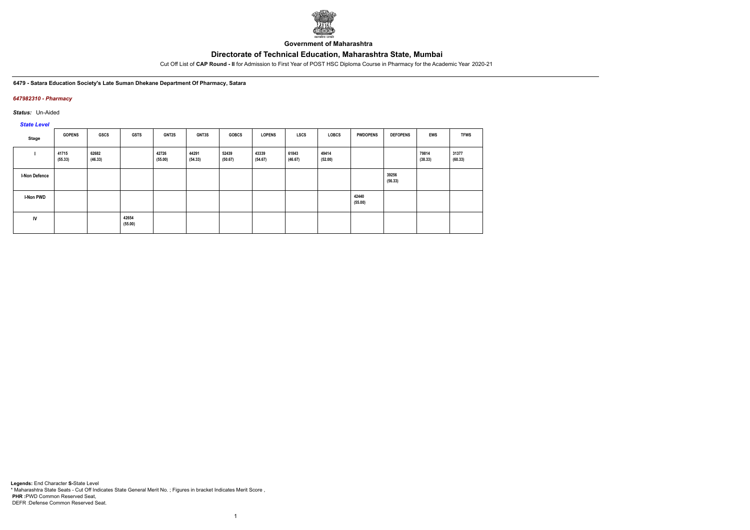Government of Maharashtra

# Directorate of Technical Education, Maharashtra State, Mumbai

Cut Off List of **CAP Round - II** for Admission to First Year of POST HSC Diploma Course in Pharmacy for the Academic Year 2020-21

**6479 - Satara Education Society's Late Suman Dhekane Department Of Pharmacy, Satara**

***647982310 - Pharmacy***

***Status:*** Un-Aided

***State Level***

| Stage | GOPENS | GSCS | GSTS | GNT2S | GNT3S | GOBCS | LOPENS | LSCS | LOBCS | PWDOPENS | DEFOPENS | EWS | TFWS |
|---|---|---|---|---|---|---|---|---|---|---|---|---|---|
| I | 41715 (55.33) | 62682 (46.33) | | 42726 (55.00) | 44291 (54.33) | 52439 (50.67) | 43339 (54.67) | 61843 (46.67) | 49414 (52.00) | | | 79814 (38.33) | 31377 (60.33) |
| I-Non Defence | | | | | | | | | | | 39256 (56.33) | | |
| I-Non PWD | | | | | | | | | | 42440 (55.00) | | | |
| IV | | | 42654 (55.00) | | | | | | | | | | |

**Legends:** End Character **S-**State Level
* Maharashtra State Seats - Cut Off Indicates State General Merit No. ; Figures in bracket Indicates Merit Score ,
**PHR** :PWD Common Reserved Seat,
DEFR :Defense Common Reserved Seat.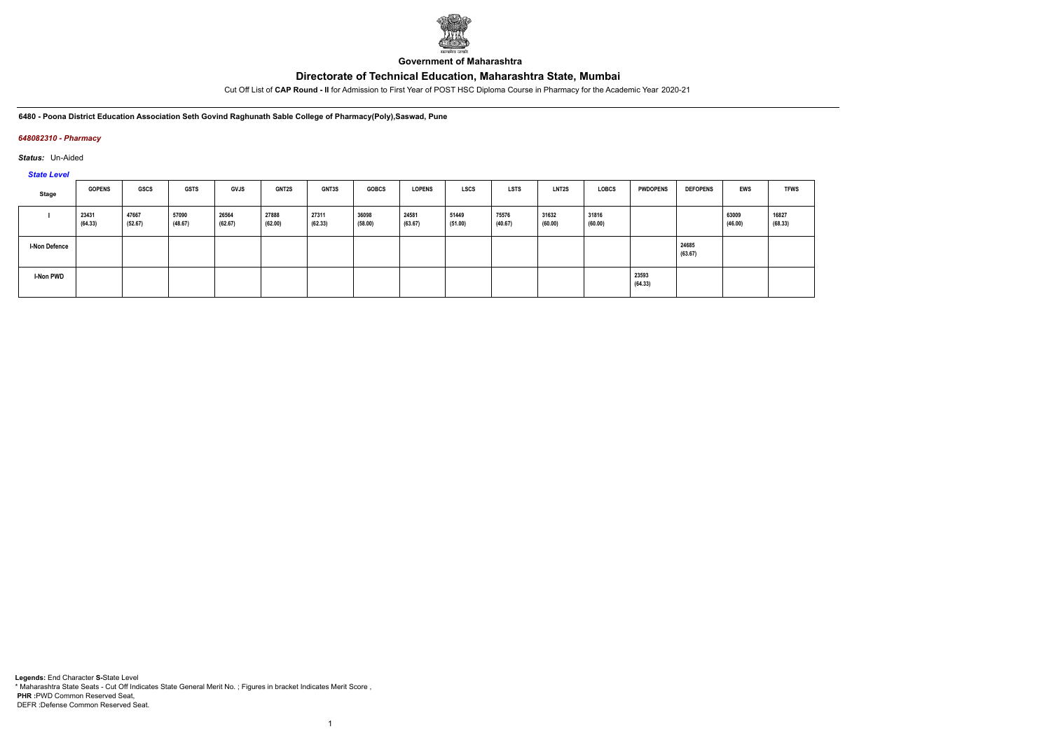**Government of Maharashtra**

# Directorate of Technical Education, Maharashtra State, Mumbai

Cut Off List of **CAP Round - II** for Admission to First Year of POST HSC Diploma Course in Pharmacy for the Academic Year 2020-21

**6480 - Poona District Education Association Seth Govind Raghunath Sable College of Pharmacy(Poly),Saswad, Pune**

***648082310 - Pharmacy***

***Status:*** Un-Aided

***State Level***

| Stage | GOPENS | GSCS | GSTS | GVJS | GNT2S | GNT3S | GOBCS | LOPENS | LSCS | LSTS | LNT2S | LOBCS | PWDOPENS | DEFOPENS | EWS | TFWS |
|---|---|---|---|---|---|---|---|---|---|---|---|---|---|---|---|---|
| I | 23431 (64.33) | 47667 (52.67) | 57090 (48.67) | 26564 (62.67) | 27888 (62.00) | 27311 (62.33) | 36098 (58.00) | 24581 (63.67) | 51449 (51.00) | 75576 (40.67) | 31632 (60.00) | 31816 (60.00) | | | 63009 (46.00) | 16827 (68.33) |
| I-Non Defence | | | | | | | | | | | | | | 24685 (63.67) | | |
| I-Non PWD | | | | | | | | | | | | | 23593 (64.33) | | | |

**Legends:** End Character **S-**State Level
\* Maharashtra State Seats - Cut Off Indicates State General Merit No. ; Figures in bracket Indicates Merit Score ,
**PHR :**PWD Common Reserved Seat,
DEFR :Defense Common Reserved Seat.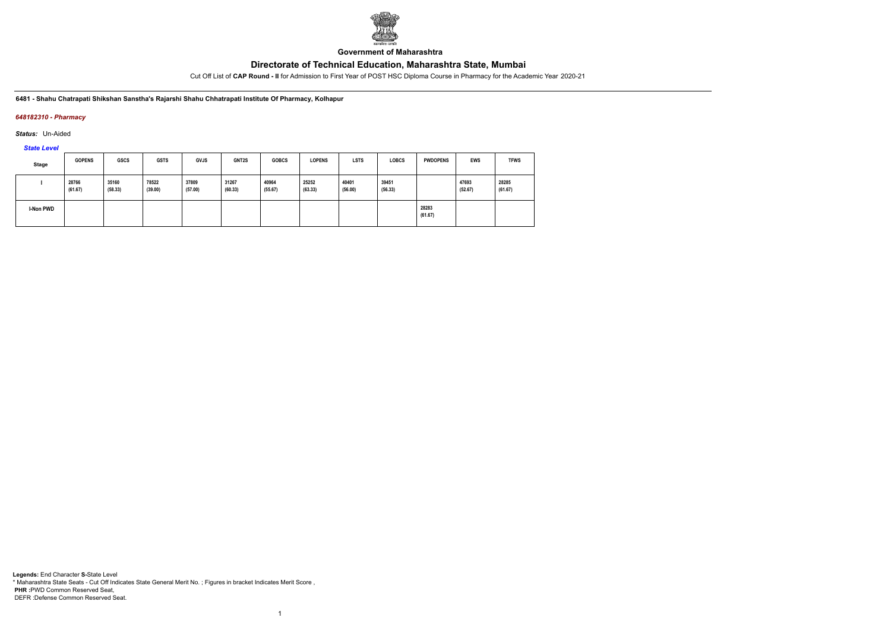**Government of Maharashtra**

# Directorate of Technical Education, Maharashtra State, Mumbai

Cut Off List of **CAP Round - II** for Admission to First Year of POST HSC Diploma Course in Pharmacy for the Academic Year 2020-21

**6481 - Shahu Chatrapati Shikshan Sanstha's Rajarshi Shahu Chhatrapati Institute Of Pharmacy, Kolhapur**

***648182310 - Pharmacy***

***Status:*** Un-Aided

***State Level***

| Stage | GOPENS | GSCS | GSTS | GVJS | GNT2S | GOBCS | LOPENS | LSTS | LOBCS | PWDOPENS | EWS | TFWS |
|---|---|---|---|---|---|---|---|---|---|---|---|---|
| I | 28766 (61.67) | 35160 (58.33) | 78522 (39.00) | 37809 (57.00) | 31267 (60.33) | 40964 (55.67) | 25252 (63.33) | 40401 (56.00) | 39451 (56.33) | | 47693 (52.67) | 28285 (61.67) |
| I-Non PWD | | | | | | | | | | 28283 (61.67) | | |

**Legends:** End Character **S-**State Level
\* Maharashtra State Seats - Cut Off Indicates State General Merit No. ; Figures in bracket Indicates Merit Score ,
**PHR :**PWD Common Reserved Seat,
DEFR :Defense Common Reserved Seat.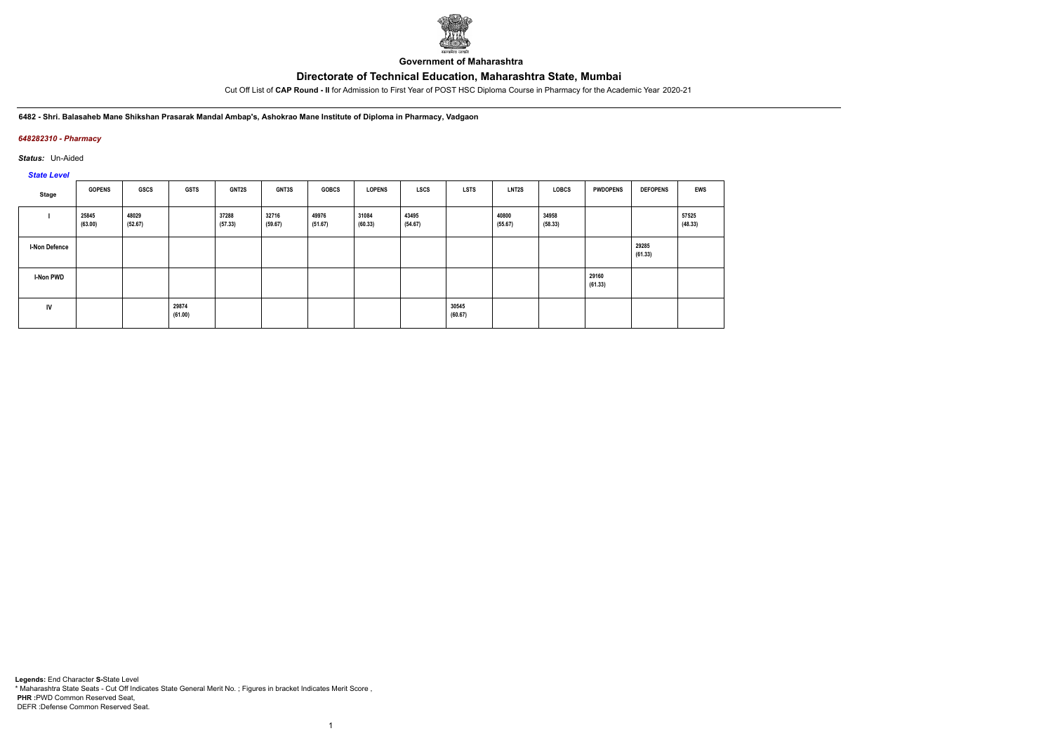**Government of Maharashtra**

# Directorate of Technical Education, Maharashtra State, Mumbai

Cut Off List of **CAP Round - II** for Admission to First Year of POST HSC Diploma Course in Pharmacy for the Academic Year 2020-21

**6482 - Shri. Balasaheb Mane Shikshan Prasarak Mandal Ambap's, Ashokrao Mane Institute of Diploma in Pharmacy, Vadgaon**

***648282310 - Pharmacy***

***Status:*** Un-Aided

***State Level***

| Stage | GOPENS | GSCS | GSTS | GNT2S | GNT3S | GOBCS | LOPENS | LSCS | LSTS | LNT2S | LOBCS | PWDOPENS | DEFOPENS | EWS |
|---|---|---|---|---|---|---|---|---|---|---|---|---|---|---|
| I | 25845 (63.00) | 48029 (52.67) | | 37288 (57.33) | 32716 (59.67) | 49976 (51.67) | 31084 (60.33) | 43495 (54.67) | | 40800 (55.67) | 34958 (58.33) | | | 57525 (48.33) |
| I-Non Defence | | | | | | | | | | | | | 29285 (61.33) | |
| I-Non PWD | | | | | | | | | | | | 29160 (61.33) | | |
| IV | | | 29874 (61.00) | | | | | | 30545 (60.67) | | | | | |

**Legends:** End Character **S-**State Level
\* Maharashtra State Seats - Cut Off Indicates State General Merit No. ; Figures in bracket Indicates Merit Score ,
**PHR :**PWD Common Reserved Seat,
DEFR :Defense Common Reserved Seat.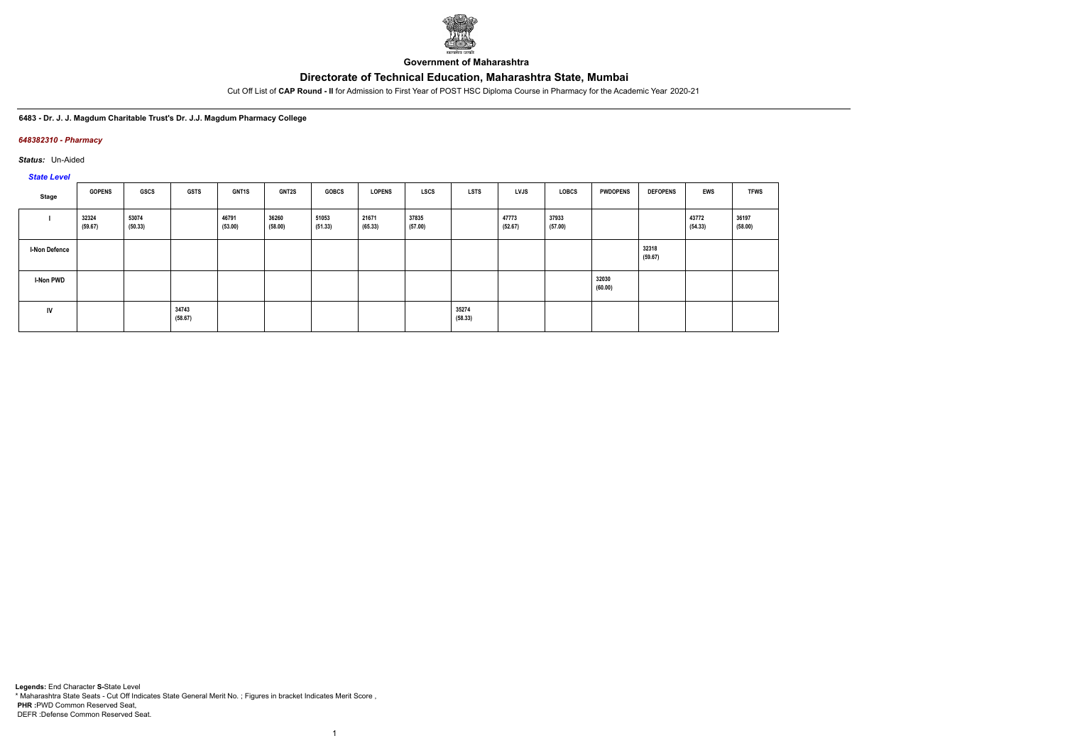**Government of Maharashtra**

# Directorate of Technical Education, Maharashtra State, Mumbai

Cut Off List of **CAP Round - II** for Admission to First Year of POST HSC Diploma Course in Pharmacy for the Academic Year 2020-21

**6483 - Dr. J. J. Magdum Charitable Trust's Dr. J.J. Magdum Pharmacy College**

***648382310 - Pharmacy***

***Status:*** Un-Aided

***State Level***

| Stage | GOPENS | GSCS | GSTS | GNT1S | GNT2S | GOBCS | LOPENS | LSCS | LSTS | LVJS | LOBCS | PWDOPENS | DEFOPENS | EWS | TFWS |
|---|---|---|---|---|---|---|---|---|---|---|---|---|---|---|---|
| I | 32324 (59.67) | 53074 (50.33) | | 46791 (53.00) | 36260 (58.00) | 51053 (51.33) | 21671 (65.33) | 37835 (57.00) | | 47773 (52.67) | 37933 (57.00) | | | 43772 (54.33) | 36197 (58.00) |
| I-Non Defence | | | | | | | | | | | | | 32318 (59.67) | | |
| I-Non PWD | | | | | | | | | | | | 32030 (60.00) | | | |
| IV | | | 34743 (58.67) | | | | | | 35274 (58.33) | | | | | | |

**Legends:** End Character **S-**State Level
* Maharashtra State Seats - Cut Off Indicates State General Merit No. ; Figures in bracket Indicates Merit Score ,
**PHR :**PWD Common Reserved Seat,
DEFR :Defense Common Reserved Seat.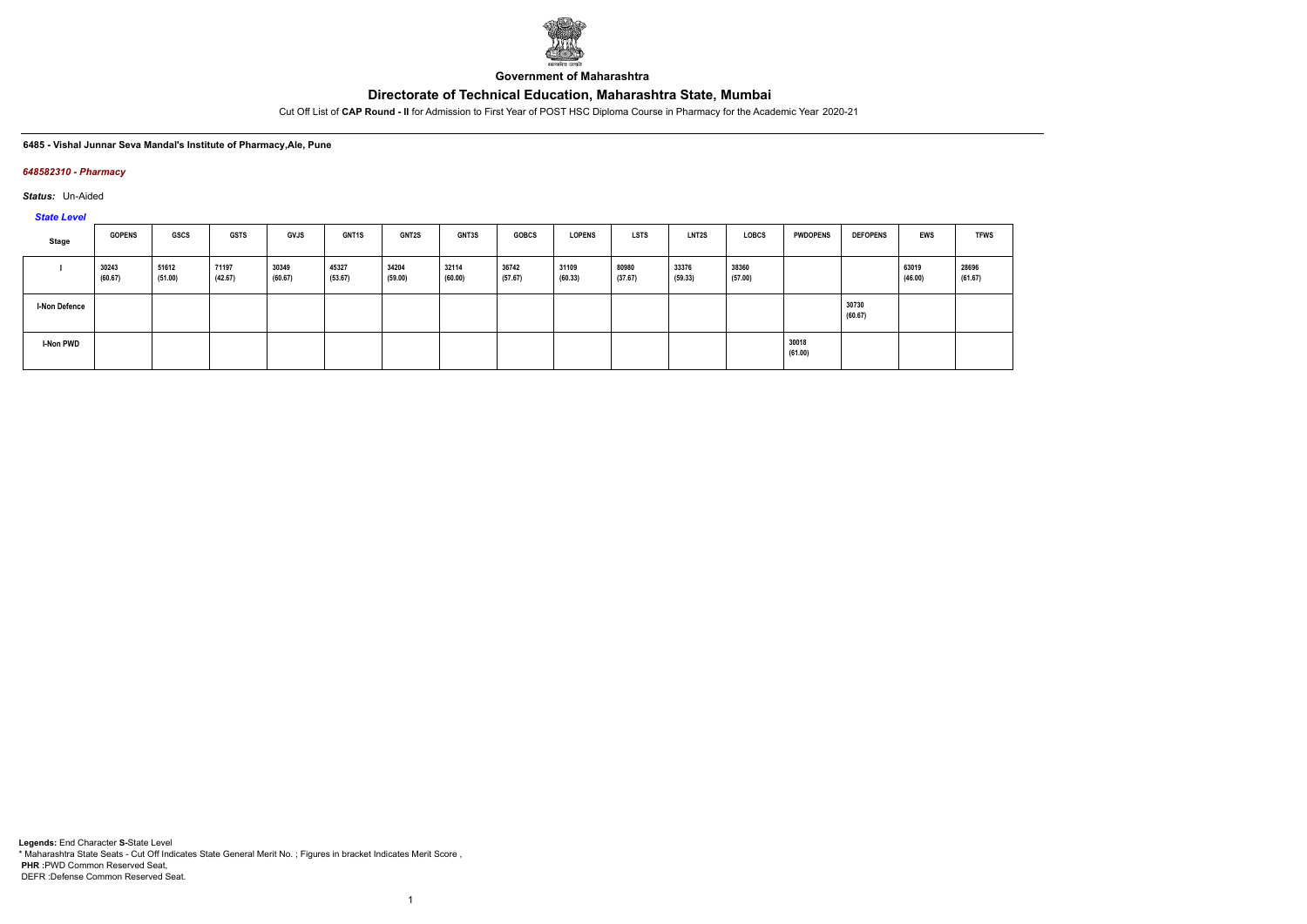Government of Maharashtra

# Directorate of Technical Education, Maharashtra State, Mumbai

Cut Off List of **CAP Round - II** for Admission to First Year of POST HSC Diploma Course in Pharmacy for the Academic Year 2020-21

**6485 - Vishal Junnar Seva Mandal's Institute of Pharmacy,Ale, Pune**

***648582310 - Pharmacy***

***Status:*** Un-Aided

***State Level***

| Stage | GOPENS | GSCS | GSTS | GVJS | GNT1S | GNT2S | GNT3S | GOBCS | LOPENS | LSTS | LNT2S | LOBCS | PWDOPENS | DEFOPENS | EWS | TFWS |
|---|---|---|---|---|---|---|---|---|---|---|---|---|---|---|---|---|
| I | 30243 (60.67) | 51612 (51.00) | 71197 (42.67) | 30349 (60.67) | 45327 (53.67) | 34204 (59.00) | 32114 (60.00) | 36742 (57.67) | 31109 (60.33) | 80980 (37.67) | 33376 (59.33) | 38360 (57.00) | | | 63019 (46.00) | 28696 (61.67) |
| I-Non Defence | | | | | | | | | | | | | | 30730 (60.67) | | |
| I-Non PWD | | | | | | | | | | | | | 30018 (61.00) | | | |

**Legends:** End Character **S**-State Level
\* Maharashtra State Seats - Cut Off Indicates State General Merit No. ; Figures in bracket Indicates Merit Score ,
**PHR** :PWD Common Reserved Seat,
DEFR :Defense Common Reserved Seat.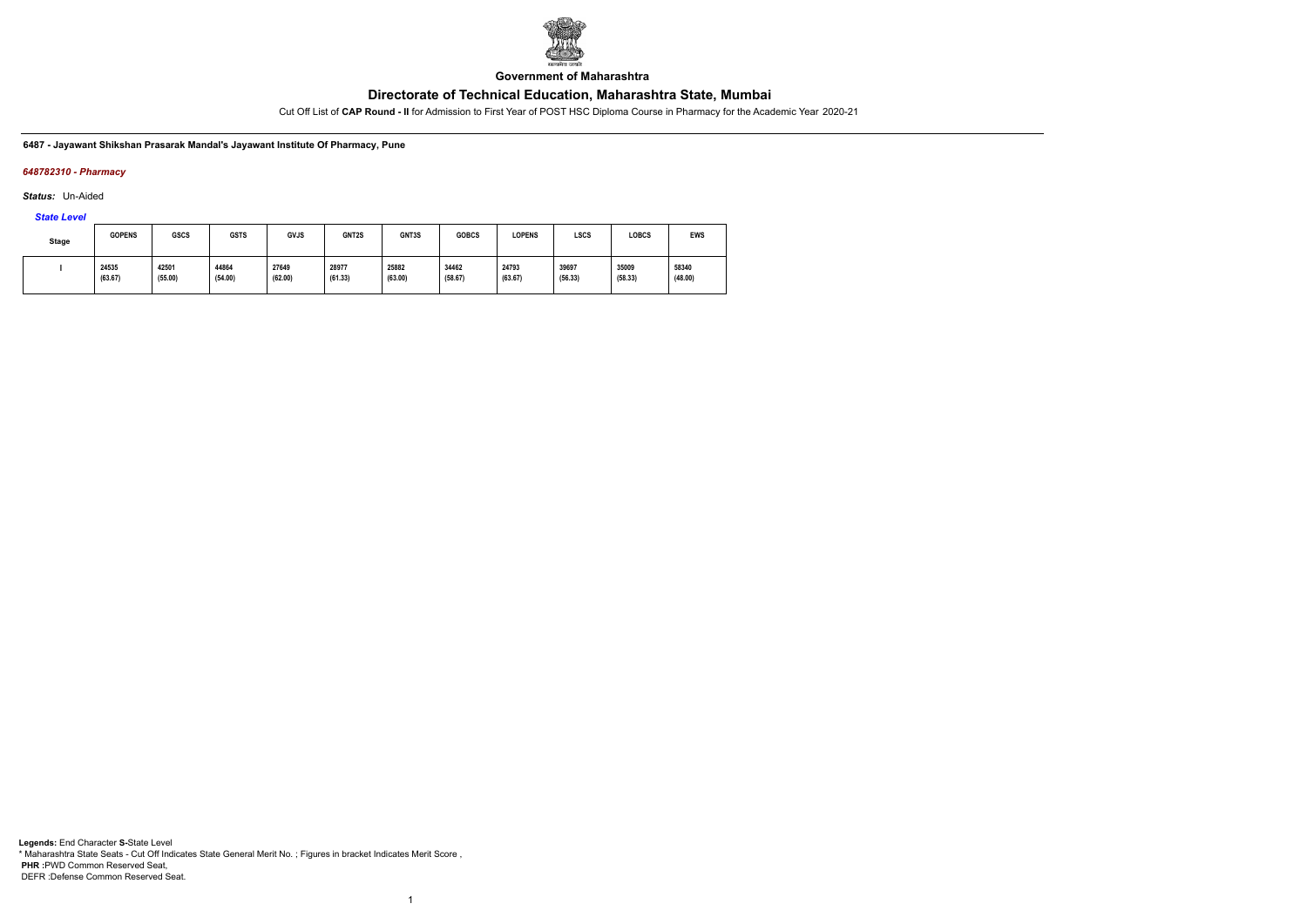**Government of Maharashtra**

## Directorate of Technical Education, Maharashtra State, Mumbai

Cut Off List of **CAP Round - II** for Admission to First Year of POST HSC Diploma Course in Pharmacy for the Academic Year 2020-21

**6487 - Jayawant Shikshan Prasarak Mandal's Jayawant Institute Of Pharmacy, Pune**

***648782310 - Pharmacy***

***Status:*** Un-Aided

***State Level***

| Stage | GOPENS | GSCS | GSTS | GVJS | GNT2S | GNT3S | GOBCS | LOPENS | LSCS | LOBCS | EWS |
|---|---|---|---|---|---|---|---|---|---|---|---|
| I | 24535 (63.67) | 42501 (55.00) | 44864 (54.00) | 27649 (62.00) | 28977 (61.33) | 25882 (63.00) | 34462 (58.67) | 24793 (63.67) | 39697 (56.33) | 35009 (58.33) | 58340 (48.00) |

**Legends:** End Character **S-**State Level
* Maharashtra State Seats - Cut Off Indicates State General Merit No. ; Figures in bracket Indicates Merit Score ,
**PHR :**PWD Common Reserved Seat,
DEFR :Defense Common Reserved Seat.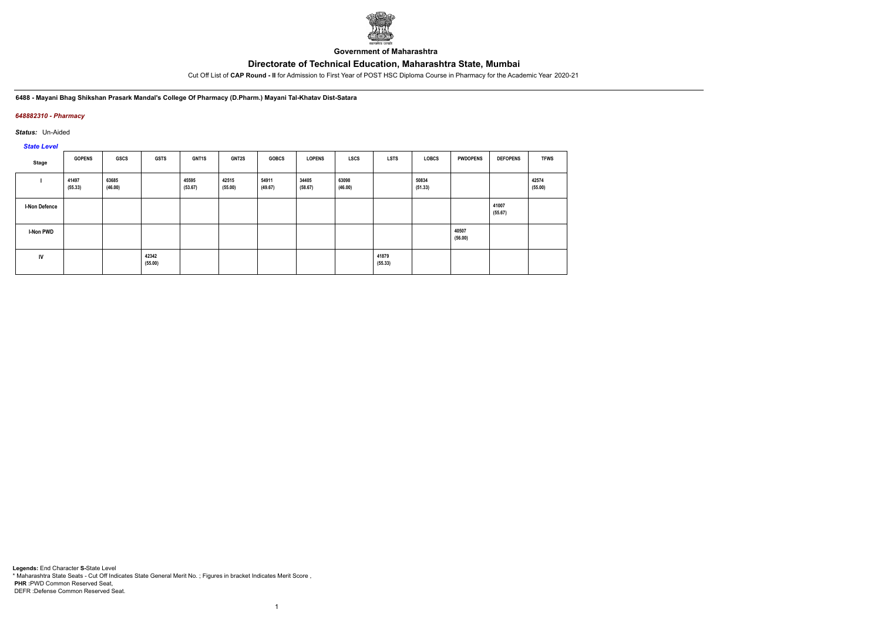**Government of Maharashtra**

# Directorate of Technical Education, Maharashtra State, Mumbai

Cut Off List of **CAP Round - II** for Admission to First Year of POST HSC Diploma Course in Pharmacy for the Academic Year 2020-21

**6488 - Mayani Bhag Shikshan Prasark Mandal's College Of Pharmacy (D.Pharm.) Mayani Tal-Khatav Dist-Satara**

***648882310 - Pharmacy***

***Status:*** Un-Aided

***State Level***

| Stage | GOPENS | GSCS | GSTS | GNT1S | GNT2S | GOBCS | LOPENS | LSCS | LSTS | LOBCS | PWDOPENS | DEFOPENS | TFWS |
|---|---|---|---|---|---|---|---|---|---|---|---|---|---|
| I | 41497 (55.33) | 63685 (46.00) | | 45595 (53.67) | 42515 (55.00) | 54911 (49.67) | 34405 (58.67) | 63098 (46.00) | | 50834 (51.33) | | | 42574 (55.00) |
| I-Non Defence | | | | | | | | | | | | 41007 (55.67) | |
| I-Non PWD | | | | | | | | | | | 40507 (56.00) | | |
| IV | | | 42342 (55.00) | | | | | | 41879 (55.33) | | | | |

**Legends:** End Character **S-**State Level
* Maharashtra State Seats - Cut Off Indicates State General Merit No. ; Figures in bracket Indicates Merit Score ,
**PHR :**PWD Common Reserved Seat,
DEFR :Defense Common Reserved Seat.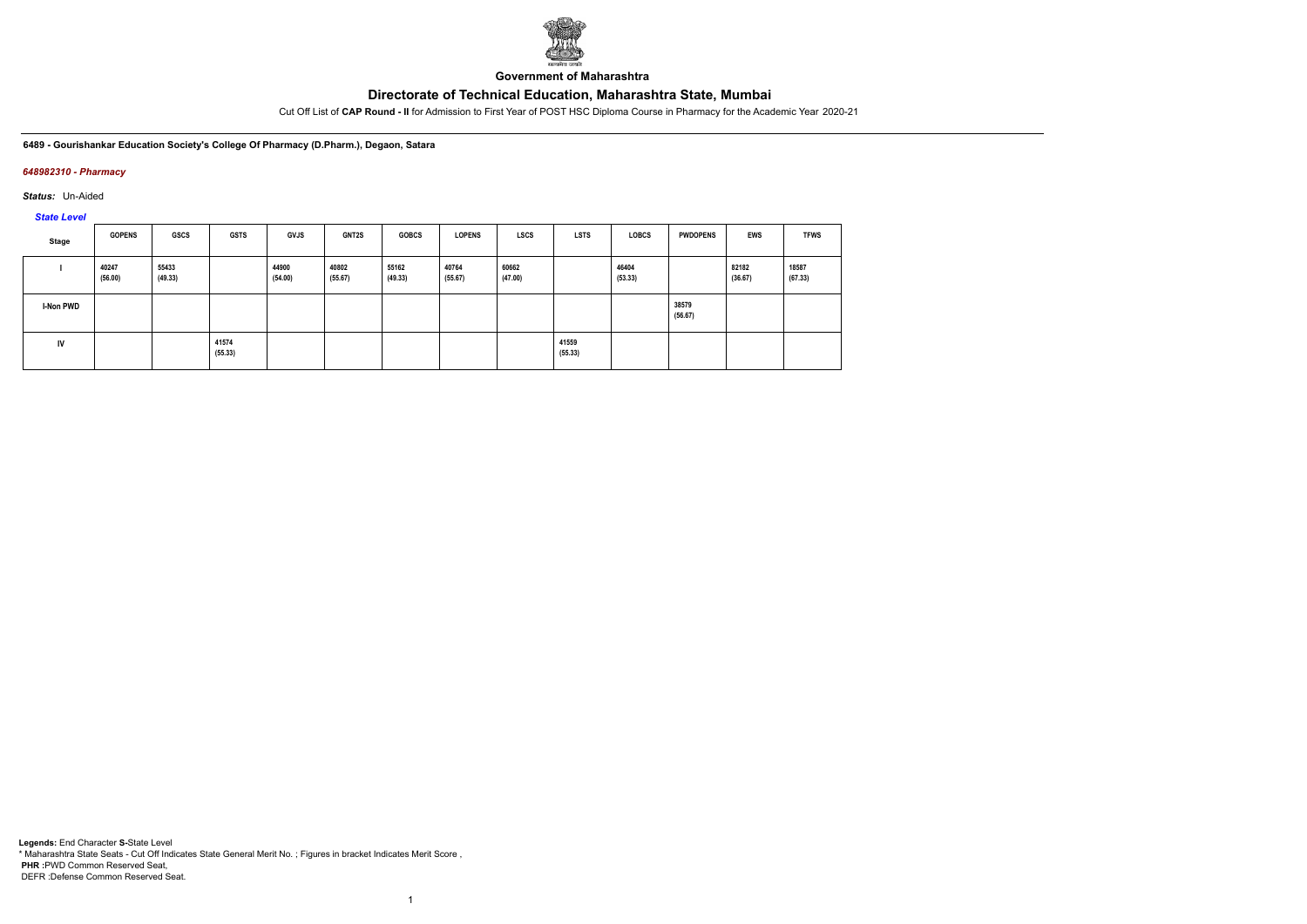Government of Maharashtra

# Directorate of Technical Education, Maharashtra State, Mumbai

Cut Off List of **CAP Round - II** for Admission to First Year of POST HSC Diploma Course in Pharmacy for the Academic Year 2020-21

**6489 - Gourishankar Education Society's College Of Pharmacy (D.Pharm.), Degaon, Satara**

***648982310 - Pharmacy***

***Status:*** Un-Aided

***State Level***

| Stage | GOPENS | GSCS | GSTS | GVJS | GNT2S | GOBCS | LOPENS | LSCS | LSTS | LOBCS | PWDOPENS | EWS | TFWS |
|---|---|---|---|---|---|---|---|---|---|---|---|---|---|
| I | 40247 (56.00) | 55433 (49.33) | | 44900 (54.00) | 40802 (55.67) | 55162 (49.33) | 40764 (55.67) | 60662 (47.00) | | 46404 (53.33) | | 82182 (36.67) | 18587 (67.33) |
| I-Non PWD | | | | | | | | | | | 38579 (56.67) | | |
| IV | | | 41574 (55.33) | | | | | | 41559 (55.33) | | | | |

**Legends:** End Character **S-**State Level
* Maharashtra State Seats - Cut Off Indicates State General Merit No. ; Figures in bracket Indicates Merit Score ,
**PHR :**PWD Common Reserved Seat,
DEFR :Defense Common Reserved Seat.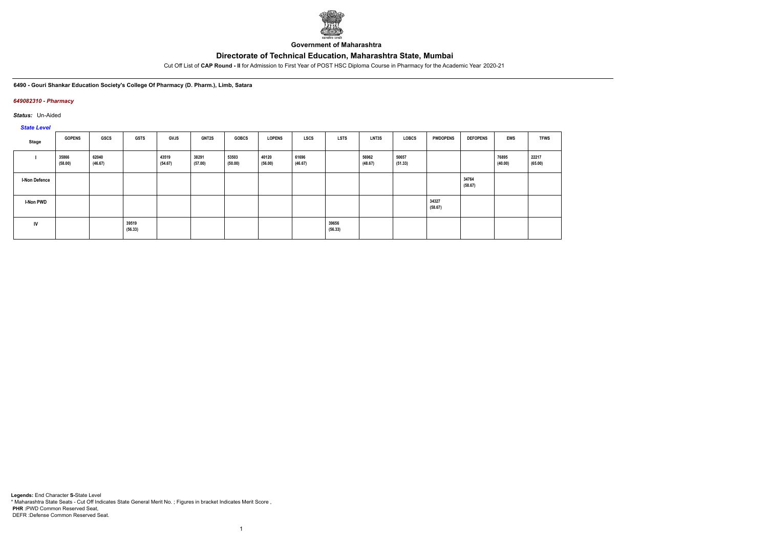**Government of Maharashtra**

# Directorate of Technical Education, Maharashtra State, Mumbai

Cut Off List of **CAP Round - II** for Admission to First Year of POST HSC Diploma Course in Pharmacy for the Academic Year 2020-21

**6490 - Gouri Shankar Education Society's College Of Pharmacy (D. Pharm.), Limb, Satara**

***649082310 - Pharmacy***

***Status:*** Un-Aided

***State Level***

| Stage | GOPENS | GSCS | GSTS | GVJS | GNT2S | GOBCS | LOPENS | LSCS | LSTS | LNT3S | LOBCS | PWDOPENS | DEFOPENS | EWS | TFWS |
|---|---|---|---|---|---|---|---|---|---|---|---|---|---|---|---|
| I | 35866 (58.00) | 62040 (46.67) | | 43519 (54.67) | 38291 (57.00) | 53503 (50.00) | 40120 (56.00) | 61696 (46.67) | | 56962 (48.67) | 50657 (51.33) | | | 76895 (40.00) | 22217 (65.00) |
| I-Non Defence | | | | | | | | | | | | | 34764 (58.67) | | |
| I-Non PWD | | | | | | | | | | | | 34327 (58.67) | | | |
| IV | | | 39519 (56.33) | | | | | | 39656 (56.33) | | | | | | |

**Legends:** End Character **S-**State Level

\* Maharashtra State Seats - Cut Off Indicates State General Merit No. ; Figures in bracket Indicates Merit Score ,

**PHR :**PWD Common Reserved Seat,

DEFR :Defense Common Reserved Seat.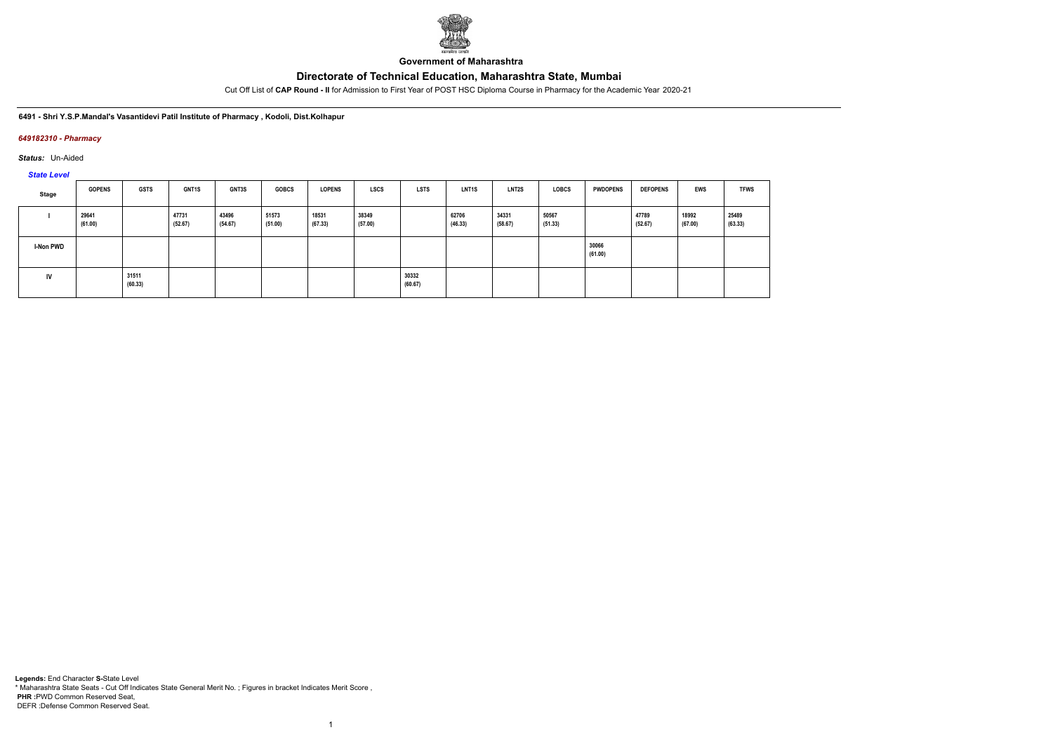**Government of Maharashtra**

## Directorate of Technical Education, Maharashtra State, Mumbai

Cut Off List of **CAP Round - II** for Admission to First Year of POST HSC Diploma Course in Pharmacy for the Academic Year 2020-21

**6491 - Shri Y.S.P.Mandal's Vasantidevi Patil Institute of Pharmacy , Kodoli, Dist.Kolhapur**

***649182310 - Pharmacy***

***Status:*** Un-Aided

***State Level***

| Stage | GOPENS | GSTS | GNT1S | GNT3S | GOBCS | LOPENS | LSCS | LSTS | LNT1S | LNT2S | LOBCS | PWDOPENS | DEFOPENS | EWS | TFWS |
|---|---|---|---|---|---|---|---|---|---|---|---|---|---|---|---|
| I | 29641 (61.00) | | 47731 (52.67) | 43496 (54.67) | 51573 (51.00) | 18531 (67.33) | 38349 (57.00) | | 62706 (46.33) | 34331 (58.67) | 50567 (51.33) | | 47789 (52.67) | 18992 (67.00) | 25489 (63.33) |
| I-Non PWD | | | | | | | | | | | | 30066 (61.00) | | | |
| IV | | 31511 (60.33) | | | | | | 30332 (60.67) | | | | | | | |

**Legends:** End Character **S-**State Level
* Maharashtra State Seats - Cut Off Indicates State General Merit No. ; Figures in bracket Indicates Merit Score ,
**PHR** :PWD Common Reserved Seat,
DEFR :Defense Common Reserved Seat.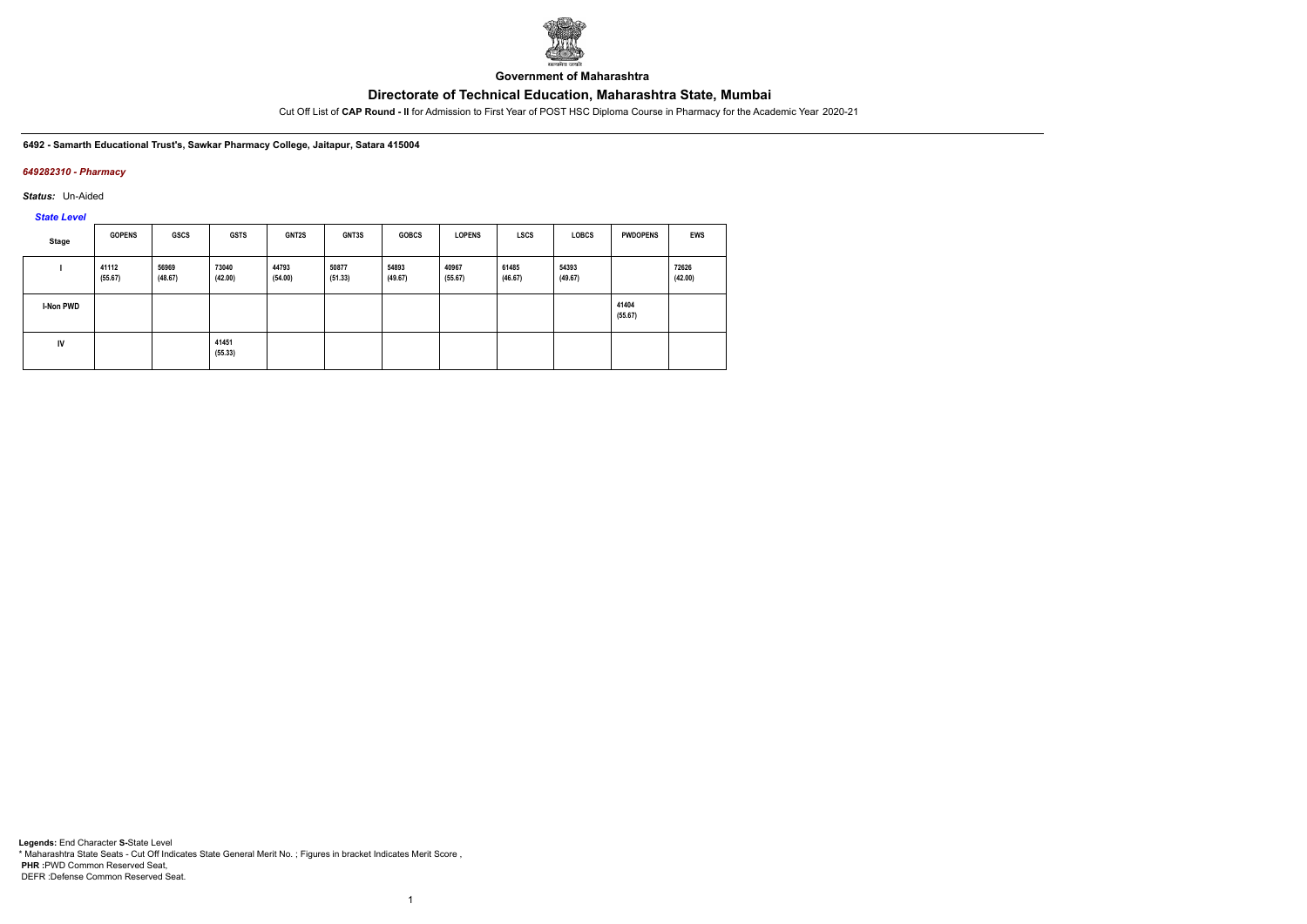**Government of Maharashtra**

# Directorate of Technical Education, Maharashtra State, Mumbai

Cut Off List of **CAP Round - II** for Admission to First Year of POST HSC Diploma Course in Pharmacy for the Academic Year 2020-21

**6492 - Samarth Educational Trust's, Sawkar Pharmacy College, Jaitapur, Satara 415004**

***649282310 - Pharmacy***

***Status:*** Un-Aided

***State Level***

| Stage | GOPENS | GSCS | GSTS | GNT2S | GNT3S | GOBCS | LOPENS | LSCS | LOBCS | PWDOPENS | EWS |
|---|---|---|---|---|---|---|---|---|---|---|---|
| I | 41112 (55.67) | 56969 (48.67) | 73040 (42.00) | 44793 (54.00) | 50877 (51.33) | 54893 (49.67) | 40967 (55.67) | 61485 (46.67) | 54393 (49.67) | | 72626 (42.00) |
| I-Non PWD | | | | | | | | | | 41404 (55.67) | |
| IV | | | 41451 (55.33) | | | | | | | | |

**Legends:** End Character **S-**State Level
* Maharashtra State Seats - Cut Off Indicates State General Merit No. ; Figures in bracket Indicates Merit Score ,
**PHR** :PWD Common Reserved Seat,
DEFR :Defense Common Reserved Seat.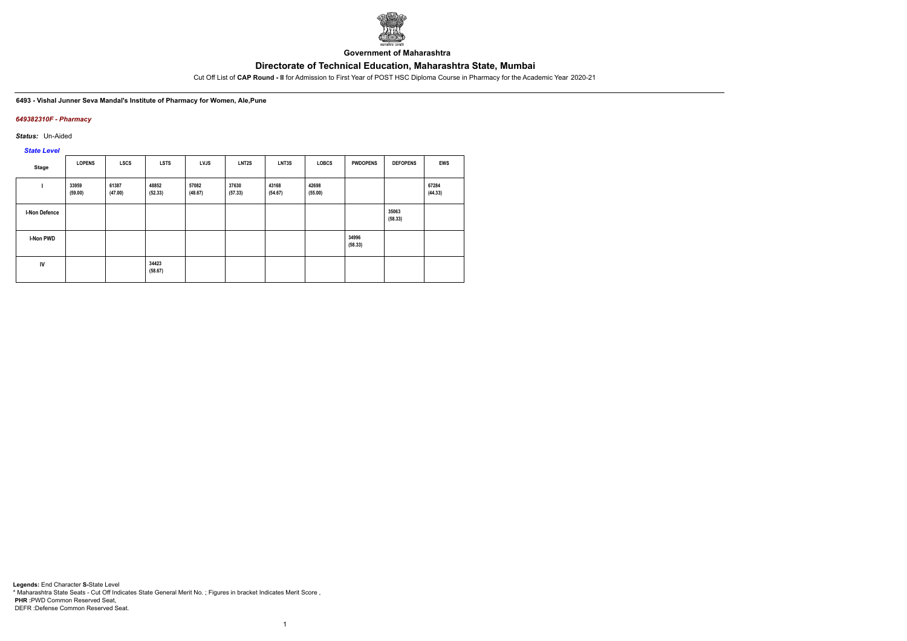**Government of Maharashtra**

## Directorate of Technical Education, Maharashtra State, Mumbai

Cut Off List of **CAP Round - II** for Admission to First Year of POST HSC Diploma Course in Pharmacy for the Academic Year 2020-21

**6493 - Vishal Junner Seva Mandal's Institute of Pharmacy for Women, Ale,Pune**

***649382310F - Pharmacy***

***Status:*** Un-Aided

***State Level***

| Stage | LOPENS | LSCS | LSTS | LVJS | LNT2S | LNT3S | LOBCS | PWDOPENS | DEFOPENS | EWS |
|---|---|---|---|---|---|---|---|---|---|---|
| I | 33959 (59.00) | 61387 (47.00) | 48852 (52.33) | 57082 (48.67) | 37630 (57.33) | 43168 (54.67) | 42698 (55.00) | | | 67284 (44.33) |
| I-Non Defence | | | | | | | | | 35063 (58.33) | |
| I-Non PWD | | | | | | | | 34996 (58.33) | | |
| IV | | | 34423 (58.67) | | | | | | | |

**Legends:** End Character **S-**State Level
* Maharashtra State Seats - Cut Off Indicates State General Merit No. ; Figures in bracket Indicates Merit Score ,
**PHR :**PWD Common Reserved Seat,
DEFR :Defense Common Reserved Seat.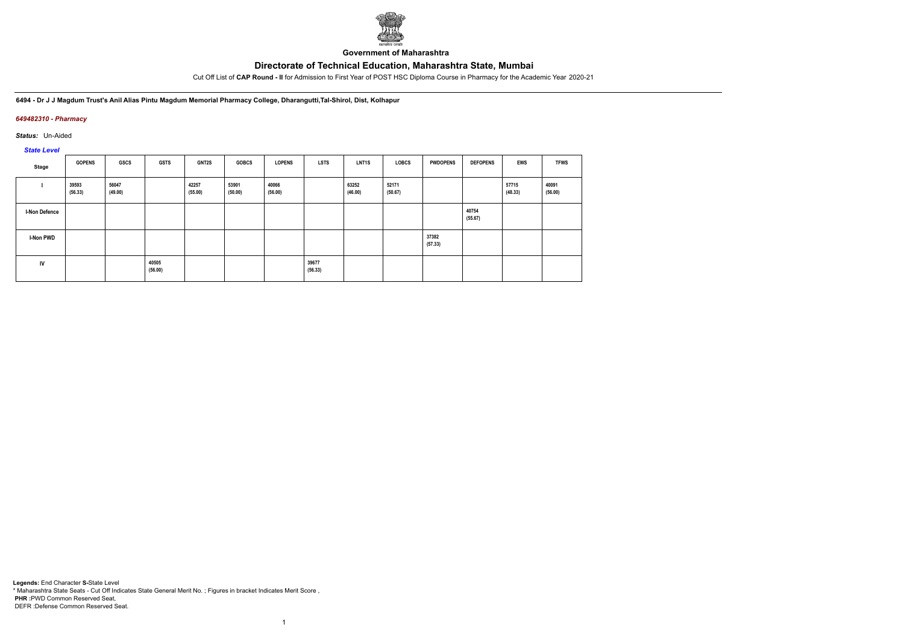**Government of Maharashtra**

# Directorate of Technical Education, Maharashtra State, Mumbai

Cut Off List of **CAP Round - II** for Admission to First Year of POST HSC Diploma Course in Pharmacy for the Academic Year 2020-21

**6494 - Dr J J Magdum Trust's Anil Alias Pintu Magdum Memorial Pharmacy College, Dharangutti,Tal-Shirol, Dist, Kolhapur**

*649482310 - Pharmacy*

*Status:* Un-Aided

*State Level*

| Stage | GOPENS | GSCS | GSTS | GNT2S | GOBCS | LOPENS | LSTS | LNT1S | LOBCS | PWDOPENS | DEFOPENS | EWS | TFWS |
|---|---|---|---|---|---|---|---|---|---|---|---|---|---|
| I | 39593 (56.33) | 56047 (49.00) | | 42257 (55.00) | 53901 (50.00) | 40066 (56.00) | | 63252 (46.00) | 52171 (50.67) | | | 57715 (48.33) | 40091 (56.00) |
| I-Non Defence | | | | | | | | | | | 40754 (55.67) | | |
| I-Non PWD | | | | | | | | | | 37382 (57.33) | | | |
| IV | | | 40505 (56.00) | | | | 39677 (56.33) | | | | | | |

**Legends:** End Character **S-**State Level

\* Maharashtra State Seats - Cut Off Indicates State General Merit No. ; Figures in bracket Indicates Merit Score ,

**PHR :**PWD Common Reserved Seat,

DEFR :Defense Common Reserved Seat.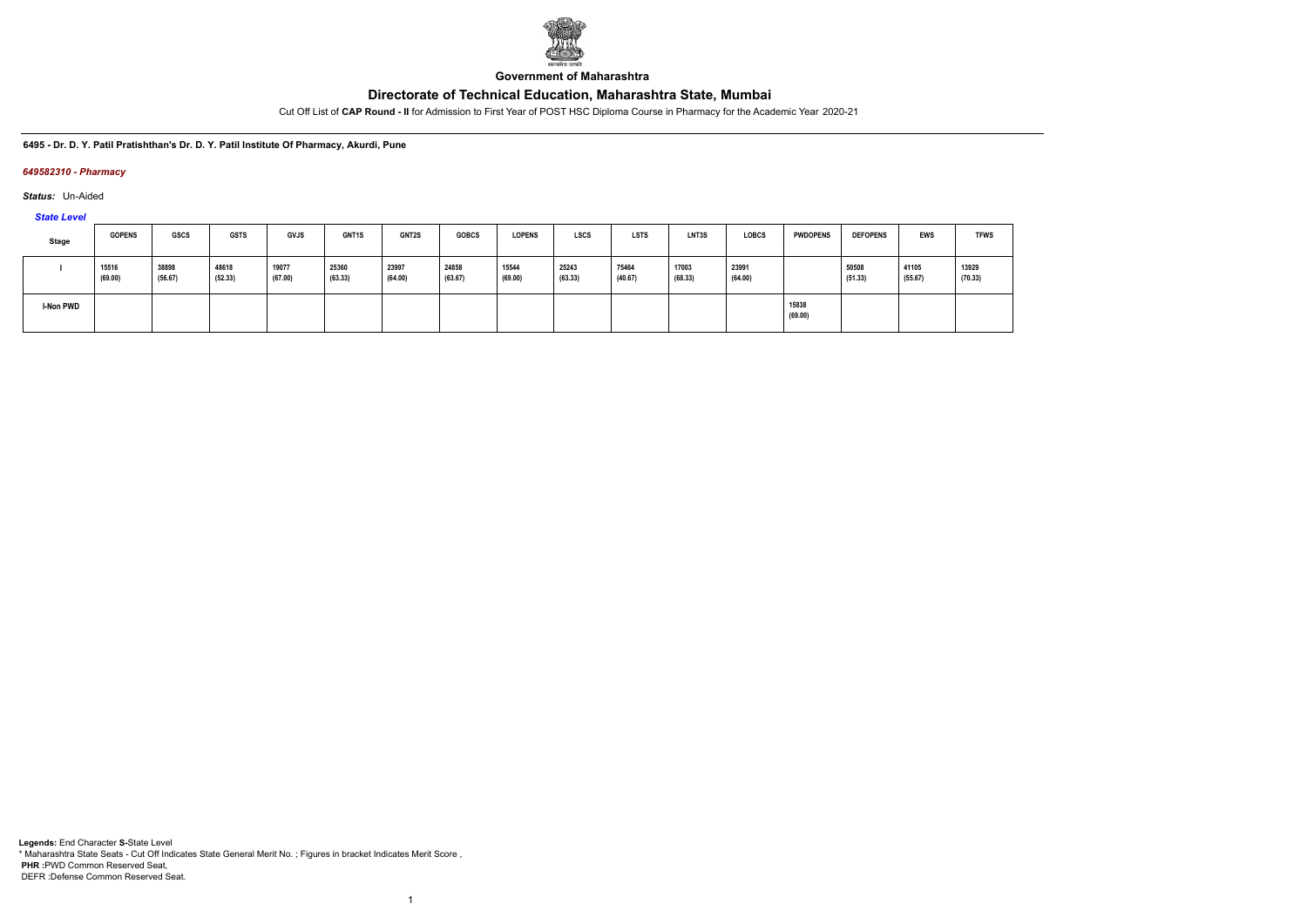**Government of Maharashtra**

## Directorate of Technical Education, Maharashtra State, Mumbai

Cut Off List of **CAP Round - II** for Admission to First Year of POST HSC Diploma Course in Pharmacy for the Academic Year 2020-21

**6495 - Dr. D. Y. Patil Pratishthan's Dr. D. Y. Patil Institute Of Pharmacy, Akurdi, Pune**

***649582310 - Pharmacy***

***Status:*** Un-Aided

***State Level***

| Stage | GOPENS | GSCS | GSTS | GVJS | GNT1S | GNT2S | GOBCS | LOPENS | LSCS | LSTS | LNT3S | LOBCS | PWDOPENS | DEFOPENS | EWS | TFWS |
|---|---|---|---|---|---|---|---|---|---|---|---|---|---|---|---|---|
| I | 15516 (69.00) | 38898 (56.67) | 48618 (52.33) | 19077 (67.00) | 25360 (63.33) | 23997 (64.00) | 24858 (63.67) | 15544 (69.00) | 25243 (63.33) | 75464 (40.67) | 17003 (68.33) | 23991 (64.00) | | 50508 (51.33) | 41105 (55.67) | 13929 (70.33) |
| I-Non PWD | | | | | | | | | | | | | 15838 (69.00) | | | |

**Legends:** End Character **S-**State Level
\* Maharashtra State Seats - Cut Off Indicates State General Merit No. ; Figures in bracket Indicates Merit Score ,
**PHR** :PWD Common Reserved Seat,
DEFR :Defense Common Reserved Seat.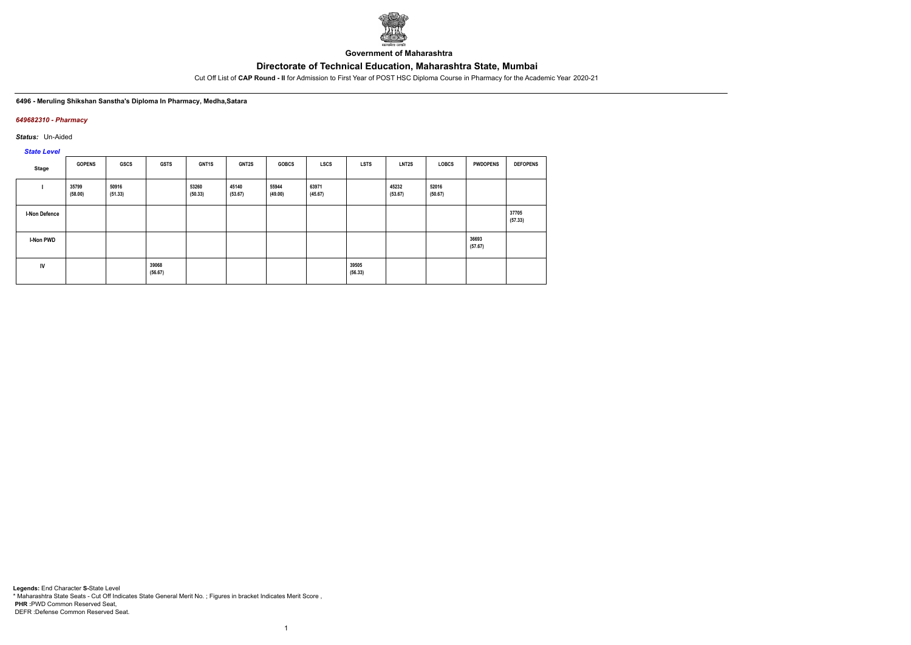Government of Maharashtra

# Directorate of Technical Education, Maharashtra State, Mumbai

Cut Off List of **CAP Round - II** for Admission to First Year of POST HSC Diploma Course in Pharmacy for the Academic Year 2020-21

**6496 - Meruling Shikshan Sanstha's Diploma In Pharmacy, Medha,Satara**

***649682310 - Pharmacy***

***Status:*** Un-Aided

***State Level***

| Stage | GOPENS | GSCS | GSTS | GNT1S | GNT2S | GOBCS | LSCS | LSTS | LNT2S | LOBCS | PWDOPENS | DEFOPENS |
|---|---|---|---|---|---|---|---|---|---|---|---|---|
| I | 35799 (58.00) | 50916 (51.33) | | 53260 (50.33) | 45140 (53.67) | 55944 (49.00) | 63971 (45.67) | | 45232 (53.67) | 52016 (50.67) | | |
| I-Non Defence | | | | | | | | | | | | 37705 (57.33) |
| I-Non PWD | | | | | | | | | | | 36693 (57.67) | |
| IV | | | 39068 (56.67) | | | | | 39505 (56.33) | | | | |

**Legends:** End Character **S-**State Level
* Maharashtra State Seats - Cut Off Indicates State General Merit No. ; Figures in bracket Indicates Merit Score ,
**PHR** :PWD Common Reserved Seat,
DEFR :Defense Common Reserved Seat.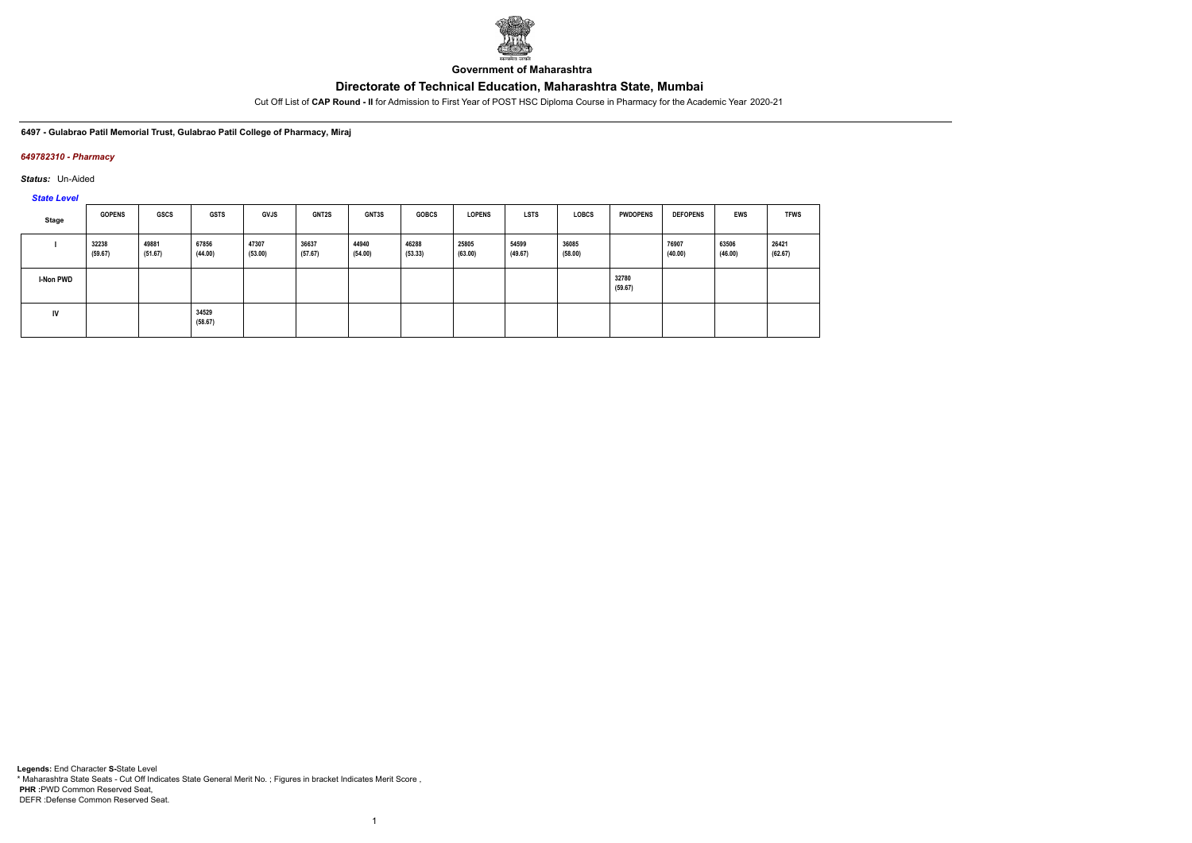**Government of Maharashtra**

# Directorate of Technical Education, Maharashtra State, Mumbai

Cut Off List of **CAP Round - II** for Admission to First Year of POST HSC Diploma Course in Pharmacy for the Academic Year 2020-21

**6497 - Gulabrao Patil Memorial Trust, Gulabrao Patil College of Pharmacy, Miraj**

***649782310 - Pharmacy***

***Status:*** Un-Aided

***State Level***

| Stage | GOPENS | GSCS | GSTS | GVJS | GNT2S | GNT3S | GOBCS | LOPENS | LSTS | LOBCS | PWDOPENS | DEFOPENS | EWS | TFWS |
|---|---|---|---|---|---|---|---|---|---|---|---|---|---|---|
| I | 32238 (59.67) | 49881 (51.67) | 67856 (44.00) | 47307 (53.00) | 36637 (57.67) | 44940 (54.00) | 46288 (53.33) | 25805 (63.00) | 54599 (49.67) | 36085 (58.00) | | 76907 (40.00) | 63506 (46.00) | 26421 (62.67) |
| I-Non PWD | | | | | | | | | | | 32780 (59.67) | | | |
| IV | | | 34529 (58.67) | | | | | | | | | | | |

**Legends:** End Character **S-**State Level
* Maharashtra State Seats - Cut Off Indicates State General Merit No. ; Figures in bracket Indicates Merit Score ,
**PHR :**PWD Common Reserved Seat,
DEFR :Defense Common Reserved Seat.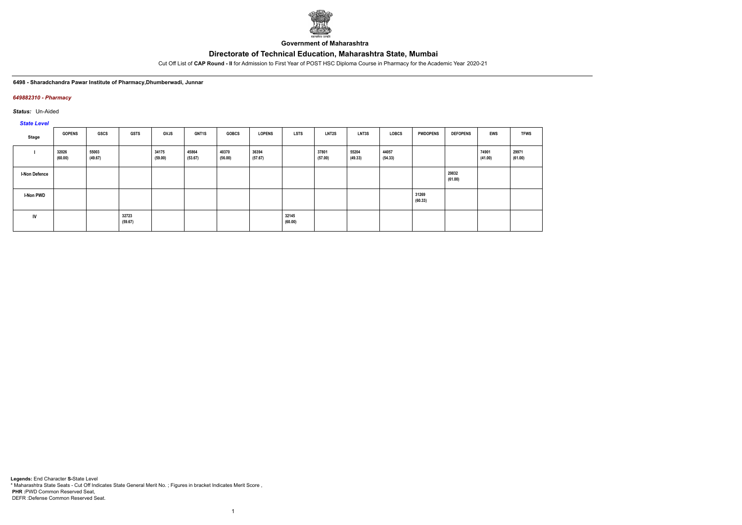Government of Maharashtra

# Directorate of Technical Education, Maharashtra State, Mumbai

Cut Off List of **CAP Round - II** for Admission to First Year of POST HSC Diploma Course in Pharmacy for the Academic Year 2020-21

**6498 - Sharadchandra Pawar Institute of Pharmacy,Dhumberwadi, Junnar**

***649882310 - Pharmacy***

***Status:*** Un-Aided

***State Level***

| Stage | GOPENS | GSCS | GSTS | GVJS | GNT1S | GOBCS | LOPENS | LSTS | LNT2S | LNT3S | LOBCS | PWDOPENS | DEFOPENS | EWS | TFWS |
|---|---|---|---|---|---|---|---|---|---|---|---|---|---|---|---|
| I | 32026 (60.00) | 55003 (49.67) | | 34175 (59.00) | 45864 (53.67) | 40370 (56.00) | 36394 (57.67) | | 37801 (57.00) | 55204 (49.33) | 44057 (54.33) | | | 74901 (41.00) | 29971 (61.00) |
| I-Non Defence | | | | | | | | | | | | | 29832 (61.00) | | |
| I-Non PWD | | | | | | | | | | | | 31269 (60.33) | | | |
| IV | | | 32723 (59.67) | | | | | 32145 (60.00) | | | | | | | |

**Legends:** End Character **S-**State Level
\* Maharashtra State Seats - Cut Off Indicates State General Merit No. ; Figures in bracket Indicates Merit Score ,
**PHR** :PWD Common Reserved Seat,
DEFR :Defense Common Reserved Seat.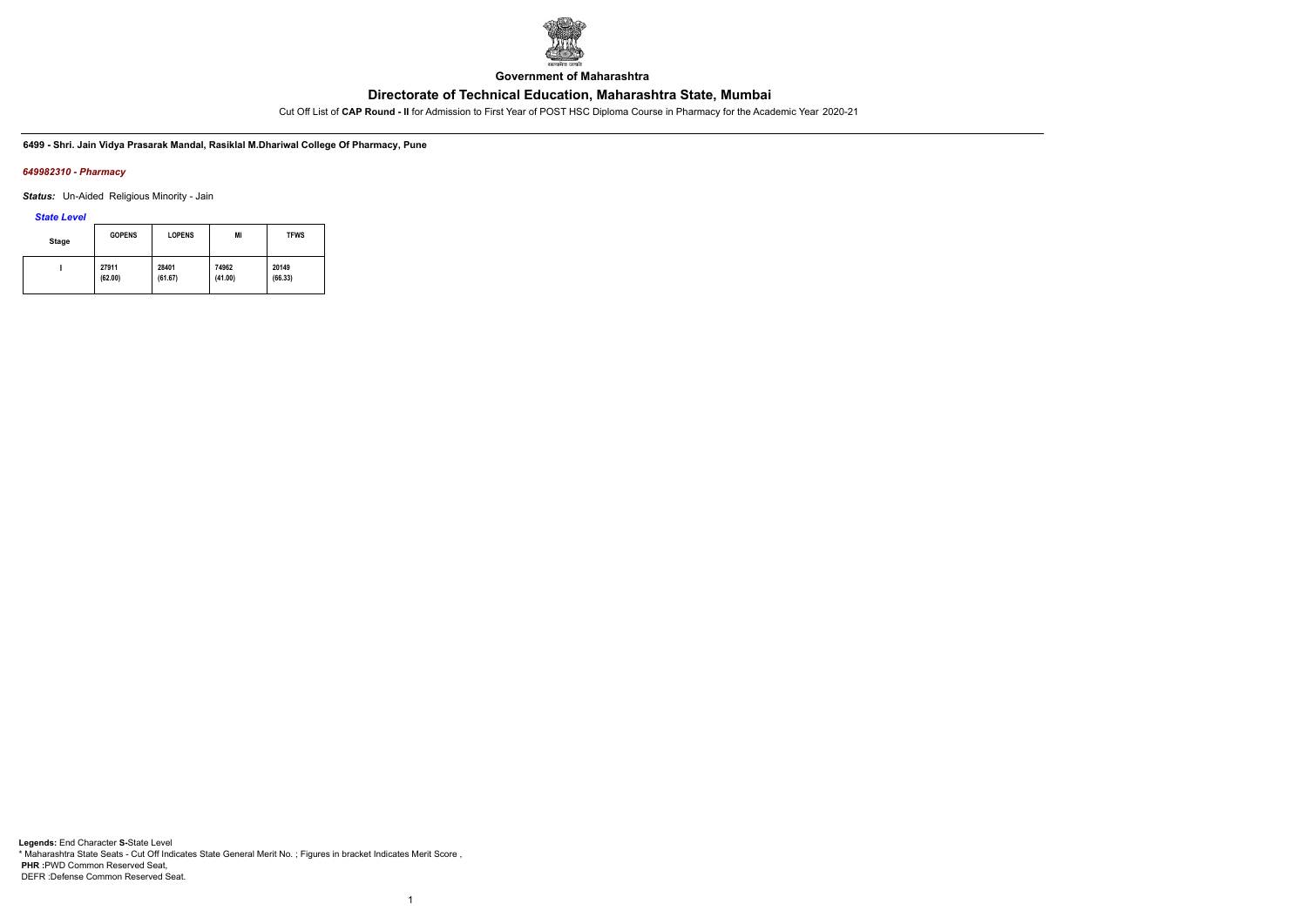**Government of Maharashtra**

# Directorate of Technical Education, Maharashtra State, Mumbai

Cut Off List of **CAP Round - II** for Admission to First Year of POST HSC Diploma Course in Pharmacy for the Academic Year 2020-21

**6499 - Shri. Jain Vidya Prasarak Mandal, Rasiklal M.Dhariwal College Of Pharmacy, Pune**

***649982310 - Pharmacy***

***Status:*** Un-Aided Religious Minority - Jain

***State Level***

| Stage | GOPENS | LOPENS | MI | TFWS |
|---|---|---|---|---|
| I | 27911 (62.00) | 28401 (61.67) | 74962 (41.00) | 20149 (66.33) |

**Legends:** End Character **S-**State Level
* Maharashtra State Seats - Cut Off Indicates State General Merit No. ; Figures in bracket Indicates Merit Score ,
**PHR :**PWD Common Reserved Seat,
DEFR :Defense Common Reserved Seat.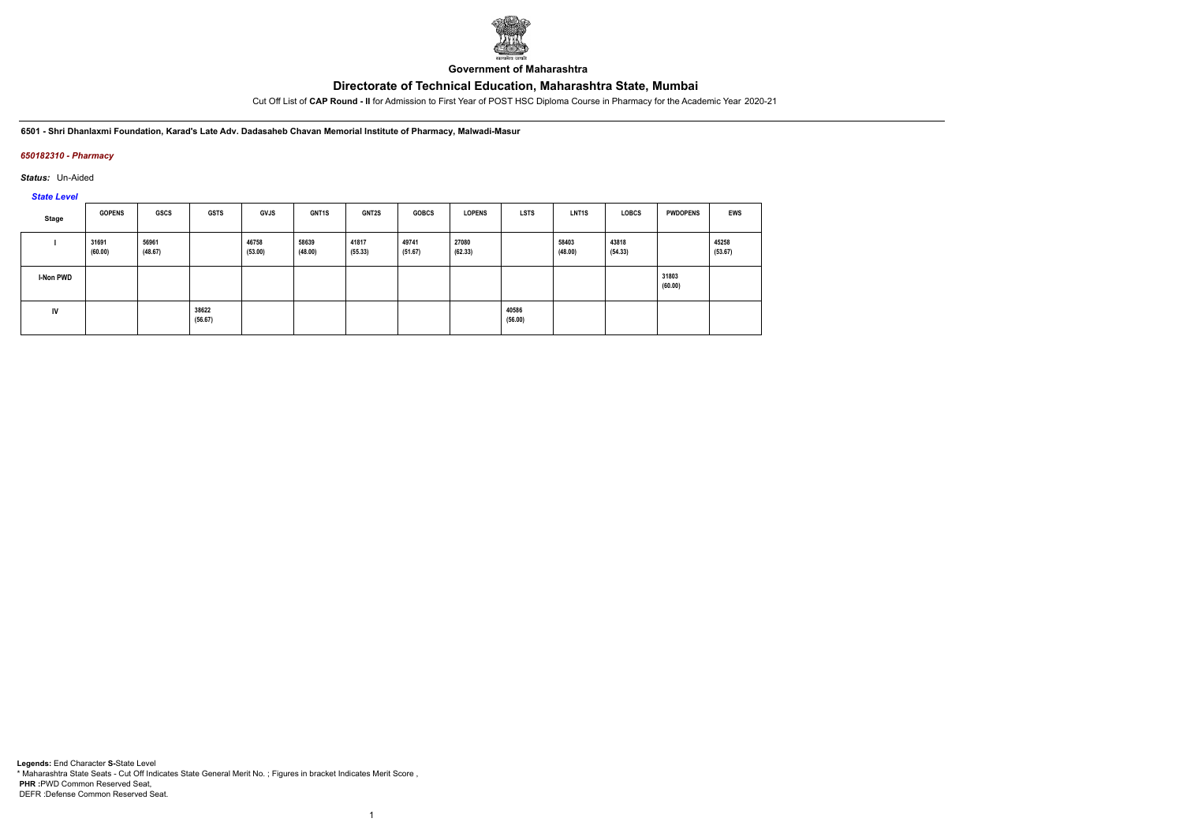**Government of Maharashtra**

# Directorate of Technical Education, Maharashtra State, Mumbai

Cut Off List of **CAP Round - II** for Admission to First Year of POST HSC Diploma Course in Pharmacy for the Academic Year 2020-21

**6501 - Shri Dhanlaxmi Foundation, Karad's Late Adv. Dadasaheb Chavan Memorial Institute of Pharmacy, Malwadi-Masur**

***650182310 - Pharmacy***

***Status:*** Un-Aided

***State Level***

| Stage | GOPENS | GSCS | GSTS | GVJS | GNT1S | GNT2S | GOBCS | LOPENS | LSTS | LNT1S | LOBCS | PWDOPENS | EWS |
|---|---|---|---|---|---|---|---|---|---|---|---|---|---|
| I | 31691 (60.00) | 56961 (48.67) | | 46758 (53.00) | 58639 (48.00) | 41817 (55.33) | 49741 (51.67) | 27080 (62.33) | | 58403 (48.00) | 43818 (54.33) | | 45258 (53.67) |
| I-Non PWD | | | | | | | | | | | | 31803 (60.00) | |
| IV | | | 38622 (56.67) | | | | | | 40586 (56.00) | | | | |

**Legends:** End Character **S-**State Level
* Maharashtra State Seats - Cut Off Indicates State General Merit No. ; Figures in bracket Indicates Merit Score ,
**PHR** :PWD Common Reserved Seat,
DEFR :Defense Common Reserved Seat.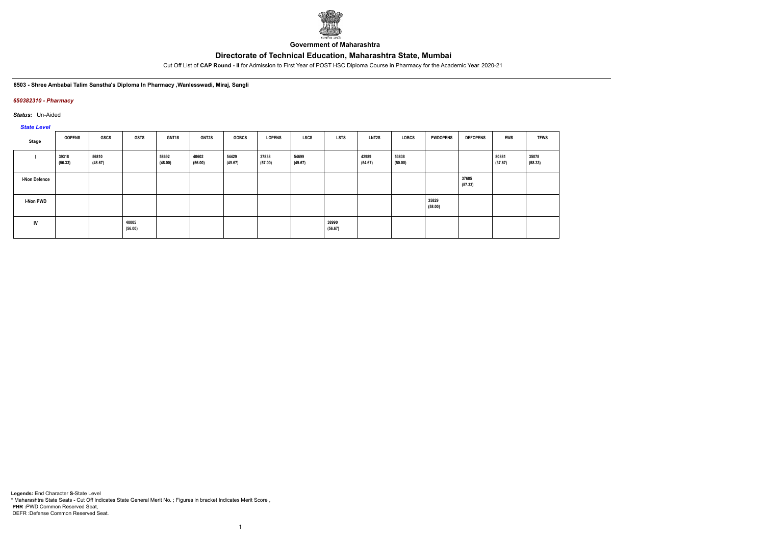Government of Maharashtra

# Directorate of Technical Education, Maharashtra State, Mumbai

Cut Off List of **CAP Round - II** for Admission to First Year of POST HSC Diploma Course in Pharmacy for the Academic Year 2020-21

**6503 - Shree Ambabai Talim Sanstha's Diploma In Pharmacy ,Wanlesswadi, Miraj, Sangli**

***650382310 - Pharmacy***

***Status:*** Un-Aided

***State Level***

| Stage | GOPENS | GSCS | GSTS | GNT1S | GNT2S | GOBCS | LOPENS | LSCS | LSTS | LNT2S | LOBCS | PWDOPENS | DEFOPENS | EWS | TFWS |
|---|---|---|---|---|---|---|---|---|---|---|---|---|---|---|---|
| I | 39318 (56.33) | 56810 (48.67) | | 58692 (48.00) | 40602 (56.00) | 54429 (49.67) | 37838 (57.00) | 54699 (49.67) | | 42989 (54.67) | 53838 (50.00) | | | 80881 (37.67) | 35078 (58.33) |
| I-Non Defence | | | | | | | | | | | | | 37685 (57.33) | | |
| I-Non PWD | | | | | | | | | | | | 35829 (58.00) | | | |
| IV | | | 40005 (56.00) | | | | | | 38990 (56.67) | | | | | | |

**Legends:** End Character **S-**State Level
* Maharashtra State Seats - Cut Off Indicates State General Merit No. ; Figures in bracket Indicates Merit Score ,
**PHR :**PWD Common Reserved Seat,
DEFR :Defense Common Reserved Seat.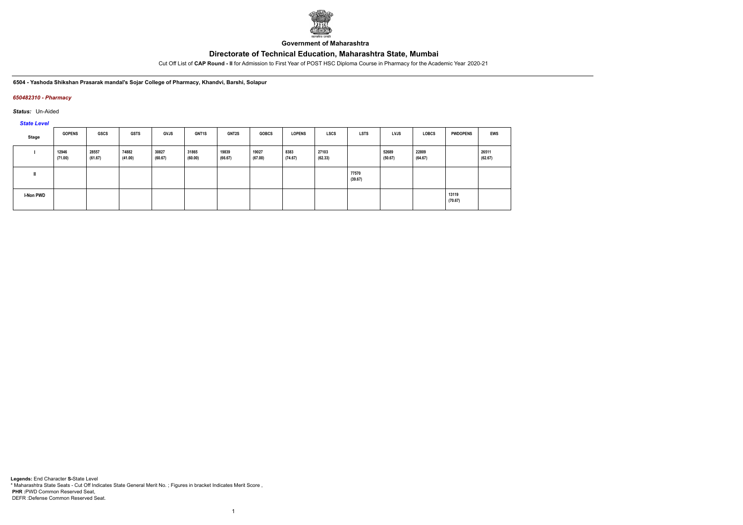**Government of Maharashtra**

# Directorate of Technical Education, Maharashtra State, Mumbai

Cut Off List of **CAP Round - II** for Admission to First Year of POST HSC Diploma Course in Pharmacy for the Academic Year 2020-21

**6504 - Yashoda Shikshan Prasarak mandal's Sojar College of Pharmacy, Khandvi, Barshi, Solapur**

***650482310 - Pharmacy***

***Status:*** Un-Aided

***State Level***

| Stage | GOPENS | GSCS | GSTS | GVJS | GNT1S | GNT2S | GOBCS | LOPENS | LSCS | LSTS | LVJS | LOBCS | PWDOPENS | EWS |
|---|---|---|---|---|---|---|---|---|---|---|---|---|---|---|
| I | 12946 (71.00) | 28557 (61.67) | 74882 (41.00) | 30827 (60.67) | 31865 (60.00) | 19839 (66.67) | 19027 (67.00) | 8383 (74.67) | 27103 (62.33) | | 52689 (50.67) | 22809 (64.67) | | 26511 (62.67) |
| II | | | | | | | | | | 77570 (39.67) | | | | |
| I-Non PWD | | | | | | | | | | | | | 13119 (70.67) | |

**Legends:** End Character **S-**State Level
* Maharashtra State Seats - Cut Off Indicates State General Merit No. ; Figures in bracket Indicates Merit Score ,
**PHR :**PWD Common Reserved Seat,
DEFR :Defense Common Reserved Seat.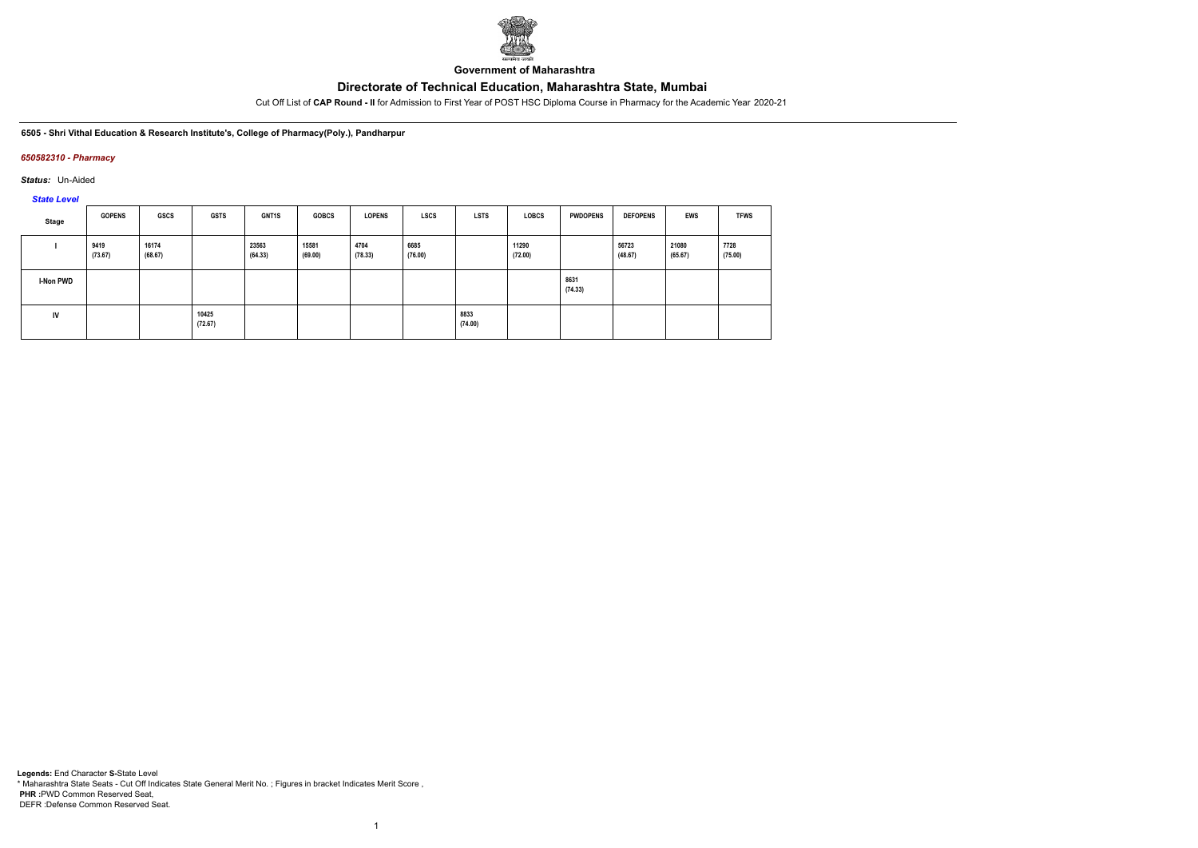**Government of Maharashtra**

# Directorate of Technical Education, Maharashtra State, Mumbai

Cut Off List of **CAP Round - II** for Admission to First Year of POST HSC Diploma Course in Pharmacy for the Academic Year 2020-21

**6505 - Shri Vithal Education & Research Institute's, College of Pharmacy(Poly.), Pandharpur**

*650582310 - Pharmacy*

*Status:* Un-Aided

*State Level*

| Stage | GOPENS | GSCS | GSTS | GNT1S | GOBCS | LOPENS | LSCS | LSTS | LOBCS | PWDOPENS | DEFOPENS | EWS | TFWS |
|---|---|---|---|---|---|---|---|---|---|---|---|---|---|
| I | 9419 (73.67) | 16174 (68.67) | | 23563 (64.33) | 15581 (69.00) | 4704 (78.33) | 6685 (76.00) | | 11290 (72.00) | | 56723 (48.67) | 21080 (65.67) | 7728 (75.00) |
| I-Non PWD | | | | | | | | | | 8631 (74.33) | | | |
| IV | | | 10425 (72.67) | | | | | 8833 (74.00) | | | | | |

**Legends:** End Character **S-**State Level
* Maharashtra State Seats - Cut Off Indicates State General Merit No. ; Figures in bracket Indicates Merit Score ,
**PHR :**PWD Common Reserved Seat,
DEFR :Defense Common Reserved Seat.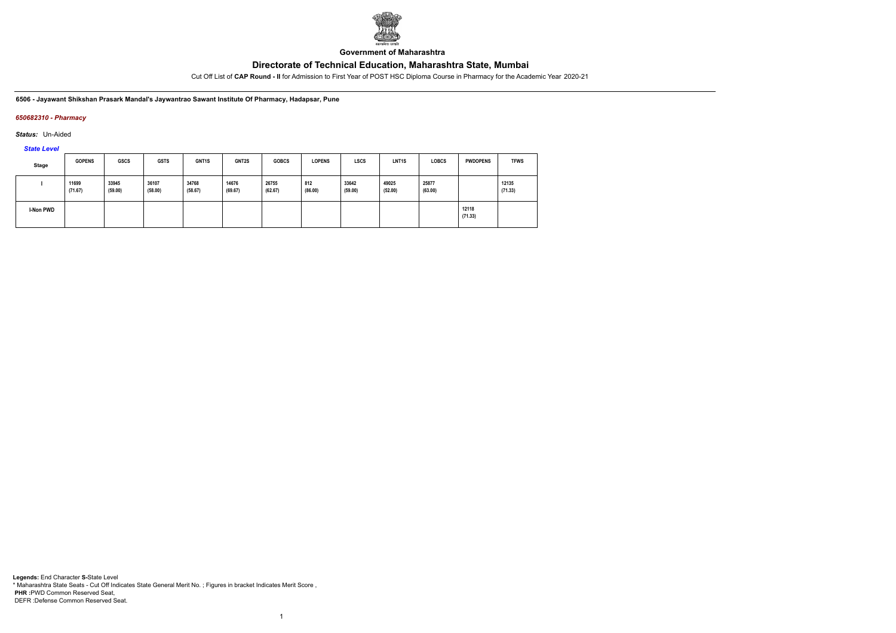**Government of Maharashtra**

# Directorate of Technical Education, Maharashtra State, Mumbai

Cut Off List of **CAP Round - II** for Admission to First Year of POST HSC Diploma Course in Pharmacy for the Academic Year 2020-21

**6506 - Jayawant Shikshan Prasark Mandal's Jaywantrao Sawant Institute Of Pharmacy, Hadapsar, Pune**

***650682310 - Pharmacy***

***Status:*** Un-Aided

***State Level***

| Stage | GOPENS | GSCS | GSTS | GNT1S | GNT2S | GOBCS | LOPENS | LSCS | LNT1S | LOBCS | PWDOPENS | TFWS |
|---|---|---|---|---|---|---|---|---|---|---|---|---|
| I | 11699 (71.67) | 33945 (59.00) | 36107 (58.00) | 34768 (58.67) | 14676 (69.67) | 26755 (62.67) | 812 (86.00) | 33642 (59.00) | 49025 (52.00) | 25877 (63.00) | | 12135 (71.33) |
| I-Non PWD | | | | | | | | | | | 12118 (71.33) | |

**Legends:** End Character **S-**State Level
* Maharashtra State Seats - Cut Off Indicates State General Merit No. ; Figures in bracket Indicates Merit Score ,
**PHR :**PWD Common Reserved Seat,
DEFR :Defense Common Reserved Seat.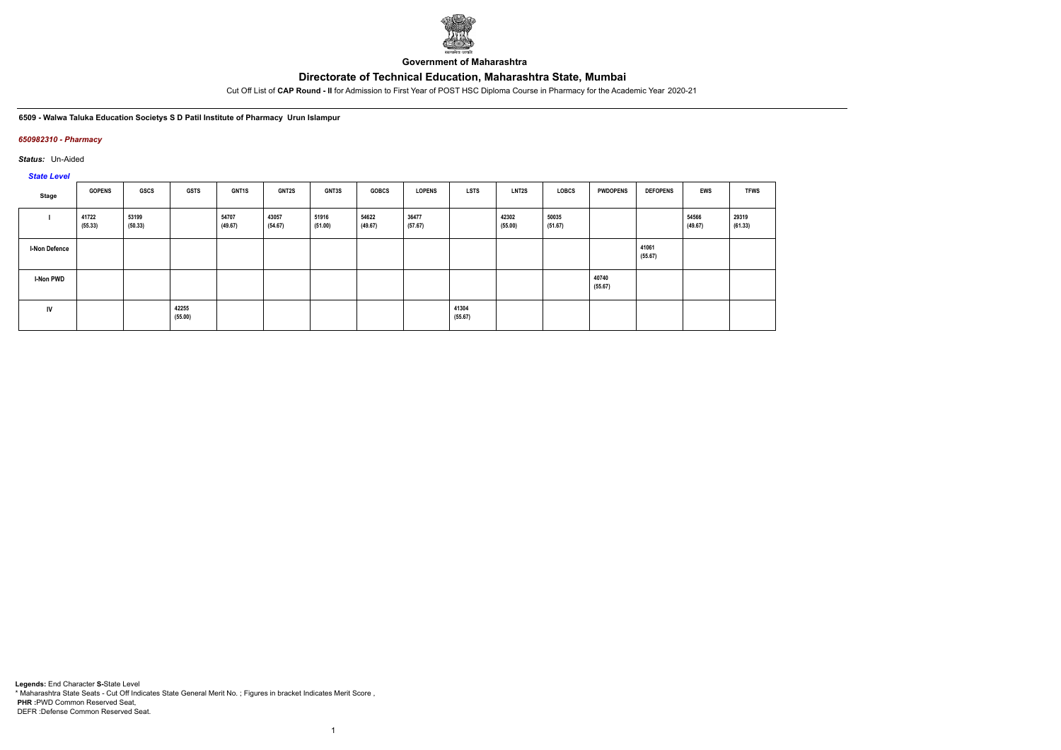Government of Maharashtra

# Directorate of Technical Education, Maharashtra State, Mumbai

Cut Off List of **CAP Round - II** for Admission to First Year of POST HSC Diploma Course in Pharmacy for the Academic Year 2020-21

**6509 - Walwa Taluka Education Societys S D Patil Institute of Pharmacy Urun Islampur**

***650982310 - Pharmacy***

***Status:*** Un-Aided

***State Level***

| Stage | GOPENS | GSCS | GSTS | GNT1S | GNT2S | GNT3S | GOBCS | LOPENS | LSTS | LNT2S | LOBCS | PWDOPENS | DEFOPENS | EWS | TFWS |
|---|---|---|---|---|---|---|---|---|---|---|---|---|---|---|---|
| I | 41722 (55.33) | 53199 (50.33) | | 54707 (49.67) | 43057 (54.67) | 51916 (51.00) | 54622 (49.67) | 36477 (57.67) | | 42302 (55.00) | 50035 (51.67) | | | 54566 (49.67) | 29319 (61.33) |
| I-Non Defence | | | | | | | | | | | | | 41061 (55.67) | | |
| I-Non PWD | | | | | | | | | | | | 40740 (55.67) | | | |
| IV | | | 42255 (55.00) | | | | | | 41304 (55.67) | | | | | | |

**Legends:** End Character **S-**State Level
* Maharashtra State Seats - Cut Off Indicates State General Merit No. ; Figures in bracket Indicates Merit Score ,
**PHR** :PWD Common Reserved Seat,
DEFR :Defense Common Reserved Seat.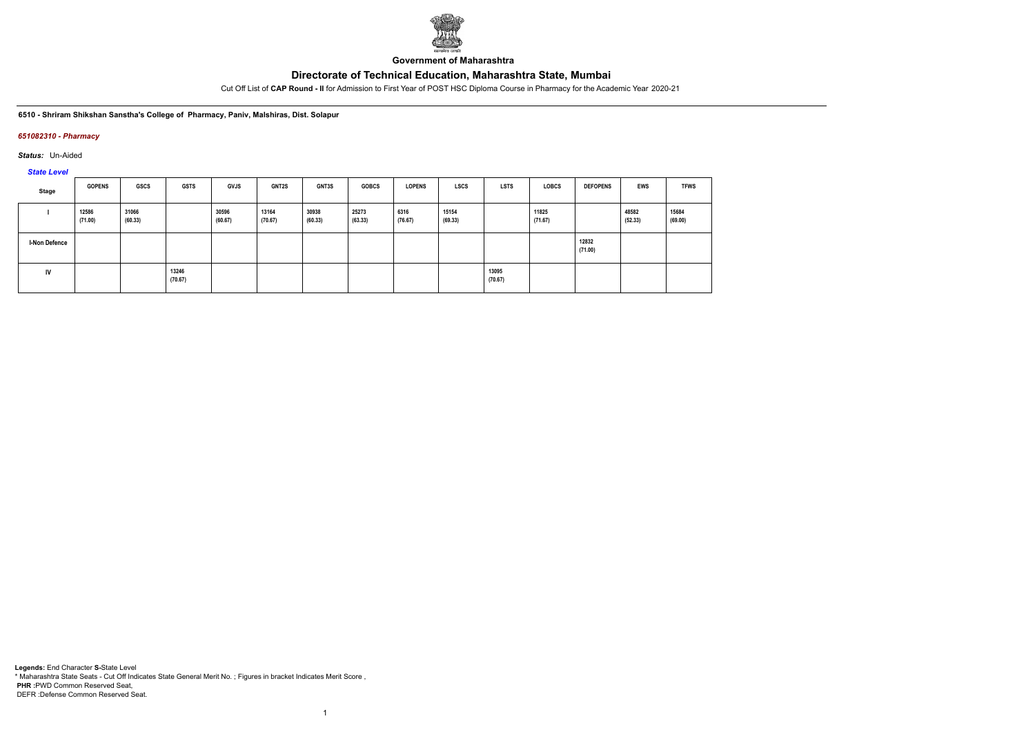**Government of Maharashtra**

# Directorate of Technical Education, Maharashtra State, Mumbai

Cut Off List of **CAP Round - II** for Admission to First Year of POST HSC Diploma Course in Pharmacy for the Academic Year 2020-21

**6510 - Shriram Shikshan Sanstha's College of Pharmacy, Paniv, Malshiras, Dist. Solapur**

***651082310 - Pharmacy***

***Status:*** Un-Aided

***State Level***

| Stage | GOPENS | GSCS | GSTS | GVJS | GNT2S | GNT3S | GOBCS | LOPENS | LSCS | LSTS | LOBCS | DEFOPENS | EWS | TFWS |
|---|---|---|---|---|---|---|---|---|---|---|---|---|---|---|
| I | 12586 (71.00) | 31066 (60.33) | | 30596 (60.67) | 13164 (70.67) | 30938 (60.33) | 25273 (63.33) | 6316 (76.67) | 15154 (69.33) | | 11825 (71.67) | | 48582 (52.33) | 15684 (69.00) |
| I-Non Defence | | | | | | | | | | | | 12832 (71.00) | | |
| IV | | | 13246 (70.67) | | | | | | | 13095 (70.67) | | | | |

**Legends:** End Character **S-**State Level
\* Maharashtra State Seats - Cut Off Indicates State General Merit No. ; Figures in bracket Indicates Merit Score ,
**PHR :**PWD Common Reserved Seat,
DEFR :Defense Common Reserved Seat.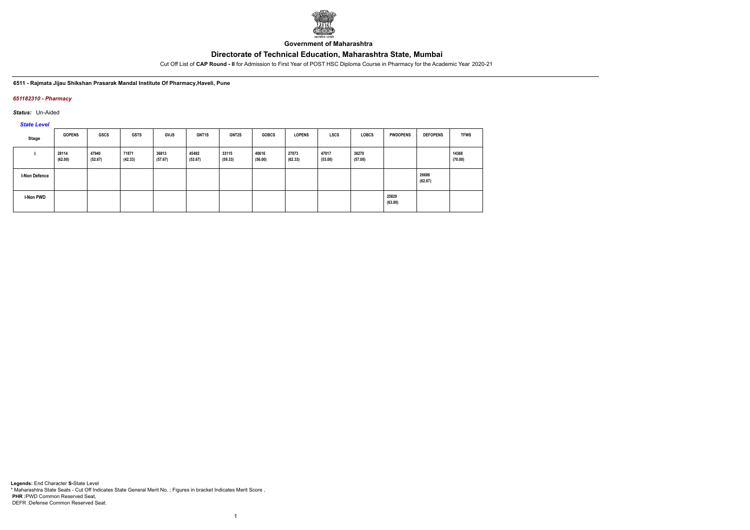Government of Maharashtra

# Directorate of Technical Education, Maharashtra State, Mumbai

Cut Off List of **CAP Round - II** for Admission to First Year of POST HSC Diploma Course in Pharmacy for the Academic Year 2020-21

**6511 - Rajmata Jijau Shikshan Prasarak Mandal Institute Of Pharmacy,Haveli, Pune**

***651182310 - Pharmacy***

***Status:*** Un-Aided

***State Level***

| Stage | GOPENS | GSCS | GSTS | GVJS | GNT1S | GNT2S | GOBCS | LOPENS | LSCS | LOBCS | PWDOPENS | DEFOPENS | TFWS |
|---|---|---|---|---|---|---|---|---|---|---|---|---|---|
| I | 28114 (62.00) | 47940 (52.67) | 71871 (42.33) | 36813 (57.67) | 45492 (53.67) | 33115 (59.33) | 40616 (56.00) | 27073 (62.33) | 47017 (53.00) | 38270 (57.00) | | | 14368 (70.00) |
| I-Non Defence | | | | | | | | | | | | 26686 (62.67) | |
| I-Non PWD | | | | | | | | | | | 25829 (63.00) | | |

**Legends:** End Character **S-**State Level
* Maharashtra State Seats - Cut Off Indicates State General Merit No. ; Figures in bracket Indicates Merit Score ,
**PHR** :PWD Common Reserved Seat,
DEFR :Defense Common Reserved Seat.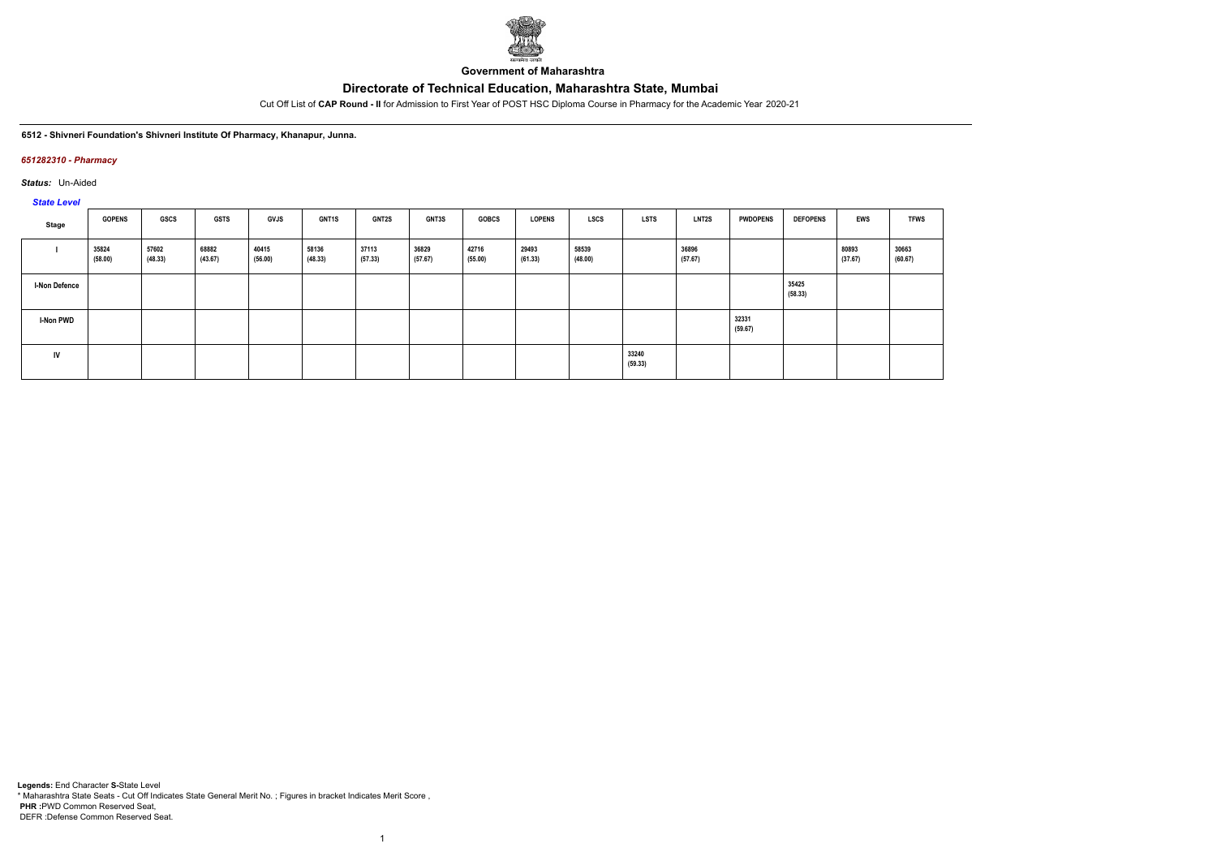**Government of Maharashtra**

## Directorate of Technical Education, Maharashtra State, Mumbai

Cut Off List of **CAP Round - II** for Admission to First Year of POST HSC Diploma Course in Pharmacy for the Academic Year 2020-21

**6512 - Shivneri Foundation's Shivneri Institute Of Pharmacy, Khanapur, Junna.**

*651282310 - Pharmacy*

*Status:* Un-Aided

*State Level*

| Stage | GOPENS | GSCS | GSTS | GVJS | GNT1S | GNT2S | GNT3S | GOBCS | LOPENS | LSCS | LSTS | LNT2S | PWDOPENS | DEFOPENS | EWS | TFWS |
|---|---|---|---|---|---|---|---|---|---|---|---|---|---|---|---|---|
| I | 35824 (58.00) | 57602 (48.33) | 68882 (43.67) | 40415 (56.00) | 58136 (48.33) | 37113 (57.33) | 36829 (57.67) | 42716 (55.00) | 29493 (61.33) | 58539 (48.00) | | 36896 (57.67) | | | 80893 (37.67) | 30663 (60.67) |
| I-Non Defence | | | | | | | | | | | | | | 35425 (58.33) | | |
| I-Non PWD | | | | | | | | | | | | | 32331 (59.67) | | | |
| IV | | | | | | | | | | | 33240 (59.33) | | | | | |

**Legends:** End Character **S**-State Level
* Maharashtra State Seats - Cut Off Indicates State General Merit No. ; Figures in bracket Indicates Merit Score ,
**PHR** :PWD Common Reserved Seat,
DEFR :Defense Common Reserved Seat.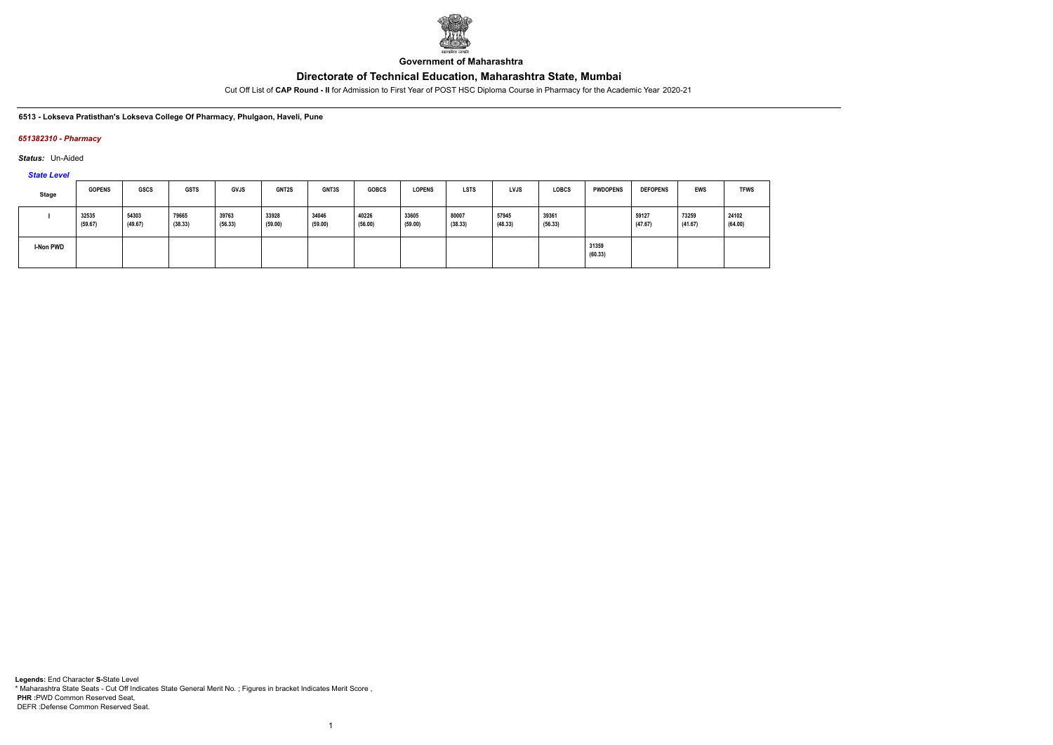**Government of Maharashtra**

# Directorate of Technical Education, Maharashtra State, Mumbai

Cut Off List of **CAP Round - II** for Admission to First Year of POST HSC Diploma Course in Pharmacy for the Academic Year 2020-21

**6513 - Lokseva Pratisthan's Lokseva College Of Pharmacy, Phulgaon, Haveli, Pune**

***651382310 - Pharmacy***

***Status:*** Un-Aided

***State Level***

| Stage | GOPENS | GSCS | GSTS | GVJS | GNT2S | GNT3S | GOBCS | LOPENS | LSTS | LVJS | LOBCS | PWDOPENS | DEFOPENS | EWS | TFWS |
|---|---|---|---|---|---|---|---|---|---|---|---|---|---|---|---|
| I | 32535 (59.67) | 54303 (49.67) | 79665 (38.33) | 39763 (56.33) | 33928 (59.00) | 34046 (59.00) | 40226 (56.00) | 33605 (59.00) | 80007 (38.33) | 57945 (48.33) | 39361 (56.33) | | 59127 (47.67) | 73259 (41.67) | 24102 (64.00) |
| I-Non PWD | | | | | | | | | | | | 31359 (60.33) | | | |

**Legends:** End Character **S-**State Level
* Maharashtra State Seats - Cut Off Indicates State General Merit No. ; Figures in bracket Indicates Merit Score ,
**PHR :**PWD Common Reserved Seat,
DEFR :Defense Common Reserved Seat.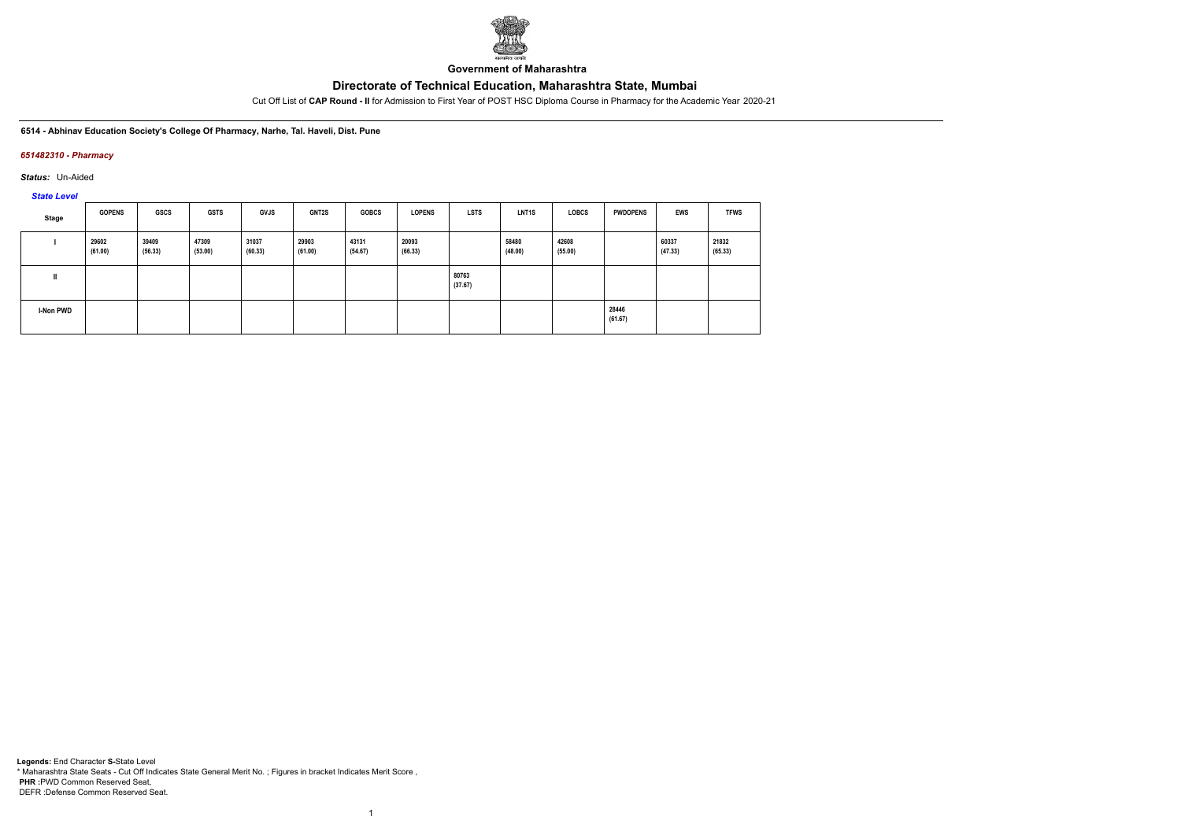**Government of Maharashtra**

# Directorate of Technical Education, Maharashtra State, Mumbai

Cut Off List of **CAP Round - II** for Admission to First Year of POST HSC Diploma Course in Pharmacy for the Academic Year 2020-21

**6514 - Abhinav Education Society's College Of Pharmacy, Narhe, Tal. Haveli, Dist. Pune**

***651482310 - Pharmacy***

***Status:*** Un-Aided

***State Level***

| Stage | GOPENS | GSCS | GSTS | GVJS | GNT2S | GOBCS | LOPENS | LSTS | LNT1S | LOBCS | PWDOPENS | EWS | TFWS |
|---|---|---|---|---|---|---|---|---|---|---|---|---|---|
| I | 29602 (61.00) | 39409 (56.33) | 47309 (53.00) | 31037 (60.33) | 29903 (61.00) | 43131 (54.67) | 20093 (66.33) | | 58480 (48.00) | 42608 (55.00) | | 60337 (47.33) | 21832 (65.33) |
| II | | | | | | | | 80763 (37.67) | | | | | |
| I-Non PWD | | | | | | | | | | | 28446 (61.67) | | |

**Legends:** End Character **S-**State Level
\* Maharashtra State Seats - Cut Off Indicates State General Merit No. ; Figures in bracket Indicates Merit Score ,
**PHR :**PWD Common Reserved Seat,
DEFR :Defense Common Reserved Seat.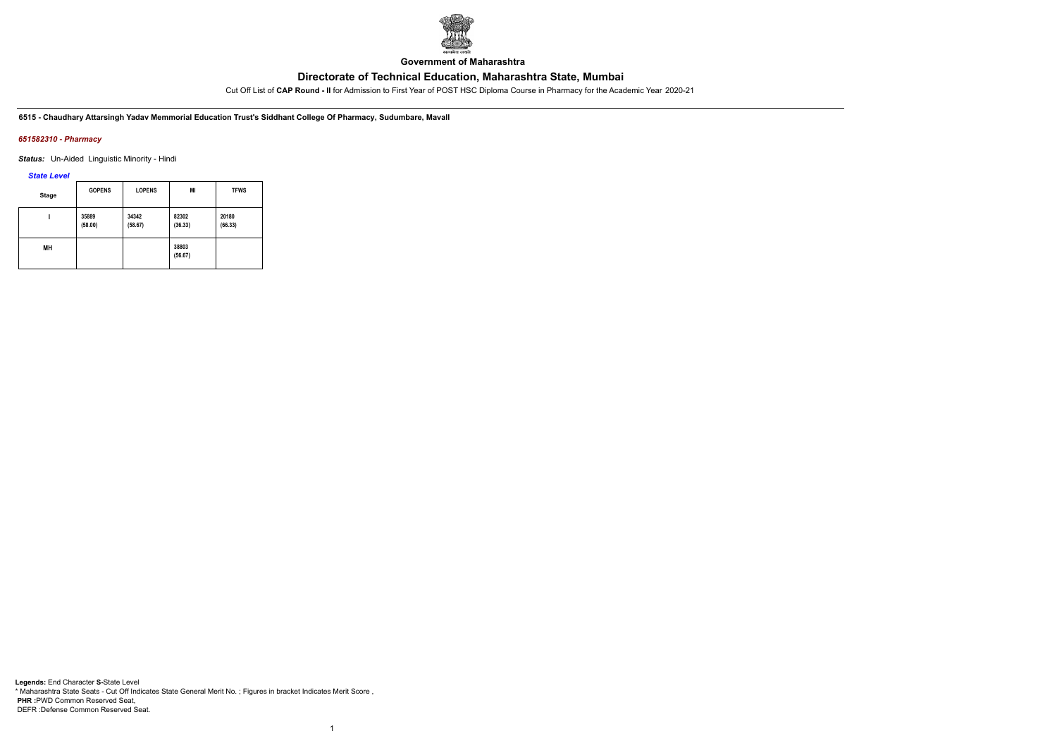Government of Maharashtra

# Directorate of Technical Education, Maharashtra State, Mumbai

Cut Off List of **CAP Round - II** for Admission to First Year of POST HSC Diploma Course in Pharmacy for the Academic Year 2020-21

**6515 - Chaudhary Attarsingh Yadav Memmorial Education Trust's Siddhant College Of Pharmacy, Sudumbare, Mavall**

*651582310 - Pharmacy*

***Status:*** Un-Aided Linguistic Minority - Hindi

*State Level*

| Stage | GOPENS | LOPENS | MI | TFWS |
|---|---|---|---|---|
| I | 35889 (58.00) | 34342 (58.67) | 82302 (36.33) | 20180 (66.33) |
| MH | | | 38803 (56.67) | |

**Legends:** End Character **S-**State Level
* Maharashtra State Seats - Cut Off Indicates State General Merit No. ; Figures in bracket Indicates Merit Score ,
**PHR :**PWD Common Reserved Seat,
DEFR :Defense Common Reserved Seat.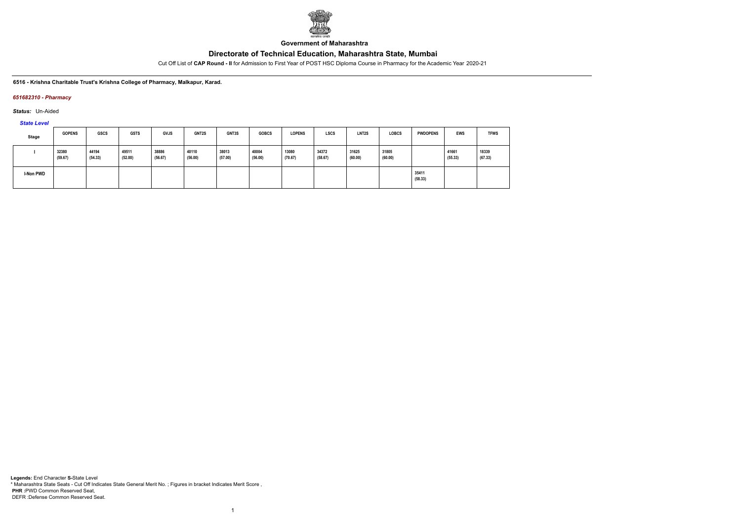**Government of Maharashtra**

## Directorate of Technical Education, Maharashtra State, Mumbai

Cut Off List of **CAP Round - II** for Admission to First Year of POST HSC Diploma Course in Pharmacy for the Academic Year 2020-21

**6516 - Krishna Charitable Trust's Krishna College of Pharmacy, Malkapur, Karad.**

***651682310 - Pharmacy***

***Status:*** Un-Aided

***State Level***

| Stage | GOPENS | GSCS | GSTS | GVJS | GNT2S | GNT3S | GOBCS | LOPENS | LSCS | LNT2S | LOBCS | PWDOPENS | EWS | TFWS |
|---|---|---|---|---|---|---|---|---|---|---|---|---|---|---|
| I | 32380 (59.67) | 44194 (54.33) | 49511 (52.00) | 38886 (56.67) | 40110 (56.00) | 38013 (57.00) | 40004 (56.00) | 13080 (70.67) | 34372 (58.67) | 31625 (60.00) | 31805 (60.00) | | 41661 (55.33) | 18339 (67.33) |
| I-Non PWD | | | | | | | | | | | | 35411 (58.33) | | |

**Legends:** End Character **S-**State Level
\* Maharashtra State Seats - Cut Off Indicates State General Merit No. ; Figures in bracket Indicates Merit Score ,
**PHR :**PWD Common Reserved Seat,
DEFR :Defense Common Reserved Seat.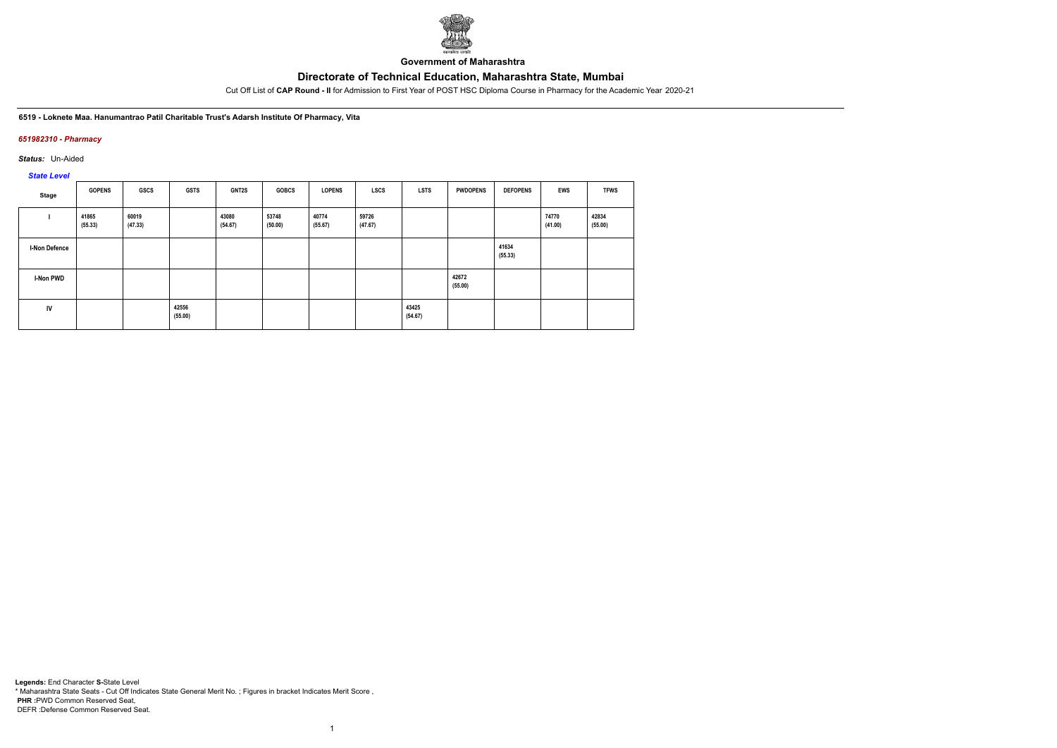**Government of Maharashtra**

# Directorate of Technical Education, Maharashtra State, Mumbai

Cut Off List of **CAP Round - II** for Admission to First Year of POST HSC Diploma Course in Pharmacy for the Academic Year 2020-21

**6519 - Loknete Maa. Hanumantrao Patil Charitable Trust's Adarsh Institute Of Pharmacy, Vita**

*651982310 - Pharmacy*

*Status:* Un-Aided

*State Level*

| Stage | GOPENS | GSCS | GSTS | GNT2S | GOBCS | LOPENS | LSCS | LSTS | PWDOPENS | DEFOPENS | EWS | TFWS |
|---|---|---|---|---|---|---|---|---|---|---|---|---|
| I | 41865 (55.33) | 60019 (47.33) | | 43080 (54.67) | 53748 (50.00) | 40774 (55.67) | 59726 (47.67) | | | | 74770 (41.00) | 42834 (55.00) |
| I-Non Defence | | | | | | | | | | 41634 (55.33) | | |
| I-Non PWD | | | | | | | | | 42672 (55.00) | | | |
| IV | | | 42556 (55.00) | | | | | 43425 (54.67) | | | | |

**Legends:** End Character **S-**State Level
\* Maharashtra State Seats - Cut Off Indicates State General Merit No. ; Figures in bracket Indicates Merit Score ,
**PHR :**PWD Common Reserved Seat,
DEFR :Defense Common Reserved Seat.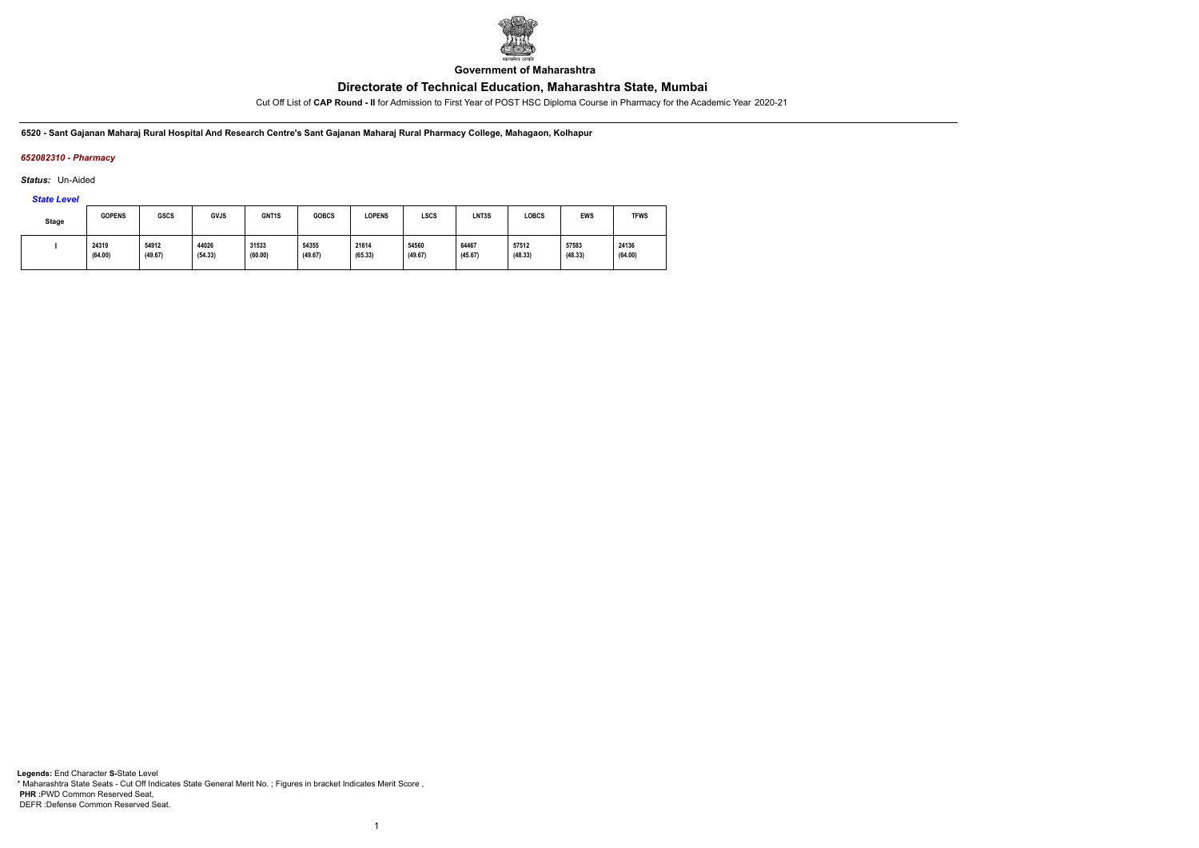**Government of Maharashtra**

## Directorate of Technical Education, Maharashtra State, Mumbai

Cut Off List of **CAP Round - II** for Admission to First Year of POST HSC Diploma Course in Pharmacy for the Academic Year 2020-21

**6520 - Sant Gajanan Maharaj Rural Hospital And Research Centre's Sant Gajanan Maharaj Rural Pharmacy College, Mahagaon, Kolhapur**

*652082310 - Pharmacy*

*Status:* Un-Aided

*State Level*

| Stage | GOPENS | GSCS | GVJS | GNT1S | GOBCS | LOPENS | LSCS | LNT3S | LOBCS | EWS | TFWS |
|---|---|---|---|---|---|---|---|---|---|---|---|
| I | 24319 (64.00) | 54912 (49.67) | 44026 (54.33) | 31533 (60.00) | 54355 (49.67) | 21614 (65.33) | 54560 (49.67) | 64467 (45.67) | 57512 (48.33) | 57583 (48.33) | 24136 (64.00) |

**Legends:** End Character **S-**State Level

\* Maharashtra State Seats - Cut Off Indicates State General Merit No. ; Figures in bracket Indicates Merit Score ,

**PHR :**PWD Common Reserved Seat,

DEFR :Defense Common Reserved Seat.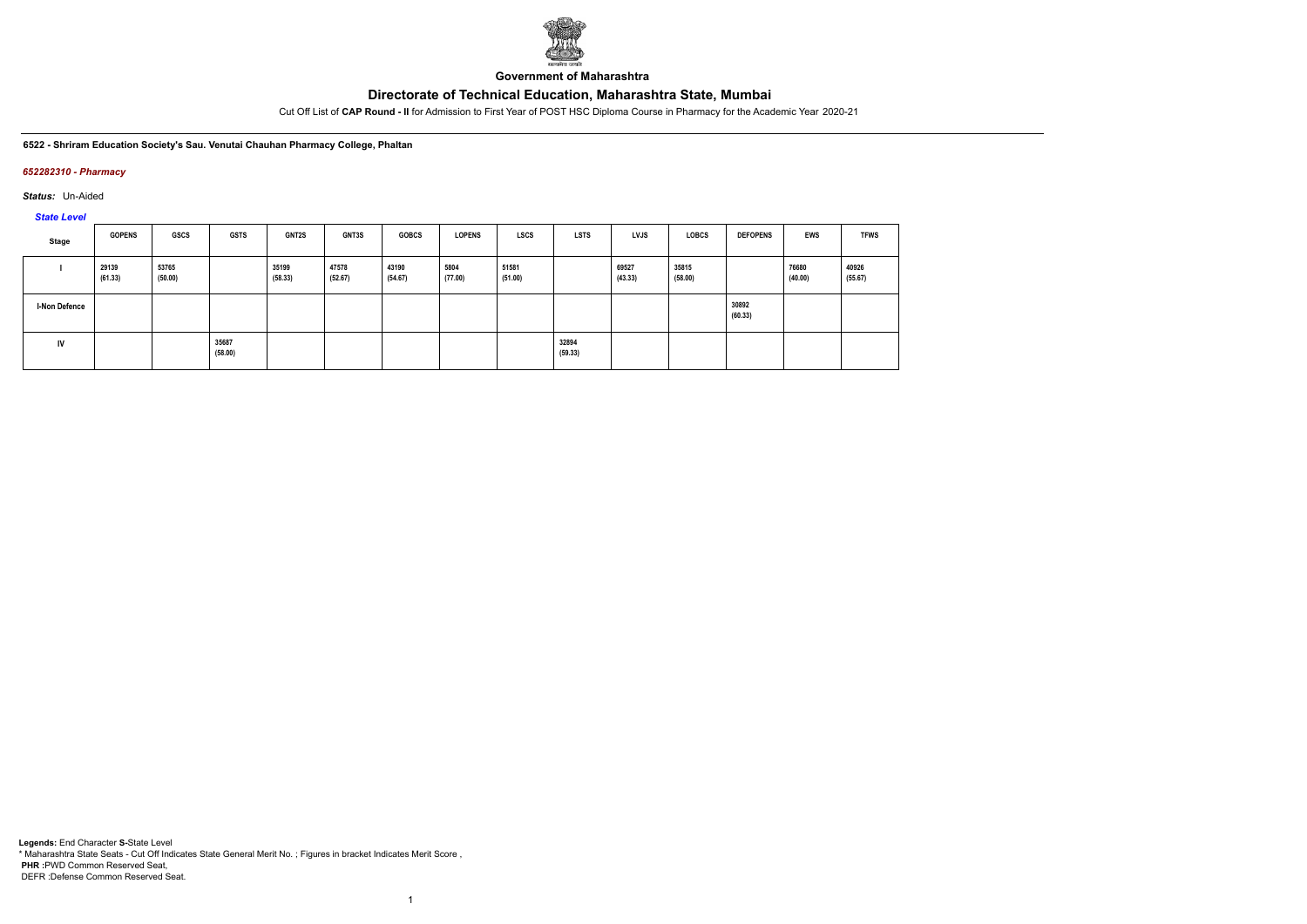**Government of Maharashtra**

# Directorate of Technical Education, Maharashtra State, Mumbai

Cut Off List of **CAP Round - II** for Admission to First Year of POST HSC Diploma Course in Pharmacy for the Academic Year 2020-21

**6522 - Shriram Education Society's Sau. Venutai Chauhan Pharmacy College, Phaltan**

*652282310 - Pharmacy*

*Status:* Un-Aided

*State Level*

| Stage | GOPENS | GSCS | GSTS | GNT2S | GNT3S | GOBCS | LOPENS | LSCS | LSTS | LVJS | LOBCS | DEFOPENS | EWS | TFWS |
|---|---|---|---|---|---|---|---|---|---|---|---|---|---|---|
| I | 29139 (61.33) | 53765 (50.00) | | 35199 (58.33) | 47578 (52.67) | 43190 (54.67) | 5804 (77.00) | 51581 (51.00) | | 69527 (43.33) | 35815 (58.00) | | 76680 (40.00) | 40926 (55.67) |
| I-Non Defence | | | | | | | | | | | | 30892 (60.33) | | |
| IV | | | 35687 (58.00) | | | | | | 32894 (59.33) | | | | | |

**Legends:** End Character **S-**State Level
* Maharashtra State Seats - Cut Off Indicates State General Merit No. ; Figures in bracket Indicates Merit Score ,
**PHR :**PWD Common Reserved Seat,
DEFR :Defense Common Reserved Seat.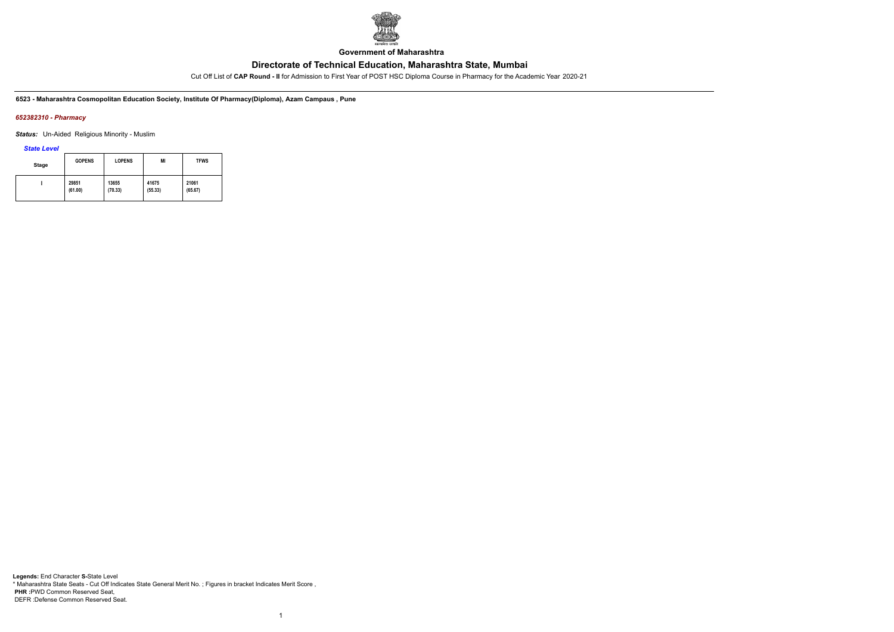**Government of Maharashtra**

## Directorate of Technical Education, Maharashtra State, Mumbai

Cut Off List of **CAP Round - II** for Admission to First Year of POST HSC Diploma Course in Pharmacy for the Academic Year 2020-21

**6523 - Maharashtra Cosmopolitan Education Society, Institute Of Pharmacy(Diploma), Azam Campaus , Pune**

***652382310 - Pharmacy***

***Status:*** Un-Aided Religious Minority - Muslim

***State Level***

| Stage | GOPENS | LOPENS | MI | TFWS |
|---|---|---|---|---|
| I | 29851 (61.00) | 13655 (70.33) | 41675 (55.33) | 21061 (65.67) |

**Legends:** End Character **S-**State Level
\* Maharashtra State Seats - Cut Off Indicates State General Merit No. ; Figures in bracket Indicates Merit Score ,
**PHR :**PWD Common Reserved Seat,
DEFR :Defense Common Reserved Seat.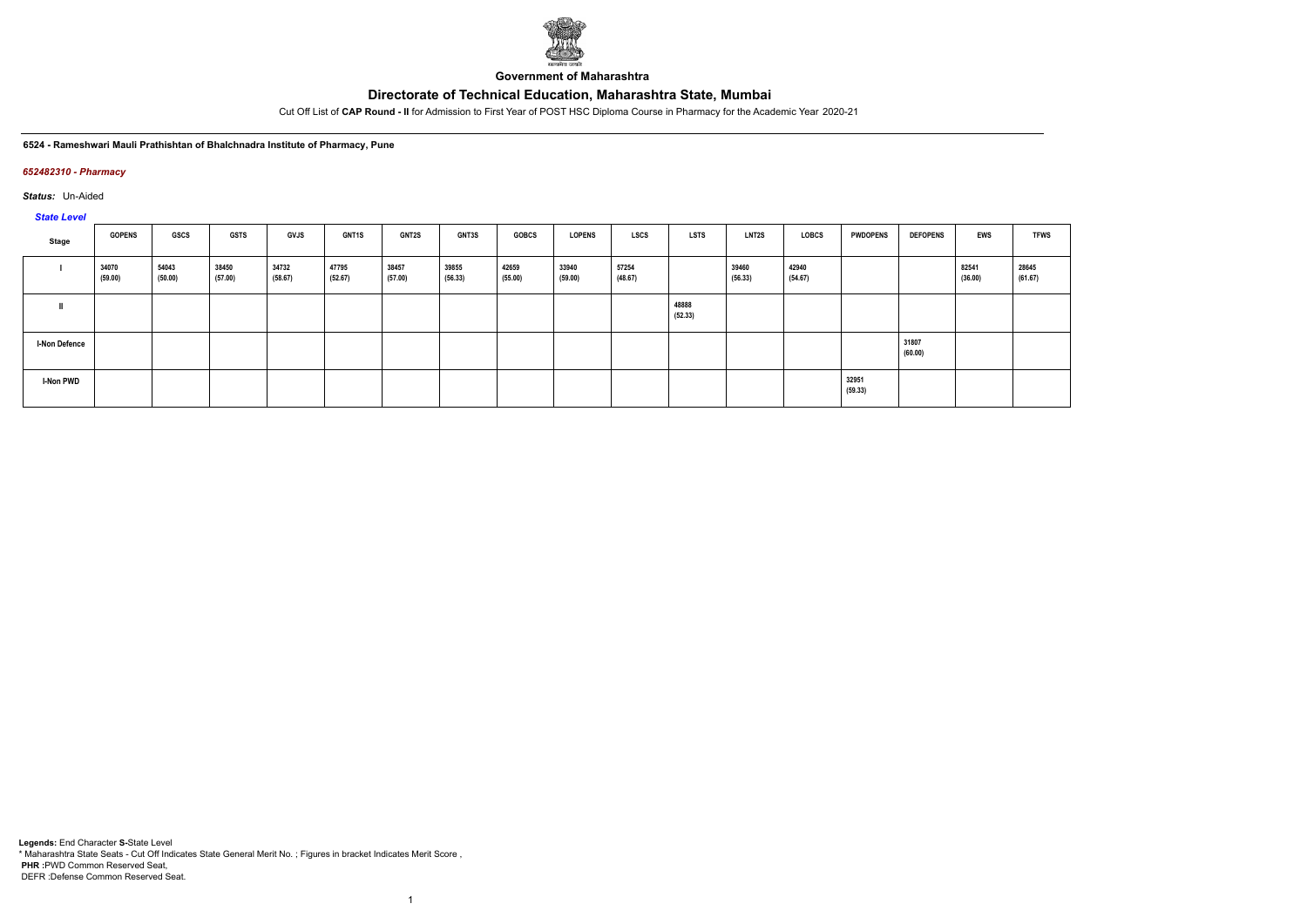**Government of Maharashtra**

# Directorate of Technical Education, Maharashtra State, Mumbai

Cut Off List of **CAP Round - II** for Admission to First Year of POST HSC Diploma Course in Pharmacy for the Academic Year 2020-21

**6524 - Rameshwari Mauli Prathishtan of Bhalchnadra Institute of Pharmacy, Pune**

*652482310 - Pharmacy*

*Status:* Un-Aided

*State Level*

| Stage | GOPENS | GSCS | GSTS | GVJS | GNT1S | GNT2S | GNT3S | GOBCS | LOPENS | LSCS | LSTS | LNT2S | LOBCS | PWDOPENS | DEFOPENS | EWS | TFWS |
|---|---|---|---|---|---|---|---|---|---|---|---|---|---|---|---|---|---|
| I | 34070 (59.00) | 54043 (50.00) | 38450 (57.00) | 34732 (58.67) | 47795 (52.67) | 38457 (57.00) | 39855 (56.33) | 42659 (55.00) | 33940 (59.00) | 57254 (48.67) | | 39460 (56.33) | 42940 (54.67) | | | 82541 (36.00) | 28645 (61.67) |
| II | | | | | | | | | | | 48888 (52.33) | | | | | | |
| I-Non Defence | | | | | | | | | | | | | | | 31807 (60.00) | | |
| I-Non PWD | | | | | | | | | | | | | | 32951 (59.33) | | | |

**Legends:** End Character **S-**State Level
* Maharashtra State Seats - Cut Off Indicates State General Merit No. ; Figures in bracket Indicates Merit Score ,
**PHR :**PWD Common Reserved Seat,
DEFR :Defense Common Reserved Seat.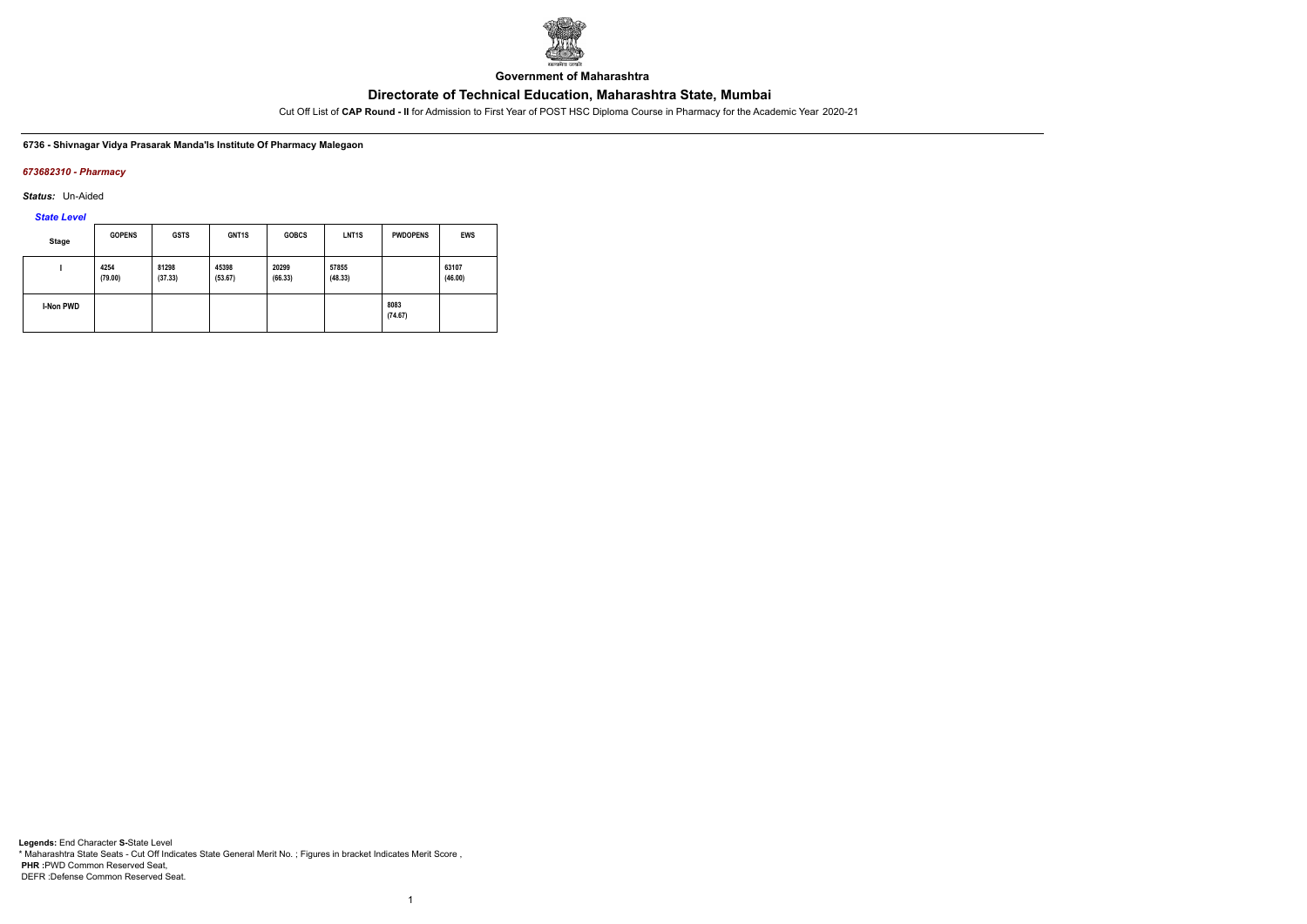**Government of Maharashtra**

# Directorate of Technical Education, Maharashtra State, Mumbai

Cut Off List of **CAP Round - II** for Admission to First Year of POST HSC Diploma Course in Pharmacy for the Academic Year 2020-21

**6736 - Shivnagar Vidya Prasarak Manda'ls Institute Of Pharmacy Malegaon**

*673682310 - Pharmacy*

*Status:* Un-Aided

*State Level*

| Stage | GOPENS | GSTS | GNT1S | GOBCS | LNT1S | PWDOPENS | EWS |
|---|---|---|---|---|---|---|---|
| I | 4254 (79.00) | 81298 (37.33) | 45398 (53.67) | 20299 (66.33) | 57855 (48.33) | | 63107 (46.00) |
| I-Non PWD | | | | | | 8083 (74.67) | |

**Legends:** End Character **S-**State Level
* Maharashtra State Seats - Cut Off Indicates State General Merit No. ; Figures in bracket Indicates Merit Score ,
**PHR :**PWD Common Reserved Seat,
DEFR :Defense Common Reserved Seat.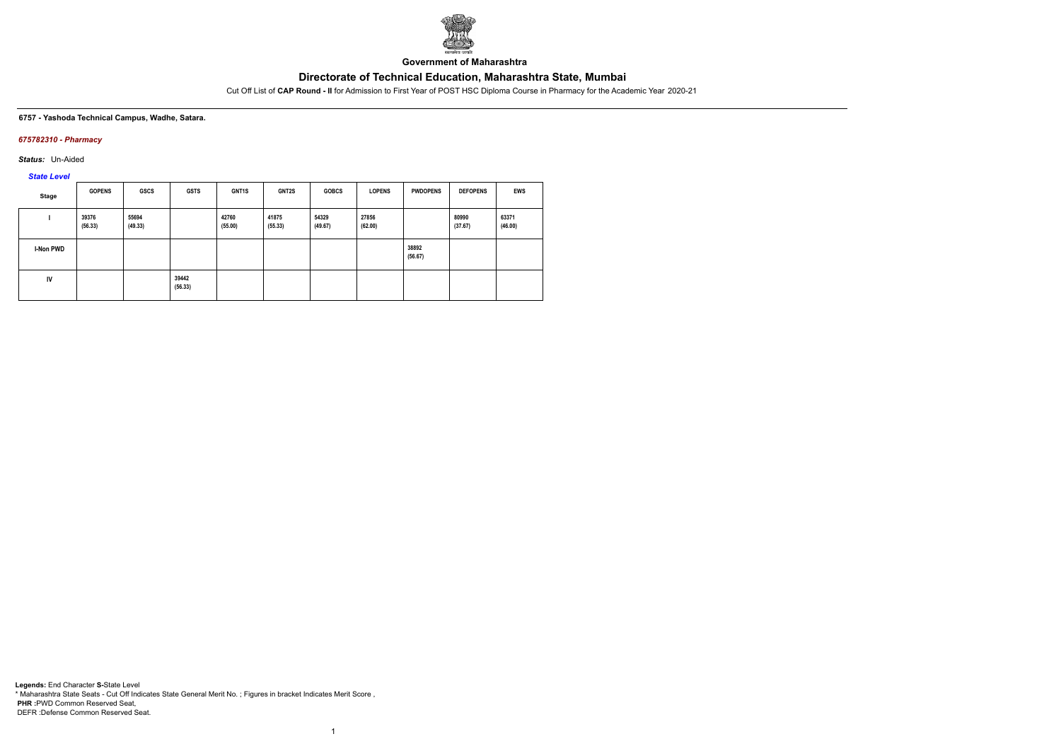**Government of Maharashtra**

# Directorate of Technical Education, Maharashtra State, Mumbai

Cut Off List of **CAP Round - II** for Admission to First Year of POST HSC Diploma Course in Pharmacy for the Academic Year 2020-21

**6757 - Yashoda Technical Campus, Wadhe, Satara.**

***675782310 - Pharmacy***

***Status:*** Un-Aided

***State Level***

| Stage | GOPENS | GSCS | GSTS | GNT1S | GNT2S | GOBCS | LOPENS | PWDOPENS | DEFOPENS | EWS |
|---|---|---|---|---|---|---|---|---|---|---|
| I | 39376 (56.33) | 55694 (49.33) | | 42760 (55.00) | 41875 (55.33) | 54329 (49.67) | 27856 (62.00) | | 80990 (37.67) | 63371 (46.00) |
| I-Non PWD | | | | | | | | 38892 (56.67) | | |
| IV | | | 39442 (56.33) | | | | | | | |

**Legends:** End Character **S-**State Level
* Maharashtra State Seats - Cut Off Indicates State General Merit No. ; Figures in bracket Indicates Merit Score ,
**PHR :**PWD Common Reserved Seat,
DEFR :Defense Common Reserved Seat.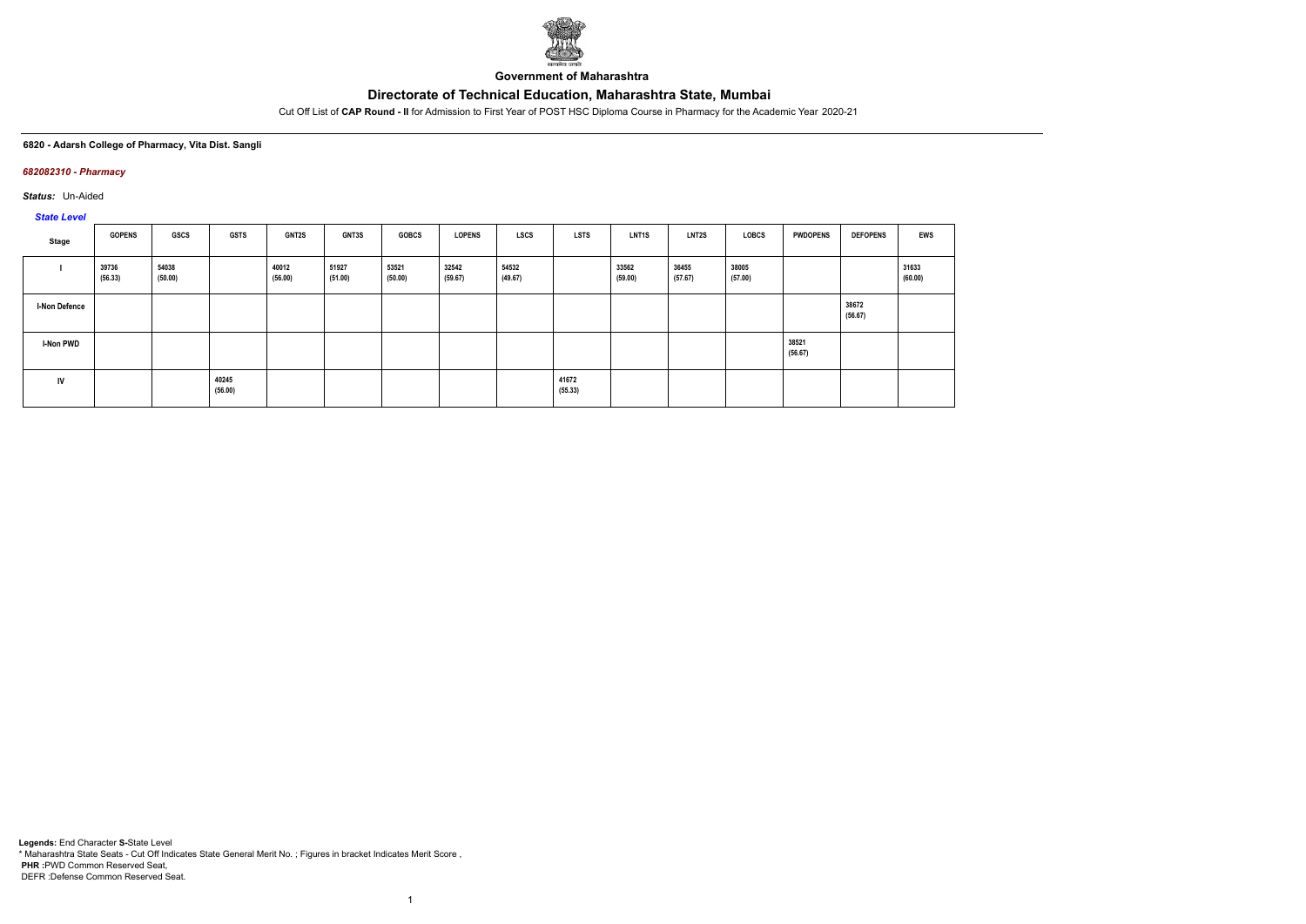**Government of Maharashtra**

# Directorate of Technical Education, Maharashtra State, Mumbai

Cut Off List of **CAP Round - II** for Admission to First Year of POST HSC Diploma Course in Pharmacy for the Academic Year 2020-21

**6820 - Adarsh College of Pharmacy, Vita Dist. Sangli**

***682082310 - Pharmacy***

***Status:*** Un-Aided

***State Level***

| Stage | GOPENS | GSCS | GSTS | GNT2S | GNT3S | GOBCS | LOPENS | LSCS | LSTS | LNT1S | LNT2S | LOBCS | PWDOPENS | DEFOPENS | EWS |
|---|---|---|---|---|---|---|---|---|---|---|---|---|---|---|---|
| I | 39736 (56.33) | 54038 (50.00) | | 40012 (56.00) | 51927 (51.00) | 53521 (50.00) | 32542 (59.67) | 54532 (49.67) | | 33562 (59.00) | 36455 (57.67) | 38005 (57.00) | | | 31633 (60.00) |
| I-Non Defence | | | | | | | | | | | | | | 38672 (56.67) | |
| I-Non PWD | | | | | | | | | | | | | 38521 (56.67) | | |
| IV | | | 40245 (56.00) | | | | | | 41672 (55.33) | | | | | | |

**Legends:** End Character **S-**State Level

\* Maharashtra State Seats - Cut Off Indicates State General Merit No. ; Figures in bracket Indicates Merit Score ,

**PHR :**PWD Common Reserved Seat,

DEFR :Defense Common Reserved Seat.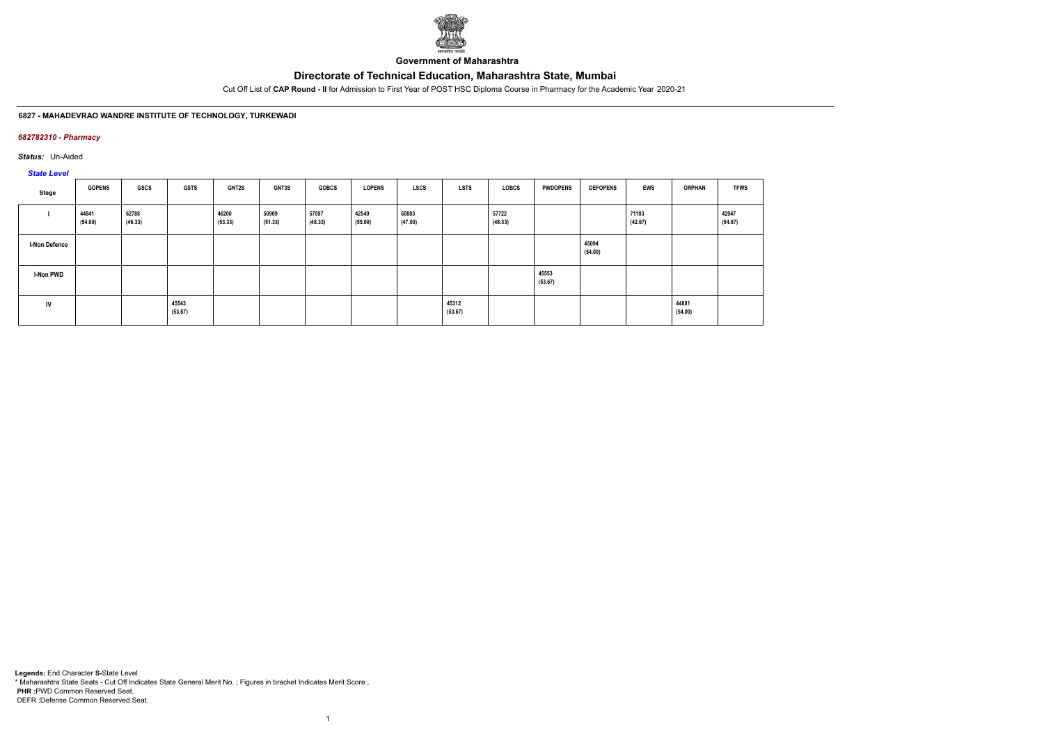Government of Maharashtra

# Directorate of Technical Education, Maharashtra State, Mumbai

Cut Off List of **CAP Round - II** for Admission to First Year of POST HSC Diploma Course in Pharmacy for the Academic Year 2020-21

### 6827 - MAHADEVRAO WANDRE INSTITUTE OF TECHNOLOGY, TURKEWADI

*682782310 - Pharmacy*

*Status:* Un-Aided

*State Level*

| Stage | GOPENS | GSCS | GSTS | GNT2S | GNT3S | GOBCS | LOPENS | LSCS | LSTS | LOBCS | PWDOPENS | DEFOPENS | EWS | ORPHAN | TFWS |
|---|---|---|---|---|---|---|---|---|---|---|---|---|---|---|---|
| I | 44841 (54.00) | 62788 (46.33) | | 46200 (53.33) | 50909 (51.33) | 57597 (48.33) | 42549 (55.00) | 60883 (47.00) | | 57722 (48.33) | | | 71103 (42.67) | | 42947 (54.67) |
| I-Non Defence | | | | | | | | | | | | 45094 (54.00) | | | |
| I-Non PWD | | | | | | | | | | | 45553 (53.67) | | | | |
| IV | | | 45543 (53.67) | | | | | | 45312 (53.67) | | | | | 44881 (54.00) | |

**Legends:** End Character **S-**State Level
\* Maharashtra State Seats - Cut Off Indicates State General Merit No. ; Figures in bracket Indicates Merit Score ,
**PHR :**PWD Common Reserved Seat,
DEFR :Defense Common Reserved Seat.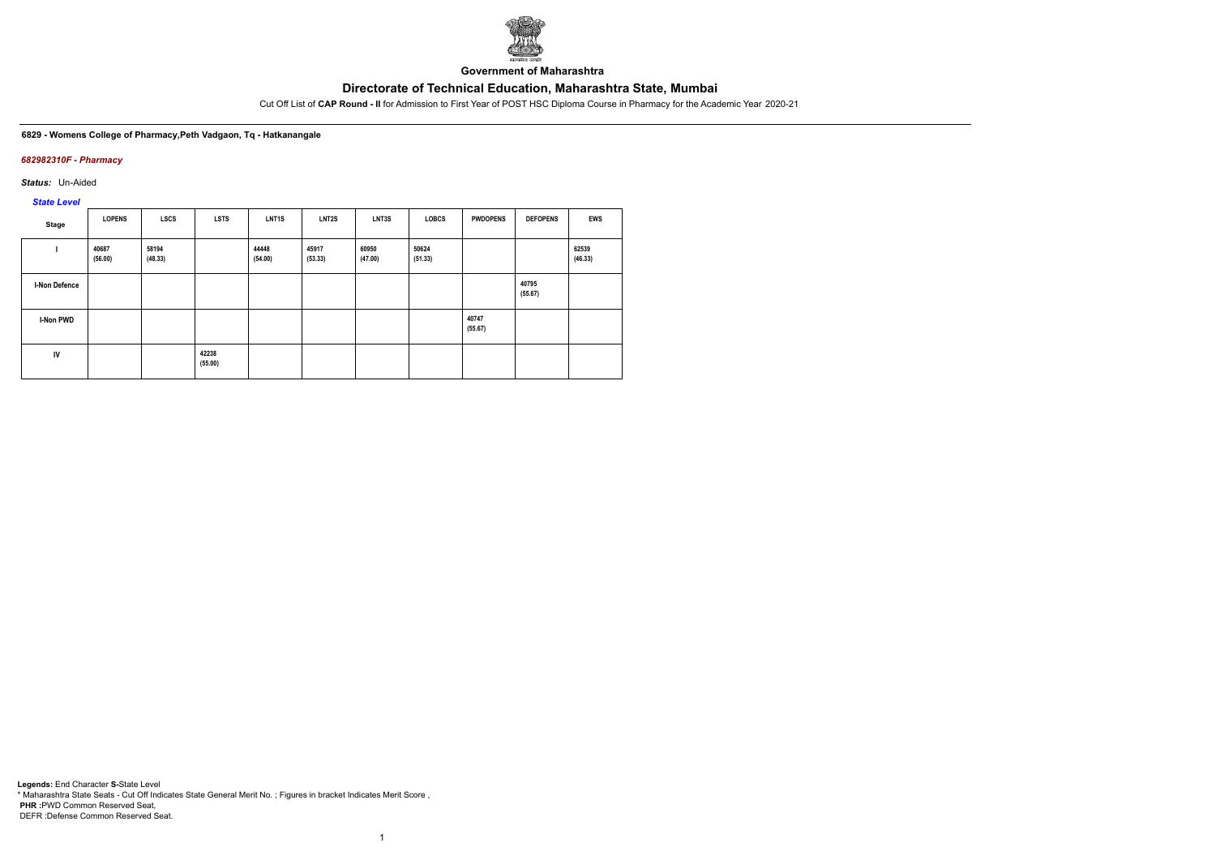Government of Maharashtra

# Directorate of Technical Education, Maharashtra State, Mumbai

Cut Off List of **CAP Round - II** for Admission to First Year of POST HSC Diploma Course in Pharmacy for the Academic Year 2020-21

**6829 - Womens College of Pharmacy,Peth Vadgaon, Tq - Hatkanangale**

***682982310F - Pharmacy***

***Status:*** Un-Aided

***State Level***

| Stage | LOPENS | LSCS | LSTS | LNT1S | LNT2S | LNT3S | LOBCS | PWDOPENS | DEFOPENS | EWS |
|---|---|---|---|---|---|---|---|---|---|---|
| I | 40687 (56.00) | 58194 (48.33) | | 44448 (54.00) | 45917 (53.33) | 60950 (47.00) | 50624 (51.33) | | | 62539 (46.33) |
| I-Non Defence | | | | | | | | | 40795 (55.67) | |
| I-Non PWD | | | | | | | | 40747 (55.67) | | |
| IV | | | 42238 (55.00) | | | | | | | |

**Legends:** End Character **S-**State Level
\* Maharashtra State Seats - Cut Off Indicates State General Merit No. ; Figures in bracket Indicates Merit Score ,
**PHR :**PWD Common Reserved Seat,
DEFR :Defense Common Reserved Seat.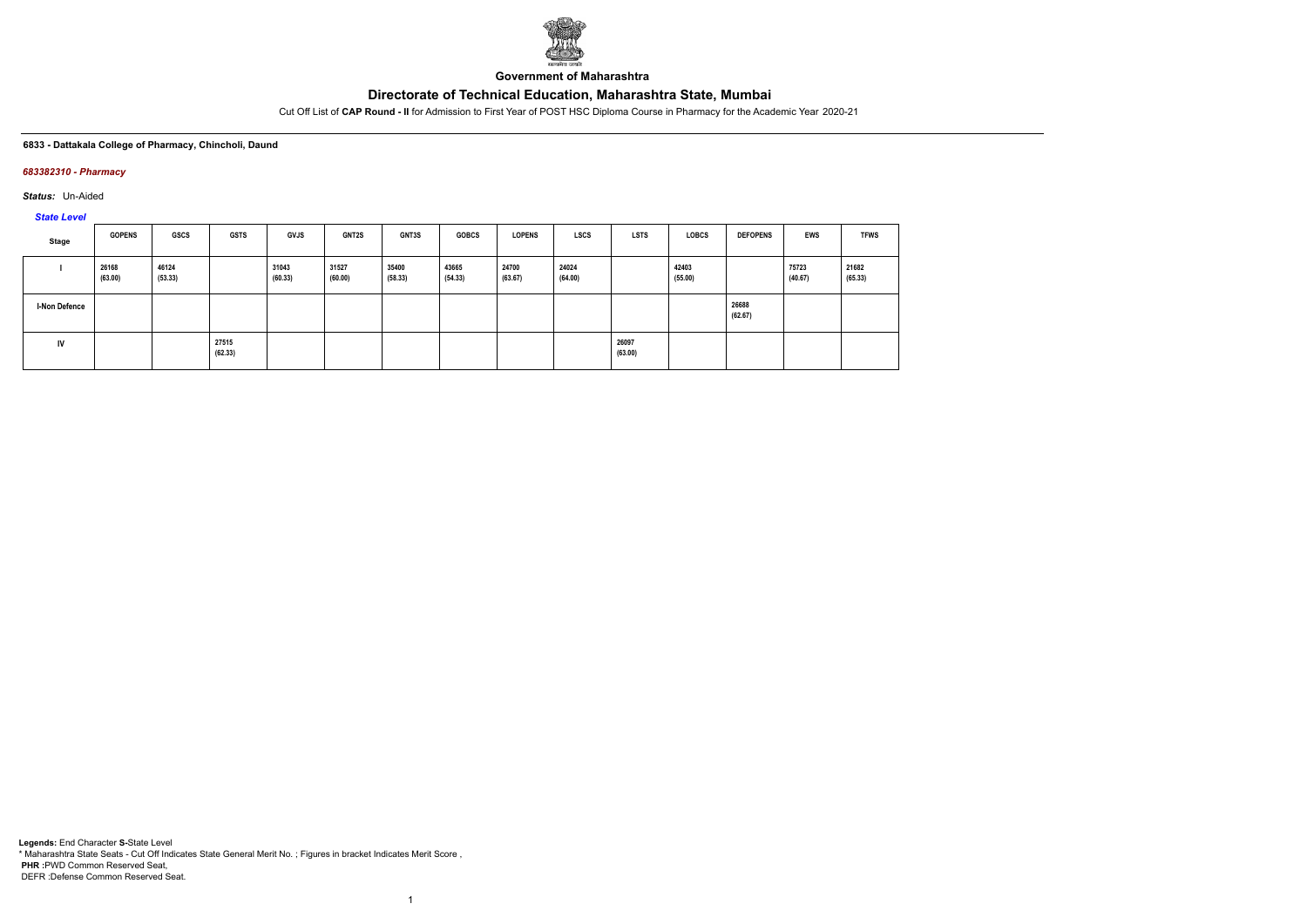**Government of Maharashtra**

# Directorate of Technical Education, Maharashtra State, Mumbai

Cut Off List of **CAP Round - II** for Admission to First Year of POST HSC Diploma Course in Pharmacy for the Academic Year 2020-21

**6833 - Dattakala College of Pharmacy, Chincholi, Daund**

***683382310 - Pharmacy***

***Status:*** Un-Aided

***State Level***

| Stage | GOPENS | GSCS | GSTS | GVJS | GNT2S | GNT3S | GOBCS | LOPENS | LSCS | LSTS | LOBCS | DEFOPENS | EWS | TFWS |
|---|---|---|---|---|---|---|---|---|---|---|---|---|---|---|
| I | 26168 (63.00) | 46124 (53.33) | | 31043 (60.33) | 31527 (60.00) | 35400 (58.33) | 43665 (54.33) | 24700 (63.67) | 24024 (64.00) | | 42403 (55.00) | | 75723 (40.67) | 21682 (65.33) |
| I-Non Defence | | | | | | | | | | | | 26688 (62.67) | | |
| IV | | | 27515 (62.33) | | | | | | | 26097 (63.00) | | | | |

**Legends:** End Character **S-**State Level
\* Maharashtra State Seats - Cut Off Indicates State General Merit No. ; Figures in bracket Indicates Merit Score ,
**PHR :**PWD Common Reserved Seat,
DEFR :Defense Common Reserved Seat.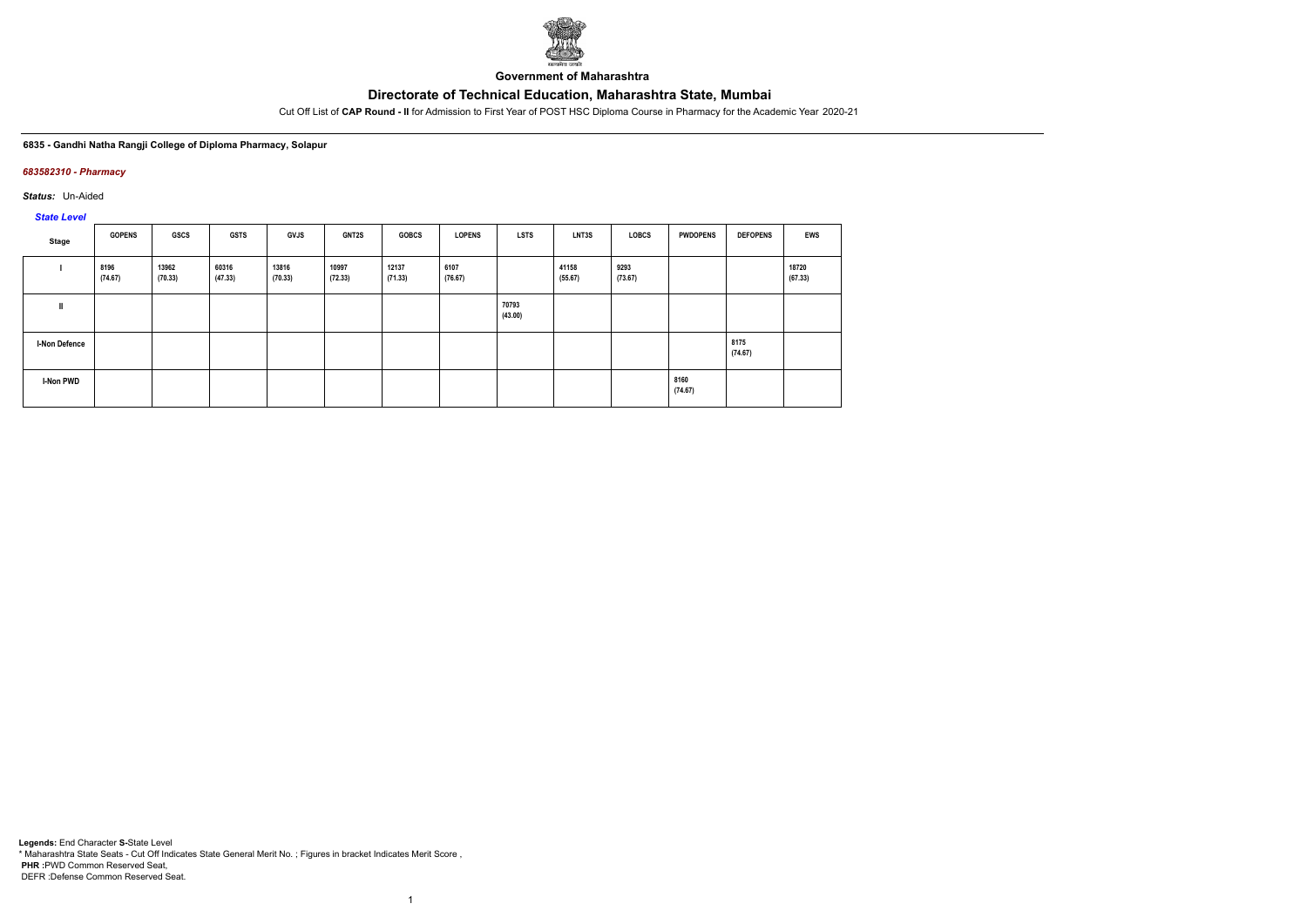**Government of Maharashtra**

# Directorate of Technical Education, Maharashtra State, Mumbai

Cut Off List of **CAP Round - II** for Admission to First Year of POST HSC Diploma Course in Pharmacy for the Academic Year 2020-21

**6835 - Gandhi Natha Rangji College of Diploma Pharmacy, Solapur**

***683582310 - Pharmacy***

***Status:*** Un-Aided

***State Level***

| Stage | GOPENS | GSCS | GSTS | GVJS | GNT2S | GOBCS | LOPENS | LSTS | LNT3S | LOBCS | PWDOPENS | DEFOPENS | EWS |
|---|---|---|---|---|---|---|---|---|---|---|---|---|---|
| I | 8196 (74.67) | 13962 (70.33) | 60316 (47.33) | 13816 (70.33) | 10997 (72.33) | 12137 (71.33) | 6107 (76.67) | | 41158 (55.67) | 9293 (73.67) | | | 18720 (67.33) |
| II | | | | | | | | 70793 (43.00) | | | | | |
| I-Non Defence | | | | | | | | | | | | 8175 (74.67) | |
| I-Non PWD | | | | | | | | | | | 8160 (74.67) | | |

**Legends:** End Character **S-**State Level

\* Maharashtra State Seats - Cut Off Indicates State General Merit No. ; Figures in bracket Indicates Merit Score ,

**PHR :**PWD Common Reserved Seat,

DEFR :Defense Common Reserved Seat.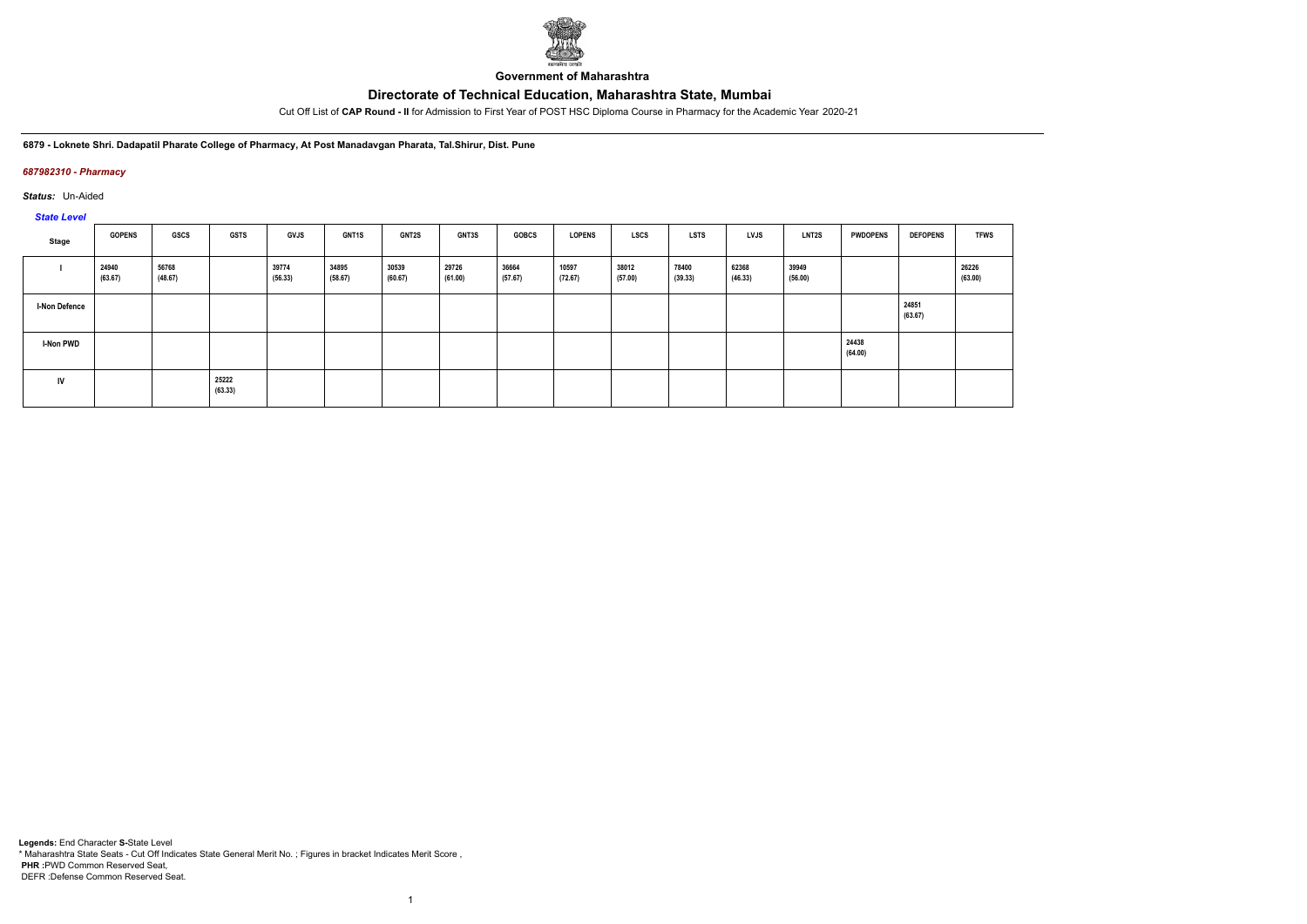**Government of Maharashtra**

# Directorate of Technical Education, Maharashtra State, Mumbai

Cut Off List of **CAP Round - II** for Admission to First Year of POST HSC Diploma Course in Pharmacy for the Academic Year 2020-21

**6879 - Loknete Shri. Dadapatil Pharate College of Pharmacy, At Post Manadavgan Pharata, Tal.Shirur, Dist. Pune**

*687982310 - Pharmacy*

*Status:* Un-Aided

*State Level*

| Stage | GOPENS | GSCS | GSTS | GVJS | GNT1S | GNT2S | GNT3S | GOBCS | LOPENS | LSCS | LSTS | LVJS | LNT2S | PWDOPENS | DEFOPENS | TFWS |
|---|---|---|---|---|---|---|---|---|---|---|---|---|---|---|---|---|
| I | 24940 (63.67) | 56768 (48.67) | | 39774 (56.33) | 34895 (58.67) | 30539 (60.67) | 29726 (61.00) | 36664 (57.67) | 10597 (72.67) | 38012 (57.00) | 78400 (39.33) | 62368 (46.33) | 39949 (56.00) | | | 26226 (63.00) |
| I-Non Defence | | | | | | | | | | | | | | | 24851 (63.67) | |
| I-Non PWD | | | | | | | | | | | | | | 24438 (64.00) | | |
| IV | | | 25222 (63.33) | | | | | | | | | | | | | |

**Legends:** End Character **S**-State Level
* Maharashtra State Seats - Cut Off Indicates State General Merit No. ; Figures in bracket Indicates Merit Score ,
**PHR** :PWD Common Reserved Seat,
DEFR :Defense Common Reserved Seat.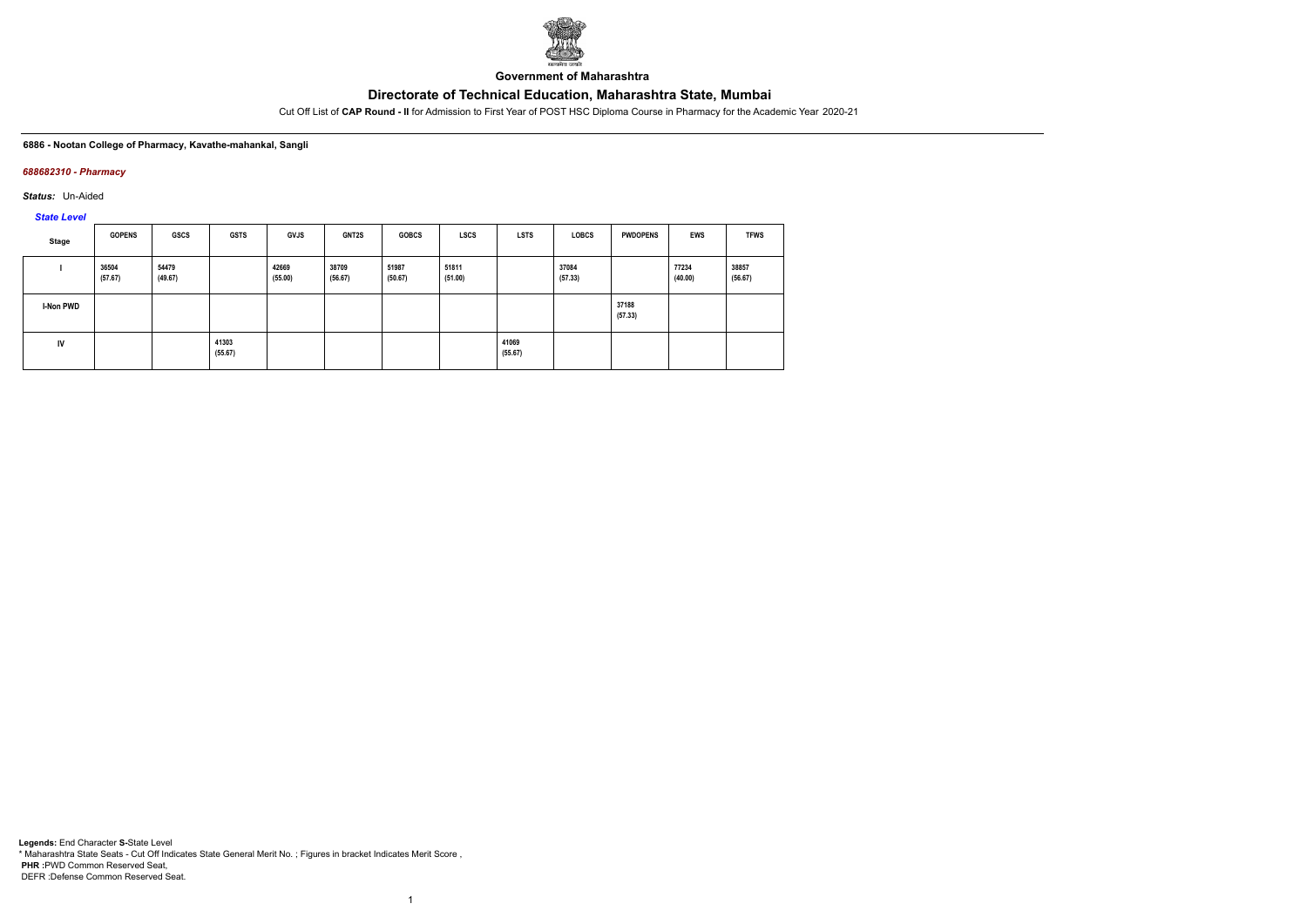Government of Maharashtra

# Directorate of Technical Education, Maharashtra State, Mumbai

Cut Off List of **CAP Round - II** for Admission to First Year of POST HSC Diploma Course in Pharmacy for the Academic Year 2020-21

**6886 - Nootan College of Pharmacy, Kavathe-mahankal, Sangli**

***688682310 - Pharmacy***

***Status:*** Un-Aided

***State Level***

| Stage | GOPENS | GSCS | GSTS | GVJS | GNT2S | GOBCS | LSCS | LSTS | LOBCS | PWDOPENS | EWS | TFWS |
|---|---|---|---|---|---|---|---|---|---|---|---|---|
| I | 36504 (57.67) | 54479 (49.67) | | 42669 (55.00) | 38709 (56.67) | 51987 (50.67) | 51811 (51.00) | | 37084 (57.33) | | 77234 (40.00) | 38857 (56.67) |
| I-Non PWD | | | | | | | | | | 37188 (57.33) | | |
| IV | | | 41303 (55.67) | | | | | 41069 (55.67) | | | | |

**Legends:** End Character **S-**State Level
\* Maharashtra State Seats - Cut Off Indicates State General Merit No. ; Figures in bracket Indicates Merit Score ,
**PHR :**PWD Common Reserved Seat,
DEFR :Defense Common Reserved Seat.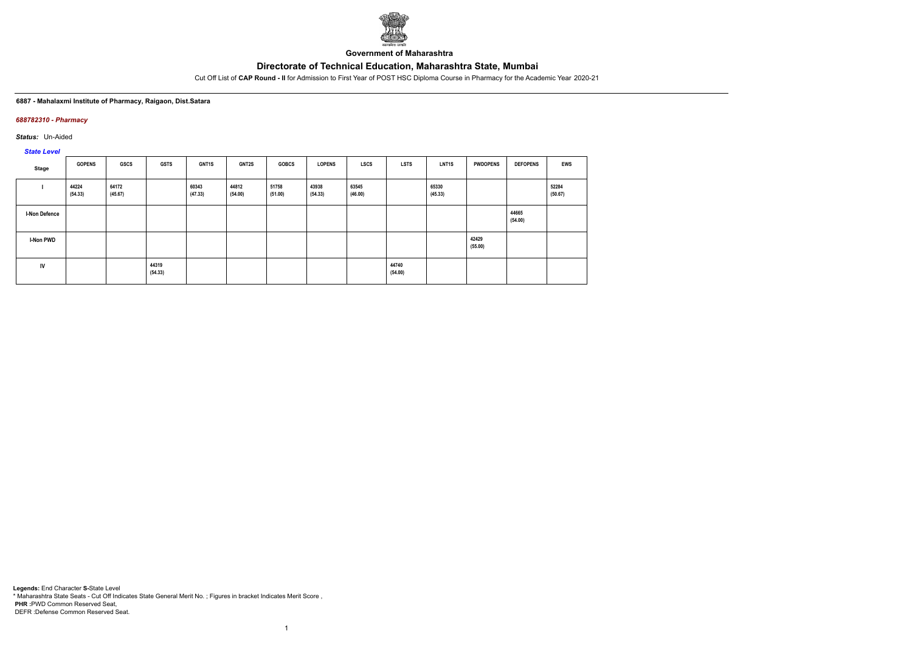**Government of Maharashtra**

# Directorate of Technical Education, Maharashtra State, Mumbai

Cut Off List of **CAP Round - II** for Admission to First Year of POST HSC Diploma Course in Pharmacy for the Academic Year 2020-21

**6887 - Mahalaxmi Institute of Pharmacy, Raigaon, Dist.Satara**

*688782310 - Pharmacy*

*Status:* Un-Aided

*State Level*

| Stage | GOPENS | GSCS | GSTS | GNT1S | GNT2S | GOBCS | LOPENS | LSCS | LSTS | LNT1S | PWDOPENS | DEFOPENS | EWS |
|---|---|---|---|---|---|---|---|---|---|---|---|---|---|
| I | 44224 (54.33) | 64172 (45.67) | | 60343 (47.33) | 44812 (54.00) | 51758 (51.00) | 43938 (54.33) | 63545 (46.00) | | 65330 (45.33) | | | 52284 (50.67) |
| I-Non Defence | | | | | | | | | | | | 44665 (54.00) | |
| I-Non PWD | | | | | | | | | | | 42429 (55.00) | | |
| IV | | | 44319 (54.33) | | | | | | 44740 (54.00) | | | | |

**Legends:** End Character **S-**State Level
* Maharashtra State Seats - Cut Off Indicates State General Merit No. ; Figures in bracket Indicates Merit Score ,
**PHR** :PWD Common Reserved Seat,
DEFR :Defense Common Reserved Seat.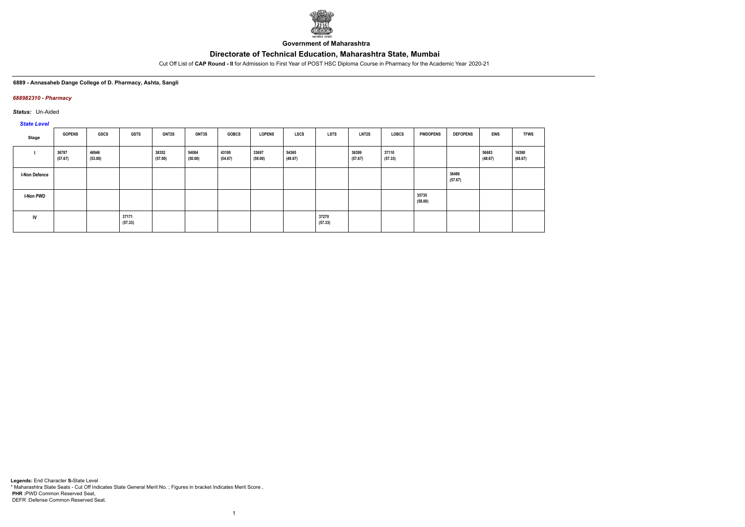**Government of Maharashtra**

## Directorate of Technical Education, Maharashtra State, Mumbai

Cut Off List of **CAP Round - II** for Admission to First Year of POST HSC Diploma Course in Pharmacy for the Academic Year 2020-21

**6889 - Annasaheb Dange College of D. Pharmacy, Ashta, Sangli**

***688982310 - Pharmacy***

***Status:*** Un-Aided

***State Level***

| Stage | GOPENS | GSCS | GSTS | GNT2S | GNT3S | GOBCS | LOPENS | LSCS | LSTS | LNT2S | LOBCS | PWDOPENS | DEFOPENS | EWS | TFWS |
|---|---|---|---|---|---|---|---|---|---|---|---|---|---|---|---|
| I | 36787 (57.67) | 46946 (53.00) | | 38352 (57.00) | 54084 (50.00) | 43100 (54.67) | 33697 (59.00) | 54365 (49.67) | | 36399 (57.67) | 37110 (57.33) | | | 56683 (48.67) | 16390 (68.67) |
| I-Non Defence | | | | | | | | | | | | | 36486 (57.67) | | |
| I-Non PWD | | | | | | | | | | | | 35735 (58.00) | | | |
| IV | | | 37171 (57.33) | | | | | | 37270 (57.33) | | | | | | |

**Legends:** End Character **S-**State Level
* Maharashtra State Seats - Cut Off Indicates State General Merit No. ; Figures in bracket Indicates Merit Score ,
**PHR :**PWD Common Reserved Seat,
DEFR :Defense Common Reserved Seat.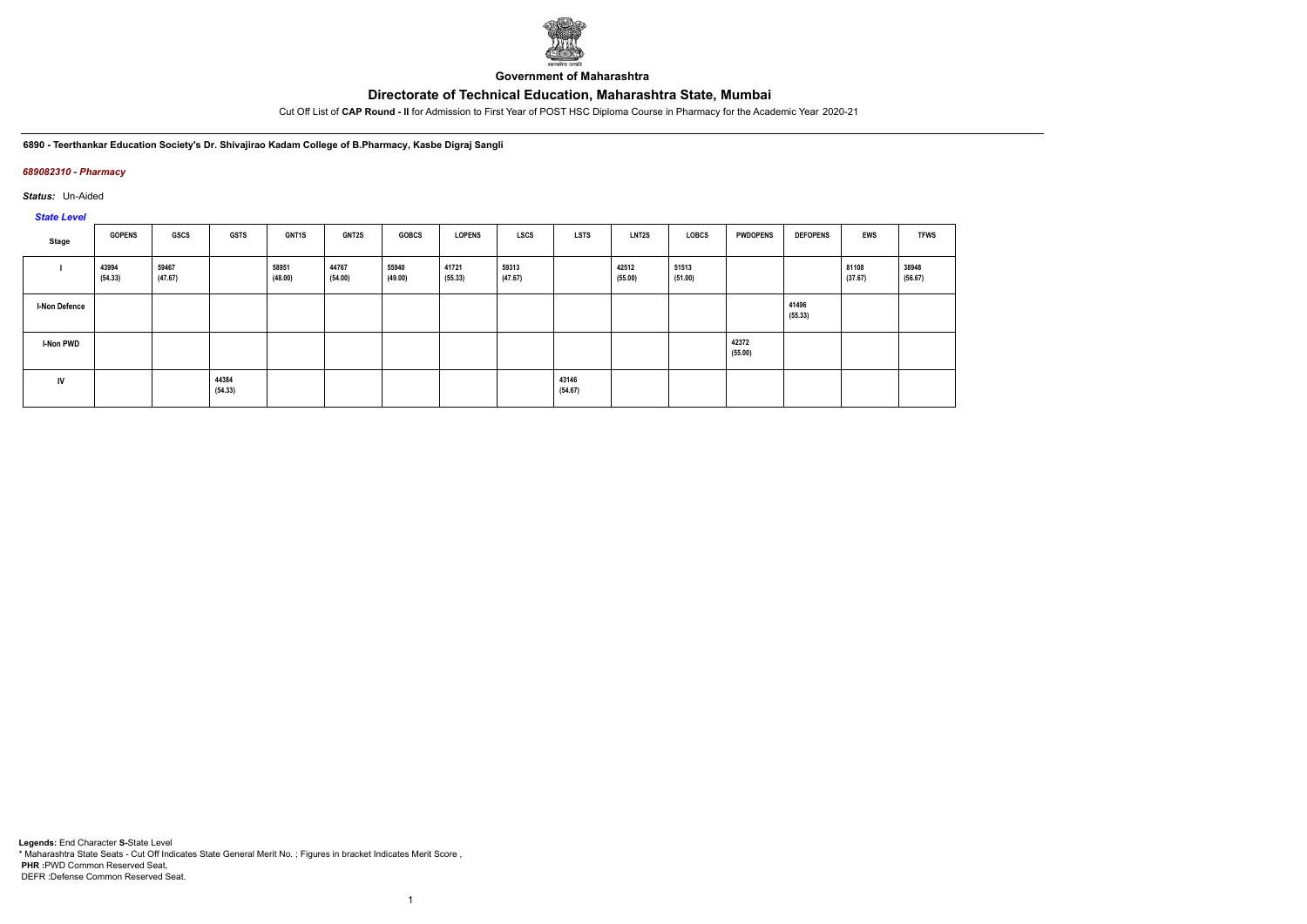**Government of Maharashtra**

# Directorate of Technical Education, Maharashtra State, Mumbai

Cut Off List of **CAP Round - II** for Admission to First Year of POST HSC Diploma Course in Pharmacy for the Academic Year 2020-21

**6890 - Teerthankar Education Society's Dr. Shivajirao Kadam College of B.Pharmacy, Kasbe Digraj Sangli**

***689082310 - Pharmacy***

***Status:*** Un-Aided

***State Level***

| Stage | GOPENS | GSCS | GSTS | GNT1S | GNT2S | GOBCS | LOPENS | LSCS | LSTS | LNT2S | LOBCS | PWDOPENS | DEFOPENS | EWS | TFWS |
|---|---|---|---|---|---|---|---|---|---|---|---|---|---|---|---|
| I | 43994 (54.33) | 59467 (47.67) | | 58951 (48.00) | 44767 (54.00) | 55940 (49.00) | 41721 (55.33) | 59313 (47.67) | | 42512 (55.00) | 51513 (51.00) | | | 81108 (37.67) | 38948 (56.67) |
| I-Non Defence | | | | | | | | | | | | | 41496 (55.33) | | |
| I-Non PWD | | | | | | | | | | | | 42372 (55.00) | | | |
| IV | | | 44384 (54.33) | | | | | | 43146 (54.67) | | | | | | |

**Legends:** End Character **S-**State Level
* Maharashtra State Seats - Cut Off Indicates State General Merit No. ; Figures in bracket Indicates Merit Score ,
**PHR :**PWD Common Reserved Seat,
DEFR :Defense Common Reserved Seat.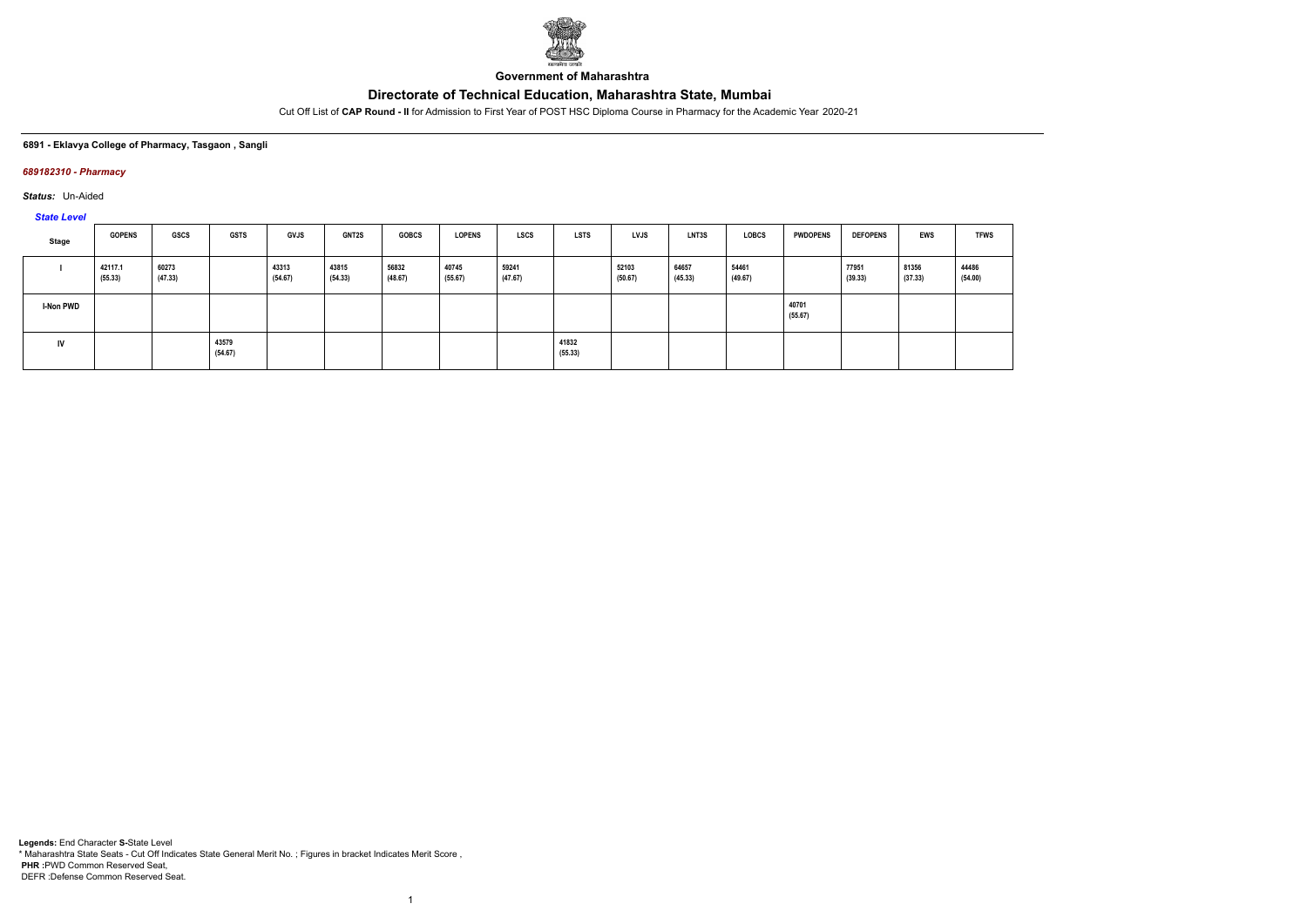**Government of Maharashtra**

# Directorate of Technical Education, Maharashtra State, Mumbai

Cut Off List of **CAP Round - II** for Admission to First Year of POST HSC Diploma Course in Pharmacy for the Academic Year 2020-21

**6891 - Eklavya College of Pharmacy, Tasgaon , Sangli**

***689182310 - Pharmacy***

***Status:*** Un-Aided

***State Level***

| Stage | GOPENS | GSCS | GSTS | GVJS | GNT2S | GOBCS | LOPENS | LSCS | LSTS | LVJS | LNT3S | LOBCS | PWDOPENS | DEFOPENS | EWS | TFWS |
|---|---|---|---|---|---|---|---|---|---|---|---|---|---|---|---|---|
| I | 42117.1 (55.33) | 60273 (47.33) | | 43313 (54.67) | 43815 (54.33) | 56832 (48.67) | 40745 (55.67) | 59241 (47.67) | | 52103 (50.67) | 64657 (45.33) | 54461 (49.67) | | 77951 (39.33) | 81356 (37.33) | 44486 (54.00) |
| I-Non PWD | | | | | | | | | | | | | 40701 (55.67) | | | |
| IV | | | 43579 (54.67) | | | | | | 41832 (55.33) | | | | | | | |

**Legends:** End Character **S-**State Level
* Maharashtra State Seats - Cut Off Indicates State General Merit No. ; Figures in bracket Indicates Merit Score ,
**PHR :**PWD Common Reserved Seat,
DEFR :Defense Common Reserved Seat.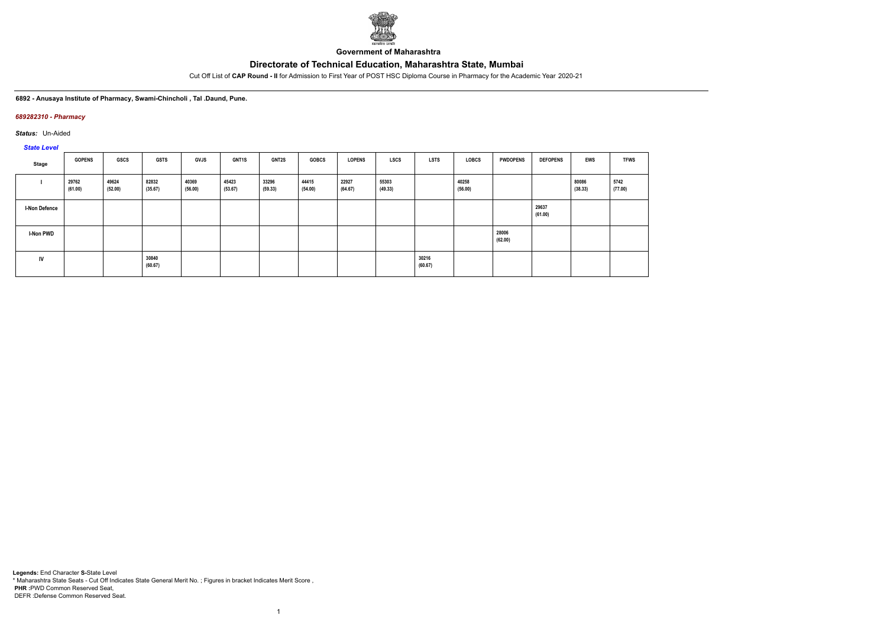**Government of Maharashtra**

# Directorate of Technical Education, Maharashtra State, Mumbai

Cut Off List of **CAP Round - II** for Admission to First Year of POST HSC Diploma Course in Pharmacy for the Academic Year 2020-21

**6892 - Anusaya Institute of Pharmacy, Swami-Chincholi , Tal .Daund, Pune.**

***689282310 - Pharmacy***

***Status:*** Un-Aided

***State Level***

| Stage | GOPENS | GSCS | GSTS | GVJS | GNT1S | GNT2S | GOBCS | LOPENS | LSCS | LSTS | LOBCS | PWDOPENS | DEFOPENS | EWS | TFWS |
|---|---|---|---|---|---|---|---|---|---|---|---|---|---|---|---|
| I | 29762 (61.00) | 49624 (52.00) | 82832 (35.67) | 40369 (56.00) | 45423 (53.67) | 33296 (59.33) | 44415 (54.00) | 22927 (64.67) | 55303 (49.33) | | 40258 (56.00) | | | 80086 (38.33) | 5742 (77.00) |
| I-Non Defence | | | | | | | | | | | | | 29637 (61.00) | | |
| I-Non PWD | | | | | | | | | | | | 28006 (62.00) | | | |
| IV | | | 30840 (60.67) | | | | | | | 30216 (60.67) | | | | | |

**Legends:** End Character **S-**State Level
\* Maharashtra State Seats - Cut Off Indicates State General Merit No. ; Figures in bracket Indicates Merit Score ,
**PHR :**PWD Common Reserved Seat,
DEFR :Defense Common Reserved Seat.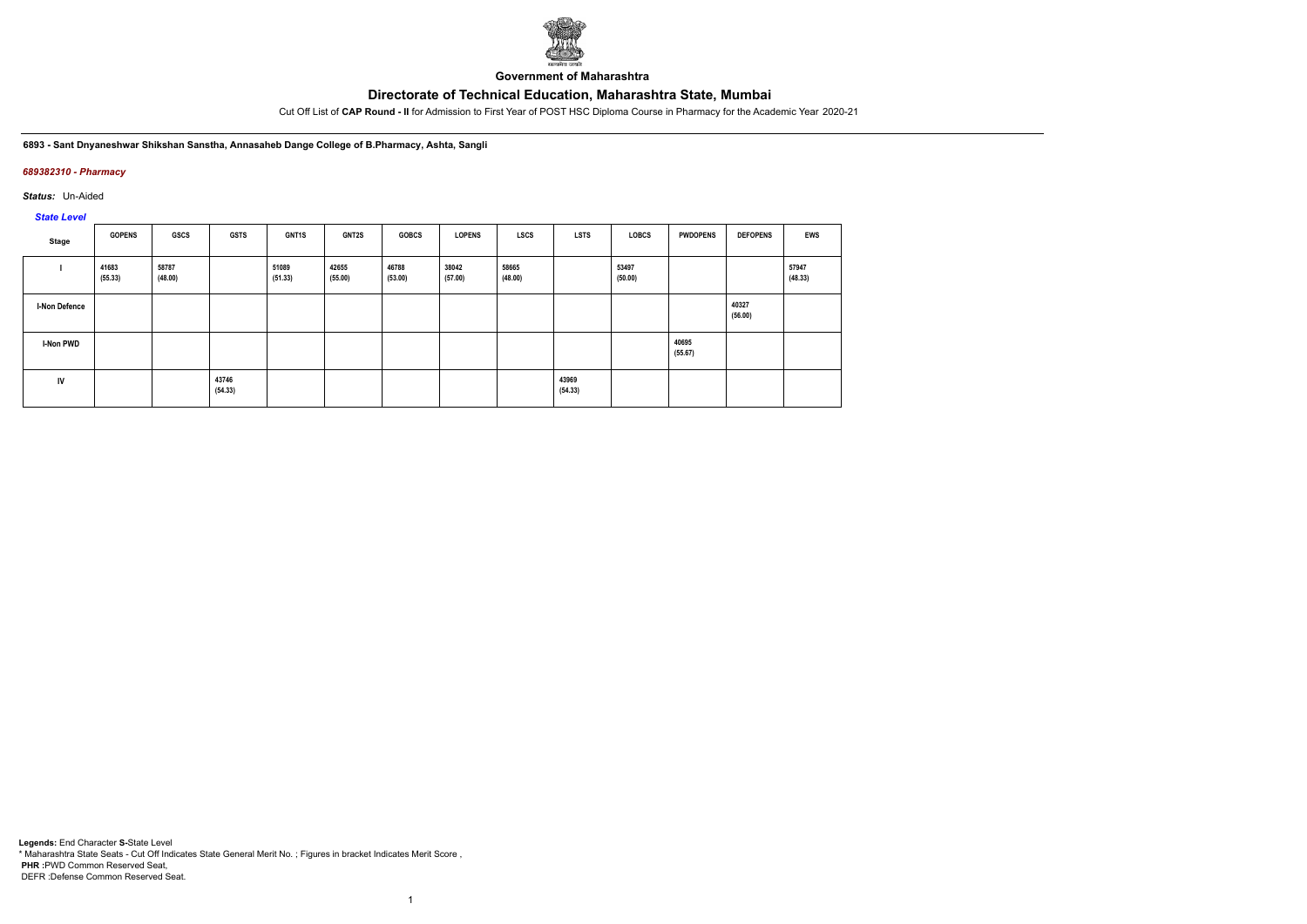Government of Maharashtra

# Directorate of Technical Education, Maharashtra State, Mumbai

Cut Off List of **CAP Round - II** for Admission to First Year of POST HSC Diploma Course in Pharmacy for the Academic Year 2020-21

**6893 - Sant Dnyaneshwar Shikshan Sanstha, Annasaheb Dange College of B.Pharmacy, Ashta, Sangli**

***689382310 - Pharmacy***

***Status:*** Un-Aided

***State Level***

| Stage | GOPENS | GSCS | GSTS | GNT1S | GNT2S | GOBCS | LOPENS | LSCS | LSTS | LOBCS | PWDOPENS | DEFOPENS | EWS |
|---|---|---|---|---|---|---|---|---|---|---|---|---|---|
| I | 41683 (55.33) | 58787 (48.00) | | 51089 (51.33) | 42655 (55.00) | 46788 (53.00) | 38042 (57.00) | 58665 (48.00) | | 53497 (50.00) | | | 57947 (48.33) |
| I-Non Defence | | | | | | | | | | | | 40327 (56.00) | |
| I-Non PWD | | | | | | | | | | | 40695 (55.67) | | |
| IV | | | 43746 (54.33) | | | | | | 43969 (54.33) | | | | |

**Legends:** End Character **S-**State Level
* Maharashtra State Seats - Cut Off Indicates State General Merit No. ; Figures in bracket Indicates Merit Score ,
**PHR** :PWD Common Reserved Seat,
DEFR :Defense Common Reserved Seat.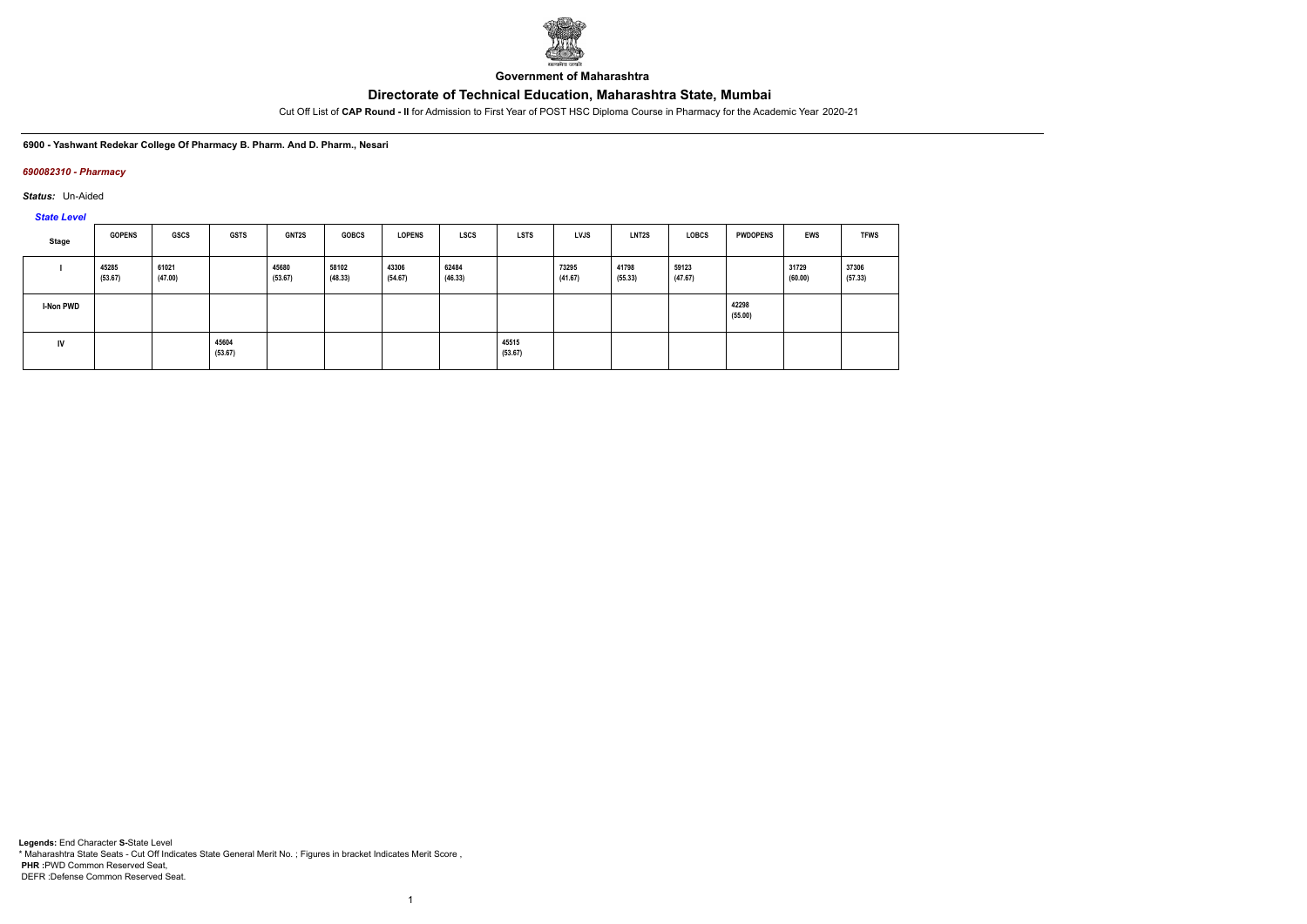Government of Maharashtra

# Directorate of Technical Education, Maharashtra State, Mumbai

Cut Off List of **CAP Round - II** for Admission to First Year of POST HSC Diploma Course in Pharmacy for the Academic Year 2020-21

**6900 - Yashwant Redekar College Of Pharmacy B. Pharm. And D. Pharm., Nesari**

*690082310 - Pharmacy*

*Status:* Un-Aided

*State Level*

| Stage | GOPENS | GSCS | GSTS | GNT2S | GOBCS | LOPENS | LSCS | LSTS | LVJS | LNT2S | LOBCS | PWDOPENS | EWS | TFWS |
|---|---|---|---|---|---|---|---|---|---|---|---|---|---|---|
| I | 45285 (53.67) | 61021 (47.00) | | 45680 (53.67) | 58102 (48.33) | 43306 (54.67) | 62484 (46.33) | | 73295 (41.67) | 41798 (55.33) | 59123 (47.67) | | 31729 (60.00) | 37306 (57.33) |
| I-Non PWD | | | | | | | | | | | | 42298 (55.00) | | |
| IV | | | 45604 (53.67) | | | | | 45515 (53.67) | | | | | | |

**Legends:** End Character **S-**State Level

\* Maharashtra State Seats - Cut Off Indicates State General Merit No. ; Figures in bracket Indicates Merit Score ,

**PHR :**PWD Common Reserved Seat,

DEFR :Defense Common Reserved Seat.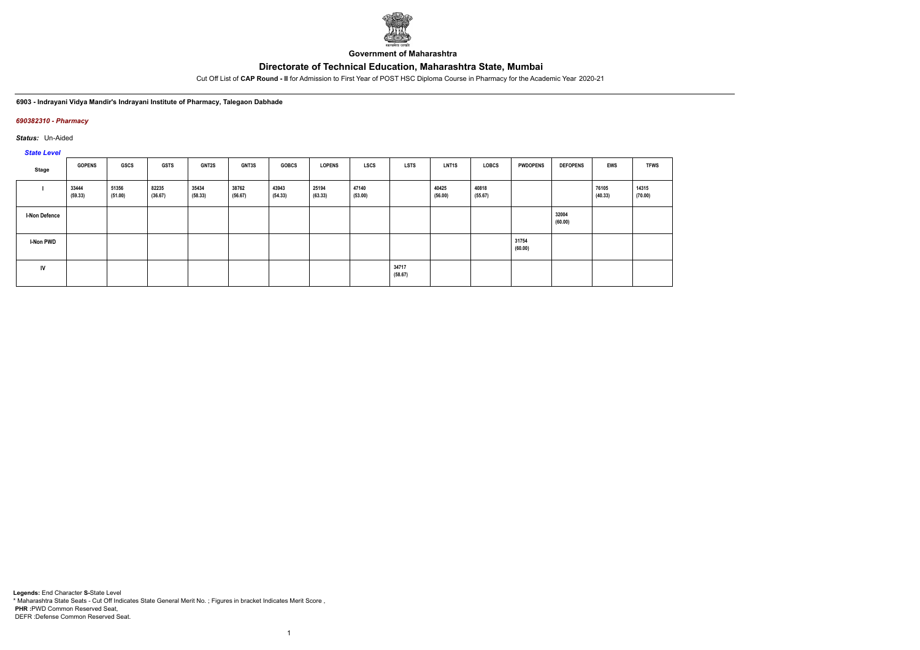Government of Maharashtra

# Directorate of Technical Education, Maharashtra State, Mumbai

Cut Off List of **CAP Round - II** for Admission to First Year of POST HSC Diploma Course in Pharmacy for the Academic Year 2020-21

**6903 - Indrayani Vidya Mandir's Indrayani Institute of Pharmacy, Talegaon Dabhade**

***690382310 - Pharmacy***

***Status:*** Un-Aided

***State Level***

| Stage | GOPENS | GSCS | GSTS | GNT2S | GNT3S | GOBCS | LOPENS | LSCS | LSTS | LNT1S | LOBCS | PWDOPENS | DEFOPENS | EWS | TFWS |
|---|---|---|---|---|---|---|---|---|---|---|---|---|---|---|---|
| I | 33444 (59.33) | 51356 (51.00) | 82235 (36.67) | 35434 (58.33) | 38762 (56.67) | 43943 (54.33) | 25194 (63.33) | 47140 (53.00) | | 40425 (56.00) | 40818 (55.67) | | | 76105 (40.33) | 14315 (70.00) |
| I-Non Defence | | | | | | | | | | | | | 32004 (60.00) | | |
| I-Non PWD | | | | | | | | | | | | 31754 (60.00) | | | |
| IV | | | | | | | | | 34717 (58.67) | | | | | | |

**Legends:** End Character **S-**State Level
\* Maharashtra State Seats - Cut Off Indicates State General Merit No. ; Figures in bracket Indicates Merit Score ,
**PHR** :PWD Common Reserved Seat,
DEFR :Defense Common Reserved Seat.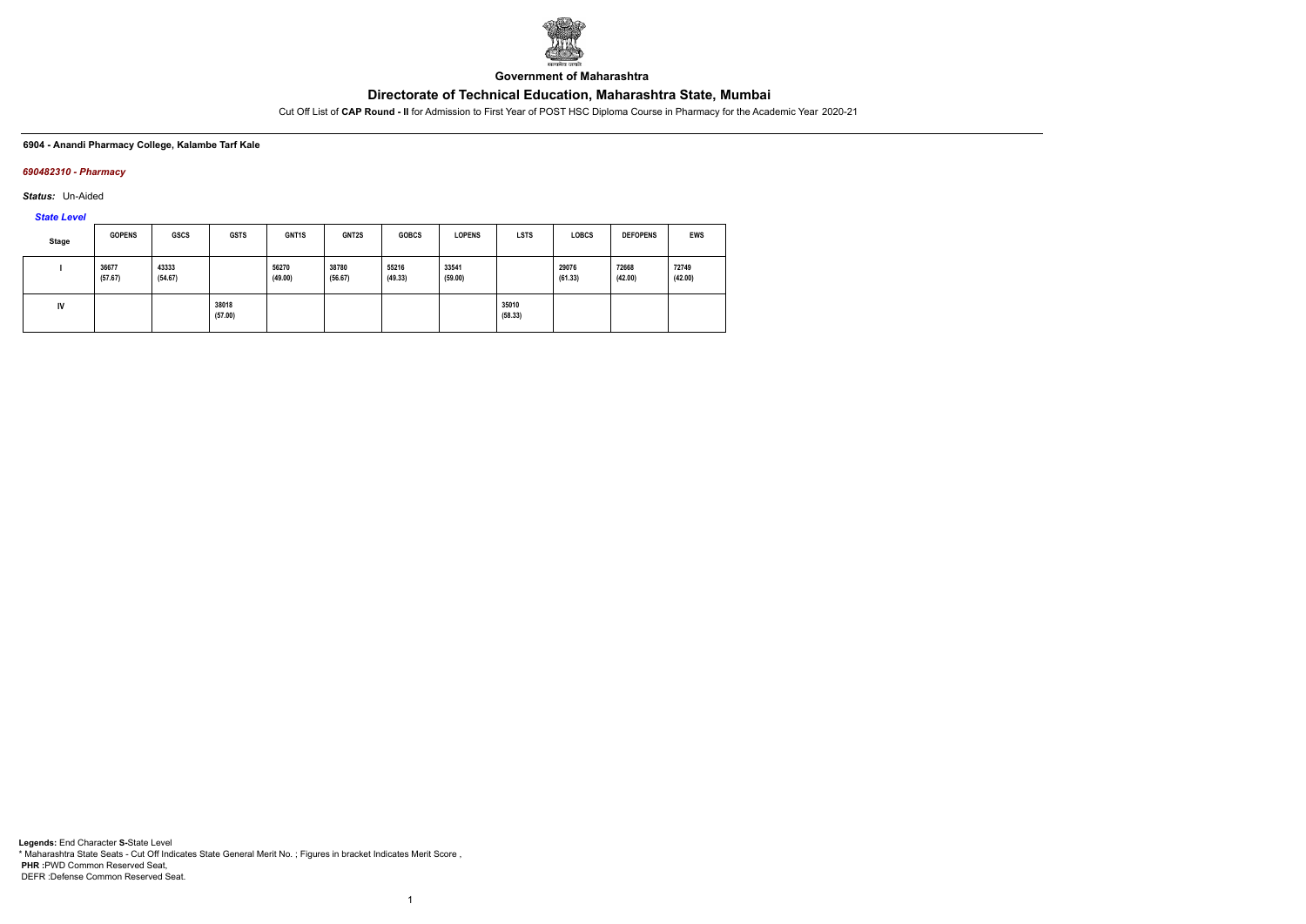**Government of Maharashtra**

# Directorate of Technical Education, Maharashtra State, Mumbai

Cut Off List of **CAP Round - II** for Admission to First Year of POST HSC Diploma Course in Pharmacy for the Academic Year 2020-21

**6904 - Anandi Pharmacy College, Kalambe Tarf Kale**

***690482310 - Pharmacy***

***Status:*** Un-Aided

***State Level***

| Stage | GOPENS | GSCS | GSTS | GNT1S | GNT2S | GOBCS | LOPENS | LSTS | LOBCS | DEFOPENS | EWS |
|---|---|---|---|---|---|---|---|---|---|---|---|
| I | 36677 (57.67) | 43333 (54.67) | | 56270 (49.00) | 38780 (56.67) | 55216 (49.33) | 33541 (59.00) | | 29076 (61.33) | 72668 (42.00) | 72749 (42.00) |
| IV | | | 38018 (57.00) | | | | | 35010 (58.33) | | | |

**Legends:** End Character **S-**State Level
\* Maharashtra State Seats - Cut Off Indicates State General Merit No. ; Figures in bracket Indicates Merit Score ,
**PHR :**PWD Common Reserved Seat,
DEFR :Defense Common Reserved Seat.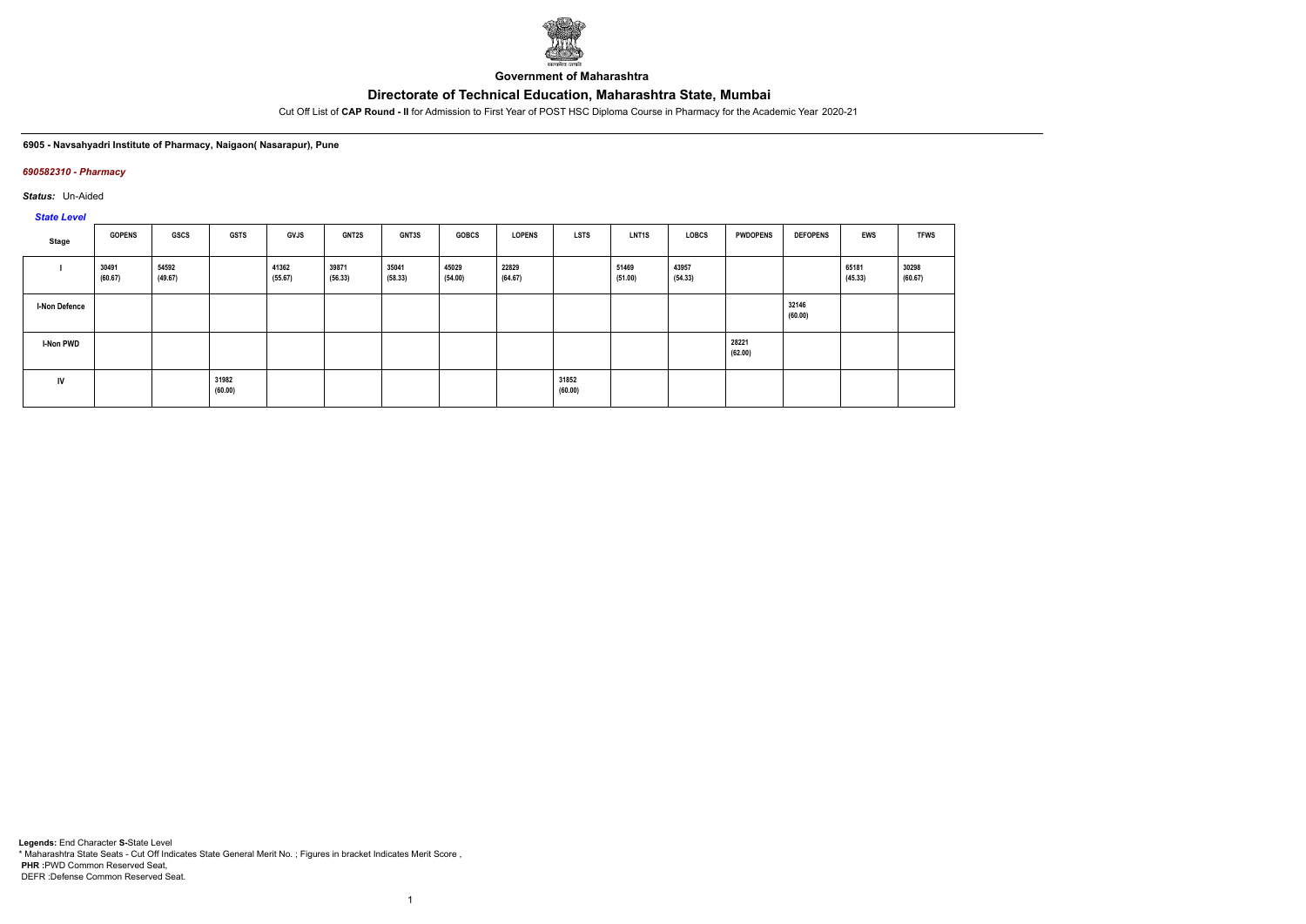**Government of Maharashtra**

# Directorate of Technical Education, Maharashtra State, Mumbai

Cut Off List of **CAP Round - II** for Admission to First Year of POST HSC Diploma Course in Pharmacy for the Academic Year 2020-21

**6905 - Navsahyadri Institute of Pharmacy, Naigaon( Nasarapur), Pune**

***690582310 - Pharmacy***

***Status:*** Un-Aided

***State Level***

| Stage | GOPENS | GSCS | GSTS | GVJS | GNT2S | GNT3S | GOBCS | LOPENS | LSTS | LNT1S | LOBCS | PWDOPENS | DEFOPENS | EWS | TFWS |
|---|---|---|---|---|---|---|---|---|---|---|---|---|---|---|---|
| I | 30491 (60.67) | 54592 (49.67) | | 41362 (55.67) | 39871 (56.33) | 35041 (58.33) | 45029 (54.00) | 22829 (64.67) | | 51469 (51.00) | 43957 (54.33) | | | 65181 (45.33) | 30298 (60.67) |
| I-Non Defence | | | | | | | | | | | | | 32146 (60.00) | | |
| I-Non PWD | | | | | | | | | | | | 28221 (62.00) | | | |
| IV | | | 31982 (60.00) | | | | | | 31852 (60.00) | | | | | | |

**Legends:** End Character **S**-State Level

\* Maharashtra State Seats - Cut Off Indicates State General Merit No. ; Figures in bracket Indicates Merit Score ,

**PHR** :PWD Common Reserved Seat,

DEFR :Defense Common Reserved Seat.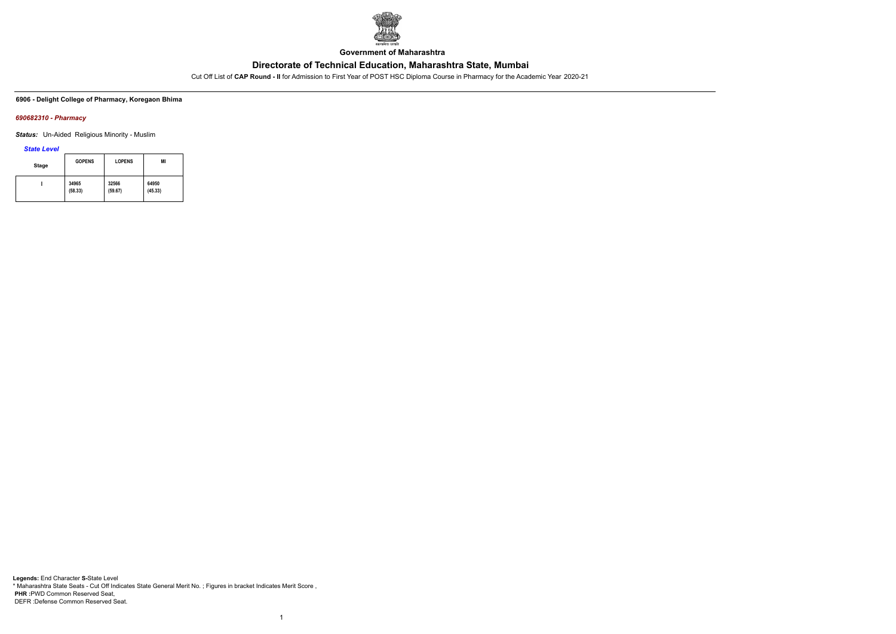Government of Maharashtra

# Directorate of Technical Education, Maharashtra State, Mumbai

Cut Off List of **CAP Round - II** for Admission to First Year of POST HSC Diploma Course in Pharmacy for the Academic Year 2020-21

**6906 - Delight College of Pharmacy, Koregaon Bhima**

***690682310 - Pharmacy***

***Status:*** Un-Aided Religious Minority - Muslim

***State Level***

| Stage | GOPENS | LOPENS | MI |
|---|---|---|---|
| I | 34965 (58.33) | 32566 (59.67) | 64950 (45.33) |

**Legends:** End Character **S-**State Level
* Maharashtra State Seats - Cut Off Indicates State General Merit No. ; Figures in bracket Indicates Merit Score ,
**PHR** :PWD Common Reserved Seat,
DEFR :Defense Common Reserved Seat.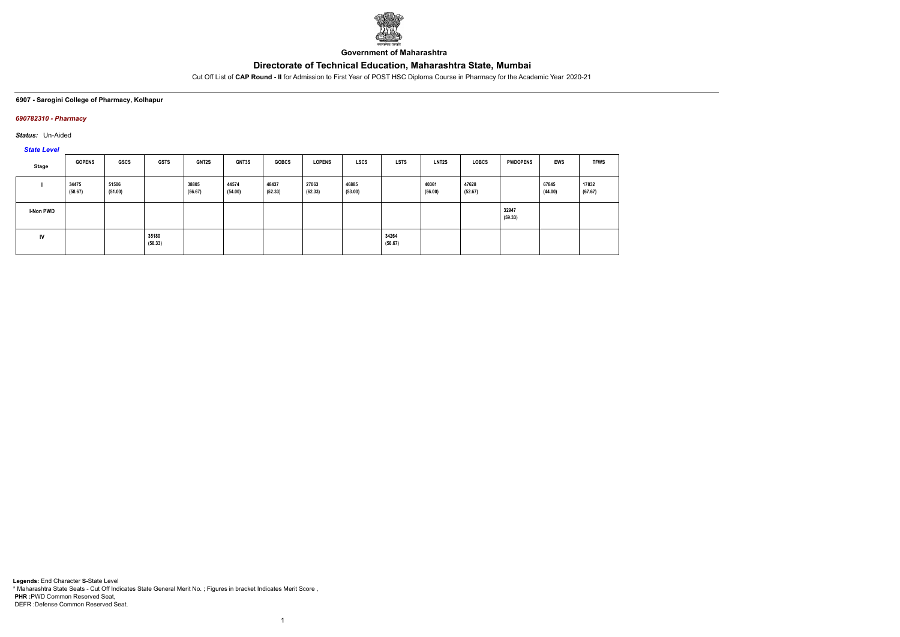**Government of Maharashtra**

# Directorate of Technical Education, Maharashtra State, Mumbai

Cut Off List of **CAP Round - II** for Admission to First Year of POST HSC Diploma Course in Pharmacy for the Academic Year 2020-21

**6907 - Sarogini College of Pharmacy, Kolhapur**

***690782310 - Pharmacy***

***Status:*** Un-Aided

***State Level***

| Stage | GOPENS | GSCS | GSTS | GNT2S | GNT3S | GOBCS | LOPENS | LSCS | LSTS | LNT2S | LOBCS | PWDOPENS | EWS | TFWS |
|---|---|---|---|---|---|---|---|---|---|---|---|---|---|---|
| I | 34475 (58.67) | 51506 (51.00) | | 38805 (56.67) | 44574 (54.00) | 48437 (52.33) | 27063 (62.33) | 46885 (53.00) | | 40361 (56.00) | 47628 (52.67) | | 67845 (44.00) | 17832 (67.67) |
| I-Non PWD | | | | | | | | | | | | 32947 (59.33) | | |
| IV | | | 35180 (58.33) | | | | | | 34264 (58.67) | | | | | |

**Legends:** End Character **S-**State Level
\* Maharashtra State Seats - Cut Off Indicates State General Merit No. ; Figures in bracket Indicates Merit Score ,
**PHR :**PWD Common Reserved Seat,
DEFR :Defense Common Reserved Seat.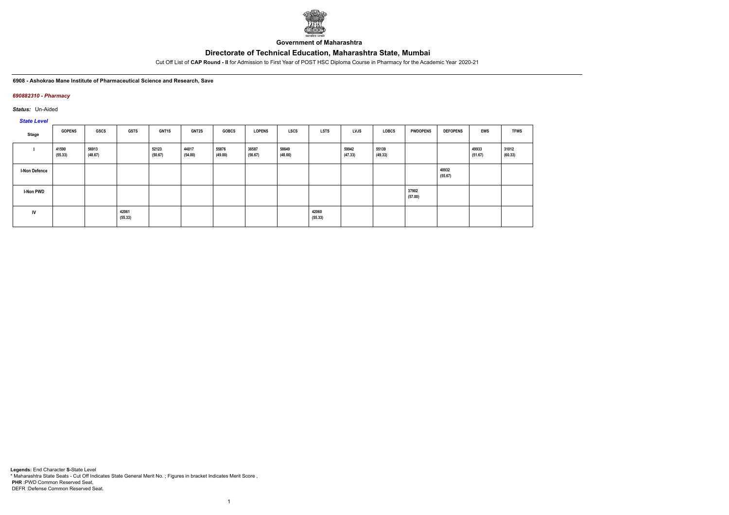**Government of Maharashtra**

# Directorate of Technical Education, Maharashtra State, Mumbai

Cut Off List of **CAP Round - II** for Admission to First Year of POST HSC Diploma Course in Pharmacy for the Academic Year 2020-21

**6908 - Ashokrao Mane Institute of Pharmaceutical Science and Research, Save**

***690882310 - Pharmacy***

***Status:*** Un-Aided

***State Level***

| Stage | GOPENS | GSCS | GSTS | GNT1S | GNT2S | GOBCS | LOPENS | LSCS | LSTS | LVJS | LOBCS | PWDOPENS | DEFOPENS | EWS | TFWS |
|---|---|---|---|---|---|---|---|---|---|---|---|---|---|---|---|
| I | 41590 (55.33) | 56913 (48.67) | | 52123 (50.67) | 44817 (54.00) | 55876 (49.00) | 38587 (56.67) | 58649 (48.00) | | 59942 (47.33) | 55139 (49.33) | | | 49933 (51.67) | 31012 (60.33) |
| I-Non Defence | | | | | | | | | | | | | 40932 (55.67) | | |
| I-Non PWD | | | | | | | | | | | | 37902 (57.00) | | | |
| IV | | | 42061 (55.33) | | | | | | 42060 (55.33) | | | | | | |

**Legends:** End Character **S**-State Level
* Maharashtra State Seats - Cut Off Indicates State General Merit No. ; Figures in bracket Indicates Merit Score ,
**PHR** :PWD Common Reserved Seat,
DEFR :Defense Common Reserved Seat.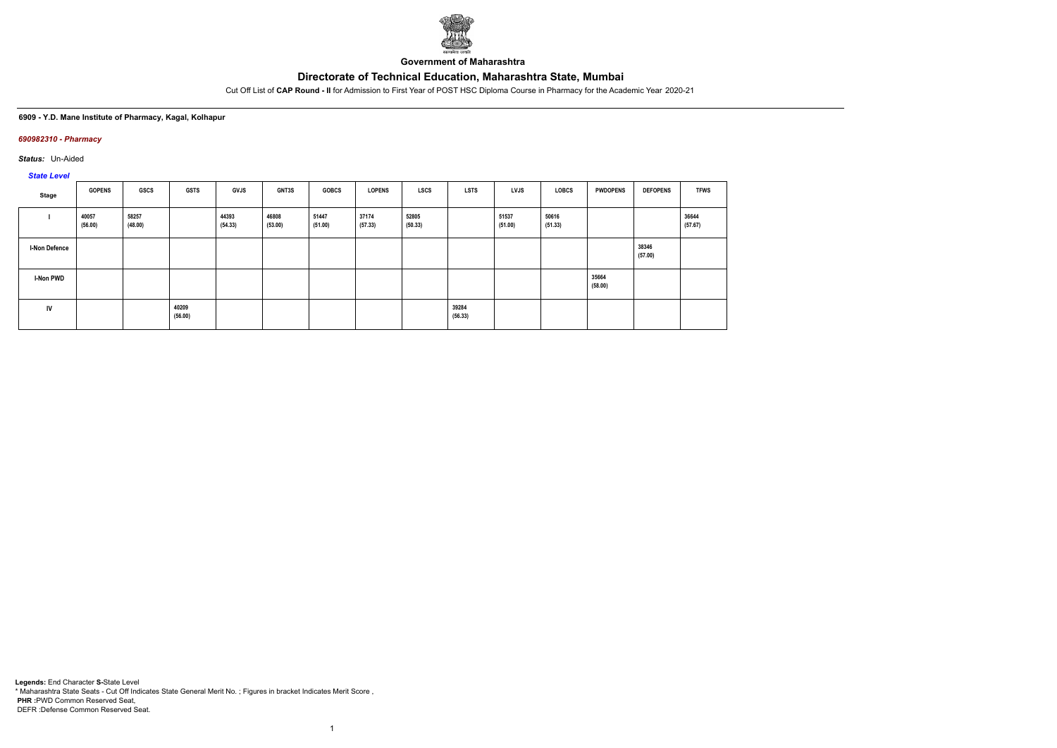**Government of Maharashtra**

# Directorate of Technical Education, Maharashtra State, Mumbai

Cut Off List of **CAP Round - II** for Admission to First Year of POST HSC Diploma Course in Pharmacy for the Academic Year 2020-21

**6909 - Y.D. Mane Institute of Pharmacy, Kagal, Kolhapur**

***690982310 - Pharmacy***

***Status:*** Un-Aided

***State Level***

| Stage | GOPENS | GSCS | GSTS | GVJS | GNT3S | GOBCS | LOPENS | LSCS | LSTS | LVJS | LOBCS | PWDOPENS | DEFOPENS | TFWS |
|---|---|---|---|---|---|---|---|---|---|---|---|---|---|---|
| I | 40057 (56.00) | 58257 (48.00) | | 44393 (54.33) | 46808 (53.00) | 51447 (51.00) | 37174 (57.33) | 52805 (50.33) | | 51537 (51.00) | 50616 (51.33) | | | 36644 (57.67) |
| I-Non Defence | | | | | | | | | | | | | 38346 (57.00) | |
| I-Non PWD | | | | | | | | | | | | 35664 (58.00) | | |
| IV | | | 40209 (56.00) | | | | | | 39284 (56.33) | | | | | |

**Legends:** End Character **S-**State Level
* Maharashtra State Seats - Cut Off Indicates State General Merit No. ; Figures in bracket Indicates Merit Score ,
**PHR :**PWD Common Reserved Seat,
DEFR :Defense Common Reserved Seat.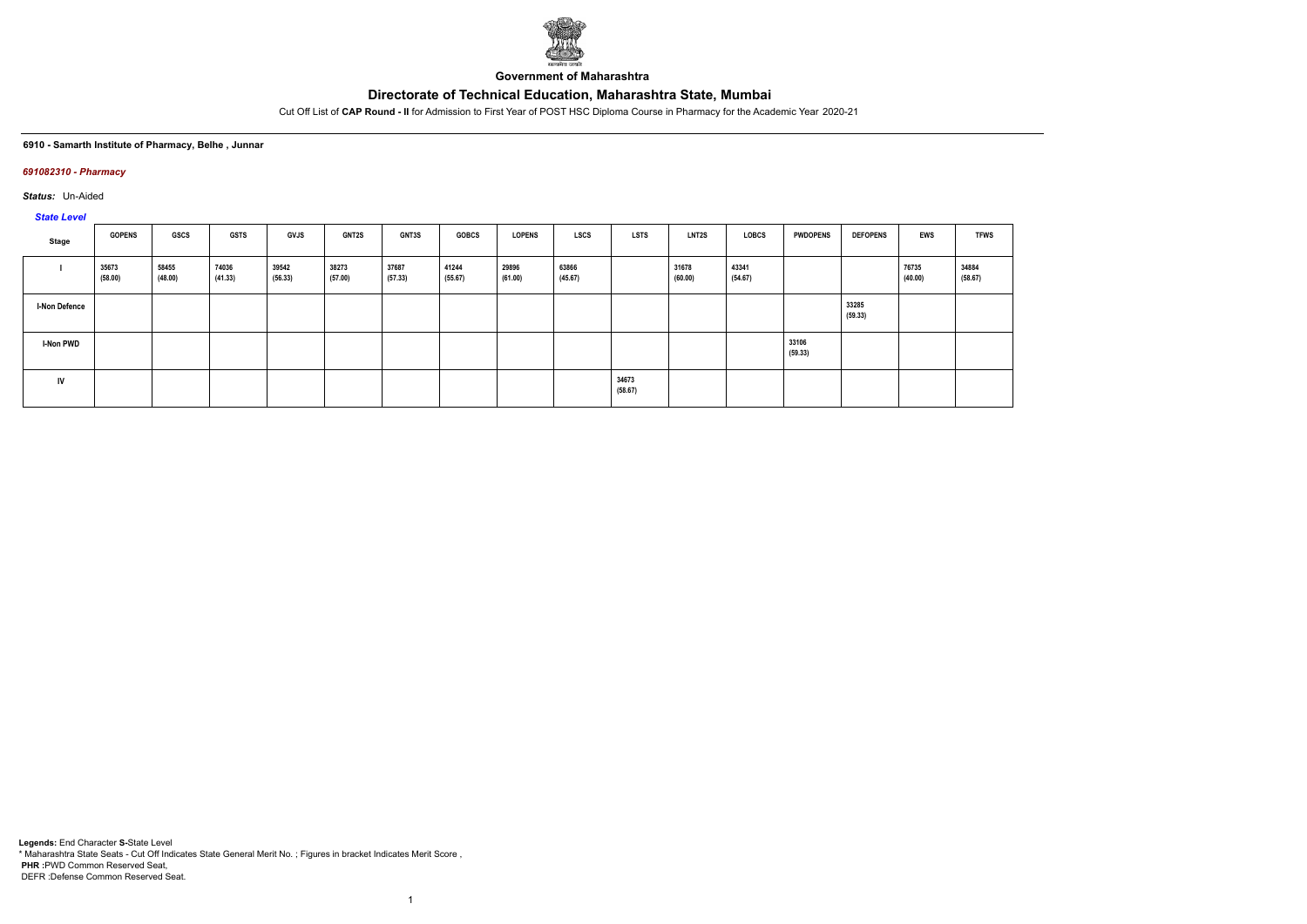**Government of Maharashtra**

# Directorate of Technical Education, Maharashtra State, Mumbai

Cut Off List of **CAP Round - II** for Admission to First Year of POST HSC Diploma Course in Pharmacy for the Academic Year 2020-21

**6910 - Samarth Institute of Pharmacy, Belhe , Junnar**

***691082310 - Pharmacy***

***Status:*** Un-Aided

***State Level***

| Stage | GOPENS | GSCS | GSTS | GVJS | GNT2S | GNT3S | GOBCS | LOPENS | LSCS | LSTS | LNT2S | LOBCS | PWDOPENS | DEFOPENS | EWS | TFWS |
|---|---|---|---|---|---|---|---|---|---|---|---|---|---|---|---|---|
| I | 35673 (58.00) | 58455 (48.00) | 74036 (41.33) | 39542 (56.33) | 38273 (57.00) | 37687 (57.33) | 41244 (55.67) | 29896 (61.00) | 63866 (45.67) | | 31678 (60.00) | 43341 (54.67) | | | 76735 (40.00) | 34884 (58.67) |
| I-Non Defence | | | | | | | | | | | | | | 33285 (59.33) | | |
| I-Non PWD | | | | | | | | | | | | | 33106 (59.33) | | | |
| IV | | | | | | | | | | 34673 (58.67) | | | | | | |

**Legends:** End Character **S-**State Level
* Maharashtra State Seats - Cut Off Indicates State General Merit No. ; Figures in bracket Indicates Merit Score ,
**PHR** :PWD Common Reserved Seat,
DEFR :Defense Common Reserved Seat.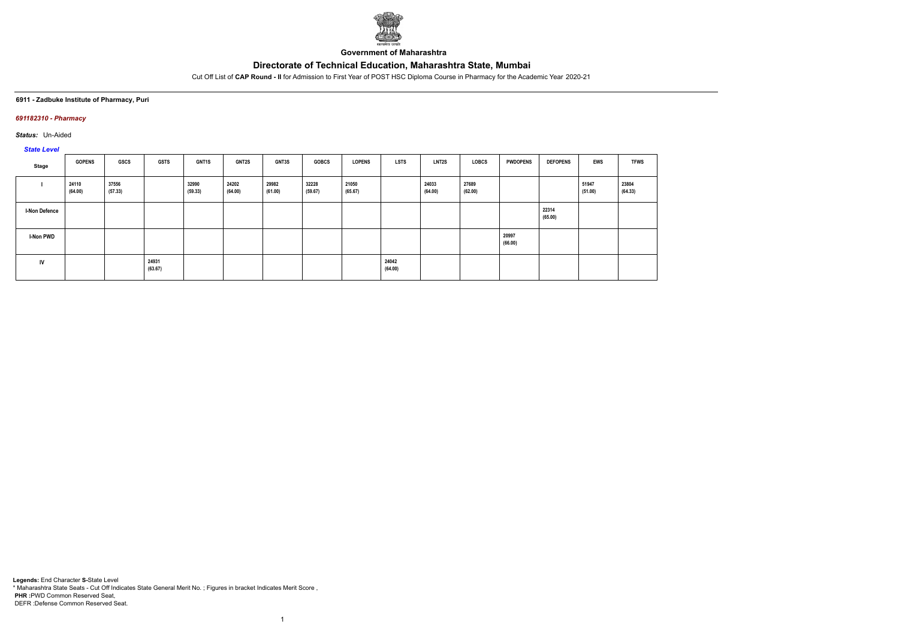**Government of Maharashtra**

# Directorate of Technical Education, Maharashtra State, Mumbai

Cut Off List of **CAP Round - II** for Admission to First Year of POST HSC Diploma Course in Pharmacy for the Academic Year 2020-21

**6911 - Zadbuke Institute of Pharmacy, Puri**

***691182310 - Pharmacy***

***Status:*** Un-Aided

***State Level***

| Stage | GOPENS | GSCS | GSTS | GNT1S | GNT2S | GNT3S | GOBCS | LOPENS | LSTS | LNT2S | LOBCS | PWDOPENS | DEFOPENS | EWS | TFWS |
|---|---|---|---|---|---|---|---|---|---|---|---|---|---|---|---|
| I | 24110 (64.00) | 37556 (57.33) | | 32990 (59.33) | 24202 (64.00) | 29982 (61.00) | 32228 (59.67) | 21050 (65.67) | | 24033 (64.00) | 27689 (62.00) | | | 51947 (51.00) | 23804 (64.33) |
| I-Non Defence | | | | | | | | | | | | | 22314 (65.00) | | |
| I-Non PWD | | | | | | | | | | | | 20997 (66.00) | | | |
| IV | | | 24931 (63.67) | | | | | | 24042 (64.00) | | | | | | |

**Legends:** End Character **S-**State Level
\* Maharashtra State Seats - Cut Off Indicates State General Merit No. ; Figures in bracket Indicates Merit Score ,
**PHR :**PWD Common Reserved Seat,
DEFR :Defense Common Reserved Seat.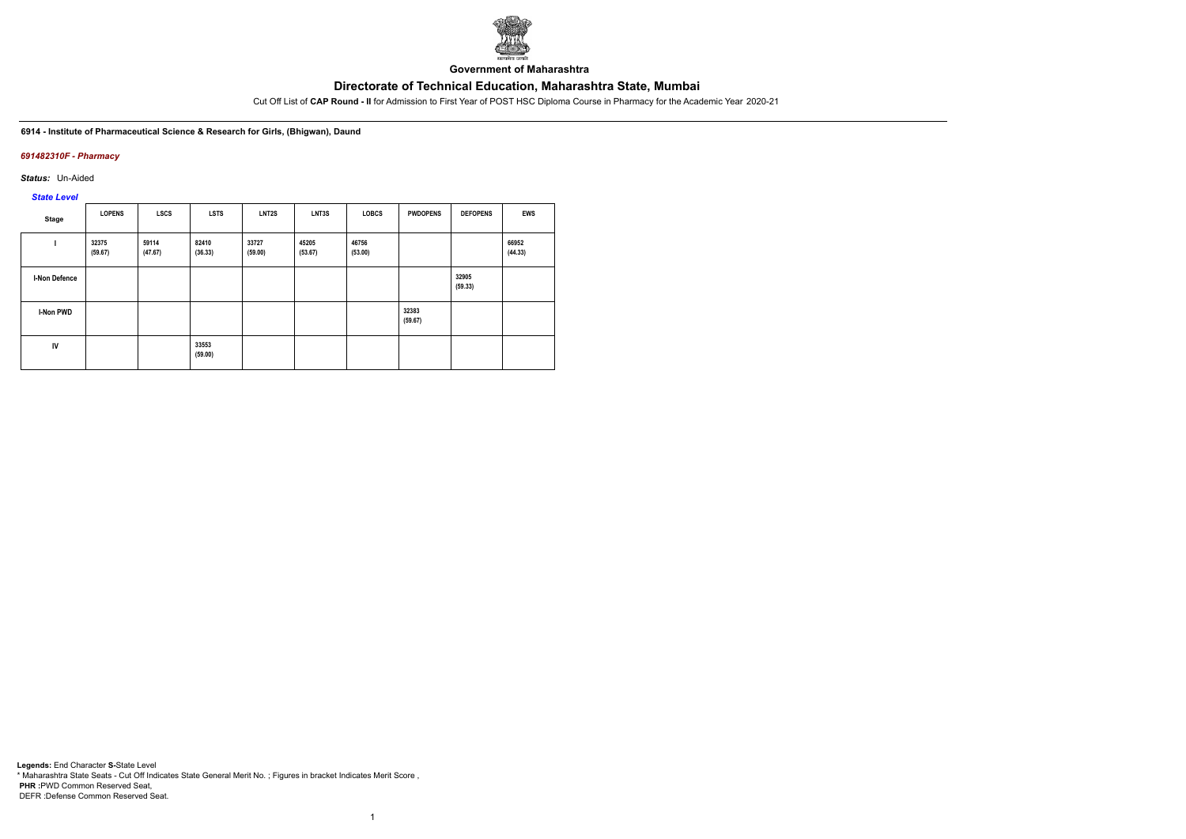**Government of Maharashtra**

# Directorate of Technical Education, Maharashtra State, Mumbai

Cut Off List of **CAP Round - II** for Admission to First Year of POST HSC Diploma Course in Pharmacy for the Academic Year 2020-21

**6914 - Institute of Pharmaceutical Science & Research for Girls, (Bhigwan), Daund**

***691482310F - Pharmacy***

***Status:*** Un-Aided

***State Level***

| Stage | LOPENS | LSCS | LSTS | LNT2S | LNT3S | LOBCS | PWDOPENS | DEFOPENS | EWS |
|---|---|---|---|---|---|---|---|---|---|
| I | 32375 (59.67) | 59114 (47.67) | 82410 (36.33) | 33727 (59.00) | 45205 (53.67) | 46756 (53.00) | | | 66952 (44.33) |
| I-Non Defence | | | | | | | | 32905 (59.33) | |
| I-Non PWD | | | | | | | 32383 (59.67) | | |
| IV | | | 33553 (59.00) | | | | | | |

**Legends:** End Character **S-**State Level
* Maharashtra State Seats - Cut Off Indicates State General Merit No. ; Figures in bracket Indicates Merit Score ,
**PHR :**PWD Common Reserved Seat,
DEFR :Defense Common Reserved Seat.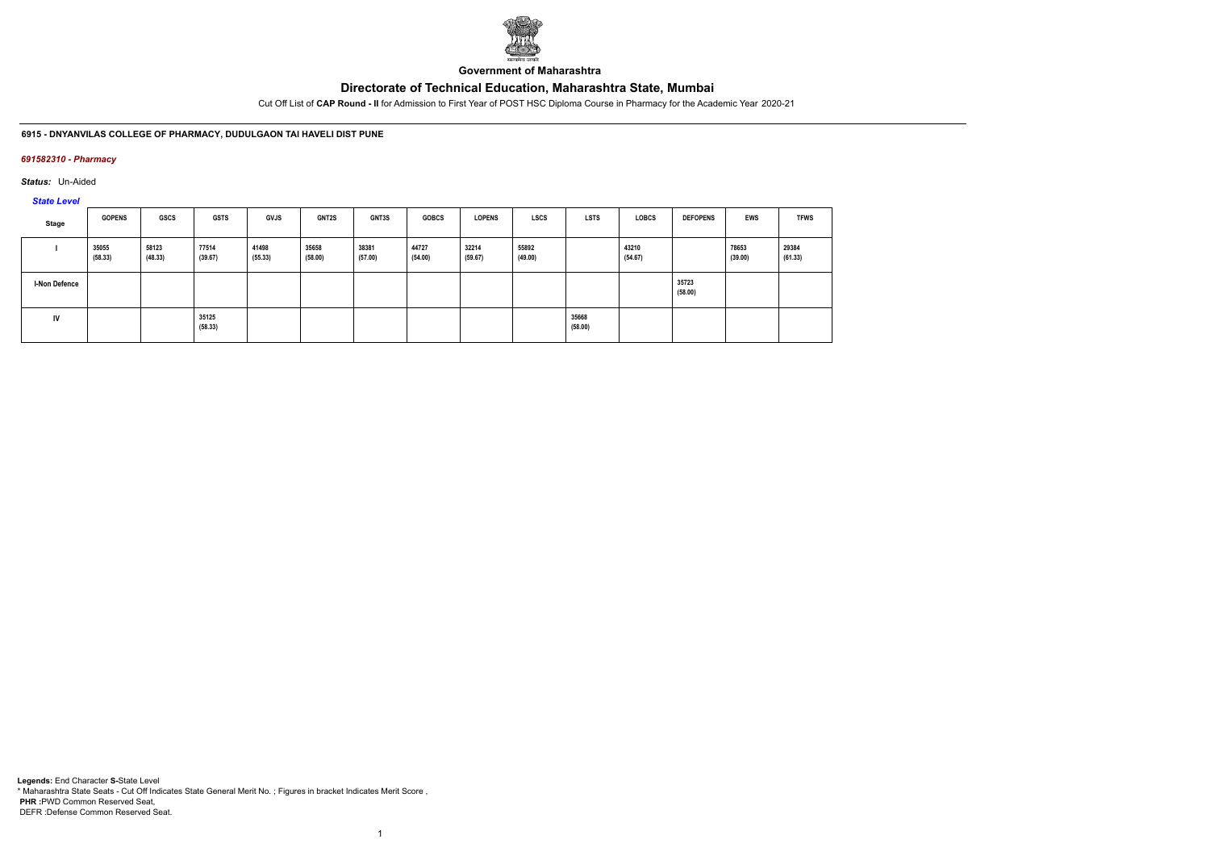**Government of Maharashtra**

# Directorate of Technical Education, Maharashtra State, Mumbai

Cut Off List of **CAP Round - II** for Admission to First Year of POST HSC Diploma Course in Pharmacy for the Academic Year 2020-21

**6915 - DNYANVILAS COLLEGE OF PHARMACY, DUDULGAON TAI HAVELI DIST PUNE**

***691582310 - Pharmacy***

***Status:*** Un-Aided

***State Level***

| Stage | GOPENS | GSCS | GSTS | GVJS | GNT2S | GNT3S | GOBCS | LOPENS | LSCS | LSTS | LOBCS | DEFOPENS | EWS | TFWS |
|---|---|---|---|---|---|---|---|---|---|---|---|---|---|---|
| I | 35055 (58.33) | 58123 (48.33) | 77514 (39.67) | 41498 (55.33) | 35658 (58.00) | 38381 (57.00) | 44727 (54.00) | 32214 (59.67) | 55892 (49.00) | | 43210 (54.67) | | 78653 (39.00) | 29384 (61.33) |
| I-Non Defence | | | | | | | | | | | | 35723 (58.00) | | |
| IV | | | 35125 (58.33) | | | | | | | 35668 (58.00) | | | | |

**Legends:** End Character **S-**State Level
\* Maharashtra State Seats - Cut Off Indicates State General Merit No. ; Figures in bracket Indicates Merit Score ,
**PHR** :PWD Common Reserved Seat,
DEFR :Defense Common Reserved Seat.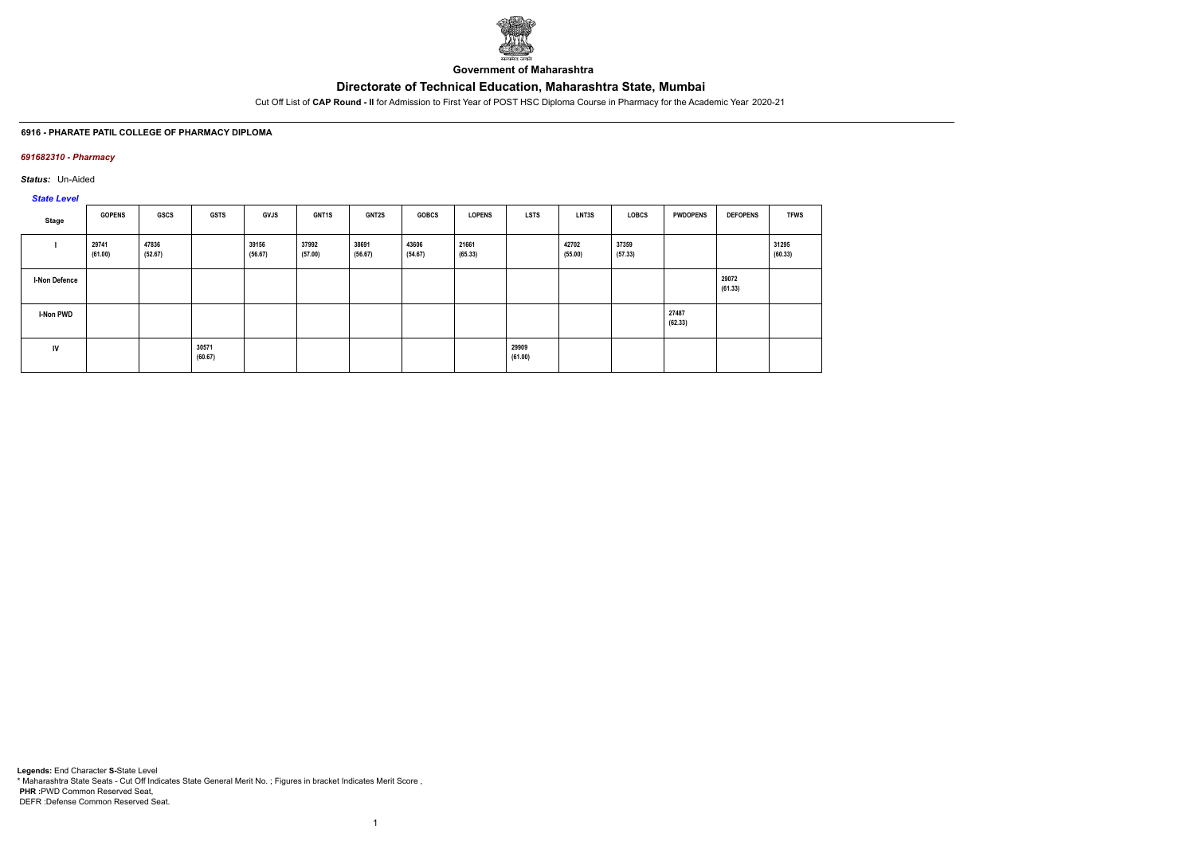**Government of Maharashtra**

# Directorate of Technical Education, Maharashtra State, Mumbai

Cut Off List of **CAP Round - II** for Admission to First Year of POST HSC Diploma Course in Pharmacy for the Academic Year 2020-21

#### 6916 - PHARATE PATIL COLLEGE OF PHARMACY DIPLOMA

***691682310 - Pharmacy***

***Status:*** Un-Aided

***State Level***

| Stage | GOPENS | GSCS | GSTS | GVJS | GNT1S | GNT2S | GOBCS | LOPENS | LSTS | LNT3S | LOBCS | PWDOPENS | DEFOPENS | TFWS |
|---|---|---|---|---|---|---|---|---|---|---|---|---|---|---|
| I | 29741 (61.00) | 47836 (52.67) | | 39156 (56.67) | 37992 (57.00) | 38691 (56.67) | 43606 (54.67) | 21661 (65.33) | | 42702 (55.00) | 37359 (57.33) | | | 31295 (60.33) |
| I-Non Defence | | | | | | | | | | | | | 29072 (61.33) | |
| I-Non PWD | | | | | | | | | | | | 27487 (62.33) | | |
| IV | | | 30571 (60.67) | | | | | | 29909 (61.00) | | | | | |

**Legends:** End Character **S-**State Level
* Maharashtra State Seats - Cut Off Indicates State General Merit No. ; Figures in bracket Indicates Merit Score ,
**PHR :**PWD Common Reserved Seat,
DEFR :Defense Common Reserved Seat.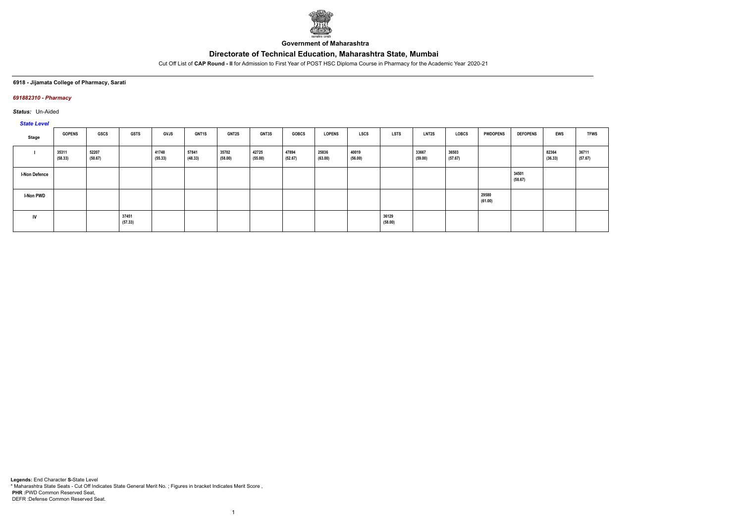**Government of Maharashtra**

# Directorate of Technical Education, Maharashtra State, Mumbai

Cut Off List of **CAP Round - II** for Admission to First Year of POST HSC Diploma Course in Pharmacy for the Academic Year 2020-21

**6918 - Jijamata College of Pharmacy, Sarati**

***691882310 - Pharmacy***

***Status:*** Un-Aided

***State Level***

| Stage | GOPENS | GSCS | GSTS | GVJS | GNT1S | GNT2S | GNT3S | GOBCS | LOPENS | LSCS | LSTS | LNT2S | LOBCS | PWDOPENS | DEFOPENS | EWS | TFWS |
|---|---|---|---|---|---|---|---|---|---|---|---|---|---|---|---|---|---|
| I | 35311 (58.33) | 52207 (50.67) | | 41748 (55.33) | 57841 (48.33) | 35702 (58.00) | 42725 (55.00) | 47894 (52.67) | 25836 (63.00) | 40019 (56.00) | | 33667 (59.00) | 36503 (57.67) | | | 82364 (36.33) | 36711 (57.67) |
| I-Non Defence | | | | | | | | | | | | | | | 34501 (58.67) | | |
| I-Non PWD | | | | | | | | | | | | | | 29580 (61.00) | | | |
| IV | | | 37451 (57.33) | | | | | | | | 36129 (58.00) | | | | | | |

**Legends:** End Character **S-**State Level

\* Maharashtra State Seats - Cut Off Indicates State General Merit No. ; Figures in bracket Indicates Merit Score ,

**PHR :**PWD Common Reserved Seat,

DEFR :Defense Common Reserved Seat.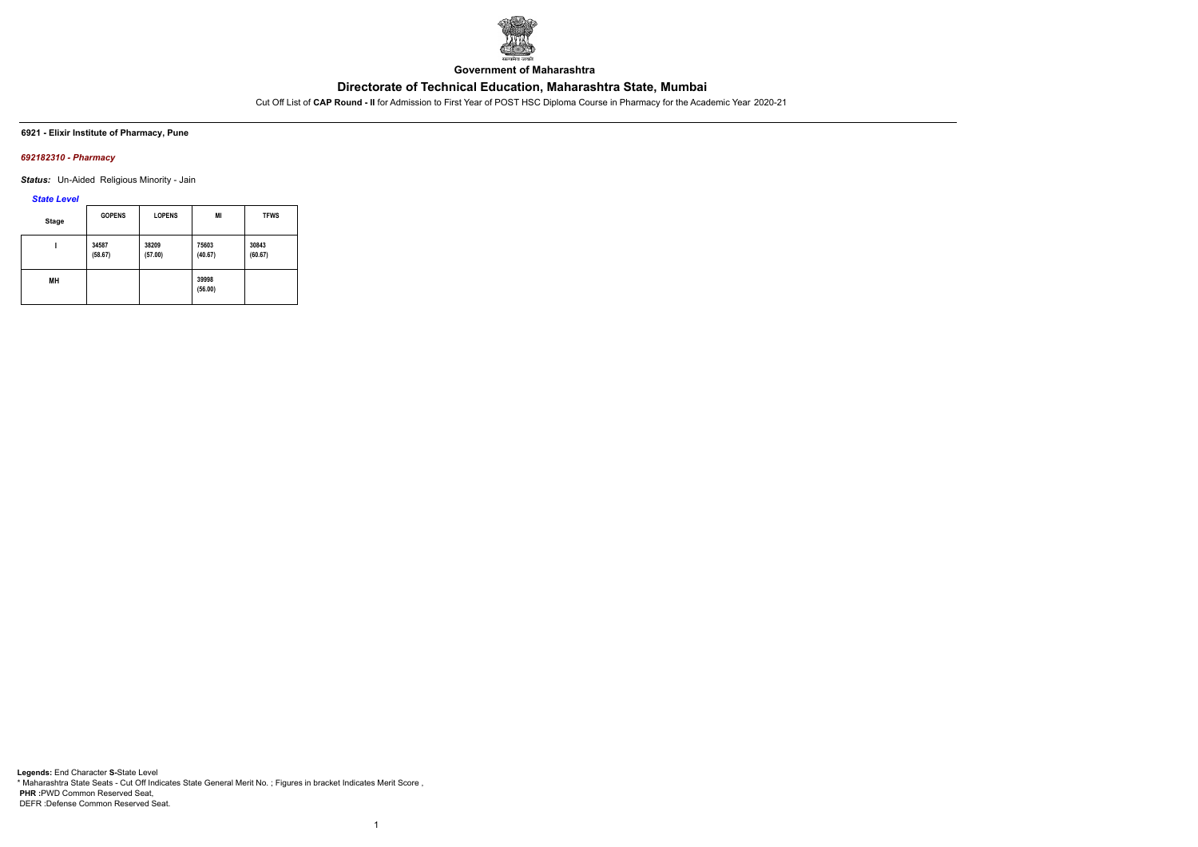**Government of Maharashtra**

## Directorate of Technical Education, Maharashtra State, Mumbai

Cut Off List of **CAP Round - II** for Admission to First Year of POST HSC Diploma Course in Pharmacy for the Academic Year 2020-21

**6921 - Elixir Institute of Pharmacy, Pune**

***692182310 - Pharmacy***

***Status:*** Un-Aided Religious Minority - Jain

***State Level***

| Stage | GOPENS | LOPENS | MI | TFWS |
|---|---|---|---|---|
| I | 34587 (58.67) | 38209 (57.00) | 75603 (40.67) | 30843 (60.67) |
| MH | | | 39998 (56.00) | |

**Legends:** End Character **S-**State Level
* Maharashtra State Seats - Cut Off Indicates State General Merit No. ; Figures in bracket Indicates Merit Score ,
**PHR :**PWD Common Reserved Seat,
DEFR :Defense Common Reserved Seat.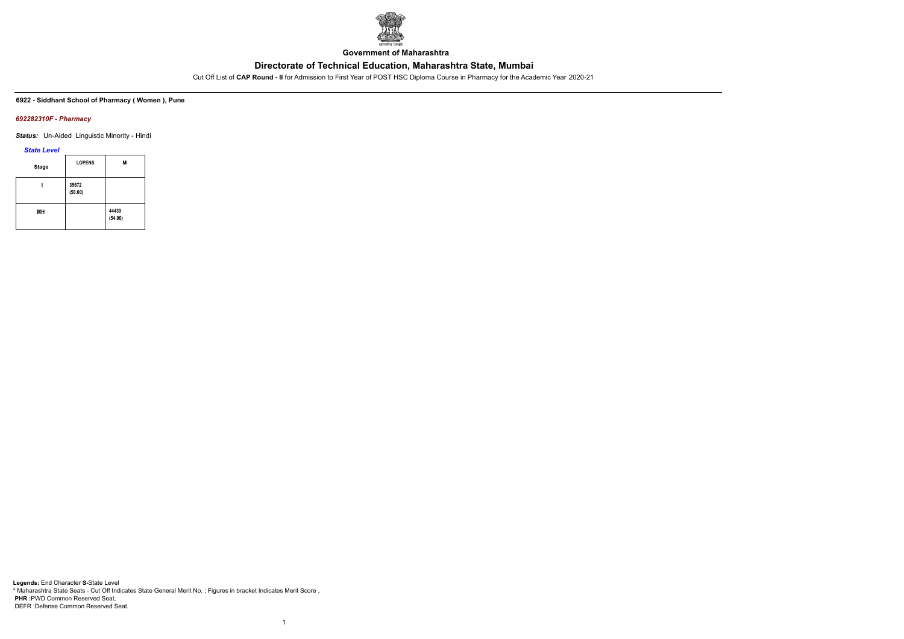**Government of Maharashtra**

## Directorate of Technical Education, Maharashtra State, Mumbai

Cut Off List of **CAP Round - II** for Admission to First Year of POST HSC Diploma Course in Pharmacy for the Academic Year 2020-21

**6922 - Siddhant School of Pharmacy ( Women ), Pune**

***692282310F - Pharmacy***

***Status:*** Un-Aided Linguistic Minority - Hindi

***State Level***

| Stage | LOPENS | MI |
|---|---|---|
| I | 35672 (58.00) | |
| MH | | 44439 (54.00) |

**Legends:** End Character **S-**State Level
\* Maharashtra State Seats - Cut Off Indicates State General Merit No. ; Figures in bracket Indicates Merit Score ,
**PHR** :PWD Common Reserved Seat,
DEFR :Defense Common Reserved Seat.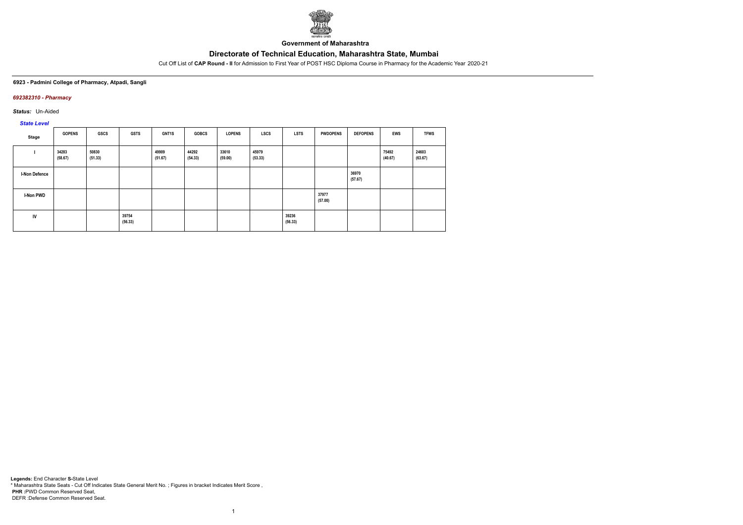**Government of Maharashtra**

# Directorate of Technical Education, Maharashtra State, Mumbai

Cut Off List of **CAP Round - II** for Admission to First Year of POST HSC Diploma Course in Pharmacy for the Academic Year 2020-21

#### 6923 - Padmini College of Pharmacy, Atpadi, Sangli

##### *692382310 - Pharmacy*

***Status:*** Un-Aided

*State Level*

| Stage | GOPENS | GSCS | GSTS | GNT1S | GOBCS | LOPENS | LSCS | LSTS | PWDOPENS | DEFOPENS | EWS | TFWS |
|---|---|---|---|---|---|---|---|---|---|---|---|---|
| I | 34283 (58.67) | 50830 (51.33) | | 49909 (51.67) | 44292 (54.33) | 33610 (59.00) | 45979 (53.33) | | | | 75492 (40.67) | 24603 (63.67) |
| I-Non Defence | | | | | | | | | | 36970 (57.67) | | |
| I-Non PWD | | | | | | | | | 37977 (57.00) | | | |
| IV | | | 39754 (56.33) | | | | | 39236 (56.33) | | | | |

**Legends:** End Character **S-**State Level
* Maharashtra State Seats - Cut Off Indicates State General Merit No. ; Figures in bracket Indicates Merit Score ,
**PHR** :PWD Common Reserved Seat,
DEFR :Defense Common Reserved Seat.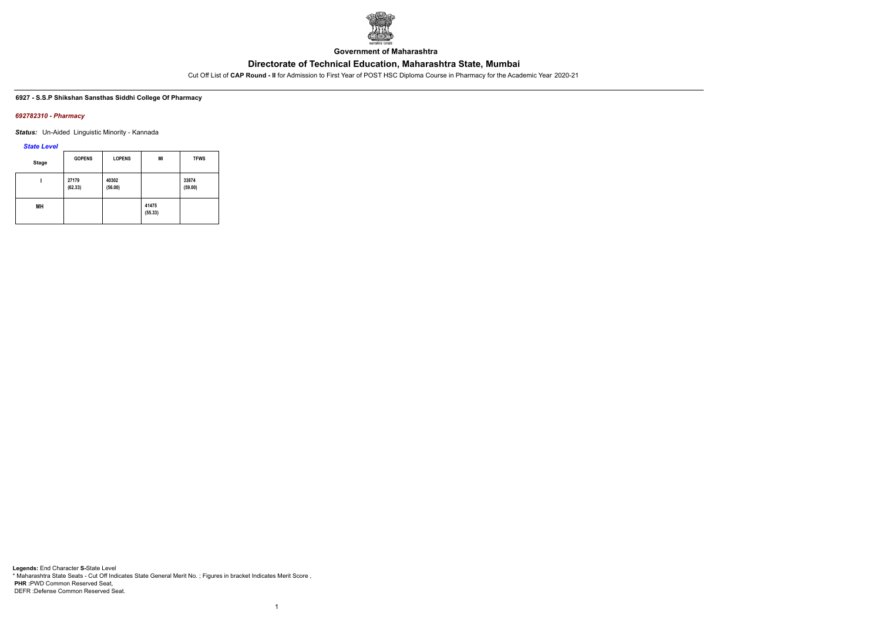Government of Maharashtra

# Directorate of Technical Education, Maharashtra State, Mumbai

Cut Off List of **CAP Round - II** for Admission to First Year of POST HSC Diploma Course in Pharmacy for the Academic Year 2020-21

**6927 - S.S.P Shikshan Sansthas Siddhi College Of Pharmacy**

***692782310 - Pharmacy***

***Status:*** Un-Aided Linguistic Minority - Kannada

*State Level*

| Stage | GOPENS | LOPENS | MI | TFWS |
|---|---|---|---|---|
| I | 27179<br>(62.33) | 40302<br>(56.00) | | 33874<br>(59.00) |
| MH | | | 41475<br>(55.33) | |

**Legends:** End Character **S-**State Level
\* Maharashtra State Seats - Cut Off Indicates State General Merit No. ; Figures in bracket Indicates Merit Score ,
**PHR :**PWD Common Reserved Seat,
DEFR :Defense Common Reserved Seat.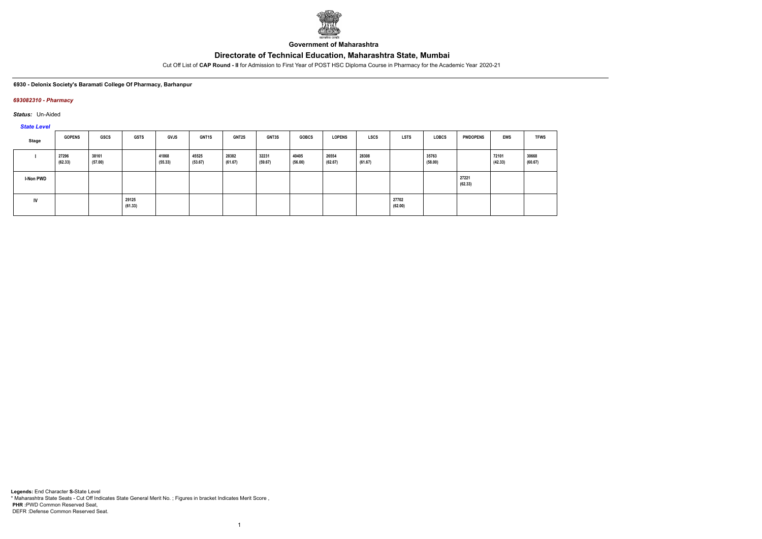Government of Maharashtra

# Directorate of Technical Education, Maharashtra State, Mumbai

Cut Off List of **CAP Round - II** for Admission to First Year of POST HSC Diploma Course in Pharmacy for the Academic Year 2020-21

**6930 - Delonix Society's Baramati College Of Pharmacy, Barhanpur**

***693082310 - Pharmacy***

***Status:*** Un-Aided

***State Level***

| Stage | GOPENS | GSCS | GSTS | GVJS | GNT1S | GNT2S | GNT3S | GOBCS | LOPENS | LSCS | LSTS | LOBCS | PWDOPENS | EWS | TFWS |
|---|---|---|---|---|---|---|---|---|---|---|---|---|---|---|---|
| I | 27296 (62.33) | 38161 (57.00) | | 41868 (55.33) | 45525 (53.67) | 28382 (61.67) | 32231 (59.67) | 40405 (56.00) | 26554 (62.67) | 28308 (61.67) | | 35763 (58.00) | | 72101 (42.33) | 30668 (60.67) |
| I-Non PWD | | | | | | | | | | | | | 27221 (62.33) | | |
| IV | | | 29125 (61.33) | | | | | | | | 27702 (62.00) | | | | |

**Legends:** End Character **S-**State Level
* Maharashtra State Seats - Cut Off Indicates State General Merit No. ; Figures in bracket Indicates Merit Score ,
**PHR :**PWD Common Reserved Seat,
DEFR :Defense Common Reserved Seat.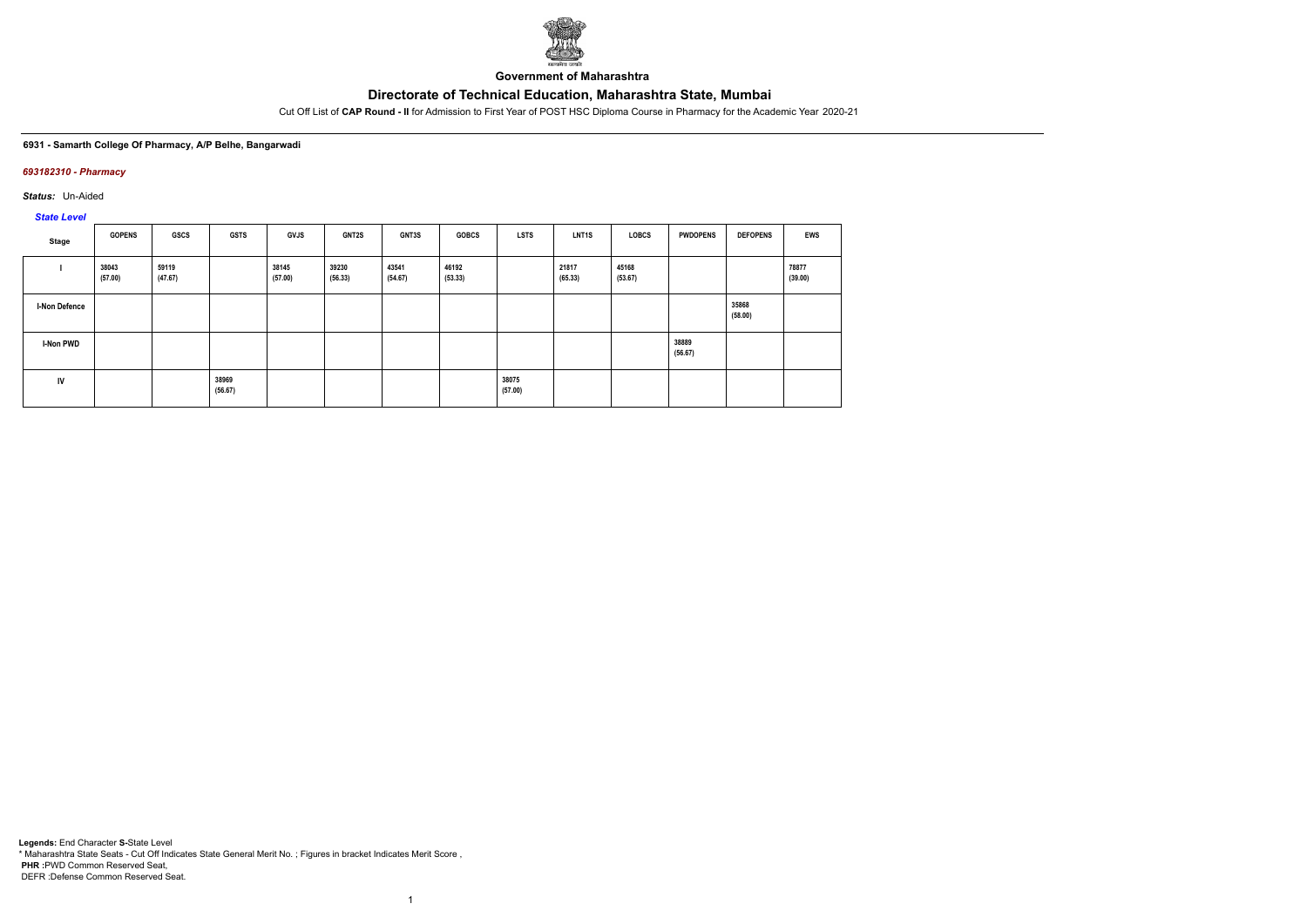**Government of Maharashtra**

# Directorate of Technical Education, Maharashtra State, Mumbai

Cut Off List of **CAP Round - II** for Admission to First Year of POST HSC Diploma Course in Pharmacy for the Academic Year 2020-21

**6931 - Samarth College Of Pharmacy, A/P Belhe, Bangarwadi**

*693182310 - Pharmacy*

*Status:* Un-Aided

*State Level*

| Stage | GOPENS | GSCS | GSTS | GVJS | GNT2S | GNT3S | GOBCS | LSTS | LNT1S | LOBCS | PWDOPENS | DEFOPENS | EWS |
|---|---|---|---|---|---|---|---|---|---|---|---|---|---|
| I | 38043 (57.00) | 59119 (47.67) | | 38145 (57.00) | 39230 (56.33) | 43541 (54.67) | 46192 (53.33) | | 21817 (65.33) | 45168 (53.67) | | | 78877 (39.00) |
| I-Non Defence | | | | | | | | | | | | 35868 (58.00) | |
| I-Non PWD | | | | | | | | | | | 38889 (56.67) | | |
| IV | | | 38969 (56.67) | | | | | 38075 (57.00) | | | | | |

**Legends:** End Character **S-**State Level

* Maharashtra State Seats - Cut Off Indicates State General Merit No. ; Figures in bracket Indicates Merit Score ,

**PHR** :PWD Common Reserved Seat,

DEFR :Defense Common Reserved Seat.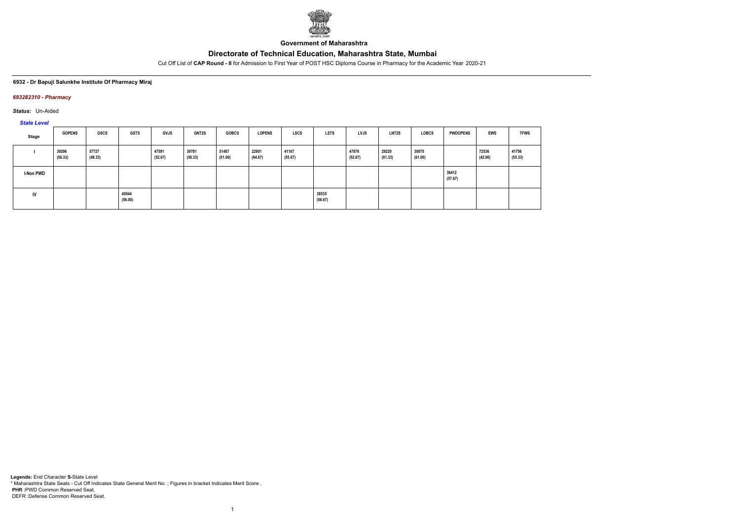**Government of Maharashtra**

# Directorate of Technical Education, Maharashtra State, Mumbai

Cut Off List of **CAP Round - II** for Admission to First Year of POST HSC Diploma Course in Pharmacy for the Academic Year 2020-21

#### 6932 - Dr Bapuji Salunkhe Institute Of Pharmacy Miraj

*693282310 - Pharmacy*

***Status:*** Un-Aided

*State Level*

| Stage | GOPENS | GSCS | GSTS | GVJS | GNT2S | GOBCS | LOPENS | LSCS | LSTS | LVJS | LNT2S | LOBCS | PWDOPENS | EWS | TFWS |
|---|---|---|---|---|---|---|---|---|---|---|---|---|---|---|---|
| I | 39296 (56.33) | 57727 (48.33) | | 47591 (52.67) | 39781 (56.33) | 51487 (51.00) | 22901 (64.67) | 41167 (55.67) | | 47876 (52.67) | 29220 (61.33) | 30075 (61.00) | | 72536 (42.00) | 41756 (55.33) |
| I-Non PWD | | | | | | | | | | | | | 36412 (57.67) | | |
| IV | | | 40544 (56.00) | | | | | | 38535 (56.67) | | | | | | |

**Legends:** End Character **S-**State Level
\* Maharashtra State Seats - Cut Off Indicates State General Merit No. ; Figures in bracket Indicates Merit Score ,
**PHR :**PWD Common Reserved Seat,
DEFR :Defense Common Reserved Seat.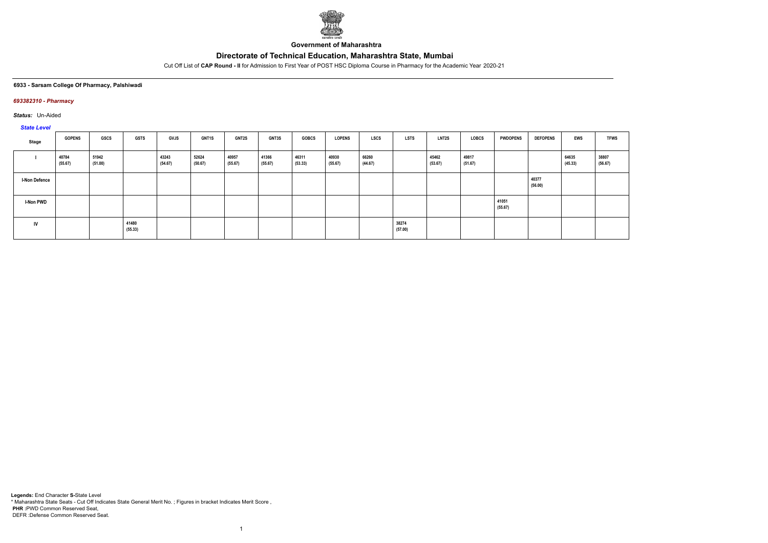**Government of Maharashtra**

# Directorate of Technical Education, Maharashtra State, Mumbai

Cut Off List of **CAP Round - II** for Admission to First Year of POST HSC Diploma Course in Pharmacy for the Academic Year 2020-21

#### 6933 - Sarsam College Of Pharmacy, Palshiwadi

*693382310 - Pharmacy*

*Status:* Un-Aided

*State Level*

| Stage | GOPENS | GSCS | GSTS | GVJS | GNT1S | GNT2S | GNT3S | GOBCS | LOPENS | LSCS | LSTS | LNT2S | LOBCS | PWDOPENS | DEFOPENS | EWS | TFWS |
|---|---|---|---|---|---|---|---|---|---|---|---|---|---|---|---|---|---|
| I | 40784 (55.67) | 51942 (51.00) | | 43243 (54.67) | 52624 (50.67) | 40957 (55.67) | 41366 (55.67) | 46311 (53.33) | 40930 (55.67) | 66260 (44.67) | | 45462 (53.67) | 49817 (51.67) | | | 64635 (45.33) | 38807 (56.67) |
| I-Non Defence | | | | | | | | | | | | | | | 40377 (56.00) | | |
| I-Non PWD | | | | | | | | | | | | | | 41051 (55.67) | | | |
| IV | | | 41480 (55.33) | | | | | | | | 38274 (57.00) | | | | | | |

**Legends:** End Character **S-**State Level
* Maharashtra State Seats - Cut Off Indicates State General Merit No. ; Figures in bracket Indicates Merit Score ,
**PHR :**PWD Common Reserved Seat,
DEFR :Defense Common Reserved Seat.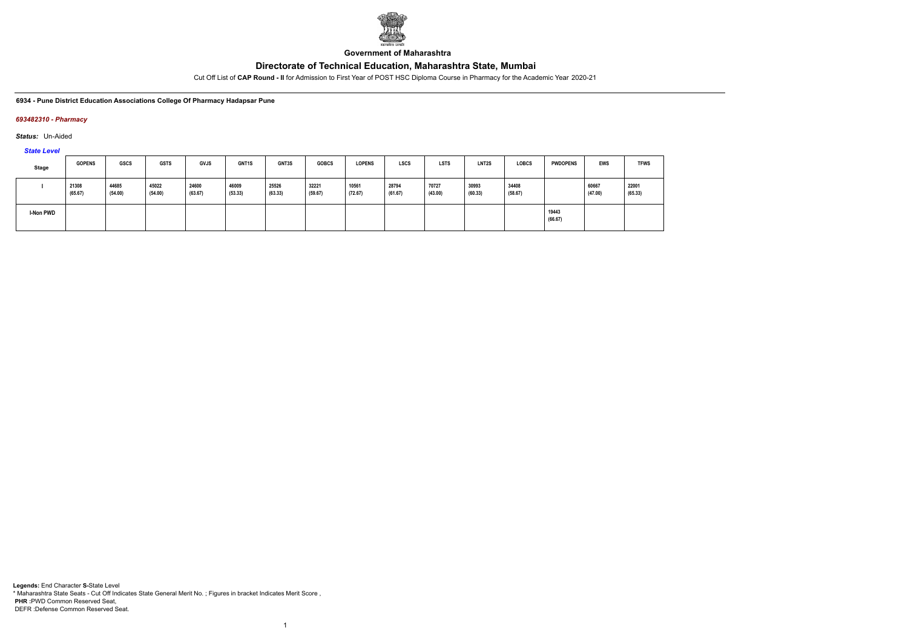Government of Maharashtra

# Directorate of Technical Education, Maharashtra State, Mumbai

Cut Off List of **CAP Round - II** for Admission to First Year of POST HSC Diploma Course in Pharmacy for the Academic Year 2020-21

**6934 - Pune District Education Associations College Of Pharmacy Hadapsar Pune**

*693482310 - Pharmacy*

***Status:*** Un-Aided

*State Level*

| Stage | GOPENS | GSCS | GSTS | GVJS | GNT1S | GNT3S | GOBCS | LOPENS | LSCS | LSTS | LNT2S | LOBCS | PWDOPENS | EWS | TFWS |
|---|---|---|---|---|---|---|---|---|---|---|---|---|---|---|---|
| I | 21308 (65.67) | 44685 (54.00) | 45022 (54.00) | 24600 (63.67) | 46009 (53.33) | 25526 (63.33) | 32221 (59.67) | 10561 (72.67) | 28794 (61.67) | 70727 (43.00) | 30993 (60.33) | 34408 (58.67) | | 60667 (47.00) | 22001 (65.33) |
| I-Non PWD | | | | | | | | | | | | | 19443 (66.67) | | |

**Legends:** End Character **S-**State Level
* Maharashtra State Seats - Cut Off Indicates State General Merit No. ; Figures in bracket Indicates Merit Score ,
**PHR :**PWD Common Reserved Seat,
DEFR :Defense Common Reserved Seat.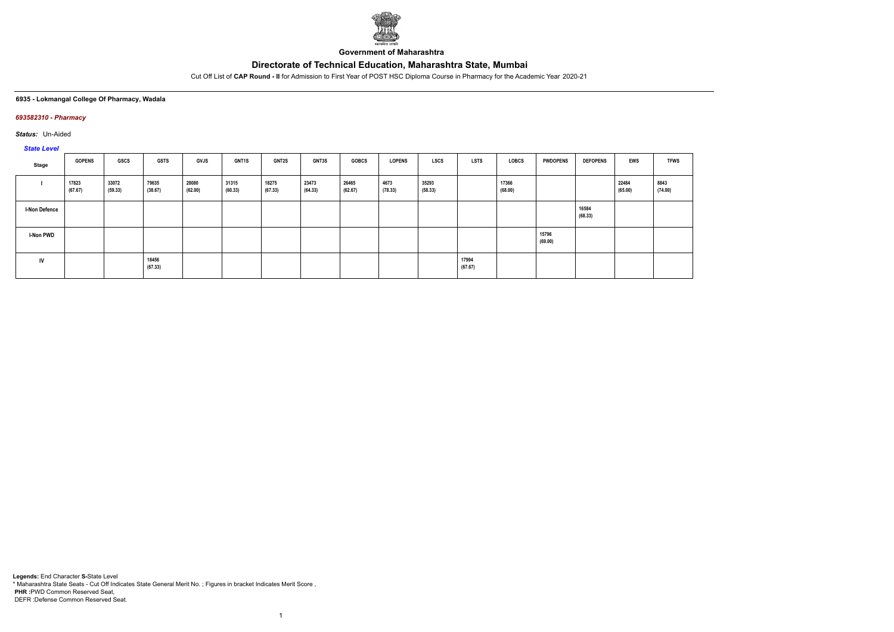**Government of Maharashtra**

# Directorate of Technical Education, Maharashtra State, Mumbai

Cut Off List of **CAP Round - II** for Admission to First Year of POST HSC Diploma Course in Pharmacy for the Academic Year 2020-21

### 6935 - Lokmangal College Of Pharmacy, Wadala

#### *693582310 - Pharmacy*

***Status:*** Un-Aided

*State Level*

| Stage | GOPENS | GSCS | GSTS | GVJS | GNT1S | GNT2S | GNT3S | GOBCS | LOPENS | LSCS | LSTS | LOBCS | PWDOPENS | DEFOPENS | EWS | TFWS |
|---|---|---|---|---|---|---|---|---|---|---|---|---|---|---|---|---|
| I | 17823 (67.67) | 33072 (59.33) | 79635 (38.67) | 28080 (62.00) | 31315 (60.33) | 18275 (67.33) | 23473 (64.33) | 26465 (62.67) | 4673 (78.33) | 35293 (58.33) | | 17366 (68.00) | | | 22484 (65.00) | 8843 (74.00) |
| I-Non Defence | | | | | | | | | | | | | | 16584 (68.33) | | |
| I-Non PWD | | | | | | | | | | | | | 15796 (69.00) | | | |
| IV | | | 18456 (67.33) | | | | | | | | 17994 (67.67) | | | | | |

**Legends:** End Character **S-**State Level
\* Maharashtra State Seats - Cut Off Indicates State General Merit No. ; Figures in bracket Indicates Merit Score ,
**PHR :**PWD Common Reserved Seat,
DEFR :Defense Common Reserved Seat.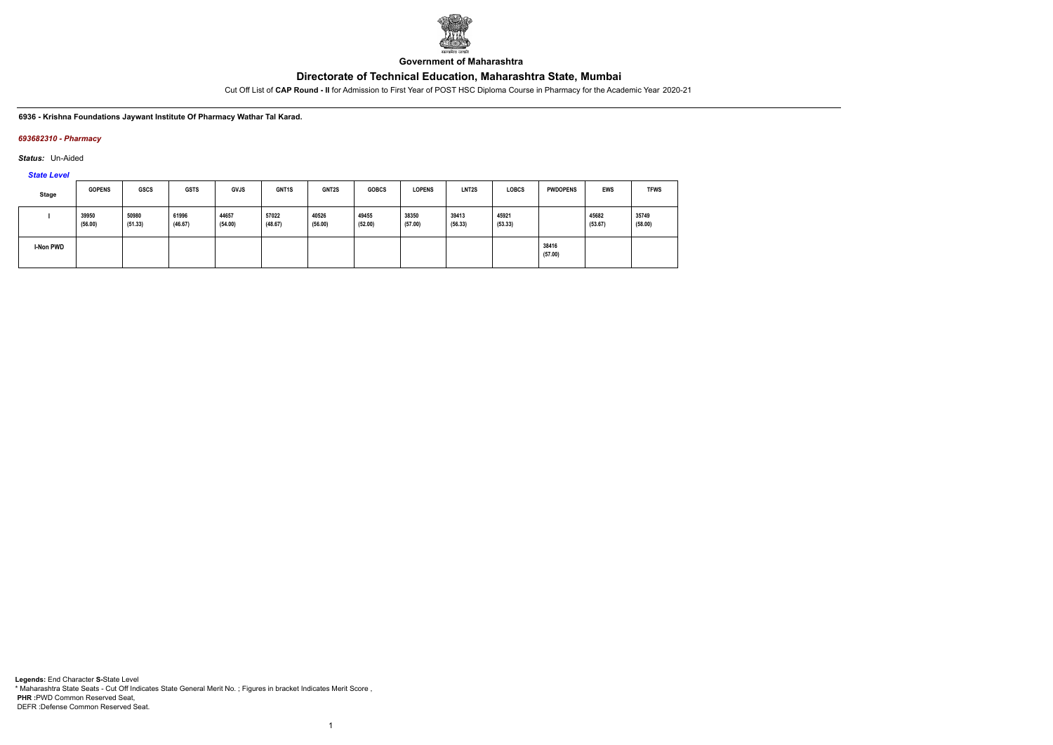**Government of Maharashtra**

## Directorate of Technical Education, Maharashtra State, Mumbai

Cut Off List of **CAP Round - II** for Admission to First Year of POST HSC Diploma Course in Pharmacy for the Academic Year 2020-21

**6936 - Krishna Foundations Jaywant Institute Of Pharmacy Wathar Tal Karad.**

***693682310 - Pharmacy***

***Status:*** Un-Aided

***State Level***

| Stage | GOPENS | GSCS | GSTS | GVJS | GNT1S | GNT2S | GOBCS | LOPENS | LNT2S | LOBCS | PWDOPENS | EWS | TFWS |
|---|---|---|---|---|---|---|---|---|---|---|---|---|---|
| I | 39950 (56.00) | 50980 (51.33) | 61996 (46.67) | 44657 (54.00) | 57022 (48.67) | 40526 (56.00) | 49455 (52.00) | 38350 (57.00) | 39413 (56.33) | 45921 (53.33) | | 45682 (53.67) | 35749 (58.00) |
| I-Non PWD | | | | | | | | | | | 38416 (57.00) | | |

**Legends:** End Character **S-**State Level
* Maharashtra State Seats - Cut Off Indicates State General Merit No. ; Figures in bracket Indicates Merit Score ,
**PHR :**PWD Common Reserved Seat,
DEFR :Defense Common Reserved Seat.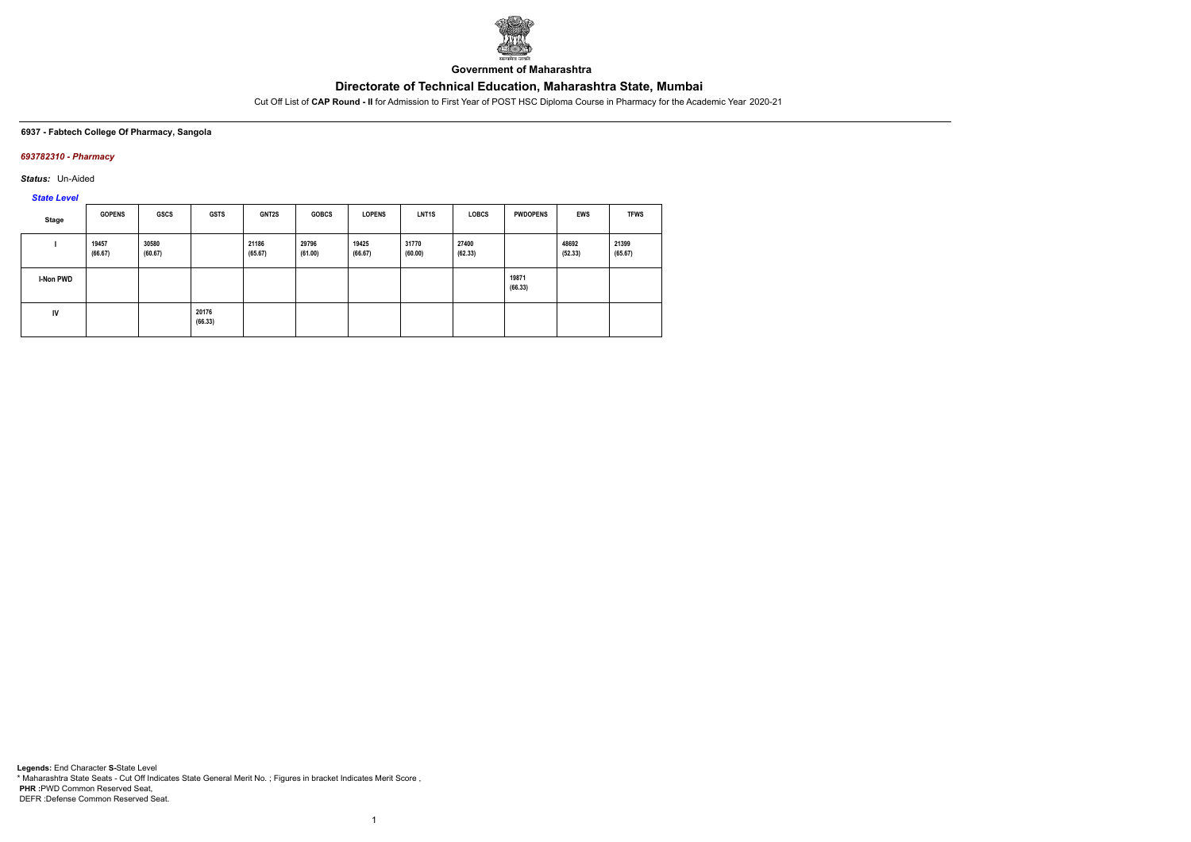**Government of Maharashtra**

## Directorate of Technical Education, Maharashtra State, Mumbai

Cut Off List of **CAP Round - II** for Admission to First Year of POST HSC Diploma Course in Pharmacy for the Academic Year 2020-21

**6937 - Fabtech College Of Pharmacy, Sangola**

***693782310 - Pharmacy***

***Status:*** Un-Aided

***State Level***

| Stage | GOPENS | GSCS | GSTS | GNT2S | GOBCS | LOPENS | LNT1S | LOBCS | PWDOPENS | EWS | TFWS |
|---|---|---|---|---|---|---|---|---|---|---|---|
| I | 19457 (66.67) | 30580 (60.67) | | 21186 (65.67) | 29796 (61.00) | 19425 (66.67) | 31770 (60.00) | 27400 (62.33) | | 48692 (52.33) | 21399 (65.67) |
| I-Non PWD | | | | | | | | | 19871 (66.33) | | |
| IV | | | 20176 (66.33) | | | | | | | | |

**Legends:** End Character **S-**State Level
* Maharashtra State Seats - Cut Off Indicates State General Merit No. ; Figures in bracket Indicates Merit Score ,
**PHR :**PWD Common Reserved Seat,
DEFR :Defense Common Reserved Seat.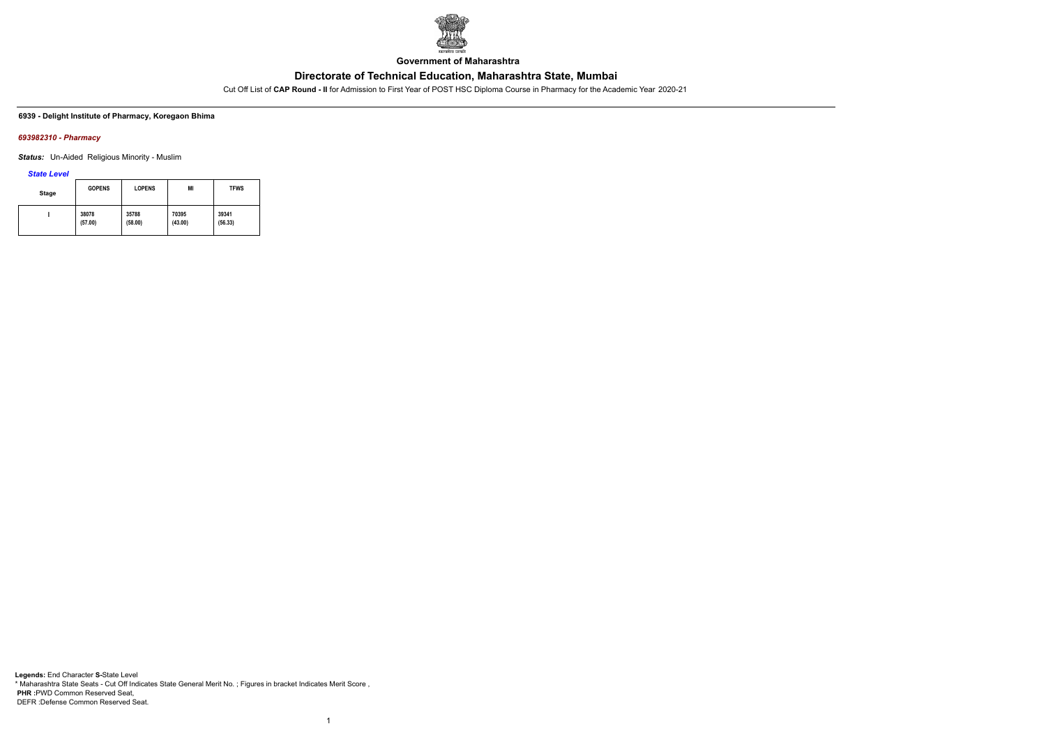Government of Maharashtra

# Directorate of Technical Education, Maharashtra State, Mumbai

Cut Off List of **CAP Round - II** for Admission to First Year of POST HSC Diploma Course in Pharmacy for the Academic Year 2020-21

**6939 - Delight Institute of Pharmacy, Koregaon Bhima**

***693982310 - Pharmacy***

***Status:*** Un-Aided Religious Minority - Muslim

***State Level***

| Stage | GOPENS | LOPENS | MI | TFWS |
|---|---|---|---|---|
| I | 38078 (57.00) | 35788 (58.00) | 70395 (43.00) | 39341 (56.33) |

**Legends:** End Character **S-**State Level
* Maharashtra State Seats - Cut Off Indicates State General Merit No. ; Figures in bracket Indicates Merit Score ,
**PHR :**PWD Common Reserved Seat,
DEFR :Defense Common Reserved Seat.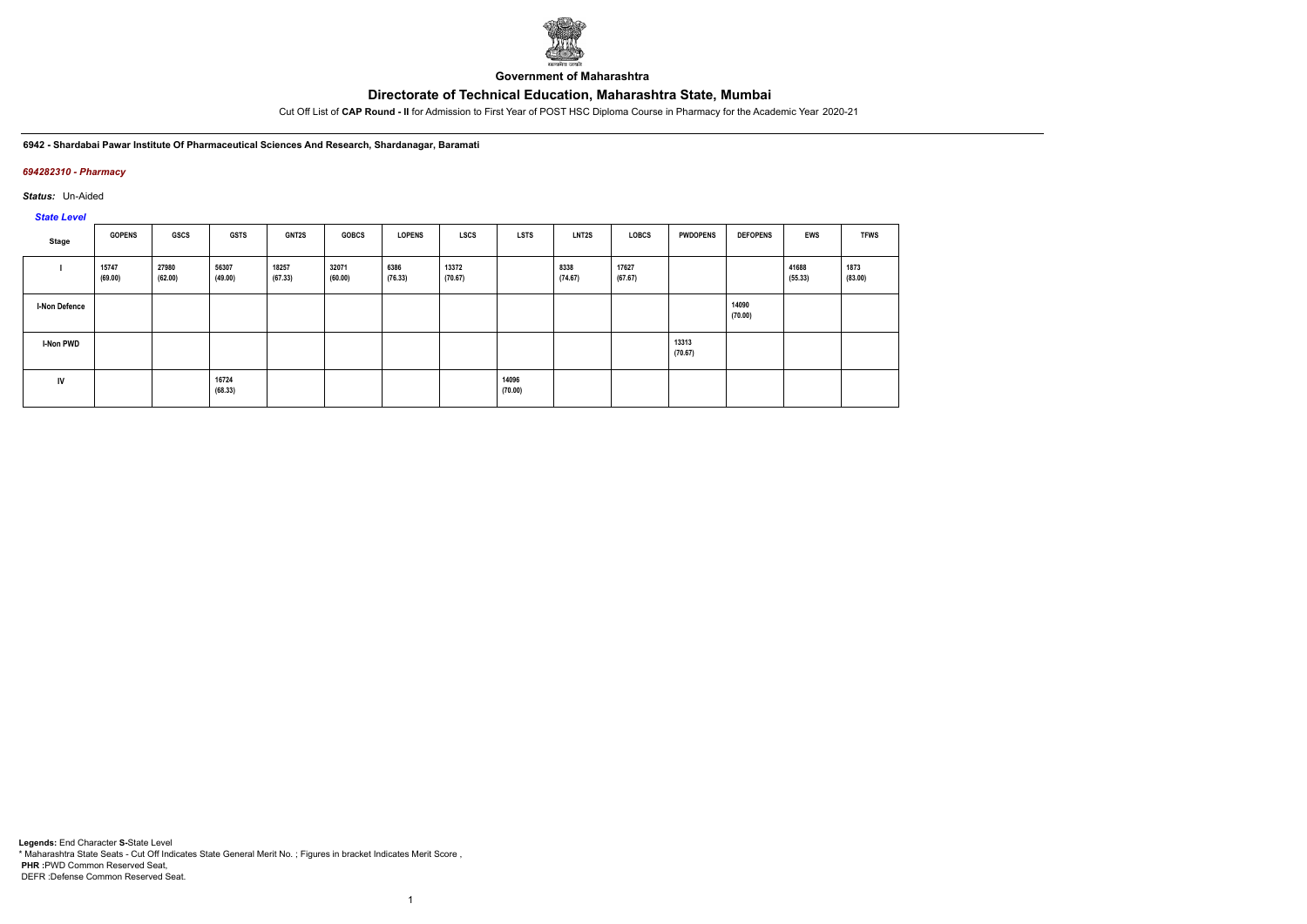**Government of Maharashtra**

# Directorate of Technical Education, Maharashtra State, Mumbai

Cut Off List of **CAP Round - II** for Admission to First Year of POST HSC Diploma Course in Pharmacy for the Academic Year 2020-21

**6942 - Shardabai Pawar Institute Of Pharmaceutical Sciences And Research, Shardanagar, Baramati**

***694282310 - Pharmacy***

***Status:*** Un-Aided

***State Level***

| Stage | GOPENS | GSCS | GSTS | GNT2S | GOBCS | LOPENS | LSCS | LSTS | LNT2S | LOBCS | PWDOPENS | DEFOPENS | EWS | TFWS |
|---|---|---|---|---|---|---|---|---|---|---|---|---|---|---|
| I | 15747 (69.00) | 27980 (62.00) | 56307 (49.00) | 18257 (67.33) | 32071 (60.00) | 6386 (76.33) | 13372 (70.67) | | 8338 (74.67) | 17627 (67.67) | | | 41688 (55.33) | 1873 (83.00) |
| I-Non Defence | | | | | | | | | | | | 14090 (70.00) | | |
| I-Non PWD | | | | | | | | | | | 13313 (70.67) | | | |
| IV | | | 16724 (68.33) | | | | | 14096 (70.00) | | | | | | |

**Legends:** End Character **S-**State Level
\* Maharashtra State Seats - Cut Off Indicates State General Merit No. ; Figures in bracket Indicates Merit Score ,
**PHR** :PWD Common Reserved Seat,
DEFR :Defense Common Reserved Seat.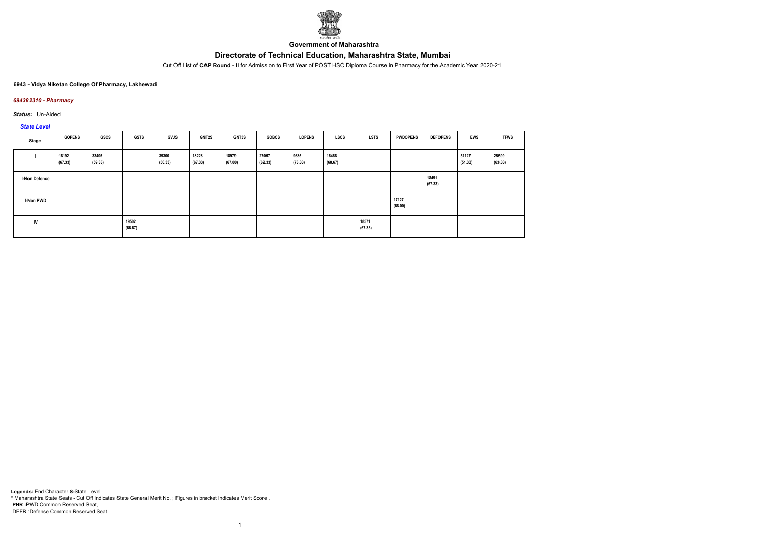**Government of Maharashtra**

# Directorate of Technical Education, Maharashtra State, Mumbai

Cut Off List of **CAP Round - II** for Admission to First Year of POST HSC Diploma Course in Pharmacy for the Academic Year 2020-21

**6943 - Vidya Niketan College Of Pharmacy, Lakhewadi**

***694382310 - Pharmacy***

***Status:*** Un-Aided

***State Level***

| Stage | GOPENS | GSCS | GSTS | GVJS | GNT2S | GNT3S | GOBCS | LOPENS | LSCS | LSTS | PWDOPENS | DEFOPENS | EWS | TFWS |
|---|---|---|---|---|---|---|---|---|---|---|---|---|---|---|
| I | 18192 (67.33) | 33405 (59.33) | | 39300 (56.33) | 18228 (67.33) | 18979 (67.00) | 27057 (62.33) | 9685 (73.33) | 16468 (68.67) | | | | 51127 (51.33) | 25599 (63.33) |
| I-Non Defence | | | | | | | | | | | | 18491 (67.33) | | |
| I-Non PWD | | | | | | | | | | | 17127 (68.00) | | | |
| IV | | | 19502 (66.67) | | | | | | | 18571 (67.33) | | | | |

**Legends:** End Character **S-**State Level
\* Maharashtra State Seats - Cut Off Indicates State General Merit No. ; Figures in bracket Indicates Merit Score ,
**PHR :**PWD Common Reserved Seat,
DEFR :Defense Common Reserved Seat.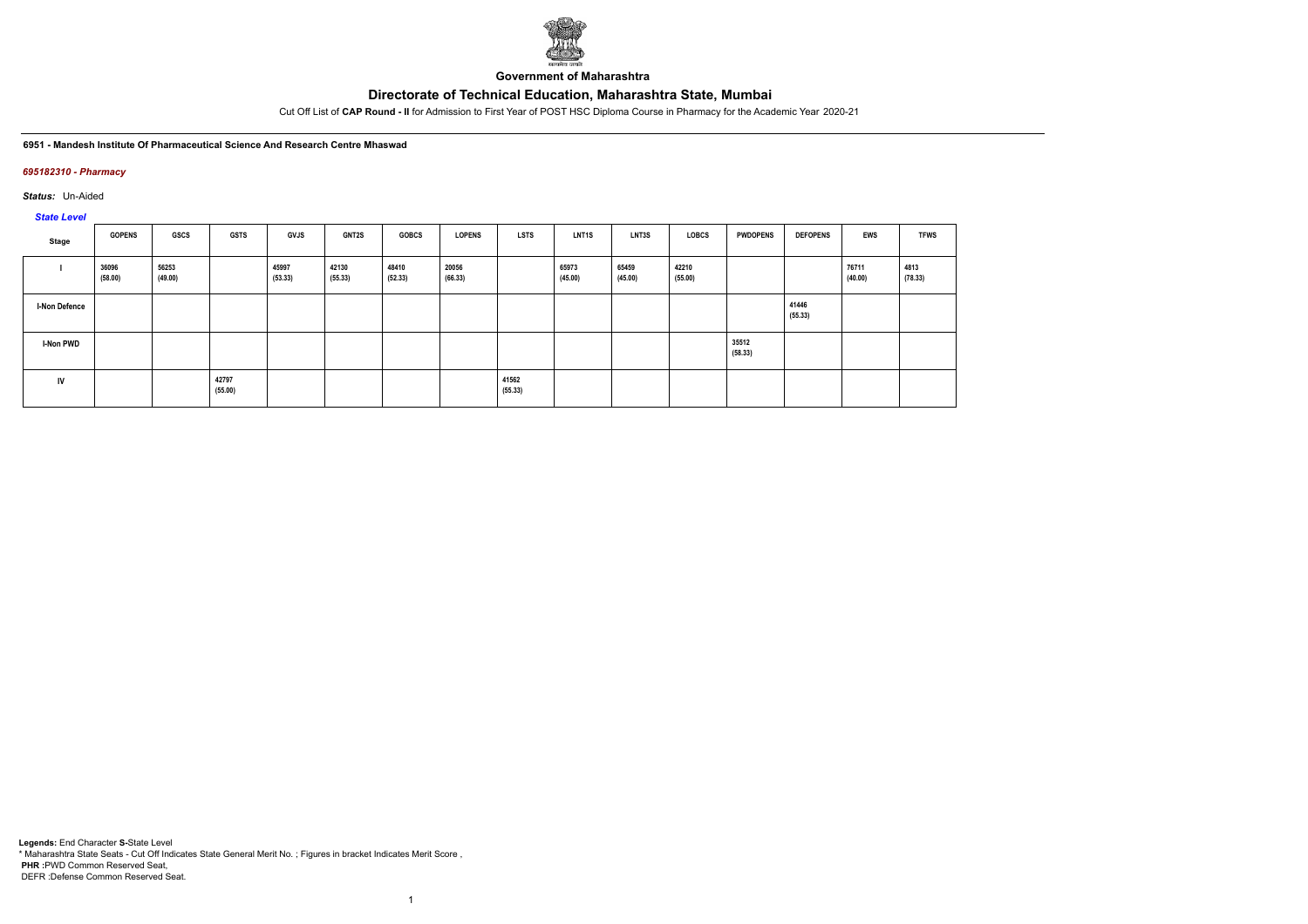**Government of Maharashtra**

# Directorate of Technical Education, Maharashtra State, Mumbai

Cut Off List of **CAP Round - II** for Admission to First Year of POST HSC Diploma Course in Pharmacy for the Academic Year 2020-21

**6951 - Mandesh Institute Of Pharmaceutical Science And Research Centre Mhaswad**

***695182310 - Pharmacy***

***Status:*** Un-Aided

***State Level***

| Stage | GOPENS | GSCS | GSTS | GVJS | GNT2S | GOBCS | LOPENS | LSTS | LNT1S | LNT3S | LOBCS | PWDOPENS | DEFOPENS | EWS | TFWS |
|---|---|---|---|---|---|---|---|---|---|---|---|---|---|---|---|
| I | 36096 (58.00) | 56253 (49.00) | | 45997 (53.33) | 42130 (55.33) | 48410 (52.33) | 20056 (66.33) | | 65973 (45.00) | 65459 (45.00) | 42210 (55.00) | | | 76711 (40.00) | 4813 (78.33) |
| I-Non Defence | | | | | | | | | | | | | 41446 (55.33) | | |
| I-Non PWD | | | | | | | | | | | | 35512 (58.33) | | | |
| IV | | | 42797 (55.00) | | | | | 41562 (55.33) | | | | | | | |

**Legends:** End Character **S-**State Level
\* Maharashtra State Seats - Cut Off Indicates State General Merit No. ; Figures in bracket Indicates Merit Score ,
**PHR :**PWD Common Reserved Seat,
DEFR :Defense Common Reserved Seat.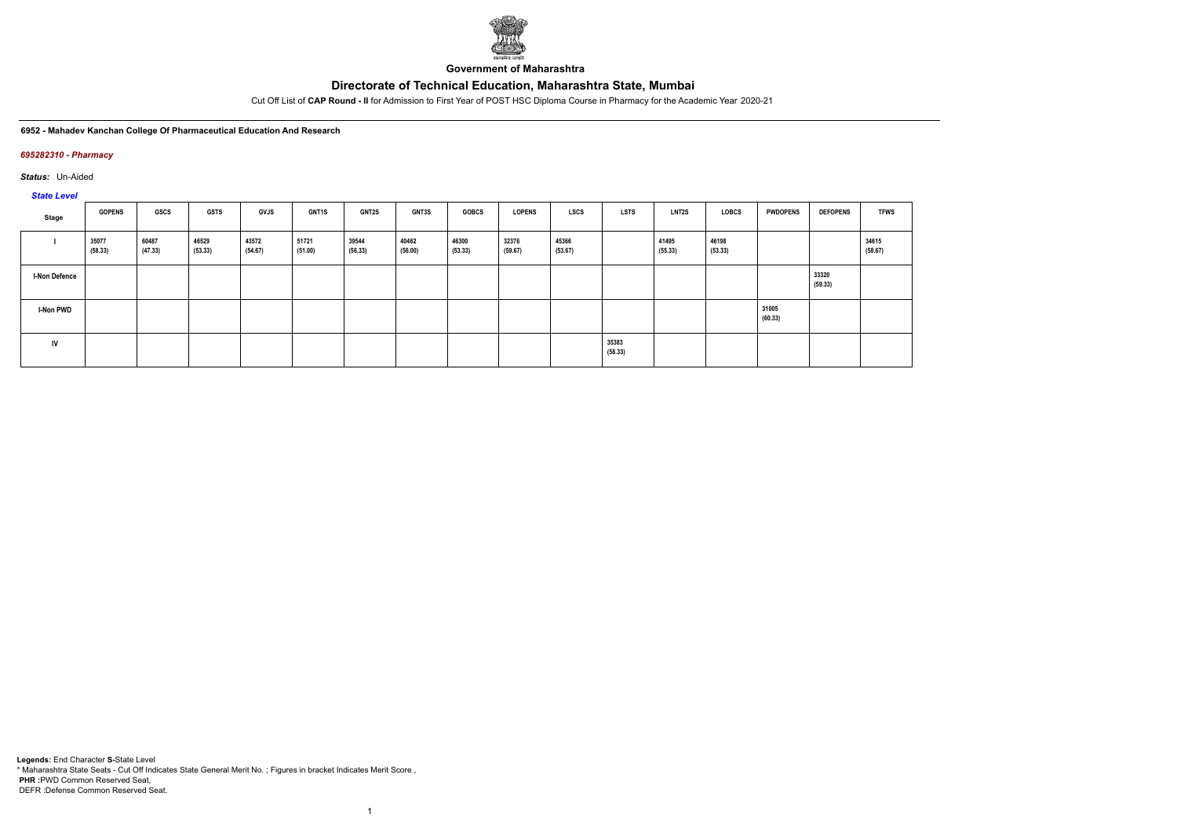Government of Maharashtra

# Directorate of Technical Education, Maharashtra State, Mumbai

Cut Off List of **CAP Round - II** for Admission to First Year of POST HSC Diploma Course in Pharmacy for the Academic Year 2020-21

**6952 - Mahadev Kanchan College Of Pharmaceutical Education And Research**

***695282310 - Pharmacy***

***Status:*** Un-Aided

***State Level***

| Stage | GOPENS | GSCS | GSTS | GVJS | GNT1S | GNT2S | GNT3S | GOBCS | LOPENS | LSCS | LSTS | LNT2S | LOBCS | PWDOPENS | DEFOPENS | TFWS |
|---|---|---|---|---|---|---|---|---|---|---|---|---|---|---|---|---|
| I | 35077 (58.33) | 60487 (47.33) | 46529 (53.33) | 43572 (54.67) | 51721 (51.00) | 39544 (56.33) | 40462 (56.00) | 46300 (53.33) | 32376 (59.67) | 45366 (53.67) | | 41495 (55.33) | 46198 (53.33) | | | 34615 (58.67) |
| I-Non Defence | | | | | | | | | | | | | | | 33320 (59.33) | |
| I-Non PWD | | | | | | | | | | | | | | 31005 (60.33) | | |
| IV | | | | | | | | | | | 35383 (58.33) | | | | | |

**Legends:** End Character **S-**State Level
\* Maharashtra State Seats - Cut Off Indicates State General Merit No. ; Figures in bracket Indicates Merit Score ,
**PHR :**PWD Common Reserved Seat,
DEFR :Defense Common Reserved Seat.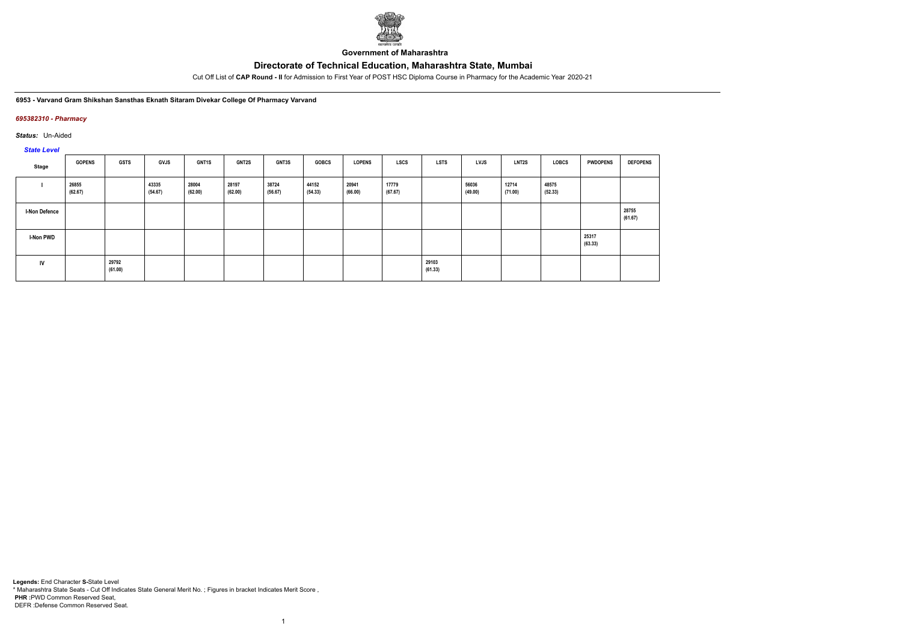Government of Maharashtra

# Directorate of Technical Education, Maharashtra State, Mumbai

Cut Off List of **CAP Round - II** for Admission to First Year of POST HSC Diploma Course in Pharmacy for the Academic Year 2020-21

**6953 - Varvand Gram Shikshan Sansthas Eknath Sitaram Divekar College Of Pharmacy Varvand**

*695382310 - Pharmacy*

***Status:*** Un-Aided

*State Level*

| Stage | GOPENS | GSTS | GVJS | GNT1S | GNT2S | GNT3S | GOBCS | LOPENS | LSCS | LSTS | LVJS | LNT2S | LOBCS | PWDOPENS | DEFOPENS |
|---|---|---|---|---|---|---|---|---|---|---|---|---|---|---|---|
| I | 26855 (62.67) | | 43335 (54.67) | 28004 (62.00) | 28197 (62.00) | 38724 (56.67) | 44152 (54.33) | 20941 (66.00) | 17779 (67.67) | | 56036 (49.00) | 12714 (71.00) | 48575 (52.33) | | |
| I-Non Defence | | | | | | | | | | | | | | | 28755 (61.67) |
| I-Non PWD | | | | | | | | | | | | | | 25317 (63.33) | |
| IV | | 29792 (61.00) | | | | | | | | 29103 (61.33) | | | | | |

**Legends:** End Character **S-**State Level
\* Maharashtra State Seats - Cut Off Indicates State General Merit No. ; Figures in bracket Indicates Merit Score ,
**PHR :**PWD Common Reserved Seat,
DEFR :Defense Common Reserved Seat.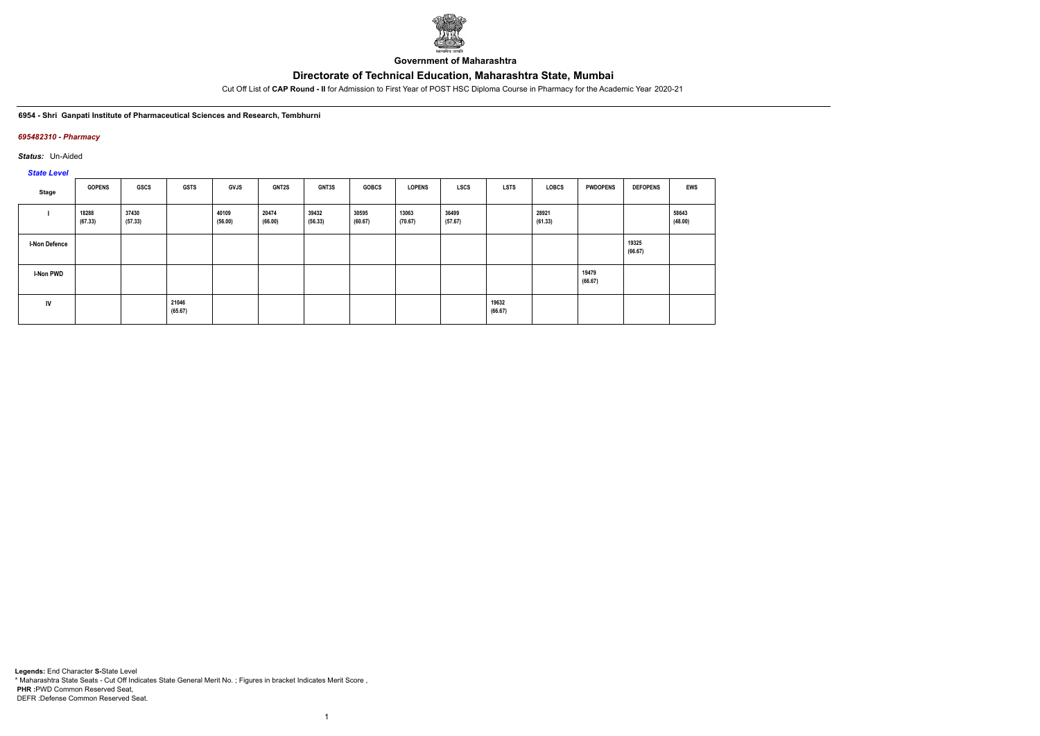Government of Maharashtra

# Directorate of Technical Education, Maharashtra State, Mumbai

Cut Off List of **CAP Round - II** for Admission to First Year of POST HSC Diploma Course in Pharmacy for the Academic Year 2020-21

**6954 - Shri Ganpati Institute of Pharmaceutical Sciences and Research, Tembhurni**

***695482310 - Pharmacy***

***Status:*** Un-Aided

***State Level***

| Stage | GOPENS | GSCS | GSTS | GVJS | GNT2S | GNT3S | GOBCS | LOPENS | LSCS | LSTS | LOBCS | PWDOPENS | DEFOPENS | EWS |
|---|---|---|---|---|---|---|---|---|---|---|---|---|---|---|
| I | 18288 (67.33) | 37430 (57.33) | | 40109 (56.00) | 20474 (66.00) | 39432 (56.33) | 30595 (60.67) | 13063 (70.67) | 36499 (57.67) | | 28921 (61.33) | | | 58643 (48.00) |
| I-Non Defence | | | | | | | | | | | | | 19325 (66.67) | |
| I-Non PWD | | | | | | | | | | | | 19479 (66.67) | | |
| IV | | | 21046 (65.67) | | | | | | | 19632 (66.67) | | | | |

**Legends:** End Character **S-**State Level
* Maharashtra State Seats - Cut Off Indicates State General Merit No. ; Figures in bracket Indicates Merit Score ,
**PHR :**PWD Common Reserved Seat,
DEFR :Defense Common Reserved Seat.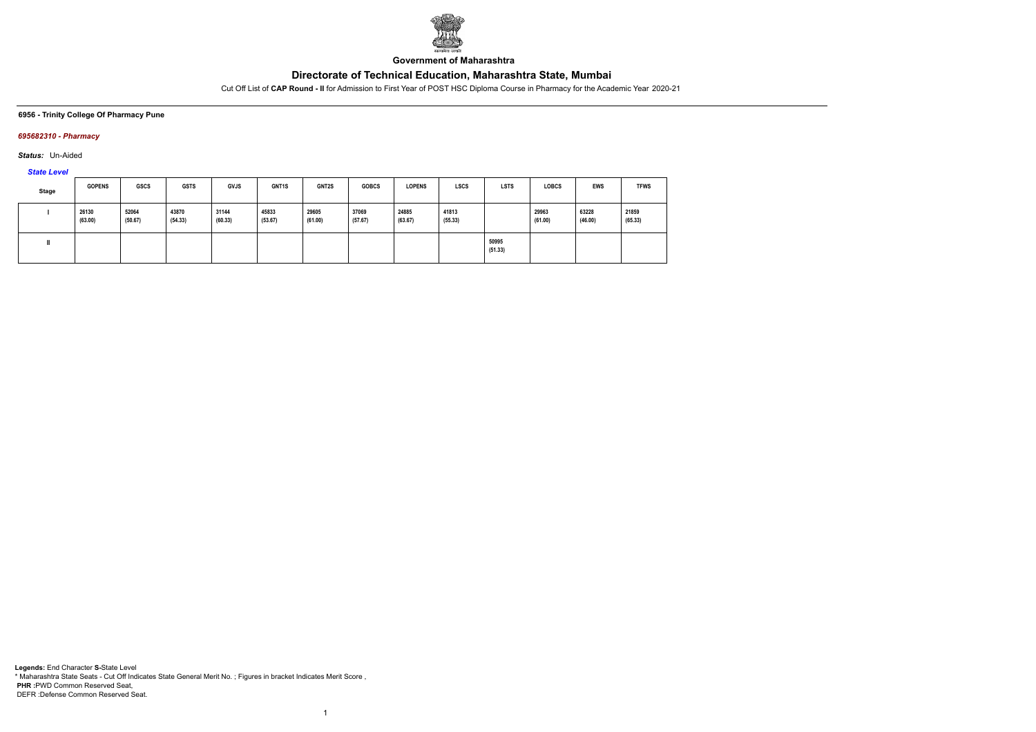**Government of Maharashtra**

# Directorate of Technical Education, Maharashtra State, Mumbai

Cut Off List of **CAP Round - II** for Admission to First Year of POST HSC Diploma Course in Pharmacy for the Academic Year 2020-21

**6956 - Trinity College Of Pharmacy Pune**

***695682310 - Pharmacy***

***Status:*** Un-Aided

***State Level***

| Stage | GOPENS | GSCS | GSTS | GVJS | GNT1S | GNT2S | GOBCS | LOPENS | LSCS | LSTS | LOBCS | EWS | TFWS |
|---|---|---|---|---|---|---|---|---|---|---|---|---|---|
| I | 26130 (63.00) | 52064 (50.67) | 43870 (54.33) | 31144 (60.33) | 45833 (53.67) | 29605 (61.00) | 37069 (57.67) | 24885 (63.67) | 41813 (55.33) | | 29963 (61.00) | 63228 (46.00) | 21859 (65.33) |
| II | | | | | | | | | | 50995 (51.33) | | | |

**Legends:** End Character **S-**State Level
* Maharashtra State Seats - Cut Off Indicates State General Merit No. ; Figures in bracket Indicates Merit Score ,
**PHR :**PWD Common Reserved Seat,
DEFR :Defense Common Reserved Seat.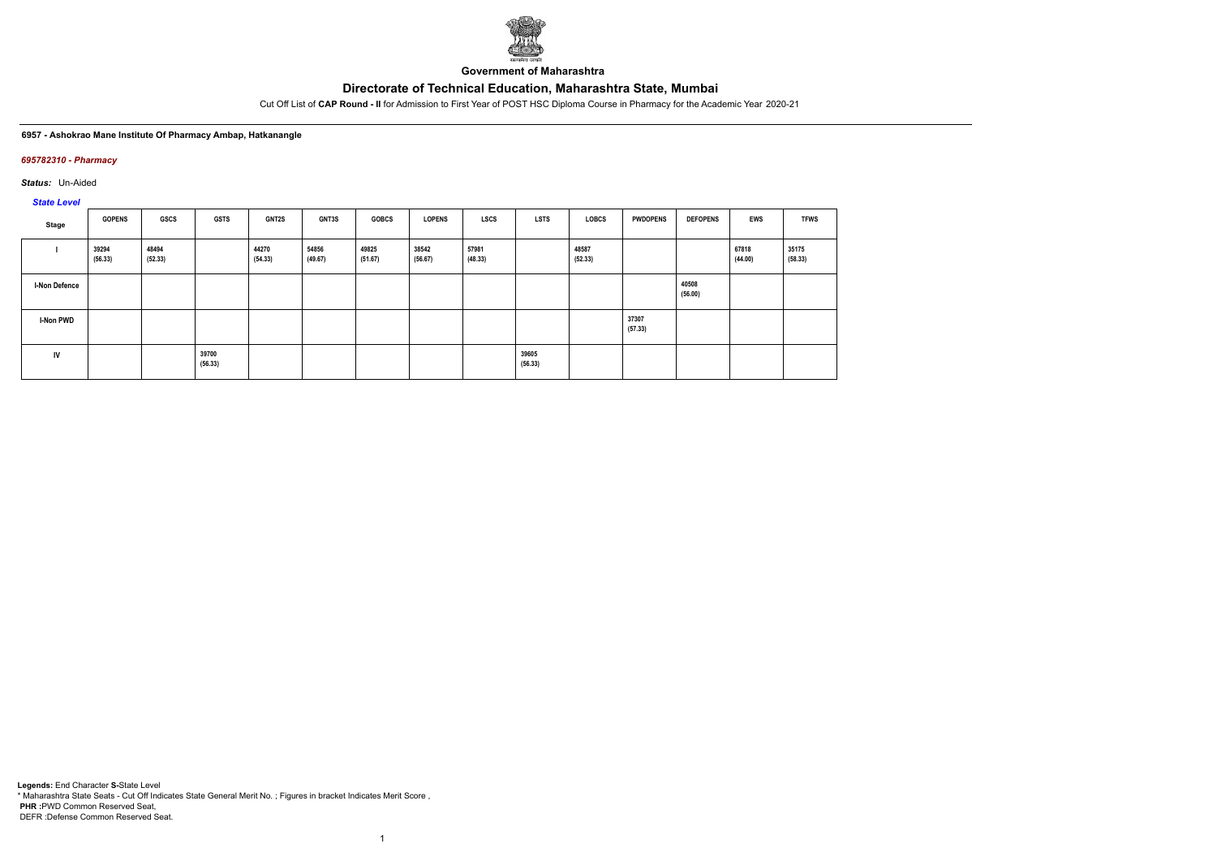**Government of Maharashtra**

## Directorate of Technical Education, Maharashtra State, Mumbai

Cut Off List of **CAP Round - II** for Admission to First Year of POST HSC Diploma Course in Pharmacy for the Academic Year 2020-21

**6957 - Ashokrao Mane Institute Of Pharmacy Ambap, Hatkanangle**

***695782310 - Pharmacy***

***Status:*** Un-Aided

***State Level***

| Stage | GOPENS | GSCS | GSTS | GNT2S | GNT3S | GOBCS | LOPENS | LSCS | LSTS | LOBCS | PWDOPENS | DEFOPENS | EWS | TFWS |
|---|---|---|---|---|---|---|---|---|---|---|---|---|---|---|
| I | 39294 (56.33) | 48494 (52.33) | | 44270 (54.33) | 54856 (49.67) | 49825 (51.67) | 38542 (56.67) | 57981 (48.33) | | 48587 (52.33) | | | 67818 (44.00) | 35175 (58.33) |
| I-Non Defence | | | | | | | | | | | | 40508 (56.00) | | |
| I-Non PWD | | | | | | | | | | | 37307 (57.33) | | | |
| IV | | | 39700 (56.33) | | | | | | 39605 (56.33) | | | | | |

**Legends:** End Character **S-**State Level
* Maharashtra State Seats - Cut Off Indicates State General Merit No. ; Figures in bracket Indicates Merit Score ,
**PHR :**PWD Common Reserved Seat,
DEFR :Defense Common Reserved Seat.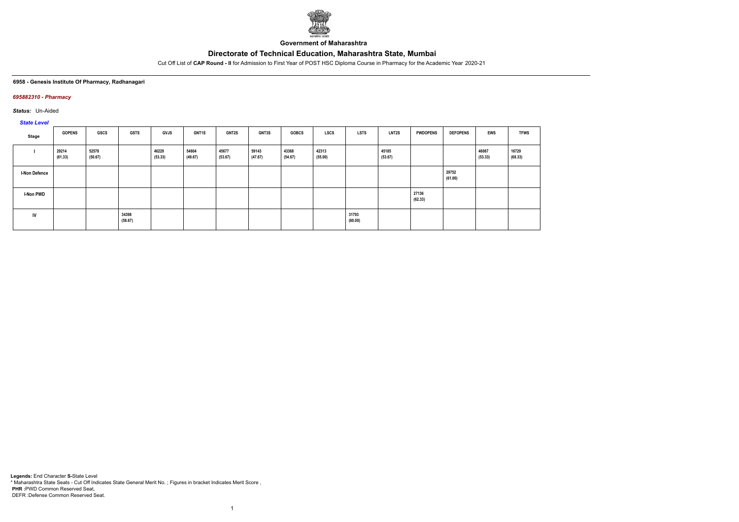**Government of Maharashtra**

# Directorate of Technical Education, Maharashtra State, Mumbai

Cut Off List of **CAP Round - II** for Admission to First Year of POST HSC Diploma Course in Pharmacy for the Academic Year 2020-21

**6958 - Genesis Institute Of Pharmacy, Radhanagari**

***695882310 - Pharmacy***

***Status:*** Un-Aided

***State Level***

| Stage | GOPENS | GSCS | GSTS | GVJS | GNT1S | GNT2S | GNT3S | GOBCS | LSCS | LSTS | LNT2S | PWDOPENS | DEFOPENS | EWS | TFWS |
|---|---|---|---|---|---|---|---|---|---|---|---|---|---|---|---|
| I | 29214 (61.33) | 52578 (50.67) | | 46229 (53.33) | 54604 (49.67) | 45677 (53.67) | 59143 (47.67) | 43368 (54.67) | 42313 (55.00) | | 45185 (53.67) | | | 46067 (53.33) | 16729 (68.33) |
| I-Non Defence | | | | | | | | | | | | | 29752 (61.00) | | |
| I-Non PWD | | | | | | | | | | | | 27136 (62.33) | | | |
| IV | | | 34398 (58.67) | | | | | | | 31793 (60.00) | | | | | |

**Legends:** End Character **S-**State Level
\* Maharashtra State Seats - Cut Off Indicates State General Merit No. ; Figures in bracket Indicates Merit Score ,
**PHR :**PWD Common Reserved Seat,
DEFR :Defense Common Reserved Seat.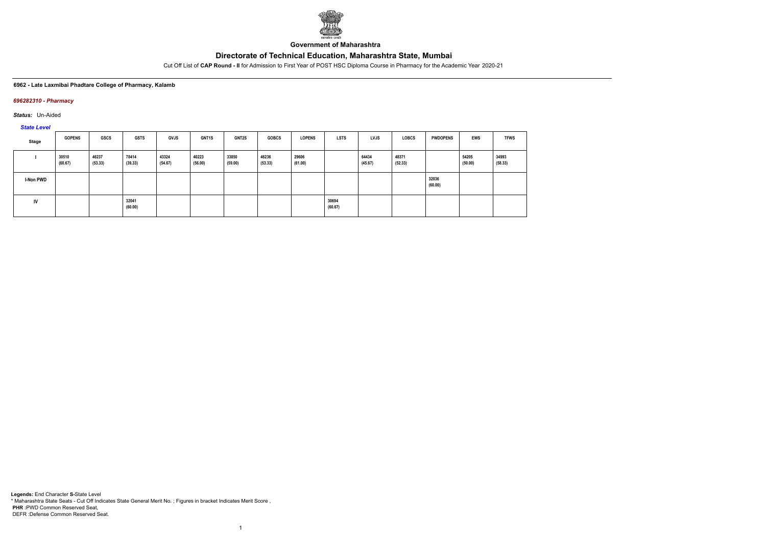**Government of Maharashtra**

# Directorate of Technical Education, Maharashtra State, Mumbai

Cut Off List of **CAP Round - II** for Admission to First Year of POST HSC Diploma Course in Pharmacy for the Academic Year 2020-21

**6962 - Late Laxmibai Phadtare College of Pharmacy, Kalamb**

***696282310 - Pharmacy***

***Status:*** Un-Aided

***State Level***

| Stage | GOPENS | GSCS | GSTS | GVJS | GNT1S | GNT2S | GOBCS | LOPENS | LSTS | LVJS | LOBCS | PWDOPENS | EWS | TFWS |
|---|---|---|---|---|---|---|---|---|---|---|---|---|---|---|
| I | 30510 (60.67) | 46237 (53.33) | 78414 (39.33) | 43324 (54.67) | 40223 (56.00) | 33850 (59.00) | 46236 (53.33) | 29606 (61.00) | | 64434 (45.67) | 48371 (52.33) | | 54205 (50.00) | 34993 (58.33) |
| I-Non PWD | | | | | | | | | | | | 32036 (60.00) | | |
| IV | | | 32041 (60.00) | | | | | | 30694 (60.67) | | | | | |

**Legends:** End Character **S-**State Level
* Maharashtra State Seats - Cut Off Indicates State General Merit No. ; Figures in bracket Indicates Merit Score ,
**PHR :**PWD Common Reserved Seat,
DEFR :Defense Common Reserved Seat.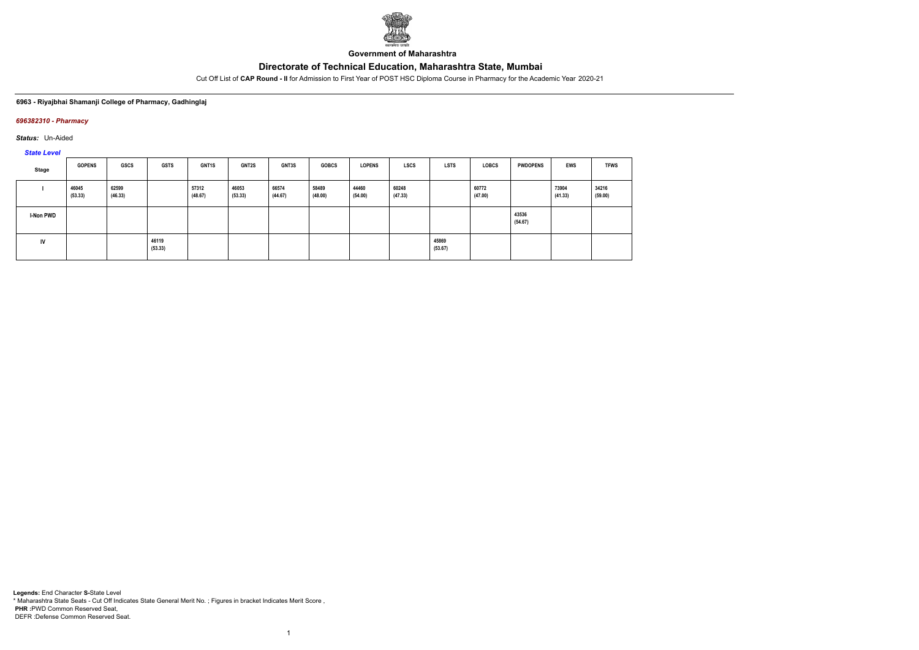**Government of Maharashtra**

# Directorate of Technical Education, Maharashtra State, Mumbai

Cut Off List of **CAP Round - II** for Admission to First Year of POST HSC Diploma Course in Pharmacy for the Academic Year 2020-21

**6963 - Riyajbhai Shamanji College of Pharmacy, Gadhinglaj**

***696382310 - Pharmacy***

***Status:*** Un-Aided

***State Level***

| Stage | GOPENS | GSCS | GSTS | GNT1S | GNT2S | GNT3S | GOBCS | LOPENS | LSCS | LSTS | LOBCS | PWDOPENS | EWS | TFWS |
|---|---|---|---|---|---|---|---|---|---|---|---|---|---|---|
| I | 46045 (53.33) | 62599 (46.33) | | 57312 (48.67) | 46053 (53.33) | 66574 (44.67) | 58489 (48.00) | 44460 (54.00) | 60248 (47.33) | | 60772 (47.00) | | 73904 (41.33) | 34216 (59.00) |
| I-Non PWD | | | | | | | | | | | | 43536 (54.67) | | |
| IV | | | 46119 (53.33) | | | | | | | 45869 (53.67) | | | | |

**Legends:** End Character **S**-State Level
\* Maharashtra State Seats - Cut Off Indicates State General Merit No. ; Figures in bracket Indicates Merit Score ,
**PHR** :PWD Common Reserved Seat,
DEFR :Defense Common Reserved Seat.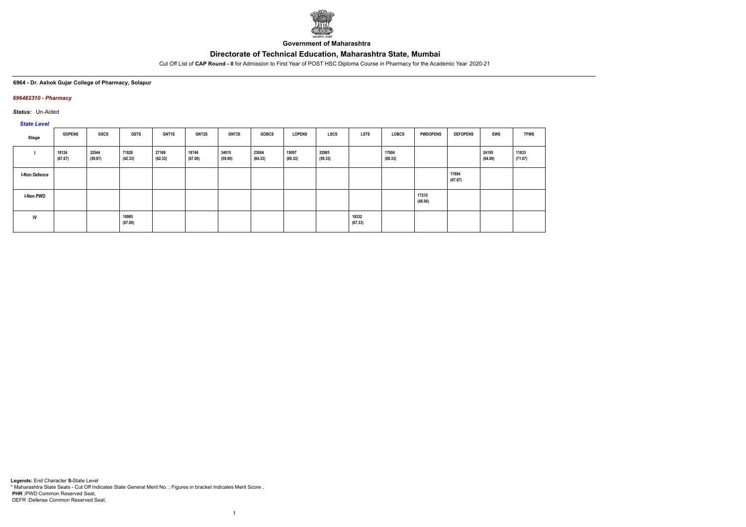Government of Maharashtra

# Directorate of Technical Education, Maharashtra State, Mumbai

Cut Off List of **CAP Round - II** for Admission to First Year of POST HSC Diploma Course in Pharmacy for the Academic Year 2020-21

**6964 - Dr. Ashok Gujar College of Pharmacy, Solapur**

***696482310 - Pharmacy***

***Status:*** Un-Aided

*State Level*

| Stage | GOPENS | GSCS | GSTS | GNT1S | GNT2S | GNT3S | GOBCS | LOPENS | LSCS | LSTS | LOBCS | PWDOPENS | DEFOPENS | EWS | TFWS |
|---|---|---|---|---|---|---|---|---|---|---|---|---|---|---|---|
| I | 18124 (67.67) | 32544 (59.67) | 71828 (42.33) | 27169 (62.33) | 18746 (67.00) | 34015 (59.00) | 23684 (64.33) | 15097 (69.33) | 32985 (59.33) | | 17004 (68.33) | | | 24195 (64.00) | 11833 (71.67) |
| I-Non Defence | | | | | | | | | | | | | 17694 (67.67) | | |
| I-Non PWD | | | | | | | | | | | | 17215 (68.00) | | | |
| IV | | | 18985 (67.00) | | | | | | | 18332 (67.33) | | | | | |

**Legends:** End Character **S-**State Level
\* Maharashtra State Seats - Cut Off Indicates State General Merit No. ; Figures in bracket Indicates Merit Score ,
**PHR** :PWD Common Reserved Seat,
DEFR :Defense Common Reserved Seat.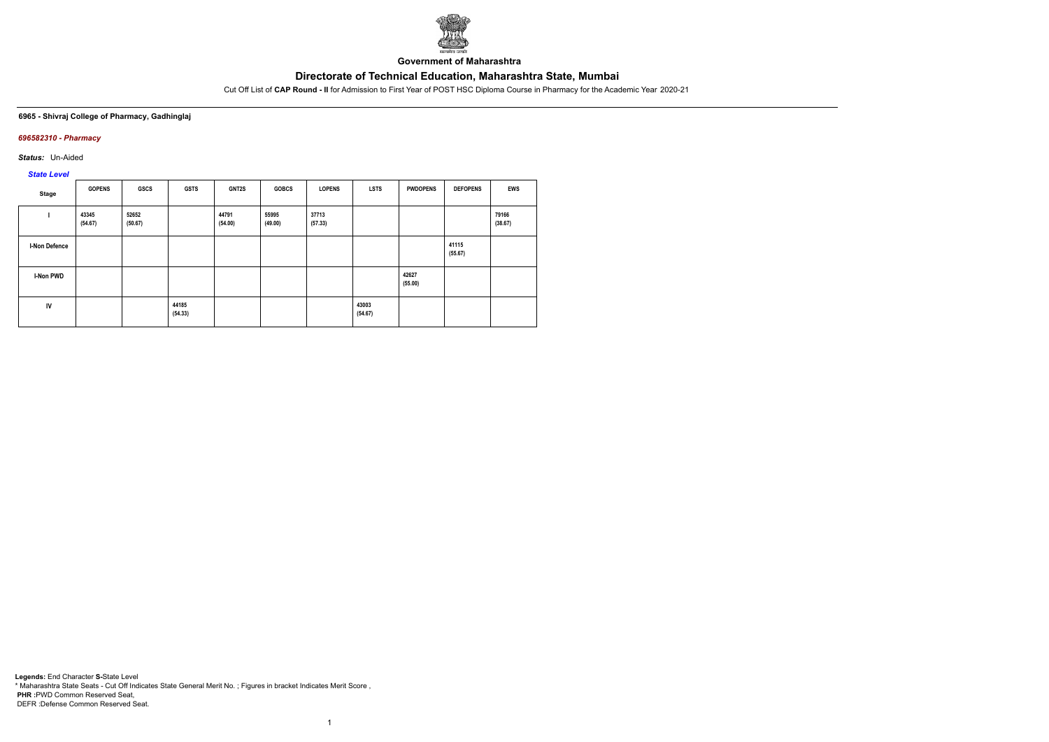**Government of Maharashtra**

## Directorate of Technical Education, Maharashtra State, Mumbai

Cut Off List of **CAP Round - II** for Admission to First Year of POST HSC Diploma Course in Pharmacy for the Academic Year 2020-21

**6965 - Shivraj College of Pharmacy, Gadhinglaj**

***696582310 - Pharmacy***

***Status:*** Un-Aided

***State Level***

| Stage | GOPENS | GSCS | GSTS | GNT2S | GOBCS | LOPENS | LSTS | PWDOPENS | DEFOPENS | EWS |
|---|---|---|---|---|---|---|---|---|---|---|
| I | 43345 (54.67) | 52652 (50.67) | | 44791 (54.00) | 55995 (49.00) | 37713 (57.33) | | | | 79166 (38.67) |
| I-Non Defence | | | | | | | | | 41115 (55.67) | |
| I-Non PWD | | | | | | | | 42627 (55.00) | | |
| IV | | | 44185 (54.33) | | | | 43003 (54.67) | | | |

**Legends:** End Character **S-**State Level
* Maharashtra State Seats - Cut Off Indicates State General Merit No. ; Figures in bracket Indicates Merit Score ,
**PHR :**PWD Common Reserved Seat,
DEFR :Defense Common Reserved Seat.